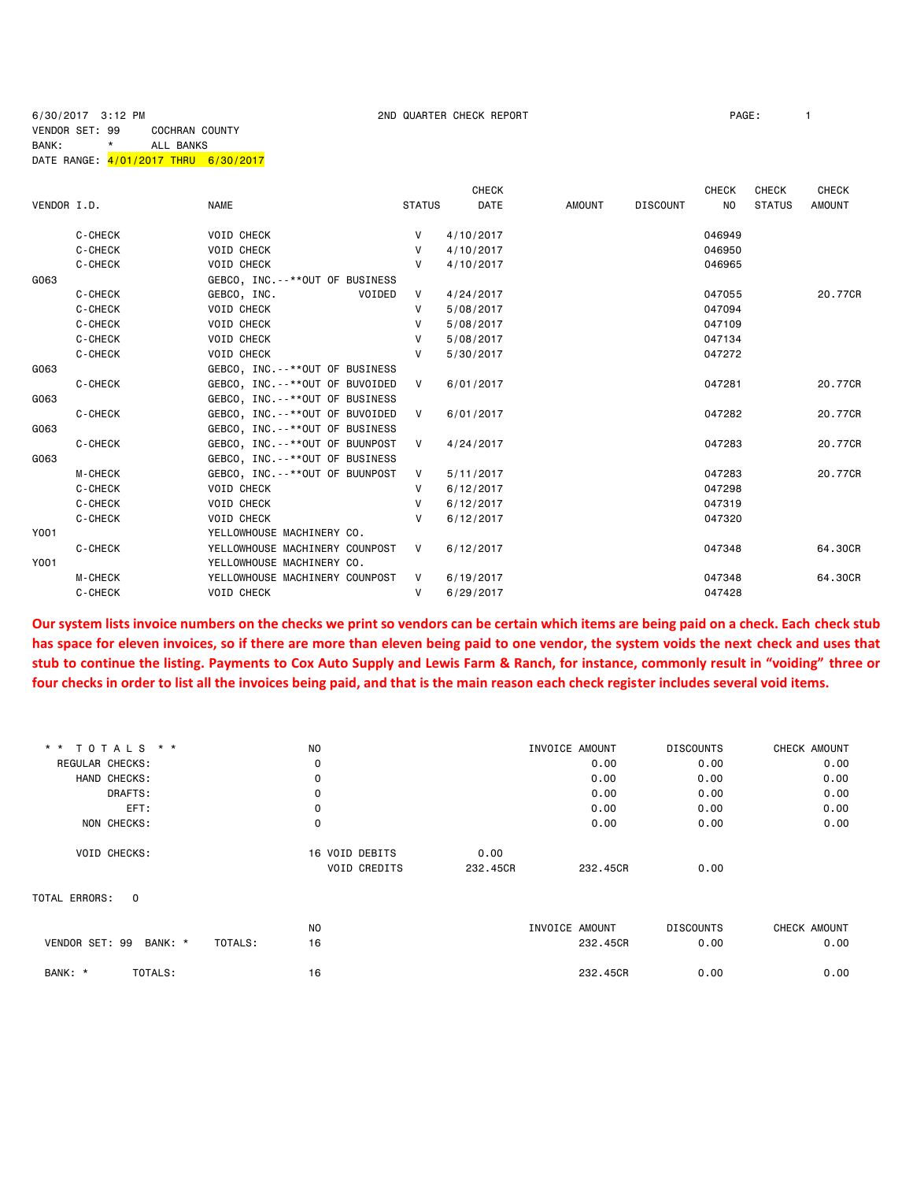6/30/2017 3:12 PM 2ND QUARTER CHECK REPORT PAGE: 1

VENDOR SET: 99 COCHRAN COUNTY

BANK: * ALL BANKS

DATE RANGE: 4/01/2017 THRU 6/30/2017

| VENDOR I.D. | | NAME | STATUS | CHECK DATE | AMOUNT | DISCOUNT | CHECK NO | CHECK STATUS | CHECK AMOUNT |
|---|---|---|---|---|---|---|---|---|---|
| | C-CHECK | VOID CHECK | V | 4/10/2017 | | | 046949 | | |
| | C-CHECK | VOID CHECK | V | 4/10/2017 | | | 046950 | | |
| | C-CHECK | VOID CHECK | V | 4/10/2017 | | | 046965 | | |
| G063 | | GEBCO, INC.--**OUT OF BUSINESS | | | | | | | |
| | C-CHECK | GEBCO, INC. VOIDED | V | 4/24/2017 | | | 047055 | | 20.77CR |
| | C-CHECK | VOID CHECK | V | 5/08/2017 | | | 047094 | | |
| | C-CHECK | VOID CHECK | V | 5/08/2017 | | | 047109 | | |
| | C-CHECK | VOID CHECK | V | 5/08/2017 | | | 047134 | | |
| | C-CHECK | VOID CHECK | V | 5/30/2017 | | | 047272 | | |
| G063 | | GEBCO, INC.--**OUT OF BUSINESS | | | | | | | |
| | C-CHECK | GEBCO, INC.--**OUT OF BUVOIDED | V | 6/01/2017 | | | 047281 | | 20.77CR |
| G063 | | GEBCO, INC.--**OUT OF BUSINESS | | | | | | | |
| | C-CHECK | GEBCO, INC.--**OUT OF BUVOIDED | V | 6/01/2017 | | | 047282 | | 20.77CR |
| G063 | | GEBCO, INC.--**OUT OF BUSINESS | | | | | | | |
| | C-CHECK | GEBCO, INC.--**OUT OF BUUNPOST | V | 4/24/2017 | | | 047283 | | 20.77CR |
| G063 | | GEBCO, INC.--**OUT OF BUSINESS | | | | | | | |
| | M-CHECK | GEBCO, INC.--**OUT OF BUUNPOST | V | 5/11/2017 | | | 047283 | | 20.77CR |
| | C-CHECK | VOID CHECK | V | 6/12/2017 | | | 047298 | | |
| | C-CHECK | VOID CHECK | V | 6/12/2017 | | | 047319 | | |
| | C-CHECK | VOID CHECK | V | 6/12/2017 | | | 047320 | | |
| Y001 | | YELLOWHOUSE MACHINERY CO. | | | | | | | |
| | C-CHECK | YELLOWHOUSE MACHINERY COUNPOST | V | 6/12/2017 | | | 047348 | | 64.30CR |
| Y001 | | YELLOWHOUSE MACHINERY CO. | | | | | | | |
| | M-CHECK | YELLOWHOUSE MACHINERY COUNPOST | V | 6/19/2017 | | | 047348 | | 64.30CR |
| | C-CHECK | VOID CHECK | V | 6/29/2017 | | | 047428 | | |

**Our system lists invoice numbers on the checks we print so vendors can be certain which items are being paid on a check. Each check stub has space for eleven invoices, so if there are more than eleven being paid to one vendor, the system voids the next check and uses that stub to continue the listing. Payments to Cox Auto Supply and Lewis Farm & Ranch, for instance, commonly result in "voiding" three or four checks in order to list all the invoices being paid, and that is the main reason each check register includes several void items.**

| ** TOTALS ** | NO | | | INVOICE AMOUNT | DISCOUNTS | CHECK AMOUNT |
|---|---|---|---|---|---|---|
| REGULAR CHECKS: | 0 | | | 0.00 | 0.00 | 0.00 |
| HAND CHECKS: | 0 | | | 0.00 | 0.00 | 0.00 |
| DRAFTS: | 0 | | | 0.00 | 0.00 | 0.00 |
| EFT: | 0 | | | 0.00 | 0.00 | 0.00 |
| NON CHECKS: | 0 | | | 0.00 | 0.00 | 0.00 |
| VOID CHECKS: | 16 | VOID DEBITS | 0.00 | | | |
| | | VOID CREDITS | 232.45CR | 232.45CR | 0.00 | |

TOTAL ERRORS: 0

| | | NO | INVOICE AMOUNT | DISCOUNTS | CHECK AMOUNT |
|---|---|---|---|---|---|
| VENDOR SET: 99 BANK: * | TOTALS: | 16 | 232.45CR | 0.00 | 0.00 |
| BANK: * | TOTALS: | 16 | 232.45CR | 0.00 | 0.00 |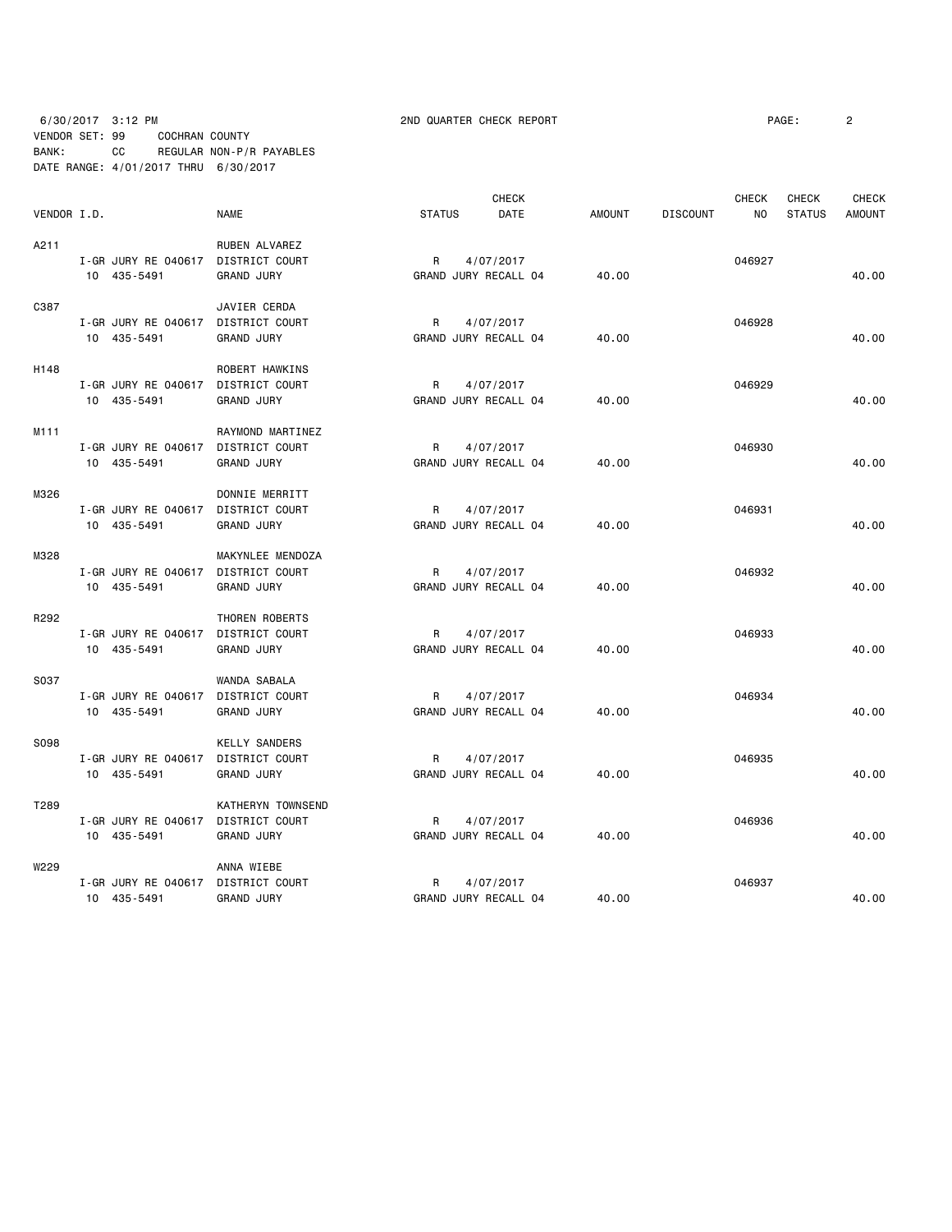6/30/2017 3:12 PM 2ND QUARTER CHECK REPORT

VENDOR SET: 99 COCHRAN COUNTY
BANK: CC REGULAR NON-P/R PAYABLES
DATE RANGE: 4/01/2017 THRU 6/30/2017

| VENDOR I.D. | | NAME | STATUS | CHECK DATE | AMOUNT | DISCOUNT | CHECK NO | CHECK STATUS | CHECK AMOUNT |
|---|---|---|---|---|---|---|---|---|---|
| A211 | | RUBEN ALVAREZ | | | | | | | |
| | I-GR JURY RE 040617 | DISTRICT COURT | R | 4/07/2017 | | | 046927 | | |
| | 10 435-5491 | GRAND JURY | GRAND JURY RECALL 04 | | 40.00 | | | | 40.00 |
| C387 | | JAVIER CERDA | | | | | | | |
| | I-GR JURY RE 040617 | DISTRICT COURT | R | 4/07/2017 | | | 046928 | | |
| | 10 435-5491 | GRAND JURY | GRAND JURY RECALL 04 | | 40.00 | | | | 40.00 |
| H148 | | ROBERT HAWKINS | | | | | | | |
| | I-GR JURY RE 040617 | DISTRICT COURT | R | 4/07/2017 | | | 046929 | | |
| | 10 435-5491 | GRAND JURY | GRAND JURY RECALL 04 | | 40.00 | | | | 40.00 |
| M111 | | RAYMOND MARTINEZ | | | | | | | |
| | I-GR JURY RE 040617 | DISTRICT COURT | R | 4/07/2017 | | | 046930 | | |
| | 10 435-5491 | GRAND JURY | GRAND JURY RECALL 04 | | 40.00 | | | | 40.00 |
| M326 | | DONNIE MERRITT | | | | | | | |
| | I-GR JURY RE 040617 | DISTRICT COURT | R | 4/07/2017 | | | 046931 | | |
| | 10 435-5491 | GRAND JURY | GRAND JURY RECALL 04 | | 40.00 | | | | 40.00 |
| M328 | | MAKYNLEE MENDOZA | | | | | | | |
| | I-GR JURY RE 040617 | DISTRICT COURT | R | 4/07/2017 | | | 046932 | | |
| | 10 435-5491 | GRAND JURY | GRAND JURY RECALL 04 | | 40.00 | | | | 40.00 |
| R292 | | THOREN ROBERTS | | | | | | | |
| | I-GR JURY RE 040617 | DISTRICT COURT | R | 4/07/2017 | | | 046933 | | |
| | 10 435-5491 | GRAND JURY | GRAND JURY RECALL 04 | | 40.00 | | | | 40.00 |
| S037 | | WANDA SABALA | | | | | | | |
| | I-GR JURY RE 040617 | DISTRICT COURT | R | 4/07/2017 | | | 046934 | | |
| | 10 435-5491 | GRAND JURY | GRAND JURY RECALL 04 | | 40.00 | | | | 40.00 |
| S098 | | KELLY SANDERS | | | | | | | |
| | I-GR JURY RE 040617 | DISTRICT COURT | R | 4/07/2017 | | | 046935 | | |
| | 10 435-5491 | GRAND JURY | GRAND JURY RECALL 04 | | 40.00 | | | | 40.00 |
| T289 | | KATHERYN TOWNSEND | | | | | | | |
| | I-GR JURY RE 040617 | DISTRICT COURT | R | 4/07/2017 | | | 046936 | | |
| | 10 435-5491 | GRAND JURY | GRAND JURY RECALL 04 | | 40.00 | | | | 40.00 |
| W229 | | ANNA WIEBE | | | | | | | |
| | I-GR JURY RE 040617 | DISTRICT COURT | R | 4/07/2017 | | | 046937 | | |
| | 10 435-5491 | GRAND JURY | GRAND JURY RECALL 04 | | 40.00 | | | | 40.00 |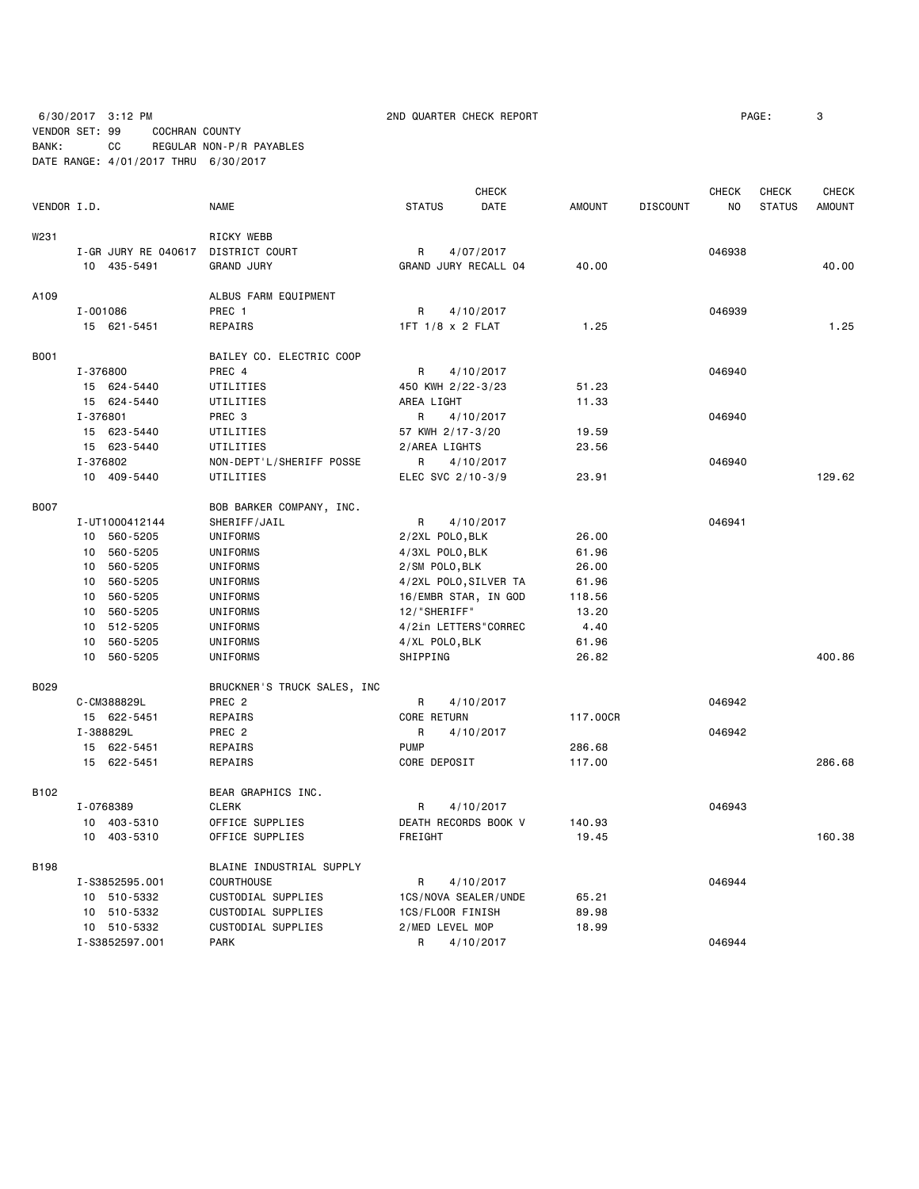6/30/2017 3:12 PM 2ND QUARTER CHECK REPORT PAGE: 3
VENDOR SET: 99 COCHRAN COUNTY
BANK: CC REGULAR NON-P/R PAYABLES
DATE RANGE: 4/01/2017 THRU 6/30/2017

| VENDOR I.D. | NAME | STATUS | CHECK DATE | AMOUNT | DISCOUNT | CHECK NO | CHECK STATUS | CHECK AMOUNT |
|---|---|---|---|---|---|---|---|---|
| W231 | RICKY WEBB | | | | | | | |
| I-GR JURY RE 040617 | DISTRICT COURT | R | 4/07/2017 | | | 046938 | | |
| 10 435-5491 | GRAND JURY | GRAND JURY RECALL 04 | | 40.00 | | | | 40.00 |
| A109 | ALBUS FARM EQUIPMENT | | | | | | | |
| I-001086 | PREC 1 | R | 4/10/2017 | | | 046939 | | |
| 15 621-5451 | REPAIRS | 1FT 1/8 x 2 FLAT | | 1.25 | | | | 1.25 |
| B001 | BAILEY CO. ELECTRIC COOP | | | | | | | |
| I-376800 | PREC 4 | R | 4/10/2017 | | | 046940 | | |
| 15 624-5440 | UTILITIES | 450 KWH 2/22-3/23 | | 51.23 | | | | |
| 15 624-5440 | UTILITIES | AREA LIGHT | | 11.33 | | | | |
| I-376801 | PREC 3 | R | 4/10/2017 | | | 046940 | | |
| 15 623-5440 | UTILITIES | 57 KWH 2/17-3/20 | | 19.59 | | | | |
| 15 623-5440 | UTILITIES | 2/AREA LIGHTS | | 23.56 | | | | |
| I-376802 | NON-DEPT'L/SHERIFF POSSE | R | 4/10/2017 | | | 046940 | | |
| 10 409-5440 | UTILITIES | ELEC SVC 2/10-3/9 | | 23.91 | | | | 129.62 |
| B007 | BOB BARKER COMPANY, INC. | | | | | | | |
| I-UT1000412144 | SHERIFF/JAIL | R | 4/10/2017 | | | 046941 | | |
| 10 560-5205 | UNIFORMS | 2/2XL POLO,BLK | | 26.00 | | | | |
| 10 560-5205 | UNIFORMS | 4/3XL POLO,BLK | | 61.96 | | | | |
| 10 560-5205 | UNIFORMS | 2/SM POLO,BLK | | 26.00 | | | | |
| 10 560-5205 | UNIFORMS | 4/2XL POLO,SILVER TA | | 61.96 | | | | |
| 10 560-5205 | UNIFORMS | 16/EMBR STAR, IN GOD | | 118.56 | | | | |
| 10 560-5205 | UNIFORMS | 12/"SHERIFF" | | 13.20 | | | | |
| 10 512-5205 | UNIFORMS | 4/2in LETTERS"CORREC | | 4.40 | | | | |
| 10 560-5205 | UNIFORMS | 4/XL POLO,BLK | | 61.96 | | | | |
| 10 560-5205 | UNIFORMS | SHIPPING | | 26.82 | | | | 400.86 |
| B029 | BRUCKNER'S TRUCK SALES, INC | | | | | | | |
| C-CM388829L | PREC 2 | R | 4/10/2017 | | | 046942 | | |
| 15 622-5451 | REPAIRS | CORE RETURN | | 117.00CR | | | | |
| I-388829L | PREC 2 | R | 4/10/2017 | | | 046942 | | |
| 15 622-5451 | REPAIRS | PUMP | | 286.68 | | | | |
| 15 622-5451 | REPAIRS | CORE DEPOSIT | | 117.00 | | | | 286.68 |
| B102 | BEAR GRAPHICS INC. | | | | | | | |
| I-0768389 | CLERK | R | 4/10/2017 | | | 046943 | | |
| 10 403-5310 | OFFICE SUPPLIES | DEATH RECORDS BOOK V | | 140.93 | | | | |
| 10 403-5310 | OFFICE SUPPLIES | FREIGHT | | 19.45 | | | | 160.38 |
| B198 | BLAINE INDUSTRIAL SUPPLY | | | | | | | |
| I-S3852595.001 | COURTHOUSE | R | 4/10/2017 | | | 046944 | | |
| 10 510-5332 | CUSTODIAL SUPPLIES | 1CS/NOVA SEALER/UNDE | | 65.21 | | | | |
| 10 510-5332 | CUSTODIAL SUPPLIES | 1CS/FLOOR FINISH | | 89.98 | | | | |
| 10 510-5332 | CUSTODIAL SUPPLIES | 2/MED LEVEL MOP | | 18.99 | | | | |
| I-S3852597.001 | PARK | R | 4/10/2017 | | | 046944 | | |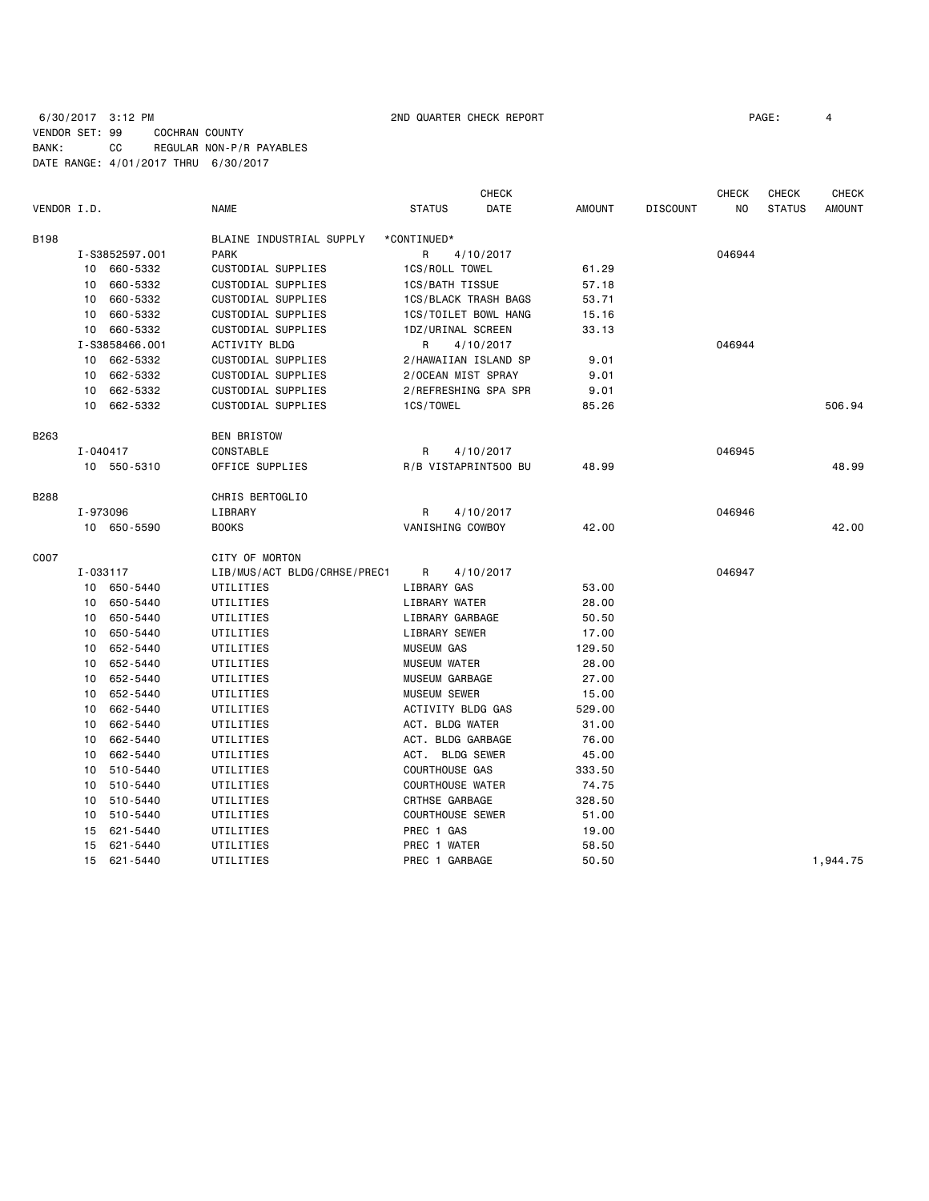6/30/2017 3:12 PM 2ND QUARTER CHECK REPORT

VENDOR SET: 99 COCHRAN COUNTY
BANK: CC REGULAR NON-P/R PAYABLES
DATE RANGE: 4/01/2017 THRU 6/30/2017

| VENDOR I.D. | | NAME | STATUS | CHECK DATE | AMOUNT | DISCOUNT | CHECK NO | CHECK STATUS | CHECK AMOUNT |
|---|---|---|---|---|---|---|---|---|---|
| B198 | | BLAINE INDUSTRIAL SUPPLY | *CONTINUED* | | | | | | |
| | I-S3852597.001 | PARK | R | 4/10/2017 | | | 046944 | | |
| | 10 660-5332 | CUSTODIAL SUPPLIES | 1CS/ROLL TOWEL | | 61.29 | | | | |
| | 10 660-5332 | CUSTODIAL SUPPLIES | 1CS/BATH TISSUE | | 57.18 | | | | |
| | 10 660-5332 | CUSTODIAL SUPPLIES | 1CS/BLACK TRASH BAGS | | 53.71 | | | | |
| | 10 660-5332 | CUSTODIAL SUPPLIES | 1CS/TOILET BOWL HANG | | 15.16 | | | | |
| | 10 660-5332 | CUSTODIAL SUPPLIES | 1DZ/URINAL SCREEN | | 33.13 | | | | |
| | I-S3858466.001 | ACTIVITY BLDG | R | 4/10/2017 | | | 046944 | | |
| | 10 662-5332 | CUSTODIAL SUPPLIES | 2/HAWAIIAN ISLAND SP | | 9.01 | | | | |
| | 10 662-5332 | CUSTODIAL SUPPLIES | 2/OCEAN MIST SPRAY | | 9.01 | | | | |
| | 10 662-5332 | CUSTODIAL SUPPLIES | 2/REFRESHING SPA SPR | | 9.01 | | | | |
| | 10 662-5332 | CUSTODIAL SUPPLIES | 1CS/TOWEL | | 85.26 | | | | 506.94 |
| B263 | | BEN BRISTOW | | | | | | | |
| | I-040417 | CONSTABLE | R | 4/10/2017 | | | 046945 | | |
| | 10 550-5310 | OFFICE SUPPLIES | R/B VISTAPRINT500 BU | | 48.99 | | | | 48.99 |
| B288 | | CHRIS BERTOGLIO | | | | | | | |
| | I-973096 | LIBRARY | R | 4/10/2017 | | | 046946 | | |
| | 10 650-5590 | BOOKS | VANISHING COWBOY | | 42.00 | | | | 42.00 |
| C007 | | CITY OF MORTON | | | | | | | |
| | I-033117 | LIB/MUS/ACT BLDG/CRHSE/PREC1 | R | 4/10/2017 | | | 046947 | | |
| | 10 650-5440 | UTILITIES | LIBRARY GAS | | 53.00 | | | | |
| | 10 650-5440 | UTILITIES | LIBRARY WATER | | 28.00 | | | | |
| | 10 650-5440 | UTILITIES | LIBRARY GARBAGE | | 50.50 | | | | |
| | 10 650-5440 | UTILITIES | LIBRARY SEWER | | 17.00 | | | | |
| | 10 652-5440 | UTILITIES | MUSEUM GAS | | 129.50 | | | | |
| | 10 652-5440 | UTILITIES | MUSEUM WATER | | 28.00 | | | | |
| | 10 652-5440 | UTILITIES | MUSEUM GARBAGE | | 27.00 | | | | |
| | 10 652-5440 | UTILITIES | MUSEUM SEWER | | 15.00 | | | | |
| | 10 662-5440 | UTILITIES | ACTIVITY BLDG GAS | | 529.00 | | | | |
| | 10 662-5440 | UTILITIES | ACT. BLDG WATER | | 31.00 | | | | |
| | 10 662-5440 | UTILITIES | ACT. BLDG GARBAGE | | 76.00 | | | | |
| | 10 662-5440 | UTILITIES | ACT. BLDG SEWER | | 45.00 | | | | |
| | 10 510-5440 | UTILITIES | COURTHOUSE GAS | | 333.50 | | | | |
| | 10 510-5440 | UTILITIES | COURTHOUSE WATER | | 74.75 | | | | |
| | 10 510-5440 | UTILITIES | CRTHSE GARBAGE | | 328.50 | | | | |
| | 10 510-5440 | UTILITIES | COURTHOUSE SEWER | | 51.00 | | | | |
| | 15 621-5440 | UTILITIES | PREC 1 GAS | | 19.00 | | | | |
| | 15 621-5440 | UTILITIES | PREC 1 WATER | | 58.50 | | | | |
| | 15 621-5440 | UTILITIES | PREC 1 GARBAGE | | 50.50 | | | | 1,944.75 |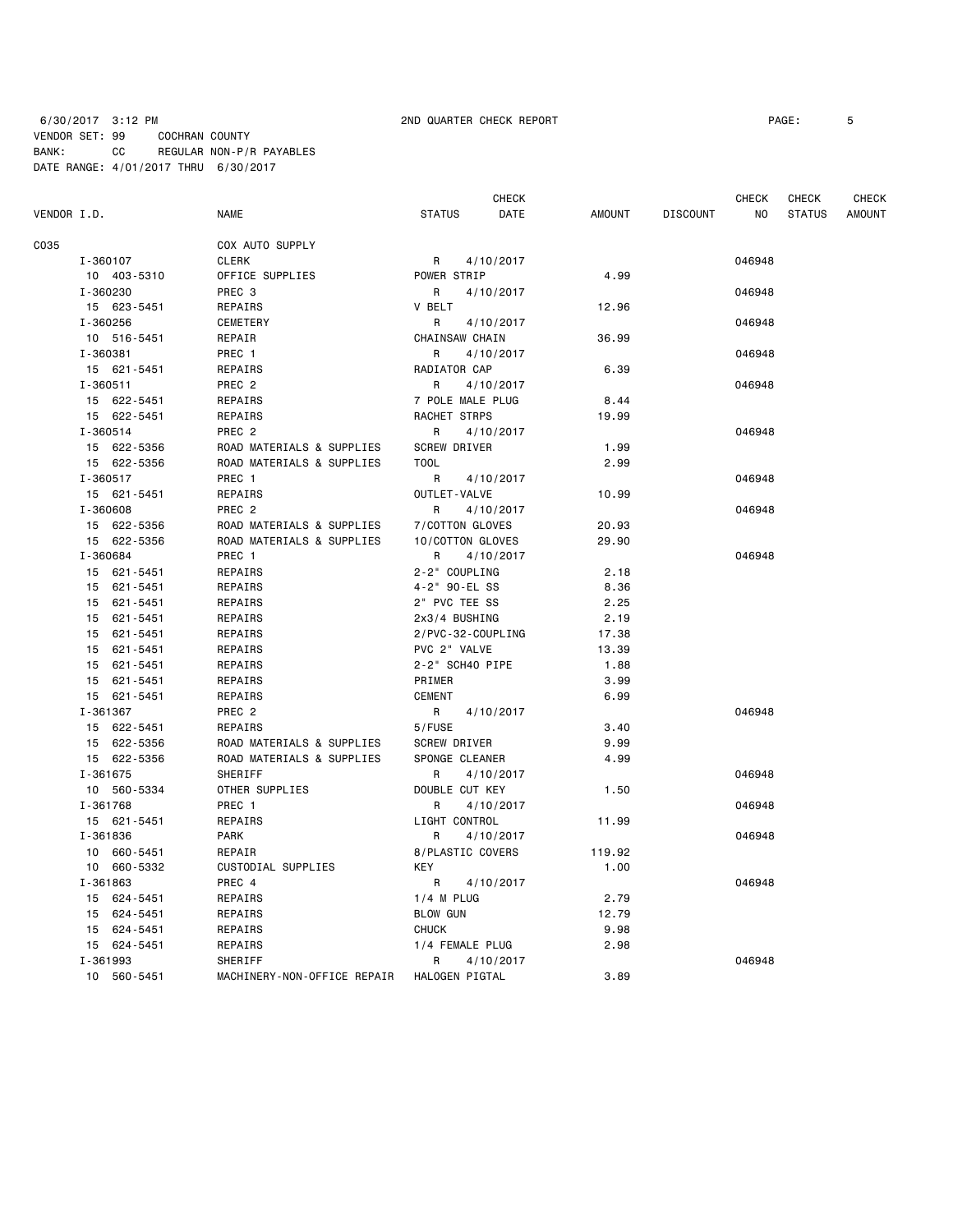6/30/2017 3:12 PM 2ND QUARTER CHECK REPORT

VENDOR SET: 99 COCHRAN COUNTY
BANK: CC REGULAR NON-P/R PAYABLES
DATE RANGE: 4/01/2017 THRU 6/30/2017

| VENDOR I.D. | NAME | STATUS | CHECK DATE | AMOUNT | DISCOUNT | CHECK NO | CHECK STATUS | CHECK AMOUNT |
|---|---|---|---|---|---|---|---|---|
| C035 | COX AUTO SUPPLY | | | | | | | |
| I-360107 | CLERK | R | 4/10/2017 | | | 046948 | | |
| 10 403-5310 | OFFICE SUPPLIES | POWER STRIP | | 4.99 | | | | |
| I-360230 | PREC 3 | R | 4/10/2017 | | | 046948 | | |
| 15 623-5451 | REPAIRS | V BELT | | 12.96 | | | | |
| I-360256 | CEMETERY | R | 4/10/2017 | | | 046948 | | |
| 10 516-5451 | REPAIR | CHAINSAW CHAIN | | 36.99 | | | | |
| I-360381 | PREC 1 | R | 4/10/2017 | | | 046948 | | |
| 15 621-5451 | REPAIRS | RADIATOR CAP | | 6.39 | | | | |
| I-360511 | PREC 2 | R | 4/10/2017 | | | 046948 | | |
| 15 622-5451 | REPAIRS | 7 POLE MALE PLUG | | 8.44 | | | | |
| 15 622-5451 | REPAIRS | RACHET STRPS | | 19.99 | | | | |
| I-360514 | PREC 2 | R | 4/10/2017 | | | 046948 | | |
| 15 622-5356 | ROAD MATERIALS & SUPPLIES | SCREW DRIVER | | 1.99 | | | | |
| 15 622-5356 | ROAD MATERIALS & SUPPLIES | TOOL | | 2.99 | | | | |
| I-360517 | PREC 1 | R | 4/10/2017 | | | 046948 | | |
| 15 621-5451 | REPAIRS | OUTLET-VALVE | | 10.99 | | | | |
| I-360608 | PREC 2 | R | 4/10/2017 | | | 046948 | | |
| 15 622-5356 | ROAD MATERIALS & SUPPLIES | 7/COTTON GLOVES | | 20.93 | | | | |
| 15 622-5356 | ROAD MATERIALS & SUPPLIES | 10/COTTON GLOVES | | 29.90 | | | | |
| I-360684 | PREC 1 | R | 4/10/2017 | | | 046948 | | |
| 15 621-5451 | REPAIRS | 2-2" COUPLING | | 2.18 | | | | |
| 15 621-5451 | REPAIRS | 4-2" 90-EL SS | | 8.36 | | | | |
| 15 621-5451 | REPAIRS | 2" PVC TEE SS | | 2.25 | | | | |
| 15 621-5451 | REPAIRS | 2x3/4 BUSHING | | 2.19 | | | | |
| 15 621-5451 | REPAIRS | 2/PVC-32-COUPLING | | 17.38 | | | | |
| 15 621-5451 | REPAIRS | PVC 2" VALVE | | 13.39 | | | | |
| 15 621-5451 | REPAIRS | 2-2" SCH40 PIPE | | 1.88 | | | | |
| 15 621-5451 | REPAIRS | PRIMER | | 3.99 | | | | |
| 15 621-5451 | REPAIRS | CEMENT | | 6.99 | | | | |
| I-361367 | PREC 2 | R | 4/10/2017 | | | 046948 | | |
| 15 622-5451 | REPAIRS | 5/FUSE | | 3.40 | | | | |
| 15 622-5356 | ROAD MATERIALS & SUPPLIES | SCREW DRIVER | | 9.99 | | | | |
| 15 622-5356 | ROAD MATERIALS & SUPPLIES | SPONGE CLEANER | | 4.99 | | | | |
| I-361675 | SHERIFF | R | 4/10/2017 | | | 046948 | | |
| 10 560-5334 | OTHER SUPPLIES | DOUBLE CUT KEY | | 1.50 | | | | |
| I-361768 | PREC 1 | R | 4/10/2017 | | | 046948 | | |
| 15 621-5451 | REPAIRS | LIGHT CONTROL | | 11.99 | | | | |
| I-361836 | PARK | R | 4/10/2017 | | | 046948 | | |
| 10 660-5451 | REPAIR | 8/PLASTIC COVERS | | 119.92 | | | | |
| 10 660-5332 | CUSTODIAL SUPPLIES | KEY | | 1.00 | | | | |
| I-361863 | PREC 4 | R | 4/10/2017 | | | 046948 | | |
| 15 624-5451 | REPAIRS | 1/4 M PLUG | | 2.79 | | | | |
| 15 624-5451 | REPAIRS | BLOW GUN | | 12.79 | | | | |
| 15 624-5451 | REPAIRS | CHUCK | | 9.98 | | | | |
| 15 624-5451 | REPAIRS | 1/4 FEMALE PLUG | | 2.98 | | | | |
| I-361993 | SHERIFF | R | 4/10/2017 | | | 046948 | | |
| 10 560-5451 | MACHINERY-NON-OFFICE REPAIR | HALOGEN PIGTAL | | 3.89 | | | | |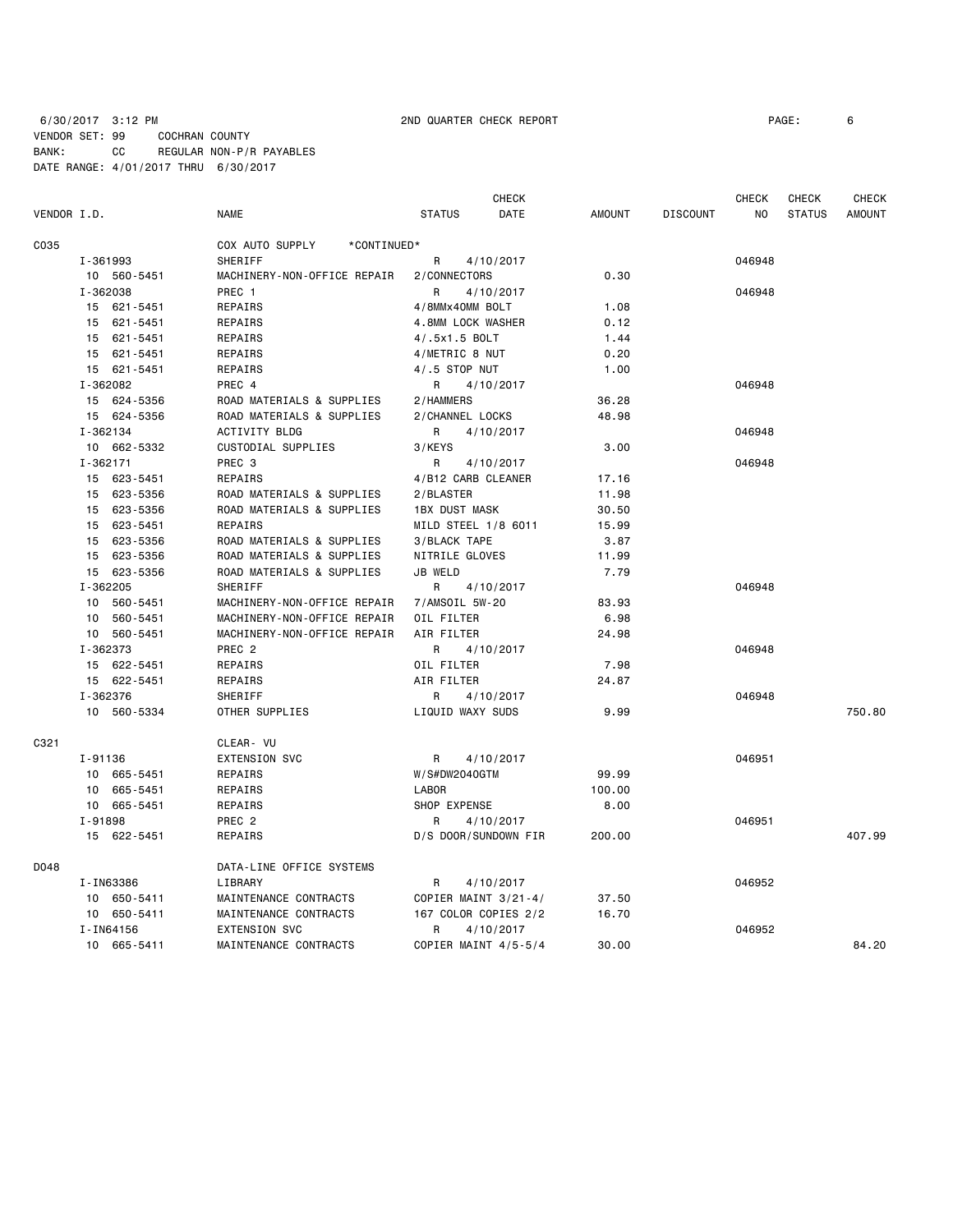6/30/2017 3:12 PM 2ND QUARTER CHECK REPORT PAGE: 6

VENDOR SET: 99 COCHRAN COUNTY
BANK: CC REGULAR NON-P/R PAYABLES
DATE RANGE: 4/01/2017 THRU 6/30/2017

| VENDOR I.D. | NAME | STATUS | CHECK DATE | AMOUNT | DISCOUNT | CHECK NO | CHECK STATUS | CHECK AMOUNT |
|---|---|---|---|---|---|---|---|---|
| C035 | COX AUTO SUPPLY *CONTINUED* | | | | | | | |
| I-361993 | SHERIFF | R | 4/10/2017 | | | 046948 | | |
| 10 560-5451 | MACHINERY-NON-OFFICE REPAIR | 2/CONNECTORS | | 0.30 | | | | |
| I-362038 | PREC 1 | R | 4/10/2017 | | | 046948 | | |
| 15 621-5451 | REPAIRS | 4/8MMx40MM BOLT | | 1.08 | | | | |
| 15 621-5451 | REPAIRS | 4.8MM LOCK WASHER | | 0.12 | | | | |
| 15 621-5451 | REPAIRS | 4/.5x1.5 BOLT | | 1.44 | | | | |
| 15 621-5451 | REPAIRS | 4/METRIC 8 NUT | | 0.20 | | | | |
| 15 621-5451 | REPAIRS | 4/.5 STOP NUT | | 1.00 | | | | |
| I-362082 | PREC 4 | R | 4/10/2017 | | | 046948 | | |
| 15 624-5356 | ROAD MATERIALS & SUPPLIES | 2/HAMMERS | | 36.28 | | | | |
| 15 624-5356 | ROAD MATERIALS & SUPPLIES | 2/CHANNEL LOCKS | | 48.98 | | | | |
| I-362134 | ACTIVITY BLDG | R | 4/10/2017 | | | 046948 | | |
| 10 662-5332 | CUSTODIAL SUPPLIES | 3/KEYS | | 3.00 | | | | |
| I-362171 | PREC 3 | R | 4/10/2017 | | | 046948 | | |
| 15 623-5451 | REPAIRS | 4/B12 CARB CLEANER | | 17.16 | | | | |
| 15 623-5356 | ROAD MATERIALS & SUPPLIES | 2/BLASTER | | 11.98 | | | | |
| 15 623-5356 | ROAD MATERIALS & SUPPLIES | 1BX DUST MASK | | 30.50 | | | | |
| 15 623-5451 | REPAIRS | MILD STEEL 1/8 6011 | | 15.99 | | | | |
| 15 623-5356 | ROAD MATERIALS & SUPPLIES | 3/BLACK TAPE | | 3.87 | | | | |
| 15 623-5356 | ROAD MATERIALS & SUPPLIES | NITRILE GLOVES | | 11.99 | | | | |
| 15 623-5356 | ROAD MATERIALS & SUPPLIES | JB WELD | | 7.79 | | | | |
| I-362205 | SHERIFF | R | 4/10/2017 | | | 046948 | | |
| 10 560-5451 | MACHINERY-NON-OFFICE REPAIR | 7/AMSOIL 5W-20 | | 83.93 | | | | |
| 10 560-5451 | MACHINERY-NON-OFFICE REPAIR | OIL FILTER | | 6.98 | | | | |
| 10 560-5451 | MACHINERY-NON-OFFICE REPAIR | AIR FILTER | | 24.98 | | | | |
| I-362373 | PREC 2 | R | 4/10/2017 | | | 046948 | | |
| 15 622-5451 | REPAIRS | OIL FILTER | | 7.98 | | | | |
| 15 622-5451 | REPAIRS | AIR FILTER | | 24.87 | | | | |
| I-362376 | SHERIFF | R | 4/10/2017 | | | 046948 | | |
| 10 560-5334 | OTHER SUPPLIES | LIQUID WAXY SUDS | | 9.99 | | | | 750.80 |
| C321 | CLEAR- VU | | | | | | | |
| I-91136 | EXTENSION SVC | R | 4/10/2017 | | | 046951 | | |
| 10 665-5451 | REPAIRS | W/S#DW2040GTM | | 99.99 | | | | |
| 10 665-5451 | REPAIRS | LABOR | | 100.00 | | | | |
| 10 665-5451 | REPAIRS | SHOP EXPENSE | | 8.00 | | | | |
| I-91898 | PREC 2 | R | 4/10/2017 | | | 046951 | | |
| 15 622-5451 | REPAIRS | D/S DOOR/SUNDOWN FIR | | 200.00 | | | | 407.99 |
| D048 | DATA-LINE OFFICE SYSTEMS | | | | | | | |
| I-IN63386 | LIBRARY | R | 4/10/2017 | | | 046952 | | |
| 10 650-5411 | MAINTENANCE CONTRACTS | COPIER MAINT 3/21-4/ | | 37.50 | | | | |
| 10 650-5411 | MAINTENANCE CONTRACTS | 167 COLOR COPIES 2/2 | | 16.70 | | | | |
| I-IN64156 | EXTENSION SVC | R | 4/10/2017 | | | 046952 | | |
| 10 665-5411 | MAINTENANCE CONTRACTS | COPIER MAINT 4/5-5/4 | | 30.00 | | | | 84.20 |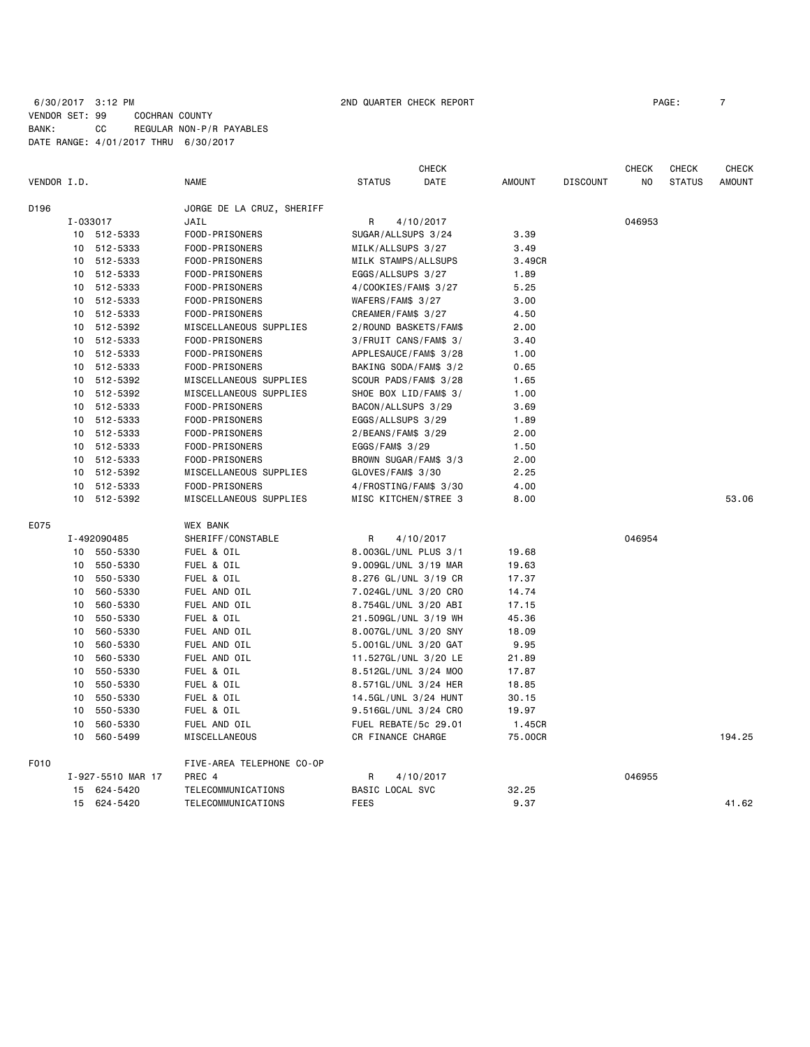6/30/2017 3:12 PM 2ND QUARTER CHECK REPORT
VENDOR SET: 99 COCHRAN COUNTY
BANK: CC REGULAR NON-P/R PAYABLES
DATE RANGE: 4/01/2017 THRU 6/30/2017

| VENDOR I.D. | | NAME | STATUS | CHECK DATE | AMOUNT | DISCOUNT | CHECK NO | CHECK STATUS | CHECK AMOUNT |
|---|---|---|---|---|---|---|---|---|---|
| D196 | | JORGE DE LA CRUZ, SHERIFF | | | | | | | |
| I-033017 | | JAIL | R | 4/10/2017 | | | 046953 | | |
| 10 | 512-5333 | FOOD-PRISONERS | SUGAR/ALLSUPS 3/24 | | 3.39 | | | | |
| 10 | 512-5333 | FOOD-PRISONERS | MILK/ALLSUPS 3/27 | | 3.49 | | | | |
| 10 | 512-5333 | FOOD-PRISONERS | MILK STAMPS/ALLSUPS | | 3.49CR | | | | |
| 10 | 512-5333 | FOOD-PRISONERS | EGGS/ALLSUPS 3/27 | | 1.89 | | | | |
| 10 | 512-5333 | FOOD-PRISONERS | 4/COOKIES/FAM$ 3/27 | | 5.25 | | | | |
| 10 | 512-5333 | FOOD-PRISONERS | WAFERS/FAM$ 3/27 | | 3.00 | | | | |
| 10 | 512-5333 | FOOD-PRISONERS | CREAMER/FAM$ 3/27 | | 4.50 | | | | |
| 10 | 512-5392 | MISCELLANEOUS SUPPLIES | 2/ROUND BASKETS/FAM$ | | 2.00 | | | | |
| 10 | 512-5333 | FOOD-PRISONERS | 3/FRUIT CANS/FAM$ 3/ | | 3.40 | | | | |
| 10 | 512-5333 | FOOD-PRISONERS | APPLESAUCE/FAM$ 3/28 | | 1.00 | | | | |
| 10 | 512-5333 | FOOD-PRISONERS | BAKING SODA/FAM$ 3/2 | | 0.65 | | | | |
| 10 | 512-5392 | MISCELLANEOUS SUPPLIES | SCOUR PADS/FAM$ 3/28 | | 1.65 | | | | |
| 10 | 512-5392 | MISCELLANEOUS SUPPLIES | SHOE BOX LID/FAM$ 3/ | | 1.00 | | | | |
| 10 | 512-5333 | FOOD-PRISONERS | BACON/ALLSUPS 3/29 | | 3.69 | | | | |
| 10 | 512-5333 | FOOD-PRISONERS | EGGS/ALLSUPS 3/29 | | 1.89 | | | | |
| 10 | 512-5333 | FOOD-PRISONERS | 2/BEANS/FAM$ 3/29 | | 2.00 | | | | |
| 10 | 512-5333 | FOOD-PRISONERS | EGGS/FAM$ 3/29 | | 1.50 | | | | |
| 10 | 512-5333 | FOOD-PRISONERS | BROWN SUGAR/FAM$ 3/3 | | 2.00 | | | | |
| 10 | 512-5392 | MISCELLANEOUS SUPPLIES | GLOVES/FAM$ 3/30 | | 2.25 | | | | |
| 10 | 512-5333 | FOOD-PRISONERS | 4/FROSTING/FAM$ 3/30 | | 4.00 | | | | |
| 10 | 512-5392 | MISCELLANEOUS SUPPLIES | MISC KITCHEN/$TREE 3 | | 8.00 | | | | 53.06 |
| E075 | | WEX BANK | | | | | | | |
| I-492090485 | | SHERIFF/CONSTABLE | R | 4/10/2017 | | | 046954 | | |
| 10 | 550-5330 | FUEL & OIL | 8.003GL/UNL PLUS 3/1 | | 19.68 | | | | |
| 10 | 550-5330 | FUEL & OIL | 9.009GL/UNL 3/19 MAR | | 19.63 | | | | |
| 10 | 550-5330 | FUEL & OIL | 8.276 GL/UNL 3/19 CR | | 17.37 | | | | |
| 10 | 560-5330 | FUEL AND OIL | 7.024GL/UNL 3/20 CRO | | 14.74 | | | | |
| 10 | 560-5330 | FUEL AND OIL | 8.754GL/UNL 3/20 ABI | | 17.15 | | | | |
| 10 | 550-5330 | FUEL & OIL | 21.509GL/UNL 3/19 WH | | 45.36 | | | | |
| 10 | 560-5330 | FUEL AND OIL | 8.007GL/UNL 3/20 SNY | | 18.09 | | | | |
| 10 | 560-5330 | FUEL AND OIL | 5.001GL/UNL 3/20 GAT | | 9.95 | | | | |
| 10 | 560-5330 | FUEL AND OIL | 11.527GL/UNL 3/20 LE | | 21.89 | | | | |
| 10 | 550-5330 | FUEL & OIL | 8.512GL/UNL 3/24 MOO | | 17.87 | | | | |
| 10 | 550-5330 | FUEL & OIL | 8.571GL/UNL 3/24 HER | | 18.85 | | | | |
| 10 | 550-5330 | FUEL & OIL | 14.5GL/UNL 3/24 HUNT | | 30.15 | | | | |
| 10 | 550-5330 | FUEL & OIL | 9.516GL/UNL 3/24 CRO | | 19.97 | | | | |
| 10 | 560-5330 | FUEL AND OIL | FUEL REBATE/5c 29.01 | | 1.45CR | | | | |
| 10 | 560-5499 | MISCELLANEOUS | CR FINANCE CHARGE | | 75.00CR | | | | 194.25 |
| F010 | | FIVE-AREA TELEPHONE CO-OP | | | | | | | |
| I-927-5510 MAR 17 | | PREC 4 | R | 4/10/2017 | | | 046955 | | |
| 15 | 624-5420 | TELECOMMUNICATIONS | BASIC LOCAL SVC | | 32.25 | | | | |
| 15 | 624-5420 | TELECOMMUNICATIONS | FEES | | 9.37 | | | | 41.62 |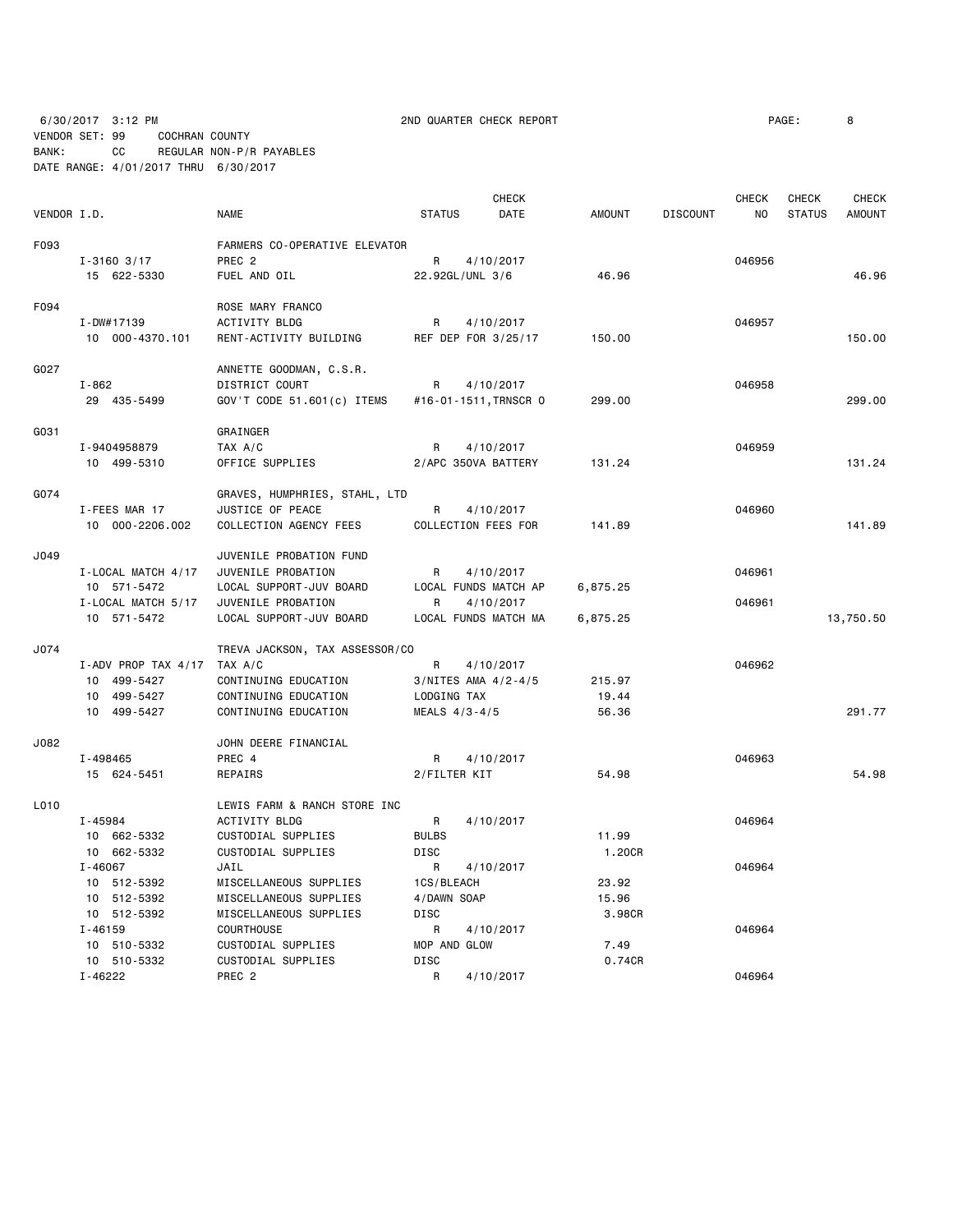6/30/2017 3:12 PM 2ND QUARTER CHECK REPORT

VENDOR SET: 99 COCHRAN COUNTY
BANK: CC REGULAR NON-P/R PAYABLES
DATE RANGE: 4/01/2017 THRU 6/30/2017

| VENDOR I.D. | NAME | STATUS | CHECK DATE | AMOUNT | DISCOUNT | CHECK NO | CHECK STATUS | CHECK AMOUNT |
|---|---|---|---|---|---|---|---|---|
| F093 | FARMERS CO-OPERATIVE ELEVATOR | | | | | | | |
| I-3160 3/17 | PREC 2 | R | 4/10/2017 | | | 046956 | | |
| 15 622-5330 | FUEL AND OIL | 22.92GL/UNL 3/6 | | 46.96 | | | | 46.96 |
| F094 | ROSE MARY FRANCO | | | | | | | |
| I-DW#17139 | ACTIVITY BLDG | R | 4/10/2017 | | | 046957 | | |
| 10 000-4370.101 | RENT-ACTIVITY BUILDING | REF DEP FOR 3/25/17 | | 150.00 | | | | 150.00 |
| G027 | ANNETTE GOODMAN, C.S.R. | | | | | | | |
| I-862 | DISTRICT COURT | R | 4/10/2017 | | | 046958 | | |
| 29 435-5499 | GOV'T CODE 51.601(c) ITEMS | #16-01-1511,TRNSCR O | | 299.00 | | | | 299.00 |
| G031 | GRAINGER | | | | | | | |
| I-9404958879 | TAX A/C | R | 4/10/2017 | | | 046959 | | |
| 10 499-5310 | OFFICE SUPPLIES | 2/APC 350VA BATTERY | | 131.24 | | | | 131.24 |
| G074 | GRAVES, HUMPHRIES, STAHL, LTD | | | | | | | |
| I-FEES MAR 17 | JUSTICE OF PEACE | R | 4/10/2017 | | | 046960 | | |
| 10 000-2206.002 | COLLECTION AGENCY FEES | COLLECTION FEES FOR | | 141.89 | | | | 141.89 |
| J049 | JUVENILE PROBATION FUND | | | | | | | |
| I-LOCAL MATCH 4/17 | JUVENILE PROBATION | R | 4/10/2017 | | | 046961 | | |
| 10 571-5472 | LOCAL SUPPORT-JUV BOARD | LOCAL FUNDS MATCH AP | | 6,875.25 | | | | |
| I-LOCAL MATCH 5/17 | JUVENILE PROBATION | R | 4/10/2017 | | | 046961 | | |
| 10 571-5472 | LOCAL SUPPORT-JUV BOARD | LOCAL FUNDS MATCH MA | | 6,875.25 | | | | 13,750.50 |
| J074 | TREVA JACKSON, TAX ASSESSOR/CO | | | | | | | |
| I-ADV PROP TAX 4/17 | TAX A/C | R | 4/10/2017 | | | 046962 | | |
| 10 499-5427 | CONTINUING EDUCATION | 3/NITES AMA 4/2-4/5 | | 215.97 | | | | |
| 10 499-5427 | CONTINUING EDUCATION | LODGING TAX | | 19.44 | | | | |
| 10 499-5427 | CONTINUING EDUCATION | MEALS 4/3-4/5 | | 56.36 | | | | 291.77 |
| J082 | JOHN DEERE FINANCIAL | | | | | | | |
| I-498465 | PREC 4 | R | 4/10/2017 | | | 046963 | | |
| 15 624-5451 | REPAIRS | 2/FILTER KIT | | 54.98 | | | | 54.98 |
| L010 | LEWIS FARM & RANCH STORE INC | | | | | | | |
| I-45984 | ACTIVITY BLDG | R | 4/10/2017 | | | 046964 | | |
| 10 662-5332 | CUSTODIAL SUPPLIES | BULBS | | 11.99 | | | | |
| 10 662-5332 | CUSTODIAL SUPPLIES | DISC | | 1.20CR | | | | |
| I-46067 | JAIL | R | 4/10/2017 | | | 046964 | | |
| 10 512-5392 | MISCELLANEOUS SUPPLIES | 1CS/BLEACH | | 23.92 | | | | |
| 10 512-5392 | MISCELLANEOUS SUPPLIES | 4/DAWN SOAP | | 15.96 | | | | |
| 10 512-5392 | MISCELLANEOUS SUPPLIES | DISC | | 3.98CR | | | | |
| I-46159 | COURTHOUSE | R | 4/10/2017 | | | 046964 | | |
| 10 510-5332 | CUSTODIAL SUPPLIES | MOP AND GLOW | | 7.49 | | | | |
| 10 510-5332 | CUSTODIAL SUPPLIES | DISC | | 0.74CR | | | | |
| I-46222 | PREC 2 | R | 4/10/2017 | | | 046964 | | |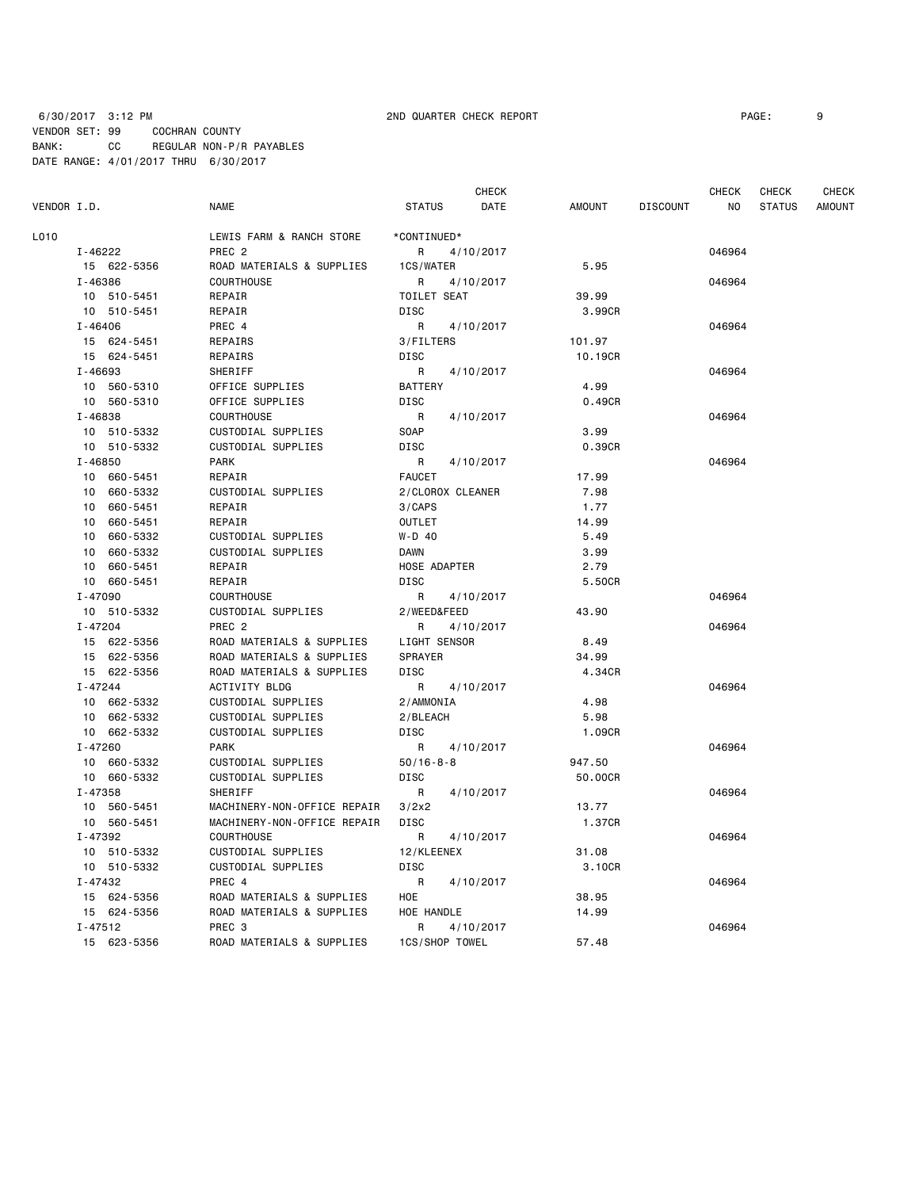6/30/2017 3:12 PM 2ND QUARTER CHECK REPORT

VENDOR SET: 99 COCHRAN COUNTY
BANK: CC REGULAR NON-P/R PAYABLES
DATE RANGE: 4/01/2017 THRU 6/30/2017

| VENDOR I.D. | NAME | STATUS | CHECK DATE | AMOUNT | DISCOUNT | CHECK NO | CHECK STATUS | CHECK AMOUNT |
|---|---|---|---|---|---|---|---|---|
| L010 | LEWIS FARM & RANCH STORE | *CONTINUED* | | | | | | |
| I-46222 | PREC 2 | R | 4/10/2017 | | | 046964 | | |
| 15 622-5356 | ROAD MATERIALS & SUPPLIES | 1CS/WATER | | 5.95 | | | | |
| I-46386 | COURTHOUSE | R | 4/10/2017 | | | 046964 | | |
| 10 510-5451 | REPAIR | TOILET SEAT | | 39.99 | | | | |
| 10 510-5451 | REPAIR | DISC | | 3.99CR | | | | |
| I-46406 | PREC 4 | R | 4/10/2017 | | | 046964 | | |
| 15 624-5451 | REPAIRS | 3/FILTERS | | 101.97 | | | | |
| 15 624-5451 | REPAIRS | DISC | | 10.19CR | | | | |
| I-46693 | SHERIFF | R | 4/10/2017 | | | 046964 | | |
| 10 560-5310 | OFFICE SUPPLIES | BATTERY | | 4.99 | | | | |
| 10 560-5310 | OFFICE SUPPLIES | DISC | | 0.49CR | | | | |
| I-46838 | COURTHOUSE | R | 4/10/2017 | | | 046964 | | |
| 10 510-5332 | CUSTODIAL SUPPLIES | SOAP | | 3.99 | | | | |
| 10 510-5332 | CUSTODIAL SUPPLIES | DISC | | 0.39CR | | | | |
| I-46850 | PARK | R | 4/10/2017 | | | 046964 | | |
| 10 660-5451 | REPAIR | FAUCET | | 17.99 | | | | |
| 10 660-5332 | CUSTODIAL SUPPLIES | 2/CLOROX CLEANER | | 7.98 | | | | |
| 10 660-5451 | REPAIR | 3/CAPS | | 1.77 | | | | |
| 10 660-5451 | REPAIR | OUTLET | | 14.99 | | | | |
| 10 660-5332 | CUSTODIAL SUPPLIES | W-D 40 | | 5.49 | | | | |
| 10 660-5332 | CUSTODIAL SUPPLIES | DAWN | | 3.99 | | | | |
| 10 660-5451 | REPAIR | HOSE ADAPTER | | 2.79 | | | | |
| 10 660-5451 | REPAIR | DISC | | 5.50CR | | | | |
| I-47090 | COURTHOUSE | R | 4/10/2017 | | | 046964 | | |
| 10 510-5332 | CUSTODIAL SUPPLIES | 2/WEED&FEED | | 43.90 | | | | |
| I-47204 | PREC 2 | R | 4/10/2017 | | | 046964 | | |
| 15 622-5356 | ROAD MATERIALS & SUPPLIES | LIGHT SENSOR | | 8.49 | | | | |
| 15 622-5356 | ROAD MATERIALS & SUPPLIES | SPRAYER | | 34.99 | | | | |
| 15 622-5356 | ROAD MATERIALS & SUPPLIES | DISC | | 4.34CR | | | | |
| I-47244 | ACTIVITY BLDG | R | 4/10/2017 | | | 046964 | | |
| 10 662-5332 | CUSTODIAL SUPPLIES | 2/AMMONIA | | 4.98 | | | | |
| 10 662-5332 | CUSTODIAL SUPPLIES | 2/BLEACH | | 5.98 | | | | |
| 10 662-5332 | CUSTODIAL SUPPLIES | DISC | | 1.09CR | | | | |
| I-47260 | PARK | R | 4/10/2017 | | | 046964 | | |
| 10 660-5332 | CUSTODIAL SUPPLIES | 50/16-8-8 | | 947.50 | | | | |
| 10 660-5332 | CUSTODIAL SUPPLIES | DISC | | 50.00CR | | | | |
| I-47358 | SHERIFF | R | 4/10/2017 | | | 046964 | | |
| 10 560-5451 | MACHINERY-NON-OFFICE REPAIR | 3/2x2 | | 13.77 | | | | |
| 10 560-5451 | MACHINERY-NON-OFFICE REPAIR | DISC | | 1.37CR | | | | |
| I-47392 | COURTHOUSE | R | 4/10/2017 | | | 046964 | | |
| 10 510-5332 | CUSTODIAL SUPPLIES | 12/KLEENEX | | 31.08 | | | | |
| 10 510-5332 | CUSTODIAL SUPPLIES | DISC | | 3.10CR | | | | |
| I-47432 | PREC 4 | R | 4/10/2017 | | | 046964 | | |
| 15 624-5356 | ROAD MATERIALS & SUPPLIES | HOE | | 38.95 | | | | |
| 15 624-5356 | ROAD MATERIALS & SUPPLIES | HOE HANDLE | | 14.99 | | | | |
| I-47512 | PREC 3 | R | 4/10/2017 | | | 046964 | | |
| 15 623-5356 | ROAD MATERIALS & SUPPLIES | 1CS/SHOP TOWEL | | 57.48 | | | | |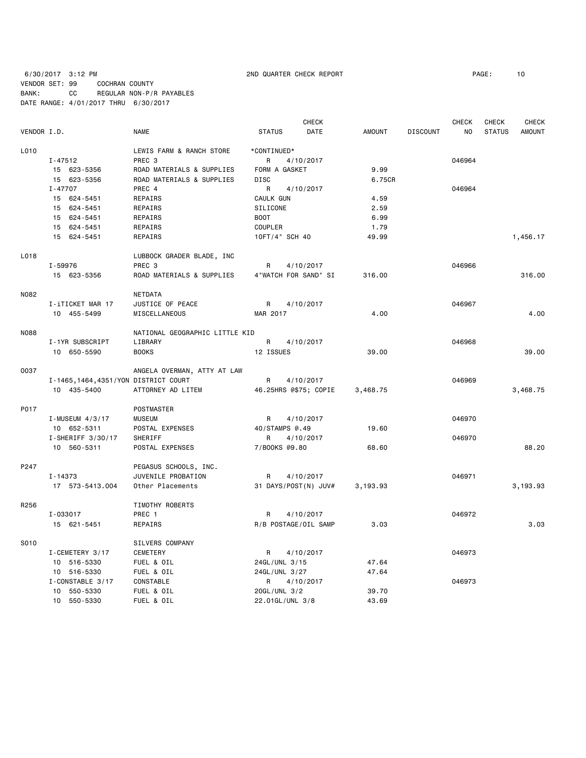6/30/2017 3:12 PM 2ND QUARTER CHECK REPORT

VENDOR SET: 99 COCHRAN COUNTY
BANK: CC REGULAR NON-P/R PAYABLES
DATE RANGE: 4/01/2017 THRU 6/30/2017

| VENDOR I.D. | NAME | STATUS | CHECK DATE | AMOUNT | DISCOUNT | CHECK NO | CHECK STATUS | CHECK AMOUNT |
|---|---|---|---|---|---|---|---|---|
| L010 | LEWIS FARM & RANCH STORE | *CONTINUED* | | | | | | |
| I-47512 | PREC 3 | R | 4/10/2017 | | | 046964 | | |
| 15 623-5356 | ROAD MATERIALS & SUPPLIES | FORM A GASKET | | 9.99 | | | | |
| 15 623-5356 | ROAD MATERIALS & SUPPLIES | DISC | | 6.75CR | | | | |
| I-47707 | PREC 4 | R | 4/10/2017 | | | 046964 | | |
| 15 624-5451 | REPAIRS | CAULK GUN | | 4.59 | | | | |
| 15 624-5451 | REPAIRS | SILICONE | | 2.59 | | | | |
| 15 624-5451 | REPAIRS | BOOT | | 6.99 | | | | |
| 15 624-5451 | REPAIRS | COUPLER | | 1.79 | | | | |
| 15 624-5451 | REPAIRS | 10FT/4" SCH 40 | | 49.99 | | | | 1,456.17 |
| L018 | LUBBOCK GRADER BLADE, INC | | | | | | | |
| I-59976 | PREC 3 | R | 4/10/2017 | | | 046966 | | |
| 15 623-5356 | ROAD MATERIALS & SUPPLIES | 4"WATCH FOR SAND" SI | | 316.00 | | | | 316.00 |
| N082 | NETDATA | | | | | | | |
| I-iTICKET MAR 17 | JUSTICE OF PEACE | R | 4/10/2017 | | | 046967 | | |
| 10 455-5499 | MISCELLANEOUS | MAR 2017 | | 4.00 | | | | 4.00 |
| N088 | NATIONAL GEOGRAPHIC LITTLE KID | | | | | | | |
| I-1YR SUBSCRIPT | LIBRARY | R | 4/10/2017 | | | 046968 | | |
| 10 650-5590 | BOOKS | 12 ISSUES | | 39.00 | | | | 39.00 |
| O037 | ANGELA OVERMAN, ATTY AT LAW | | | | | | | |
| I-1465,1464,4351/YON | DISTRICT COURT | R | 4/10/2017 | | | 046969 | | |
| 10 435-5400 | ATTORNEY AD LITEM | 46.25HRS @$75; COPIE | | 3,468.75 | | | | 3,468.75 |
| P017 | POSTMASTER | | | | | | | |
| I-MUSEUM 4/3/17 | MUSEUM | R | 4/10/2017 | | | 046970 | | |
| 10 652-5311 | POSTAL EXPENSES | 40/STAMPS @.49 | | 19.60 | | | | |
| I-SHERIFF 3/30/17 | SHERIFF | R | 4/10/2017 | | | 046970 | | |
| 10 560-5311 | POSTAL EXPENSES | 7/BOOKS @9.80 | | 68.60 | | | | 88.20 |
| P247 | PEGASUS SCHOOLS, INC. | | | | | | | |
| I-14373 | JUVENILE PROBATION | R | 4/10/2017 | | | 046971 | | |
| 17 573-5413.004 | Other Placements | 31 DAYS/POST(N) JUV# | | 3,193.93 | | | | 3,193.93 |
| R256 | TIMOTHY ROBERTS | | | | | | | |
| I-033017 | PREC 1 | R | 4/10/2017 | | | 046972 | | |
| 15 621-5451 | REPAIRS | R/B POSTAGE/OIL SAMP | | 3.03 | | | | 3.03 |
| S010 | SILVERS COMPANY | | | | | | | |
| I-CEMETERY 3/17 | CEMETERY | R | 4/10/2017 | | | 046973 | | |
| 10 516-5330 | FUEL & OIL | 24GL/UNL 3/15 | | 47.64 | | | | |
| 10 516-5330 | FUEL & OIL | 24GL/UNL 3/27 | | 47.64 | | | | |
| I-CONSTABLE 3/17 | CONSTABLE | R | 4/10/2017 | | | 046973 | | |
| 10 550-5330 | FUEL & OIL | 20GL/UNL 3/2 | | 39.70 | | | | |
| 10 550-5330 | FUEL & OIL | 22.01GL/UNL 3/8 | | 43.69 | | | | |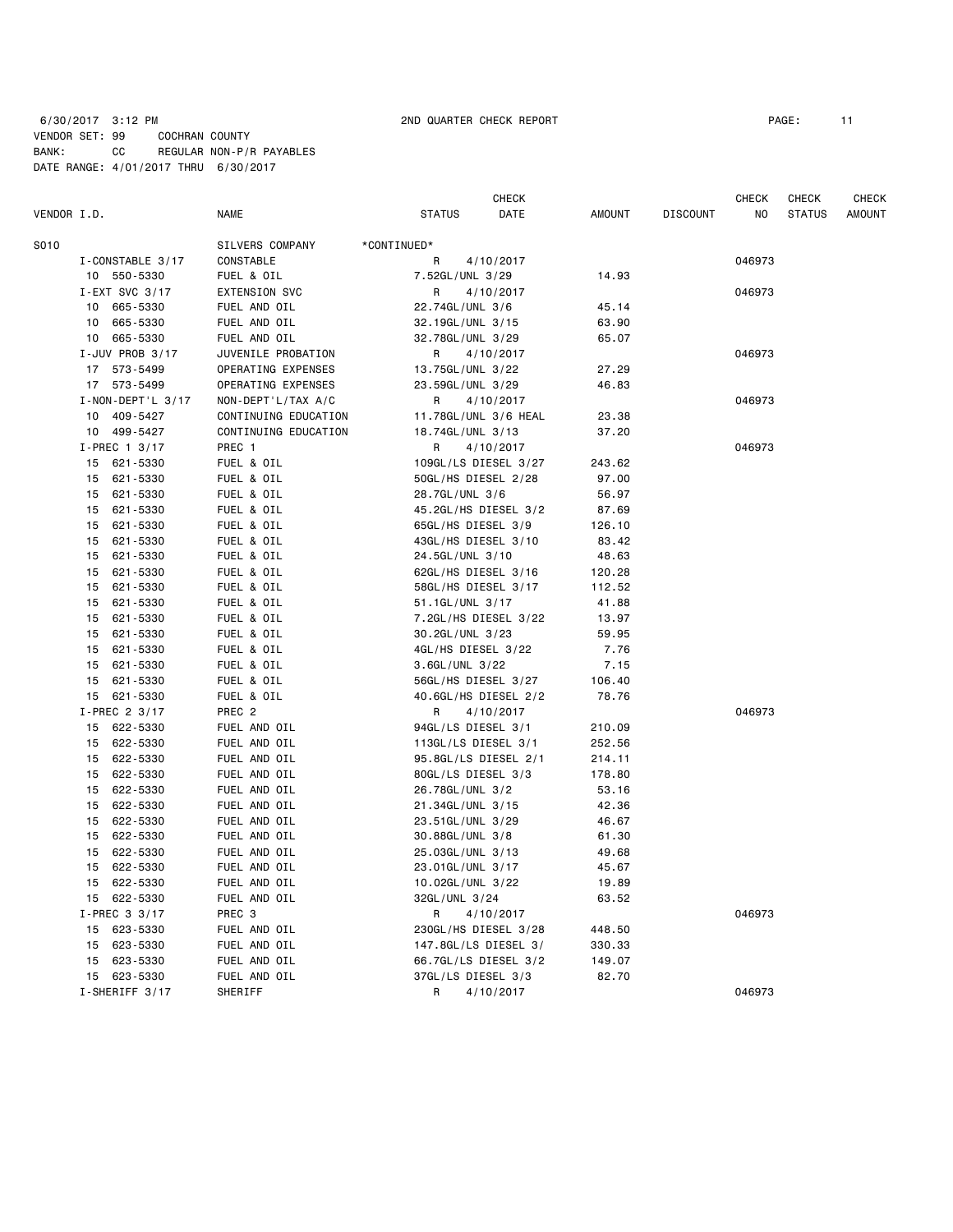6/30/2017 3:12 PM 2ND QUARTER CHECK REPORT

VENDOR SET: 99 COCHRAN COUNTY
BANK: CC REGULAR NON-P/R PAYABLES
DATE RANGE: 4/01/2017 THRU 6/30/2017

| VENDOR I.D. | NAME | STATUS | CHECK DATE | AMOUNT | DISCOUNT | CHECK NO | CHECK STATUS | CHECK AMOUNT |
|---|---|---|---|---|---|---|---|---|
| S010 | SILVERS COMPANY | *CONTINUED* | | | | | | |
| I-CONSTABLE 3/17 | CONSTABLE | R | 4/10/2017 | | | 046973 | | |
| 10 550-5330 | FUEL & OIL | 7.52GL/UNL 3/29 | | 14.93 | | | | |
| I-EXT SVC 3/17 | EXTENSION SVC | R | 4/10/2017 | | | 046973 | | |
| 10 665-5330 | FUEL AND OIL | 22.74GL/UNL 3/6 | | 45.14 | | | | |
| 10 665-5330 | FUEL AND OIL | 32.19GL/UNL 3/15 | | 63.90 | | | | |
| 10 665-5330 | FUEL AND OIL | 32.78GL/UNL 3/29 | | 65.07 | | | | |
| I-JUV PROB 3/17 | JUVENILE PROBATION | R | 4/10/2017 | | | 046973 | | |
| 17 573-5499 | OPERATING EXPENSES | 13.75GL/UNL 3/22 | | 27.29 | | | | |
| 17 573-5499 | OPERATING EXPENSES | 23.59GL/UNL 3/29 | | 46.83 | | | | |
| I-NON-DEPT'L 3/17 | NON-DEPT'L/TAX A/C | R | 4/10/2017 | | | 046973 | | |
| 10 409-5427 | CONTINUING EDUCATION | 11.78GL/UNL 3/6 HEAL | | 23.38 | | | | |
| 10 499-5427 | CONTINUING EDUCATION | 18.74GL/UNL 3/13 | | 37.20 | | | | |
| I-PREC 1 3/17 | PREC 1 | R | 4/10/2017 | | | 046973 | | |
| 15 621-5330 | FUEL & OIL | 109GL/LS DIESEL 3/27 | | 243.62 | | | | |
| 15 621-5330 | FUEL & OIL | 50GL/HS DIESEL 2/28 | | 97.00 | | | | |
| 15 621-5330 | FUEL & OIL | 28.7GL/UNL 3/6 | | 56.97 | | | | |
| 15 621-5330 | FUEL & OIL | 45.2GL/HS DIESEL 3/2 | | 87.69 | | | | |
| 15 621-5330 | FUEL & OIL | 65GL/HS DIESEL 3/9 | | 126.10 | | | | |
| 15 621-5330 | FUEL & OIL | 43GL/HS DIESEL 3/10 | | 83.42 | | | | |
| 15 621-5330 | FUEL & OIL | 24.5GL/UNL 3/10 | | 48.63 | | | | |
| 15 621-5330 | FUEL & OIL | 62GL/HS DIESEL 3/16 | | 120.28 | | | | |
| 15 621-5330 | FUEL & OIL | 58GL/HS DIESEL 3/17 | | 112.52 | | | | |
| 15 621-5330 | FUEL & OIL | 51.1GL/UNL 3/17 | | 41.88 | | | | |
| 15 621-5330 | FUEL & OIL | 7.2GL/HS DIESEL 3/22 | | 13.97 | | | | |
| 15 621-5330 | FUEL & OIL | 30.2GL/UNL 3/23 | | 59.95 | | | | |
| 15 621-5330 | FUEL & OIL | 4GL/HS DIESEL 3/22 | | 7.76 | | | | |
| 15 621-5330 | FUEL & OIL | 3.6GL/UNL 3/22 | | 7.15 | | | | |
| 15 621-5330 | FUEL & OIL | 56GL/HS DIESEL 3/27 | | 106.40 | | | | |
| 15 621-5330 | FUEL & OIL | 40.6GL/HS DIESEL 2/2 | | 78.76 | | | | |
| I-PREC 2 3/17 | PREC 2 | R | 4/10/2017 | | | 046973 | | |
| 15 622-5330 | FUEL AND OIL | 94GL/LS DIESEL 3/1 | | 210.09 | | | | |
| 15 622-5330 | FUEL AND OIL | 113GL/LS DIESEL 3/1 | | 252.56 | | | | |
| 15 622-5330 | FUEL AND OIL | 95.8GL/LS DIESEL 2/1 | | 214.11 | | | | |
| 15 622-5330 | FUEL AND OIL | 80GL/LS DIESEL 3/3 | | 178.80 | | | | |
| 15 622-5330 | FUEL AND OIL | 26.78GL/UNL 3/2 | | 53.16 | | | | |
| 15 622-5330 | FUEL AND OIL | 21.34GL/UNL 3/15 | | 42.36 | | | | |
| 15 622-5330 | FUEL AND OIL | 23.51GL/UNL 3/29 | | 46.67 | | | | |
| 15 622-5330 | FUEL AND OIL | 30.88GL/UNL 3/8 | | 61.30 | | | | |
| 15 622-5330 | FUEL AND OIL | 25.03GL/UNL 3/13 | | 49.68 | | | | |
| 15 622-5330 | FUEL AND OIL | 23.01GL/UNL 3/17 | | 45.67 | | | | |
| 15 622-5330 | FUEL AND OIL | 10.02GL/UNL 3/22 | | 19.89 | | | | |
| 15 622-5330 | FUEL AND OIL | 32GL/UNL 3/24 | | 63.52 | | | | |
| I-PREC 3 3/17 | PREC 3 | R | 4/10/2017 | | | 046973 | | |
| 15 623-5330 | FUEL AND OIL | 230GL/HS DIESEL 3/28 | | 448.50 | | | | |
| 15 623-5330 | FUEL AND OIL | 147.8GL/LS DIESEL 3/ | | 330.33 | | | | |
| 15 623-5330 | FUEL AND OIL | 66.7GL/LS DIESEL 3/2 | | 149.07 | | | | |
| 15 623-5330 | FUEL AND OIL | 37GL/LS DIESEL 3/3 | | 82.70 | | | | |
| I-SHERIFF 3/17 | SHERIFF | R | 4/10/2017 | | | 046973 | | |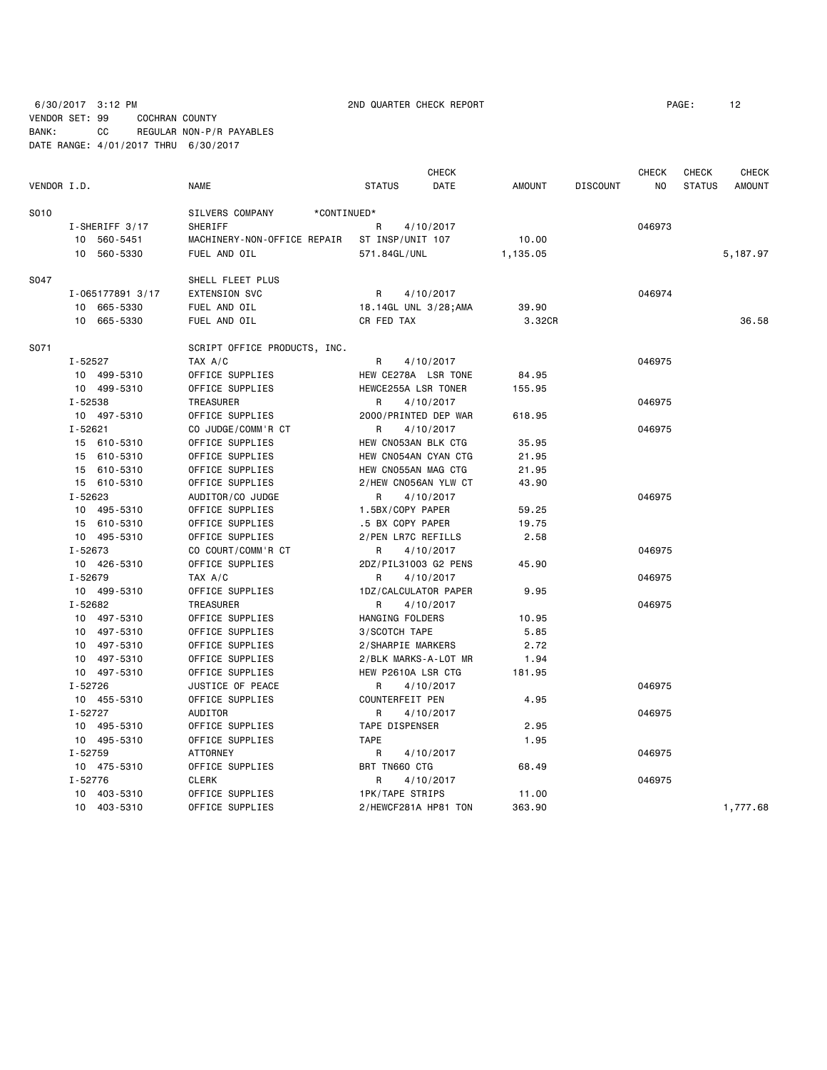6/30/2017 3:12 PM 2ND QUARTER CHECK REPORT

VENDOR SET: 99 COCHRAN COUNTY
BANK: CC REGULAR NON-P/R PAYABLES
DATE RANGE: 4/01/2017 THRU 6/30/2017

| VENDOR I.D. | NAME | STATUS | CHECK DATE | AMOUNT | DISCOUNT | CHECK NO | CHECK STATUS | CHECK AMOUNT |
|---|---|---|---|---|---|---|---|---|
| S010 | SILVERS COMPANY *CONTINUED* | | | | | | | |
| I-SHERIFF 3/17 | SHERIFF | R | 4/10/2017 | | | 046973 | | |
| 10 560-5451 | MACHINERY-NON-OFFICE REPAIR | ST INSP/UNIT 107 | | 10.00 | | | | |
| 10 560-5330 | FUEL AND OIL | 571.84GL/UNL | | 1,135.05 | | | | 5,187.97 |
| S047 | SHELL FLEET PLUS | | | | | | | |
| I-065177891 3/17 | EXTENSION SVC | R | 4/10/2017 | | | 046974 | | |
| 10 665-5330 | FUEL AND OIL | 18.14GL UNL 3/28;AMA | | 39.90 | | | | |
| 10 665-5330 | FUEL AND OIL | CR FED TAX | | 3.32CR | | | | 36.58 |
| S071 | SCRIPT OFFICE PRODUCTS, INC. | | | | | | | |
| I-52527 | TAX A/C | R | 4/10/2017 | | | 046975 | | |
| 10 499-5310 | OFFICE SUPPLIES | HEW CE278A LSR TONE | | 84.95 | | | | |
| 10 499-5310 | OFFICE SUPPLIES | HEWCE255A LSR TONER | | 155.95 | | | | |
| I-52538 | TREASURER | R | 4/10/2017 | | | 046975 | | |
| 10 497-5310 | OFFICE SUPPLIES | 2000/PRINTED DEP WAR | | 618.95 | | | | |
| I-52621 | CO JUDGE/COMM'R CT | R | 4/10/2017 | | | 046975 | | |
| 15 610-5310 | OFFICE SUPPLIES | HEW CN053AN BLK CTG | | 35.95 | | | | |
| 15 610-5310 | OFFICE SUPPLIES | HEW CN054AN CYAN CTG | | 21.95 | | | | |
| 15 610-5310 | OFFICE SUPPLIES | HEW CN055AN MAG CTG | | 21.95 | | | | |
| 15 610-5310 | OFFICE SUPPLIES | 2/HEW CN056AN YLW CT | | 43.90 | | | | |
| I-52623 | AUDITOR/CO JUDGE | R | 4/10/2017 | | | 046975 | | |
| 10 495-5310 | OFFICE SUPPLIES | 1.5BX/COPY PAPER | | 59.25 | | | | |
| 15 610-5310 | OFFICE SUPPLIES | .5 BX COPY PAPER | | 19.75 | | | | |
| 10 495-5310 | OFFICE SUPPLIES | 2/PEN LR7C REFILLS | | 2.58 | | | | |
| I-52673 | CO COURT/COMM'R CT | R | 4/10/2017 | | | 046975 | | |
| 10 426-5310 | OFFICE SUPPLIES | 2DZ/PIL31003 G2 PENS | | 45.90 | | | | |
| I-52679 | TAX A/C | R | 4/10/2017 | | | 046975 | | |
| 10 499-5310 | OFFICE SUPPLIES | 1DZ/CALCULATOR PAPER | | 9.95 | | | | |
| I-52682 | TREASURER | R | 4/10/2017 | | | 046975 | | |
| 10 497-5310 | OFFICE SUPPLIES | HANGING FOLDERS | | 10.95 | | | | |
| 10 497-5310 | OFFICE SUPPLIES | 3/SCOTCH TAPE | | 5.85 | | | | |
| 10 497-5310 | OFFICE SUPPLIES | 2/SHARPIE MARKERS | | 2.72 | | | | |
| 10 497-5310 | OFFICE SUPPLIES | 2/BLK MARKS-A-LOT MR | | 1.94 | | | | |
| 10 497-5310 | OFFICE SUPPLIES | HEW P2610A LSR CTG | | 181.95 | | | | |
| I-52726 | JUSTICE OF PEACE | R | 4/10/2017 | | | 046975 | | |
| 10 455-5310 | OFFICE SUPPLIES | COUNTERFEIT PEN | | 4.95 | | | | |
| I-52727 | AUDITOR | R | 4/10/2017 | | | 046975 | | |
| 10 495-5310 | OFFICE SUPPLIES | TAPE DISPENSER | | 2.95 | | | | |
| 10 495-5310 | OFFICE SUPPLIES | TAPE | | 1.95 | | | | |
| I-52759 | ATTORNEY | R | 4/10/2017 | | | 046975 | | |
| 10 475-5310 | OFFICE SUPPLIES | BRT TN660 CTG | | 68.49 | | | | |
| I-52776 | CLERK | R | 4/10/2017 | | | 046975 | | |
| 10 403-5310 | OFFICE SUPPLIES | 1PK/TAPE STRIPS | | 11.00 | | | | |
| 10 403-5310 | OFFICE SUPPLIES | 2/HEWCF281A HP81 TON | | 363.90 | | | | 1,777.68 |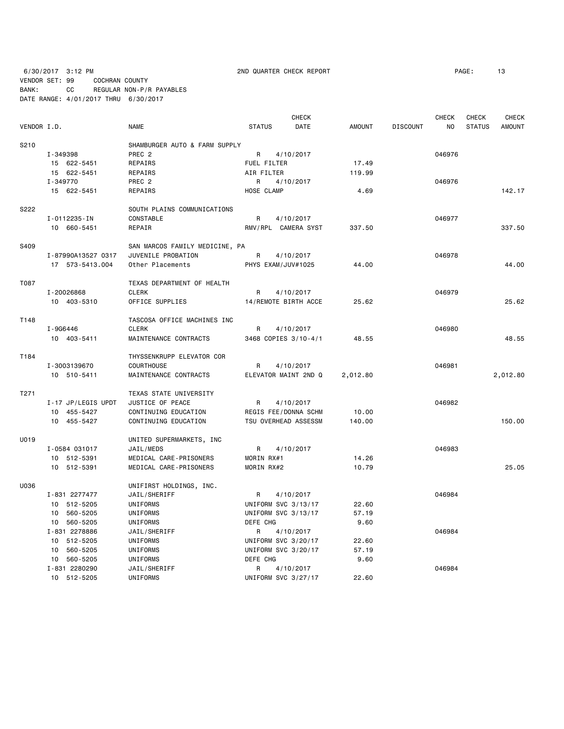6/30/2017 3:12 PM 2ND QUARTER CHECK REPORT

VENDOR SET: 99 COCHRAN COUNTY
BANK: CC REGULAR NON-P/R PAYABLES
DATE RANGE: 4/01/2017 THRU 6/30/2017

| VENDOR I.D. | NAME | STATUS | CHECK DATE | AMOUNT | DISCOUNT | CHECK NO | CHECK STATUS | CHECK AMOUNT |
|---|---|---|---|---|---|---|---|---|
| S210 | SHAMBURGER AUTO & FARM SUPPLY | | | | | | | |
| I-349398 | PREC 2 | R | 4/10/2017 | | | 046976 | | |
| 15 622-5451 | REPAIRS | FUEL FILTER | | 17.49 | | | | |
| 15 622-5451 | REPAIRS | AIR FILTER | | 119.99 | | | | |
| I-349770 | PREC 2 | R | 4/10/2017 | | | 046976 | | |
| 15 622-5451 | REPAIRS | HOSE CLAMP | | 4.69 | | | | 142.17 |
| S222 | SOUTH PLAINS COMMUNICATIONS | | | | | | | |
| I-0112235-IN | CONSTABLE | R | 4/10/2017 | | | 046977 | | |
| 10 660-5451 | REPAIR | RMV/RPL CAMERA SYST | | 337.50 | | | | 337.50 |
| S409 | SAN MARCOS FAMILY MEDICINE, PA | | | | | | | |
| I-87990A13527 0317 | JUVENILE PROBATION | R | 4/10/2017 | | | 046978 | | |
| 17 573-5413.004 | Other Placements | PHYS EXAM/JUV#1025 | | 44.00 | | | | 44.00 |
| T087 | TEXAS DEPARTMENT OF HEALTH | | | | | | | |
| I-20026868 | CLERK | R | 4/10/2017 | | | 046979 | | |
| 10 403-5310 | OFFICE SUPPLIES | 14/REMOTE BIRTH ACCE | | 25.62 | | | | 25.62 |
| T148 | TASCOSA OFFICE MACHINES INC | | | | | | | |
| I-9G6446 | CLERK | R | 4/10/2017 | | | 046980 | | |
| 10 403-5411 | MAINTENANCE CONTRACTS | 3468 COPIES 3/10-4/1 | | 48.55 | | | | 48.55 |
| T184 | THYSSENKRUPP ELEVATOR COR | | | | | | | |
| I-3003139670 | COURTHOUSE | R | 4/10/2017 | | | 046981 | | |
| 10 510-5411 | MAINTENANCE CONTRACTS | ELEVATOR MAINT 2ND Q | | 2,012.80 | | | | 2,012.80 |
| T271 | TEXAS STATE UNIVERSITY | | | | | | | |
| I-17 JP/LEGIS UPDT | JUSTICE OF PEACE | R | 4/10/2017 | | | 046982 | | |
| 10 455-5427 | CONTINUING EDUCATION | REGIS FEE/DONNA SCHM | | 10.00 | | | | |
| 10 455-5427 | CONTINUING EDUCATION | TSU OVERHEAD ASSESSM | | 140.00 | | | | 150.00 |
| U019 | UNITED SUPERMARKETS, INC | | | | | | | |
| I-0584 031017 | JAIL/MEDS | R | 4/10/2017 | | | 046983 | | |
| 10 512-5391 | MEDICAL CARE-PRISONERS | MORIN RX#1 | | 14.26 | | | | |
| 10 512-5391 | MEDICAL CARE-PRISONERS | MORIN RX#2 | | 10.79 | | | | 25.05 |
| U036 | UNIFIRST HOLDINGS, INC. | | | | | | | |
| I-831 2277477 | JAIL/SHERIFF | R | 4/10/2017 | | | 046984 | | |
| 10 512-5205 | UNIFORMS | UNIFORM SVC 3/13/17 | | 22.60 | | | | |
| 10 560-5205 | UNIFORMS | UNIFORM SVC 3/13/17 | | 57.19 | | | | |
| 10 560-5205 | UNIFORMS | DEFE CHG | | 9.60 | | | | |
| I-831 2278886 | JAIL/SHERIFF | R | 4/10/2017 | | | 046984 | | |
| 10 512-5205 | UNIFORMS | UNIFORM SVC 3/20/17 | | 22.60 | | | | |
| 10 560-5205 | UNIFORMS | UNIFORM SVC 3/20/17 | | 57.19 | | | | |
| 10 560-5205 | UNIFORMS | DEFE CHG | | 9.60 | | | | |
| I-831 2280290 | JAIL/SHERIFF | R | 4/10/2017 | | | 046984 | | |
| 10 512-5205 | UNIFORMS | UNIFORM SVC 3/27/17 | | 22.60 | | | | |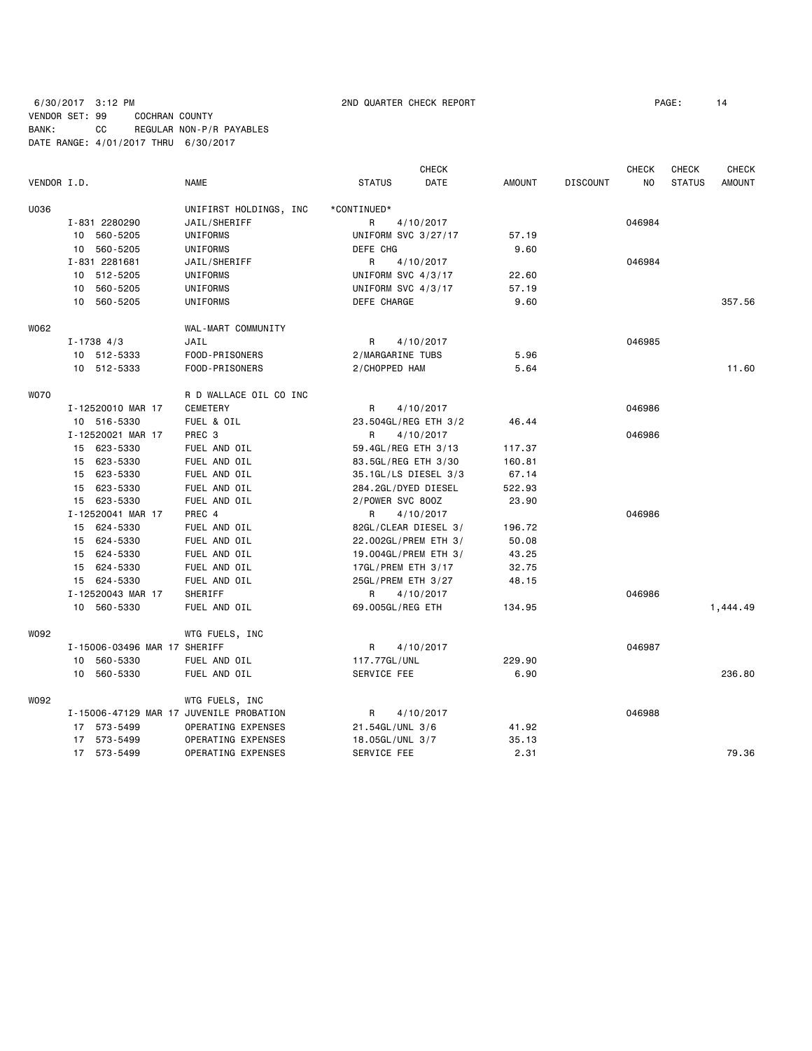6/30/2017 3:12 PM 2ND QUARTER CHECK REPORT

VENDOR SET: 99 COCHRAN COUNTY
BANK: CC REGULAR NON-P/R PAYABLES
DATE RANGE: 4/01/2017 THRU 6/30/2017

| VENDOR I.D. | NAME | STATUS | CHECK DATE | AMOUNT | DISCOUNT | CHECK NO | CHECK STATUS | CHECK AMOUNT |
|---|---|---|---|---|---|---|---|---|
| U036 | UNIFIRST HOLDINGS, INC | *CONTINUED* | | | | | | |
| I-831 2280290 | JAIL/SHERIFF | R | 4/10/2017 | | | 046984 | | |
| 10 560-5205 | UNIFORMS | UNIFORM SVC 3/27/17 | | 57.19 | | | | |
| 10 560-5205 | UNIFORMS | DEFE CHG | | 9.60 | | | | |
| I-831 2281681 | JAIL/SHERIFF | R | 4/10/2017 | | | 046984 | | |
| 10 512-5205 | UNIFORMS | UNIFORM SVC 4/3/17 | | 22.60 | | | | |
| 10 560-5205 | UNIFORMS | UNIFORM SVC 4/3/17 | | 57.19 | | | | |
| 10 560-5205 | UNIFORMS | DEFE CHARGE | | 9.60 | | | | 357.56 |
| W062 | WAL-MART COMMUNITY | | | | | | | |
| I-1738 4/3 | JAIL | R | 4/10/2017 | | | 046985 | | |
| 10 512-5333 | FOOD-PRISONERS | 2/MARGARINE TUBS | | 5.96 | | | | |
| 10 512-5333 | FOOD-PRISONERS | 2/CHOPPED HAM | | 5.64 | | | | 11.60 |
| W070 | R D WALLACE OIL CO INC | | | | | | | |
| I-12520010 MAR 17 | CEMETERY | R | 4/10/2017 | | | 046986 | | |
| 10 516-5330 | FUEL & OIL | 23.504GL/REG ETH 3/2 | | 46.44 | | | | |
| I-12520021 MAR 17 | PREC 3 | R | 4/10/2017 | | | 046986 | | |
| 15 623-5330 | FUEL AND OIL | 59.4GL/REG ETH 3/13 | | 117.37 | | | | |
| 15 623-5330 | FUEL AND OIL | 83.5GL/REG ETH 3/30 | | 160.81 | | | | |
| 15 623-5330 | FUEL AND OIL | 35.1GL/LS DIESEL 3/3 | | 67.14 | | | | |
| 15 623-5330 | FUEL AND OIL | 284.2GL/DYED DIESEL | | 522.93 | | | | |
| 15 623-5330 | FUEL AND OIL | 2/POWER SVC 80OZ | | 23.90 | | | | |
| I-12520041 MAR 17 | PREC 4 | R | 4/10/2017 | | | 046986 | | |
| 15 624-5330 | FUEL AND OIL | 82GL/CLEAR DIESEL 3/ | | 196.72 | | | | |
| 15 624-5330 | FUEL AND OIL | 22.002GL/PREM ETH 3/ | | 50.08 | | | | |
| 15 624-5330 | FUEL AND OIL | 19.004GL/PREM ETH 3/ | | 43.25 | | | | |
| 15 624-5330 | FUEL AND OIL | 17GL/PREM ETH 3/17 | | 32.75 | | | | |
| 15 624-5330 | FUEL AND OIL | 25GL/PREM ETH 3/27 | | 48.15 | | | | |
| I-12520043 MAR 17 | SHERIFF | R | 4/10/2017 | | | 046986 | | |
| 10 560-5330 | FUEL AND OIL | 69.005GL/REG ETH | | 134.95 | | | | 1,444.49 |
| W092 | WTG FUELS, INC | | | | | | | |
| I-15006-03496 MAR 17 | SHERIFF | R | 4/10/2017 | | | 046987 | | |
| 10 560-5330 | FUEL AND OIL | 117.77GL/UNL | | 229.90 | | | | |
| 10 560-5330 | FUEL AND OIL | SERVICE FEE | | 6.90 | | | | 236.80 |
| W092 | WTG FUELS, INC | | | | | | | |
| I-15006-47129 MAR 17 | JUVENILE PROBATION | R | 4/10/2017 | | | 046988 | | |
| 17 573-5499 | OPERATING EXPENSES | 21.54GL/UNL 3/6 | | 41.92 | | | | |
| 17 573-5499 | OPERATING EXPENSES | 18.05GL/UNL 3/7 | | 35.13 | | | | |
| 17 573-5499 | OPERATING EXPENSES | SERVICE FEE | | 2.31 | | | | 79.36 |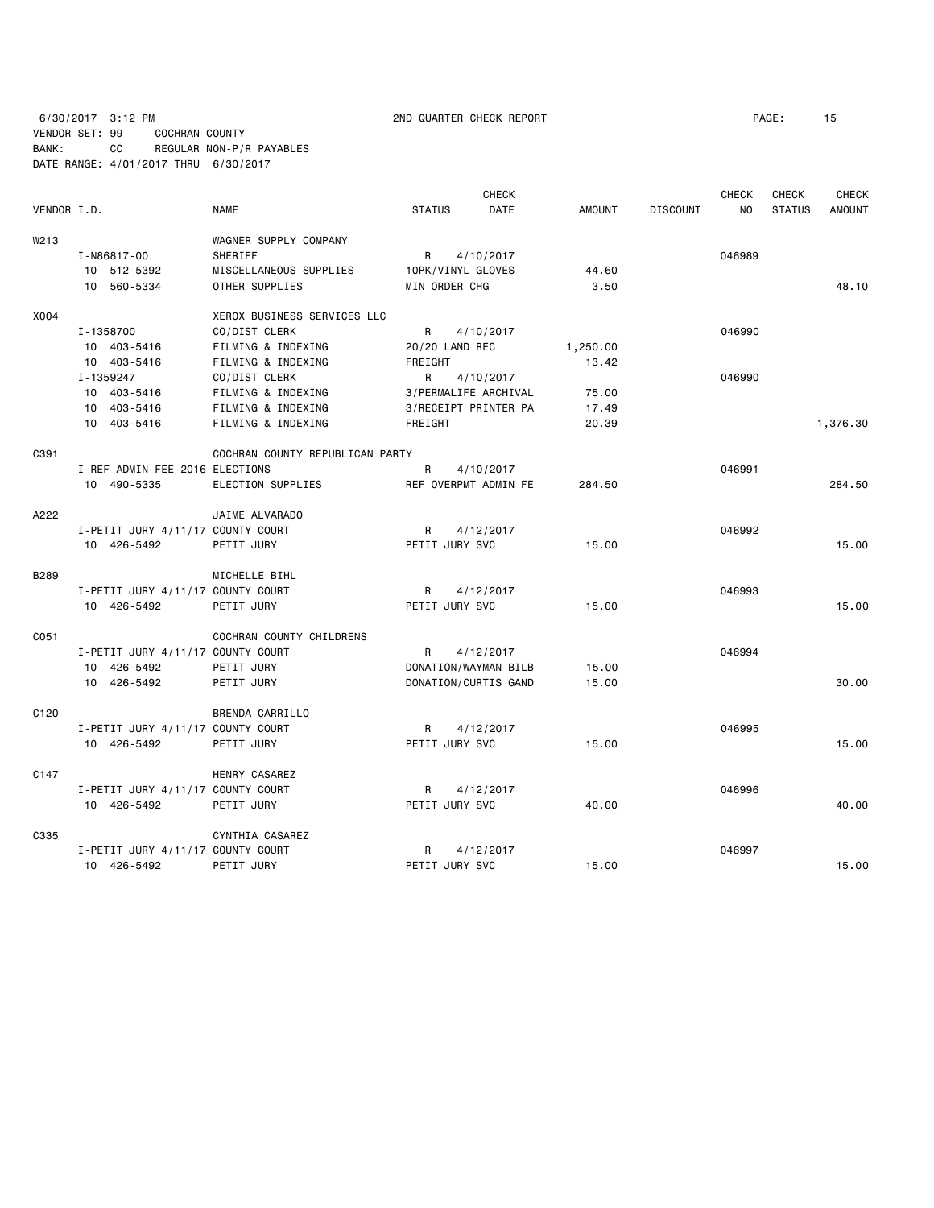6/30/2017 3:12 PM 2ND QUARTER CHECK REPORT
VENDOR SET: 99 COCHRAN COUNTY
BANK: CC REGULAR NON-P/R PAYABLES
DATE RANGE: 4/01/2017 THRU 6/30/2017

| VENDOR I.D. | NAME | STATUS | CHECK DATE | AMOUNT | DISCOUNT | CHECK NO | CHECK STATUS | CHECK AMOUNT |
|---|---|---|---|---|---|---|---|---|
| W213 | WAGNER SUPPLY COMPANY | | | | | | | |
| I-N86817-00 | SHERIFF | R | 4/10/2017 | | | 046989 | | |
| 10 512-5392 | MISCELLANEOUS SUPPLIES | 10PK/VINYL GLOVES | | 44.60 | | | | |
| 10 560-5334 | OTHER SUPPLIES | MIN ORDER CHG | | 3.50 | | | | 48.10 |
| X004 | XEROX BUSINESS SERVICES LLC | | | | | | | |
| I-1358700 | CO/DIST CLERK | R | 4/10/2017 | | | 046990 | | |
| 10 403-5416 | FILMING & INDEXING | 20/20 LAND REC | | 1,250.00 | | | | |
| 10 403-5416 | FILMING & INDEXING | FREIGHT | | 13.42 | | | | |
| I-1359247 | CO/DIST CLERK | R | 4/10/2017 | | | 046990 | | |
| 10 403-5416 | FILMING & INDEXING | 3/PERMALIFE ARCHIVAL | | 75.00 | | | | |
| 10 403-5416 | FILMING & INDEXING | 3/RECEIPT PRINTER PA | | 17.49 | | | | |
| 10 403-5416 | FILMING & INDEXING | FREIGHT | | 20.39 | | | | 1,376.30 |
| C391 | COCHRAN COUNTY REPUBLICAN PARTY | | | | | | | |
| I-REF ADMIN FEE 2016 ELECTIONS | | R | 4/10/2017 | | | 046991 | | |
| 10 490-5335 | ELECTION SUPPLIES | REF OVERPMT ADMIN FE | | 284.50 | | | | 284.50 |
| A222 | JAIME ALVARADO | | | | | | | |
| I-PETIT JURY 4/11/17 COUNTY COURT | | R | 4/12/2017 | | | 046992 | | |
| 10 426-5492 | PETIT JURY | PETIT JURY SVC | | 15.00 | | | | 15.00 |
| B289 | MICHELLE BIHL | | | | | | | |
| I-PETIT JURY 4/11/17 COUNTY COURT | | R | 4/12/2017 | | | 046993 | | |
| 10 426-5492 | PETIT JURY | PETIT JURY SVC | | 15.00 | | | | 15.00 |
| C051 | COCHRAN COUNTY CHILDRENS | | | | | | | |
| I-PETIT JURY 4/11/17 COUNTY COURT | | R | 4/12/2017 | | | 046994 | | |
| 10 426-5492 | PETIT JURY | DONATION/WAYMAN BILB | | 15.00 | | | | |
| 10 426-5492 | PETIT JURY | DONATION/CURTIS GAND | | 15.00 | | | | 30.00 |
| C120 | BRENDA CARRILLO | | | | | | | |
| I-PETIT JURY 4/11/17 COUNTY COURT | | R | 4/12/2017 | | | 046995 | | |
| 10 426-5492 | PETIT JURY | PETIT JURY SVC | | 15.00 | | | | 15.00 |
| C147 | HENRY CASAREZ | | | | | | | |
| I-PETIT JURY 4/11/17 COUNTY COURT | | R | 4/12/2017 | | | 046996 | | |
| 10 426-5492 | PETIT JURY | PETIT JURY SVC | | 40.00 | | | | 40.00 |
| C335 | CYNTHIA CASAREZ | | | | | | | |
| I-PETIT JURY 4/11/17 COUNTY COURT | | R | 4/12/2017 | | | 046997 | | |
| 10 426-5492 | PETIT JURY | PETIT JURY SVC | | 15.00 | | | | 15.00 |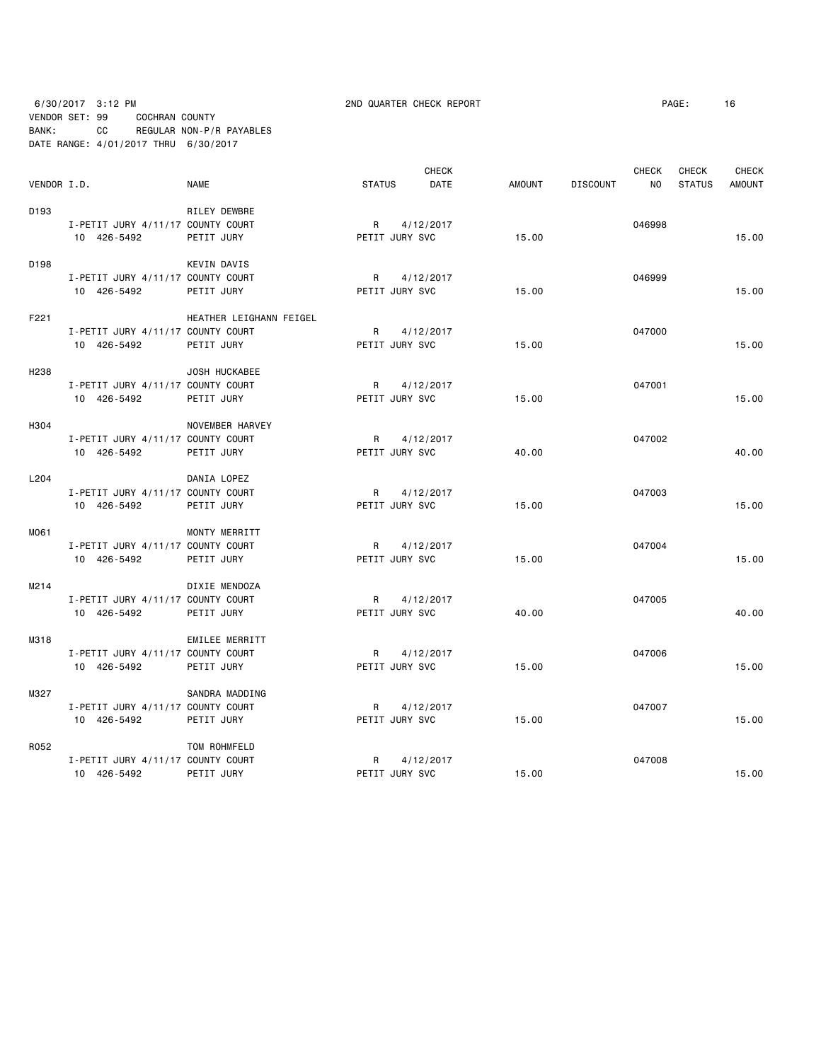6/30/2017 3:12 PM 2ND QUARTER CHECK REPORT

VENDOR SET: 99 COCHRAN COUNTY
BANK: CC REGULAR NON-P/R PAYABLES
DATE RANGE: 4/01/2017 THRU 6/30/2017

| VENDOR I.D. | NAME | STATUS | CHECK DATE | AMOUNT | DISCOUNT | CHECK NO | CHECK STATUS | CHECK AMOUNT |
|---|---|---|---|---|---|---|---|---|
| D193 | RILEY DEWBRE | | | | | | | |
| I-PETIT JURY 4/11/17 COUNTY COURT | | R | 4/12/2017 | | | 046998 | | |
| 10 426-5492 | PETIT JURY | PETIT JURY SVC | | 15.00 | | | | 15.00 |
| D198 | KEVIN DAVIS | | | | | | | |
| I-PETIT JURY 4/11/17 COUNTY COURT | | R | 4/12/2017 | | | 046999 | | |
| 10 426-5492 | PETIT JURY | PETIT JURY SVC | | 15.00 | | | | 15.00 |
| F221 | HEATHER LEIGHANN FEIGEL | | | | | | | |
| I-PETIT JURY 4/11/17 COUNTY COURT | | R | 4/12/2017 | | | 047000 | | |
| 10 426-5492 | PETIT JURY | PETIT JURY SVC | | 15.00 | | | | 15.00 |
| H238 | JOSH HUCKABEE | | | | | | | |
| I-PETIT JURY 4/11/17 COUNTY COURT | | R | 4/12/2017 | | | 047001 | | |
| 10 426-5492 | PETIT JURY | PETIT JURY SVC | | 15.00 | | | | 15.00 |
| H304 | NOVEMBER HARVEY | | | | | | | |
| I-PETIT JURY 4/11/17 COUNTY COURT | | R | 4/12/2017 | | | 047002 | | |
| 10 426-5492 | PETIT JURY | PETIT JURY SVC | | 40.00 | | | | 40.00 |
| L204 | DANIA LOPEZ | | | | | | | |
| I-PETIT JURY 4/11/17 COUNTY COURT | | R | 4/12/2017 | | | 047003 | | |
| 10 426-5492 | PETIT JURY | PETIT JURY SVC | | 15.00 | | | | 15.00 |
| M061 | MONTY MERRITT | | | | | | | |
| I-PETIT JURY 4/11/17 COUNTY COURT | | R | 4/12/2017 | | | 047004 | | |
| 10 426-5492 | PETIT JURY | PETIT JURY SVC | | 15.00 | | | | 15.00 |
| M214 | DIXIE MENDOZA | | | | | | | |
| I-PETIT JURY 4/11/17 COUNTY COURT | | R | 4/12/2017 | | | 047005 | | |
| 10 426-5492 | PETIT JURY | PETIT JURY SVC | | 40.00 | | | | 40.00 |
| M318 | EMILEE MERRITT | | | | | | | |
| I-PETIT JURY 4/11/17 COUNTY COURT | | R | 4/12/2017 | | | 047006 | | |
| 10 426-5492 | PETIT JURY | PETIT JURY SVC | | 15.00 | | | | 15.00 |
| M327 | SANDRA MADDING | | | | | | | |
| I-PETIT JURY 4/11/17 COUNTY COURT | | R | 4/12/2017 | | | 047007 | | |
| 10 426-5492 | PETIT JURY | PETIT JURY SVC | | 15.00 | | | | 15.00 |
| R052 | TOM ROHMFELD | | | | | | | |
| I-PETIT JURY 4/11/17 COUNTY COURT | | R | 4/12/2017 | | | 047008 | | |
| 10 426-5492 | PETIT JURY | PETIT JURY SVC | | 15.00 | | | | 15.00 |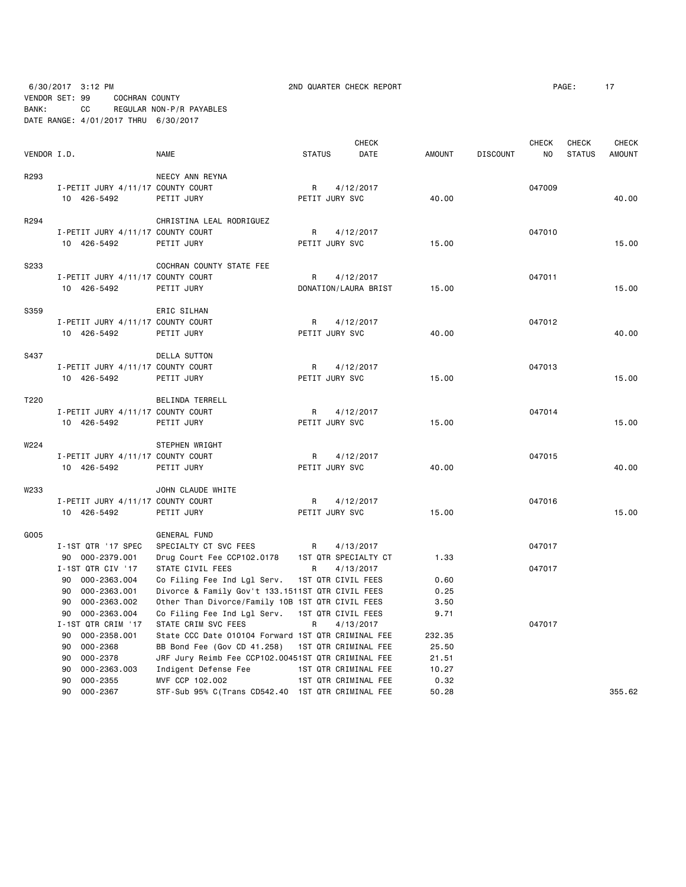6/30/2017 3:12 PM 2ND QUARTER CHECK REPORT

VENDOR SET: 99 COCHRAN COUNTY
BANK: CC REGULAR NON-P/R PAYABLES
DATE RANGE: 4/01/2017 THRU 6/30/2017

| VENDOR I.D. | NAME | STATUS | CHECK DATE | AMOUNT | DISCOUNT | CHECK NO | CHECK STATUS | CHECK AMOUNT |
|---|---|---|---|---|---|---|---|---|
| R293 | NEECY ANN REYNA | | | | | | | |
| I-PETIT JURY 4/11/17 | COUNTY COURT | R | 4/12/2017 | | | 047009 | | |
| 10 426-5492 | PETIT JURY | PETIT JURY SVC | | 40.00 | | | | 40.00 |
| R294 | CHRISTINA LEAL RODRIGUEZ | | | | | | | |
| I-PETIT JURY 4/11/17 | COUNTY COURT | R | 4/12/2017 | | | 047010 | | |
| 10 426-5492 | PETIT JURY | PETIT JURY SVC | | 15.00 | | | | 15.00 |
| S233 | COCHRAN COUNTY STATE FEE | | | | | | | |
| I-PETIT JURY 4/11/17 | COUNTY COURT | R | 4/12/2017 | | | 047011 | | |
| 10 426-5492 | PETIT JURY | DONATION/LAURA BRIST | | 15.00 | | | | 15.00 |
| S359 | ERIC SILHAN | | | | | | | |
| I-PETIT JURY 4/11/17 | COUNTY COURT | R | 4/12/2017 | | | 047012 | | |
| 10 426-5492 | PETIT JURY | PETIT JURY SVC | | 40.00 | | | | 40.00 |
| S437 | DELLA SUTTON | | | | | | | |
| I-PETIT JURY 4/11/17 | COUNTY COURT | R | 4/12/2017 | | | 047013 | | |
| 10 426-5492 | PETIT JURY | PETIT JURY SVC | | 15.00 | | | | 15.00 |
| T220 | BELINDA TERRELL | | | | | | | |
| I-PETIT JURY 4/11/17 | COUNTY COURT | R | 4/12/2017 | | | 047014 | | |
| 10 426-5492 | PETIT JURY | PETIT JURY SVC | | 15.00 | | | | 15.00 |
| W224 | STEPHEN WRIGHT | | | | | | | |
| I-PETIT JURY 4/11/17 | COUNTY COURT | R | 4/12/2017 | | | 047015 | | |
| 10 426-5492 | PETIT JURY | PETIT JURY SVC | | 40.00 | | | | 40.00 |
| W233 | JOHN CLAUDE WHITE | | | | | | | |
| I-PETIT JURY 4/11/17 | COUNTY COURT | R | 4/12/2017 | | | 047016 | | |
| 10 426-5492 | PETIT JURY | PETIT JURY SVC | | 15.00 | | | | 15.00 |
| G005 | GENERAL FUND | | | | | | | |
| I-1ST QTR '17 SPEC | SPECIALTY CT SVC FEES | R | 4/13/2017 | | | 047017 | | |
| 90 000-2379.001 | Drug Court Fee CCP102.0178 | 1ST QTR SPECIALTY CT | | 1.33 | | | | |
| I-1ST QTR CIV '17 | STATE CIVIL FEES | R | 4/13/2017 | | | 047017 | | |
| 90 000-2363.004 | Co Filing Fee Ind Lgl Serv. | 1ST QTR CIVIL FEES | | 0.60 | | | | |
| 90 000-2363.001 | Divorce & Family Gov't 133.151 | 1ST QTR CIVIL FEES | | 0.25 | | | | |
| 90 000-2363.002 | Other Than Divorce/Family 10B | 1ST QTR CIVIL FEES | | 3.50 | | | | |
| 90 000-2363.004 | Co Filing Fee Ind Lgl Serv. | 1ST QTR CIVIL FEES | | 9.71 | | | | |
| I-1ST QTR CRIM '17 | STATE CRIM SVC FEES | R | 4/13/2017 | | | 047017 | | |
| 90 000-2358.001 | State CCC Date 010104 Forward | 1ST QTR CRIMINAL FEE | | 232.35 | | | | |
| 90 000-2368 | BB Bond Fee (Gov CD 41.258) | 1ST QTR CRIMINAL FEE | | 25.50 | | | | |
| 90 000-2378 | JRF Jury Reimb Fee CCP102.0045 | 1ST QTR CRIMINAL FEE | | 21.51 | | | | |
| 90 000-2363.003 | Indigent Defense Fee | 1ST QTR CRIMINAL FEE | | 10.27 | | | | |
| 90 000-2355 | MVF CCP 102.002 | 1ST QTR CRIMINAL FEE | | 0.32 | | | | |
| 90 000-2367 | STF-Sub 95% C(Trans CD542.40 | 1ST QTR CRIMINAL FEE | | 50.28 | | | | 355.62 |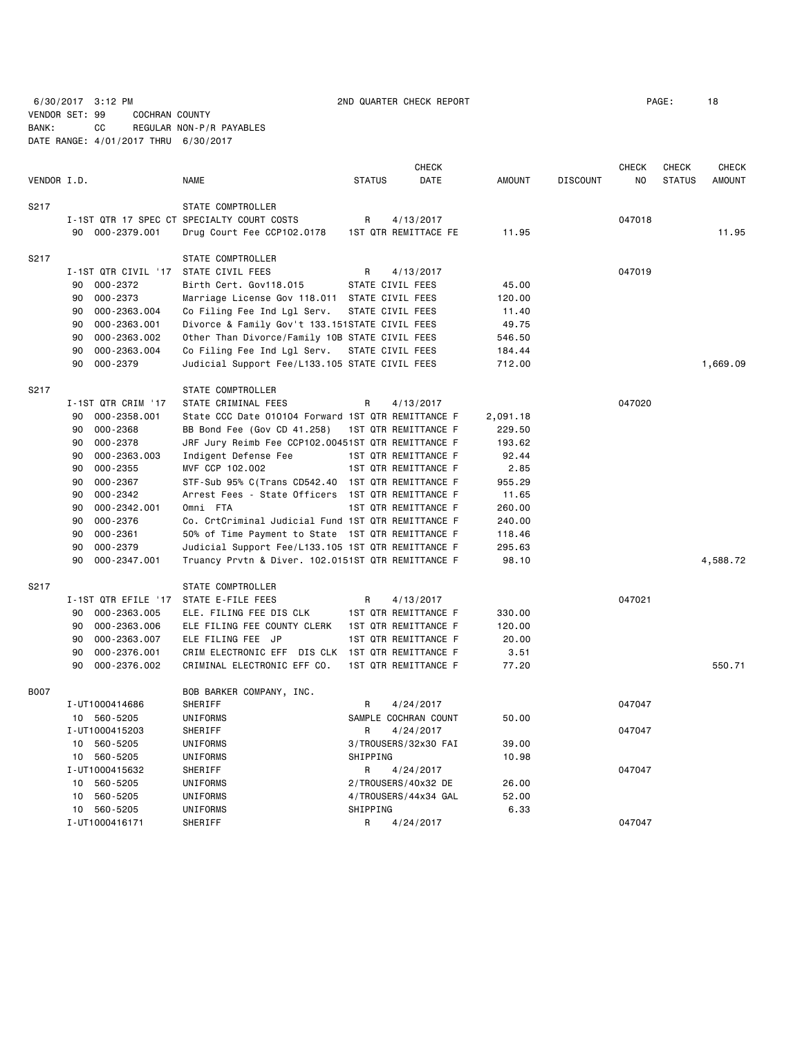6/30/2017 3:12 PM 2ND QUARTER CHECK REPORT PAGE: 18
VENDOR SET: 99 COCHRAN COUNTY
BANK: CC REGULAR NON-P/R PAYABLES
DATE RANGE: 4/01/2017 THRU 6/30/2017

| VENDOR I.D. | | NAME | STATUS | CHECK DATE | AMOUNT | DISCOUNT | CHECK NO | CHECK STATUS | CHECK AMOUNT |
|---|---|---|---|---|---|---|---|---|---|
| S217 | | STATE COMPTROLLER | | | | | | | |
| | I-1ST QTR 17 SPEC CT | SPECIALTY COURT COSTS | R | 4/13/2017 | | | 047018 | | |
| | 90 000-2379.001 | Drug Court Fee CCP102.0178 | 1ST QTR REMITTACE FE | | 11.95 | | | | 11.95 |
| S217 | | STATE COMPTROLLER | | | | | | | |
| | I-1ST QTR CIVIL '17 | STATE CIVIL FEES | R | 4/13/2017 | | | 047019 | | |
| | 90 000-2372 | Birth Cert. Gov118.015 | STATE CIVIL FEES | | 45.00 | | | | |
| | 90 000-2373 | Marriage License Gov 118.011 | STATE CIVIL FEES | | 120.00 | | | | |
| | 90 000-2363.004 | Co Filing Fee Ind Lgl Serv. | STATE CIVIL FEES | | 11.40 | | | | |
| | 90 000-2363.001 | Divorce & Family Gov't 133.151 | STATE CIVIL FEES | | 49.75 | | | | |
| | 90 000-2363.002 | Other Than Divorce/Family 10B | STATE CIVIL FEES | | 546.50 | | | | |
| | 90 000-2363.004 | Co Filing Fee Ind Lgl Serv. | STATE CIVIL FEES | | 184.44 | | | | |
| | 90 000-2379 | Judicial Support Fee/L133.105 | STATE CIVIL FEES | | 712.00 | | | | 1,669.09 |
| S217 | | STATE COMPTROLLER | | | | | | | |
| | I-1ST QTR CRIM '17 | STATE CRIMINAL FEES | R | 4/13/2017 | | | 047020 | | |
| | 90 000-2358.001 | State CCC Date 010104 Forward | 1ST QTR REMITTANCE F | | 2,091.18 | | | | |
| | 90 000-2368 | BB Bond Fee (Gov CD 41.258) | 1ST QTR REMITTANCE F | | 229.50 | | | | |
| | 90 000-2378 | JRF Jury Reimb Fee CCP102.0045 | 1ST QTR REMITTANCE F | | 193.62 | | | | |
| | 90 000-2363.003 | Indigent Defense Fee | 1ST QTR REMITTANCE F | | 92.44 | | | | |
| | 90 000-2355 | MVF CCP 102.002 | 1ST QTR REMITTANCE F | | 2.85 | | | | |
| | 90 000-2367 | STF-Sub 95% C(Trans CD542.40 | 1ST QTR REMITTANCE F | | 955.29 | | | | |
| | 90 000-2342 | Arrest Fees - State Officers | 1ST QTR REMITTANCE F | | 11.65 | | | | |
| | 90 000-2342.001 | Omni FTA | 1ST QTR REMITTANCE F | | 260.00 | | | | |
| | 90 000-2376 | Co. CrtCriminal Judicial Fund | 1ST QTR REMITTANCE F | | 240.00 | | | | |
| | 90 000-2361 | 50% of Time Payment to State | 1ST QTR REMITTANCE F | | 118.46 | | | | |
| | 90 000-2379 | Judicial Support Fee/L133.105 | 1ST QTR REMITTANCE F | | 295.63 | | | | |
| | 90 000-2347.001 | Truancy Prvtn & Diver. 102.015 | 1ST QTR REMITTANCE F | | 98.10 | | | | 4,588.72 |
| S217 | | STATE COMPTROLLER | | | | | | | |
| | I-1ST QTR EFILE '17 | STATE E-FILE FEES | R | 4/13/2017 | | | 047021 | | |
| | 90 000-2363.005 | ELE. FILING FEE DIS CLK | 1ST QTR REMITTANCE F | | 330.00 | | | | |
| | 90 000-2363.006 | ELE FILING FEE COUNTY CLERK | 1ST QTR REMITTANCE F | | 120.00 | | | | |
| | 90 000-2363.007 | ELE FILING FEE JP | 1ST QTR REMITTANCE F | | 20.00 | | | | |
| | 90 000-2376.001 | CRIM ELECTRONIC EFF DIS CLK | 1ST QTR REMITTANCE F | | 3.51 | | | | |
| | 90 000-2376.002 | CRIMINAL ELECTRONIC EFF CO. | 1ST QTR REMITTANCE F | | 77.20 | | | | 550.71 |
| B007 | | BOB BARKER COMPANY, INC. | | | | | | | |
| | I-UT1000414686 | SHERIFF | R | 4/24/2017 | | | 047047 | | |
| | 10 560-5205 | UNIFORMS | SAMPLE COCHRAN COUNT | | 50.00 | | | | |
| | I-UT1000415203 | SHERIFF | R | 4/24/2017 | | | 047047 | | |
| | 10 560-5205 | UNIFORMS | 3/TROUSERS/32x30 FAI | | 39.00 | | | | |
| | 10 560-5205 | UNIFORMS | SHIPPING | | 10.98 | | | | |
| | I-UT1000415632 | SHERIFF | R | 4/24/2017 | | | 047047 | | |
| | 10 560-5205 | UNIFORMS | 2/TROUSERS/40x32 DE | | 26.00 | | | | |
| | 10 560-5205 | UNIFORMS | 4/TROUSERS/44x34 GAL | | 52.00 | | | | |
| | 10 560-5205 | UNIFORMS | SHIPPING | | 6.33 | | | | |
| | I-UT1000416171 | SHERIFF | R | 4/24/2017 | | | 047047 | | |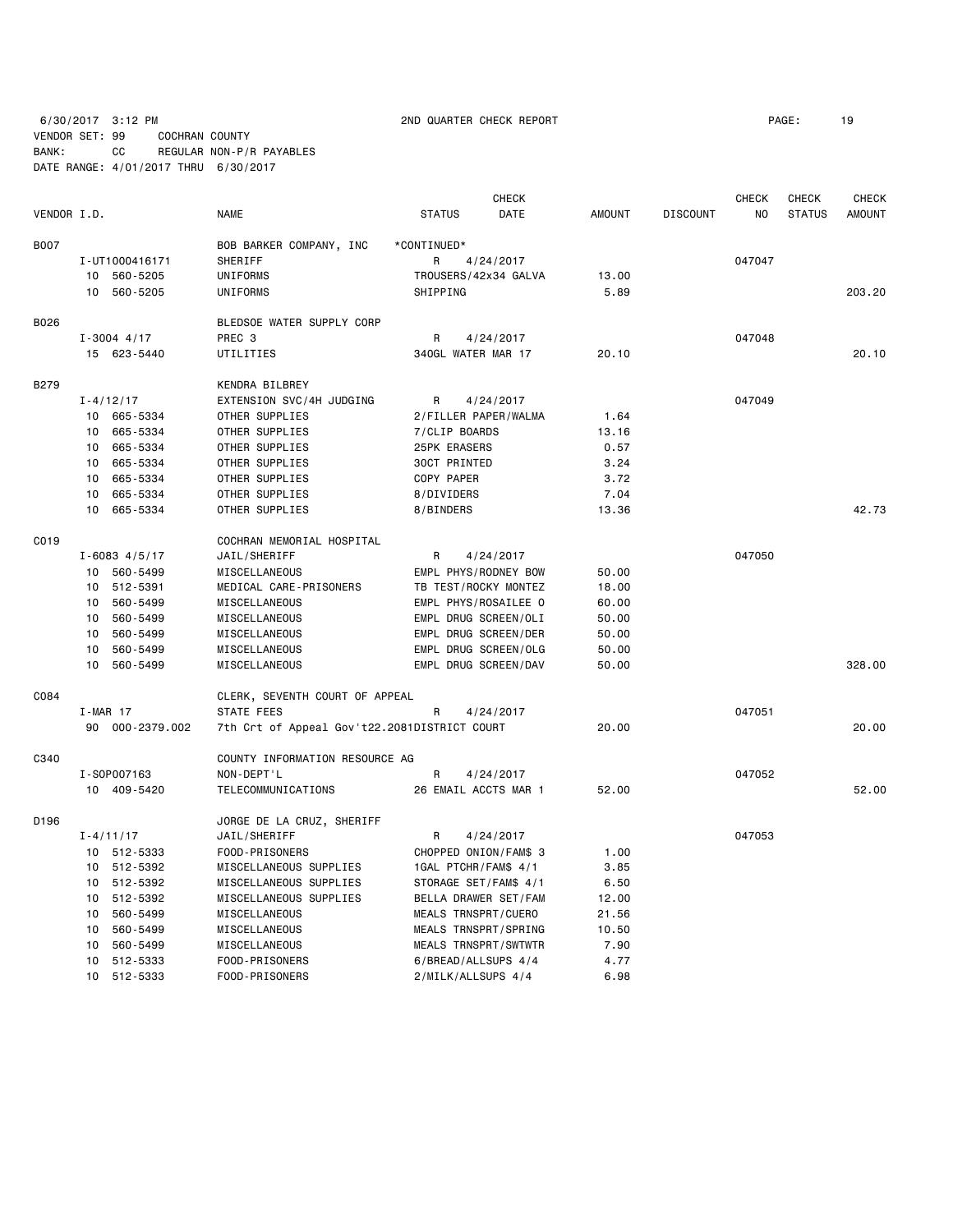6/30/2017 3:12 PM 2ND QUARTER CHECK REPORT

VENDOR SET: 99 COCHRAN COUNTY
BANK: CC REGULAR NON-P/R PAYABLES
DATE RANGE: 4/01/2017 THRU 6/30/2017

| VENDOR I.D. | NAME | STATUS | CHECK DATE | AMOUNT | DISCOUNT | CHECK NO | CHECK STATUS | CHECK AMOUNT |
|---|---|---|---|---|---|---|---|---|
| B007 | BOB BARKER COMPANY, INC | *CONTINUED* | | | | | | |
| I-UT1000416171 | SHERIFF | R | 4/24/2017 | | | 047047 | | |
| 10 560-5205 | UNIFORMS | TROUSERS/42x34 GALVA | | 13.00 | | | | |
| 10 560-5205 | UNIFORMS | SHIPPING | | 5.89 | | | | 203.20 |
| B026 | BLEDSOE WATER SUPPLY CORP | | | | | | | |
| I-3004 4/17 | PREC 3 | R | 4/24/2017 | | | 047048 | | |
| 15 623-5440 | UTILITIES | 340GL WATER MAR 17 | | 20.10 | | | | 20.10 |
| B279 | KENDRA BILBREY | | | | | | | |
| I-4/12/17 | EXTENSION SVC/4H JUDGING | R | 4/24/2017 | | | 047049 | | |
| 10 665-5334 | OTHER SUPPLIES | 2/FILLER PAPER/WALMA | | 1.64 | | | | |
| 10 665-5334 | OTHER SUPPLIES | 7/CLIP BOARDS | | 13.16 | | | | |
| 10 665-5334 | OTHER SUPPLIES | 25PK ERASERS | | 0.57 | | | | |
| 10 665-5334 | OTHER SUPPLIES | 30CT PRINTED | | 3.24 | | | | |
| 10 665-5334 | OTHER SUPPLIES | COPY PAPER | | 3.72 | | | | |
| 10 665-5334 | OTHER SUPPLIES | 8/DIVIDERS | | 7.04 | | | | |
| 10 665-5334 | OTHER SUPPLIES | 8/BINDERS | | 13.36 | | | | 42.73 |
| C019 | COCHRAN MEMORIAL HOSPITAL | | | | | | | |
| I-6083 4/5/17 | JAIL/SHERIFF | R | 4/24/2017 | | | 047050 | | |
| 10 560-5499 | MISCELLANEOUS | EMPL PHYS/RODNEY BOW | | 50.00 | | | | |
| 10 512-5391 | MEDICAL CARE-PRISONERS | TB TEST/ROCKY MONTEZ | | 18.00 | | | | |
| 10 560-5499 | MISCELLANEOUS | EMPL PHYS/ROSAILEE O | | 60.00 | | | | |
| 10 560-5499 | MISCELLANEOUS | EMPL DRUG SCREEN/OLI | | 50.00 | | | | |
| 10 560-5499 | MISCELLANEOUS | EMPL DRUG SCREEN/DER | | 50.00 | | | | |
| 10 560-5499 | MISCELLANEOUS | EMPL DRUG SCREEN/OLG | | 50.00 | | | | |
| 10 560-5499 | MISCELLANEOUS | EMPL DRUG SCREEN/DAV | | 50.00 | | | | 328.00 |
| C084 | CLERK, SEVENTH COURT OF APPEAL | | | | | | | |
| I-MAR 17 | STATE FEES | R | 4/24/2017 | | | 047051 | | |
| 90 000-2379.002 | 7th Crt of Appeal Gov't22.2081DISTRICT COURT | | | 20.00 | | | | 20.00 |
| C340 | COUNTY INFORMATION RESOURCE AG | | | | | | | |
| I-SOP007163 | NON-DEPT'L | R | 4/24/2017 | | | 047052 | | |
| 10 409-5420 | TELECOMMUNICATIONS | 26 EMAIL ACCTS MAR 1 | | 52.00 | | | | 52.00 |
| D196 | JORGE DE LA CRUZ, SHERIFF | | | | | | | |
| I-4/11/17 | JAIL/SHERIFF | R | 4/24/2017 | | | 047053 | | |
| 10 512-5333 | FOOD-PRISONERS | CHOPPED ONION/FAM$ 3 | | 1.00 | | | | |
| 10 512-5392 | MISCELLANEOUS SUPPLIES | 1GAL PTCHR/FAM$ 4/1 | | 3.85 | | | | |
| 10 512-5392 | MISCELLANEOUS SUPPLIES | STORAGE SET/FAM$ 4/1 | | 6.50 | | | | |
| 10 512-5392 | MISCELLANEOUS SUPPLIES | BELLA DRAWER SET/FAM | | 12.00 | | | | |
| 10 560-5499 | MISCELLANEOUS | MEALS TRNSPRT/CUERO | | 21.56 | | | | |
| 10 560-5499 | MISCELLANEOUS | MEALS TRNSPRT/SPRING | | 10.50 | | | | |
| 10 560-5499 | MISCELLANEOUS | MEALS TRNSPRT/SWTWTR | | 7.90 | | | | |
| 10 512-5333 | FOOD-PRISONERS | 6/BREAD/ALLSUPS 4/4 | | 4.77 | | | | |
| 10 512-5333 | FOOD-PRISONERS | 2/MILK/ALLSUPS 4/4 | | 6.98 | | | | |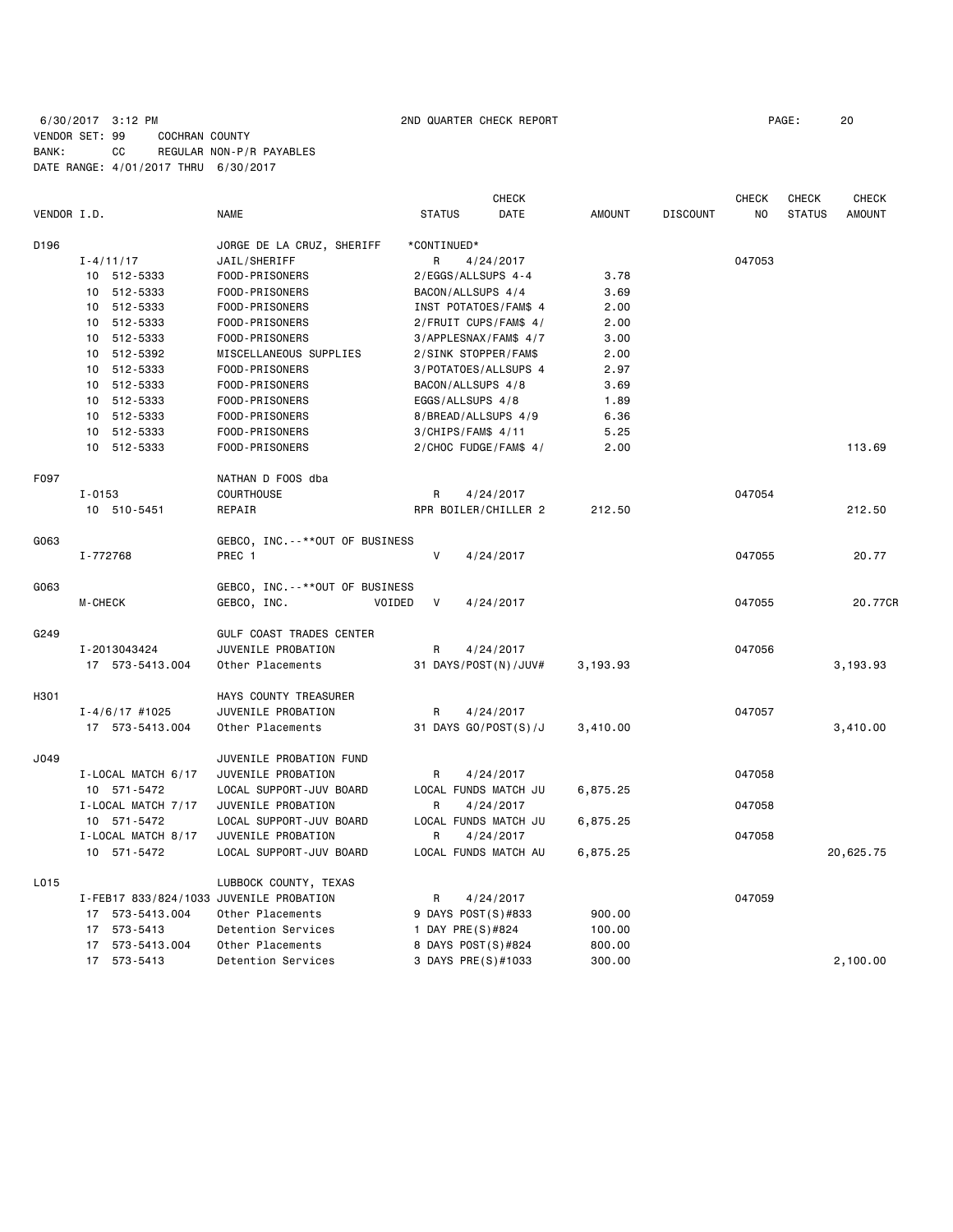6/30/2017 3:12 PM 2ND QUARTER CHECK REPORT

VENDOR SET: 99 COCHRAN COUNTY
BANK: CC REGULAR NON-P/R PAYABLES
DATE RANGE: 4/01/2017 THRU 6/30/2017

| VENDOR I.D. | NAME | STATUS | CHECK DATE | AMOUNT | DISCOUNT | CHECK NO | CHECK STATUS | CHECK AMOUNT |
|---|---|---|---|---|---|---|---|---|
| D196 | JORGE DE LA CRUZ, SHERIFF | *CONTINUED* | | | | | | |
| I-4/11/17 | JAIL/SHERIFF | R | 4/24/2017 | | | 047053 | | |
| 10 512-5333 | FOOD-PRISONERS | 2/EGGS/ALLSUPS 4-4 | | 3.78 | | | | |
| 10 512-5333 | FOOD-PRISONERS | BACON/ALLSUPS 4/4 | | 3.69 | | | | |
| 10 512-5333 | FOOD-PRISONERS | INST POTATOES/FAM$ 4 | | 2.00 | | | | |
| 10 512-5333 | FOOD-PRISONERS | 2/FRUIT CUPS/FAM$ 4/ | | 2.00 | | | | |
| 10 512-5333 | FOOD-PRISONERS | 3/APPLESNAX/FAM$ 4/7 | | 3.00 | | | | |
| 10 512-5392 | MISCELLANEOUS SUPPLIES | 2/SINK STOPPER/FAM$ | | 2.00 | | | | |
| 10 512-5333 | FOOD-PRISONERS | 3/POTATOES/ALLSUPS 4 | | 2.97 | | | | |
| 10 512-5333 | FOOD-PRISONERS | BACON/ALLSUPS 4/8 | | 3.69 | | | | |
| 10 512-5333 | FOOD-PRISONERS | EGGS/ALLSUPS 4/8 | | 1.89 | | | | |
| 10 512-5333 | FOOD-PRISONERS | 8/BREAD/ALLSUPS 4/9 | | 6.36 | | | | |
| 10 512-5333 | FOOD-PRISONERS | 3/CHIPS/FAM$ 4/11 | | 5.25 | | | | |
| 10 512-5333 | FOOD-PRISONERS | 2/CHOC FUDGE/FAM$ 4/ | | 2.00 | | | | 113.69 |
| F097 | NATHAN D FOOS dba | | | | | | | |
| I-0153 | COURTHOUSE | R | 4/24/2017 | | | 047054 | | |
| 10 510-5451 | REPAIR | RPR BOILER/CHILLER 2 | | 212.50 | | | | 212.50 |
| G063 | GEBCO, INC.--**OUT OF BUSINESS | | | | | | | |
| I-772768 | PREC 1 | V | 4/24/2017 | | | 047055 | | 20.77 |
| G063 | GEBCO, INC.--**OUT OF BUSINESS | | | | | | | |
| M-CHECK | GEBCO, INC. VOIDED | V | 4/24/2017 | | | 047055 | | 20.77CR |
| G249 | GULF COAST TRADES CENTER | | | | | | | |
| I-2013043424 | JUVENILE PROBATION | R | 4/24/2017 | | | 047056 | | |
| 17 573-5413.004 | Other Placements | 31 DAYS/POST(N)/JUV# | | 3,193.93 | | | | 3,193.93 |
| H301 | HAYS COUNTY TREASURER | | | | | | | |
| I-4/6/17 #1025 | JUVENILE PROBATION | R | 4/24/2017 | | | 047057 | | |
| 17 573-5413.004 | Other Placements | 31 DAYS GO/POST(S)/J | | 3,410.00 | | | | 3,410.00 |
| J049 | JUVENILE PROBATION FUND | | | | | | | |
| I-LOCAL MATCH 6/17 | JUVENILE PROBATION | R | 4/24/2017 | | | 047058 | | |
| 10 571-5472 | LOCAL SUPPORT-JUV BOARD | LOCAL FUNDS MATCH JU | | 6,875.25 | | | | |
| I-LOCAL MATCH 7/17 | JUVENILE PROBATION | R | 4/24/2017 | | | 047058 | | |
| 10 571-5472 | LOCAL SUPPORT-JUV BOARD | LOCAL FUNDS MATCH JU | | 6,875.25 | | | | |
| I-LOCAL MATCH 8/17 | JUVENILE PROBATION | R | 4/24/2017 | | | 047058 | | |
| 10 571-5472 | LOCAL SUPPORT-JUV BOARD | LOCAL FUNDS MATCH AU | | 6,875.25 | | | | 20,625.75 |
| L015 | LUBBOCK COUNTY, TEXAS | | | | | | | |
| I-FEB17 833/824/1033 | JUVENILE PROBATION | R | 4/24/2017 | | | 047059 | | |
| 17 573-5413.004 | Other Placements | 9 DAYS POST(S)#833 | | 900.00 | | | | |
| 17 573-5413 | Detention Services | 1 DAY PRE(S)#824 | | 100.00 | | | | |
| 17 573-5413.004 | Other Placements | 8 DAYS POST(S)#824 | | 800.00 | | | | |
| 17 573-5413 | Detention Services | 3 DAYS PRE(S)#1033 | | 300.00 | | | | 2,100.00 |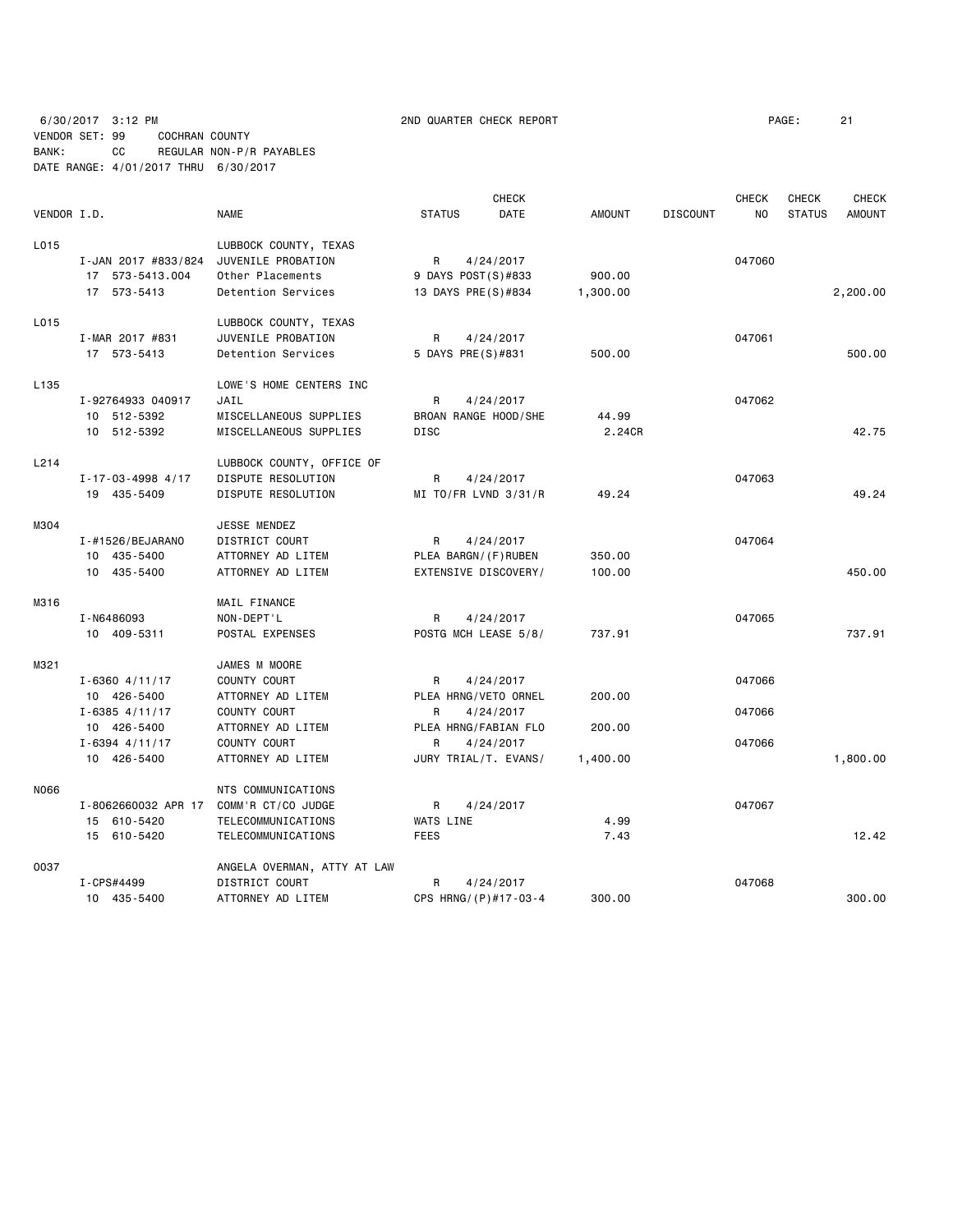6/30/2017 3:12 PM 2ND QUARTER CHECK REPORT

VENDOR SET: 99 COCHRAN COUNTY
BANK: CC REGULAR NON-P/R PAYABLES
DATE RANGE: 4/01/2017 THRU 6/30/2017

| VENDOR I.D. | | NAME | STATUS | CHECK DATE | AMOUNT | DISCOUNT | CHECK NO | CHECK STATUS | CHECK AMOUNT |
|---|---|---|---|---|---|---|---|---|---|
| L015 | | LUBBOCK COUNTY, TEXAS | | | | | | | |
| | I-JAN 2017 #833/824 | JUVENILE PROBATION | R | 4/24/2017 | | | 047060 | | |
| | 17 573-5413.004 | Other Placements | 9 DAYS POST(S)#833 | | 900.00 | | | | |
| | 17 573-5413 | Detention Services | 13 DAYS PRE(S)#834 | | 1,300.00 | | | | 2,200.00 |
| L015 | | LUBBOCK COUNTY, TEXAS | | | | | | | |
| | I-MAR 2017 #831 | JUVENILE PROBATION | R | 4/24/2017 | | | 047061 | | |
| | 17 573-5413 | Detention Services | 5 DAYS PRE(S)#831 | | 500.00 | | | | 500.00 |
| L135 | | LOWE'S HOME CENTERS INC | | | | | | | |
| | I-92764933 040917 | JAIL | R | 4/24/2017 | | | 047062 | | |
| | 10 512-5392 | MISCELLANEOUS SUPPLIES | BROAN RANGE HOOD/SHE | | 44.99 | | | | |
| | 10 512-5392 | MISCELLANEOUS SUPPLIES | DISC | | 2.24CR | | | | 42.75 |
| L214 | | LUBBOCK COUNTY, OFFICE OF | | | | | | | |
| | I-17-03-4998 4/17 | DISPUTE RESOLUTION | R | 4/24/2017 | | | 047063 | | |
| | 19 435-5409 | DISPUTE RESOLUTION | MI TO/FR LVND 3/31/R | | 49.24 | | | | 49.24 |
| M304 | | JESSE MENDEZ | | | | | | | |
| | I-#1526/BEJARANO | DISTRICT COURT | R | 4/24/2017 | | | 047064 | | |
| | 10 435-5400 | ATTORNEY AD LITEM | PLEA BARGN/(F)RUBEN | | 350.00 | | | | |
| | 10 435-5400 | ATTORNEY AD LITEM | EXTENSIVE DISCOVERY/ | | 100.00 | | | | 450.00 |
| M316 | | MAIL FINANCE | | | | | | | |
| | I-N6486093 | NON-DEPT'L | R | 4/24/2017 | | | 047065 | | |
| | 10 409-5311 | POSTAL EXPENSES | POSTG MCH LEASE 5/8/ | | 737.91 | | | | 737.91 |
| M321 | | JAMES M MOORE | | | | | | | |
| | I-6360 4/11/17 | COUNTY COURT | R | 4/24/2017 | | | 047066 | | |
| | 10 426-5400 | ATTORNEY AD LITEM | PLEA HRNG/VETO ORNEL | | 200.00 | | | | |
| | I-6385 4/11/17 | COUNTY COURT | R | 4/24/2017 | | | 047066 | | |
| | 10 426-5400 | ATTORNEY AD LITEM | PLEA HRNG/FABIAN FLO | | 200.00 | | | | |
| | I-6394 4/11/17 | COUNTY COURT | R | 4/24/2017 | | | 047066 | | |
| | 10 426-5400 | ATTORNEY AD LITEM | JURY TRIAL/T. EVANS/ | | 1,400.00 | | | | 1,800.00 |
| N066 | | NTS COMMUNICATIONS | | | | | | | |
| | I-8062660032 APR 17 | COMM'R CT/CO JUDGE | R | 4/24/2017 | | | 047067 | | |
| | 15 610-5420 | TELECOMMUNICATIONS | WATS LINE | | 4.99 | | | | |
| | 15 610-5420 | TELECOMMUNICATIONS | FEES | | 7.43 | | | | 12.42 |
| O037 | | ANGELA OVERMAN, ATTY AT LAW | | | | | | | |
| | I-CPS#4499 | DISTRICT COURT | R | 4/24/2017 | | | 047068 | | |
| | 10 435-5400 | ATTORNEY AD LITEM | CPS HRNG/(P)#17-03-4 | | 300.00 | | | | 300.00 |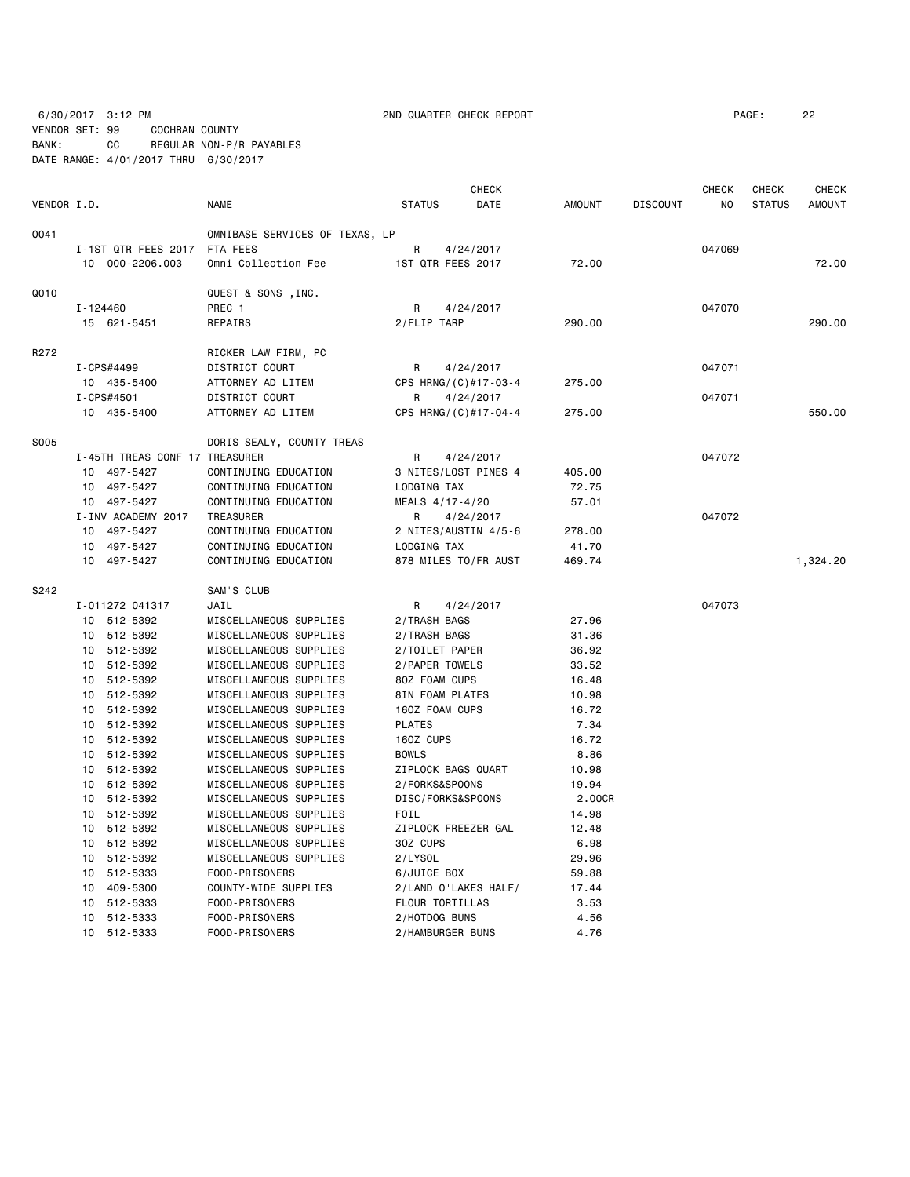6/30/2017 3:12 PM 2ND QUARTER CHECK REPORT

VENDOR SET: 99 COCHRAN COUNTY
BANK: CC REGULAR NON-P/R PAYABLES
DATE RANGE: 4/01/2017 THRU 6/30/2017

| VENDOR I.D. | NAME | STATUS | CHECK DATE | AMOUNT | DISCOUNT | CHECK NO | CHECK STATUS | CHECK AMOUNT |
|---|---|---|---|---|---|---|---|---|
| O041 | OMNIBASE SERVICES OF TEXAS, LP | | | | | | | |
| I-1ST QTR FEES 2017 | FTA FEES | R | 4/24/2017 | | | 047069 | | |
| 10 000-2206.003 | Omni Collection Fee | 1ST QTR FEES 2017 | | 72.00 | | | | 72.00 |
| Q010 | QUEST & SONS ,INC. | | | | | | | |
| I-124460 | PREC 1 | R | 4/24/2017 | | | 047070 | | |
| 15 621-5451 | REPAIRS | 2/FLIP TARP | | 290.00 | | | | 290.00 |
| R272 | RICKER LAW FIRM, PC | | | | | | | |
| I-CPS#4499 | DISTRICT COURT | R | 4/24/2017 | | | 047071 | | |
| 10 435-5400 | ATTORNEY AD LITEM | CPS HRNG/(C)#17-03-4 | | 275.00 | | | | |
| I-CPS#4501 | DISTRICT COURT | R | 4/24/2017 | | | 047071 | | |
| 10 435-5400 | ATTORNEY AD LITEM | CPS HRNG/(C)#17-04-4 | | 275.00 | | | | 550.00 |
| S005 | DORIS SEALY, COUNTY TREAS | | | | | | | |
| I-45TH TREAS CONF 17 | TREASURER | R | 4/24/2017 | | | 047072 | | |
| 10 497-5427 | CONTINUING EDUCATION | 3 NITES/LOST PINES 4 | | 405.00 | | | | |
| 10 497-5427 | CONTINUING EDUCATION | LODGING TAX | | 72.75 | | | | |
| 10 497-5427 | CONTINUING EDUCATION | MEALS 4/17-4/20 | | 57.01 | | | | |
| I-INV ACADEMY 2017 | TREASURER | R | 4/24/2017 | | | 047072 | | |
| 10 497-5427 | CONTINUING EDUCATION | 2 NITES/AUSTIN 4/5-6 | | 278.00 | | | | |
| 10 497-5427 | CONTINUING EDUCATION | LODGING TAX | | 41.70 | | | | |
| 10 497-5427 | CONTINUING EDUCATION | 878 MILES TO/FR AUST | | 469.74 | | | | 1,324.20 |
| S242 | SAM'S CLUB | | | | | | | |
| I-011272 041317 | JAIL | R | 4/24/2017 | | | 047073 | | |
| 10 512-5392 | MISCELLANEOUS SUPPLIES | 2/TRASH BAGS | | 27.96 | | | | |
| 10 512-5392 | MISCELLANEOUS SUPPLIES | 2/TRASH BAGS | | 31.36 | | | | |
| 10 512-5392 | MISCELLANEOUS SUPPLIES | 2/TOILET PAPER | | 36.92 | | | | |
| 10 512-5392 | MISCELLANEOUS SUPPLIES | 2/PAPER TOWELS | | 33.52 | | | | |
| 10 512-5392 | MISCELLANEOUS SUPPLIES | 8OZ FOAM CUPS | | 16.48 | | | | |
| 10 512-5392 | MISCELLANEOUS SUPPLIES | 8IN FOAM PLATES | | 10.98 | | | | |
| 10 512-5392 | MISCELLANEOUS SUPPLIES | 16OZ FOAM CUPS | | 16.72 | | | | |
| 10 512-5392 | MISCELLANEOUS SUPPLIES | PLATES | | 7.34 | | | | |
| 10 512-5392 | MISCELLANEOUS SUPPLIES | 16OZ CUPS | | 16.72 | | | | |
| 10 512-5392 | MISCELLANEOUS SUPPLIES | BOWLS | | 8.86 | | | | |
| 10 512-5392 | MISCELLANEOUS SUPPLIES | ZIPLOCK BAGS QUART | | 10.98 | | | | |
| 10 512-5392 | MISCELLANEOUS SUPPLIES | 2/FORKS&SPOONS | | 19.94 | | | | |
| 10 512-5392 | MISCELLANEOUS SUPPLIES | DISC/FORKS&SPOONS | | 2.00CR | | | | |
| 10 512-5392 | MISCELLANEOUS SUPPLIES | FOIL | | 14.98 | | | | |
| 10 512-5392 | MISCELLANEOUS SUPPLIES | ZIPLOCK FREEZER GAL | | 12.48 | | | | |
| 10 512-5392 | MISCELLANEOUS SUPPLIES | 3OZ CUPS | | 6.98 | | | | |
| 10 512-5392 | MISCELLANEOUS SUPPLIES | 2/LYSOL | | 29.96 | | | | |
| 10 512-5333 | FOOD-PRISONERS | 6/JUICE BOX | | 59.88 | | | | |
| 10 409-5300 | COUNTY-WIDE SUPPLIES | 2/LAND O'LAKES HALF/ | | 17.44 | | | | |
| 10 512-5333 | FOOD-PRISONERS | FLOUR TORTILLAS | | 3.53 | | | | |
| 10 512-5333 | FOOD-PRISONERS | 2/HOTDOG BUNS | | 4.56 | | | | |
| 10 512-5333 | FOOD-PRISONERS | 2/HAMBURGER BUNS | | 4.76 | | | | |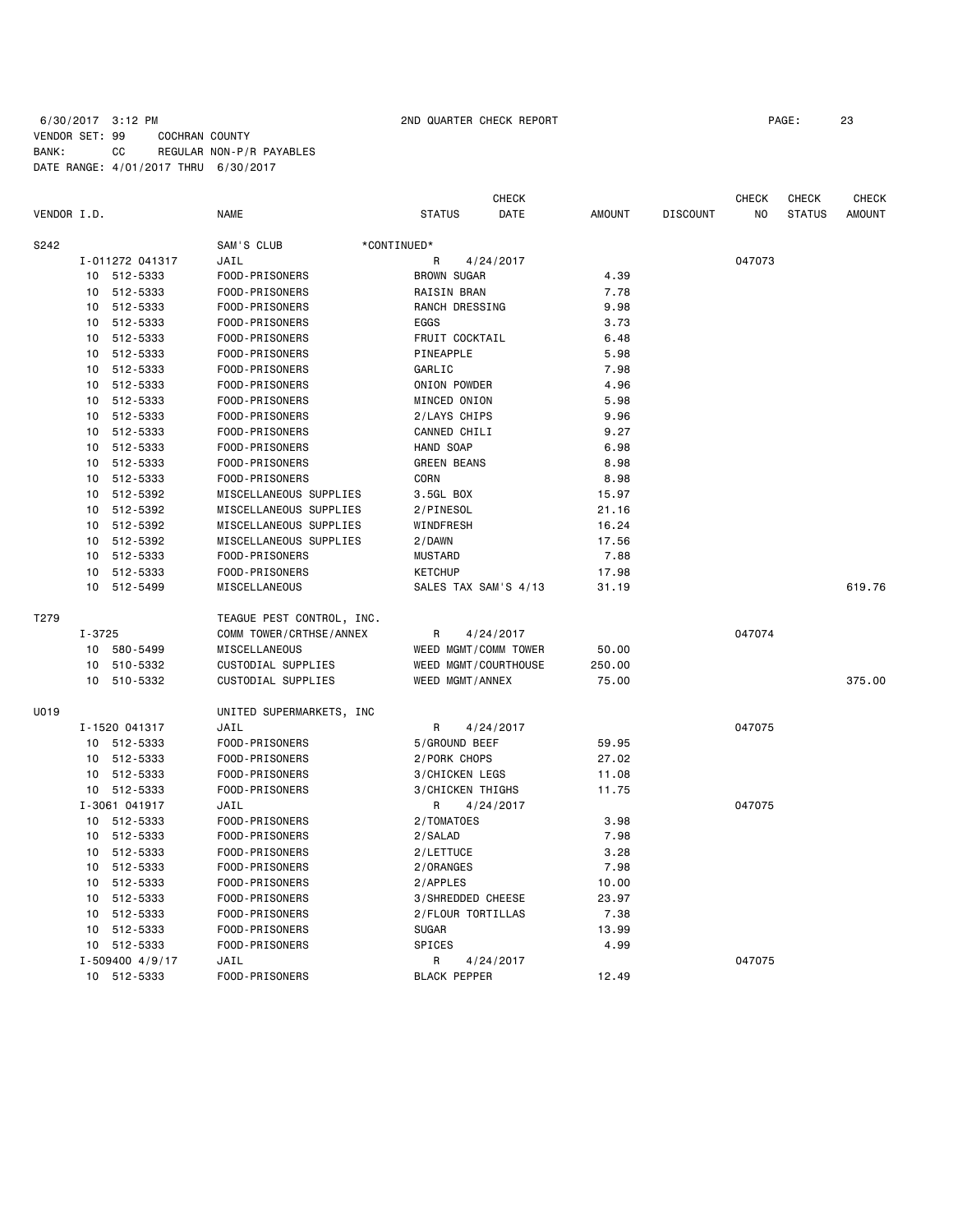6/30/2017 3:12 PM 2ND QUARTER CHECK REPORT
VENDOR SET: 99 COCHRAN COUNTY
BANK: CC REGULAR NON-P/R PAYABLES
DATE RANGE: 4/01/2017 THRU 6/30/2017

| VENDOR I.D. | | NAME | STATUS | CHECK DATE | AMOUNT | DISCOUNT | CHECK NO | CHECK STATUS | CHECK AMOUNT |
|---|---|---|---|---|---|---|---|---|---|
| S242 | | SAM'S CLUB *CONTINUED* | | | | | | | |
| | I-011272 041317 | JAIL | R | 4/24/2017 | | | 047073 | | |
| | 10 512-5333 | FOOD-PRISONERS | BROWN SUGAR | | 4.39 | | | | |
| | 10 512-5333 | FOOD-PRISONERS | RAISIN BRAN | | 7.78 | | | | |
| | 10 512-5333 | FOOD-PRISONERS | RANCH DRESSING | | 9.98 | | | | |
| | 10 512-5333 | FOOD-PRISONERS | EGGS | | 3.73 | | | | |
| | 10 512-5333 | FOOD-PRISONERS | FRUIT COCKTAIL | | 6.48 | | | | |
| | 10 512-5333 | FOOD-PRISONERS | PINEAPPLE | | 5.98 | | | | |
| | 10 512-5333 | FOOD-PRISONERS | GARLIC | | 7.98 | | | | |
| | 10 512-5333 | FOOD-PRISONERS | ONION POWDER | | 4.96 | | | | |
| | 10 512-5333 | FOOD-PRISONERS | MINCED ONION | | 5.98 | | | | |
| | 10 512-5333 | FOOD-PRISONERS | 2/LAYS CHIPS | | 9.96 | | | | |
| | 10 512-5333 | FOOD-PRISONERS | CANNED CHILI | | 9.27 | | | | |
| | 10 512-5333 | FOOD-PRISONERS | HAND SOAP | | 6.98 | | | | |
| | 10 512-5333 | FOOD-PRISONERS | GREEN BEANS | | 8.98 | | | | |
| | 10 512-5333 | FOOD-PRISONERS | CORN | | 8.98 | | | | |
| | 10 512-5392 | MISCELLANEOUS SUPPLIES | 3.5GL BOX | | 15.97 | | | | |
| | 10 512-5392 | MISCELLANEOUS SUPPLIES | 2/PINESOL | | 21.16 | | | | |
| | 10 512-5392 | MISCELLANEOUS SUPPLIES | WINDFRESH | | 16.24 | | | | |
| | 10 512-5392 | MISCELLANEOUS SUPPLIES | 2/DAWN | | 17.56 | | | | |
| | 10 512-5333 | FOOD-PRISONERS | MUSTARD | | 7.88 | | | | |
| | 10 512-5333 | FOOD-PRISONERS | KETCHUP | | 17.98 | | | | |
| | 10 512-5499 | MISCELLANEOUS | SALES TAX SAM'S 4/13 | | 31.19 | | | | 619.76 |
| T279 | | TEAGUE PEST CONTROL, INC. | | | | | | | |
| | I-3725 | COMM TOWER/CRTHSE/ANNEX | R | 4/24/2017 | | | 047074 | | |
| | 10 580-5499 | MISCELLANEOUS | WEED MGMT/COMM TOWER | | 50.00 | | | | |
| | 10 510-5332 | CUSTODIAL SUPPLIES | WEED MGMT/COURTHOUSE | | 250.00 | | | | |
| | 10 510-5332 | CUSTODIAL SUPPLIES | WEED MGMT/ANNEX | | 75.00 | | | | 375.00 |
| U019 | | UNITED SUPERMARKETS, INC | | | | | | | |
| | I-1520 041317 | JAIL | R | 4/24/2017 | | | 047075 | | |
| | 10 512-5333 | FOOD-PRISONERS | 5/GROUND BEEF | | 59.95 | | | | |
| | 10 512-5333 | FOOD-PRISONERS | 2/PORK CHOPS | | 27.02 | | | | |
| | 10 512-5333 | FOOD-PRISONERS | 3/CHICKEN LEGS | | 11.08 | | | | |
| | 10 512-5333 | FOOD-PRISONERS | 3/CHICKEN THIGHS | | 11.75 | | | | |
| | I-3061 041917 | JAIL | R | 4/24/2017 | | | 047075 | | |
| | 10 512-5333 | FOOD-PRISONERS | 2/TOMATOES | | 3.98 | | | | |
| | 10 512-5333 | FOOD-PRISONERS | 2/SALAD | | 7.98 | | | | |
| | 10 512-5333 | FOOD-PRISONERS | 2/LETTUCE | | 3.28 | | | | |
| | 10 512-5333 | FOOD-PRISONERS | 2/ORANGES | | 7.98 | | | | |
| | 10 512-5333 | FOOD-PRISONERS | 2/APPLES | | 10.00 | | | | |
| | 10 512-5333 | FOOD-PRISONERS | 3/SHREDDED CHEESE | | 23.97 | | | | |
| | 10 512-5333 | FOOD-PRISONERS | 2/FLOUR TORTILLAS | | 7.38 | | | | |
| | 10 512-5333 | FOOD-PRISONERS | SUGAR | | 13.99 | | | | |
| | 10 512-5333 | FOOD-PRISONERS | SPICES | | 4.99 | | | | |
| | I-509400 4/9/17 | JAIL | R | 4/24/2017 | | | 047075 | | |
| | 10 512-5333 | FOOD-PRISONERS | BLACK PEPPER | | 12.49 | | | | |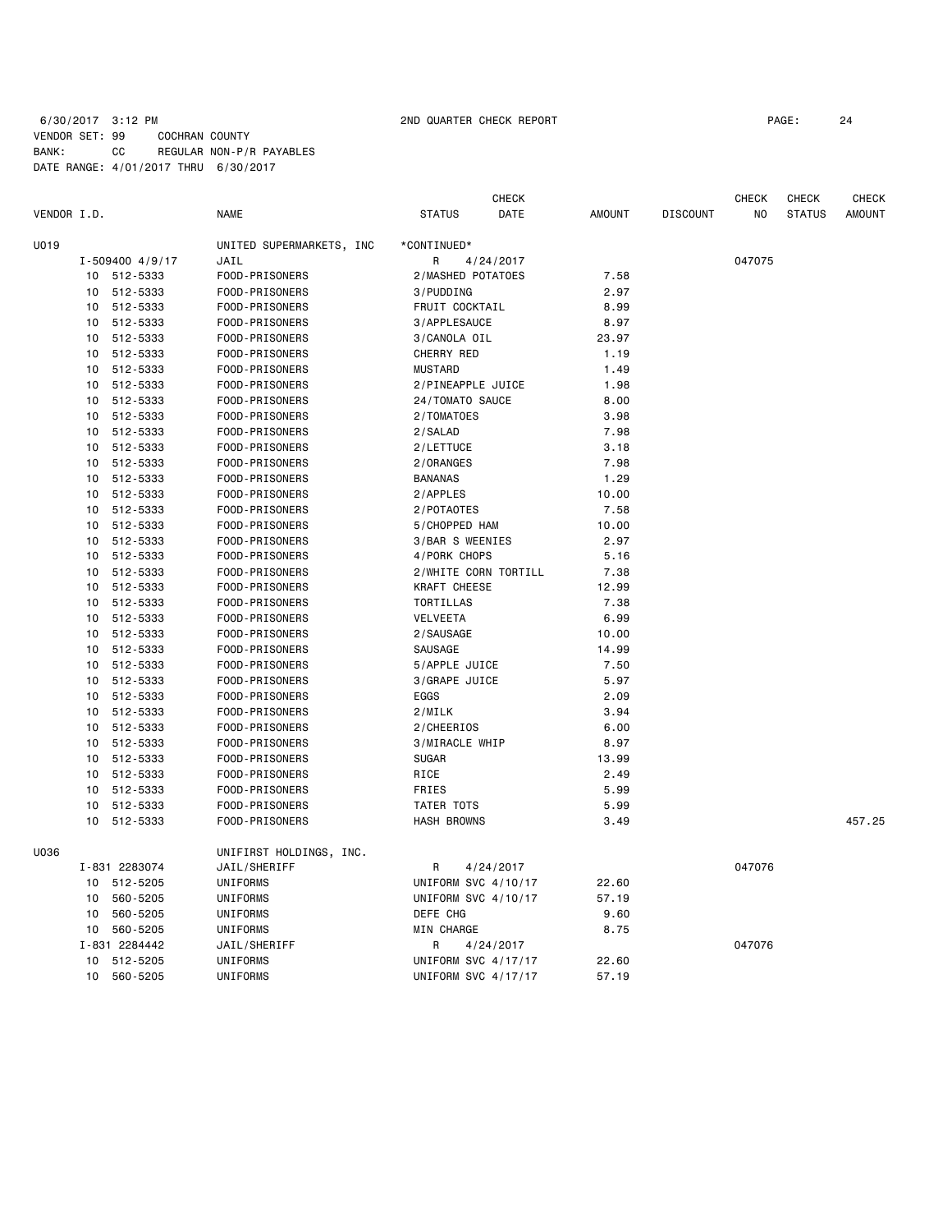6/30/2017 3:12 PM 2ND QUARTER CHECK REPORT

VENDOR SET: 99 COCHRAN COUNTY
BANK: CC REGULAR NON-P/R PAYABLES
DATE RANGE: 4/01/2017 THRU 6/30/2017

| VENDOR I.D. | | NAME | STATUS | CHECK DATE | AMOUNT | DISCOUNT | CHECK NO | CHECK STATUS | CHECK AMOUNT |
|---|---|---|---|---|---|---|---|---|---|
| U019 | | UNITED SUPERMARKETS, INC | *CONTINUED* | | | | | | |
| | I-509400 4/9/17 | JAIL | R | 4/24/2017 | | | 047075 | | |
| | 10 512-5333 | FOOD-PRISONERS | 2/MASHED POTATOES | | 7.58 | | | | |
| | 10 512-5333 | FOOD-PRISONERS | 3/PUDDING | | 2.97 | | | | |
| | 10 512-5333 | FOOD-PRISONERS | FRUIT COCKTAIL | | 8.99 | | | | |
| | 10 512-5333 | FOOD-PRISONERS | 3/APPLESAUCE | | 8.97 | | | | |
| | 10 512-5333 | FOOD-PRISONERS | 3/CANOLA OIL | | 23.97 | | | | |
| | 10 512-5333 | FOOD-PRISONERS | CHERRY RED | | 1.19 | | | | |
| | 10 512-5333 | FOOD-PRISONERS | MUSTARD | | 1.49 | | | | |
| | 10 512-5333 | FOOD-PRISONERS | 2/PINEAPPLE JUICE | | 1.98 | | | | |
| | 10 512-5333 | FOOD-PRISONERS | 24/TOMATO SAUCE | | 8.00 | | | | |
| | 10 512-5333 | FOOD-PRISONERS | 2/TOMATOES | | 3.98 | | | | |
| | 10 512-5333 | FOOD-PRISONERS | 2/SALAD | | 7.98 | | | | |
| | 10 512-5333 | FOOD-PRISONERS | 2/LETTUCE | | 3.18 | | | | |
| | 10 512-5333 | FOOD-PRISONERS | 2/ORANGES | | 7.98 | | | | |
| | 10 512-5333 | FOOD-PRISONERS | BANANAS | | 1.29 | | | | |
| | 10 512-5333 | FOOD-PRISONERS | 2/APPLES | | 10.00 | | | | |
| | 10 512-5333 | FOOD-PRISONERS | 2/POTAOTES | | 7.58 | | | | |
| | 10 512-5333 | FOOD-PRISONERS | 5/CHOPPED HAM | | 10.00 | | | | |
| | 10 512-5333 | FOOD-PRISONERS | 3/BAR S WEENIES | | 2.97 | | | | |
| | 10 512-5333 | FOOD-PRISONERS | 4/PORK CHOPS | | 5.16 | | | | |
| | 10 512-5333 | FOOD-PRISONERS | 2/WHITE CORN TORTILL | | 7.38 | | | | |
| | 10 512-5333 | FOOD-PRISONERS | KRAFT CHEESE | | 12.99 | | | | |
| | 10 512-5333 | FOOD-PRISONERS | TORTILLAS | | 7.38 | | | | |
| | 10 512-5333 | FOOD-PRISONERS | VELVEETA | | 6.99 | | | | |
| | 10 512-5333 | FOOD-PRISONERS | 2/SAUSAGE | | 10.00 | | | | |
| | 10 512-5333 | FOOD-PRISONERS | SAUSAGE | | 14.99 | | | | |
| | 10 512-5333 | FOOD-PRISONERS | 5/APPLE JUICE | | 7.50 | | | | |
| | 10 512-5333 | FOOD-PRISONERS | 3/GRAPE JUICE | | 5.97 | | | | |
| | 10 512-5333 | FOOD-PRISONERS | EGGS | | 2.09 | | | | |
| | 10 512-5333 | FOOD-PRISONERS | 2/MILK | | 3.94 | | | | |
| | 10 512-5333 | FOOD-PRISONERS | 2/CHEERIOS | | 6.00 | | | | |
| | 10 512-5333 | FOOD-PRISONERS | 3/MIRACLE WHIP | | 8.97 | | | | |
| | 10 512-5333 | FOOD-PRISONERS | SUGAR | | 13.99 | | | | |
| | 10 512-5333 | FOOD-PRISONERS | RICE | | 2.49 | | | | |
| | 10 512-5333 | FOOD-PRISONERS | FRIES | | 5.99 | | | | |
| | 10 512-5333 | FOOD-PRISONERS | TATER TOTS | | 5.99 | | | | |
| | 10 512-5333 | FOOD-PRISONERS | HASH BROWNS | | 3.49 | | | | 457.25 |
| U036 | | UNIFIRST HOLDINGS, INC. | | | | | | | |
| | I-831 2283074 | JAIL/SHERIFF | R | 4/24/2017 | | | 047076 | | |
| | 10 512-5205 | UNIFORMS | UNIFORM SVC 4/10/17 | | 22.60 | | | | |
| | 10 560-5205 | UNIFORMS | UNIFORM SVC 4/10/17 | | 57.19 | | | | |
| | 10 560-5205 | UNIFORMS | DEFE CHG | | 9.60 | | | | |
| | 10 560-5205 | UNIFORMS | MIN CHARGE | | 8.75 | | | | |
| | I-831 2284442 | JAIL/SHERIFF | R | 4/24/2017 | | | 047076 | | |
| | 10 512-5205 | UNIFORMS | UNIFORM SVC 4/17/17 | | 22.60 | | | | |
| | 10 560-5205 | UNIFORMS | UNIFORM SVC 4/17/17 | | 57.19 | | | | |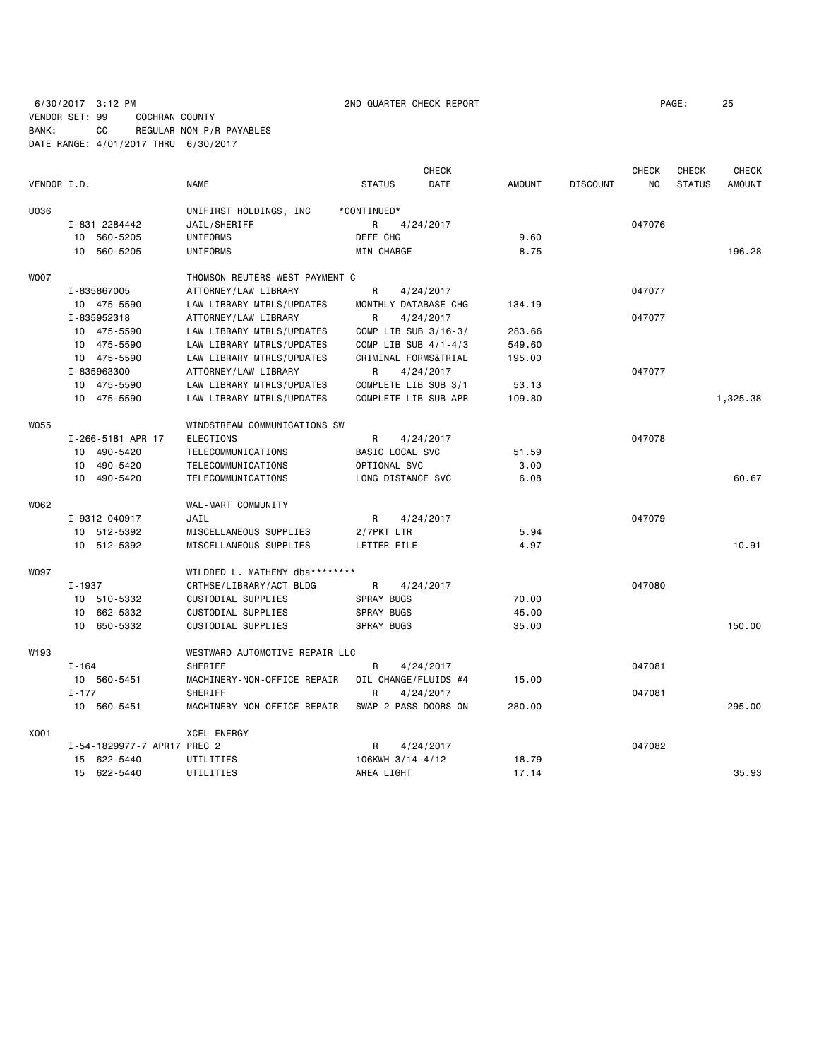6/30/2017 3:12 PM 2ND QUARTER CHECK REPORT

VENDOR SET: 99 COCHRAN COUNTY
BANK: CC REGULAR NON-P/R PAYABLES
DATE RANGE: 4/01/2017 THRU 6/30/2017

| VENDOR I.D. | NAME | STATUS | CHECK DATE | AMOUNT | DISCOUNT | CHECK NO | CHECK STATUS | CHECK AMOUNT |
|---|---|---|---|---|---|---|---|---|
| U036 | UNIFIRST HOLDINGS, INC | *CONTINUED* | | | | | | |
| I-831 2284442 | JAIL/SHERIFF | R | 4/24/2017 | | | 047076 | | |
| 10 560-5205 | UNIFORMS | DEFE CHG | | 9.60 | | | | |
| 10 560-5205 | UNIFORMS | MIN CHARGE | | 8.75 | | | | 196.28 |
| W007 | THOMSON REUTERS-WEST PAYMENT C | | | | | | | |
| I-835867005 | ATTORNEY/LAW LIBRARY | R | 4/24/2017 | | | 047077 | | |
| 10 475-5590 | LAW LIBRARY MTRLS/UPDATES | MONTHLY DATABASE CHG | | 134.19 | | | | |
| I-835952318 | ATTORNEY/LAW LIBRARY | R | 4/24/2017 | | | 047077 | | |
| 10 475-5590 | LAW LIBRARY MTRLS/UPDATES | COMP LIB SUB 3/16-3/ | | 283.66 | | | | |
| 10 475-5590 | LAW LIBRARY MTRLS/UPDATES | COMP LIB SUB 4/1-4/3 | | 549.60 | | | | |
| 10 475-5590 | LAW LIBRARY MTRLS/UPDATES | CRIMINAL FORMS&TRIAL | | 195.00 | | | | |
| I-835963300 | ATTORNEY/LAW LIBRARY | R | 4/24/2017 | | | 047077 | | |
| 10 475-5590 | LAW LIBRARY MTRLS/UPDATES | COMPLETE LIB SUB 3/1 | | 53.13 | | | | |
| 10 475-5590 | LAW LIBRARY MTRLS/UPDATES | COMPLETE LIB SUB APR | | 109.80 | | | | 1,325.38 |
| W055 | WINDSTREAM COMMUNICATIONS SW | | | | | | | |
| I-266-5181 APR 17 | ELECTIONS | R | 4/24/2017 | | | 047078 | | |
| 10 490-5420 | TELECOMMUNICATIONS | BASIC LOCAL SVC | | 51.59 | | | | |
| 10 490-5420 | TELECOMMUNICATIONS | OPTIONAL SVC | | 3.00 | | | | |
| 10 490-5420 | TELECOMMUNICATIONS | LONG DISTANCE SVC | | 6.08 | | | | 60.67 |
| W062 | WAL-MART COMMUNITY | | | | | | | |
| I-9312 040917 | JAIL | R | 4/24/2017 | | | 047079 | | |
| 10 512-5392 | MISCELLANEOUS SUPPLIES | 2/7PKT LTR | | 5.94 | | | | |
| 10 512-5392 | MISCELLANEOUS SUPPLIES | LETTER FILE | | 4.97 | | | | 10.91 |
| W097 | WILDRED L. MATHENY dba******** | | | | | | | |
| I-1937 | CRTHSE/LIBRARY/ACT BLDG | R | 4/24/2017 | | | 047080 | | |
| 10 510-5332 | CUSTODIAL SUPPLIES | SPRAY BUGS | | 70.00 | | | | |
| 10 662-5332 | CUSTODIAL SUPPLIES | SPRAY BUGS | | 45.00 | | | | |
| 10 650-5332 | CUSTODIAL SUPPLIES | SPRAY BUGS | | 35.00 | | | | 150.00 |
| W193 | WESTWARD AUTOMOTIVE REPAIR LLC | | | | | | | |
| I-164 | SHERIFF | R | 4/24/2017 | | | 047081 | | |
| 10 560-5451 | MACHINERY-NON-OFFICE REPAIR | OIL CHANGE/FLUIDS #4 | | 15.00 | | | | |
| I-177 | SHERIFF | R | 4/24/2017 | | | 047081 | | |
| 10 560-5451 | MACHINERY-NON-OFFICE REPAIR | SWAP 2 PASS DOORS ON | | 280.00 | | | | 295.00 |
| X001 | XCEL ENERGY | | | | | | | |
| I-54-1829977-7 APR17 | PREC 2 | R | 4/24/2017 | | | 047082 | | |
| 15 622-5440 | UTILITIES | 106KWH 3/14-4/12 | | 18.79 | | | | |
| 15 622-5440 | UTILITIES | AREA LIGHT | | 17.14 | | | | 35.93 |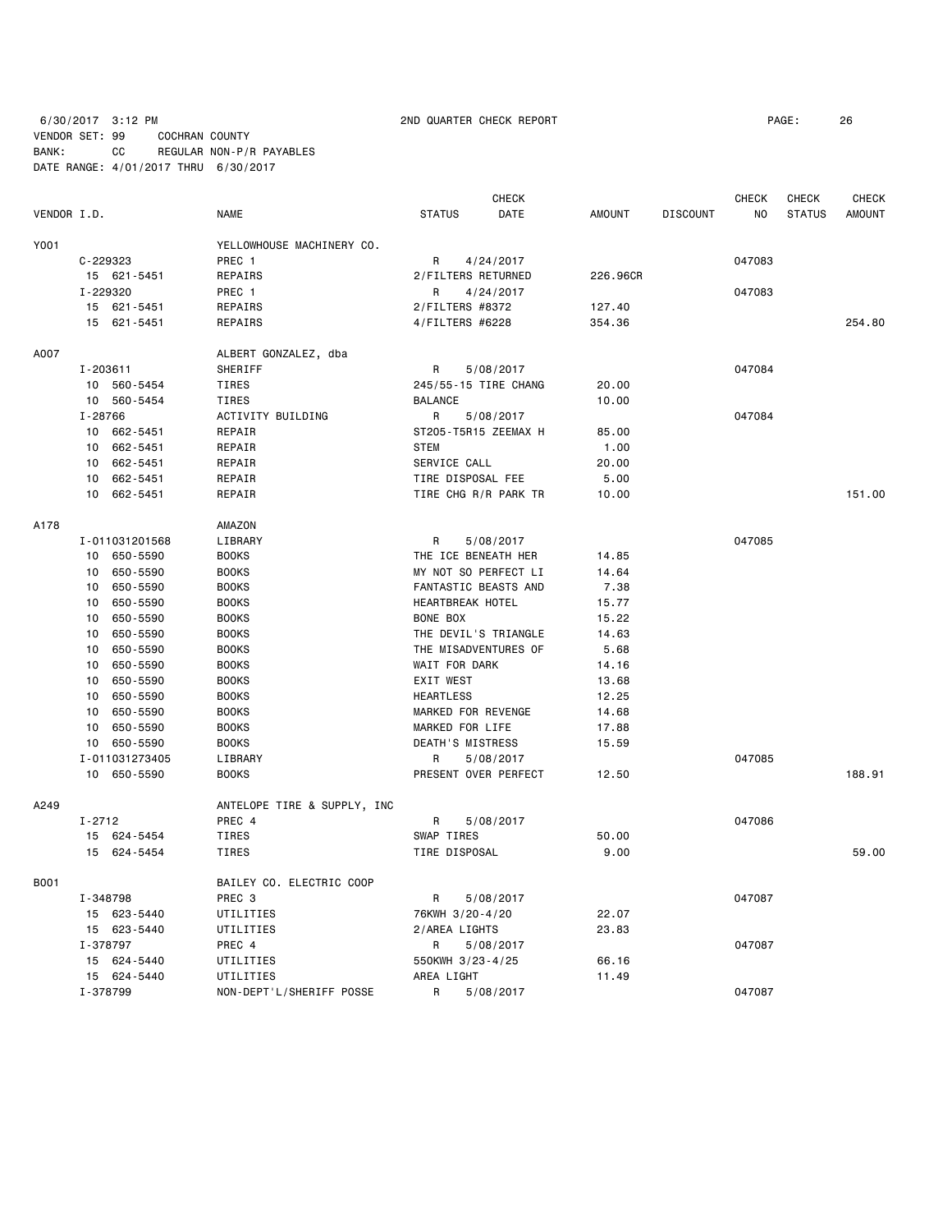6/30/2017 3:12 PM 2ND QUARTER CHECK REPORT PAGE: 26
VENDOR SET: 99 COCHRAN COUNTY
BANK: CC REGULAR NON-P/R PAYABLES
DATE RANGE: 4/01/2017 THRU 6/30/2017

| VENDOR I.D. | NAME | STATUS | CHECK DATE | AMOUNT | DISCOUNT | CHECK NO | CHECK STATUS | CHECK AMOUNT |
|---|---|---|---|---|---|---|---|---|
| Y001 | YELLOWHOUSE MACHINERY CO. | | | | | | | |
| C-229323 | PREC 1 | R | 4/24/2017 | | | 047083 | | |
| 15 621-5451 | REPAIRS | 2/FILTERS RETURNED | | 226.96CR | | | | |
| I-229320 | PREC 1 | R | 4/24/2017 | | | 047083 | | |
| 15 621-5451 | REPAIRS | 2/FILTERS #8372 | | 127.40 | | | | |
| 15 621-5451 | REPAIRS | 4/FILTERS #6228 | | 354.36 | | | | 254.80 |
| A007 | ALBERT GONZALEZ, dba | | | | | | | |
| I-203611 | SHERIFF | R | 5/08/2017 | | | 047084 | | |
| 10 560-5454 | TIRES | 245/55-15 TIRE CHANG | | 20.00 | | | | |
| 10 560-5454 | TIRES | BALANCE | | 10.00 | | | | |
| I-28766 | ACTIVITY BUILDING | R | 5/08/2017 | | | 047084 | | |
| 10 662-5451 | REPAIR | ST205-T5R15 ZEEMAX H | | 85.00 | | | | |
| 10 662-5451 | REPAIR | STEM | | 1.00 | | | | |
| 10 662-5451 | REPAIR | SERVICE CALL | | 20.00 | | | | |
| 10 662-5451 | REPAIR | TIRE DISPOSAL FEE | | 5.00 | | | | |
| 10 662-5451 | REPAIR | TIRE CHG R/R PARK TR | | 10.00 | | | | 151.00 |
| A178 | AMAZON | | | | | | | |
| I-011031201568 | LIBRARY | R | 5/08/2017 | | | 047085 | | |
| 10 650-5590 | BOOKS | THE ICE BENEATH HER | | 14.85 | | | | |
| 10 650-5590 | BOOKS | MY NOT SO PERFECT LI | | 14.64 | | | | |
| 10 650-5590 | BOOKS | FANTASTIC BEASTS AND | | 7.38 | | | | |
| 10 650-5590 | BOOKS | HEARTBREAK HOTEL | | 15.77 | | | | |
| 10 650-5590 | BOOKS | BONE BOX | | 15.22 | | | | |
| 10 650-5590 | BOOKS | THE DEVIL'S TRIANGLE | | 14.63 | | | | |
| 10 650-5590 | BOOKS | THE MISADVENTURES OF | | 5.68 | | | | |
| 10 650-5590 | BOOKS | WAIT FOR DARK | | 14.16 | | | | |
| 10 650-5590 | BOOKS | EXIT WEST | | 13.68 | | | | |
| 10 650-5590 | BOOKS | HEARTLESS | | 12.25 | | | | |
| 10 650-5590 | BOOKS | MARKED FOR REVENGE | | 14.68 | | | | |
| 10 650-5590 | BOOKS | MARKED FOR LIFE | | 17.88 | | | | |
| 10 650-5590 | BOOKS | DEATH'S MISTRESS | | 15.59 | | | | |
| I-011031273405 | LIBRARY | R | 5/08/2017 | | | 047085 | | |
| 10 650-5590 | BOOKS | PRESENT OVER PERFECT | | 12.50 | | | | 188.91 |
| A249 | ANTELOPE TIRE & SUPPLY, INC | | | | | | | |
| I-2712 | PREC 4 | R | 5/08/2017 | | | 047086 | | |
| 15 624-5454 | TIRES | SWAP TIRES | | 50.00 | | | | |
| 15 624-5454 | TIRES | TIRE DISPOSAL | | 9.00 | | | | 59.00 |
| B001 | BAILEY CO. ELECTRIC COOP | | | | | | | |
| I-348798 | PREC 3 | R | 5/08/2017 | | | 047087 | | |
| 15 623-5440 | UTILITIES | 76KWH 3/20-4/20 | | 22.07 | | | | |
| 15 623-5440 | UTILITIES | 2/AREA LIGHTS | | 23.83 | | | | |
| I-378797 | PREC 4 | R | 5/08/2017 | | | 047087 | | |
| 15 624-5440 | UTILITIES | 550KWH 3/23-4/25 | | 66.16 | | | | |
| 15 624-5440 | UTILITIES | AREA LIGHT | | 11.49 | | | | |
| I-378799 | NON-DEPT'L/SHERIFF POSSE | R | 5/08/2017 | | | 047087 | | |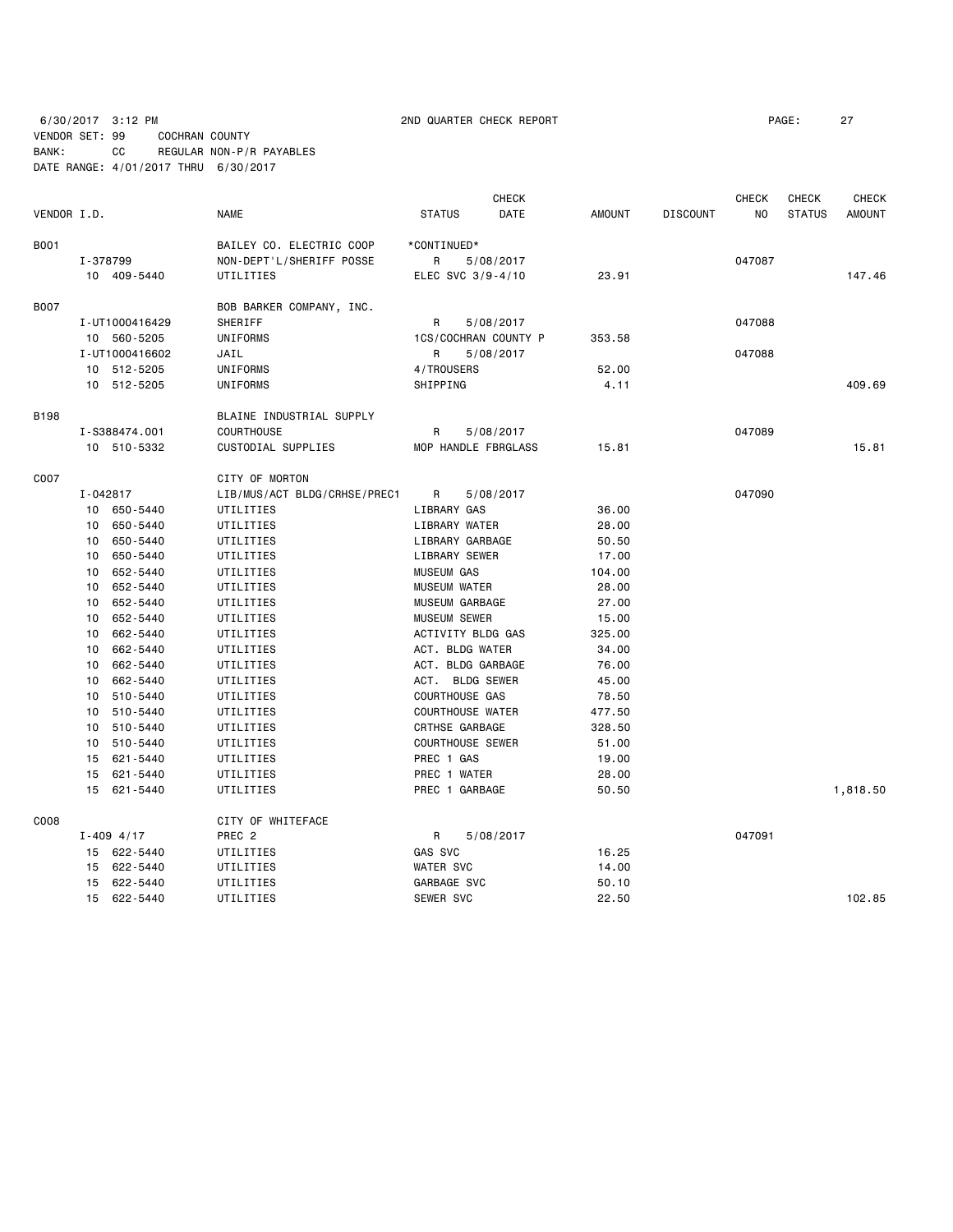6/30/2017 3:12 PM 2ND QUARTER CHECK REPORT

VENDOR SET: 99 COCHRAN COUNTY
BANK: CC REGULAR NON-P/R PAYABLES
DATE RANGE: 4/01/2017 THRU 6/30/2017

| VENDOR I.D. | NAME | STATUS | CHECK DATE | AMOUNT | DISCOUNT | CHECK NO | CHECK STATUS | CHECK AMOUNT |
|---|---|---|---|---|---|---|---|---|
| B001 | BAILEY CO. ELECTRIC COOP | *CONTINUED* | | | | | | |
| I-378799 | NON-DEPT'L/SHERIFF POSSE | R | 5/08/2017 | | | 047087 | | |
| 10 409-5440 | UTILITIES | ELEC SVC 3/9-4/10 | | 23.91 | | | | 147.46 |
| B007 | BOB BARKER COMPANY, INC. | | | | | | | |
| I-UT1000416429 | SHERIFF | R | 5/08/2017 | | | 047088 | | |
| 10 560-5205 | UNIFORMS | 1CS/COCHRAN COUNTY P | | 353.58 | | | | |
| I-UT1000416602 | JAIL | R | 5/08/2017 | | | 047088 | | |
| 10 512-5205 | UNIFORMS | 4/TROUSERS | | 52.00 | | | | |
| 10 512-5205 | UNIFORMS | SHIPPING | | 4.11 | | | | 409.69 |
| B198 | BLAINE INDUSTRIAL SUPPLY | | | | | | | |
| I-S388474.001 | COURTHOUSE | R | 5/08/2017 | | | 047089 | | |
| 10 510-5332 | CUSTODIAL SUPPLIES | MOP HANDLE FBRGLASS | | 15.81 | | | | 15.81 |
| C007 | CITY OF MORTON | | | | | | | |
| I-042817 | LIB/MUS/ACT BLDG/CRHSE/PREC1 | R | 5/08/2017 | | | 047090 | | |
| 10 650-5440 | UTILITIES | LIBRARY GAS | | 36.00 | | | | |
| 10 650-5440 | UTILITIES | LIBRARY WATER | | 28.00 | | | | |
| 10 650-5440 | UTILITIES | LIBRARY GARBAGE | | 50.50 | | | | |
| 10 650-5440 | UTILITIES | LIBRARY SEWER | | 17.00 | | | | |
| 10 652-5440 | UTILITIES | MUSEUM GAS | | 104.00 | | | | |
| 10 652-5440 | UTILITIES | MUSEUM WATER | | 28.00 | | | | |
| 10 652-5440 | UTILITIES | MUSEUM GARBAGE | | 27.00 | | | | |
| 10 652-5440 | UTILITIES | MUSEUM SEWER | | 15.00 | | | | |
| 10 662-5440 | UTILITIES | ACTIVITY BLDG GAS | | 325.00 | | | | |
| 10 662-5440 | UTILITIES | ACT. BLDG WATER | | 34.00 | | | | |
| 10 662-5440 | UTILITIES | ACT. BLDG GARBAGE | | 76.00 | | | | |
| 10 662-5440 | UTILITIES | ACT. BLDG SEWER | | 45.00 | | | | |
| 10 510-5440 | UTILITIES | COURTHOUSE GAS | | 78.50 | | | | |
| 10 510-5440 | UTILITIES | COURTHOUSE WATER | | 477.50 | | | | |
| 10 510-5440 | UTILITIES | CRTHSE GARBAGE | | 328.50 | | | | |
| 10 510-5440 | UTILITIES | COURTHOUSE SEWER | | 51.00 | | | | |
| 15 621-5440 | UTILITIES | PREC 1 GAS | | 19.00 | | | | |
| 15 621-5440 | UTILITIES | PREC 1 WATER | | 28.00 | | | | |
| 15 621-5440 | UTILITIES | PREC 1 GARBAGE | | 50.50 | | | | 1,818.50 |
| C008 | CITY OF WHITEFACE | | | | | | | |
| I-409 4/17 | PREC 2 | R | 5/08/2017 | | | 047091 | | |
| 15 622-5440 | UTILITIES | GAS SVC | | 16.25 | | | | |
| 15 622-5440 | UTILITIES | WATER SVC | | 14.00 | | | | |
| 15 622-5440 | UTILITIES | GARBAGE SVC | | 50.10 | | | | |
| 15 622-5440 | UTILITIES | SEWER SVC | | 22.50 | | | | 102.85 |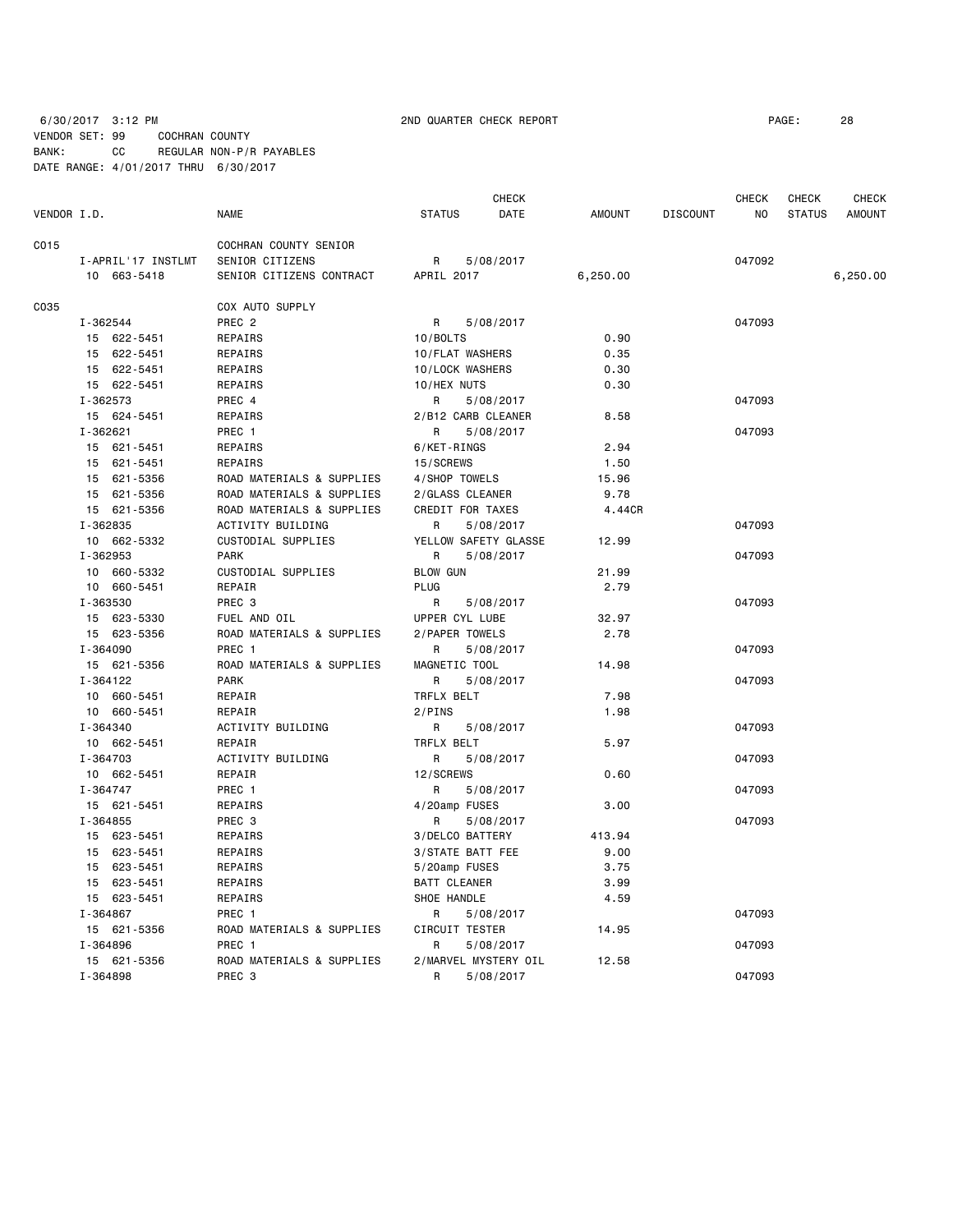6/30/2017 3:12 PM 2ND QUARTER CHECK REPORT

VENDOR SET: 99 COCHRAN COUNTY
BANK: CC REGULAR NON-P/R PAYABLES
DATE RANGE: 4/01/2017 THRU 6/30/2017

| VENDOR I.D. | NAME | STATUS | CHECK DATE | AMOUNT | DISCOUNT | CHECK NO | CHECK STATUS | CHECK AMOUNT |
|---|---|---|---|---|---|---|---|---|
| C015 | COCHRAN COUNTY SENIOR | | | | | | | |
| I-APRIL'17 INSTLMT | SENIOR CITIZENS | R | 5/08/2017 | | | 047092 | | |
| 10 663-5418 | SENIOR CITIZENS CONTRACT | APRIL 2017 | | 6,250.00 | | | | 6,250.00 |
| C035 | COX AUTO SUPPLY | | | | | | | |
| I-362544 | PREC 2 | R | 5/08/2017 | | | 047093 | | |
| 15 622-5451 | REPAIRS | 10/BOLTS | | 0.90 | | | | |
| 15 622-5451 | REPAIRS | 10/FLAT WASHERS | | 0.35 | | | | |
| 15 622-5451 | REPAIRS | 10/LOCK WASHERS | | 0.30 | | | | |
| 15 622-5451 | REPAIRS | 10/HEX NUTS | | 0.30 | | | | |
| I-362573 | PREC 4 | R | 5/08/2017 | | | 047093 | | |
| 15 624-5451 | REPAIRS | 2/B12 CARB CLEANER | | 8.58 | | | | |
| I-362621 | PREC 1 | R | 5/08/2017 | | | 047093 | | |
| 15 621-5451 | REPAIRS | 6/KET-RINGS | | 2.94 | | | | |
| 15 621-5451 | REPAIRS | 15/SCREWS | | 1.50 | | | | |
| 15 621-5356 | ROAD MATERIALS & SUPPLIES | 4/SHOP TOWELS | | 15.96 | | | | |
| 15 621-5356 | ROAD MATERIALS & SUPPLIES | 2/GLASS CLEANER | | 9.78 | | | | |
| 15 621-5356 | ROAD MATERIALS & SUPPLIES | CREDIT FOR TAXES | | 4.44CR | | | | |
| I-362835 | ACTIVITY BUILDING | R | 5/08/2017 | | | 047093 | | |
| 10 662-5332 | CUSTODIAL SUPPLIES | YELLOW SAFETY GLASSE | | 12.99 | | | | |
| I-362953 | PARK | R | 5/08/2017 | | | 047093 | | |
| 10 660-5332 | CUSTODIAL SUPPLIES | BLOW GUN | | 21.99 | | | | |
| 10 660-5451 | REPAIR | PLUG | | 2.79 | | | | |
| I-363530 | PREC 3 | R | 5/08/2017 | | | 047093 | | |
| 15 623-5330 | FUEL AND OIL | UPPER CYL LUBE | | 32.97 | | | | |
| 15 623-5356 | ROAD MATERIALS & SUPPLIES | 2/PAPER TOWELS | | 2.78 | | | | |
| I-364090 | PREC 1 | R | 5/08/2017 | | | 047093 | | |
| 15 621-5356 | ROAD MATERIALS & SUPPLIES | MAGNETIC TOOL | | 14.98 | | | | |
| I-364122 | PARK | R | 5/08/2017 | | | 047093 | | |
| 10 660-5451 | REPAIR | TRFLX BELT | | 7.98 | | | | |
| 10 660-5451 | REPAIR | 2/PINS | | 1.98 | | | | |
| I-364340 | ACTIVITY BUILDING | R | 5/08/2017 | | | 047093 | | |
| 10 662-5451 | REPAIR | TRFLX BELT | | 5.97 | | | | |
| I-364703 | ACTIVITY BUILDING | R | 5/08/2017 | | | 047093 | | |
| 10 662-5451 | REPAIR | 12/SCREWS | | 0.60 | | | | |
| I-364747 | PREC 1 | R | 5/08/2017 | | | 047093 | | |
| 15 621-5451 | REPAIRS | 4/20amp FUSES | | 3.00 | | | | |
| I-364855 | PREC 3 | R | 5/08/2017 | | | 047093 | | |
| 15 623-5451 | REPAIRS | 3/DELCO BATTERY | | 413.94 | | | | |
| 15 623-5451 | REPAIRS | 3/STATE BATT FEE | | 9.00 | | | | |
| 15 623-5451 | REPAIRS | 5/20amp FUSES | | 3.75 | | | | |
| 15 623-5451 | REPAIRS | BATT CLEANER | | 3.99 | | | | |
| 15 623-5451 | REPAIRS | SHOE HANDLE | | 4.59 | | | | |
| I-364867 | PREC 1 | R | 5/08/2017 | | | 047093 | | |
| 15 621-5356 | ROAD MATERIALS & SUPPLIES | CIRCUIT TESTER | | 14.95 | | | | |
| I-364896 | PREC 1 | R | 5/08/2017 | | | 047093 | | |
| 15 621-5356 | ROAD MATERIALS & SUPPLIES | 2/MARVEL MYSTERY OIL | | 12.58 | | | | |
| I-364898 | PREC 3 | R | 5/08/2017 | | | 047093 | | |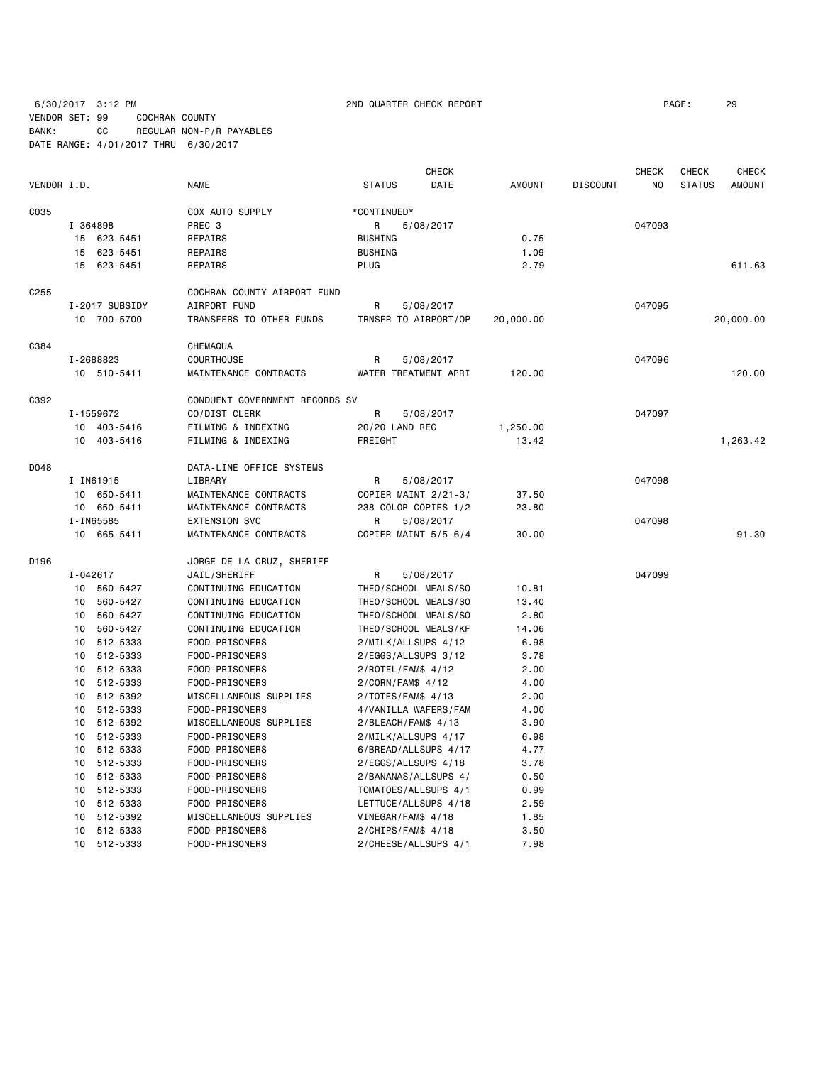6/30/2017 3:12 PM 2ND QUARTER CHECK REPORT

VENDOR SET: 99 COCHRAN COUNTY
BANK: CC REGULAR NON-P/R PAYABLES
DATE RANGE: 4/01/2017 THRU 6/30/2017

| VENDOR I.D. | NAME | STATUS | CHECK DATE | AMOUNT | DISCOUNT | CHECK NO | CHECK STATUS | CHECK AMOUNT |
|---|---|---|---|---|---|---|---|---|
| C035 | COX AUTO SUPPLY | *CONTINUED* | | | | | | |
| I-364898 | PREC 3 | R | 5/08/2017 | | | 047093 | | |
| 15 623-5451 | REPAIRS | BUSHING | | 0.75 | | | | |
| 15 623-5451 | REPAIRS | BUSHING | | 1.09 | | | | |
| 15 623-5451 | REPAIRS | PLUG | | 2.79 | | | | 611.63 |
| C255 | COCHRAN COUNTY AIRPORT FUND | | | | | | | |
| I-2017 SUBSIDY | AIRPORT FUND | R | 5/08/2017 | | | 047095 | | |
| 10 700-5700 | TRANSFERS TO OTHER FUNDS | TRNSFR TO AIRPORT/OP | | 20,000.00 | | | | 20,000.00 |
| C384 | CHEMAQUA | | | | | | | |
| I-2688823 | COURTHOUSE | R | 5/08/2017 | | | 047096 | | |
| 10 510-5411 | MAINTENANCE CONTRACTS | WATER TREATMENT APRI | | 120.00 | | | | 120.00 |
| C392 | CONDUENT GOVERNMENT RECORDS SV | | | | | | | |
| I-1559672 | CO/DIST CLERK | R | 5/08/2017 | | | 047097 | | |
| 10 403-5416 | FILMING & INDEXING | 20/20 LAND REC | | 1,250.00 | | | | |
| 10 403-5416 | FILMING & INDEXING | FREIGHT | | 13.42 | | | | 1,263.42 |
| D048 | DATA-LINE OFFICE SYSTEMS | | | | | | | |
| I-IN61915 | LIBRARY | R | 5/08/2017 | | | 047098 | | |
| 10 650-5411 | MAINTENANCE CONTRACTS | COPIER MAINT 2/21-3/ | | 37.50 | | | | |
| 10 650-5411 | MAINTENANCE CONTRACTS | 238 COLOR COPIES 1/2 | | 23.80 | | | | |
| I-IN65585 | EXTENSION SVC | R | 5/08/2017 | | | 047098 | | |
| 10 665-5411 | MAINTENANCE CONTRACTS | COPIER MAINT 5/5-6/4 | | 30.00 | | | | 91.30 |
| D196 | JORGE DE LA CRUZ, SHERIFF | | | | | | | |
| I-042617 | JAIL/SHERIFF | R | 5/08/2017 | | | 047099 | | |
| 10 560-5427 | CONTINUING EDUCATION | THEO/SCHOOL MEALS/SO | | 10.81 | | | | |
| 10 560-5427 | CONTINUING EDUCATION | THEO/SCHOOL MEALS/SO | | 13.40 | | | | |
| 10 560-5427 | CONTINUING EDUCATION | THEO/SCHOOL MEALS/SO | | 2.80 | | | | |
| 10 560-5427 | CONTINUING EDUCATION | THEO/SCHOOL MEALS/KF | | 14.06 | | | | |
| 10 512-5333 | FOOD-PRISONERS | 2/MILK/ALLSUPS 4/12 | | 6.98 | | | | |
| 10 512-5333 | FOOD-PRISONERS | 2/EGGS/ALLSUPS 3/12 | | 3.78 | | | | |
| 10 512-5333 | FOOD-PRISONERS | 2/ROTEL/FAM$ 4/12 | | 2.00 | | | | |
| 10 512-5333 | FOOD-PRISONERS | 2/CORN/FAM$ 4/12 | | 4.00 | | | | |
| 10 512-5392 | MISCELLANEOUS SUPPLIES | 2/TOTES/FAM$ 4/13 | | 2.00 | | | | |
| 10 512-5333 | FOOD-PRISONERS | 4/VANILLA WAFERS/FAM | | 4.00 | | | | |
| 10 512-5392 | MISCELLANEOUS SUPPLIES | 2/BLEACH/FAM$ 4/13 | | 3.90 | | | | |
| 10 512-5333 | FOOD-PRISONERS | 2/MILK/ALLSUPS 4/17 | | 6.98 | | | | |
| 10 512-5333 | FOOD-PRISONERS | 6/BREAD/ALLSUPS 4/17 | | 4.77 | | | | |
| 10 512-5333 | FOOD-PRISONERS | 2/EGGS/ALLSUPS 4/18 | | 3.78 | | | | |
| 10 512-5333 | FOOD-PRISONERS | 2/BANANAS/ALLSUPS 4/ | | 0.50 | | | | |
| 10 512-5333 | FOOD-PRISONERS | TOMATOES/ALLSUPS 4/1 | | 0.99 | | | | |
| 10 512-5333 | FOOD-PRISONERS | LETTUCE/ALLSUPS 4/18 | | 2.59 | | | | |
| 10 512-5392 | MISCELLANEOUS SUPPLIES | VINEGAR/FAM$ 4/18 | | 1.85 | | | | |
| 10 512-5333 | FOOD-PRISONERS | 2/CHIPS/FAM$ 4/18 | | 3.50 | | | | |
| 10 512-5333 | FOOD-PRISONERS | 2/CHEESE/ALLSUPS 4/1 | | 7.98 | | | | |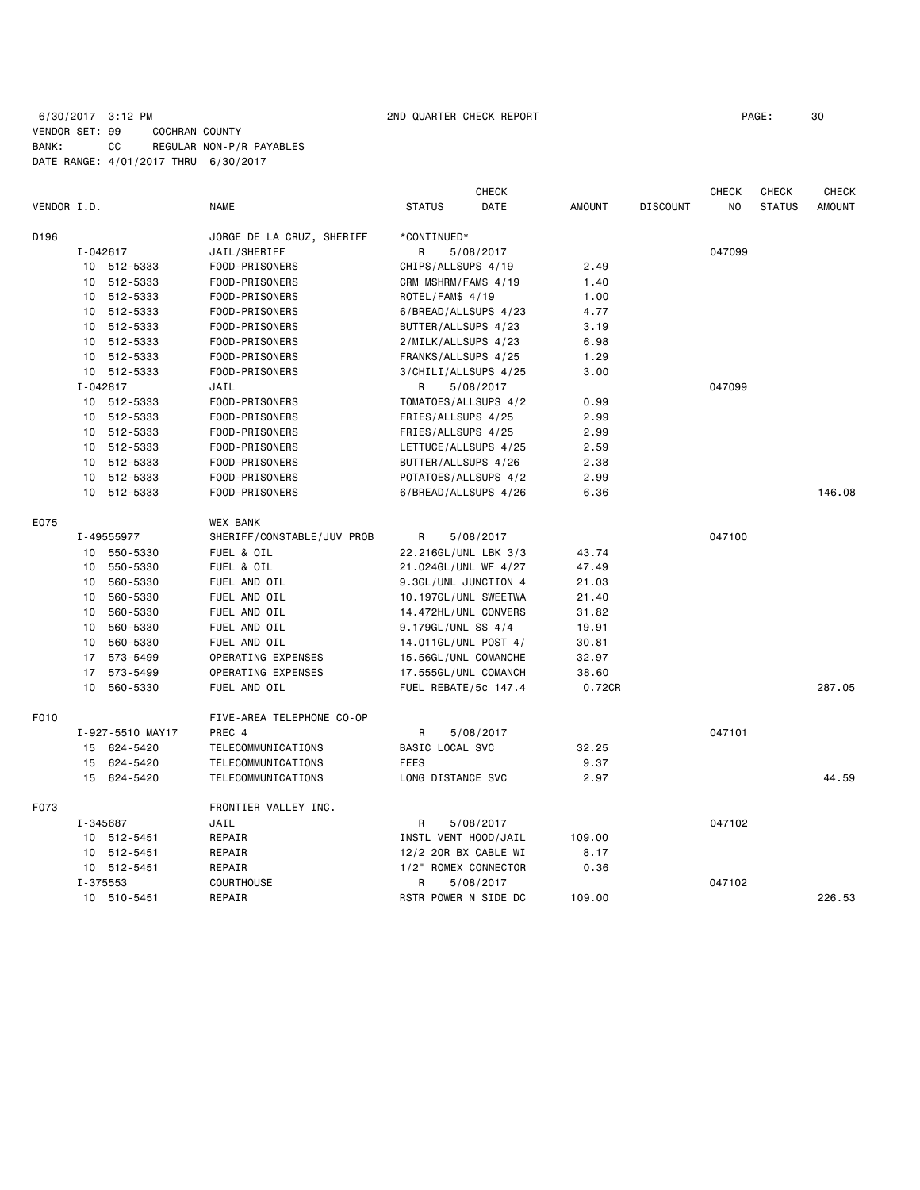6/30/2017 3:12 PM 2ND QUARTER CHECK REPORT

VENDOR SET: 99 COCHRAN COUNTY
BANK: CC REGULAR NON-P/R PAYABLES
DATE RANGE: 4/01/2017 THRU 6/30/2017

| VENDOR I.D. | NAME | STATUS | CHECK DATE | AMOUNT | DISCOUNT | CHECK NO | CHECK STATUS | CHECK AMOUNT |
|---|---|---|---|---|---|---|---|---|
| D196 | JORGE DE LA CRUZ, SHERIFF | *CONTINUED* | | | | | | |
| I-042617 | JAIL/SHERIFF | R | 5/08/2017 | | | 047099 | | |
| 10 512-5333 | FOOD-PRISONERS | CHIPS/ALLSUPS 4/19 | | 2.49 | | | | |
| 10 512-5333 | FOOD-PRISONERS | CRM MSHRM/FAM$ 4/19 | | 1.40 | | | | |
| 10 512-5333 | FOOD-PRISONERS | ROTEL/FAM$ 4/19 | | 1.00 | | | | |
| 10 512-5333 | FOOD-PRISONERS | 6/BREAD/ALLSUPS 4/23 | | 4.77 | | | | |
| 10 512-5333 | FOOD-PRISONERS | BUTTER/ALLSUPS 4/23 | | 3.19 | | | | |
| 10 512-5333 | FOOD-PRISONERS | 2/MILK/ALLSUPS 4/23 | | 6.98 | | | | |
| 10 512-5333 | FOOD-PRISONERS | FRANKS/ALLSUPS 4/25 | | 1.29 | | | | |
| 10 512-5333 | FOOD-PRISONERS | 3/CHILI/ALLSUPS 4/25 | | 3.00 | | | | |
| I-042817 | JAIL | R | 5/08/2017 | | | 047099 | | |
| 10 512-5333 | FOOD-PRISONERS | TOMATOES/ALLSUPS 4/2 | | 0.99 | | | | |
| 10 512-5333 | FOOD-PRISONERS | FRIES/ALLSUPS 4/25 | | 2.99 | | | | |
| 10 512-5333 | FOOD-PRISONERS | FRIES/ALLSUPS 4/25 | | 2.99 | | | | |
| 10 512-5333 | FOOD-PRISONERS | LETTUCE/ALLSUPS 4/25 | | 2.59 | | | | |
| 10 512-5333 | FOOD-PRISONERS | BUTTER/ALLSUPS 4/26 | | 2.38 | | | | |
| 10 512-5333 | FOOD-PRISONERS | POTATOES/ALLSUPS 4/2 | | 2.99 | | | | |
| 10 512-5333 | FOOD-PRISONERS | 6/BREAD/ALLSUPS 4/26 | | 6.36 | | | | 146.08 |
| E075 | WEX BANK | | | | | | | |
| I-49555977 | SHERIFF/CONSTABLE/JUV PROB | R | 5/08/2017 | | | 047100 | | |
| 10 550-5330 | FUEL & OIL | 22.216GL/UNL LBK 3/3 | | 43.74 | | | | |
| 10 550-5330 | FUEL & OIL | 21.024GL/UNL WF 4/27 | | 47.49 | | | | |
| 10 560-5330 | FUEL AND OIL | 9.3GL/UNL JUNCTION 4 | | 21.03 | | | | |
| 10 560-5330 | FUEL AND OIL | 10.197GL/UNL SWEETWA | | 21.40 | | | | |
| 10 560-5330 | FUEL AND OIL | 14.472HL/UNL CONVERS | | 31.82 | | | | |
| 10 560-5330 | FUEL AND OIL | 9.179GL/UNL SS 4/4 | | 19.91 | | | | |
| 10 560-5330 | FUEL AND OIL | 14.011GL/UNL POST 4/ | | 30.81 | | | | |
| 17 573-5499 | OPERATING EXPENSES | 15.56GL/UNL COMANCHE | | 32.97 | | | | |
| 17 573-5499 | OPERATING EXPENSES | 17.555GL/UNL COMANCH | | 38.60 | | | | |
| 10 560-5330 | FUEL AND OIL | FUEL REBATE/5c 147.4 | | 0.72CR | | | | 287.05 |
| F010 | FIVE-AREA TELEPHONE CO-OP | | | | | | | |
| I-927-5510 MAY17 | PREC 4 | R | 5/08/2017 | | | 047101 | | |
| 15 624-5420 | TELECOMMUNICATIONS | BASIC LOCAL SVC | | 32.25 | | | | |
| 15 624-5420 | TELECOMMUNICATIONS | FEES | | 9.37 | | | | |
| 15 624-5420 | TELECOMMUNICATIONS | LONG DISTANCE SVC | | 2.97 | | | | 44.59 |
| F073 | FRONTIER VALLEY INC. | | | | | | | |
| I-345687 | JAIL | R | 5/08/2017 | | | 047102 | | |
| 10 512-5451 | REPAIR | INSTL VENT HOOD/JAIL | | 109.00 | | | | |
| 10 512-5451 | REPAIR | 12/2 20R BX CABLE WI | | 8.17 | | | | |
| 10 512-5451 | REPAIR | 1/2" ROMEX CONNECTOR | | 0.36 | | | | |
| I-375553 | COURTHOUSE | R | 5/08/2017 | | | 047102 | | |
| 10 510-5451 | REPAIR | RSTR POWER N SIDE DC | | 109.00 | | | | 226.53 |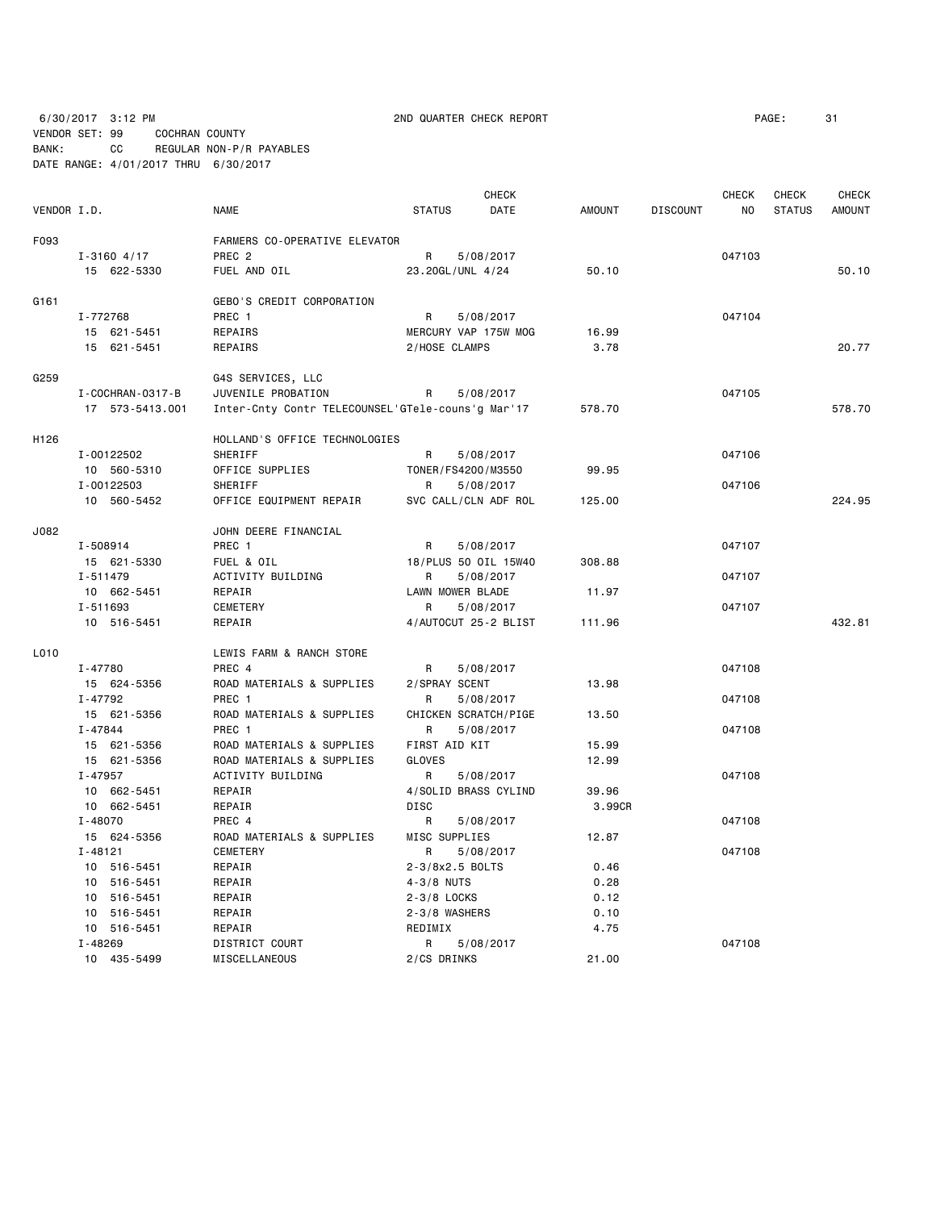6/30/2017 3:12 PM 2ND QUARTER CHECK REPORT PAGE: 31
VENDOR SET: 99 COCHRAN COUNTY
BANK: CC REGULAR NON-P/R PAYABLES
DATE RANGE: 4/01/2017 THRU 6/30/2017

| VENDOR I.D. | NAME | STATUS | CHECK DATE | AMOUNT | DISCOUNT | CHECK NO | CHECK STATUS | CHECK AMOUNT |
|---|---|---|---|---|---|---|---|---|
| F093 | FARMERS CO-OPERATIVE ELEVATOR | | | | | | | |
| I-3160 4/17 | PREC 2 | R | 5/08/2017 | | | 047103 | | |
| 15 622-5330 | FUEL AND OIL | 23.20GL/UNL 4/24 | | 50.10 | | | | 50.10 |
| G161 | GEBO'S CREDIT CORPORATION | | | | | | | |
| I-772768 | PREC 1 | R | 5/08/2017 | | | 047104 | | |
| 15 621-5451 | REPAIRS | MERCURY VAP 175W MOG | | 16.99 | | | | |
| 15 621-5451 | REPAIRS | 2/HOSE CLAMPS | | 3.78 | | | | 20.77 |
| G259 | G4S SERVICES, LLC | | | | | | | |
| I-COCHRAN-0317-B | JUVENILE PROBATION | R | 5/08/2017 | | | 047105 | | |
| 17 573-5413.001 | Inter-Cnty Contr TELECOUNSEL'GTele-couns'g Mar'17 | | | 578.70 | | | | 578.70 |
| H126 | HOLLAND'S OFFICE TECHNOLOGIES | | | | | | | |
| I-00122502 | SHERIFF | R | 5/08/2017 | | | 047106 | | |
| 10 560-5310 | OFFICE SUPPLIES | TONER/FS4200/M3550 | | 99.95 | | | | |
| I-00122503 | SHERIFF | R | 5/08/2017 | | | 047106 | | |
| 10 560-5452 | OFFICE EQUIPMENT REPAIR | SVC CALL/CLN ADF ROL | | 125.00 | | | | 224.95 |
| J082 | JOHN DEERE FINANCIAL | | | | | | | |
| I-508914 | PREC 1 | R | 5/08/2017 | | | 047107 | | |
| 15 621-5330 | FUEL & OIL | 18/PLUS 50 OIL 15W40 | | 308.88 | | | | |
| I-511479 | ACTIVITY BUILDING | R | 5/08/2017 | | | 047107 | | |
| 10 662-5451 | REPAIR | LAWN MOWER BLADE | | 11.97 | | | | |
| I-511693 | CEMETERY | R | 5/08/2017 | | | 047107 | | |
| 10 516-5451 | REPAIR | 4/AUTOCUT 25-2 BLIST | | 111.96 | | | | 432.81 |
| L010 | LEWIS FARM & RANCH STORE | | | | | | | |
| I-47780 | PREC 4 | R | 5/08/2017 | | | 047108 | | |
| 15 624-5356 | ROAD MATERIALS & SUPPLIES | 2/SPRAY SCENT | | 13.98 | | | | |
| I-47792 | PREC 1 | R | 5/08/2017 | | | 047108 | | |
| 15 621-5356 | ROAD MATERIALS & SUPPLIES | CHICKEN SCRATCH/PIGE | | 13.50 | | | | |
| I-47844 | PREC 1 | R | 5/08/2017 | | | 047108 | | |
| 15 621-5356 | ROAD MATERIALS & SUPPLIES | FIRST AID KIT | | 15.99 | | | | |
| 15 621-5356 | ROAD MATERIALS & SUPPLIES | GLOVES | | 12.99 | | | | |
| I-47957 | ACTIVITY BUILDING | R | 5/08/2017 | | | 047108 | | |
| 10 662-5451 | REPAIR | 4/SOLID BRASS CYLIND | | 39.96 | | | | |
| 10 662-5451 | REPAIR | DISC | | 3.99CR | | | | |
| I-48070 | PREC 4 | R | 5/08/2017 | | | 047108 | | |
| 15 624-5356 | ROAD MATERIALS & SUPPLIES | MISC SUPPLIES | | 12.87 | | | | |
| I-48121 | CEMETERY | R | 5/08/2017 | | | 047108 | | |
| 10 516-5451 | REPAIR | 2-3/8x2.5 BOLTS | | 0.46 | | | | |
| 10 516-5451 | REPAIR | 4-3/8 NUTS | | 0.28 | | | | |
| 10 516-5451 | REPAIR | 2-3/8 LOCKS | | 0.12 | | | | |
| 10 516-5451 | REPAIR | 2-3/8 WASHERS | | 0.10 | | | | |
| 10 516-5451 | REPAIR | REDIMIX | | 4.75 | | | | |
| I-48269 | DISTRICT COURT | R | 5/08/2017 | | | 047108 | | |
| 10 435-5499 | MISCELLANEOUS | 2/CS DRINKS | | 21.00 | | | | |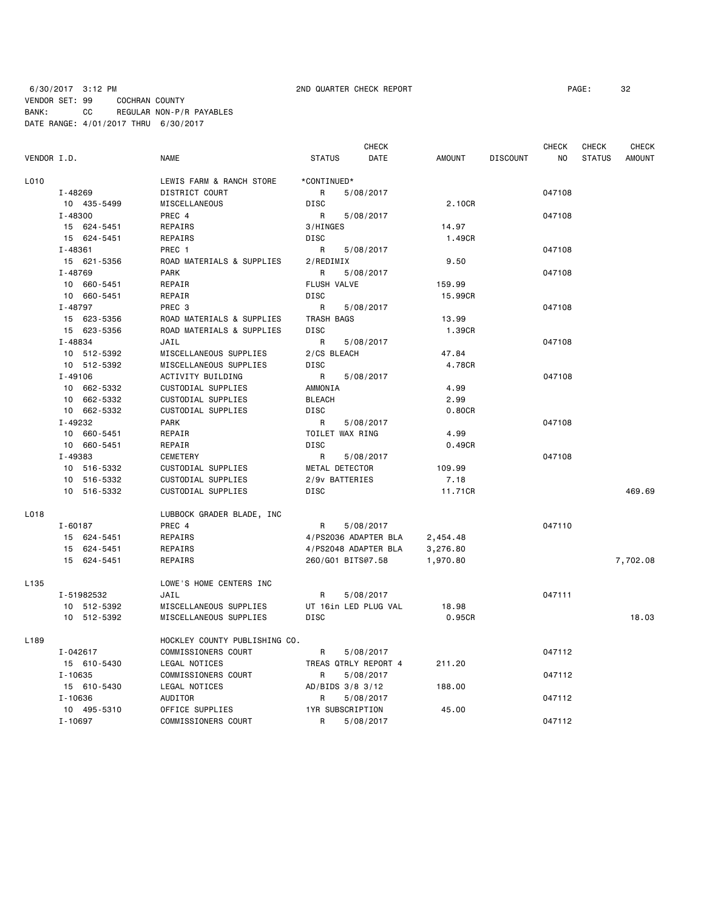6/30/2017 3:12 PM 2ND QUARTER CHECK REPORT

VENDOR SET: 99 COCHRAN COUNTY
BANK: CC REGULAR NON-P/R PAYABLES
DATE RANGE: 4/01/2017 THRU 6/30/2017

| VENDOR I.D. | NAME | STATUS | CHECK DATE | AMOUNT | DISCOUNT | CHECK NO | CHECK STATUS | CHECK AMOUNT |
|---|---|---|---|---|---|---|---|---|
| L010 | LEWIS FARM & RANCH STORE | *CONTINUED* | | | | | | |
| I-48269 | DISTRICT COURT | R | 5/08/2017 | | | 047108 | | |
| 10 435-5499 | MISCELLANEOUS | DISC | | 2.10CR | | | | |
| I-48300 | PREC 4 | R | 5/08/2017 | | | 047108 | | |
| 15 624-5451 | REPAIRS | 3/HINGES | | 14.97 | | | | |
| 15 624-5451 | REPAIRS | DISC | | 1.49CR | | | | |
| I-48361 | PREC 1 | R | 5/08/2017 | | | 047108 | | |
| 15 621-5356 | ROAD MATERIALS & SUPPLIES | 2/REDIMIX | | 9.50 | | | | |
| I-48769 | PARK | R | 5/08/2017 | | | 047108 | | |
| 10 660-5451 | REPAIR | FLUSH VALVE | | 159.99 | | | | |
| 10 660-5451 | REPAIR | DISC | | 15.99CR | | | | |
| I-48797 | PREC 3 | R | 5/08/2017 | | | 047108 | | |
| 15 623-5356 | ROAD MATERIALS & SUPPLIES | TRASH BAGS | | 13.99 | | | | |
| 15 623-5356 | ROAD MATERIALS & SUPPLIES | DISC | | 1.39CR | | | | |
| I-48834 | JAIL | R | 5/08/2017 | | | 047108 | | |
| 10 512-5392 | MISCELLANEOUS SUPPLIES | 2/CS BLEACH | | 47.84 | | | | |
| 10 512-5392 | MISCELLANEOUS SUPPLIES | DISC | | 4.78CR | | | | |
| I-49106 | ACTIVITY BUILDING | R | 5/08/2017 | | | 047108 | | |
| 10 662-5332 | CUSTODIAL SUPPLIES | AMMONIA | | 4.99 | | | | |
| 10 662-5332 | CUSTODIAL SUPPLIES | BLEACH | | 2.99 | | | | |
| 10 662-5332 | CUSTODIAL SUPPLIES | DISC | | 0.80CR | | | | |
| I-49232 | PARK | R | 5/08/2017 | | | 047108 | | |
| 10 660-5451 | REPAIR | TOILET WAX RING | | 4.99 | | | | |
| 10 660-5451 | REPAIR | DISC | | 0.49CR | | | | |
| I-49383 | CEMETERY | R | 5/08/2017 | | | 047108 | | |
| 10 516-5332 | CUSTODIAL SUPPLIES | METAL DETECTOR | | 109.99 | | | | |
| 10 516-5332 | CUSTODIAL SUPPLIES | 2/9v BATTERIES | | 7.18 | | | | |
| 10 516-5332 | CUSTODIAL SUPPLIES | DISC | | 11.71CR | | | | 469.69 |
| L018 | LUBBOCK GRADER BLADE, INC | | | | | | | |
| I-60187 | PREC 4 | R | 5/08/2017 | | | 047110 | | |
| 15 624-5451 | REPAIRS | 4/PS2036 ADAPTER BLA | | 2,454.48 | | | | |
| 15 624-5451 | REPAIRS | 4/PS2048 ADAPTER BLA | | 3,276.80 | | | | |
| 15 624-5451 | REPAIRS | 260/G01 BITS@7.58 | | 1,970.80 | | | | 7,702.08 |
| L135 | LOWE'S HOME CENTERS INC | | | | | | | |
| I-51982532 | JAIL | R | 5/08/2017 | | | 047111 | | |
| 10 512-5392 | MISCELLANEOUS SUPPLIES | UT 16in LED PLUG VAL | | 18.98 | | | | |
| 10 512-5392 | MISCELLANEOUS SUPPLIES | DISC | | 0.95CR | | | | 18.03 |
| L189 | HOCKLEY COUNTY PUBLISHING CO. | | | | | | | |
| I-042617 | COMMISSIONERS COURT | R | 5/08/2017 | | | 047112 | | |
| 15 610-5430 | LEGAL NOTICES | TREAS QTRLY REPORT 4 | | 211.20 | | | | |
| I-10635 | COMMISSIONERS COURT | R | 5/08/2017 | | | 047112 | | |
| 15 610-5430 | LEGAL NOTICES | AD/BIDS 3/8 3/12 | | 188.00 | | | | |
| I-10636 | AUDITOR | R | 5/08/2017 | | | 047112 | | |
| 10 495-5310 | OFFICE SUPPLIES | 1YR SUBSCRIPTION | | 45.00 | | | | |
| I-10697 | COMMISSIONERS COURT | R | 5/08/2017 | | | 047112 | | |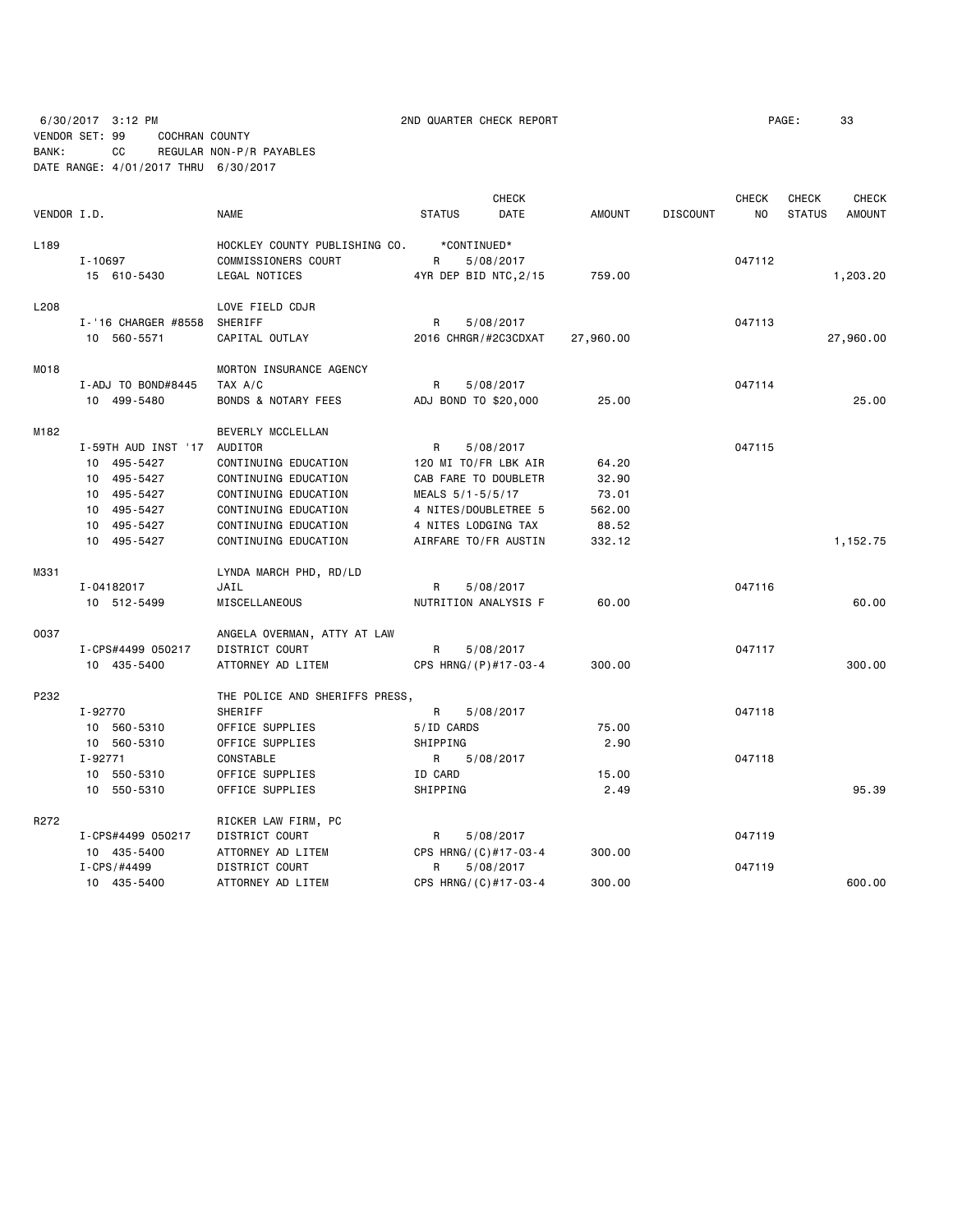6/30/2017 3:12 PM 2ND QUARTER CHECK REPORT

VENDOR SET: 99 COCHRAN COUNTY
BANK: CC REGULAR NON-P/R PAYABLES
DATE RANGE: 4/01/2017 THRU 6/30/2017

| VENDOR I.D. | NAME | STATUS | CHECK DATE | AMOUNT | DISCOUNT | CHECK NO | CHECK STATUS | CHECK AMOUNT |
|---|---|---|---|---|---|---|---|---|
| L189 | HOCKLEY COUNTY PUBLISHING CO. | *CONTINUED* | | | | | | |
| I-10697 | COMMISSIONERS COURT | R | 5/08/2017 | | | 047112 | | |
| 15 610-5430 | LEGAL NOTICES | 4YR DEP BID NTC,2/15 | | 759.00 | | | | 1,203.20 |
| L208 | LOVE FIELD CDJR | | | | | | | |
| I-'16 CHARGER #8558 | SHERIFF | R | 5/08/2017 | | | 047113 | | |
| 10 560-5571 | CAPITAL OUTLAY | 2016 CHRGR/#2C3CDXAT | | 27,960.00 | | | | 27,960.00 |
| M018 | MORTON INSURANCE AGENCY | | | | | | | |
| I-ADJ TO BOND#8445 | TAX A/C | R | 5/08/2017 | | | 047114 | | |
| 10 499-5480 | BONDS & NOTARY FEES | ADJ BOND TO $20,000 | | 25.00 | | | | 25.00 |
| M182 | BEVERLY MCCLELLAN | | | | | | | |
| I-59TH AUD INST '17 | AUDITOR | R | 5/08/2017 | | | 047115 | | |
| 10 495-5427 | CONTINUING EDUCATION | 120 MI TO/FR LBK AIR | | 64.20 | | | | |
| 10 495-5427 | CONTINUING EDUCATION | CAB FARE TO DOUBLETR | | 32.90 | | | | |
| 10 495-5427 | CONTINUING EDUCATION | MEALS 5/1-5/5/17 | | 73.01 | | | | |
| 10 495-5427 | CONTINUING EDUCATION | 4 NITES/DOUBLETREE 5 | | 562.00 | | | | |
| 10 495-5427 | CONTINUING EDUCATION | 4 NITES LODGING TAX | | 88.52 | | | | |
| 10 495-5427 | CONTINUING EDUCATION | AIRFARE TO/FR AUSTIN | | 332.12 | | | | 1,152.75 |
| M331 | LYNDA MARCH PHD, RD/LD | | | | | | | |
| I-04182017 | JAIL | R | 5/08/2017 | | | 047116 | | |
| 10 512-5499 | MISCELLANEOUS | NUTRITION ANALYSIS F | | 60.00 | | | | 60.00 |
| O037 | ANGELA OVERMAN, ATTY AT LAW | | | | | | | |
| I-CPS#4499 050217 | DISTRICT COURT | R | 5/08/2017 | | | 047117 | | |
| 10 435-5400 | ATTORNEY AD LITEM | CPS HRNG/(P)#17-03-4 | | 300.00 | | | | 300.00 |
| P232 | THE POLICE AND SHERIFFS PRESS, | | | | | | | |
| I-92770 | SHERIFF | R | 5/08/2017 | | | 047118 | | |
| 10 560-5310 | OFFICE SUPPLIES | 5/ID CARDS | | 75.00 | | | | |
| 10 560-5310 | OFFICE SUPPLIES | SHIPPING | | 2.90 | | | | |
| I-92771 | CONSTABLE | R | 5/08/2017 | | | 047118 | | |
| 10 550-5310 | OFFICE SUPPLIES | ID CARD | | 15.00 | | | | |
| 10 550-5310 | OFFICE SUPPLIES | SHIPPING | | 2.49 | | | | 95.39 |
| R272 | RICKER LAW FIRM, PC | | | | | | | |
| I-CPS#4499 050217 | DISTRICT COURT | R | 5/08/2017 | | | 047119 | | |
| 10 435-5400 | ATTORNEY AD LITEM | CPS HRNG/(C)#17-03-4 | | 300.00 | | | | |
| I-CPS/#4499 | DISTRICT COURT | R | 5/08/2017 | | | 047119 | | |
| 10 435-5400 | ATTORNEY AD LITEM | CPS HRNG/(C)#17-03-4 | | 300.00 | | | | 600.00 |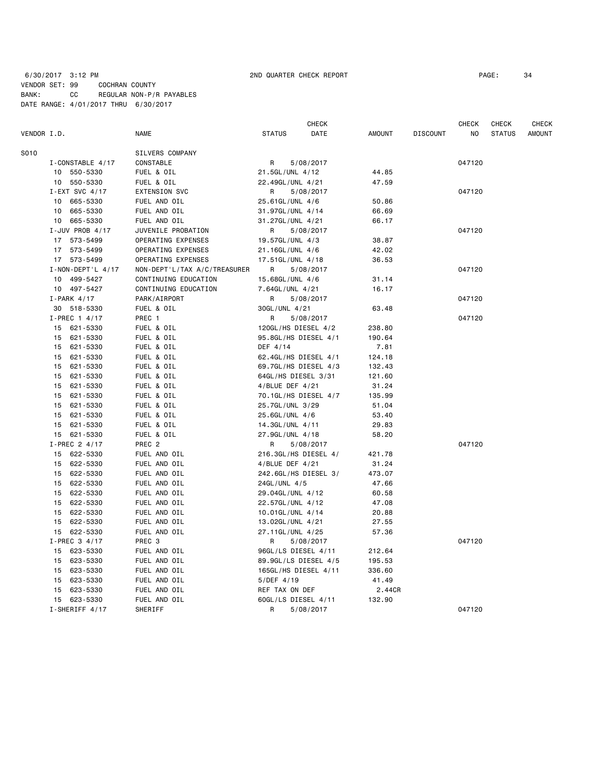6/30/2017 3:12 PM 2ND QUARTER CHECK REPORT

VENDOR SET: 99 COCHRAN COUNTY
BANK: CC REGULAR NON-P/R PAYABLES
DATE RANGE: 4/01/2017 THRU 6/30/2017

| VENDOR I.D. | NAME | STATUS | CHECK DATE | AMOUNT | DISCOUNT | CHECK NO | CHECK STATUS | CHECK AMOUNT |
|---|---|---|---|---|---|---|---|---|
| S010 | SILVERS COMPANY | | | | | | | |
| I-CONSTABLE 4/17 | CONSTABLE | R | 5/08/2017 | | | 047120 | | |
| 10 550-5330 | FUEL & OIL | 21.5GL/UNL 4/12 | | 44.85 | | | | |
| 10 550-5330 | FUEL & OIL | 22.49GL/UNL 4/21 | | 47.59 | | | | |
| I-EXT SVC 4/17 | EXTENSION SVC | R | 5/08/2017 | | | 047120 | | |
| 10 665-5330 | FUEL AND OIL | 25.61GL/UNL 4/6 | | 50.86 | | | | |
| 10 665-5330 | FUEL AND OIL | 31.97GL/UNL 4/14 | | 66.69 | | | | |
| 10 665-5330 | FUEL AND OIL | 31.27GL/UNL 4/21 | | 66.17 | | | | |
| I-JUV PROB 4/17 | JUVENILE PROBATION | R | 5/08/2017 | | | 047120 | | |
| 17 573-5499 | OPERATING EXPENSES | 19.57GL/UNL 4/3 | | 38.87 | | | | |
| 17 573-5499 | OPERATING EXPENSES | 21.16GL/UNL 4/6 | | 42.02 | | | | |
| 17 573-5499 | OPERATING EXPENSES | 17.51GL/UNL 4/18 | | 36.53 | | | | |
| I-NON-DEPT'L 4/17 | NON-DEPT'L/TAX A/C/TREASURER | R | 5/08/2017 | | | 047120 | | |
| 10 499-5427 | CONTINUING EDUCATION | 15.68GL/UNL 4/6 | | 31.14 | | | | |
| 10 497-5427 | CONTINUING EDUCATION | 7.64GL/UNL 4/21 | | 16.17 | | | | |
| I-PARK 4/17 | PARK/AIRPORT | R | 5/08/2017 | | | 047120 | | |
| 30 518-5330 | FUEL & OIL | 30GL/UNL 4/21 | | 63.48 | | | | |
| I-PREC 1 4/17 | PREC 1 | R | 5/08/2017 | | | 047120 | | |
| 15 621-5330 | FUEL & OIL | 120GL/HS DIESEL 4/2 | | 238.80 | | | | |
| 15 621-5330 | FUEL & OIL | 95.8GL/HS DIESEL 4/1 | | 190.64 | | | | |
| 15 621-5330 | FUEL & OIL | DEF 4/14 | | 7.81 | | | | |
| 15 621-5330 | FUEL & OIL | 62.4GL/HS DIESEL 4/1 | | 124.18 | | | | |
| 15 621-5330 | FUEL & OIL | 69.7GL/HS DIESEL 4/3 | | 132.43 | | | | |
| 15 621-5330 | FUEL & OIL | 64GL/HS DIESEL 3/31 | | 121.60 | | | | |
| 15 621-5330 | FUEL & OIL | 4/BLUE DEF 4/21 | | 31.24 | | | | |
| 15 621-5330 | FUEL & OIL | 70.1GL/HS DIESEL 4/7 | | 135.99 | | | | |
| 15 621-5330 | FUEL & OIL | 25.7GL/UNL 3/29 | | 51.04 | | | | |
| 15 621-5330 | FUEL & OIL | 25.6GL/UNL 4/6 | | 53.40 | | | | |
| 15 621-5330 | FUEL & OIL | 14.3GL/UNL 4/11 | | 29.83 | | | | |
| 15 621-5330 | FUEL & OIL | 27.9GL/UNL 4/18 | | 58.20 | | | | |
| I-PREC 2 4/17 | PREC 2 | R | 5/08/2017 | | | 047120 | | |
| 15 622-5330 | FUEL AND OIL | 216.3GL/HS DIESEL 4/ | | 421.78 | | | | |
| 15 622-5330 | FUEL AND OIL | 4/BLUE DEF 4/21 | | 31.24 | | | | |
| 15 622-5330 | FUEL AND OIL | 242.6GL/HS DIESEL 3/ | | 473.07 | | | | |
| 15 622-5330 | FUEL AND OIL | 24GL/UNL 4/5 | | 47.66 | | | | |
| 15 622-5330 | FUEL AND OIL | 29.04GL/UNL 4/12 | | 60.58 | | | | |
| 15 622-5330 | FUEL AND OIL | 22.57GL/UNL 4/12 | | 47.08 | | | | |
| 15 622-5330 | FUEL AND OIL | 10.01GL/UNL 4/14 | | 20.88 | | | | |
| 15 622-5330 | FUEL AND OIL | 13.02GL/UNL 4/21 | | 27.55 | | | | |
| 15 622-5330 | FUEL AND OIL | 27.11GL/UNL 4/25 | | 57.36 | | | | |
| I-PREC 3 4/17 | PREC 3 | R | 5/08/2017 | | | 047120 | | |
| 15 623-5330 | FUEL AND OIL | 96GL/LS DIESEL 4/11 | | 212.64 | | | | |
| 15 623-5330 | FUEL AND OIL | 89.9GL/LS DIESEL 4/5 | | 195.53 | | | | |
| 15 623-5330 | FUEL AND OIL | 165GL/HS DIESEL 4/11 | | 336.60 | | | | |
| 15 623-5330 | FUEL AND OIL | 5/DEF 4/19 | | 41.49 | | | | |
| 15 623-5330 | FUEL AND OIL | REF TAX ON DEF | | 2.44CR | | | | |
| 15 623-5330 | FUEL AND OIL | 60GL/LS DIESEL 4/11 | | 132.90 | | | | |
| I-SHERIFF 4/17 | SHERIFF | R | 5/08/2017 | | | 047120 | | |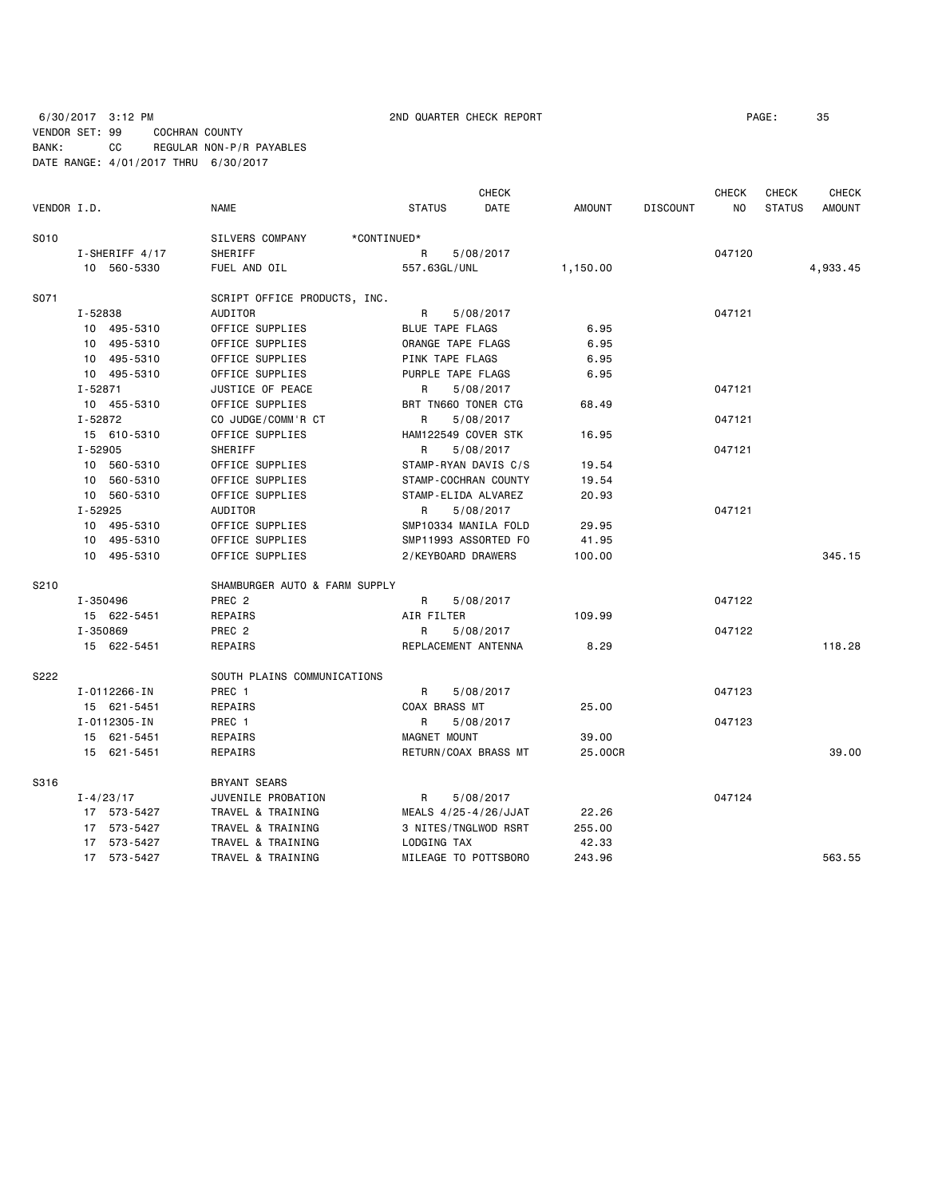6/30/2017 3:12 PM 2ND QUARTER CHECK REPORT

VENDOR SET: 99 COCHRAN COUNTY
BANK: CC REGULAR NON-P/R PAYABLES
DATE RANGE: 4/01/2017 THRU 6/30/2017

| VENDOR I.D. | NAME | STATUS | CHECK DATE | AMOUNT | DISCOUNT | CHECK NO | CHECK STATUS | CHECK AMOUNT |
|---|---|---|---|---|---|---|---|---|
| S010 | SILVERS COMPANY *CONTINUED* | | | | | | | |
| I-SHERIFF 4/17 | SHERIFF | R | 5/08/2017 | | | 047120 | | |
| 10 560-5330 | FUEL AND OIL | 557.63GL/UNL | | 1,150.00 | | | | 4,933.45 |
| S071 | SCRIPT OFFICE PRODUCTS, INC. | | | | | | | |
| I-52838 | AUDITOR | R | 5/08/2017 | | | 047121 | | |
| 10 495-5310 | OFFICE SUPPLIES | BLUE TAPE FLAGS | | 6.95 | | | | |
| 10 495-5310 | OFFICE SUPPLIES | ORANGE TAPE FLAGS | | 6.95 | | | | |
| 10 495-5310 | OFFICE SUPPLIES | PINK TAPE FLAGS | | 6.95 | | | | |
| 10 495-5310 | OFFICE SUPPLIES | PURPLE TAPE FLAGS | | 6.95 | | | | |
| I-52871 | JUSTICE OF PEACE | R | 5/08/2017 | | | 047121 | | |
| 10 455-5310 | OFFICE SUPPLIES | BRT TN660 TONER CTG | | 68.49 | | | | |
| I-52872 | CO JUDGE/COMM'R CT | R | 5/08/2017 | | | 047121 | | |
| 15 610-5310 | OFFICE SUPPLIES | HAM122549 COVER STK | | 16.95 | | | | |
| I-52905 | SHERIFF | R | 5/08/2017 | | | 047121 | | |
| 10 560-5310 | OFFICE SUPPLIES | STAMP-RYAN DAVIS C/S | | 19.54 | | | | |
| 10 560-5310 | OFFICE SUPPLIES | STAMP-COCHRAN COUNTY | | 19.54 | | | | |
| 10 560-5310 | OFFICE SUPPLIES | STAMP-ELIDA ALVAREZ | | 20.93 | | | | |
| I-52925 | AUDITOR | R | 5/08/2017 | | | 047121 | | |
| 10 495-5310 | OFFICE SUPPLIES | SMP10334 MANILA FOLD | | 29.95 | | | | |
| 10 495-5310 | OFFICE SUPPLIES | SMP11993 ASSORTED FO | | 41.95 | | | | |
| 10 495-5310 | OFFICE SUPPLIES | 2/KEYBOARD DRAWERS | | 100.00 | | | | 345.15 |
| S210 | SHAMBURGER AUTO & FARM SUPPLY | | | | | | | |
| I-350496 | PREC 2 | R | 5/08/2017 | | | 047122 | | |
| 15 622-5451 | REPAIRS | AIR FILTER | | 109.99 | | | | |
| I-350869 | PREC 2 | R | 5/08/2017 | | | 047122 | | |
| 15 622-5451 | REPAIRS | REPLACEMENT ANTENNA | | 8.29 | | | | 118.28 |
| S222 | SOUTH PLAINS COMMUNICATIONS | | | | | | | |
| I-0112266-IN | PREC 1 | R | 5/08/2017 | | | 047123 | | |
| 15 621-5451 | REPAIRS | COAX BRASS MT | | 25.00 | | | | |
| I-0112305-IN | PREC 1 | R | 5/08/2017 | | | 047123 | | |
| 15 621-5451 | REPAIRS | MAGNET MOUNT | | 39.00 | | | | |
| 15 621-5451 | REPAIRS | RETURN/COAX BRASS MT | | 25.00CR | | | | 39.00 |
| S316 | BRYANT SEARS | | | | | | | |
| I-4/23/17 | JUVENILE PROBATION | R | 5/08/2017 | | | 047124 | | |
| 17 573-5427 | TRAVEL & TRAINING | MEALS 4/25-4/26/JJAT | | 22.26 | | | | |
| 17 573-5427 | TRAVEL & TRAINING | 3 NITES/TNGLWOD RSRT | | 255.00 | | | | |
| 17 573-5427 | TRAVEL & TRAINING | LODGING TAX | | 42.33 | | | | |
| 17 573-5427 | TRAVEL & TRAINING | MILEAGE TO POTTSBORO | | 243.96 | | | | 563.55 |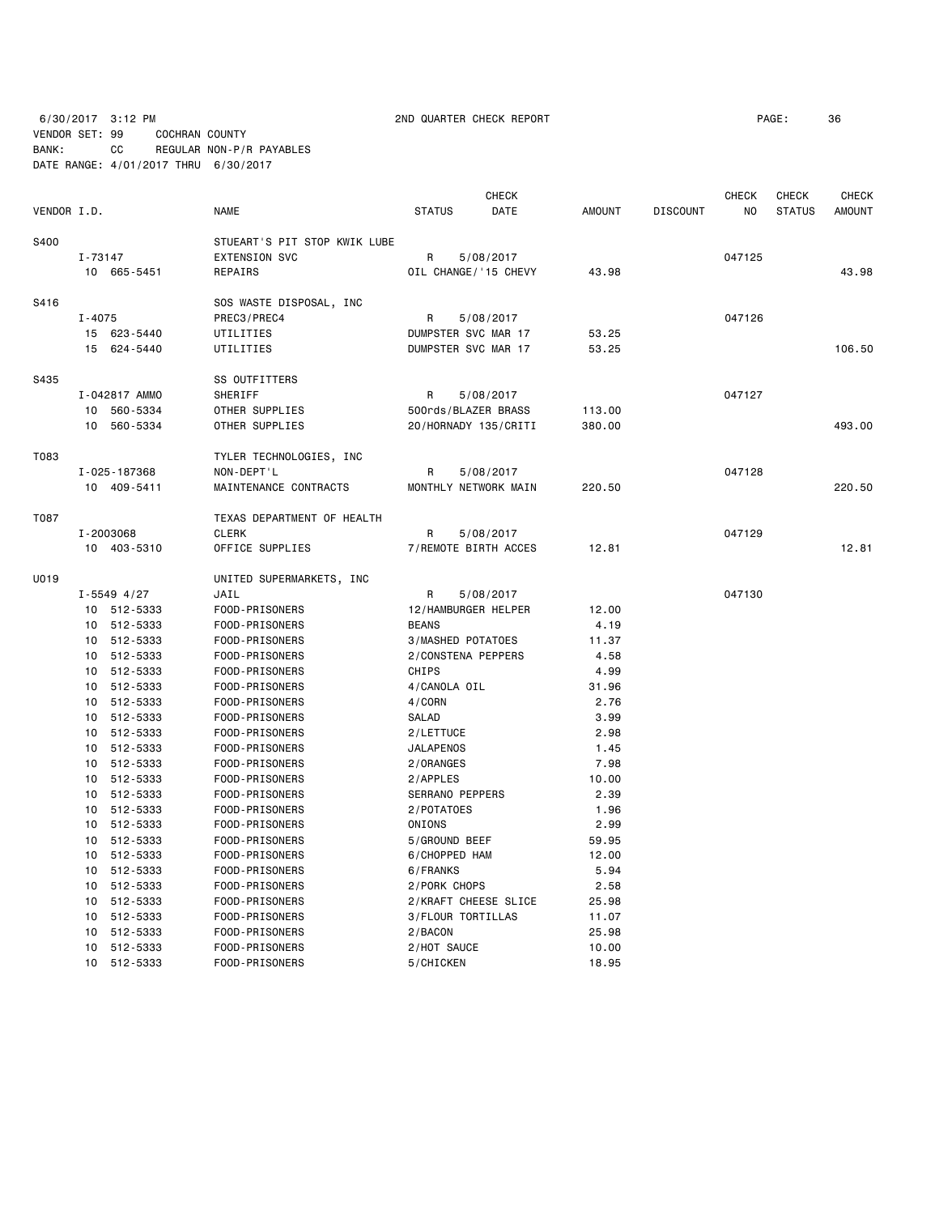6/30/2017 3:12 PM 2ND QUARTER CHECK REPORT PAGE: 36
VENDOR SET: 99 COCHRAN COUNTY
BANK: CC REGULAR NON-P/R PAYABLES
DATE RANGE: 4/01/2017 THRU 6/30/2017

| VENDOR I.D. | NAME | STATUS | CHECK DATE | AMOUNT | DISCOUNT | CHECK NO | CHECK STATUS | CHECK AMOUNT |
|---|---|---|---|---|---|---|---|---|
| S400 | STUEART'S PIT STOP KWIK LUBE | | | | | | | |
| I-73147 | EXTENSION SVC | R | 5/08/2017 | | | 047125 | | |
| 10 665-5451 | REPAIRS | OIL CHANGE/'15 CHEVY | | 43.98 | | | | 43.98 |
| S416 | SOS WASTE DISPOSAL, INC | | | | | | | |
| I-4075 | PREC3/PREC4 | R | 5/08/2017 | | | 047126 | | |
| 15 623-5440 | UTILITIES | DUMPSTER SVC MAR 17 | | 53.25 | | | | |
| 15 624-5440 | UTILITIES | DUMPSTER SVC MAR 17 | | 53.25 | | | | 106.50 |
| S435 | SS OUTFITTERS | | | | | | | |
| I-042817 AMMO | SHERIFF | R | 5/08/2017 | | | 047127 | | |
| 10 560-5334 | OTHER SUPPLIES | 500rds/BLAZER BRASS | | 113.00 | | | | |
| 10 560-5334 | OTHER SUPPLIES | 20/HORNADY 135/CRITI | | 380.00 | | | | 493.00 |
| T083 | TYLER TECHNOLOGIES, INC | | | | | | | |
| I-025-187368 | NON-DEPT'L | R | 5/08/2017 | | | 047128 | | |
| 10 409-5411 | MAINTENANCE CONTRACTS | MONTHLY NETWORK MAIN | | 220.50 | | | | 220.50 |
| T087 | TEXAS DEPARTMENT OF HEALTH | | | | | | | |
| I-2003068 | CLERK | R | 5/08/2017 | | | 047129 | | |
| 10 403-5310 | OFFICE SUPPLIES | 7/REMOTE BIRTH ACCES | | 12.81 | | | | 12.81 |
| U019 | UNITED SUPERMARKETS, INC | | | | | | | |
| I-5549 4/27 | JAIL | R | 5/08/2017 | | | 047130 | | |
| 10 512-5333 | FOOD-PRISONERS | 12/HAMBURGER HELPER | | 12.00 | | | | |
| 10 512-5333 | FOOD-PRISONERS | BEANS | | 4.19 | | | | |
| 10 512-5333 | FOOD-PRISONERS | 3/MASHED POTATOES | | 11.37 | | | | |
| 10 512-5333 | FOOD-PRISONERS | 2/CONSTENA PEPPERS | | 4.58 | | | | |
| 10 512-5333 | FOOD-PRISONERS | CHIPS | | 4.99 | | | | |
| 10 512-5333 | FOOD-PRISONERS | 4/CANOLA OIL | | 31.96 | | | | |
| 10 512-5333 | FOOD-PRISONERS | 4/CORN | | 2.76 | | | | |
| 10 512-5333 | FOOD-PRISONERS | SALAD | | 3.99 | | | | |
| 10 512-5333 | FOOD-PRISONERS | 2/LETTUCE | | 2.98 | | | | |
| 10 512-5333 | FOOD-PRISONERS | JALAPENOS | | 1.45 | | | | |
| 10 512-5333 | FOOD-PRISONERS | 2/ORANGES | | 7.98 | | | | |
| 10 512-5333 | FOOD-PRISONERS | 2/APPLES | | 10.00 | | | | |
| 10 512-5333 | FOOD-PRISONERS | SERRANO PEPPERS | | 2.39 | | | | |
| 10 512-5333 | FOOD-PRISONERS | 2/POTATOES | | 1.96 | | | | |
| 10 512-5333 | FOOD-PRISONERS | ONIONS | | 2.99 | | | | |
| 10 512-5333 | FOOD-PRISONERS | 5/GROUND BEEF | | 59.95 | | | | |
| 10 512-5333 | FOOD-PRISONERS | 6/CHOPPED HAM | | 12.00 | | | | |
| 10 512-5333 | FOOD-PRISONERS | 6/FRANKS | | 5.94 | | | | |
| 10 512-5333 | FOOD-PRISONERS | 2/PORK CHOPS | | 2.58 | | | | |
| 10 512-5333 | FOOD-PRISONERS | 2/KRAFT CHEESE SLICE | | 25.98 | | | | |
| 10 512-5333 | FOOD-PRISONERS | 3/FLOUR TORTILLAS | | 11.07 | | | | |
| 10 512-5333 | FOOD-PRISONERS | 2/BACON | | 25.98 | | | | |
| 10 512-5333 | FOOD-PRISONERS | 2/HOT SAUCE | | 10.00 | | | | |
| 10 512-5333 | FOOD-PRISONERS | 5/CHICKEN | | 18.95 | | | | |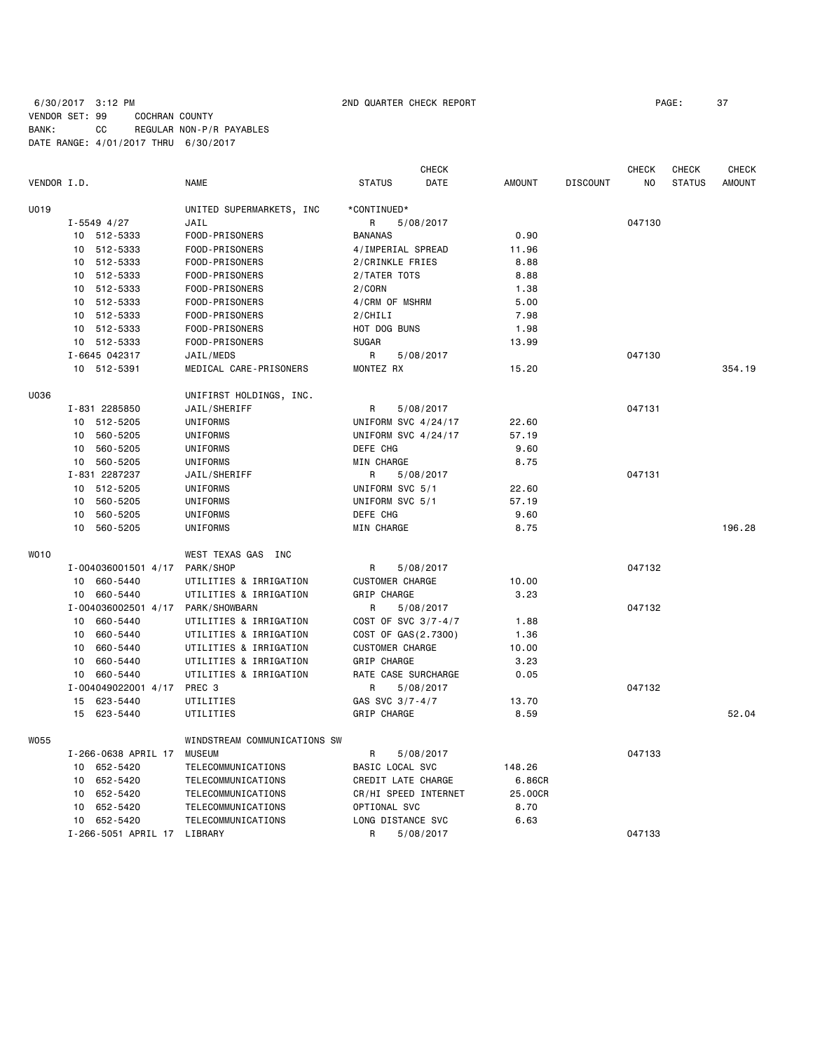6/30/2017 3:12 PM 2ND QUARTER CHECK REPORT

VENDOR SET: 99 COCHRAN COUNTY
BANK: CC REGULAR NON-P/R PAYABLES
DATE RANGE: 4/01/2017 THRU 6/30/2017

| VENDOR I.D. | NAME | STATUS | CHECK DATE | AMOUNT | DISCOUNT | CHECK NO | CHECK STATUS | CHECK AMOUNT |
|---|---|---|---|---|---|---|---|---|
| U019 | UNITED SUPERMARKETS, INC | *CONTINUED* | | | | | | |
| I-5549 4/27 | JAIL | R | 5/08/2017 | | | 047130 | | |
| 10 512-5333 | FOOD-PRISONERS | BANANAS | | 0.90 | | | | |
| 10 512-5333 | FOOD-PRISONERS | 4/IMPERIAL SPREAD | | 11.96 | | | | |
| 10 512-5333 | FOOD-PRISONERS | 2/CRINKLE FRIES | | 8.88 | | | | |
| 10 512-5333 | FOOD-PRISONERS | 2/TATER TOTS | | 8.88 | | | | |
| 10 512-5333 | FOOD-PRISONERS | 2/CORN | | 1.38 | | | | |
| 10 512-5333 | FOOD-PRISONERS | 4/CRM OF MSHRM | | 5.00 | | | | |
| 10 512-5333 | FOOD-PRISONERS | 2/CHILI | | 7.98 | | | | |
| 10 512-5333 | FOOD-PRISONERS | HOT DOG BUNS | | 1.98 | | | | |
| 10 512-5333 | FOOD-PRISONERS | SUGAR | | 13.99 | | | | |
| I-6645 042317 | JAIL/MEDS | R | 5/08/2017 | | | 047130 | | |
| 10 512-5391 | MEDICAL CARE-PRISONERS | MONTEZ RX | | 15.20 | | | | 354.19 |
| U036 | UNIFIRST HOLDINGS, INC. | | | | | | | |
| I-831 2285850 | JAIL/SHERIFF | R | 5/08/2017 | | | 047131 | | |
| 10 512-5205 | UNIFORMS | UNIFORM SVC 4/24/17 | | 22.60 | | | | |
| 10 560-5205 | UNIFORMS | UNIFORM SVC 4/24/17 | | 57.19 | | | | |
| 10 560-5205 | UNIFORMS | DEFE CHG | | 9.60 | | | | |
| 10 560-5205 | UNIFORMS | MIN CHARGE | | 8.75 | | | | |
| I-831 2287237 | JAIL/SHERIFF | R | 5/08/2017 | | | 047131 | | |
| 10 512-5205 | UNIFORMS | UNIFORM SVC 5/1 | | 22.60 | | | | |
| 10 560-5205 | UNIFORMS | UNIFORM SVC 5/1 | | 57.19 | | | | |
| 10 560-5205 | UNIFORMS | DEFE CHG | | 9.60 | | | | |
| 10 560-5205 | UNIFORMS | MIN CHARGE | | 8.75 | | | | 196.28 |
| W010 | WEST TEXAS GAS INC | | | | | | | |
| I-004036001501 4/17 | PARK/SHOP | R | 5/08/2017 | | | 047132 | | |
| 10 660-5440 | UTILITIES & IRRIGATION | CUSTOMER CHARGE | | 10.00 | | | | |
| 10 660-5440 | UTILITIES & IRRIGATION | GRIP CHARGE | | 3.23 | | | | |
| I-004036002501 4/17 | PARK/SHOWBARN | R | 5/08/2017 | | | 047132 | | |
| 10 660-5440 | UTILITIES & IRRIGATION | COST OF SVC 3/7-4/7 | | 1.88 | | | | |
| 10 660-5440 | UTILITIES & IRRIGATION | COST OF GAS(2.7300) | | 1.36 | | | | |
| 10 660-5440 | UTILITIES & IRRIGATION | CUSTOMER CHARGE | | 10.00 | | | | |
| 10 660-5440 | UTILITIES & IRRIGATION | GRIP CHARGE | | 3.23 | | | | |
| 10 660-5440 | UTILITIES & IRRIGATION | RATE CASE SURCHARGE | | 0.05 | | | | |
| I-004049022001 4/17 | PREC 3 | R | 5/08/2017 | | | 047132 | | |
| 15 623-5440 | UTILITIES | GAS SVC 3/7-4/7 | | 13.70 | | | | |
| 15 623-5440 | UTILITIES | GRIP CHARGE | | 8.59 | | | | 52.04 |
| W055 | WINDSTREAM COMMUNICATIONS SW | | | | | | | |
| I-266-0638 APRIL 17 | MUSEUM | R | 5/08/2017 | | | 047133 | | |
| 10 652-5420 | TELECOMMUNICATIONS | BASIC LOCAL SVC | | 148.26 | | | | |
| 10 652-5420 | TELECOMMUNICATIONS | CREDIT LATE CHARGE | | 6.86CR | | | | |
| 10 652-5420 | TELECOMMUNICATIONS | CR/HI SPEED INTERNET | | 25.00CR | | | | |
| 10 652-5420 | TELECOMMUNICATIONS | OPTIONAL SVC | | 8.70 | | | | |
| 10 652-5420 | TELECOMMUNICATIONS | LONG DISTANCE SVC | | 6.63 | | | | |
| I-266-5051 APRIL 17 | LIBRARY | R | 5/08/2017 | | | 047133 | | |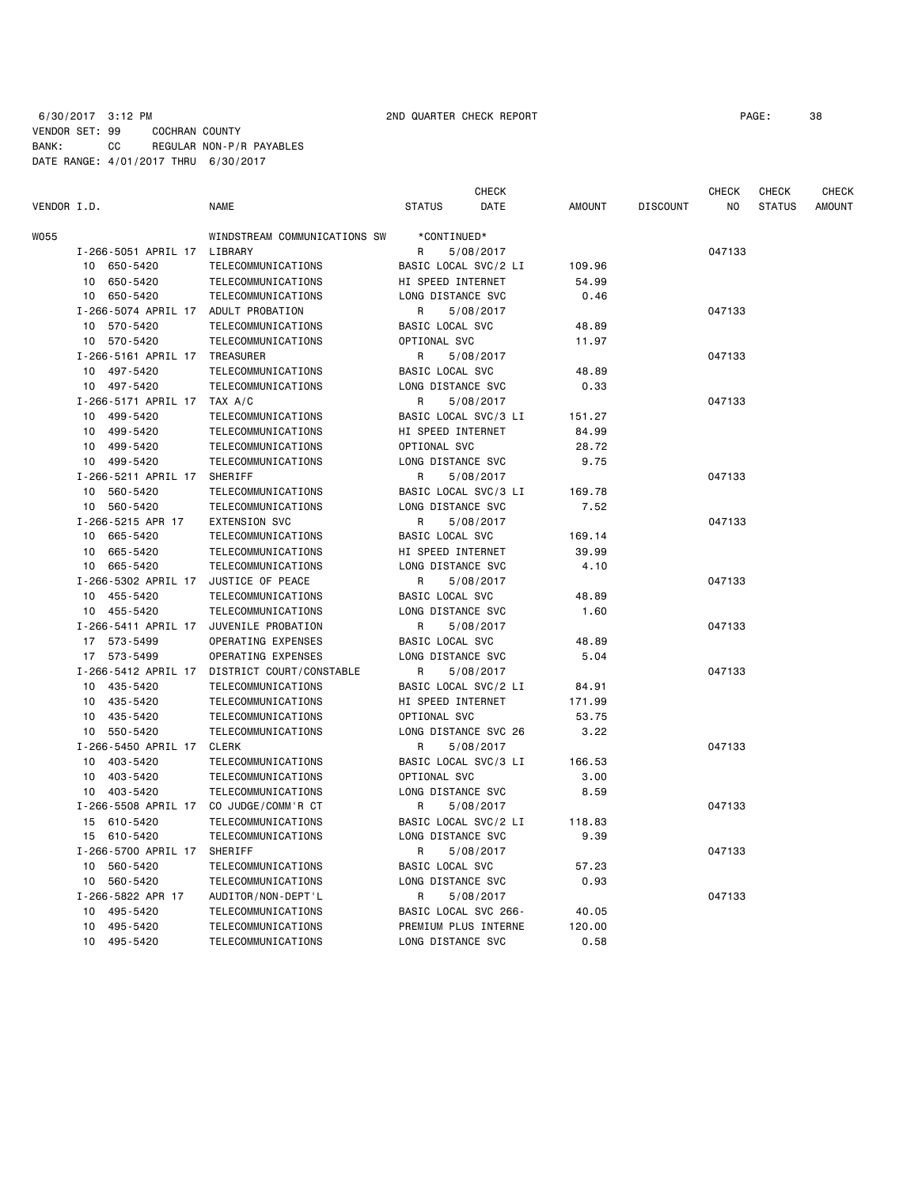6/30/2017 3:12 PM 2ND QUARTER CHECK REPORT

VENDOR SET: 99 COCHRAN COUNTY
BANK: CC REGULAR NON-P/R PAYABLES
DATE RANGE: 4/01/2017 THRU 6/30/2017

| VENDOR I.D. | NAME | STATUS | CHECK DATE | AMOUNT | DISCOUNT | CHECK NO | CHECK STATUS | CHECK AMOUNT |
|---|---|---|---|---|---|---|---|---|
| W055 | WINDSTREAM COMMUNICATIONS SW | *CONTINUED* | | | | | | |
| I-266-5051 APRIL 17 | LIBRARY | R | 5/08/2017 | | | 047133 | | |
| 10 650-5420 | TELECOMMUNICATIONS | BASIC LOCAL SVC/2 LI | | 109.96 | | | | |
| 10 650-5420 | TELECOMMUNICATIONS | HI SPEED INTERNET | | 54.99 | | | | |
| 10 650-5420 | TELECOMMUNICATIONS | LONG DISTANCE SVC | | 0.46 | | | | |
| I-266-5074 APRIL 17 | ADULT PROBATION | R | 5/08/2017 | | | 047133 | | |
| 10 570-5420 | TELECOMMUNICATIONS | BASIC LOCAL SVC | | 48.89 | | | | |
| 10 570-5420 | TELECOMMUNICATIONS | OPTIONAL SVC | | 11.97 | | | | |
| I-266-5161 APRIL 17 | TREASURER | R | 5/08/2017 | | | 047133 | | |
| 10 497-5420 | TELECOMMUNICATIONS | BASIC LOCAL SVC | | 48.89 | | | | |
| 10 497-5420 | TELECOMMUNICATIONS | LONG DISTANCE SVC | | 0.33 | | | | |
| I-266-5171 APRIL 17 | TAX A/C | R | 5/08/2017 | | | 047133 | | |
| 10 499-5420 | TELECOMMUNICATIONS | BASIC LOCAL SVC/3 LI | | 151.27 | | | | |
| 10 499-5420 | TELECOMMUNICATIONS | HI SPEED INTERNET | | 84.99 | | | | |
| 10 499-5420 | TELECOMMUNICATIONS | OPTIONAL SVC | | 28.72 | | | | |
| 10 499-5420 | TELECOMMUNICATIONS | LONG DISTANCE SVC | | 9.75 | | | | |
| I-266-5211 APRIL 17 | SHERIFF | R | 5/08/2017 | | | 047133 | | |
| 10 560-5420 | TELECOMMUNICATIONS | BASIC LOCAL SVC/3 LI | | 169.78 | | | | |
| 10 560-5420 | TELECOMMUNICATIONS | LONG DISTANCE SVC | | 7.52 | | | | |
| I-266-5215 APR 17 | EXTENSION SVC | R | 5/08/2017 | | | 047133 | | |
| 10 665-5420 | TELECOMMUNICATIONS | BASIC LOCAL SVC | | 169.14 | | | | |
| 10 665-5420 | TELECOMMUNICATIONS | HI SPEED INTERNET | | 39.99 | | | | |
| 10 665-5420 | TELECOMMUNICATIONS | LONG DISTANCE SVC | | 4.10 | | | | |
| I-266-5302 APRIL 17 | JUSTICE OF PEACE | R | 5/08/2017 | | | 047133 | | |
| 10 455-5420 | TELECOMMUNICATIONS | BASIC LOCAL SVC | | 48.89 | | | | |
| 10 455-5420 | TELECOMMUNICATIONS | LONG DISTANCE SVC | | 1.60 | | | | |
| I-266-5411 APRIL 17 | JUVENILE PROBATION | R | 5/08/2017 | | | 047133 | | |
| 17 573-5499 | OPERATING EXPENSES | BASIC LOCAL SVC | | 48.89 | | | | |
| 17 573-5499 | OPERATING EXPENSES | LONG DISTANCE SVC | | 5.04 | | | | |
| I-266-5412 APRIL 17 | DISTRICT COURT/CONSTABLE | R | 5/08/2017 | | | 047133 | | |
| 10 435-5420 | TELECOMMUNICATIONS | BASIC LOCAL SVC/2 LI | | 84.91 | | | | |
| 10 435-5420 | TELECOMMUNICATIONS | HI SPEED INTERNET | | 171.99 | | | | |
| 10 435-5420 | TELECOMMUNICATIONS | OPTIONAL SVC | | 53.75 | | | | |
| 10 550-5420 | TELECOMMUNICATIONS | LONG DISTANCE SVC 26 | | 3.22 | | | | |
| I-266-5450 APRIL 17 | CLERK | R | 5/08/2017 | | | 047133 | | |
| 10 403-5420 | TELECOMMUNICATIONS | BASIC LOCAL SVC/3 LI | | 166.53 | | | | |
| 10 403-5420 | TELECOMMUNICATIONS | OPTIONAL SVC | | 3.00 | | | | |
| 10 403-5420 | TELECOMMUNICATIONS | LONG DISTANCE SVC | | 8.59 | | | | |
| I-266-5508 APRIL 17 | CO JUDGE/COMM'R CT | R | 5/08/2017 | | | 047133 | | |
| 15 610-5420 | TELECOMMUNICATIONS | BASIC LOCAL SVC/2 LI | | 118.83 | | | | |
| 15 610-5420 | TELECOMMUNICATIONS | LONG DISTANCE SVC | | 9.39 | | | | |
| I-266-5700 APRIL 17 | SHERIFF | R | 5/08/2017 | | | 047133 | | |
| 10 560-5420 | TELECOMMUNICATIONS | BASIC LOCAL SVC | | 57.23 | | | | |
| 10 560-5420 | TELECOMMUNICATIONS | LONG DISTANCE SVC | | 0.93 | | | | |
| I-266-5822 APR 17 | AUDITOR/NON-DEPT'L | R | 5/08/2017 | | | 047133 | | |
| 10 495-5420 | TELECOMMUNICATIONS | BASIC LOCAL SVC 266- | | 40.05 | | | | |
| 10 495-5420 | TELECOMMUNICATIONS | PREMIUM PLUS INTERNE | | 120.00 | | | | |
| 10 495-5420 | TELECOMMUNICATIONS | LONG DISTANCE SVC | | 0.58 | | | | |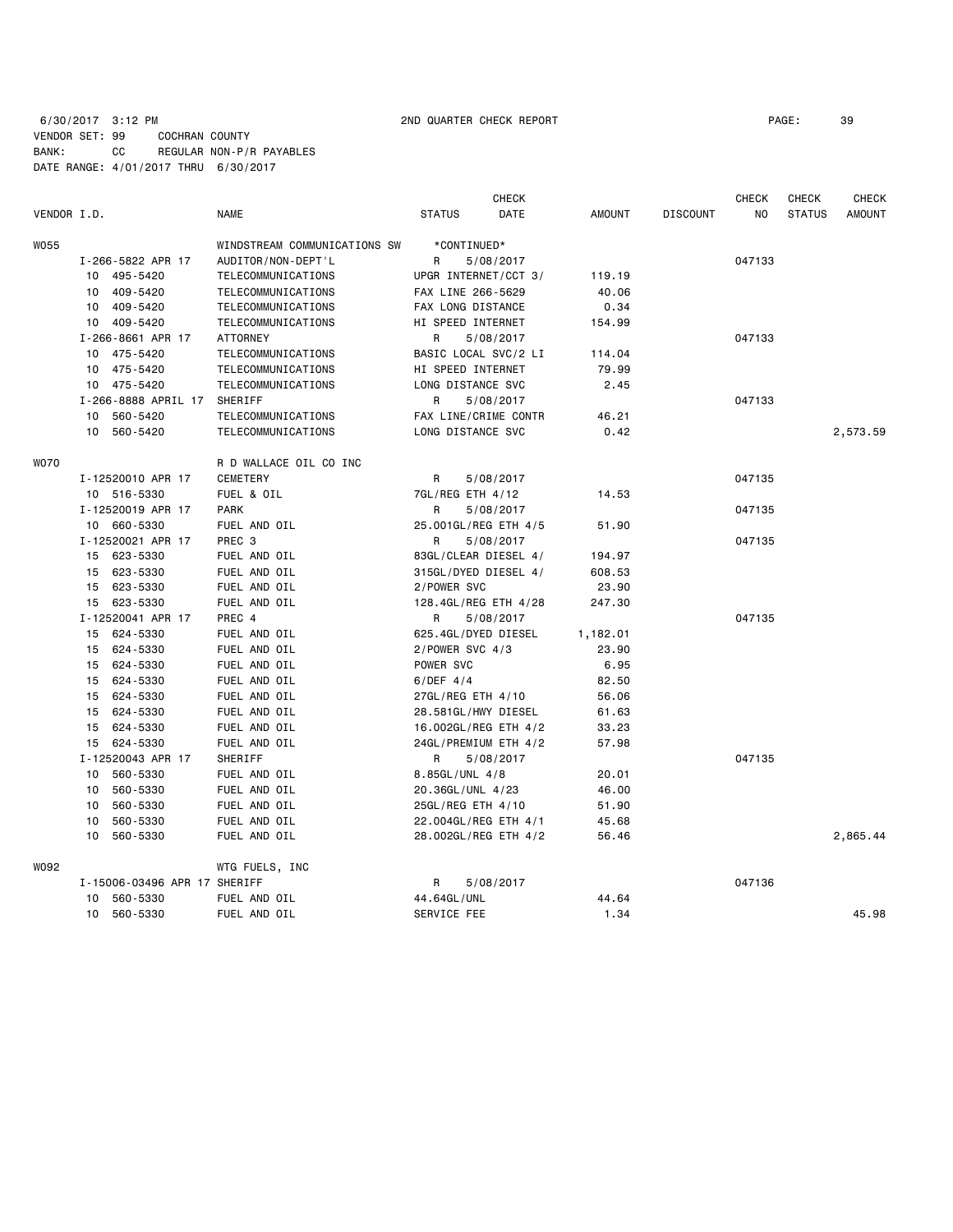6/30/2017 3:12 PM 2ND QUARTER CHECK REPORT

VENDOR SET: 99 COCHRAN COUNTY
BANK: CC REGULAR NON-P/R PAYABLES
DATE RANGE: 4/01/2017 THRU 6/30/2017

| VENDOR I.D. | NAME | STATUS | CHECK DATE | AMOUNT | DISCOUNT | CHECK NO | CHECK STATUS | CHECK AMOUNT |
|---|---|---|---|---|---|---|---|---|
| W055 | WINDSTREAM COMMUNICATIONS SW | *CONTINUED* | | | | | | |
| I-266-5822 APR 17 | AUDITOR/NON-DEPT'L | R | 5/08/2017 | | | 047133 | | |
| 10 495-5420 | TELECOMMUNICATIONS | UPGR INTERNET/CCT 3/ | | 119.19 | | | | |
| 10 409-5420 | TELECOMMUNICATIONS | FAX LINE 266-5629 | | 40.06 | | | | |
| 10 409-5420 | TELECOMMUNICATIONS | FAX LONG DISTANCE | | 0.34 | | | | |
| 10 409-5420 | TELECOMMUNICATIONS | HI SPEED INTERNET | | 154.99 | | | | |
| I-266-8661 APR 17 | ATTORNEY | R | 5/08/2017 | | | 047133 | | |
| 10 475-5420 | TELECOMMUNICATIONS | BASIC LOCAL SVC/2 LI | | 114.04 | | | | |
| 10 475-5420 | TELECOMMUNICATIONS | HI SPEED INTERNET | | 79.99 | | | | |
| 10 475-5420 | TELECOMMUNICATIONS | LONG DISTANCE SVC | | 2.45 | | | | |
| I-266-8888 APRIL 17 | SHERIFF | R | 5/08/2017 | | | 047133 | | |
| 10 560-5420 | TELECOMMUNICATIONS | FAX LINE/CRIME CONTR | | 46.21 | | | | |
| 10 560-5420 | TELECOMMUNICATIONS | LONG DISTANCE SVC | | 0.42 | | | | 2,573.59 |
| W070 | R D WALLACE OIL CO INC | | | | | | | |
| I-12520010 APR 17 | CEMETERY | R | 5/08/2017 | | | 047135 | | |
| 10 516-5330 | FUEL & OIL | 7GL/REG ETH 4/12 | | 14.53 | | | | |
| I-12520019 APR 17 | PARK | R | 5/08/2017 | | | 047135 | | |
| 10 660-5330 | FUEL AND OIL | 25.001GL/REG ETH 4/5 | | 51.90 | | | | |
| I-12520021 APR 17 | PREC 3 | R | 5/08/2017 | | | 047135 | | |
| 15 623-5330 | FUEL AND OIL | 83GL/CLEAR DIESEL 4/ | | 194.97 | | | | |
| 15 623-5330 | FUEL AND OIL | 315GL/DYED DIESEL 4/ | | 608.53 | | | | |
| 15 623-5330 | FUEL AND OIL | 2/POWER SVC | | 23.90 | | | | |
| 15 623-5330 | FUEL AND OIL | 128.4GL/REG ETH 4/28 | | 247.30 | | | | |
| I-12520041 APR 17 | PREC 4 | R | 5/08/2017 | | | 047135 | | |
| 15 624-5330 | FUEL AND OIL | 625.4GL/DYED DIESEL | | 1,182.01 | | | | |
| 15 624-5330 | FUEL AND OIL | 2/POWER SVC 4/3 | | 23.90 | | | | |
| 15 624-5330 | FUEL AND OIL | POWER SVC | | 6.95 | | | | |
| 15 624-5330 | FUEL AND OIL | 6/DEF 4/4 | | 82.50 | | | | |
| 15 624-5330 | FUEL AND OIL | 27GL/REG ETH 4/10 | | 56.06 | | | | |
| 15 624-5330 | FUEL AND OIL | 28.581GL/HWY DIESEL | | 61.63 | | | | |
| 15 624-5330 | FUEL AND OIL | 16.002GL/REG ETH 4/2 | | 33.23 | | | | |
| 15 624-5330 | FUEL AND OIL | 24GL/PREMIUM ETH 4/2 | | 57.98 | | | | |
| I-12520043 APR 17 | SHERIFF | R | 5/08/2017 | | | 047135 | | |
| 10 560-5330 | FUEL AND OIL | 8.85GL/UNL 4/8 | | 20.01 | | | | |
| 10 560-5330 | FUEL AND OIL | 20.36GL/UNL 4/23 | | 46.00 | | | | |
| 10 560-5330 | FUEL AND OIL | 25GL/REG ETH 4/10 | | 51.90 | | | | |
| 10 560-5330 | FUEL AND OIL | 22.004GL/REG ETH 4/1 | | 45.68 | | | | |
| 10 560-5330 | FUEL AND OIL | 28.002GL/REG ETH 4/2 | | 56.46 | | | | 2,865.44 |
| W092 | WTG FUELS, INC | | | | | | | |
| I-15006-03496 APR 17 | SHERIFF | R | 5/08/2017 | | | 047136 | | |
| 10 560-5330 | FUEL AND OIL | 44.64GL/UNL | | 44.64 | | | | |
| 10 560-5330 | FUEL AND OIL | SERVICE FEE | | 1.34 | | | | 45.98 |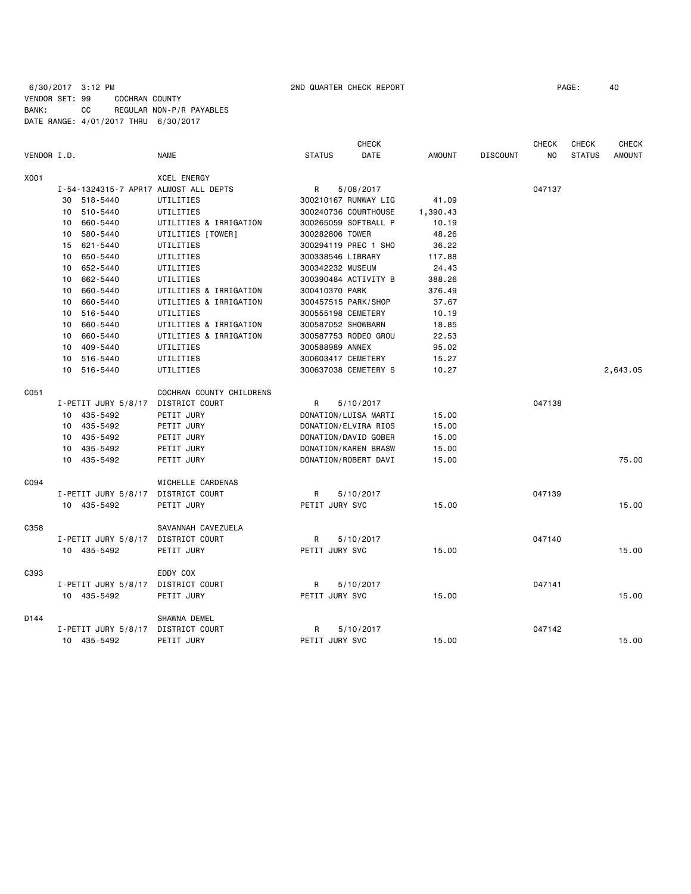6/30/2017 3:12 PM 2ND QUARTER CHECK REPORT

VENDOR SET: 99 COCHRAN COUNTY
BANK: CC REGULAR NON-P/R PAYABLES
DATE RANGE: 4/01/2017 THRU 6/30/2017

| VENDOR I.D. | | NAME | STATUS | CHECK DATE | AMOUNT | DISCOUNT | CHECK NO | CHECK STATUS | CHECK AMOUNT |
|---|---|---|---|---|---|---|---|---|---|
| X001 | | XCEL ENERGY | | | | | | | |
| | I-54-1324315-7 APR17 | ALMOST ALL DEPTS | R | 5/08/2017 | | | 047137 | | |
| | 30 518-5440 | UTILITIES | 300210167 RUNWAY LIG | | 41.09 | | | | |
| | 10 510-5440 | UTILITIES | 300240736 COURTHOUSE | | 1,390.43 | | | | |
| | 10 660-5440 | UTILITIES & IRRIGATION | 300265059 SOFTBALL P | | 10.19 | | | | |
| | 10 580-5440 | UTILITIES [TOWER] | 300282806 TOWER | | 48.26 | | | | |
| | 15 621-5440 | UTILITIES | 300294119 PREC 1 SHO | | 36.22 | | | | |
| | 10 650-5440 | UTILITIES | 300338546 LIBRARY | | 117.88 | | | | |
| | 10 652-5440 | UTILITIES | 300342232 MUSEUM | | 24.43 | | | | |
| | 10 662-5440 | UTILITIES | 300390484 ACTIVITY B | | 388.26 | | | | |
| | 10 660-5440 | UTILITIES & IRRIGATION | 300410370 PARK | | 376.49 | | | | |
| | 10 660-5440 | UTILITIES & IRRIGATION | 300457515 PARK/SHOP | | 37.67 | | | | |
| | 10 516-5440 | UTILITIES | 300555198 CEMETERY | | 10.19 | | | | |
| | 10 660-5440 | UTILITIES & IRRIGATION | 300587052 SHOWBARN | | 18.85 | | | | |
| | 10 660-5440 | UTILITIES & IRRIGATION | 300587753 RODEO GROU | | 22.53 | | | | |
| | 10 409-5440 | UTILITIES | 300588989 ANNEX | | 95.02 | | | | |
| | 10 516-5440 | UTILITIES | 300603417 CEMETERY | | 15.27 | | | | |
| | 10 516-5440 | UTILITIES | 300637038 CEMETERY S | | 10.27 | | | | 2,643.05 |
| C051 | | COCHRAN COUNTY CHILDRENS | | | | | | | |
| | I-PETIT JURY 5/8/17 | DISTRICT COURT | R | 5/10/2017 | | | 047138 | | |
| | 10 435-5492 | PETIT JURY | DONATION/LUISA MARTI | | 15.00 | | | | |
| | 10 435-5492 | PETIT JURY | DONATION/ELVIRA RIOS | | 15.00 | | | | |
| | 10 435-5492 | PETIT JURY | DONATION/DAVID GOBER | | 15.00 | | | | |
| | 10 435-5492 | PETIT JURY | DONATION/KAREN BRASW | | 15.00 | | | | |
| | 10 435-5492 | PETIT JURY | DONATION/ROBERT DAVI | | 15.00 | | | | 75.00 |
| C094 | | MICHELLE CARDENAS | | | | | | | |
| | I-PETIT JURY 5/8/17 | DISTRICT COURT | R | 5/10/2017 | | | 047139 | | |
| | 10 435-5492 | PETIT JURY | PETIT JURY SVC | | 15.00 | | | | 15.00 |
| C358 | | SAVANNAH CAVEZUELA | | | | | | | |
| | I-PETIT JURY 5/8/17 | DISTRICT COURT | R | 5/10/2017 | | | 047140 | | |
| | 10 435-5492 | PETIT JURY | PETIT JURY SVC | | 15.00 | | | | 15.00 |
| C393 | | EDDY COX | | | | | | | |
| | I-PETIT JURY 5/8/17 | DISTRICT COURT | R | 5/10/2017 | | | 047141 | | |
| | 10 435-5492 | PETIT JURY | PETIT JURY SVC | | 15.00 | | | | 15.00 |
| D144 | | SHAWNA DEMEL | | | | | | | |
| | I-PETIT JURY 5/8/17 | DISTRICT COURT | R | 5/10/2017 | | | 047142 | | |
| | 10 435-5492 | PETIT JURY | PETIT JURY SVC | | 15.00 | | | | 15.00 |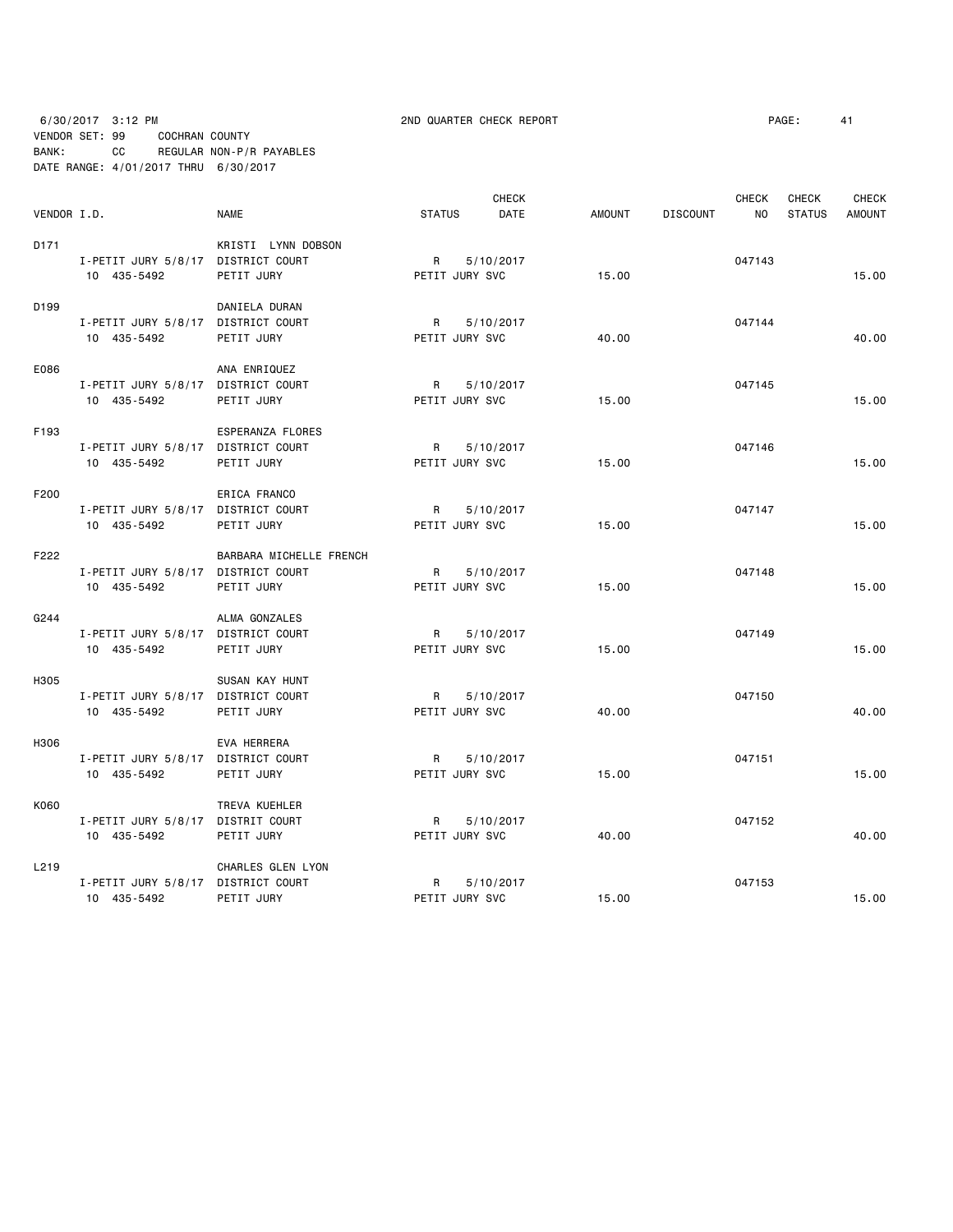6/30/2017 3:12 PM 2ND QUARTER CHECK REPORT PAGE: 41
VENDOR SET: 99 COCHRAN COUNTY
BANK: CC REGULAR NON-P/R PAYABLES
DATE RANGE: 4/01/2017 THRU 6/30/2017

| VENDOR I.D. | NAME | STATUS | CHECK DATE | AMOUNT | DISCOUNT | CHECK NO | CHECK STATUS | CHECK AMOUNT |
|---|---|---|---|---|---|---|---|---|
| D171 | KRISTI LYNN DOBSON | | | | | | | |
| I-PETIT JURY 5/8/17 | DISTRICT COURT | R | 5/10/2017 | | | 047143 | | |
| 10 435-5492 | PETIT JURY | PETIT JURY SVC | | 15.00 | | | | 15.00 |
| D199 | DANIELA DURAN | | | | | | | |
| I-PETIT JURY 5/8/17 | DISTRICT COURT | R | 5/10/2017 | | | 047144 | | |
| 10 435-5492 | PETIT JURY | PETIT JURY SVC | | 40.00 | | | | 40.00 |
| E086 | ANA ENRIQUEZ | | | | | | | |
| I-PETIT JURY 5/8/17 | DISTRICT COURT | R | 5/10/2017 | | | 047145 | | |
| 10 435-5492 | PETIT JURY | PETIT JURY SVC | | 15.00 | | | | 15.00 |
| F193 | ESPERANZA FLORES | | | | | | | |
| I-PETIT JURY 5/8/17 | DISTRICT COURT | R | 5/10/2017 | | | 047146 | | |
| 10 435-5492 | PETIT JURY | PETIT JURY SVC | | 15.00 | | | | 15.00 |
| F200 | ERICA FRANCO | | | | | | | |
| I-PETIT JURY 5/8/17 | DISTRICT COURT | R | 5/10/2017 | | | 047147 | | |
| 10 435-5492 | PETIT JURY | PETIT JURY SVC | | 15.00 | | | | 15.00 |
| F222 | BARBARA MICHELLE FRENCH | | | | | | | |
| I-PETIT JURY 5/8/17 | DISTRICT COURT | R | 5/10/2017 | | | 047148 | | |
| 10 435-5492 | PETIT JURY | PETIT JURY SVC | | 15.00 | | | | 15.00 |
| G244 | ALMA GONZALES | | | | | | | |
| I-PETIT JURY 5/8/17 | DISTRICT COURT | R | 5/10/2017 | | | 047149 | | |
| 10 435-5492 | PETIT JURY | PETIT JURY SVC | | 15.00 | | | | 15.00 |
| H305 | SUSAN KAY HUNT | | | | | | | |
| I-PETIT JURY 5/8/17 | DISTRICT COURT | R | 5/10/2017 | | | 047150 | | |
| 10 435-5492 | PETIT JURY | PETIT JURY SVC | | 40.00 | | | | 40.00 |
| H306 | EVA HERRERA | | | | | | | |
| I-PETIT JURY 5/8/17 | DISTRICT COURT | R | 5/10/2017 | | | 047151 | | |
| 10 435-5492 | PETIT JURY | PETIT JURY SVC | | 15.00 | | | | 15.00 |
| K060 | TREVA KUEHLER | | | | | | | |
| I-PETIT JURY 5/8/17 | DISTRIT COURT | R | 5/10/2017 | | | 047152 | | |
| 10 435-5492 | PETIT JURY | PETIT JURY SVC | | 40.00 | | | | 40.00 |
| L219 | CHARLES GLEN LYON | | | | | | | |
| I-PETIT JURY 5/8/17 | DISTRICT COURT | R | 5/10/2017 | | | 047153 | | |
| 10 435-5492 | PETIT JURY | PETIT JURY SVC | | 15.00 | | | | 15.00 |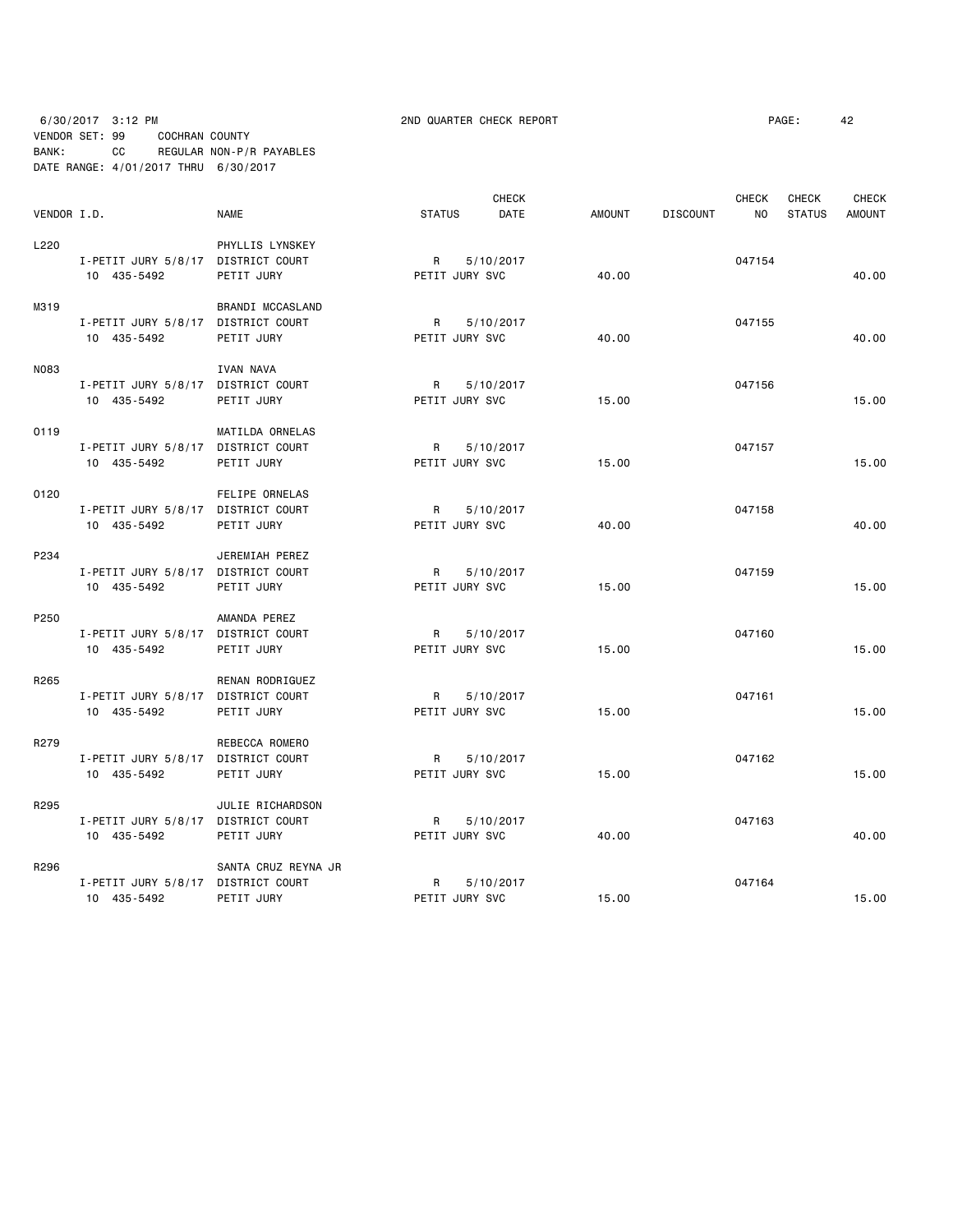6/30/2017 3:12 PM 2ND QUARTER CHECK REPORT PAGE: 42

VENDOR SET: 99 COCHRAN COUNTY

BANK: CC REGULAR NON-P/R PAYABLES

DATE RANGE: 4/01/2017 THRU 6/30/2017

| VENDOR I.D. | NAME | STATUS | CHECK DATE | AMOUNT | DISCOUNT | CHECK NO | CHECK STATUS | CHECK AMOUNT |
|---|---|---|---|---|---|---|---|---|
| L220 | PHYLLIS LYNSKEY | | | | | | | |
| I-PETIT JURY 5/8/17 | DISTRICT COURT | R | 5/10/2017 | | | 047154 | | |
| 10 435-5492 | PETIT JURY | PETIT JURY SVC | | 40.00 | | | | 40.00 |
| M319 | BRANDI MCCASLAND | | | | | | | |
| I-PETIT JURY 5/8/17 | DISTRICT COURT | R | 5/10/2017 | | | 047155 | | |
| 10 435-5492 | PETIT JURY | PETIT JURY SVC | | 40.00 | | | | 40.00 |
| N083 | IVAN NAVA | | | | | | | |
| I-PETIT JURY 5/8/17 | DISTRICT COURT | R | 5/10/2017 | | | 047156 | | |
| 10 435-5492 | PETIT JURY | PETIT JURY SVC | | 15.00 | | | | 15.00 |
| O119 | MATILDA ORNELAS | | | | | | | |
| I-PETIT JURY 5/8/17 | DISTRICT COURT | R | 5/10/2017 | | | 047157 | | |
| 10 435-5492 | PETIT JURY | PETIT JURY SVC | | 15.00 | | | | 15.00 |
| O120 | FELIPE ORNELAS | | | | | | | |
| I-PETIT JURY 5/8/17 | DISTRICT COURT | R | 5/10/2017 | | | 047158 | | |
| 10 435-5492 | PETIT JURY | PETIT JURY SVC | | 40.00 | | | | 40.00 |
| P234 | JEREMIAH PEREZ | | | | | | | |
| I-PETIT JURY 5/8/17 | DISTRICT COURT | R | 5/10/2017 | | | 047159 | | |
| 10 435-5492 | PETIT JURY | PETIT JURY SVC | | 15.00 | | | | 15.00 |
| P250 | AMANDA PEREZ | | | | | | | |
| I-PETIT JURY 5/8/17 | DISTRICT COURT | R | 5/10/2017 | | | 047160 | | |
| 10 435-5492 | PETIT JURY | PETIT JURY SVC | | 15.00 | | | | 15.00 |
| R265 | RENAN RODRIGUEZ | | | | | | | |
| I-PETIT JURY 5/8/17 | DISTRICT COURT | R | 5/10/2017 | | | 047161 | | |
| 10 435-5492 | PETIT JURY | PETIT JURY SVC | | 15.00 | | | | 15.00 |
| R279 | REBECCA ROMERO | | | | | | | |
| I-PETIT JURY 5/8/17 | DISTRICT COURT | R | 5/10/2017 | | | 047162 | | |
| 10 435-5492 | PETIT JURY | PETIT JURY SVC | | 15.00 | | | | 15.00 |
| R295 | JULIE RICHARDSON | | | | | | | |
| I-PETIT JURY 5/8/17 | DISTRICT COURT | R | 5/10/2017 | | | 047163 | | |
| 10 435-5492 | PETIT JURY | PETIT JURY SVC | | 40.00 | | | | 40.00 |
| R296 | SANTA CRUZ REYNA JR | | | | | | | |
| I-PETIT JURY 5/8/17 | DISTRICT COURT | R | 5/10/2017 | | | 047164 | | |
| 10 435-5492 | PETIT JURY | PETIT JURY SVC | | 15.00 | | | | 15.00 |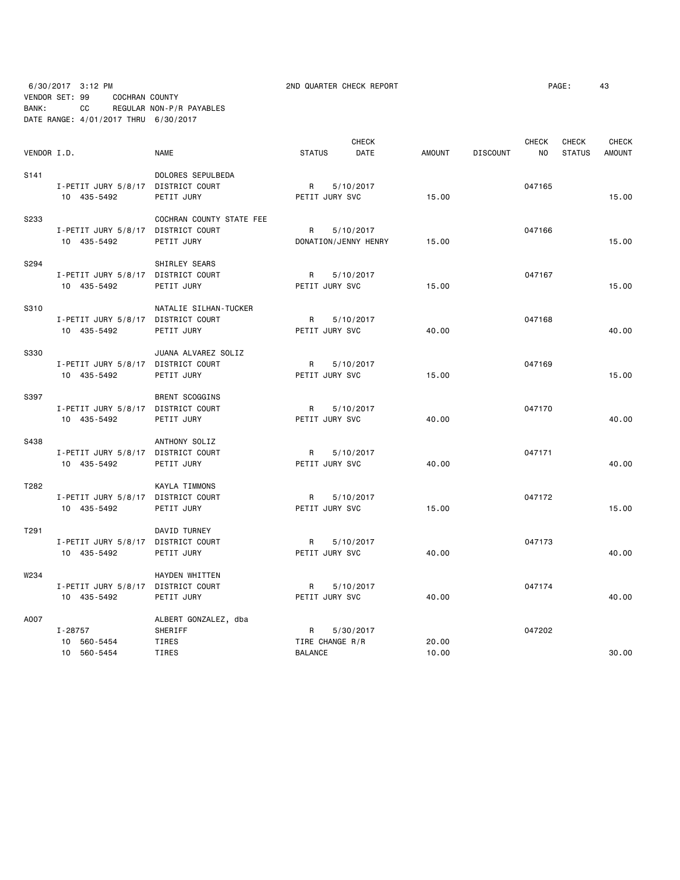6/30/2017 3:12 PM 2ND QUARTER CHECK REPORT

VENDOR SET: 99 COCHRAN COUNTY
BANK: CC REGULAR NON-P/R PAYABLES
DATE RANGE: 4/01/2017 THRU 6/30/2017

| VENDOR I.D. | NAME | STATUS | CHECK DATE | AMOUNT | DISCOUNT | CHECK NO | CHECK STATUS | CHECK AMOUNT |
|---|---|---|---|---|---|---|---|---|
| S141 | DOLORES SEPULBEDA | | | | | | | |
| I-PETIT JURY 5/8/17 | DISTRICT COURT | R | 5/10/2017 | | | 047165 | | |
| 10 435-5492 | PETIT JURY | PETIT JURY SVC | | 15.00 | | | | 15.00 |
| S233 | COCHRAN COUNTY STATE FEE | | | | | | | |
| I-PETIT JURY 5/8/17 | DISTRICT COURT | R | 5/10/2017 | | | 047166 | | |
| 10 435-5492 | PETIT JURY | DONATION/JENNY HENRY | | 15.00 | | | | 15.00 |
| S294 | SHIRLEY SEARS | | | | | | | |
| I-PETIT JURY 5/8/17 | DISTRICT COURT | R | 5/10/2017 | | | 047167 | | |
| 10 435-5492 | PETIT JURY | PETIT JURY SVC | | 15.00 | | | | 15.00 |
| S310 | NATALIE SILHAN-TUCKER | | | | | | | |
| I-PETIT JURY 5/8/17 | DISTRICT COURT | R | 5/10/2017 | | | 047168 | | |
| 10 435-5492 | PETIT JURY | PETIT JURY SVC | | 40.00 | | | | 40.00 |
| S330 | JUANA ALVAREZ SOLIZ | | | | | | | |
| I-PETIT JURY 5/8/17 | DISTRICT COURT | R | 5/10/2017 | | | 047169 | | |
| 10 435-5492 | PETIT JURY | PETIT JURY SVC | | 15.00 | | | | 15.00 |
| S397 | BRENT SCOGGINS | | | | | | | |
| I-PETIT JURY 5/8/17 | DISTRICT COURT | R | 5/10/2017 | | | 047170 | | |
| 10 435-5492 | PETIT JURY | PETIT JURY SVC | | 40.00 | | | | 40.00 |
| S438 | ANTHONY SOLIZ | | | | | | | |
| I-PETIT JURY 5/8/17 | DISTRICT COURT | R | 5/10/2017 | | | 047171 | | |
| 10 435-5492 | PETIT JURY | PETIT JURY SVC | | 40.00 | | | | 40.00 |
| T282 | KAYLA TIMMONS | | | | | | | |
| I-PETIT JURY 5/8/17 | DISTRICT COURT | R | 5/10/2017 | | | 047172 | | |
| 10 435-5492 | PETIT JURY | PETIT JURY SVC | | 15.00 | | | | 15.00 |
| T291 | DAVID TURNEY | | | | | | | |
| I-PETIT JURY 5/8/17 | DISTRICT COURT | R | 5/10/2017 | | | 047173 | | |
| 10 435-5492 | PETIT JURY | PETIT JURY SVC | | 40.00 | | | | 40.00 |
| W234 | HAYDEN WHITTEN | | | | | | | |
| I-PETIT JURY 5/8/17 | DISTRICT COURT | R | 5/10/2017 | | | 047174 | | |
| 10 435-5492 | PETIT JURY | PETIT JURY SVC | | 40.00 | | | | 40.00 |
| A007 | ALBERT GONZALEZ, dba | | | | | | | |
| I-28757 | SHERIFF | R | 5/30/2017 | | | 047202 | | |
| 10 560-5454 | TIRES | TIRE CHANGE R/R | | 20.00 | | | | |
| 10 560-5454 | TIRES | BALANCE | | 10.00 | | | | 30.00 |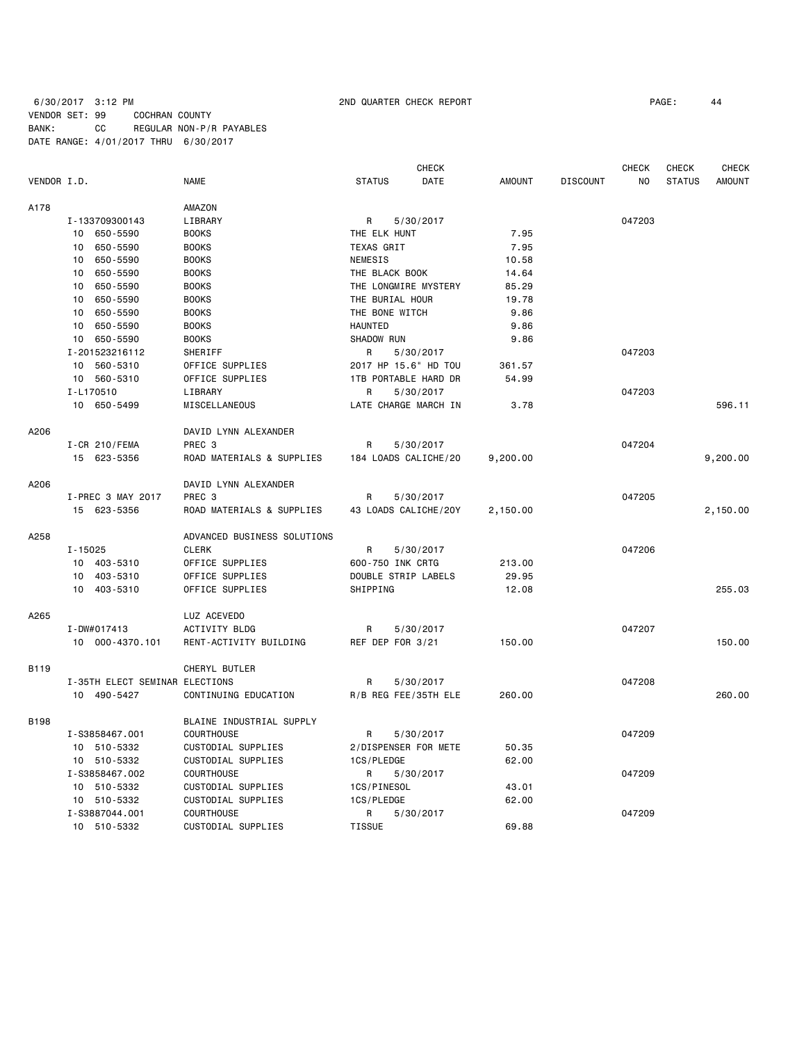6/30/2017 3:12 PM 2ND QUARTER CHECK REPORT

VENDOR SET: 99 COCHRAN COUNTY
BANK: CC REGULAR NON-P/R PAYABLES
DATE RANGE: 4/01/2017 THRU 6/30/2017

| VENDOR I.D. | NAME | STATUS | CHECK DATE | AMOUNT | DISCOUNT | CHECK NO | CHECK STATUS | CHECK AMOUNT |
|---|---|---|---|---|---|---|---|---|
| A178 | AMAZON | | | | | | | |
| I-133709300143 | LIBRARY | R | 5/30/2017 | | | 047203 | | |
| 10 650-5590 | BOOKS | THE ELK HUNT | | 7.95 | | | | |
| 10 650-5590 | BOOKS | TEXAS GRIT | | 7.95 | | | | |
| 10 650-5590 | BOOKS | NEMESIS | | 10.58 | | | | |
| 10 650-5590 | BOOKS | THE BLACK BOOK | | 14.64 | | | | |
| 10 650-5590 | BOOKS | THE LONGMIRE MYSTERY | | 85.29 | | | | |
| 10 650-5590 | BOOKS | THE BURIAL HOUR | | 19.78 | | | | |
| 10 650-5590 | BOOKS | THE BONE WITCH | | 9.86 | | | | |
| 10 650-5590 | BOOKS | HAUNTED | | 9.86 | | | | |
| 10 650-5590 | BOOKS | SHADOW RUN | | 9.86 | | | | |
| I-201523216112 | SHERIFF | R | 5/30/2017 | | | 047203 | | |
| 10 560-5310 | OFFICE SUPPLIES | 2017 HP 15.6" HD TOU | | 361.57 | | | | |
| 10 560-5310 | OFFICE SUPPLIES | 1TB PORTABLE HARD DR | | 54.99 | | | | |
| I-L170510 | LIBRARY | R | 5/30/2017 | | | 047203 | | |
| 10 650-5499 | MISCELLANEOUS | LATE CHARGE MARCH IN | | 3.78 | | | | 596.11 |
| A206 | DAVID LYNN ALEXANDER | | | | | | | |
| I-CR 210/FEMA | PREC 3 | R | 5/30/2017 | | | 047204 | | |
| 15 623-5356 | ROAD MATERIALS & SUPPLIES | 184 LOADS CALICHE/20 | | 9,200.00 | | | | 9,200.00 |
| A206 | DAVID LYNN ALEXANDER | | | | | | | |
| I-PREC 3 MAY 2017 | PREC 3 | R | 5/30/2017 | | | 047205 | | |
| 15 623-5356 | ROAD MATERIALS & SUPPLIES | 43 LOADS CALICHE/20Y | | 2,150.00 | | | | 2,150.00 |
| A258 | ADVANCED BUSINESS SOLUTIONS | | | | | | | |
| I-15025 | CLERK | R | 5/30/2017 | | | 047206 | | |
| 10 403-5310 | OFFICE SUPPLIES | 600-750 INK CRTG | | 213.00 | | | | |
| 10 403-5310 | OFFICE SUPPLIES | DOUBLE STRIP LABELS | | 29.95 | | | | |
| 10 403-5310 | OFFICE SUPPLIES | SHIPPING | | 12.08 | | | | 255.03 |
| A265 | LUZ ACEVEDO | | | | | | | |
| I-DW#017413 | ACTIVITY BLDG | R | 5/30/2017 | | | 047207 | | |
| 10 000-4370.101 | RENT-ACTIVITY BUILDING | REF DEP FOR 3/21 | | 150.00 | | | | 150.00 |
| B119 | CHERYL BUTLER | | | | | | | |
| I-35TH ELECT SEMINAR | ELECTIONS | R | 5/30/2017 | | | 047208 | | |
| 10 490-5427 | CONTINUING EDUCATION | R/B REG FEE/35TH ELE | | 260.00 | | | | 260.00 |
| B198 | BLAINE INDUSTRIAL SUPPLY | | | | | | | |
| I-S3858467.001 | COURTHOUSE | R | 5/30/2017 | | | 047209 | | |
| 10 510-5332 | CUSTODIAL SUPPLIES | 2/DISPENSER FOR METE | | 50.35 | | | | |
| 10 510-5332 | CUSTODIAL SUPPLIES | 1CS/PLEDGE | | 62.00 | | | | |
| I-S3858467.002 | COURTHOUSE | R | 5/30/2017 | | | 047209 | | |
| 10 510-5332 | CUSTODIAL SUPPLIES | 1CS/PINESOL | | 43.01 | | | | |
| 10 510-5332 | CUSTODIAL SUPPLIES | 1CS/PLEDGE | | 62.00 | | | | |
| I-S3887044.001 | COURTHOUSE | R | 5/30/2017 | | | 047209 | | |
| 10 510-5332 | CUSTODIAL SUPPLIES | TISSUE | | 69.88 | | | | |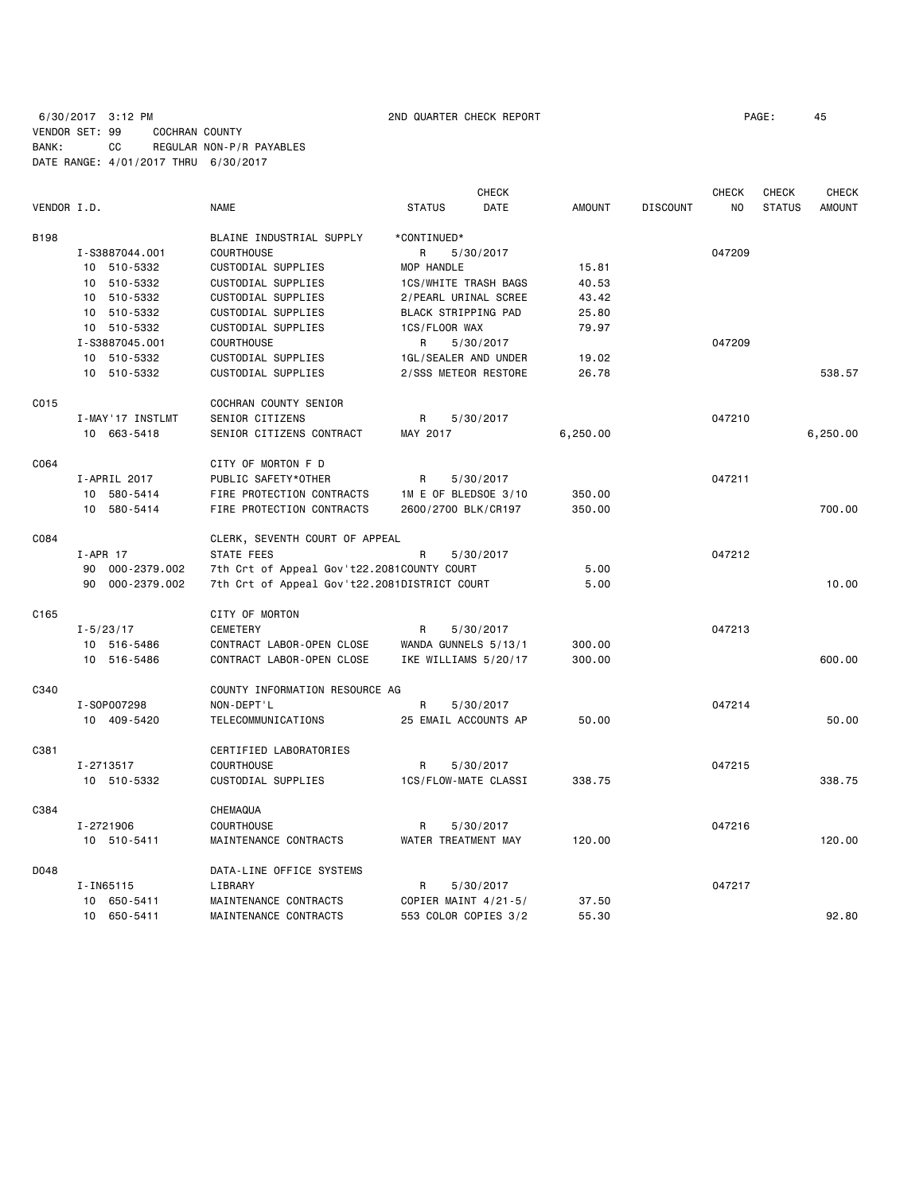6/30/2017 3:12 PM 2ND QUARTER CHECK REPORT

VENDOR SET: 99 COCHRAN COUNTY
BANK: CC REGULAR NON-P/R PAYABLES
DATE RANGE: 4/01/2017 THRU 6/30/2017

| VENDOR I.D. | NAME | STATUS | CHECK DATE | AMOUNT | DISCOUNT | CHECK NO | CHECK STATUS | CHECK AMOUNT |
|---|---|---|---|---|---|---|---|---|
| B198 | BLAINE INDUSTRIAL SUPPLY | *CONTINUED* | | | | | | |
| I-S3887044.001 | COURTHOUSE | R | 5/30/2017 | | | 047209 | | |
| 10 510-5332 | CUSTODIAL SUPPLIES | MOP HANDLE | | 15.81 | | | | |
| 10 510-5332 | CUSTODIAL SUPPLIES | 1CS/WHITE TRASH BAGS | | 40.53 | | | | |
| 10 510-5332 | CUSTODIAL SUPPLIES | 2/PEARL URINAL SCREE | | 43.42 | | | | |
| 10 510-5332 | CUSTODIAL SUPPLIES | BLACK STRIPPING PAD | | 25.80 | | | | |
| 10 510-5332 | CUSTODIAL SUPPLIES | 1CS/FLOOR WAX | | 79.97 | | | | |
| I-S3887045.001 | COURTHOUSE | R | 5/30/2017 | | | 047209 | | |
| 10 510-5332 | CUSTODIAL SUPPLIES | 1GL/SEALER AND UNDER | | 19.02 | | | | |
| 10 510-5332 | CUSTODIAL SUPPLIES | 2/SSS METEOR RESTORE | | 26.78 | | | | 538.57 |
| C015 | COCHRAN COUNTY SENIOR | | | | | | | |
| I-MAY'17 INSTLMT | SENIOR CITIZENS | R | 5/30/2017 | | | 047210 | | |
| 10 663-5418 | SENIOR CITIZENS CONTRACT | MAY 2017 | | 6,250.00 | | | | 6,250.00 |
| C064 | CITY OF MORTON F D | | | | | | | |
| I-APRIL 2017 | PUBLIC SAFETY*OTHER | R | 5/30/2017 | | | 047211 | | |
| 10 580-5414 | FIRE PROTECTION CONTRACTS | 1M E OF BLEDSOE 3/10 | | 350.00 | | | | |
| 10 580-5414 | FIRE PROTECTION CONTRACTS | 2600/2700 BLK/CR197 | | 350.00 | | | | 700.00 |
| C084 | CLERK, SEVENTH COURT OF APPEAL | | | | | | | |
| I-APR 17 | STATE FEES | R | 5/30/2017 | | | 047212 | | |
| 90 000-2379.002 | 7th Crt of Appeal Gov't22.2081 | COUNTY COURT | | 5.00 | | | | |
| 90 000-2379.002 | 7th Crt of Appeal Gov't22.2081 | DISTRICT COURT | | 5.00 | | | | 10.00 |
| C165 | CITY OF MORTON | | | | | | | |
| I-5/23/17 | CEMETERY | R | 5/30/2017 | | | 047213 | | |
| 10 516-5486 | CONTRACT LABOR-OPEN CLOSE | WANDA GUNNELS 5/13/1 | | 300.00 | | | | |
| 10 516-5486 | CONTRACT LABOR-OPEN CLOSE | IKE WILLIAMS 5/20/17 | | 300.00 | | | | 600.00 |
| C340 | COUNTY INFORMATION RESOURCE AG | | | | | | | |
| I-SOP007298 | NON-DEPT'L | R | 5/30/2017 | | | 047214 | | |
| 10 409-5420 | TELECOMMUNICATIONS | 25 EMAIL ACCOUNTS AP | | 50.00 | | | | 50.00 |
| C381 | CERTIFIED LABORATORIES | | | | | | | |
| I-2713517 | COURTHOUSE | R | 5/30/2017 | | | 047215 | | |
| 10 510-5332 | CUSTODIAL SUPPLIES | 1CS/FLOW-MATE CLASSI | | 338.75 | | | | 338.75 |
| C384 | CHEMAQUA | | | | | | | |
| I-2721906 | COURTHOUSE | R | 5/30/2017 | | | 047216 | | |
| 10 510-5411 | MAINTENANCE CONTRACTS | WATER TREATMENT MAY | | 120.00 | | | | 120.00 |
| D048 | DATA-LINE OFFICE SYSTEMS | | | | | | | |
| I-IN65115 | LIBRARY | R | 5/30/2017 | | | 047217 | | |
| 10 650-5411 | MAINTENANCE CONTRACTS | COPIER MAINT 4/21-5/ | | 37.50 | | | | |
| 10 650-5411 | MAINTENANCE CONTRACTS | 553 COLOR COPIES 3/2 | | 55.30 | | | | 92.80 |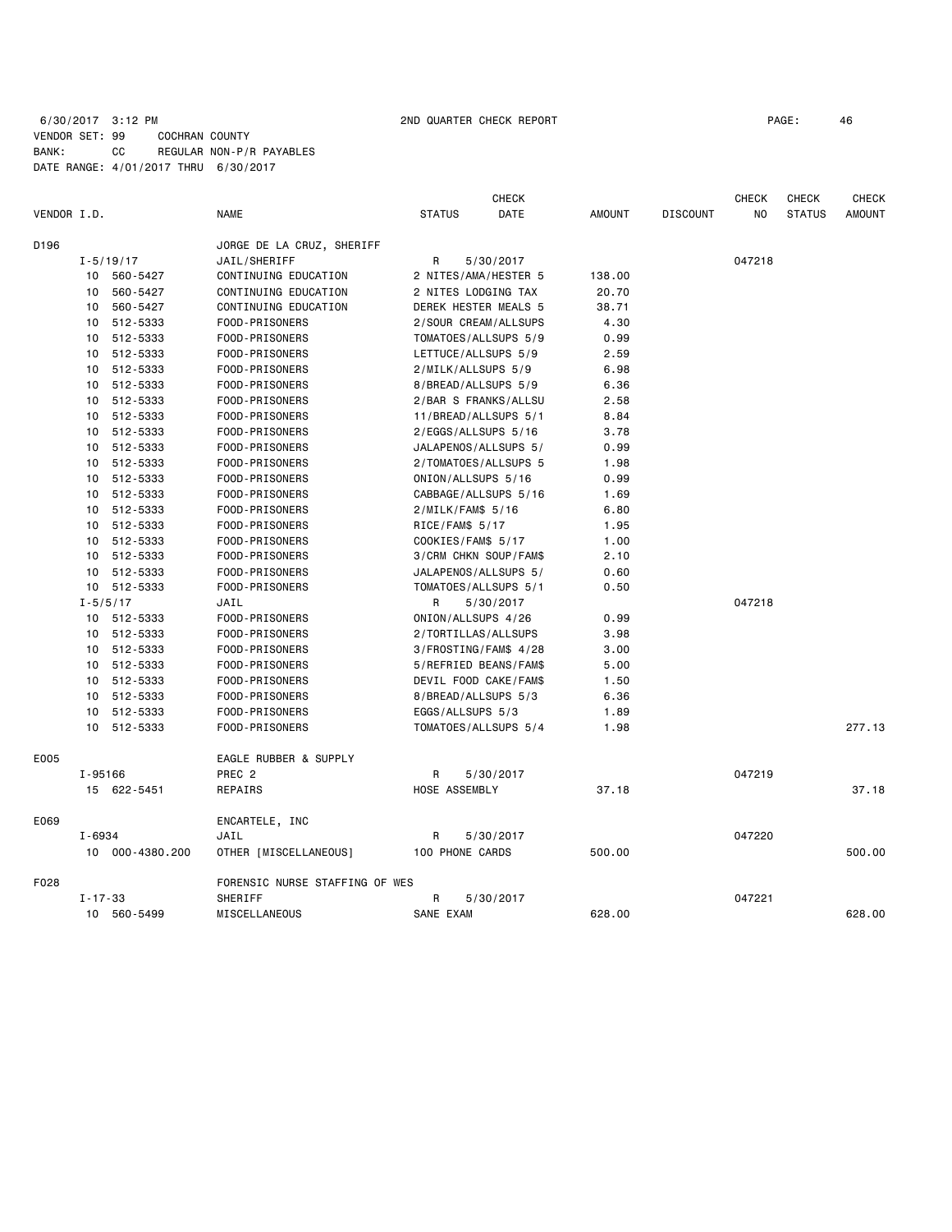6/30/2017 3:12 PM 2ND QUARTER CHECK REPORT PAGE: 46
VENDOR SET: 99 COCHRAN COUNTY
BANK: CC REGULAR NON-P/R PAYABLES
DATE RANGE: 4/01/2017 THRU 6/30/2017

| VENDOR I.D. | | NAME | STATUS | CHECK DATE | AMOUNT | DISCOUNT | CHECK NO | CHECK STATUS | CHECK AMOUNT |
|---|---|---|---|---|---|---|---|---|---|
| D196 | | JORGE DE LA CRUZ, SHERIFF | | | | | | | |
| I-5/19/17 | | JAIL/SHERIFF | R | 5/30/2017 | | | 047218 | | |
| 10 | 560-5427 | CONTINUING EDUCATION | 2 NITES/AMA/HESTER 5 | | 138.00 | | | | |
| 10 | 560-5427 | CONTINUING EDUCATION | 2 NITES LODGING TAX | | 20.70 | | | | |
| 10 | 560-5427 | CONTINUING EDUCATION | DEREK HESTER MEALS 5 | | 38.71 | | | | |
| 10 | 512-5333 | FOOD-PRISONERS | 2/SOUR CREAM/ALLSUPS | | 4.30 | | | | |
| 10 | 512-5333 | FOOD-PRISONERS | TOMATOES/ALLSUPS 5/9 | | 0.99 | | | | |
| 10 | 512-5333 | FOOD-PRISONERS | LETTUCE/ALLSUPS 5/9 | | 2.59 | | | | |
| 10 | 512-5333 | FOOD-PRISONERS | 2/MILK/ALLSUPS 5/9 | | 6.98 | | | | |
| 10 | 512-5333 | FOOD-PRISONERS | 8/BREAD/ALLSUPS 5/9 | | 6.36 | | | | |
| 10 | 512-5333 | FOOD-PRISONERS | 2/BAR S FRANKS/ALLSU | | 2.58 | | | | |
| 10 | 512-5333 | FOOD-PRISONERS | 11/BREAD/ALLSUPS 5/1 | | 8.84 | | | | |
| 10 | 512-5333 | FOOD-PRISONERS | 2/EGGS/ALLSUPS 5/16 | | 3.78 | | | | |
| 10 | 512-5333 | FOOD-PRISONERS | JALAPENOS/ALLSUPS 5/ | | 0.99 | | | | |
| 10 | 512-5333 | FOOD-PRISONERS | 2/TOMATOES/ALLSUPS 5 | | 1.98 | | | | |
| 10 | 512-5333 | FOOD-PRISONERS | ONION/ALLSUPS 5/16 | | 0.99 | | | | |
| 10 | 512-5333 | FOOD-PRISONERS | CABBAGE/ALLSUPS 5/16 | | 1.69 | | | | |
| 10 | 512-5333 | FOOD-PRISONERS | 2/MILK/FAM$ 5/16 | | 6.80 | | | | |
| 10 | 512-5333 | FOOD-PRISONERS | RICE/FAM$ 5/17 | | 1.95 | | | | |
| 10 | 512-5333 | FOOD-PRISONERS | COOKIES/FAM$ 5/17 | | 1.00 | | | | |
| 10 | 512-5333 | FOOD-PRISONERS | 3/CRM CHKN SOUP/FAM$ | | 2.10 | | | | |
| 10 | 512-5333 | FOOD-PRISONERS | JALAPENOS/ALLSUPS 5/ | | 0.60 | | | | |
| 10 | 512-5333 | FOOD-PRISONERS | TOMATOES/ALLSUPS 5/1 | | 0.50 | | | | |
| I-5/5/17 | | JAIL | R | 5/30/2017 | | | 047218 | | |
| 10 | 512-5333 | FOOD-PRISONERS | ONION/ALLSUPS 4/26 | | 0.99 | | | | |
| 10 | 512-5333 | FOOD-PRISONERS | 2/TORTILLAS/ALLSUPS | | 3.98 | | | | |
| 10 | 512-5333 | FOOD-PRISONERS | 3/FROSTING/FAM$ 4/28 | | 3.00 | | | | |
| 10 | 512-5333 | FOOD-PRISONERS | 5/REFRIED BEANS/FAM$ | | 5.00 | | | | |
| 10 | 512-5333 | FOOD-PRISONERS | DEVIL FOOD CAKE/FAM$ | | 1.50 | | | | |
| 10 | 512-5333 | FOOD-PRISONERS | 8/BREAD/ALLSUPS 5/3 | | 6.36 | | | | |
| 10 | 512-5333 | FOOD-PRISONERS | EGGS/ALLSUPS 5/3 | | 1.89 | | | | |
| 10 | 512-5333 | FOOD-PRISONERS | TOMATOES/ALLSUPS 5/4 | | 1.98 | | | | 277.13 |
| E005 | | EAGLE RUBBER & SUPPLY | | | | | | | |
| I-95166 | | PREC 2 | R | 5/30/2017 | | | 047219 | | |
| 15 | 622-5451 | REPAIRS | HOSE ASSEMBLY | | 37.18 | | | | 37.18 |
| E069 | | ENCARTELE, INC | | | | | | | |
| I-6934 | | JAIL | R | 5/30/2017 | | | 047220 | | |
| 10 | 000-4380.200 | OTHER [MISCELLANEOUS] | 100 PHONE CARDS | | 500.00 | | | | 500.00 |
| F028 | | FORENSIC NURSE STAFFING OF WES | | | | | | | |
| I-17-33 | | SHERIFF | R | 5/30/2017 | | | 047221 | | |
| 10 | 560-5499 | MISCELLANEOUS | SANE EXAM | | 628.00 | | | | 628.00 |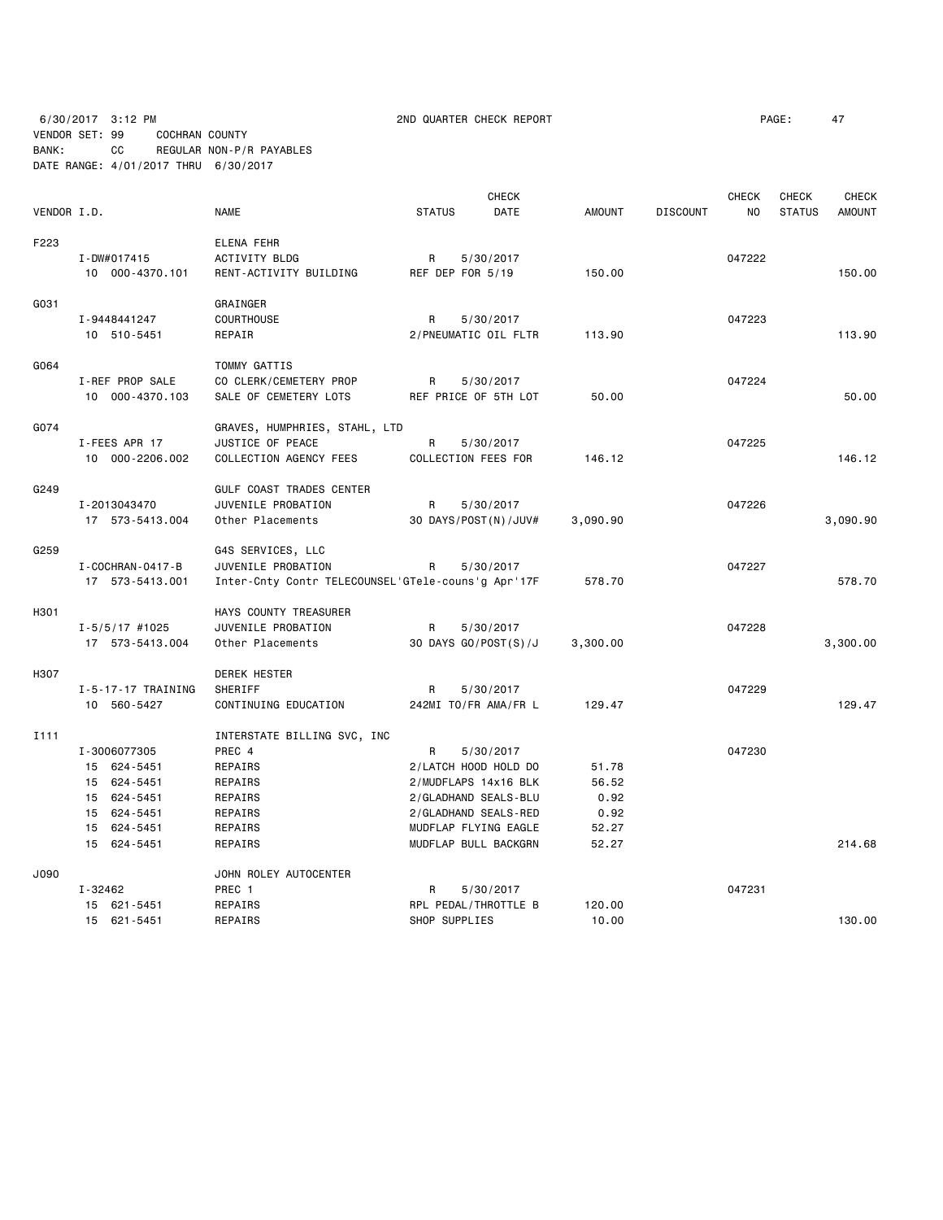6/30/2017 3:12 PM 2ND QUARTER CHECK REPORT

VENDOR SET: 99 COCHRAN COUNTY
BANK: CC REGULAR NON-P/R PAYABLES
DATE RANGE: 4/01/2017 THRU 6/30/2017

| VENDOR I.D. | NAME | STATUS | CHECK DATE | AMOUNT | DISCOUNT | CHECK NO | CHECK STATUS | CHECK AMOUNT |
|---|---|---|---|---|---|---|---|---|
| F223 | ELENA FEHR | | | | | | | |
| I-DW#017415 | ACTIVITY BLDG | R | 5/30/2017 | | | 047222 | | |
| 10 000-4370.101 | RENT-ACTIVITY BUILDING | REF DEP FOR 5/19 | | 150.00 | | | | 150.00 |
| G031 | GRAINGER | | | | | | | |
| I-9448441247 | COURTHOUSE | R | 5/30/2017 | | | 047223 | | |
| 10 510-5451 | REPAIR | 2/PNEUMATIC OIL FLTR | | 113.90 | | | | 113.90 |
| G064 | TOMMY GATTIS | | | | | | | |
| I-REF PROP SALE | CO CLERK/CEMETERY PROP | R | 5/30/2017 | | | 047224 | | |
| 10 000-4370.103 | SALE OF CEMETERY LOTS | REF PRICE OF 5TH LOT | | 50.00 | | | | 50.00 |
| G074 | GRAVES, HUMPHRIES, STAHL, LTD | | | | | | | |
| I-FEES APR 17 | JUSTICE OF PEACE | R | 5/30/2017 | | | 047225 | | |
| 10 000-2206.002 | COLLECTION AGENCY FEES | COLLECTION FEES FOR | | 146.12 | | | | 146.12 |
| G249 | GULF COAST TRADES CENTER | | | | | | | |
| I-2013043470 | JUVENILE PROBATION | R | 5/30/2017 | | | 047226 | | |
| 17 573-5413.004 | Other Placements | 30 DAYS/POST(N)/JUV# | | 3,090.90 | | | | 3,090.90 |
| G259 | G4S SERVICES, LLC | | | | | | | |
| I-COCHRAN-0417-B | JUVENILE PROBATION | R | 5/30/2017 | | | 047227 | | |
| 17 573-5413.001 | Inter-Cnty Contr TELECOUNSEL | 'GTele-couns'g Apr'17F | | 578.70 | | | | 578.70 |
| H301 | HAYS COUNTY TREASURER | | | | | | | |
| I-5/5/17 #1025 | JUVENILE PROBATION | R | 5/30/2017 | | | 047228 | | |
| 17 573-5413.004 | Other Placements | 30 DAYS GO/POST(S)/J | | 3,300.00 | | | | 3,300.00 |
| H307 | DEREK HESTER | | | | | | | |
| I-5-17-17 TRAINING | SHERIFF | R | 5/30/2017 | | | 047229 | | |
| 10 560-5427 | CONTINUING EDUCATION | 242MI TO/FR AMA/FR L | | 129.47 | | | | 129.47 |
| I111 | INTERSTATE BILLING SVC, INC | | | | | | | |
| I-3006077305 | PREC 4 | R | 5/30/2017 | | | 047230 | | |
| 15 624-5451 | REPAIRS | 2/LATCH HOOD HOLD DO | | 51.78 | | | | |
| 15 624-5451 | REPAIRS | 2/MUDFLAPS 14x16 BLK | | 56.52 | | | | |
| 15 624-5451 | REPAIRS | 2/GLADHAND SEALS-BLU | | 0.92 | | | | |
| 15 624-5451 | REPAIRS | 2/GLADHAND SEALS-RED | | 0.92 | | | | |
| 15 624-5451 | REPAIRS | MUDFLAP FLYING EAGLE | | 52.27 | | | | |
| 15 624-5451 | REPAIRS | MUDFLAP BULL BACKGRN | | 52.27 | | | | 214.68 |
| J090 | JOHN ROLEY AUTOCENTER | | | | | | | |
| I-32462 | PREC 1 | R | 5/30/2017 | | | 047231 | | |
| 15 621-5451 | REPAIRS | RPL PEDAL/THROTTLE B | | 120.00 | | | | |
| 15 621-5451 | REPAIRS | SHOP SUPPLIES | | 10.00 | | | | 130.00 |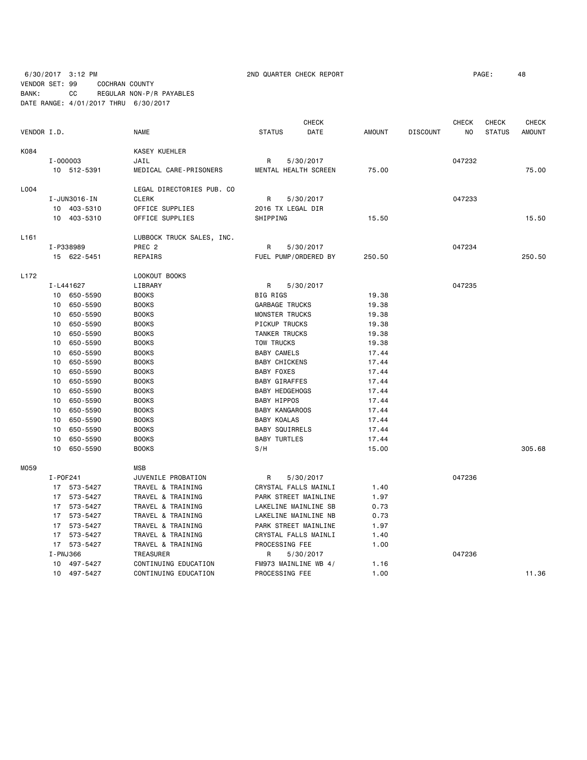6/30/2017 3:12 PM 2ND QUARTER CHECK REPORT PAGE: 48
VENDOR SET: 99 COCHRAN COUNTY
BANK: CC REGULAR NON-P/R PAYABLES
DATE RANGE: 4/01/2017 THRU 6/30/2017

| VENDOR I.D. | NAME | STATUS | CHECK DATE | AMOUNT | DISCOUNT | CHECK NO | CHECK STATUS | CHECK AMOUNT |
|---|---|---|---|---|---|---|---|---|
| K084 | KASEY KUEHLER | | | | | | | |
| I-000003 | JAIL | R | 5/30/2017 | | | 047232 | | |
| 10 512-5391 | MEDICAL CARE-PRISONERS | MENTAL HEALTH SCREEN | | 75.00 | | | | 75.00 |
| L004 | LEGAL DIRECTORIES PUB. CO | | | | | | | |
| I-JUN3016-IN | CLERK | R | 5/30/2017 | | | 047233 | | |
| 10 403-5310 | OFFICE SUPPLIES | 2016 TX LEGAL DIR | | | | | | |
| 10 403-5310 | OFFICE SUPPLIES | SHIPPING | | 15.50 | | | | 15.50 |
| L161 | LUBBOCK TRUCK SALES, INC. | | | | | | | |
| I-P338989 | PREC 2 | R | 5/30/2017 | | | 047234 | | |
| 15 622-5451 | REPAIRS | FUEL PUMP/ORDERED BY | | 250.50 | | | | 250.50 |
| L172 | LOOKOUT BOOKS | | | | | | | |
| I-L441627 | LIBRARY | R | 5/30/2017 | | | 047235 | | |
| 10 650-5590 | BOOKS | BIG RIGS | | 19.38 | | | | |
| 10 650-5590 | BOOKS | GARBAGE TRUCKS | | 19.38 | | | | |
| 10 650-5590 | BOOKS | MONSTER TRUCKS | | 19.38 | | | | |
| 10 650-5590 | BOOKS | PICKUP TRUCKS | | 19.38 | | | | |
| 10 650-5590 | BOOKS | TANKER TRUCKS | | 19.38 | | | | |
| 10 650-5590 | BOOKS | TOW TRUCKS | | 19.38 | | | | |
| 10 650-5590 | BOOKS | BABY CAMELS | | 17.44 | | | | |
| 10 650-5590 | BOOKS | BABY CHICKENS | | 17.44 | | | | |
| 10 650-5590 | BOOKS | BABY FOXES | | 17.44 | | | | |
| 10 650-5590 | BOOKS | BABY GIRAFFES | | 17.44 | | | | |
| 10 650-5590 | BOOKS | BABY HEDGEHOGS | | 17.44 | | | | |
| 10 650-5590 | BOOKS | BABY HIPPOS | | 17.44 | | | | |
| 10 650-5590 | BOOKS | BABY KANGAROOS | | 17.44 | | | | |
| 10 650-5590 | BOOKS | BABY KOALAS | | 17.44 | | | | |
| 10 650-5590 | BOOKS | BABY SQUIRRELS | | 17.44 | | | | |
| 10 650-5590 | BOOKS | BABY TURTLES | | 17.44 | | | | |
| 10 650-5590 | BOOKS | S/H | | 15.00 | | | | 305.68 |
| M059 | MSB | | | | | | | |
| I-POF241 | JUVENILE PROBATION | R | 5/30/2017 | | | 047236 | | |
| 17 573-5427 | TRAVEL & TRAINING | CRYSTAL FALLS MAINLI | | 1.40 | | | | |
| 17 573-5427 | TRAVEL & TRAINING | PARK STREET MAINLINE | | 1.97 | | | | |
| 17 573-5427 | TRAVEL & TRAINING | LAKELINE MAINLINE SB | | 0.73 | | | | |
| 17 573-5427 | TRAVEL & TRAINING | LAKELINE MAINLINE NB | | 0.73 | | | | |
| 17 573-5427 | TRAVEL & TRAINING | PARK STREET MAINLINE | | 1.97 | | | | |
| 17 573-5427 | TRAVEL & TRAINING | CRYSTAL FALLS MAINLI | | 1.40 | | | | |
| 17 573-5427 | TRAVEL & TRAINING | PROCESSING FEE | | 1.00 | | | | |
| I-PWJ366 | TREASURER | R | 5/30/2017 | | | 047236 | | |
| 10 497-5427 | CONTINUING EDUCATION | FM973 MAINLINE WB 4/ | | 1.16 | | | | |
| 10 497-5427 | CONTINUING EDUCATION | PROCESSING FEE | | 1.00 | | | | 11.36 |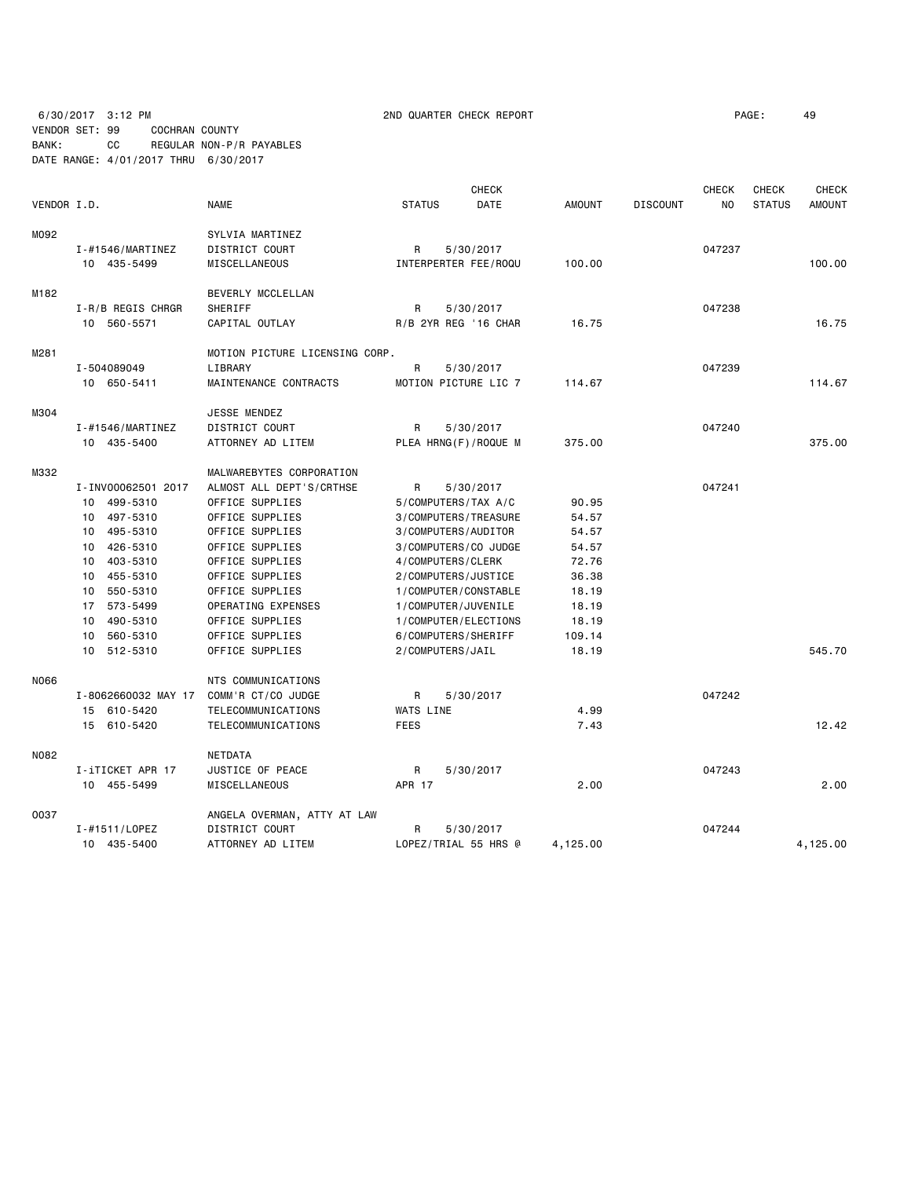6/30/2017 3:12 PM 2ND QUARTER CHECK REPORT

VENDOR SET: 99 COCHRAN COUNTY
BANK: CC REGULAR NON-P/R PAYABLES
DATE RANGE: 4/01/2017 THRU 6/30/2017

| VENDOR I.D. | NAME | STATUS | CHECK DATE | AMOUNT | DISCOUNT | CHECK NO | CHECK STATUS | CHECK AMOUNT |
|---|---|---|---|---|---|---|---|---|
| M092 | SYLVIA MARTINEZ | | | | | | | |
| I-#1546/MARTINEZ | DISTRICT COURT | R | 5/30/2017 | | | 047237 | | |
| 10 435-5499 | MISCELLANEOUS | INTERPERTER FEE/ROQU | | 100.00 | | | | 100.00 |
| M182 | BEVERLY MCCLELLAN | | | | | | | |
| I-R/B REGIS CHRGR | SHERIFF | R | 5/30/2017 | | | 047238 | | |
| 10 560-5571 | CAPITAL OUTLAY | R/B 2YR REG '16 CHAR | | 16.75 | | | | 16.75 |
| M281 | MOTION PICTURE LICENSING CORP. | | | | | | | |
| I-504089049 | LIBRARY | R | 5/30/2017 | | | 047239 | | |
| 10 650-5411 | MAINTENANCE CONTRACTS | MOTION PICTURE LIC 7 | | 114.67 | | | | 114.67 |
| M304 | JESSE MENDEZ | | | | | | | |
| I-#1546/MARTINEZ | DISTRICT COURT | R | 5/30/2017 | | | 047240 | | |
| 10 435-5400 | ATTORNEY AD LITEM | PLEA HRNG(F)/ROQUE M | | 375.00 | | | | 375.00 |
| M332 | MALWAREBYTES CORPORATION | | | | | | | |
| I-INV00062501 2017 | ALMOST ALL DEPT'S/CRTHSE | R | 5/30/2017 | | | 047241 | | |
| 10 499-5310 | OFFICE SUPPLIES | 5/COMPUTERS/TAX A/C | | 90.95 | | | | |
| 10 497-5310 | OFFICE SUPPLIES | 3/COMPUTERS/TREASURE | | 54.57 | | | | |
| 10 495-5310 | OFFICE SUPPLIES | 3/COMPUTERS/AUDITOR | | 54.57 | | | | |
| 10 426-5310 | OFFICE SUPPLIES | 3/COMPUTERS/CO JUDGE | | 54.57 | | | | |
| 10 403-5310 | OFFICE SUPPLIES | 4/COMPUTERS/CLERK | | 72.76 | | | | |
| 10 455-5310 | OFFICE SUPPLIES | 2/COMPUTERS/JUSTICE | | 36.38 | | | | |
| 10 550-5310 | OFFICE SUPPLIES | 1/COMPUTER/CONSTABLE | | 18.19 | | | | |
| 17 573-5499 | OPERATING EXPENSES | 1/COMPUTER/JUVENILE | | 18.19 | | | | |
| 10 490-5310 | OFFICE SUPPLIES | 1/COMPUTER/ELECTIONS | | 18.19 | | | | |
| 10 560-5310 | OFFICE SUPPLIES | 6/COMPUTERS/SHERIFF | | 109.14 | | | | |
| 10 512-5310 | OFFICE SUPPLIES | 2/COMPUTERS/JAIL | | 18.19 | | | | 545.70 |
| N066 | NTS COMMUNICATIONS | | | | | | | |
| I-8062660032 MAY 17 | COMM'R CT/CO JUDGE | R | 5/30/2017 | | | 047242 | | |
| 15 610-5420 | TELECOMMUNICATIONS | WATS LINE | | 4.99 | | | | |
| 15 610-5420 | TELECOMMUNICATIONS | FEES | | 7.43 | | | | 12.42 |
| N082 | NETDATA | | | | | | | |
| I-iTICKET APR 17 | JUSTICE OF PEACE | R | 5/30/2017 | | | 047243 | | |
| 10 455-5499 | MISCELLANEOUS | APR 17 | | 2.00 | | | | 2.00 |
| O037 | ANGELA OVERMAN, ATTY AT LAW | | | | | | | |
| I-#1511/LOPEZ | DISTRICT COURT | R | 5/30/2017 | | | 047244 | | |
| 10 435-5400 | ATTORNEY AD LITEM | LOPEZ/TRIAL 55 HRS @ | | 4,125.00 | | | | 4,125.00 |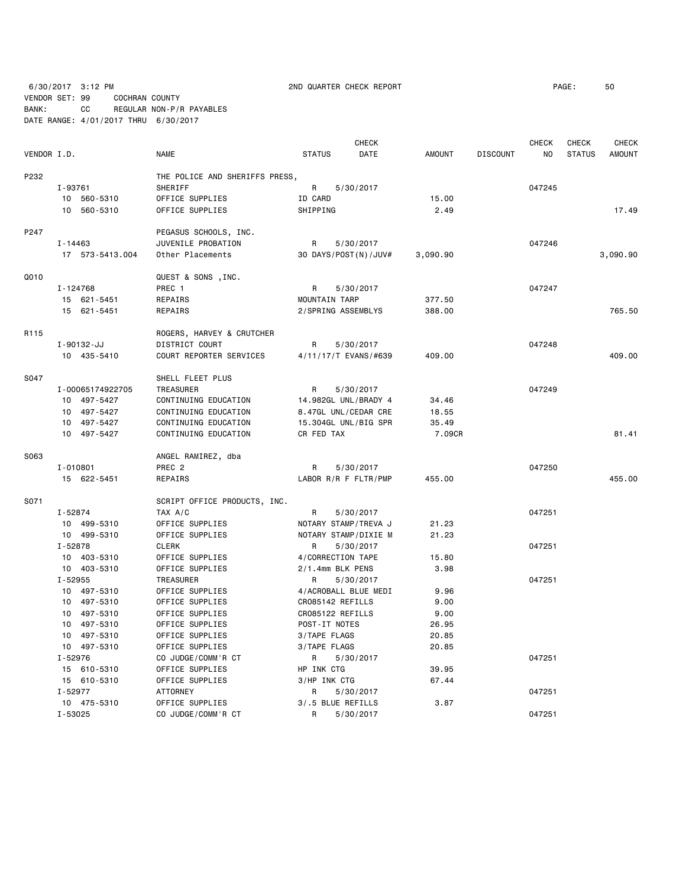6/30/2017 3:12 PM 2ND QUARTER CHECK REPORT PAGE: 50

VENDOR SET: 99 COCHRAN COUNTY

BANK: CC REGULAR NON-P/R PAYABLES

DATE RANGE: 4/01/2017 THRU 6/30/2017

| VENDOR I.D. | | NAME | STATUS | CHECK DATE | AMOUNT | DISCOUNT | CHECK NO | CHECK STATUS | CHECK AMOUNT |
|---|---|---|---|---|---|---|---|---|---|
| P232 | | THE POLICE AND SHERIFFS PRESS, | | | | | | | |
| | I-93761 | SHERIFF | R | 5/30/2017 | | | 047245 | | |
| | 10 560-5310 | OFFICE SUPPLIES | ID CARD | | 15.00 | | | | |
| | 10 560-5310 | OFFICE SUPPLIES | SHIPPING | | 2.49 | | | | 17.49 |
| P247 | | PEGASUS SCHOOLS, INC. | | | | | | | |
| | I-14463 | JUVENILE PROBATION | R | 5/30/2017 | | | 047246 | | |
| | 17 573-5413.004 | Other Placements | 30 DAYS/POST(N)/JUV# | | 3,090.90 | | | | 3,090.90 |
| Q010 | | QUEST & SONS ,INC. | | | | | | | |
| | I-124768 | PREC 1 | R | 5/30/2017 | | | 047247 | | |
| | 15 621-5451 | REPAIRS | MOUNTAIN TARP | | 377.50 | | | | |
| | 15 621-5451 | REPAIRS | 2/SPRING ASSEMBLYS | | 388.00 | | | | 765.50 |
| R115 | | ROGERS, HARVEY & CRUTCHER | | | | | | | |
| | I-90132-JJ | DISTRICT COURT | R | 5/30/2017 | | | 047248 | | |
| | 10 435-5410 | COURT REPORTER SERVICES | 4/11/17/T EVANS/#639 | | 409.00 | | | | 409.00 |
| S047 | | SHELL FLEET PLUS | | | | | | | |
| | I-00065174922705 | TREASURER | R | 5/30/2017 | | | 047249 | | |
| | 10 497-5427 | CONTINUING EDUCATION | 14.982GL UNL/BRADY 4 | | 34.46 | | | | |
| | 10 497-5427 | CONTINUING EDUCATION | 8.47GL UNL/CEDAR CRE | | 18.55 | | | | |
| | 10 497-5427 | CONTINUING EDUCATION | 15.304GL UNL/BIG SPR | | 35.49 | | | | |
| | 10 497-5427 | CONTINUING EDUCATION | CR FED TAX | | 7.09CR | | | | 81.41 |
| S063 | | ANGEL RAMIREZ, dba | | | | | | | |
| | I-010801 | PREC 2 | R | 5/30/2017 | | | 047250 | | |
| | 15 622-5451 | REPAIRS | LABOR R/R F FLTR/PMP | | 455.00 | | | | 455.00 |
| S071 | | SCRIPT OFFICE PRODUCTS, INC. | | | | | | | |
| | I-52874 | TAX A/C | R | 5/30/2017 | | | 047251 | | |
| | 10 499-5310 | OFFICE SUPPLIES | NOTARY STAMP/TREVA J | | 21.23 | | | | |
| | 10 499-5310 | OFFICE SUPPLIES | NOTARY STAMP/DIXIE M | | 21.23 | | | | |
| | I-52878 | CLERK | R | 5/30/2017 | | | 047251 | | |
| | 10 403-5310 | OFFICE SUPPLIES | 4/CORRECTION TAPE | | 15.80 | | | | |
| | 10 403-5310 | OFFICE SUPPLIES | 2/1.4mm BLK PENS | | 3.98 | | | | |
| | I-52955 | TREASURER | R | 5/30/2017 | | | 047251 | | |
| | 10 497-5310 | OFFICE SUPPLIES | 4/ACROBALL BLUE MEDI | | 9.96 | | | | |
| | 10 497-5310 | OFFICE SUPPLIES | CR085142 REFILLS | | 9.00 | | | | |
| | 10 497-5310 | OFFICE SUPPLIES | CR085122 REFILLS | | 9.00 | | | | |
| | 10 497-5310 | OFFICE SUPPLIES | POST-IT NOTES | | 26.95 | | | | |
| | 10 497-5310 | OFFICE SUPPLIES | 3/TAPE FLAGS | | 20.85 | | | | |
| | 10 497-5310 | OFFICE SUPPLIES | 3/TAPE FLAGS | | 20.85 | | | | |
| | I-52976 | CO JUDGE/COMM'R CT | R | 5/30/2017 | | | 047251 | | |
| | 15 610-5310 | OFFICE SUPPLIES | HP INK CTG | | 39.95 | | | | |
| | 15 610-5310 | OFFICE SUPPLIES | 3/HP INK CTG | | 67.44 | | | | |
| | I-52977 | ATTORNEY | R | 5/30/2017 | | | 047251 | | |
| | 10 475-5310 | OFFICE SUPPLIES | 3/.5 BLUE REFILLS | | 3.87 | | | | |
| | I-53025 | CO JUDGE/COMM'R CT | R | 5/30/2017 | | | 047251 | | |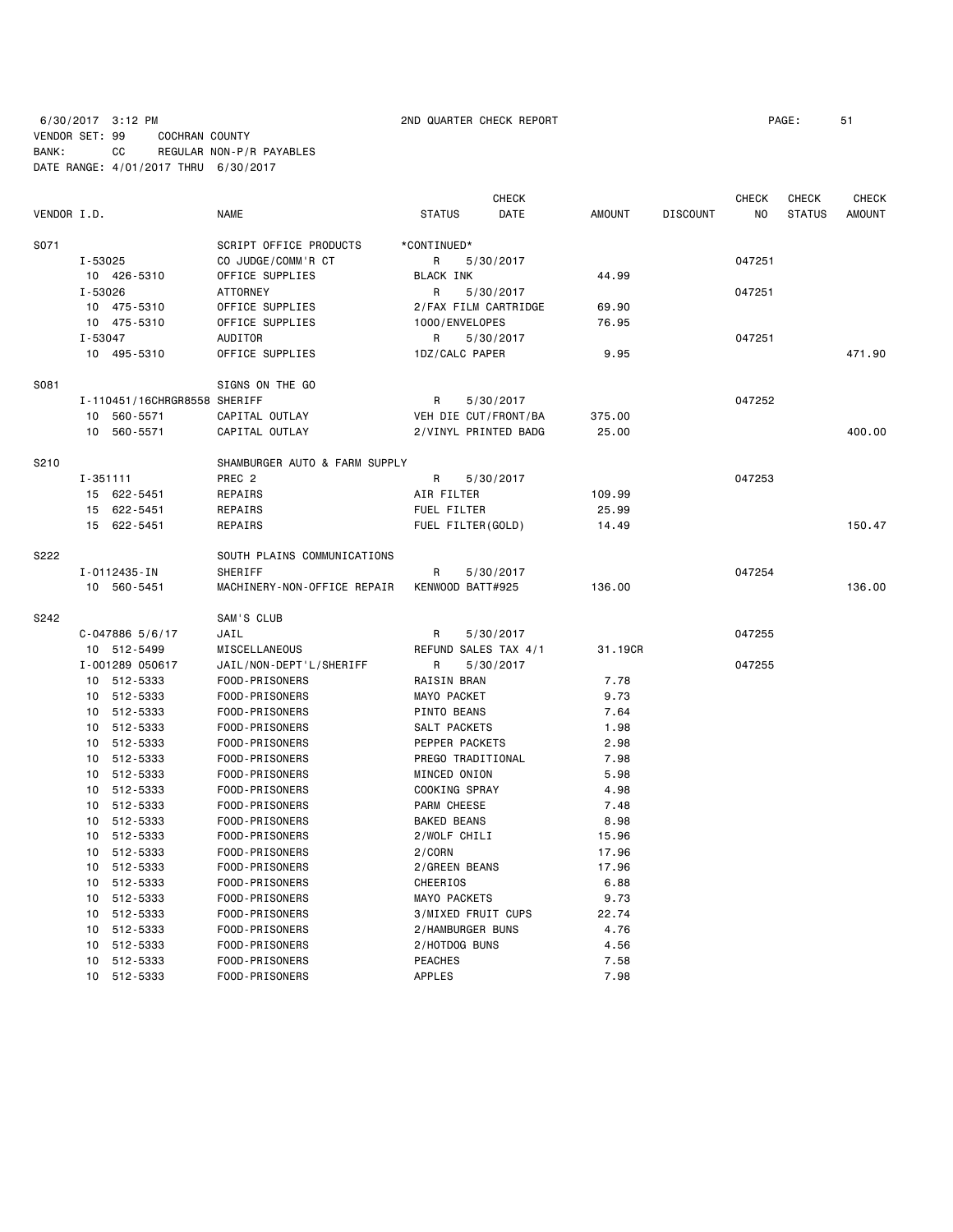6/30/2017 3:12 PM 2ND QUARTER CHECK REPORT

VENDOR SET: 99 COCHRAN COUNTY
BANK: CC REGULAR NON-P/R PAYABLES
DATE RANGE: 4/01/2017 THRU 6/30/2017

| VENDOR I.D. | NAME | STATUS | CHECK DATE | AMOUNT | DISCOUNT | CHECK NO | CHECK STATUS | CHECK AMOUNT |
|---|---|---|---|---|---|---|---|---|
| S071 | SCRIPT OFFICE PRODUCTS | *CONTINUED* | | | | | | |
| I-53025 | CO JUDGE/COMM'R CT | R | 5/30/2017 | | | 047251 | | |
| 10 426-5310 | OFFICE SUPPLIES | BLACK INK | | 44.99 | | | | |
| I-53026 | ATTORNEY | R | 5/30/2017 | | | 047251 | | |
| 10 475-5310 | OFFICE SUPPLIES | 2/FAX FILM CARTRIDGE | | 69.90 | | | | |
| 10 475-5310 | OFFICE SUPPLIES | 1000/ENVELOPES | | 76.95 | | | | |
| I-53047 | AUDITOR | R | 5/30/2017 | | | 047251 | | |
| 10 495-5310 | OFFICE SUPPLIES | 1DZ/CALC PAPER | | 9.95 | | | | 471.90 |
| S081 | SIGNS ON THE GO | | | | | | | |
| I-110451/16CHRGR8558 | SHERIFF | R | 5/30/2017 | | | 047252 | | |
| 10 560-5571 | CAPITAL OUTLAY | VEH DIE CUT/FRONT/BA | | 375.00 | | | | |
| 10 560-5571 | CAPITAL OUTLAY | 2/VINYL PRINTED BADG | | 25.00 | | | | 400.00 |
| S210 | SHAMBURGER AUTO & FARM SUPPLY | | | | | | | |
| I-351111 | PREC 2 | R | 5/30/2017 | | | 047253 | | |
| 15 622-5451 | REPAIRS | AIR FILTER | | 109.99 | | | | |
| 15 622-5451 | REPAIRS | FUEL FILTER | | 25.99 | | | | |
| 15 622-5451 | REPAIRS | FUEL FILTER(GOLD) | | 14.49 | | | | 150.47 |
| S222 | SOUTH PLAINS COMMUNICATIONS | | | | | | | |
| I-0112435-IN | SHERIFF | R | 5/30/2017 | | | 047254 | | |
| 10 560-5451 | MACHINERY-NON-OFFICE REPAIR | KENWOOD BATT#925 | | 136.00 | | | | 136.00 |
| S242 | SAM'S CLUB | | | | | | | |
| C-047886 5/6/17 | JAIL | R | 5/30/2017 | | | 047255 | | |
| 10 512-5499 | MISCELLANEOUS | REFUND SALES TAX 4/1 | | 31.19CR | | | | |
| I-001289 050617 | JAIL/NON-DEPT'L/SHERIFF | R | 5/30/2017 | | | 047255 | | |
| 10 512-5333 | FOOD-PRISONERS | RAISIN BRAN | | 7.78 | | | | |
| 10 512-5333 | FOOD-PRISONERS | MAYO PACKET | | 9.73 | | | | |
| 10 512-5333 | FOOD-PRISONERS | PINTO BEANS | | 7.64 | | | | |
| 10 512-5333 | FOOD-PRISONERS | SALT PACKETS | | 1.98 | | | | |
| 10 512-5333 | FOOD-PRISONERS | PEPPER PACKETS | | 2.98 | | | | |
| 10 512-5333 | FOOD-PRISONERS | PREGO TRADITIONAL | | 7.98 | | | | |
| 10 512-5333 | FOOD-PRISONERS | MINCED ONION | | 5.98 | | | | |
| 10 512-5333 | FOOD-PRISONERS | COOKING SPRAY | | 4.98 | | | | |
| 10 512-5333 | FOOD-PRISONERS | PARM CHEESE | | 7.48 | | | | |
| 10 512-5333 | FOOD-PRISONERS | BAKED BEANS | | 8.98 | | | | |
| 10 512-5333 | FOOD-PRISONERS | 2/WOLF CHILI | | 15.96 | | | | |
| 10 512-5333 | FOOD-PRISONERS | 2/CORN | | 17.96 | | | | |
| 10 512-5333 | FOOD-PRISONERS | 2/GREEN BEANS | | 17.96 | | | | |
| 10 512-5333 | FOOD-PRISONERS | CHEERIOS | | 6.88 | | | | |
| 10 512-5333 | FOOD-PRISONERS | MAYO PACKETS | | 9.73 | | | | |
| 10 512-5333 | FOOD-PRISONERS | 3/MIXED FRUIT CUPS | | 22.74 | | | | |
| 10 512-5333 | FOOD-PRISONERS | 2/HAMBURGER BUNS | | 4.76 | | | | |
| 10 512-5333 | FOOD-PRISONERS | 2/HOTDOG BUNS | | 4.56 | | | | |
| 10 512-5333 | FOOD-PRISONERS | PEACHES | | 7.58 | | | | |
| 10 512-5333 | FOOD-PRISONERS | APPLES | | 7.98 | | | | |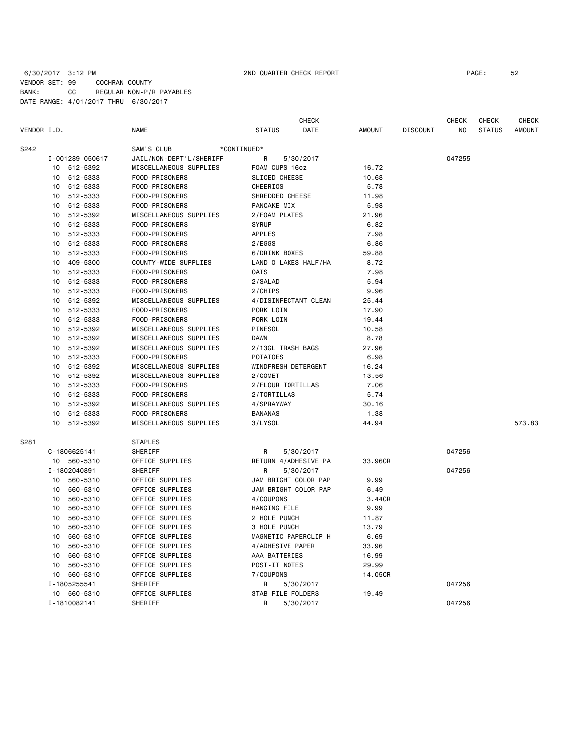6/30/2017 3:12 PM 2ND QUARTER CHECK REPORT

VENDOR SET: 99 COCHRAN COUNTY
BANK: CC REGULAR NON-P/R PAYABLES
DATE RANGE: 4/01/2017 THRU 6/30/2017

| VENDOR I.D. | NAME | STATUS | CHECK DATE | AMOUNT | DISCOUNT | CHECK NO | CHECK STATUS | CHECK AMOUNT |
|---|---|---|---|---|---|---|---|---|
| S242 | SAM'S CLUB *CONTINUED* | | | | | | | |
| I-001289 050617 | JAIL/NON-DEPT'L/SHERIFF | R | 5/30/2017 | | | 047255 | | |
| 10 512-5392 | MISCELLANEOUS SUPPLIES | FOAM CUPS 16oz | | 16.72 | | | | |
| 10 512-5333 | FOOD-PRISONERS | SLICED CHEESE | | 10.68 | | | | |
| 10 512-5333 | FOOD-PRISONERS | CHEERIOS | | 5.78 | | | | |
| 10 512-5333 | FOOD-PRISONERS | SHREDDED CHEESE | | 11.98 | | | | |
| 10 512-5333 | FOOD-PRISONERS | PANCAKE MIX | | 5.98 | | | | |
| 10 512-5392 | MISCELLANEOUS SUPPLIES | 2/FOAM PLATES | | 21.96 | | | | |
| 10 512-5333 | FOOD-PRISONERS | SYRUP | | 6.82 | | | | |
| 10 512-5333 | FOOD-PRISONERS | APPLES | | 7.98 | | | | |
| 10 512-5333 | FOOD-PRISONERS | 2/EGGS | | 6.86 | | | | |
| 10 512-5333 | FOOD-PRISONERS | 6/DRINK BOXES | | 59.88 | | | | |
| 10 409-5300 | COUNTY-WIDE SUPPLIES | LAND O LAKES HALF/HA | | 8.72 | | | | |
| 10 512-5333 | FOOD-PRISONERS | OATS | | 7.98 | | | | |
| 10 512-5333 | FOOD-PRISONERS | 2/SALAD | | 5.94 | | | | |
| 10 512-5333 | FOOD-PRISONERS | 2/CHIPS | | 9.96 | | | | |
| 10 512-5392 | MISCELLANEOUS SUPPLIES | 4/DISINFECTANT CLEAN | | 25.44 | | | | |
| 10 512-5333 | FOOD-PRISONERS | PORK LOIN | | 17.90 | | | | |
| 10 512-5333 | FOOD-PRISONERS | PORK LOIN | | 19.44 | | | | |
| 10 512-5392 | MISCELLANEOUS SUPPLIES | PINESOL | | 10.58 | | | | |
| 10 512-5392 | MISCELLANEOUS SUPPLIES | DAWN | | 8.78 | | | | |
| 10 512-5392 | MISCELLANEOUS SUPPLIES | 2/13GL TRASH BAGS | | 27.96 | | | | |
| 10 512-5333 | FOOD-PRISONERS | POTATOES | | 6.98 | | | | |
| 10 512-5392 | MISCELLANEOUS SUPPLIES | WINDFRESH DETERGENT | | 16.24 | | | | |
| 10 512-5392 | MISCELLANEOUS SUPPLIES | 2/COMET | | 13.56 | | | | |
| 10 512-5333 | FOOD-PRISONERS | 2/FLOUR TORTILLAS | | 7.06 | | | | |
| 10 512-5333 | FOOD-PRISONERS | 2/TORTILLAS | | 5.74 | | | | |
| 10 512-5392 | MISCELLANEOUS SUPPLIES | 4/SPRAYWAY | | 30.16 | | | | |
| 10 512-5333 | FOOD-PRISONERS | BANANAS | | 1.38 | | | | |
| 10 512-5392 | MISCELLANEOUS SUPPLIES | 3/LYSOL | | 44.94 | | | | 573.83 |
| S281 | STAPLES | | | | | | | |
| C-1806625141 | SHERIFF | R | 5/30/2017 | | | 047256 | | |
| 10 560-5310 | OFFICE SUPPLIES | RETURN 4/ADHESIVE PA | | 33.96CR | | | | |
| I-1802040891 | SHERIFF | R | 5/30/2017 | | | 047256 | | |
| 10 560-5310 | OFFICE SUPPLIES | JAM BRIGHT COLOR PAP | | 9.99 | | | | |
| 10 560-5310 | OFFICE SUPPLIES | JAM BRIGHT COLOR PAP | | 6.49 | | | | |
| 10 560-5310 | OFFICE SUPPLIES | 4/COUPONS | | 3.44CR | | | | |
| 10 560-5310 | OFFICE SUPPLIES | HANGING FILE | | 9.99 | | | | |
| 10 560-5310 | OFFICE SUPPLIES | 2 HOLE PUNCH | | 11.87 | | | | |
| 10 560-5310 | OFFICE SUPPLIES | 3 HOLE PUNCH | | 13.79 | | | | |
| 10 560-5310 | OFFICE SUPPLIES | MAGNETIC PAPERCLIP H | | 6.69 | | | | |
| 10 560-5310 | OFFICE SUPPLIES | 4/ADHESIVE PAPER | | 33.96 | | | | |
| 10 560-5310 | OFFICE SUPPLIES | AAA BATTERIES | | 16.99 | | | | |
| 10 560-5310 | OFFICE SUPPLIES | POST-IT NOTES | | 29.99 | | | | |
| 10 560-5310 | OFFICE SUPPLIES | 7/COUPONS | | 14.05CR | | | | |
| I-1805255541 | SHERIFF | R | 5/30/2017 | | | 047256 | | |
| 10 560-5310 | OFFICE SUPPLIES | 3TAB FILE FOLDERS | | 19.49 | | | | |
| I-1810082141 | SHERIFF | R | 5/30/2017 | | | 047256 | | |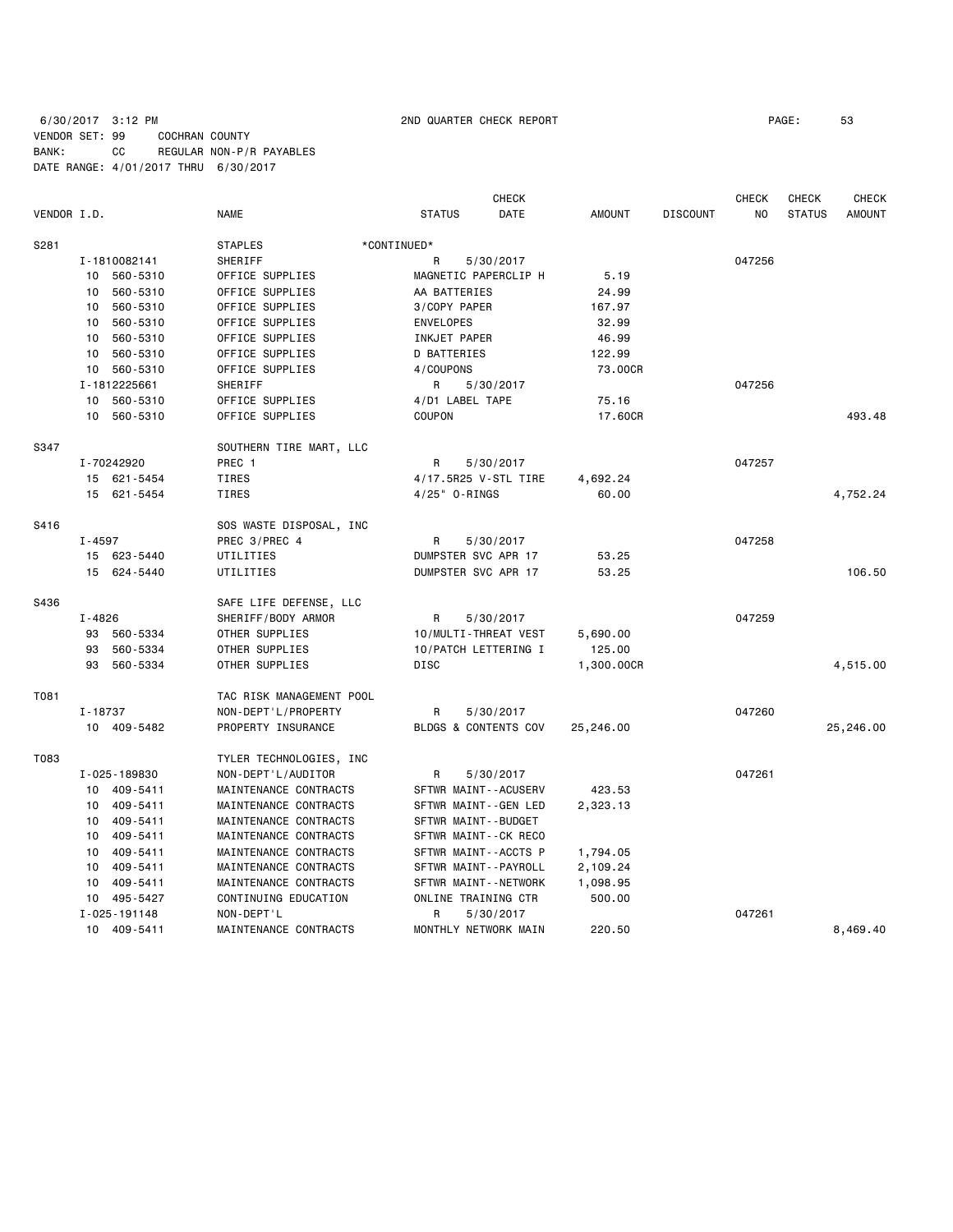6/30/2017 3:12 PM 2ND QUARTER CHECK REPORT

VENDOR SET: 99 COCHRAN COUNTY
BANK: CC REGULAR NON-P/R PAYABLES
DATE RANGE: 4/01/2017 THRU 6/30/2017

| VENDOR I.D. | NAME | STATUS | CHECK DATE | AMOUNT | DISCOUNT | CHECK NO | CHECK STATUS | CHECK AMOUNT |
|---|---|---|---|---|---|---|---|---|
| S281 | STAPLES | *CONTINUED* | | | | | | |
| I-1810082141 | SHERIFF | R | 5/30/2017 | | | 047256 | | |
| 10 560-5310 | OFFICE SUPPLIES | MAGNETIC PAPERCLIP H | | 5.19 | | | | |
| 10 560-5310 | OFFICE SUPPLIES | AA BATTERIES | | 24.99 | | | | |
| 10 560-5310 | OFFICE SUPPLIES | 3/COPY PAPER | | 167.97 | | | | |
| 10 560-5310 | OFFICE SUPPLIES | ENVELOPES | | 32.99 | | | | |
| 10 560-5310 | OFFICE SUPPLIES | INKJET PAPER | | 46.99 | | | | |
| 10 560-5310 | OFFICE SUPPLIES | D BATTERIES | | 122.99 | | | | |
| 10 560-5310 | OFFICE SUPPLIES | 4/COUPONS | | 73.00CR | | | | |
| I-1812225661 | SHERIFF | R | 5/30/2017 | | | 047256 | | |
| 10 560-5310 | OFFICE SUPPLIES | 4/D1 LABEL TAPE | | 75.16 | | | | |
| 10 560-5310 | OFFICE SUPPLIES | COUPON | | 17.60CR | | | | 493.48 |
| S347 | SOUTHERN TIRE MART, LLC | | | | | | | |
| I-70242920 | PREC 1 | R | 5/30/2017 | | | 047257 | | |
| 15 621-5454 | TIRES | 4/17.5R25 V-STL TIRE | | 4,692.24 | | | | |
| 15 621-5454 | TIRES | 4/25" O-RINGS | | 60.00 | | | | 4,752.24 |
| S416 | SOS WASTE DISPOSAL, INC | | | | | | | |
| I-4597 | PREC 3/PREC 4 | R | 5/30/2017 | | | 047258 | | |
| 15 623-5440 | UTILITIES | DUMPSTER SVC APR 17 | | 53.25 | | | | |
| 15 624-5440 | UTILITIES | DUMPSTER SVC APR 17 | | 53.25 | | | | 106.50 |
| S436 | SAFE LIFE DEFENSE, LLC | | | | | | | |
| I-4826 | SHERIFF/BODY ARMOR | R | 5/30/2017 | | | 047259 | | |
| 93 560-5334 | OTHER SUPPLIES | 10/MULTI-THREAT VEST | | 5,690.00 | | | | |
| 93 560-5334 | OTHER SUPPLIES | 10/PATCH LETTERING I | | 125.00 | | | | |
| 93 560-5334 | OTHER SUPPLIES | DISC | | 1,300.00CR | | | | 4,515.00 |
| T081 | TAC RISK MANAGEMENT POOL | | | | | | | |
| I-18737 | NON-DEPT'L/PROPERTY | R | 5/30/2017 | | | 047260 | | |
| 10 409-5482 | PROPERTY INSURANCE | BLDGS & CONTENTS COV | | 25,246.00 | | | | 25,246.00 |
| T083 | TYLER TECHNOLOGIES, INC | | | | | | | |
| I-025-189830 | NON-DEPT'L/AUDITOR | R | 5/30/2017 | | | 047261 | | |
| 10 409-5411 | MAINTENANCE CONTRACTS | SFTWR MAINT--ACUSERV | | 423.53 | | | | |
| 10 409-5411 | MAINTENANCE CONTRACTS | SFTWR MAINT--GEN LED | | 2,323.13 | | | | |
| 10 409-5411 | MAINTENANCE CONTRACTS | SFTWR MAINT--BUDGET | | | | | | |
| 10 409-5411 | MAINTENANCE CONTRACTS | SFTWR MAINT--CK RECO | | | | | | |
| 10 409-5411 | MAINTENANCE CONTRACTS | SFTWR MAINT--ACCTS P | | 1,794.05 | | | | |
| 10 409-5411 | MAINTENANCE CONTRACTS | SFTWR MAINT--PAYROLL | | 2,109.24 | | | | |
| 10 409-5411 | MAINTENANCE CONTRACTS | SFTWR MAINT--NETWORK | | 1,098.95 | | | | |
| 10 495-5427 | CONTINUING EDUCATION | ONLINE TRAINING CTR | | 500.00 | | | | |
| I-025-191148 | NON-DEPT'L | R | 5/30/2017 | | | 047261 | | |
| 10 409-5411 | MAINTENANCE CONTRACTS | MONTHLY NETWORK MAIN | | 220.50 | | | | 8,469.40 |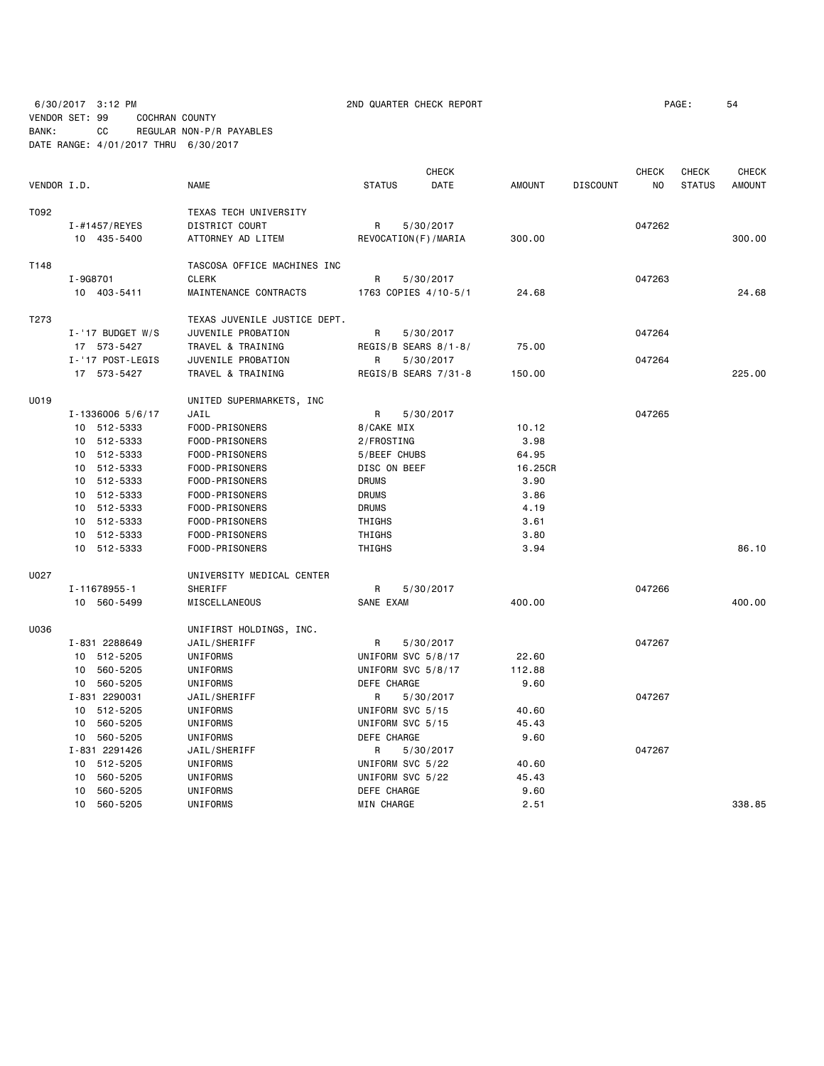6/30/2017 3:12 PM 2ND QUARTER CHECK REPORT

VENDOR SET: 99 COCHRAN COUNTY
BANK: CC REGULAR NON-P/R PAYABLES
DATE RANGE: 4/01/2017 THRU 6/30/2017

| VENDOR I.D. | NAME | STATUS | CHECK DATE | AMOUNT | DISCOUNT | CHECK NO | CHECK STATUS | CHECK AMOUNT |
|---|---|---|---|---|---|---|---|---|
| T092 | TEXAS TECH UNIVERSITY | | | | | | | |
| I-#1457/REYES | DISTRICT COURT | R | 5/30/2017 | | | 047262 | | |
| 10 435-5400 | ATTORNEY AD LITEM | REVOCATION(F)/MARIA | | 300.00 | | | | 300.00 |
| T148 | TASCOSA OFFICE MACHINES INC | | | | | | | |
| I-9G8701 | CLERK | R | 5/30/2017 | | | 047263 | | |
| 10 403-5411 | MAINTENANCE CONTRACTS | 1763 COPIES 4/10-5/1 | | 24.68 | | | | 24.68 |
| T273 | TEXAS JUVENILE JUSTICE DEPT. | | | | | | | |
| I-'17 BUDGET W/S | JUVENILE PROBATION | R | 5/30/2017 | | | 047264 | | |
| 17 573-5427 | TRAVEL & TRAINING | REGIS/B SEARS 8/1-8/ | | 75.00 | | | | |
| I-'17 POST-LEGIS | JUVENILE PROBATION | R | 5/30/2017 | | | 047264 | | |
| 17 573-5427 | TRAVEL & TRAINING | REGIS/B SEARS 7/31-8 | | 150.00 | | | | 225.00 |
| U019 | UNITED SUPERMARKETS, INC | | | | | | | |
| I-1336006 5/6/17 | JAIL | R | 5/30/2017 | | | 047265 | | |
| 10 512-5333 | FOOD-PRISONERS | 8/CAKE MIX | | 10.12 | | | | |
| 10 512-5333 | FOOD-PRISONERS | 2/FROSTING | | 3.98 | | | | |
| 10 512-5333 | FOOD-PRISONERS | 5/BEEF CHUBS | | 64.95 | | | | |
| 10 512-5333 | FOOD-PRISONERS | DISC ON BEEF | | 16.25CR | | | | |
| 10 512-5333 | FOOD-PRISONERS | DRUMS | | 3.90 | | | | |
| 10 512-5333 | FOOD-PRISONERS | DRUMS | | 3.86 | | | | |
| 10 512-5333 | FOOD-PRISONERS | DRUMS | | 4.19 | | | | |
| 10 512-5333 | FOOD-PRISONERS | THIGHS | | 3.61 | | | | |
| 10 512-5333 | FOOD-PRISONERS | THIGHS | | 3.80 | | | | |
| 10 512-5333 | FOOD-PRISONERS | THIGHS | | 3.94 | | | | 86.10 |
| U027 | UNIVERSITY MEDICAL CENTER | | | | | | | |
| I-11678955-1 | SHERIFF | R | 5/30/2017 | | | 047266 | | |
| 10 560-5499 | MISCELLANEOUS | SANE EXAM | | 400.00 | | | | 400.00 |
| U036 | UNIFIRST HOLDINGS, INC. | | | | | | | |
| I-831 2288649 | JAIL/SHERIFF | R | 5/30/2017 | | | 047267 | | |
| 10 512-5205 | UNIFORMS | UNIFORM SVC 5/8/17 | | 22.60 | | | | |
| 10 560-5205 | UNIFORMS | UNIFORM SVC 5/8/17 | | 112.88 | | | | |
| 10 560-5205 | UNIFORMS | DEFE CHARGE | | 9.60 | | | | |
| I-831 2290031 | JAIL/SHERIFF | R | 5/30/2017 | | | 047267 | | |
| 10 512-5205 | UNIFORMS | UNIFORM SVC 5/15 | | 40.60 | | | | |
| 10 560-5205 | UNIFORMS | UNIFORM SVC 5/15 | | 45.43 | | | | |
| 10 560-5205 | UNIFORMS | DEFE CHARGE | | 9.60 | | | | |
| I-831 2291426 | JAIL/SHERIFF | R | 5/30/2017 | | | 047267 | | |
| 10 512-5205 | UNIFORMS | UNIFORM SVC 5/22 | | 40.60 | | | | |
| 10 560-5205 | UNIFORMS | UNIFORM SVC 5/22 | | 45.43 | | | | |
| 10 560-5205 | UNIFORMS | DEFE CHARGE | | 9.60 | | | | |
| 10 560-5205 | UNIFORMS | MIN CHARGE | | 2.51 | | | | 338.85 |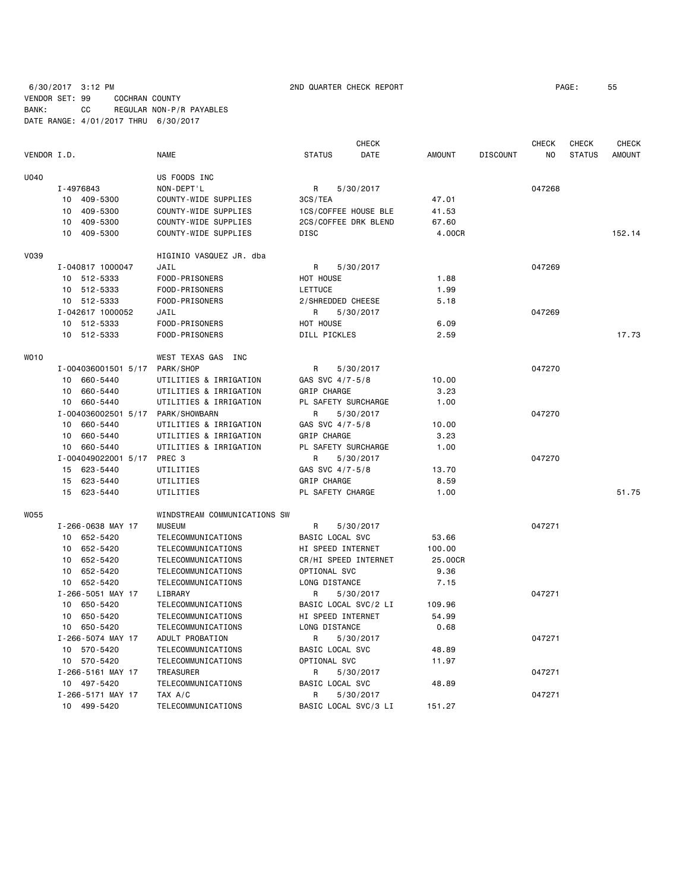6/30/2017 3:12 PM 2ND QUARTER CHECK REPORT

VENDOR SET: 99 COCHRAN COUNTY
BANK: CC REGULAR NON-P/R PAYABLES
DATE RANGE: 4/01/2017 THRU 6/30/2017

| VENDOR I.D. | NAME | STATUS | CHECK DATE | AMOUNT | DISCOUNT | CHECK NO | CHECK STATUS | CHECK AMOUNT |
|---|---|---|---|---|---|---|---|---|
| U040 | US FOODS INC | | | | | | | |
| I-4976843 | NON-DEPT'L | R | 5/30/2017 | | | 047268 | | |
| 10 409-5300 | COUNTY-WIDE SUPPLIES | 3CS/TEA | | 47.01 | | | | |
| 10 409-5300 | COUNTY-WIDE SUPPLIES | 1CS/COFFEE HOUSE BLE | | 41.53 | | | | |
| 10 409-5300 | COUNTY-WIDE SUPPLIES | 2CS/COFFEE DRK BLEND | | 67.60 | | | | |
| 10 409-5300 | COUNTY-WIDE SUPPLIES | DISC | | 4.00CR | | | | 152.14 |
| V039 | HIGINIO VASQUEZ JR. dba | | | | | | | |
| I-040817 1000047 | JAIL | R | 5/30/2017 | | | 047269 | | |
| 10 512-5333 | FOOD-PRISONERS | HOT HOUSE | | 1.88 | | | | |
| 10 512-5333 | FOOD-PRISONERS | LETTUCE | | 1.99 | | | | |
| 10 512-5333 | FOOD-PRISONERS | 2/SHREDDED CHEESE | | 5.18 | | | | |
| I-042617 1000052 | JAIL | R | 5/30/2017 | | | 047269 | | |
| 10 512-5333 | FOOD-PRISONERS | HOT HOUSE | | 6.09 | | | | |
| 10 512-5333 | FOOD-PRISONERS | DILL PICKLES | | 2.59 | | | | 17.73 |
| W010 | WEST TEXAS GAS INC | | | | | | | |
| I-004036001501 5/17 | PARK/SHOP | R | 5/30/2017 | | | 047270 | | |
| 10 660-5440 | UTILITIES & IRRIGATION | GAS SVC 4/7-5/8 | | 10.00 | | | | |
| 10 660-5440 | UTILITIES & IRRIGATION | GRIP CHARGE | | 3.23 | | | | |
| 10 660-5440 | UTILITIES & IRRIGATION | PL SAFETY SURCHARGE | | 1.00 | | | | |
| I-004036002501 5/17 | PARK/SHOWBARN | R | 5/30/2017 | | | 047270 | | |
| 10 660-5440 | UTILITIES & IRRIGATION | GAS SVC 4/7-5/8 | | 10.00 | | | | |
| 10 660-5440 | UTILITIES & IRRIGATION | GRIP CHARGE | | 3.23 | | | | |
| 10 660-5440 | UTILITIES & IRRIGATION | PL SAFETY SURCHARGE | | 1.00 | | | | |
| I-004049022001 5/17 | PREC 3 | R | 5/30/2017 | | | 047270 | | |
| 15 623-5440 | UTILITIES | GAS SVC 4/7-5/8 | | 13.70 | | | | |
| 15 623-5440 | UTILITIES | GRIP CHARGE | | 8.59 | | | | |
| 15 623-5440 | UTILITIES | PL SAFETY CHARGE | | 1.00 | | | | 51.75 |
| W055 | WINDSTREAM COMMUNICATIONS SW | | | | | | | |
| I-266-0638 MAY 17 | MUSEUM | R | 5/30/2017 | | | 047271 | | |
| 10 652-5420 | TELECOMMUNICATIONS | BASIC LOCAL SVC | | 53.66 | | | | |
| 10 652-5420 | TELECOMMUNICATIONS | HI SPEED INTERNET | | 100.00 | | | | |
| 10 652-5420 | TELECOMMUNICATIONS | CR/HI SPEED INTERNET | | 25.00CR | | | | |
| 10 652-5420 | TELECOMMUNICATIONS | OPTIONAL SVC | | 9.36 | | | | |
| 10 652-5420 | TELECOMMUNICATIONS | LONG DISTANCE | | 7.15 | | | | |
| I-266-5051 MAY 17 | LIBRARY | R | 5/30/2017 | | | 047271 | | |
| 10 650-5420 | TELECOMMUNICATIONS | BASIC LOCAL SVC/2 LI | | 109.96 | | | | |
| 10 650-5420 | TELECOMMUNICATIONS | HI SPEED INTERNET | | 54.99 | | | | |
| 10 650-5420 | TELECOMMUNICATIONS | LONG DISTANCE | | 0.68 | | | | |
| I-266-5074 MAY 17 | ADULT PROBATION | R | 5/30/2017 | | | 047271 | | |
| 10 570-5420 | TELECOMMUNICATIONS | BASIC LOCAL SVC | | 48.89 | | | | |
| 10 570-5420 | TELECOMMUNICATIONS | OPTIONAL SVC | | 11.97 | | | | |
| I-266-5161 MAY 17 | TREASURER | R | 5/30/2017 | | | 047271 | | |
| 10 497-5420 | TELECOMMUNICATIONS | BASIC LOCAL SVC | | 48.89 | | | | |
| I-266-5171 MAY 17 | TAX A/C | R | 5/30/2017 | | | 047271 | | |
| 10 499-5420 | TELECOMMUNICATIONS | BASIC LOCAL SVC/3 LI | | 151.27 | | | | |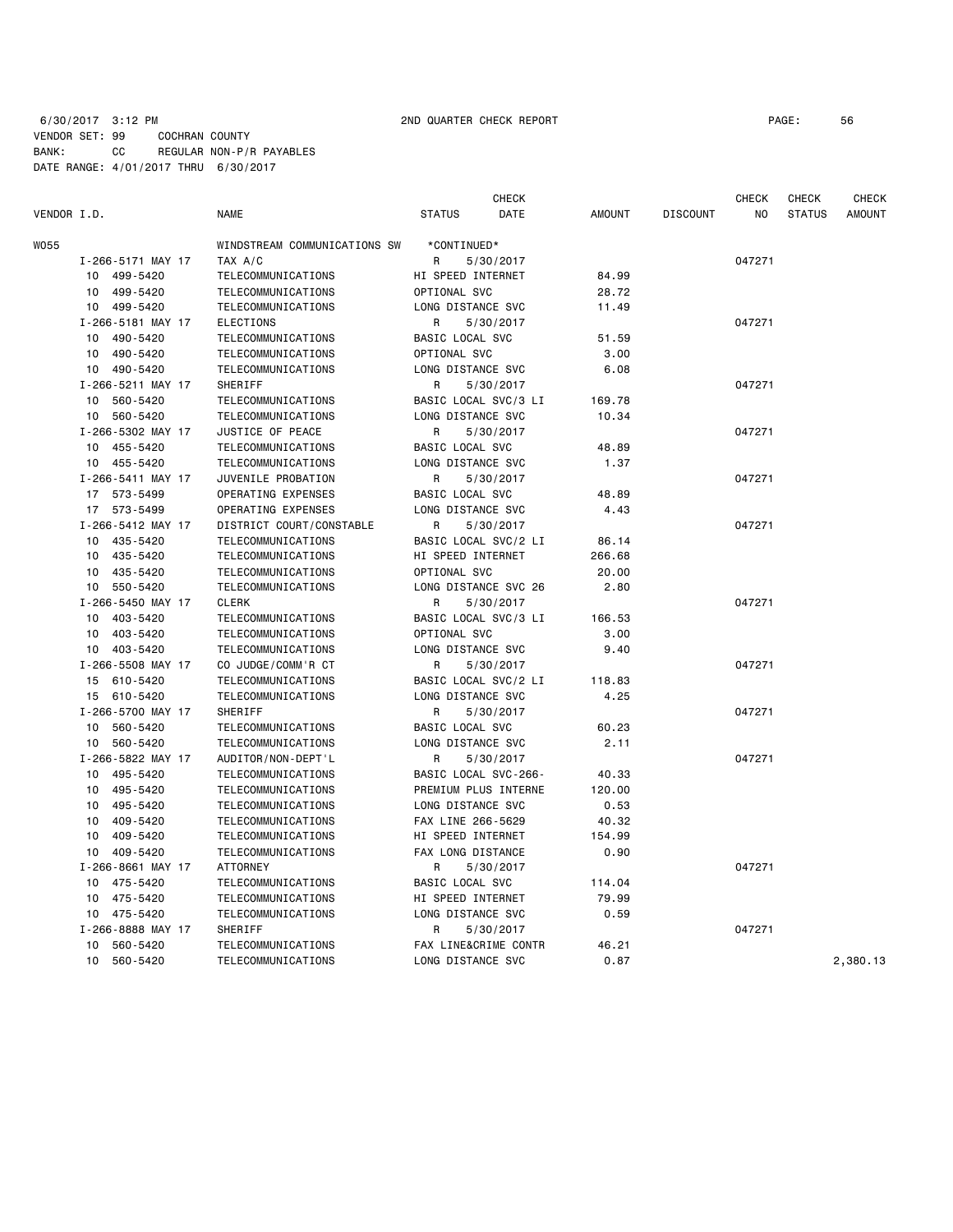6/30/2017 3:12 PM 2ND QUARTER CHECK REPORT PAGE: 56
VENDOR SET: 99 COCHRAN COUNTY
BANK: CC REGULAR NON-P/R PAYABLES
DATE RANGE: 4/01/2017 THRU 6/30/2017

| VENDOR I.D. | NAME | STATUS | CHECK DATE | AMOUNT | DISCOUNT | CHECK NO | CHECK STATUS | CHECK AMOUNT |
|---|---|---|---|---|---|---|---|---|
| W055 | WINDSTREAM COMMUNICATIONS SW | *CONTINUED* | | | | | | |
| I-266-5171 MAY 17 | TAX A/C | R | 5/30/2017 | | | 047271 | | |
| 10 499-5420 | TELECOMMUNICATIONS | HI SPEED INTERNET | | 84.99 | | | | |
| 10 499-5420 | TELECOMMUNICATIONS | OPTIONAL SVC | | 28.72 | | | | |
| 10 499-5420 | TELECOMMUNICATIONS | LONG DISTANCE SVC | | 11.49 | | | | |
| I-266-5181 MAY 17 | ELECTIONS | R | 5/30/2017 | | | 047271 | | |
| 10 490-5420 | TELECOMMUNICATIONS | BASIC LOCAL SVC | | 51.59 | | | | |
| 10 490-5420 | TELECOMMUNICATIONS | OPTIONAL SVC | | 3.00 | | | | |
| 10 490-5420 | TELECOMMUNICATIONS | LONG DISTANCE SVC | | 6.08 | | | | |
| I-266-5211 MAY 17 | SHERIFF | R | 5/30/2017 | | | 047271 | | |
| 10 560-5420 | TELECOMMUNICATIONS | BASIC LOCAL SVC/3 LI | | 169.78 | | | | |
| 10 560-5420 | TELECOMMUNICATIONS | LONG DISTANCE SVC | | 10.34 | | | | |
| I-266-5302 MAY 17 | JUSTICE OF PEACE | R | 5/30/2017 | | | 047271 | | |
| 10 455-5420 | TELECOMMUNICATIONS | BASIC LOCAL SVC | | 48.89 | | | | |
| 10 455-5420 | TELECOMMUNICATIONS | LONG DISTANCE SVC | | 1.37 | | | | |
| I-266-5411 MAY 17 | JUVENILE PROBATION | R | 5/30/2017 | | | 047271 | | |
| 17 573-5499 | OPERATING EXPENSES | BASIC LOCAL SVC | | 48.89 | | | | |
| 17 573-5499 | OPERATING EXPENSES | LONG DISTANCE SVC | | 4.43 | | | | |
| I-266-5412 MAY 17 | DISTRICT COURT/CONSTABLE | R | 5/30/2017 | | | 047271 | | |
| 10 435-5420 | TELECOMMUNICATIONS | BASIC LOCAL SVC/2 LI | | 86.14 | | | | |
| 10 435-5420 | TELECOMMUNICATIONS | HI SPEED INTERNET | | 266.68 | | | | |
| 10 435-5420 | TELECOMMUNICATIONS | OPTIONAL SVC | | 20.00 | | | | |
| 10 550-5420 | TELECOMMUNICATIONS | LONG DISTANCE SVC 26 | | 2.80 | | | | |
| I-266-5450 MAY 17 | CLERK | R | 5/30/2017 | | | 047271 | | |
| 10 403-5420 | TELECOMMUNICATIONS | BASIC LOCAL SVC/3 LI | | 166.53 | | | | |
| 10 403-5420 | TELECOMMUNICATIONS | OPTIONAL SVC | | 3.00 | | | | |
| 10 403-5420 | TELECOMMUNICATIONS | LONG DISTANCE SVC | | 9.40 | | | | |
| I-266-5508 MAY 17 | CO JUDGE/COMM'R CT | R | 5/30/2017 | | | 047271 | | |
| 15 610-5420 | TELECOMMUNICATIONS | BASIC LOCAL SVC/2 LI | | 118.83 | | | | |
| 15 610-5420 | TELECOMMUNICATIONS | LONG DISTANCE SVC | | 4.25 | | | | |
| I-266-5700 MAY 17 | SHERIFF | R | 5/30/2017 | | | 047271 | | |
| 10 560-5420 | TELECOMMUNICATIONS | BASIC LOCAL SVC | | 60.23 | | | | |
| 10 560-5420 | TELECOMMUNICATIONS | LONG DISTANCE SVC | | 2.11 | | | | |
| I-266-5822 MAY 17 | AUDITOR/NON-DEPT'L | R | 5/30/2017 | | | 047271 | | |
| 10 495-5420 | TELECOMMUNICATIONS | BASIC LOCAL SVC-266- | | 40.33 | | | | |
| 10 495-5420 | TELECOMMUNICATIONS | PREMIUM PLUS INTERNE | | 120.00 | | | | |
| 10 495-5420 | TELECOMMUNICATIONS | LONG DISTANCE SVC | | 0.53 | | | | |
| 10 409-5420 | TELECOMMUNICATIONS | FAX LINE 266-5629 | | 40.32 | | | | |
| 10 409-5420 | TELECOMMUNICATIONS | HI SPEED INTERNET | | 154.99 | | | | |
| 10 409-5420 | TELECOMMUNICATIONS | FAX LONG DISTANCE | | 0.90 | | | | |
| I-266-8661 MAY 17 | ATTORNEY | R | 5/30/2017 | | | 047271 | | |
| 10 475-5420 | TELECOMMUNICATIONS | BASIC LOCAL SVC | | 114.04 | | | | |
| 10 475-5420 | TELECOMMUNICATIONS | HI SPEED INTERNET | | 79.99 | | | | |
| 10 475-5420 | TELECOMMUNICATIONS | LONG DISTANCE SVC | | 0.59 | | | | |
| I-266-8888 MAY 17 | SHERIFF | R | 5/30/2017 | | | 047271 | | |
| 10 560-5420 | TELECOMMUNICATIONS | FAX LINE&CRIME CONTR | | 46.21 | | | | |
| 10 560-5420 | TELECOMMUNICATIONS | LONG DISTANCE SVC | | 0.87 | | | | 2,380.13 |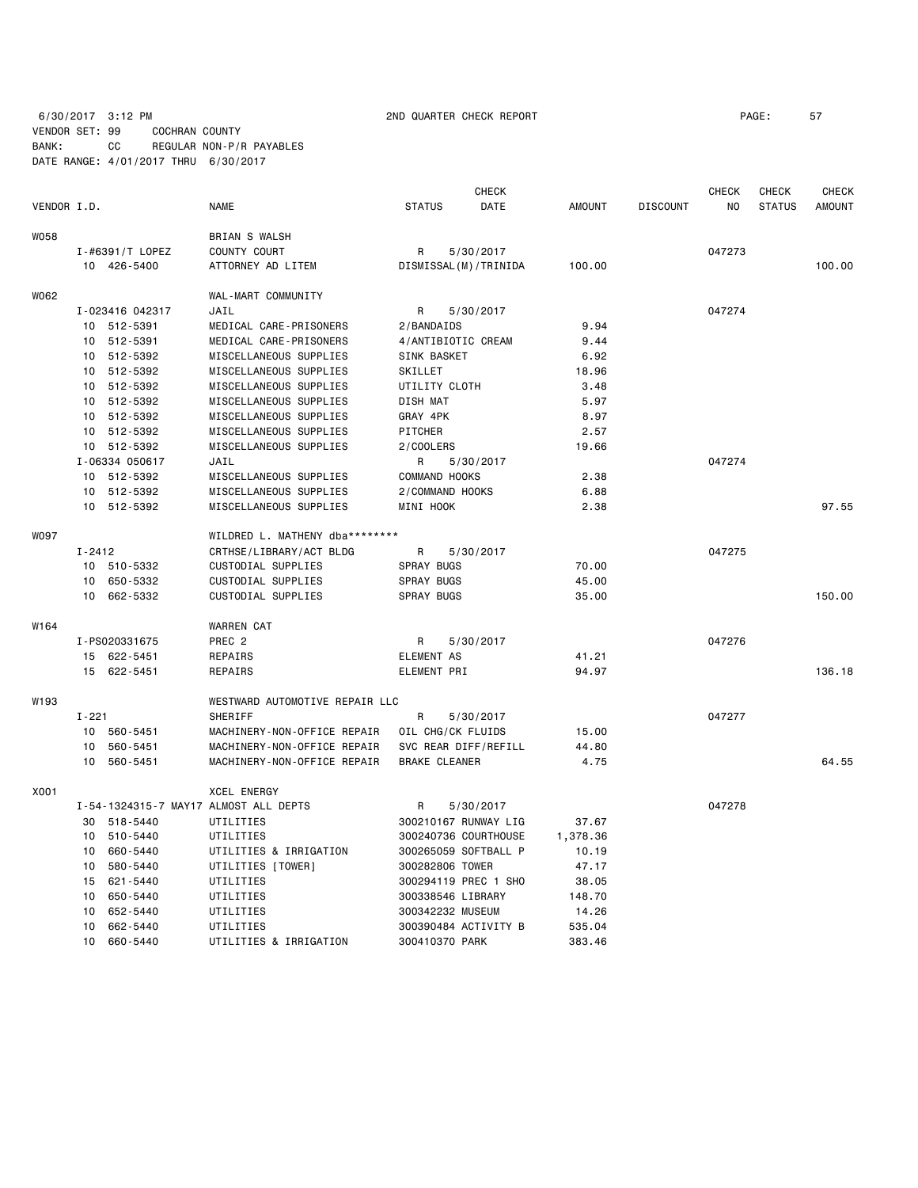6/30/2017 3:12 PM 2ND QUARTER CHECK REPORT

VENDOR SET: 99 COCHRAN COUNTY
BANK: CC REGULAR NON-P/R PAYABLES
DATE RANGE: 4/01/2017 THRU 6/30/2017

| VENDOR I.D. | NAME | STATUS | CHECK DATE | AMOUNT | DISCOUNT | CHECK NO | CHECK STATUS | CHECK AMOUNT |
|---|---|---|---|---|---|---|---|---|
| W058 | BRIAN S WALSH | | | | | | | |
| I-#6391/T LOPEZ | COUNTY COURT | R | 5/30/2017 | | | 047273 | | |
| 10 426-5400 | ATTORNEY AD LITEM | DISMISSAL(M)/TRINIDA | | 100.00 | | | | 100.00 |
| W062 | WAL-MART COMMUNITY | | | | | | | |
| I-023416 042317 | JAIL | R | 5/30/2017 | | | 047274 | | |
| 10 512-5391 | MEDICAL CARE-PRISONERS | 2/BANDAIDS | | 9.94 | | | | |
| 10 512-5391 | MEDICAL CARE-PRISONERS | 4/ANTIBIOTIC CREAM | | 9.44 | | | | |
| 10 512-5392 | MISCELLANEOUS SUPPLIES | SINK BASKET | | 6.92 | | | | |
| 10 512-5392 | MISCELLANEOUS SUPPLIES | SKILLET | | 18.96 | | | | |
| 10 512-5392 | MISCELLANEOUS SUPPLIES | UTILITY CLOTH | | 3.48 | | | | |
| 10 512-5392 | MISCELLANEOUS SUPPLIES | DISH MAT | | 5.97 | | | | |
| 10 512-5392 | MISCELLANEOUS SUPPLIES | GRAY 4PK | | 8.97 | | | | |
| 10 512-5392 | MISCELLANEOUS SUPPLIES | PITCHER | | 2.57 | | | | |
| 10 512-5392 | MISCELLANEOUS SUPPLIES | 2/COOLERS | | 19.66 | | | | |
| I-06334 050617 | JAIL | R | 5/30/2017 | | | 047274 | | |
| 10 512-5392 | MISCELLANEOUS SUPPLIES | COMMAND HOOKS | | 2.38 | | | | |
| 10 512-5392 | MISCELLANEOUS SUPPLIES | 2/COMMAND HOOKS | | 6.88 | | | | |
| 10 512-5392 | MISCELLANEOUS SUPPLIES | MINI HOOK | | 2.38 | | | | 97.55 |
| W097 | WILDRED L. MATHENY dba******** | | | | | | | |
| I-2412 | CRTHSE/LIBRARY/ACT BLDG | R | 5/30/2017 | | | 047275 | | |
| 10 510-5332 | CUSTODIAL SUPPLIES | SPRAY BUGS | | 70.00 | | | | |
| 10 650-5332 | CUSTODIAL SUPPLIES | SPRAY BUGS | | 45.00 | | | | |
| 10 662-5332 | CUSTODIAL SUPPLIES | SPRAY BUGS | | 35.00 | | | | 150.00 |
| W164 | WARREN CAT | | | | | | | |
| I-PS020331675 | PREC 2 | R | 5/30/2017 | | | 047276 | | |
| 15 622-5451 | REPAIRS | ELEMENT AS | | 41.21 | | | | |
| 15 622-5451 | REPAIRS | ELEMENT PRI | | 94.97 | | | | 136.18 |
| W193 | WESTWARD AUTOMOTIVE REPAIR LLC | | | | | | | |
| I-221 | SHERIFF | R | 5/30/2017 | | | 047277 | | |
| 10 560-5451 | MACHINERY-NON-OFFICE REPAIR | OIL CHG/CK FLUIDS | | 15.00 | | | | |
| 10 560-5451 | MACHINERY-NON-OFFICE REPAIR | SVC REAR DIFF/REFILL | | 44.80 | | | | |
| 10 560-5451 | MACHINERY-NON-OFFICE REPAIR | BRAKE CLEANER | | 4.75 | | | | 64.55 |
| X001 | XCEL ENERGY | | | | | | | |
| I-54-1324315-7 MAY17 | ALMOST ALL DEPTS | R | 5/30/2017 | | | 047278 | | |
| 30 518-5440 | UTILITIES | 300210167 RUNWAY LIG | | 37.67 | | | | |
| 10 510-5440 | UTILITIES | 300240736 COURTHOUSE | | 1,378.36 | | | | |
| 10 660-5440 | UTILITIES & IRRIGATION | 300265059 SOFTBALL P | | 10.19 | | | | |
| 10 580-5440 | UTILITIES [TOWER] | 300282806 TOWER | | 47.17 | | | | |
| 15 621-5440 | UTILITIES | 300294119 PREC 1 SHO | | 38.05 | | | | |
| 10 650-5440 | UTILITIES | 300338546 LIBRARY | | 148.70 | | | | |
| 10 652-5440 | UTILITIES | 300342232 MUSEUM | | 14.26 | | | | |
| 10 662-5440 | UTILITIES | 300390484 ACTIVITY B | | 535.04 | | | | |
| 10 660-5440 | UTILITIES & IRRIGATION | 300410370 PARK | | 383.46 | | | | |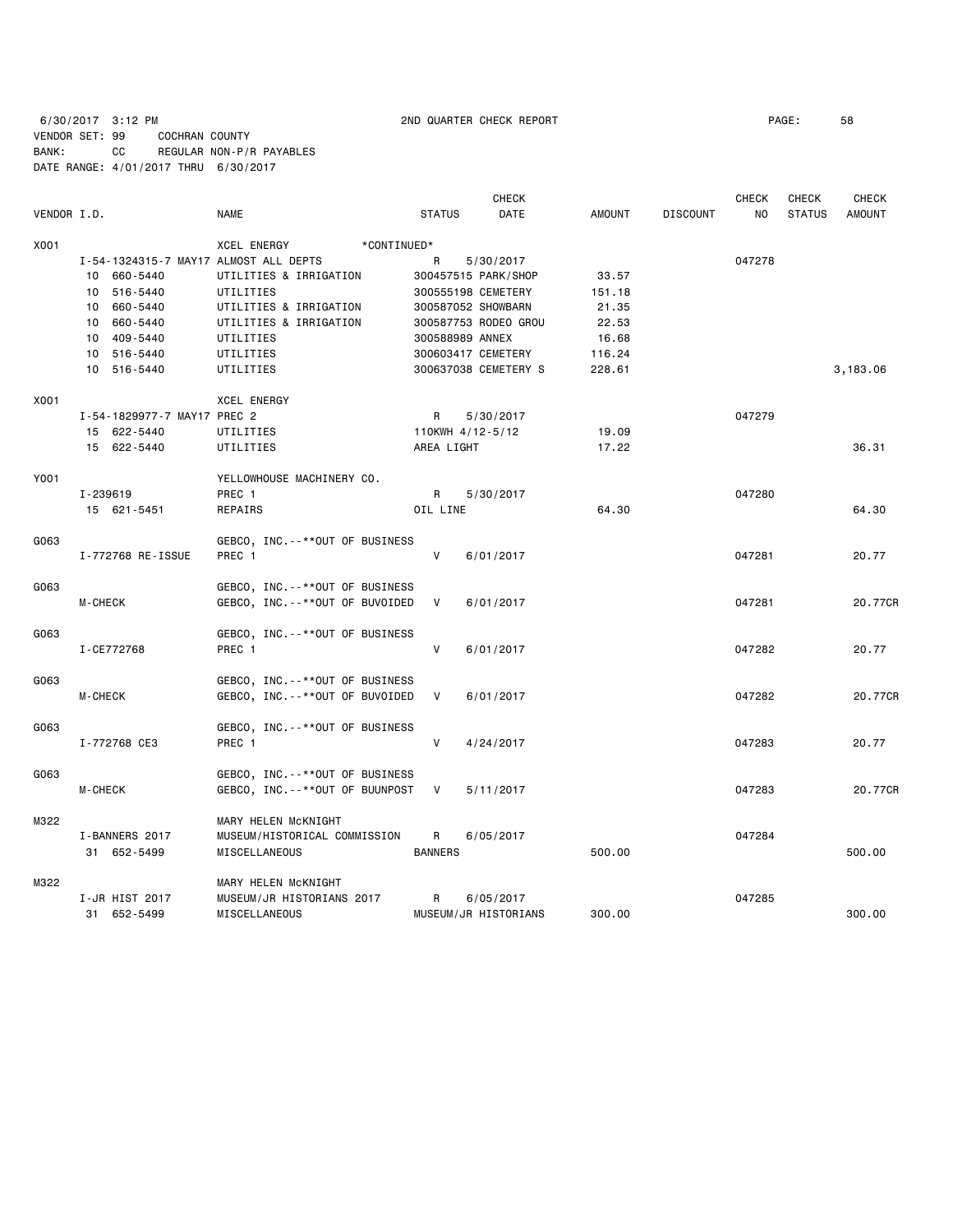6/30/2017 3:12 PM 2ND QUARTER CHECK REPORT

VENDOR SET: 99 COCHRAN COUNTY
BANK: CC REGULAR NON-P/R PAYABLES
DATE RANGE: 4/01/2017 THRU 6/30/2017

| VENDOR I.D. | NAME | STATUS | CHECK DATE | AMOUNT | DISCOUNT | CHECK NO | CHECK STATUS | CHECK AMOUNT |
|---|---|---|---|---|---|---|---|---|
| X001 | XCEL ENERGY *CONTINUED* | | | | | | | |
| I-54-1324315-7 MAY17 ALMOST ALL DEPTS | | R | 5/30/2017 | | | 047278 | | |
| 10 660-5440 | UTILITIES & IRRIGATION | 300457515 PARK/SHOP | | 33.57 | | | | |
| 10 516-5440 | UTILITIES | 300555198 CEMETERY | | 151.18 | | | | |
| 10 660-5440 | UTILITIES & IRRIGATION | 300587052 SHOWBARN | | 21.35 | | | | |
| 10 660-5440 | UTILITIES & IRRIGATION | 300587753 RODEO GROU | | 22.53 | | | | |
| 10 409-5440 | UTILITIES | 300588989 ANNEX | | 16.68 | | | | |
| 10 516-5440 | UTILITIES | 300603417 CEMETERY | | 116.24 | | | | |
| 10 516-5440 | UTILITIES | 300637038 CEMETERY S | | 228.61 | | | | 3,183.06 |
| X001 | XCEL ENERGY | | | | | | | |
| I-54-1829977-7 MAY17 PREC 2 | | R | 5/30/2017 | | | 047279 | | |
| 15 622-5440 | UTILITIES | 110KWH 4/12-5/12 | | 19.09 | | | | |
| 15 622-5440 | UTILITIES | AREA LIGHT | | 17.22 | | | | 36.31 |
| Y001 | YELLOWHOUSE MACHINERY CO. | | | | | | | |
| I-239619 | PREC 1 | R | 5/30/2017 | | | 047280 | | |
| 15 621-5451 | REPAIRS | OIL LINE | | 64.30 | | | | 64.30 |
| G063 | GEBCO, INC.--**OUT OF BUSINESS | | | | | | | |
| I-772768 RE-ISSUE | PREC 1 | V | 6/01/2017 | | | 047281 | | 20.77 |
| G063 | GEBCO, INC.--**OUT OF BUSINESS | | | | | | | |
| M-CHECK | GEBCO, INC.--**OUT OF BUVOIDED | V | 6/01/2017 | | | 047281 | | 20.77CR |
| G063 | GEBCO, INC.--**OUT OF BUSINESS | | | | | | | |
| I-CE772768 | PREC 1 | V | 6/01/2017 | | | 047282 | | 20.77 |
| G063 | GEBCO, INC.--**OUT OF BUSINESS | | | | | | | |
| M-CHECK | GEBCO, INC.--**OUT OF BUVOIDED | V | 6/01/2017 | | | 047282 | | 20.77CR |
| G063 | GEBCO, INC.--**OUT OF BUSINESS | | | | | | | |
| I-772768 CE3 | PREC 1 | V | 4/24/2017 | | | 047283 | | 20.77 |
| G063 | GEBCO, INC.--**OUT OF BUSINESS | | | | | | | |
| M-CHECK | GEBCO, INC.--**OUT OF BUUNPOST | V | 5/11/2017 | | | 047283 | | 20.77CR |
| M322 | MARY HELEN McKNIGHT | | | | | | | |
| I-BANNERS 2017 | MUSEUM/HISTORICAL COMMISSION | R | 6/05/2017 | | | 047284 | | |
| 31 652-5499 | MISCELLANEOUS | BANNERS | | 500.00 | | | | 500.00 |
| M322 | MARY HELEN McKNIGHT | | | | | | | |
| I-JR HIST 2017 | MUSEUM/JR HISTORIANS 2017 | R | 6/05/2017 | | | 047285 | | |
| 31 652-5499 | MISCELLANEOUS | MUSEUM/JR HISTORIANS | | 300.00 | | | | 300.00 |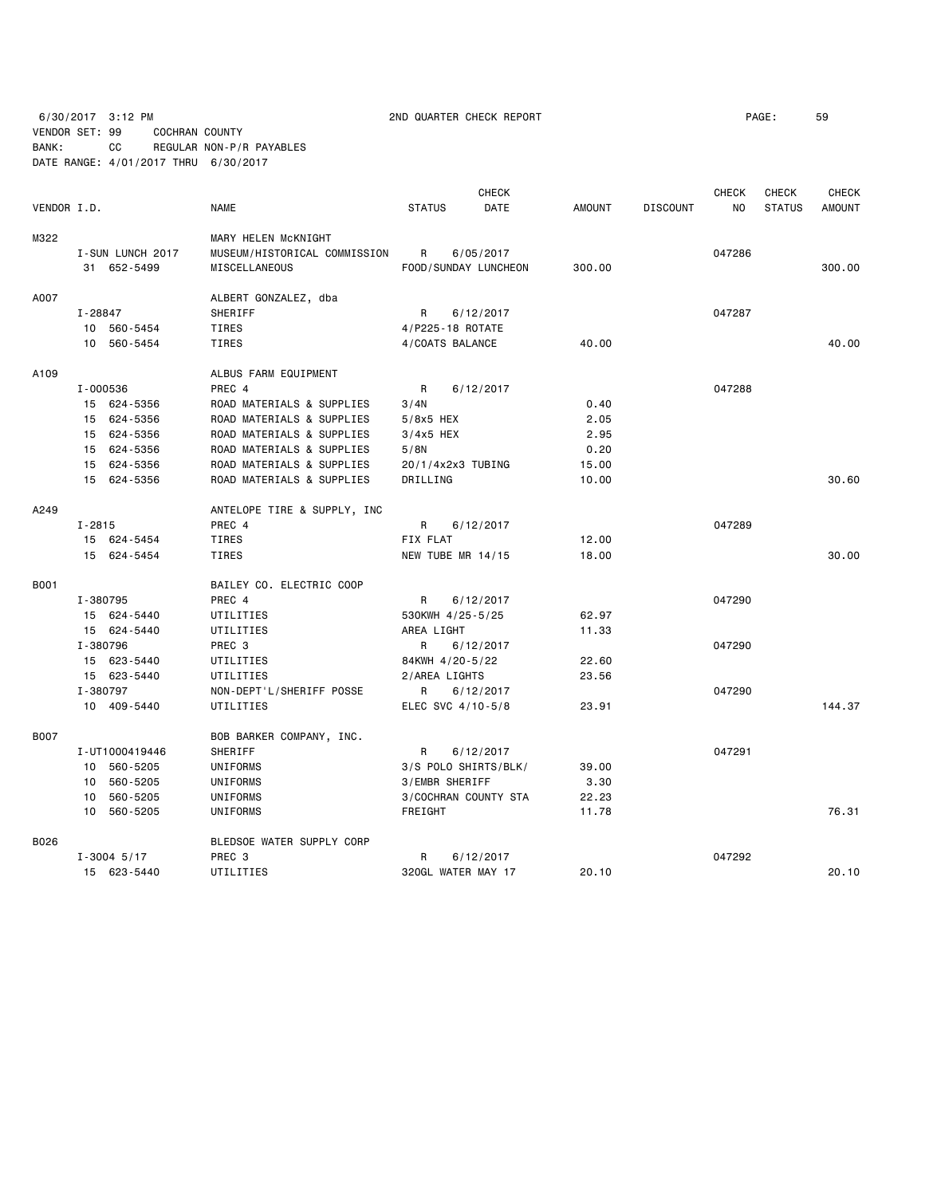6/30/2017 3:12 PM 2ND QUARTER CHECK REPORT PAGE: 59
VENDOR SET: 99 COCHRAN COUNTY
BANK: CC REGULAR NON-P/R PAYABLES
DATE RANGE: 4/01/2017 THRU 6/30/2017

| VENDOR I.D. | | NAME | STATUS | CHECK DATE | AMOUNT | DISCOUNT | CHECK NO | CHECK STATUS | CHECK AMOUNT |
|---|---|---|---|---|---|---|---|---|---|
| M322 | | MARY HELEN McKNIGHT | | | | | | | |
| | I-SUN LUNCH 2017 | MUSEUM/HISTORICAL COMMISSION | R | 6/05/2017 | | | 047286 | | |
| | 31 652-5499 | MISCELLANEOUS | FOOD/SUNDAY LUNCHEON | | 300.00 | | | | 300.00 |
| A007 | | ALBERT GONZALEZ, dba | | | | | | | |
| | I-28847 | SHERIFF | R | 6/12/2017 | | | 047287 | | |
| | 10 560-5454 | TIRES | 4/P225-18 ROTATE | | | | | | |
| | 10 560-5454 | TIRES | 4/COATS BALANCE | | 40.00 | | | | 40.00 |
| A109 | | ALBUS FARM EQUIPMENT | | | | | | | |
| | I-000536 | PREC 4 | R | 6/12/2017 | | | 047288 | | |
| | 15 624-5356 | ROAD MATERIALS & SUPPLIES | 3/4N | | 0.40 | | | | |
| | 15 624-5356 | ROAD MATERIALS & SUPPLIES | 5/8x5 HEX | | 2.05 | | | | |
| | 15 624-5356 | ROAD MATERIALS & SUPPLIES | 3/4x5 HEX | | 2.95 | | | | |
| | 15 624-5356 | ROAD MATERIALS & SUPPLIES | 5/8N | | 0.20 | | | | |
| | 15 624-5356 | ROAD MATERIALS & SUPPLIES | 20/1/4x2x3 TUBING | | 15.00 | | | | |
| | 15 624-5356 | ROAD MATERIALS & SUPPLIES | DRILLING | | 10.00 | | | | 30.60 |
| A249 | | ANTELOPE TIRE & SUPPLY, INC | | | | | | | |
| | I-2815 | PREC 4 | R | 6/12/2017 | | | 047289 | | |
| | 15 624-5454 | TIRES | FIX FLAT | | 12.00 | | | | |
| | 15 624-5454 | TIRES | NEW TUBE MR 14/15 | | 18.00 | | | | 30.00 |
| B001 | | BAILEY CO. ELECTRIC COOP | | | | | | | |
| | I-380795 | PREC 4 | R | 6/12/2017 | | | 047290 | | |
| | 15 624-5440 | UTILITIES | 530KWH 4/25-5/25 | | 62.97 | | | | |
| | 15 624-5440 | UTILITIES | AREA LIGHT | | 11.33 | | | | |
| | I-380796 | PREC 3 | R | 6/12/2017 | | | 047290 | | |
| | 15 623-5440 | UTILITIES | 84KWH 4/20-5/22 | | 22.60 | | | | |
| | 15 623-5440 | UTILITIES | 2/AREA LIGHTS | | 23.56 | | | | |
| | I-380797 | NON-DEPT'L/SHERIFF POSSE | R | 6/12/2017 | | | 047290 | | |
| | 10 409-5440 | UTILITIES | ELEC SVC 4/10-5/8 | | 23.91 | | | | 144.37 |
| B007 | | BOB BARKER COMPANY, INC. | | | | | | | |
| | I-UT1000419446 | SHERIFF | R | 6/12/2017 | | | 047291 | | |
| | 10 560-5205 | UNIFORMS | 3/S POLO SHIRTS/BLK/ | | 39.00 | | | | |
| | 10 560-5205 | UNIFORMS | 3/EMBR SHERIFF | | 3.30 | | | | |
| | 10 560-5205 | UNIFORMS | 3/COCHRAN COUNTY STA | | 22.23 | | | | |
| | 10 560-5205 | UNIFORMS | FREIGHT | | 11.78 | | | | 76.31 |
| B026 | | BLEDSOE WATER SUPPLY CORP | | | | | | | |
| | I-3004 5/17 | PREC 3 | R | 6/12/2017 | | | 047292 | | |
| | 15 623-5440 | UTILITIES | 320GL WATER MAY 17 | | 20.10 | | | | 20.10 |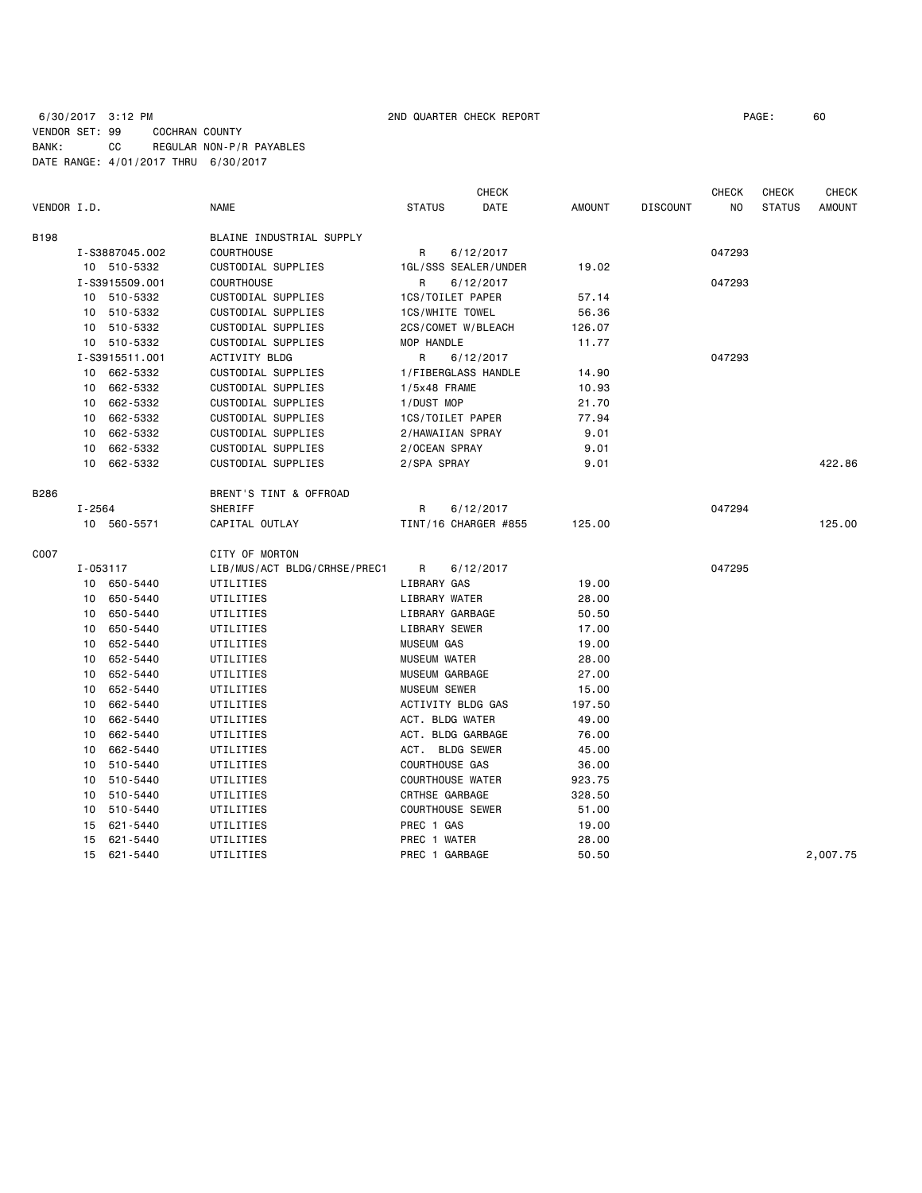6/30/2017 3:12 PM 2ND QUARTER CHECK REPORT

VENDOR SET: 99 COCHRAN COUNTY
BANK: CC REGULAR NON-P/R PAYABLES
DATE RANGE: 4/01/2017 THRU 6/30/2017

| VENDOR I.D. | NAME | STATUS | CHECK DATE | AMOUNT | DISCOUNT | CHECK NO | CHECK STATUS | CHECK AMOUNT |
|---|---|---|---|---|---|---|---|---|
| B198 | BLAINE INDUSTRIAL SUPPLY | | | | | | | |
| I-S3887045.002 | COURTHOUSE | R | 6/12/2017 | | | 047293 | | |
| 10 510-5332 | CUSTODIAL SUPPLIES | 1GL/SSS SEALER/UNDER | | 19.02 | | | | |
| I-S3915509.001 | COURTHOUSE | R | 6/12/2017 | | | 047293 | | |
| 10 510-5332 | CUSTODIAL SUPPLIES | 1CS/TOILET PAPER | | 57.14 | | | | |
| 10 510-5332 | CUSTODIAL SUPPLIES | 1CS/WHITE TOWEL | | 56.36 | | | | |
| 10 510-5332 | CUSTODIAL SUPPLIES | 2CS/COMET W/BLEACH | | 126.07 | | | | |
| 10 510-5332 | CUSTODIAL SUPPLIES | MOP HANDLE | | 11.77 | | | | |
| I-S3915511.001 | ACTIVITY BLDG | R | 6/12/2017 | | | 047293 | | |
| 10 662-5332 | CUSTODIAL SUPPLIES | 1/FIBERGLASS HANDLE | | 14.90 | | | | |
| 10 662-5332 | CUSTODIAL SUPPLIES | 1/5x48 FRAME | | 10.93 | | | | |
| 10 662-5332 | CUSTODIAL SUPPLIES | 1/DUST MOP | | 21.70 | | | | |
| 10 662-5332 | CUSTODIAL SUPPLIES | 1CS/TOILET PAPER | | 77.94 | | | | |
| 10 662-5332 | CUSTODIAL SUPPLIES | 2/HAWAIIAN SPRAY | | 9.01 | | | | |
| 10 662-5332 | CUSTODIAL SUPPLIES | 2/OCEAN SPRAY | | 9.01 | | | | |
| 10 662-5332 | CUSTODIAL SUPPLIES | 2/SPA SPRAY | | 9.01 | | | | 422.86 |
| B286 | BRENT'S TINT & OFFROAD | | | | | | | |
| I-2564 | SHERIFF | R | 6/12/2017 | | | 047294 | | |
| 10 560-5571 | CAPITAL OUTLAY | TINT/16 CHARGER #855 | | 125.00 | | | | 125.00 |
| C007 | CITY OF MORTON | | | | | | | |
| I-053117 | LIB/MUS/ACT BLDG/CRHSE/PREC1 | R | 6/12/2017 | | | 047295 | | |
| 10 650-5440 | UTILITIES | LIBRARY GAS | | 19.00 | | | | |
| 10 650-5440 | UTILITIES | LIBRARY WATER | | 28.00 | | | | |
| 10 650-5440 | UTILITIES | LIBRARY GARBAGE | | 50.50 | | | | |
| 10 650-5440 | UTILITIES | LIBRARY SEWER | | 17.00 | | | | |
| 10 652-5440 | UTILITIES | MUSEUM GAS | | 19.00 | | | | |
| 10 652-5440 | UTILITIES | MUSEUM WATER | | 28.00 | | | | |
| 10 652-5440 | UTILITIES | MUSEUM GARBAGE | | 27.00 | | | | |
| 10 652-5440 | UTILITIES | MUSEUM SEWER | | 15.00 | | | | |
| 10 662-5440 | UTILITIES | ACTIVITY BLDG GAS | | 197.50 | | | | |
| 10 662-5440 | UTILITIES | ACT. BLDG WATER | | 49.00 | | | | |
| 10 662-5440 | UTILITIES | ACT. BLDG GARBAGE | | 76.00 | | | | |
| 10 662-5440 | UTILITIES | ACT. BLDG SEWER | | 45.00 | | | | |
| 10 510-5440 | UTILITIES | COURTHOUSE GAS | | 36.00 | | | | |
| 10 510-5440 | UTILITIES | COURTHOUSE WATER | | 923.75 | | | | |
| 10 510-5440 | UTILITIES | CRTHSE GARBAGE | | 328.50 | | | | |
| 10 510-5440 | UTILITIES | COURTHOUSE SEWER | | 51.00 | | | | |
| 15 621-5440 | UTILITIES | PREC 1 GAS | | 19.00 | | | | |
| 15 621-5440 | UTILITIES | PREC 1 WATER | | 28.00 | | | | |
| 15 621-5440 | UTILITIES | PREC 1 GARBAGE | | 50.50 | | | | 2,007.75 |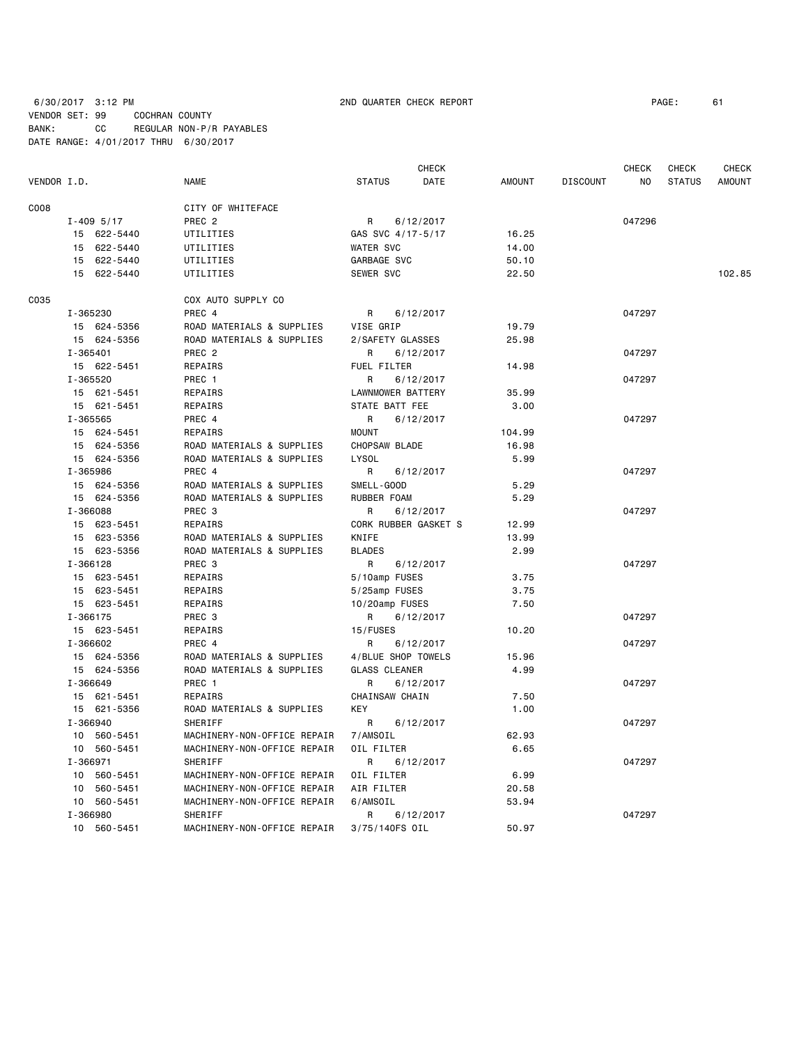6/30/2017 3:12 PM 2ND QUARTER CHECK REPORT

VENDOR SET: 99 COCHRAN COUNTY
BANK: CC REGULAR NON-P/R PAYABLES
DATE RANGE: 4/01/2017 THRU 6/30/2017

| VENDOR I.D. | NAME | STATUS | CHECK DATE | AMOUNT | DISCOUNT | CHECK NO | CHECK STATUS | CHECK AMOUNT |
|---|---|---|---|---|---|---|---|---|
| C008 | CITY OF WHITEFACE | | | | | | | |
| I-409 5/17 | PREC 2 | R | 6/12/2017 | | | 047296 | | |
| 15 622-5440 | UTILITIES | GAS SVC 4/17-5/17 | | 16.25 | | | | |
| 15 622-5440 | UTILITIES | WATER SVC | | 14.00 | | | | |
| 15 622-5440 | UTILITIES | GARBAGE SVC | | 50.10 | | | | |
| 15 622-5440 | UTILITIES | SEWER SVC | | 22.50 | | | | 102.85 |
| C035 | COX AUTO SUPPLY CO | | | | | | | |
| I-365230 | PREC 4 | R | 6/12/2017 | | | 047297 | | |
| 15 624-5356 | ROAD MATERIALS & SUPPLIES | VISE GRIP | | 19.79 | | | | |
| 15 624-5356 | ROAD MATERIALS & SUPPLIES | 2/SAFETY GLASSES | | 25.98 | | | | |
| I-365401 | PREC 2 | R | 6/12/2017 | | | 047297 | | |
| 15 622-5451 | REPAIRS | FUEL FILTER | | 14.98 | | | | |
| I-365520 | PREC 1 | R | 6/12/2017 | | | 047297 | | |
| 15 621-5451 | REPAIRS | LAWNMOWER BATTERY | | 35.99 | | | | |
| 15 621-5451 | REPAIRS | STATE BATT FEE | | 3.00 | | | | |
| I-365565 | PREC 4 | R | 6/12/2017 | | | 047297 | | |
| 15 624-5451 | REPAIRS | MOUNT | | 104.99 | | | | |
| 15 624-5356 | ROAD MATERIALS & SUPPLIES | CHOPSAW BLADE | | 16.98 | | | | |
| 15 624-5356 | ROAD MATERIALS & SUPPLIES | LYSOL | | 5.99 | | | | |
| I-365986 | PREC 4 | R | 6/12/2017 | | | 047297 | | |
| 15 624-5356 | ROAD MATERIALS & SUPPLIES | SMELL-GOOD | | 5.29 | | | | |
| 15 624-5356 | ROAD MATERIALS & SUPPLIES | RUBBER FOAM | | 5.29 | | | | |
| I-366088 | PREC 3 | R | 6/12/2017 | | | 047297 | | |
| 15 623-5451 | REPAIRS | CORK RUBBER GASKET S | | 12.99 | | | | |
| 15 623-5356 | ROAD MATERIALS & SUPPLIES | KNIFE | | 13.99 | | | | |
| 15 623-5356 | ROAD MATERIALS & SUPPLIES | BLADES | | 2.99 | | | | |
| I-366128 | PREC 3 | R | 6/12/2017 | | | 047297 | | |
| 15 623-5451 | REPAIRS | 5/10amp FUSES | | 3.75 | | | | |
| 15 623-5451 | REPAIRS | 5/25amp FUSES | | 3.75 | | | | |
| 15 623-5451 | REPAIRS | 10/20amp FUSES | | 7.50 | | | | |
| I-366175 | PREC 3 | R | 6/12/2017 | | | 047297 | | |
| 15 623-5451 | REPAIRS | 15/FUSES | | 10.20 | | | | |
| I-366602 | PREC 4 | R | 6/12/2017 | | | 047297 | | |
| 15 624-5356 | ROAD MATERIALS & SUPPLIES | 4/BLUE SHOP TOWELS | | 15.96 | | | | |
| 15 624-5356 | ROAD MATERIALS & SUPPLIES | GLASS CLEANER | | 4.99 | | | | |
| I-366649 | PREC 1 | R | 6/12/2017 | | | 047297 | | |
| 15 621-5451 | REPAIRS | CHAINSAW CHAIN | | 7.50 | | | | |
| 15 621-5356 | ROAD MATERIALS & SUPPLIES | KEY | | 1.00 | | | | |
| I-366940 | SHERIFF | R | 6/12/2017 | | | 047297 | | |
| 10 560-5451 | MACHINERY-NON-OFFICE REPAIR | 7/AMSOIL | | 62.93 | | | | |
| 10 560-5451 | MACHINERY-NON-OFFICE REPAIR | OIL FILTER | | 6.65 | | | | |
| I-366971 | SHERIFF | R | 6/12/2017 | | | 047297 | | |
| 10 560-5451 | MACHINERY-NON-OFFICE REPAIR | OIL FILTER | | 6.99 | | | | |
| 10 560-5451 | MACHINERY-NON-OFFICE REPAIR | AIR FILTER | | 20.58 | | | | |
| 10 560-5451 | MACHINERY-NON-OFFICE REPAIR | 6/AMSOIL | | 53.94 | | | | |
| I-366980 | SHERIFF | R | 6/12/2017 | | | 047297 | | |
| 10 560-5451 | MACHINERY-NON-OFFICE REPAIR | 3/75/140FS OIL | | 50.97 | | | | |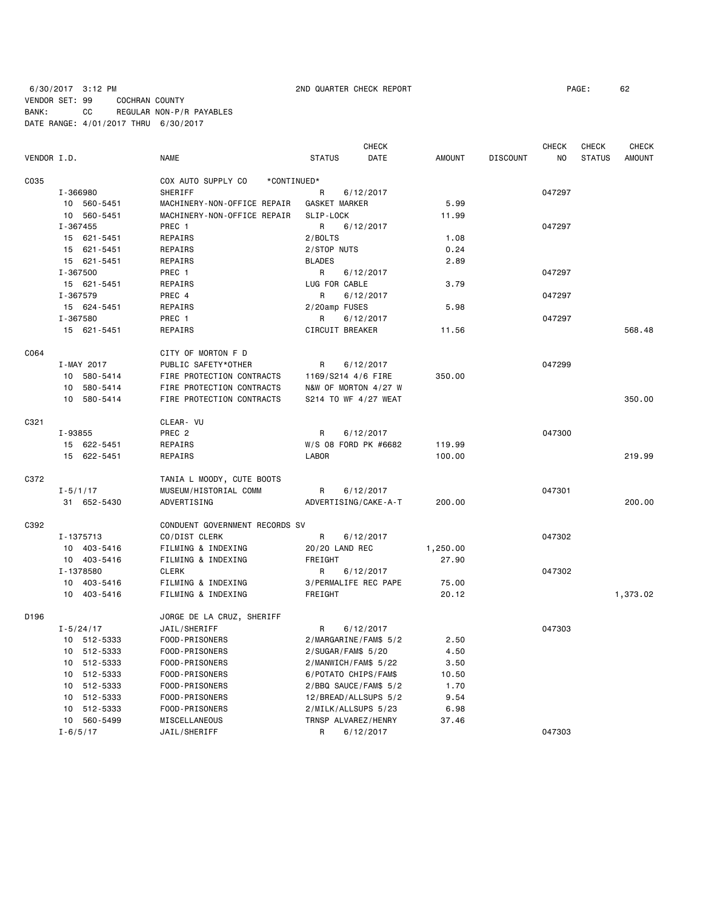6/30/2017 3:12 PM 2ND QUARTER CHECK REPORT PAGE: 62
VENDOR SET: 99 COCHRAN COUNTY
BANK: CC REGULAR NON-P/R PAYABLES
DATE RANGE: 4/01/2017 THRU 6/30/2017

| VENDOR I.D. | NAME | STATUS | CHECK DATE | AMOUNT | DISCOUNT | CHECK NO | CHECK STATUS | CHECK AMOUNT |
|---|---|---|---|---|---|---|---|---|
| C035 | COX AUTO SUPPLY CO *CONTINUED* | | | | | | | |
| I-366980 | SHERIFF | R | 6/12/2017 | | | 047297 | | |
| 10 560-5451 | MACHINERY-NON-OFFICE REPAIR | GASKET MARKER | | 5.99 | | | | |
| 10 560-5451 | MACHINERY-NON-OFFICE REPAIR | SLIP-LOCK | | 11.99 | | | | |
| I-367455 | PREC 1 | R | 6/12/2017 | | | 047297 | | |
| 15 621-5451 | REPAIRS | 2/BOLTS | | 1.08 | | | | |
| 15 621-5451 | REPAIRS | 2/STOP NUTS | | 0.24 | | | | |
| 15 621-5451 | REPAIRS | BLADES | | 2.89 | | | | |
| I-367500 | PREC 1 | R | 6/12/2017 | | | 047297 | | |
| 15 621-5451 | REPAIRS | LUG FOR CABLE | | 3.79 | | | | |
| I-367579 | PREC 4 | R | 6/12/2017 | | | 047297 | | |
| 15 624-5451 | REPAIRS | 2/20amp FUSES | | 5.98 | | | | |
| I-367580 | PREC 1 | R | 6/12/2017 | | | 047297 | | |
| 15 621-5451 | REPAIRS | CIRCUIT BREAKER | | 11.56 | | | | 568.48 |
| C064 | CITY OF MORTON F D | | | | | | | |
| I-MAY 2017 | PUBLIC SAFETY*OTHER | R | 6/12/2017 | | | 047299 | | |
| 10 580-5414 | FIRE PROTECTION CONTRACTS | 1169/S214 4/6 FIRE | | 350.00 | | | | |
| 10 580-5414 | FIRE PROTECTION CONTRACTS | N&W OF MORTON 4/27 W | | | | | | |
| 10 580-5414 | FIRE PROTECTION CONTRACTS | S214 TO WF 4/27 WEAT | | | | | | 350.00 |
| C321 | CLEAR- VU | | | | | | | |
| I-93855 | PREC 2 | R | 6/12/2017 | | | 047300 | | |
| 15 622-5451 | REPAIRS | W/S 08 FORD PK #6682 | | 119.99 | | | | |
| 15 622-5451 | REPAIRS | LABOR | | 100.00 | | | | 219.99 |
| C372 | TANIA L MOODY, CUTE BOOTS | | | | | | | |
| I-5/1/17 | MUSEUM/HISTORIAL COMM | R | 6/12/2017 | | | 047301 | | |
| 31 652-5430 | ADVERTISING | ADVERTISING/CAKE-A-T | | 200.00 | | | | 200.00 |
| C392 | CONDUENT GOVERNMENT RECORDS SV | | | | | | | |
| I-1375713 | CO/DIST CLERK | R | 6/12/2017 | | | 047302 | | |
| 10 403-5416 | FILMING & INDEXING | 20/20 LAND REC | | 1,250.00 | | | | |
| 10 403-5416 | FILMING & INDEXING | FREIGHT | | 27.90 | | | | |
| I-1378580 | CLERK | R | 6/12/2017 | | | 047302 | | |
| 10 403-5416 | FILMING & INDEXING | 3/PERMALIFE REC PAPE | | 75.00 | | | | |
| 10 403-5416 | FILMING & INDEXING | FREIGHT | | 20.12 | | | | 1,373.02 |
| D196 | JORGE DE LA CRUZ, SHERIFF | | | | | | | |
| I-5/24/17 | JAIL/SHERIFF | R | 6/12/2017 | | | 047303 | | |
| 10 512-5333 | FOOD-PRISONERS | 2/MARGARINE/FAM$ 5/2 | | 2.50 | | | | |
| 10 512-5333 | FOOD-PRISONERS | 2/SUGAR/FAM$ 5/20 | | 4.50 | | | | |
| 10 512-5333 | FOOD-PRISONERS | 2/MANWICH/FAM$ 5/22 | | 3.50 | | | | |
| 10 512-5333 | FOOD-PRISONERS | 6/POTATO CHIPS/FAM$ | | 10.50 | | | | |
| 10 512-5333 | FOOD-PRISONERS | 2/BBQ SAUCE/FAM$ 5/2 | | 1.70 | | | | |
| 10 512-5333 | FOOD-PRISONERS | 12/BREAD/ALLSUPS 5/2 | | 9.54 | | | | |
| 10 512-5333 | FOOD-PRISONERS | 2/MILK/ALLSUPS 5/23 | | 6.98 | | | | |
| 10 560-5499 | MISCELLANEOUS | TRNSP ALVAREZ/HENRY | | 37.46 | | | | |
| I-6/5/17 | JAIL/SHERIFF | R | 6/12/2017 | | | 047303 | | |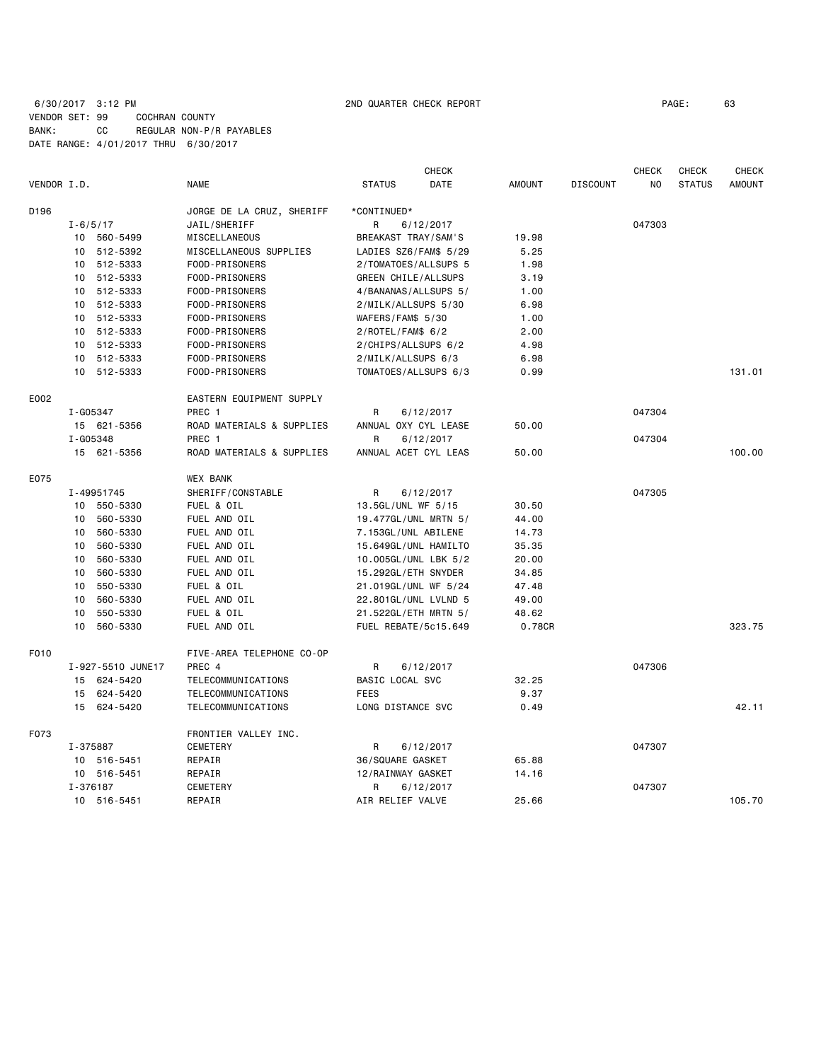6/30/2017 3:12 PM 2ND QUARTER CHECK REPORT PAGE: 63
VENDOR SET: 99 COCHRAN COUNTY
BANK: CC REGULAR NON-P/R PAYABLES
DATE RANGE: 4/01/2017 THRU 6/30/2017

| VENDOR I.D. | NAME | STATUS | CHECK DATE | AMOUNT | DISCOUNT | CHECK NO | CHECK STATUS | CHECK AMOUNT |
|---|---|---|---|---|---|---|---|---|
| D196 | JORGE DE LA CRUZ, SHERIFF | *CONTINUED* | | | | | | |
| I-6/5/17 | JAIL/SHERIFF | R | 6/12/2017 | | | 047303 | | |
| 10 560-5499 | MISCELLANEOUS | BREAKAST TRAY/SAM'S | | 19.98 | | | | |
| 10 512-5392 | MISCELLANEOUS SUPPLIES | LADIES SZ6/FAM$ 5/29 | | 5.25 | | | | |
| 10 512-5333 | FOOD-PRISONERS | 2/TOMATOES/ALLSUPS 5 | | 1.98 | | | | |
| 10 512-5333 | FOOD-PRISONERS | GREEN CHILE/ALLSUPS | | 3.19 | | | | |
| 10 512-5333 | FOOD-PRISONERS | 4/BANANAS/ALLSUPS 5/ | | 1.00 | | | | |
| 10 512-5333 | FOOD-PRISONERS | 2/MILK/ALLSUPS 5/30 | | 6.98 | | | | |
| 10 512-5333 | FOOD-PRISONERS | WAFERS/FAM$ 5/30 | | 1.00 | | | | |
| 10 512-5333 | FOOD-PRISONERS | 2/ROTEL/FAM$ 6/2 | | 2.00 | | | | |
| 10 512-5333 | FOOD-PRISONERS | 2/CHIPS/ALLSUPS 6/2 | | 4.98 | | | | |
| 10 512-5333 | FOOD-PRISONERS | 2/MILK/ALLSUPS 6/3 | | 6.98 | | | | |
| 10 512-5333 | FOOD-PRISONERS | TOMATOES/ALLSUPS 6/3 | | 0.99 | | | | 131.01 |
| E002 | EASTERN EQUIPMENT SUPPLY | | | | | | | |
| I-G05347 | PREC 1 | R | 6/12/2017 | | | 047304 | | |
| 15 621-5356 | ROAD MATERIALS & SUPPLIES | ANNUAL OXY CYL LEASE | | 50.00 | | | | |
| I-G05348 | PREC 1 | R | 6/12/2017 | | | 047304 | | |
| 15 621-5356 | ROAD MATERIALS & SUPPLIES | ANNUAL ACET CYL LEAS | | 50.00 | | | | 100.00 |
| E075 | WEX BANK | | | | | | | |
| I-49951745 | SHERIFF/CONSTABLE | R | 6/12/2017 | | | 047305 | | |
| 10 550-5330 | FUEL & OIL | 13.5GL/UNL WF 5/15 | | 30.50 | | | | |
| 10 560-5330 | FUEL AND OIL | 19.477GL/UNL MRTN 5/ | | 44.00 | | | | |
| 10 560-5330 | FUEL AND OIL | 7.153GL/UNL ABILENE | | 14.73 | | | | |
| 10 560-5330 | FUEL AND OIL | 15.649GL/UNL HAMILTO | | 35.35 | | | | |
| 10 560-5330 | FUEL AND OIL | 10.005GL/UNL LBK 5/2 | | 20.00 | | | | |
| 10 560-5330 | FUEL AND OIL | 15.292GL/ETH SNYDER | | 34.85 | | | | |
| 10 550-5330 | FUEL & OIL | 21.019GL/UNL WF 5/24 | | 47.48 | | | | |
| 10 560-5330 | FUEL AND OIL | 22.801GL/UNL LVLND 5 | | 49.00 | | | | |
| 10 550-5330 | FUEL & OIL | 21.522GL/ETH MRTN 5/ | | 48.62 | | | | |
| 10 560-5330 | FUEL AND OIL | FUEL REBATE/5c15.649 | | 0.78CR | | | | 323.75 |
| F010 | FIVE-AREA TELEPHONE CO-OP | | | | | | | |
| I-927-5510 JUNE17 | PREC 4 | R | 6/12/2017 | | | 047306 | | |
| 15 624-5420 | TELECOMMUNICATIONS | BASIC LOCAL SVC | | 32.25 | | | | |
| 15 624-5420 | TELECOMMUNICATIONS | FEES | | 9.37 | | | | |
| 15 624-5420 | TELECOMMUNICATIONS | LONG DISTANCE SVC | | 0.49 | | | | 42.11 |
| F073 | FRONTIER VALLEY INC. | | | | | | | |
| I-375887 | CEMETERY | R | 6/12/2017 | | | 047307 | | |
| 10 516-5451 | REPAIR | 36/SQUARE GASKET | | 65.88 | | | | |
| 10 516-5451 | REPAIR | 12/RAINWAY GASKET | | 14.16 | | | | |
| I-376187 | CEMETERY | R | 6/12/2017 | | | 047307 | | |
| 10 516-5451 | REPAIR | AIR RELIEF VALVE | | 25.66 | | | | 105.70 |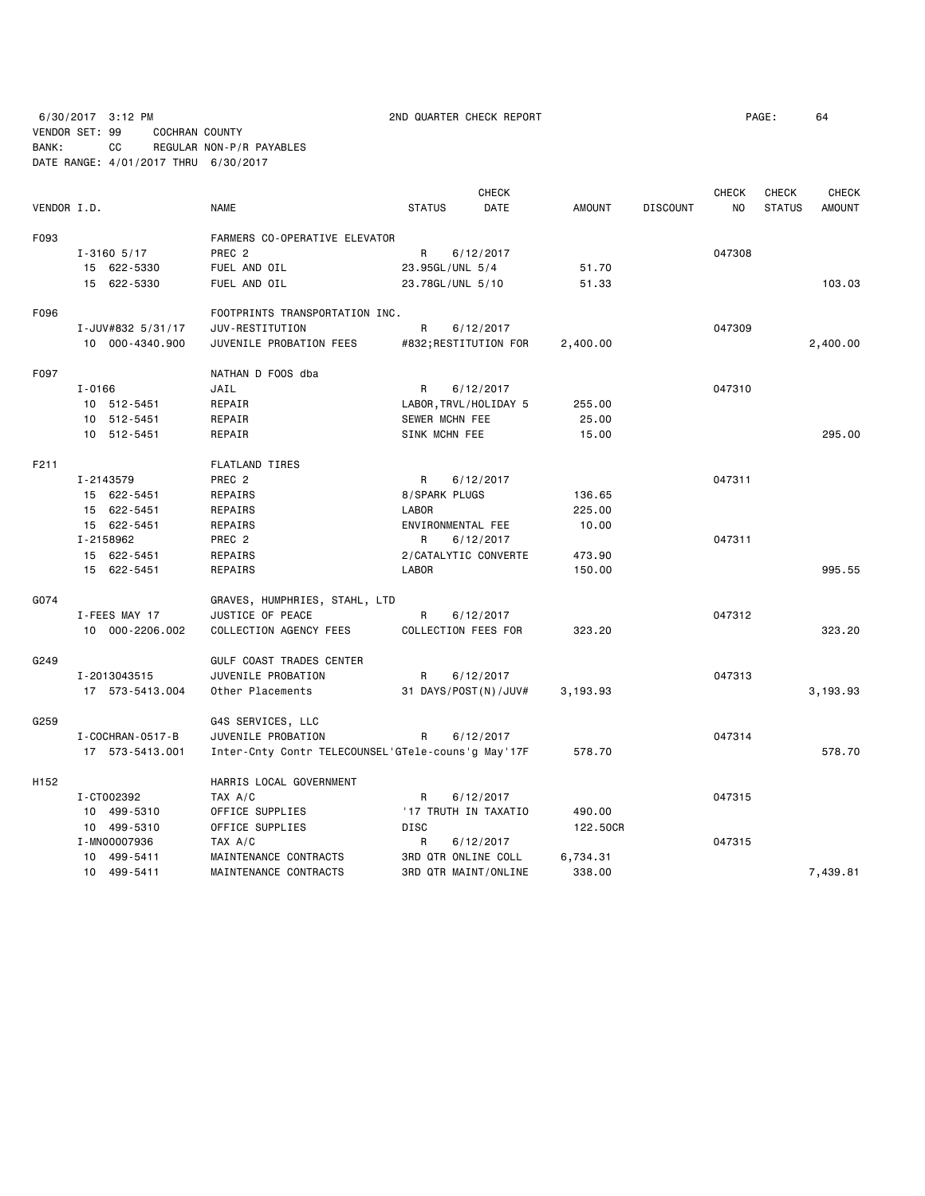6/30/2017 3:12 PM  2ND QUARTER CHECK REPORT

VENDOR SET: 99 COCHRAN COUNTY
BANK: CC REGULAR NON-P/R PAYABLES
DATE RANGE: 4/01/2017 THRU 6/30/2017

| VENDOR I.D. | NAME | STATUS | CHECK DATE | AMOUNT | DISCOUNT | CHECK NO | CHECK STATUS | CHECK AMOUNT |
|---|---|---|---|---|---|---|---|---|
| F093 | FARMERS CO-OPERATIVE ELEVATOR | | | | | | | |
| I-3160 5/17 | PREC 2 | R | 6/12/2017 | | | 047308 | | |
| 15 622-5330 | FUEL AND OIL | 23.95GL/UNL 5/4 | | 51.70 | | | | |
| 15 622-5330 | FUEL AND OIL | 23.78GL/UNL 5/10 | | 51.33 | | | | 103.03 |
| F096 | FOOTPRINTS TRANSPORTATION INC. | | | | | | | |
| I-JUV#832 5/31/17 | JUV-RESTITUTION | R | 6/12/2017 | | | 047309 | | |
| 10 000-4340.900 | JUVENILE PROBATION FEES | #832;RESTITUTION FOR | | 2,400.00 | | | | 2,400.00 |
| F097 | NATHAN D FOOS dba | | | | | | | |
| I-0166 | JAIL | R | 6/12/2017 | | | 047310 | | |
| 10 512-5451 | REPAIR | LABOR,TRVL/HOLIDAY 5 | | 255.00 | | | | |
| 10 512-5451 | REPAIR | SEWER MCHN FEE | | 25.00 | | | | |
| 10 512-5451 | REPAIR | SINK MCHN FEE | | 15.00 | | | | 295.00 |
| F211 | FLATLAND TIRES | | | | | | | |
| I-2143579 | PREC 2 | R | 6/12/2017 | | | 047311 | | |
| 15 622-5451 | REPAIRS | 8/SPARK PLUGS | | 136.65 | | | | |
| 15 622-5451 | REPAIRS | LABOR | | 225.00 | | | | |
| 15 622-5451 | REPAIRS | ENVIRONMENTAL FEE | | 10.00 | | | | |
| I-2158962 | PREC 2 | R | 6/12/2017 | | | 047311 | | |
| 15 622-5451 | REPAIRS | 2/CATALYTIC CONVERTE | | 473.90 | | | | |
| 15 622-5451 | REPAIRS | LABOR | | 150.00 | | | | 995.55 |
| G074 | GRAVES, HUMPHRIES, STAHL, LTD | | | | | | | |
| I-FEES MAY 17 | JUSTICE OF PEACE | R | 6/12/2017 | | | 047312 | | |
| 10 000-2206.002 | COLLECTION AGENCY FEES | COLLECTION FEES FOR | | 323.20 | | | | 323.20 |
| G249 | GULF COAST TRADES CENTER | | | | | | | |
| I-2013043515 | JUVENILE PROBATION | R | 6/12/2017 | | | 047313 | | |
| 17 573-5413.004 | Other Placements | 31 DAYS/POST(N)/JUV# | | 3,193.93 | | | | 3,193.93 |
| G259 | G4S SERVICES, LLC | | | | | | | |
| I-COCHRAN-0517-B | JUVENILE PROBATION | R | 6/12/2017 | | | 047314 | | |
| 17 573-5413.001 | Inter-Cnty Contr TELECOUNSEL | 'GTele-couns'g May'17F | | 578.70 | | | | 578.70 |
| H152 | HARRIS LOCAL GOVERNMENT | | | | | | | |
| I-CT002392 | TAX A/C | R | 6/12/2017 | | | 047315 | | |
| 10 499-5310 | OFFICE SUPPLIES | '17 TRUTH IN TAXATIO | | 490.00 | | | | |
| 10 499-5310 | OFFICE SUPPLIES | DISC | | 122.50CR | | | | |
| I-MN00007936 | TAX A/C | R | 6/12/2017 | | | 047315 | | |
| 10 499-5411 | MAINTENANCE CONTRACTS | 3RD QTR ONLINE COLL | | 6,734.31 | | | | |
| 10 499-5411 | MAINTENANCE CONTRACTS | 3RD QTR MAINT/ONLINE | | 338.00 | | | | 7,439.81 |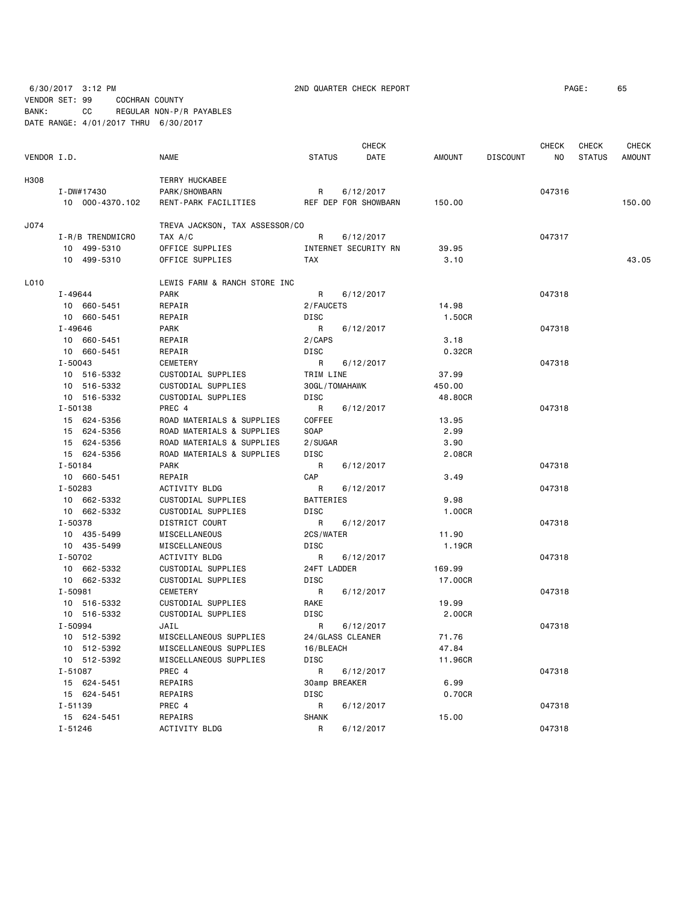6/30/2017 3:12 PM 2ND QUARTER CHECK REPORT PAGE: 65

VENDOR SET: 99 COCHRAN COUNTY

BANK: CC REGULAR NON-P/R PAYABLES

DATE RANGE: 4/01/2017 THRU 6/30/2017

| VENDOR I.D. | NAME | STATUS | CHECK DATE | AMOUNT | DISCOUNT | CHECK NO | CHECK STATUS | CHECK AMOUNT |
|---|---|---|---|---|---|---|---|---|
| H308 | TERRY HUCKABEE | | | | | | | |
| I-DW#17430 | PARK/SHOWBARN | R | 6/12/2017 | | | 047316 | | |
| 10 000-4370.102 | RENT-PARK FACILITIES | REF DEP FOR SHOWBARN | | 150.00 | | | | 150.00 |
| J074 | TREVA JACKSON, TAX ASSESSOR/CO | | | | | | | |
| I-R/B TRENDMICRO | TAX A/C | R | 6/12/2017 | | | 047317 | | |
| 10 499-5310 | OFFICE SUPPLIES | INTERNET SECURITY RN | | 39.95 | | | | |
| 10 499-5310 | OFFICE SUPPLIES | TAX | | 3.10 | | | | 43.05 |
| L010 | LEWIS FARM & RANCH STORE INC | | | | | | | |
| I-49644 | PARK | R | 6/12/2017 | | | 047318 | | |
| 10 660-5451 | REPAIR | 2/FAUCETS | | 14.98 | | | | |
| 10 660-5451 | REPAIR | DISC | | 1.50CR | | | | |
| I-49646 | PARK | R | 6/12/2017 | | | 047318 | | |
| 10 660-5451 | REPAIR | 2/CAPS | | 3.18 | | | | |
| 10 660-5451 | REPAIR | DISC | | 0.32CR | | | | |
| I-50043 | CEMETERY | R | 6/12/2017 | | | 047318 | | |
| 10 516-5332 | CUSTODIAL SUPPLIES | TRIM LINE | | 37.99 | | | | |
| 10 516-5332 | CUSTODIAL SUPPLIES | 30GL/TOMAHAWK | | 450.00 | | | | |
| 10 516-5332 | CUSTODIAL SUPPLIES | DISC | | 48.80CR | | | | |
| I-50138 | PREC 4 | R | 6/12/2017 | | | 047318 | | |
| 15 624-5356 | ROAD MATERIALS & SUPPLIES | COFFEE | | 13.95 | | | | |
| 15 624-5356 | ROAD MATERIALS & SUPPLIES | SOAP | | 2.99 | | | | |
| 15 624-5356 | ROAD MATERIALS & SUPPLIES | 2/SUGAR | | 3.90 | | | | |
| 15 624-5356 | ROAD MATERIALS & SUPPLIES | DISC | | 2.08CR | | | | |
| I-50184 | PARK | R | 6/12/2017 | | | 047318 | | |
| 10 660-5451 | REPAIR | CAP | | 3.49 | | | | |
| I-50283 | ACTIVITY BLDG | R | 6/12/2017 | | | 047318 | | |
| 10 662-5332 | CUSTODIAL SUPPLIES | BATTERIES | | 9.98 | | | | |
| 10 662-5332 | CUSTODIAL SUPPLIES | DISC | | 1.00CR | | | | |
| I-50378 | DISTRICT COURT | R | 6/12/2017 | | | 047318 | | |
| 10 435-5499 | MISCELLANEOUS | 2CS/WATER | | 11.90 | | | | |
| 10 435-5499 | MISCELLANEOUS | DISC | | 1.19CR | | | | |
| I-50702 | ACTIVITY BLDG | R | 6/12/2017 | | | 047318 | | |
| 10 662-5332 | CUSTODIAL SUPPLIES | 24FT LADDER | | 169.99 | | | | |
| 10 662-5332 | CUSTODIAL SUPPLIES | DISC | | 17.00CR | | | | |
| I-50981 | CEMETERY | R | 6/12/2017 | | | 047318 | | |
| 10 516-5332 | CUSTODIAL SUPPLIES | RAKE | | 19.99 | | | | |
| 10 516-5332 | CUSTODIAL SUPPLIES | DISC | | 2.00CR | | | | |
| I-50994 | JAIL | R | 6/12/2017 | | | 047318 | | |
| 10 512-5392 | MISCELLANEOUS SUPPLIES | 24/GLASS CLEANER | | 71.76 | | | | |
| 10 512-5392 | MISCELLANEOUS SUPPLIES | 16/BLEACH | | 47.84 | | | | |
| 10 512-5392 | MISCELLANEOUS SUPPLIES | DISC | | 11.96CR | | | | |
| I-51087 | PREC 4 | R | 6/12/2017 | | | 047318 | | |
| 15 624-5451 | REPAIRS | 30amp BREAKER | | 6.99 | | | | |
| 15 624-5451 | REPAIRS | DISC | | 0.70CR | | | | |
| I-51139 | PREC 4 | R | 6/12/2017 | | | 047318 | | |
| 15 624-5451 | REPAIRS | SHANK | | 15.00 | | | | |
| I-51246 | ACTIVITY BLDG | R | 6/12/2017 | | | 047318 | | |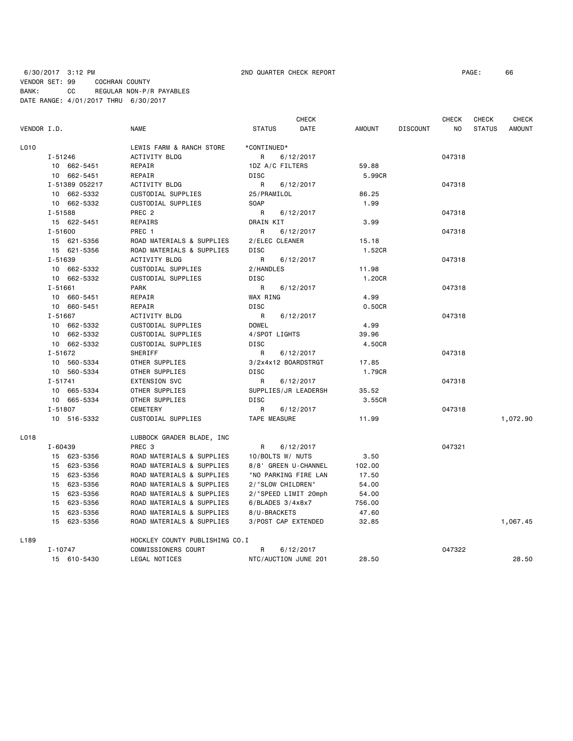6/30/2017 3:12 PM 2ND QUARTER CHECK REPORT PAGE: 66
VENDOR SET: 99 COCHRAN COUNTY
BANK: CC REGULAR NON-P/R PAYABLES
DATE RANGE: 4/01/2017 THRU 6/30/2017

| VENDOR I.D. | NAME | STATUS | CHECK DATE | AMOUNT | DISCOUNT | CHECK NO | CHECK STATUS | CHECK AMOUNT |
|---|---|---|---|---|---|---|---|---|
| L010 | LEWIS FARM & RANCH STORE | *CONTINUED* | | | | | | |
| I-51246 | ACTIVITY BLDG | R | 6/12/2017 | | | 047318 | | |
| 10 662-5451 | REPAIR | 1DZ A/C FILTERS | | 59.88 | | | | |
| 10 662-5451 | REPAIR | DISC | | 5.99CR | | | | |
| I-51389 052217 | ACTIVITY BLDG | R | 6/12/2017 | | | 047318 | | |
| 10 662-5332 | CUSTODIAL SUPPLIES | 25/PRAMILOL | | 86.25 | | | | |
| 10 662-5332 | CUSTODIAL SUPPLIES | SOAP | | 1.99 | | | | |
| I-51588 | PREC 2 | R | 6/12/2017 | | | 047318 | | |
| 15 622-5451 | REPAIRS | DRAIN KIT | | 3.99 | | | | |
| I-51600 | PREC 1 | R | 6/12/2017 | | | 047318 | | |
| 15 621-5356 | ROAD MATERIALS & SUPPLIES | 2/ELEC CLEANER | | 15.18 | | | | |
| 15 621-5356 | ROAD MATERIALS & SUPPLIES | DISC | | 1.52CR | | | | |
| I-51639 | ACTIVITY BLDG | R | 6/12/2017 | | | 047318 | | |
| 10 662-5332 | CUSTODIAL SUPPLIES | 2/HANDLES | | 11.98 | | | | |
| 10 662-5332 | CUSTODIAL SUPPLIES | DISC | | 1.20CR | | | | |
| I-51661 | PARK | R | 6/12/2017 | | | 047318 | | |
| 10 660-5451 | REPAIR | WAX RING | | 4.99 | | | | |
| 10 660-5451 | REPAIR | DISC | | 0.50CR | | | | |
| I-51667 | ACTIVITY BLDG | R | 6/12/2017 | | | 047318 | | |
| 10 662-5332 | CUSTODIAL SUPPLIES | DOWEL | | 4.99 | | | | |
| 10 662-5332 | CUSTODIAL SUPPLIES | 4/SPOT LIGHTS | | 39.96 | | | | |
| 10 662-5332 | CUSTODIAL SUPPLIES | DISC | | 4.50CR | | | | |
| I-51672 | SHERIFF | R | 6/12/2017 | | | 047318 | | |
| 10 560-5334 | OTHER SUPPLIES | 3/2x4x12 BOARDSTRGT | | 17.85 | | | | |
| 10 560-5334 | OTHER SUPPLIES | DISC | | 1.79CR | | | | |
| I-51741 | EXTENSION SVC | R | 6/12/2017 | | | 047318 | | |
| 10 665-5334 | OTHER SUPPLIES | SUPPLIES/JR LEADERSH | | 35.52 | | | | |
| 10 665-5334 | OTHER SUPPLIES | DISC | | 3.55CR | | | | |
| I-51807 | CEMETERY | R | 6/12/2017 | | | 047318 | | |
| 10 516-5332 | CUSTODIAL SUPPLIES | TAPE MEASURE | | 11.99 | | | | 1,072.90 |
| L018 | LUBBOCK GRADER BLADE, INC | | | | | | | |
| I-60439 | PREC 3 | R | 6/12/2017 | | | 047321 | | |
| 15 623-5356 | ROAD MATERIALS & SUPPLIES | 10/BOLTS W/ NUTS | | 3.50 | | | | |
| 15 623-5356 | ROAD MATERIALS & SUPPLIES | 8/8' GREEN U-CHANNEL | | 102.00 | | | | |
| 15 623-5356 | ROAD MATERIALS & SUPPLIES | "NO PARKING FIRE LAN | | 17.50 | | | | |
| 15 623-5356 | ROAD MATERIALS & SUPPLIES | 2/"SLOW CHILDREN" | | 54.00 | | | | |
| 15 623-5356 | ROAD MATERIALS & SUPPLIES | 2/"SPEED LIMIT 20mph | | 54.00 | | | | |
| 15 623-5356 | ROAD MATERIALS & SUPPLIES | 6/BLADES 3/4x8x7 | | 756.00 | | | | |
| 15 623-5356 | ROAD MATERIALS & SUPPLIES | 8/U-BRACKETS | | 47.60 | | | | |
| 15 623-5356 | ROAD MATERIALS & SUPPLIES | 3/POST CAP EXTENDED | | 32.85 | | | | 1,067.45 |
| L189 | HOCKLEY COUNTY PUBLISHING CO.I | | | | | | | |
| I-10747 | COMMISSIONERS COURT | R | 6/12/2017 | | | 047322 | | |
| 15 610-5430 | LEGAL NOTICES | NTC/AUCTION JUNE 201 | | 28.50 | | | | 28.50 |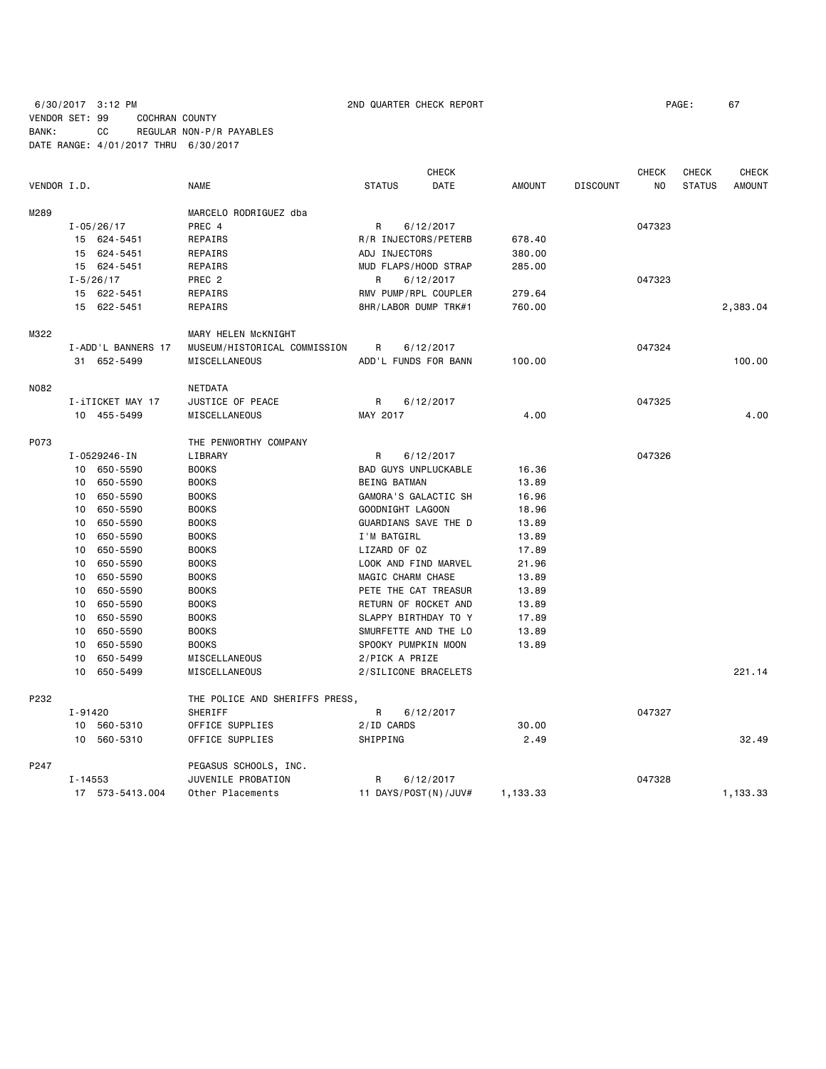6/30/2017 3:12 PM 2ND QUARTER CHECK REPORT PAGE: 67

VENDOR SET: 99 COCHRAN COUNTY
BANK: CC REGULAR NON-P/R PAYABLES
DATE RANGE: 4/01/2017 THRU 6/30/2017

| VENDOR I.D. | NAME | STATUS | CHECK DATE | AMOUNT | DISCOUNT | CHECK NO | CHECK STATUS | CHECK AMOUNT |
|---|---|---|---|---|---|---|---|---|
| M289 | MARCELO RODRIGUEZ dba | | | | | | | |
| I-05/26/17 | PREC 4 | R | 6/12/2017 | | | 047323 | | |
| 15 624-5451 | REPAIRS | R/R INJECTORS/PETERB | | 678.40 | | | | |
| 15 624-5451 | REPAIRS | ADJ INJECTORS | | 380.00 | | | | |
| 15 624-5451 | REPAIRS | MUD FLAPS/HOOD STRAP | | 285.00 | | | | |
| I-5/26/17 | PREC 2 | R | 6/12/2017 | | | 047323 | | |
| 15 622-5451 | REPAIRS | RMV PUMP/RPL COUPLER | | 279.64 | | | | |
| 15 622-5451 | REPAIRS | 8HR/LABOR DUMP TRK#1 | | 760.00 | | | | 2,383.04 |
| M322 | MARY HELEN McKNIGHT | | | | | | | |
| I-ADD'L BANNERS 17 | MUSEUM/HISTORICAL COMMISSION | R | 6/12/2017 | | | 047324 | | |
| 31 652-5499 | MISCELLANEOUS | ADD'L FUNDS FOR BANN | | 100.00 | | | | 100.00 |
| N082 | NETDATA | | | | | | | |
| I-iTICKET MAY 17 | JUSTICE OF PEACE | R | 6/12/2017 | | | 047325 | | |
| 10 455-5499 | MISCELLANEOUS | MAY 2017 | | 4.00 | | | | 4.00 |
| P073 | THE PENWORTHY COMPANY | | | | | | | |
| I-0529246-IN | LIBRARY | R | 6/12/2017 | | | 047326 | | |
| 10 650-5590 | BOOKS | BAD GUYS UNPLUCKABLE | | 16.36 | | | | |
| 10 650-5590 | BOOKS | BEING BATMAN | | 13.89 | | | | |
| 10 650-5590 | BOOKS | GAMORA'S GALACTIC SH | | 16.96 | | | | |
| 10 650-5590 | BOOKS | GOODNIGHT LAGOON | | 18.96 | | | | |
| 10 650-5590 | BOOKS | GUARDIANS SAVE THE D | | 13.89 | | | | |
| 10 650-5590 | BOOKS | I'M BATGIRL | | 13.89 | | | | |
| 10 650-5590 | BOOKS | LIZARD OF OZ | | 17.89 | | | | |
| 10 650-5590 | BOOKS | LOOK AND FIND MARVEL | | 21.96 | | | | |
| 10 650-5590 | BOOKS | MAGIC CHARM CHASE | | 13.89 | | | | |
| 10 650-5590 | BOOKS | PETE THE CAT TREASUR | | 13.89 | | | | |
| 10 650-5590 | BOOKS | RETURN OF ROCKET AND | | 13.89 | | | | |
| 10 650-5590 | BOOKS | SLAPPY BIRTHDAY TO Y | | 17.89 | | | | |
| 10 650-5590 | BOOKS | SMURFETTE AND THE LO | | 13.89 | | | | |
| 10 650-5590 | BOOKS | SPOOKY PUMPKIN MOON | | 13.89 | | | | |
| 10 650-5499 | MISCELLANEOUS | 2/PICK A PRIZE | | | | | | |
| 10 650-5499 | MISCELLANEOUS | 2/SILICONE BRACELETS | | | | | | 221.14 |
| P232 | THE POLICE AND SHERIFFS PRESS, | | | | | | | |
| I-91420 | SHERIFF | R | 6/12/2017 | | | 047327 | | |
| 10 560-5310 | OFFICE SUPPLIES | 2/ID CARDS | | 30.00 | | | | |
| 10 560-5310 | OFFICE SUPPLIES | SHIPPING | | 2.49 | | | | 32.49 |
| P247 | PEGASUS SCHOOLS, INC. | | | | | | | |
| I-14553 | JUVENILE PROBATION | R | 6/12/2017 | | | 047328 | | |
| 17 573-5413.004 | Other Placements | 11 DAYS/POST(N)/JUV# | | 1,133.33 | | | | 1,133.33 |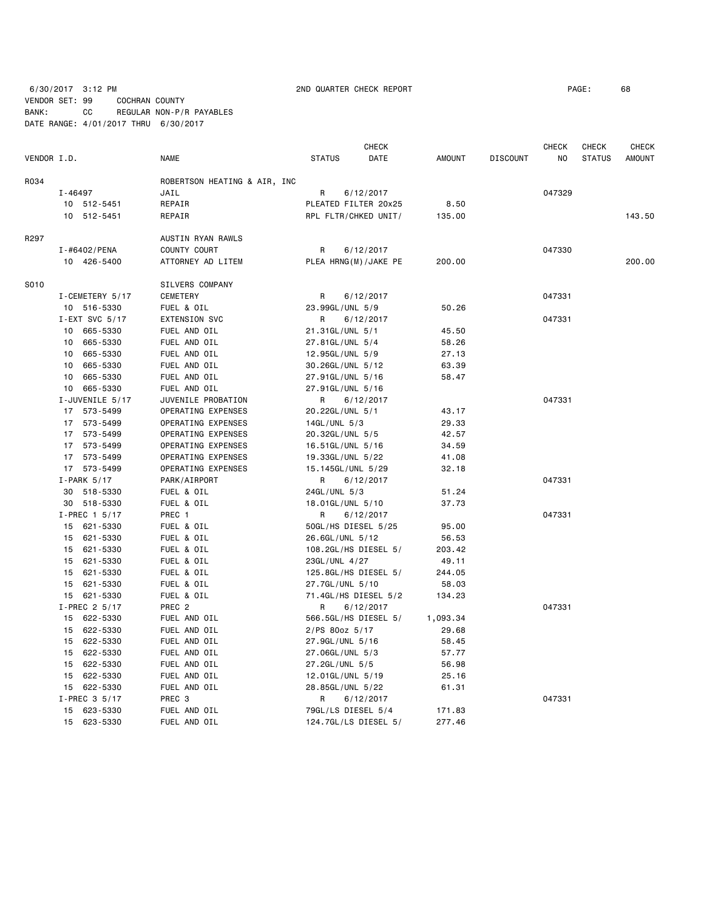6/30/2017 3:12 PM 2ND QUARTER CHECK REPORT

VENDOR SET: 99 COCHRAN COUNTY
BANK: CC REGULAR NON-P/R PAYABLES
DATE RANGE: 4/01/2017 THRU 6/30/2017

| VENDOR I.D. | NAME | STATUS | CHECK DATE | AMOUNT | DISCOUNT | CHECK NO | CHECK STATUS | CHECK AMOUNT |
|---|---|---|---|---|---|---|---|---|
| R034 | ROBERTSON HEATING & AIR, INC | | | | | | | |
| I-46497 | JAIL | R | 6/12/2017 | | | 047329 | | |
| 10 512-5451 | REPAIR | PLEATED FILTER 20x25 | | 8.50 | | | | |
| 10 512-5451 | REPAIR | RPL FLTR/CHKED UNIT/ | | 135.00 | | | | 143.50 |
| R297 | AUSTIN RYAN RAWLS | | | | | | | |
| I-#6402/PENA | COUNTY COURT | R | 6/12/2017 | | | 047330 | | |
| 10 426-5400 | ATTORNEY AD LITEM | PLEA HRNG(M)/JAKE PE | | 200.00 | | | | 200.00 |
| S010 | SILVERS COMPANY | | | | | | | |
| I-CEMETERY 5/17 | CEMETERY | R | 6/12/2017 | | | 047331 | | |
| 10 516-5330 | FUEL & OIL | 23.99GL/UNL 5/9 | | 50.26 | | | | |
| I-EXT SVC 5/17 | EXTENSION SVC | R | 6/12/2017 | | | 047331 | | |
| 10 665-5330 | FUEL AND OIL | 21.31GL/UNL 5/1 | | 45.50 | | | | |
| 10 665-5330 | FUEL AND OIL | 27.81GL/UNL 5/4 | | 58.26 | | | | |
| 10 665-5330 | FUEL AND OIL | 12.95GL/UNL 5/9 | | 27.13 | | | | |
| 10 665-5330 | FUEL AND OIL | 30.26GL/UNL 5/12 | | 63.39 | | | | |
| 10 665-5330 | FUEL AND OIL | 27.91GL/UNL 5/16 | | 58.47 | | | | |
| 10 665-5330 | FUEL AND OIL | 27.91GL/UNL 5/16 | | | | | | |
| I-JUVENILE 5/17 | JUVENILE PROBATION | R | 6/12/2017 | | | 047331 | | |
| 17 573-5499 | OPERATING EXPENSES | 20.22GL/UNL 5/1 | | 43.17 | | | | |
| 17 573-5499 | OPERATING EXPENSES | 14GL/UNL 5/3 | | 29.33 | | | | |
| 17 573-5499 | OPERATING EXPENSES | 20.32GL/UNL 5/5 | | 42.57 | | | | |
| 17 573-5499 | OPERATING EXPENSES | 16.51GL/UNL 5/16 | | 34.59 | | | | |
| 17 573-5499 | OPERATING EXPENSES | 19.33GL/UNL 5/22 | | 41.08 | | | | |
| 17 573-5499 | OPERATING EXPENSES | 15.145GL/UNL 5/29 | | 32.18 | | | | |
| I-PARK 5/17 | PARK/AIRPORT | R | 6/12/2017 | | | 047331 | | |
| 30 518-5330 | FUEL & OIL | 24GL/UNL 5/3 | | 51.24 | | | | |
| 30 518-5330 | FUEL & OIL | 18.01GL/UNL 5/10 | | 37.73 | | | | |
| I-PREC 1 5/17 | PREC 1 | R | 6/12/2017 | | | 047331 | | |
| 15 621-5330 | FUEL & OIL | 50GL/HS DIESEL 5/25 | | 95.00 | | | | |
| 15 621-5330 | FUEL & OIL | 26.6GL/UNL 5/12 | | 56.53 | | | | |
| 15 621-5330 | FUEL & OIL | 108.2GL/HS DIESEL 5/ | | 203.42 | | | | |
| 15 621-5330 | FUEL & OIL | 23GL/UNL 4/27 | | 49.11 | | | | |
| 15 621-5330 | FUEL & OIL | 125.8GL/HS DIESEL 5/ | | 244.05 | | | | |
| 15 621-5330 | FUEL & OIL | 27.7GL/UNL 5/10 | | 58.03 | | | | |
| 15 621-5330 | FUEL & OIL | 71.4GL/HS DIESEL 5/2 | | 134.23 | | | | |
| I-PREC 2 5/17 | PREC 2 | R | 6/12/2017 | | | 047331 | | |
| 15 622-5330 | FUEL AND OIL | 566.5GL/HS DIESEL 5/ | | 1,093.34 | | | | |
| 15 622-5330 | FUEL AND OIL | 2/PS 80oz 5/17 | | 29.68 | | | | |
| 15 622-5330 | FUEL AND OIL | 27.9GL/UNL 5/16 | | 58.45 | | | | |
| 15 622-5330 | FUEL AND OIL | 27.06GL/UNL 5/3 | | 57.77 | | | | |
| 15 622-5330 | FUEL AND OIL | 27.2GL/UNL 5/5 | | 56.98 | | | | |
| 15 622-5330 | FUEL AND OIL | 12.01GL/UNL 5/19 | | 25.16 | | | | |
| 15 622-5330 | FUEL AND OIL | 28.85GL/UNL 5/22 | | 61.31 | | | | |
| I-PREC 3 5/17 | PREC 3 | R | 6/12/2017 | | | 047331 | | |
| 15 623-5330 | FUEL AND OIL | 79GL/LS DIESEL 5/4 | | 171.83 | | | | |
| 15 623-5330 | FUEL AND OIL | 124.7GL/LS DIESEL 5/ | | 277.46 | | | | |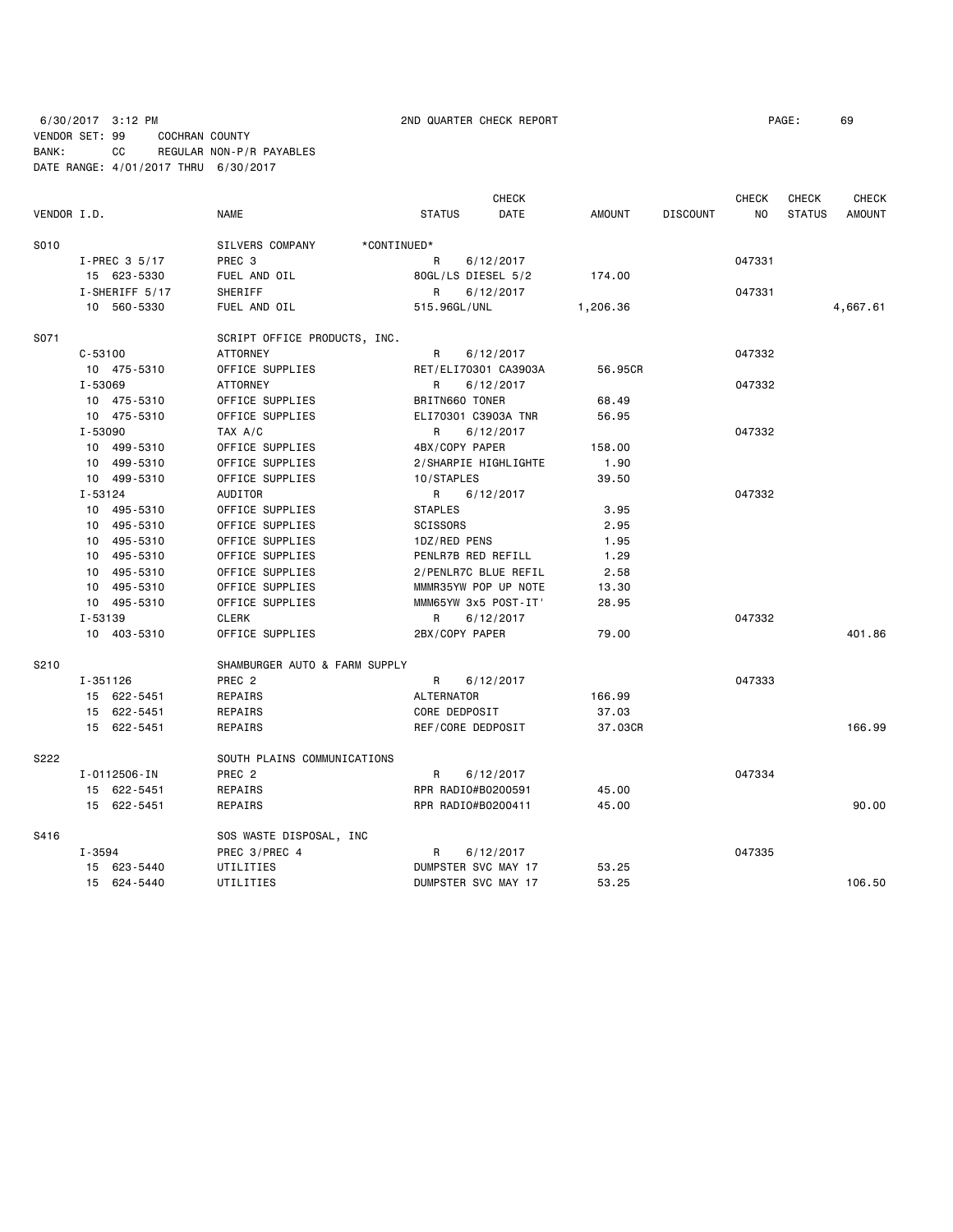6/30/2017 3:12 PM 2ND QUARTER CHECK REPORT

VENDOR SET: 99 COCHRAN COUNTY
BANK: CC REGULAR NON-P/R PAYABLES
DATE RANGE: 4/01/2017 THRU 6/30/2017

| VENDOR I.D. | NAME | STATUS | CHECK DATE | AMOUNT | DISCOUNT | CHECK NO | CHECK STATUS | CHECK AMOUNT |
|---|---|---|---|---|---|---|---|---|
| S010 | SILVERS COMPANY *CONTINUED* | | | | | | | |
| I-PREC 3 5/17 | PREC 3 | R | 6/12/2017 | | | 047331 | | |
| 15 623-5330 | FUEL AND OIL | 80GL/LS DIESEL 5/2 | | 174.00 | | | | |
| I-SHERIFF 5/17 | SHERIFF | R | 6/12/2017 | | | 047331 | | |
| 10 560-5330 | FUEL AND OIL | 515.96GL/UNL | | 1,206.36 | | | | 4,667.61 |
| S071 | SCRIPT OFFICE PRODUCTS, INC. | | | | | | | |
| C-53100 | ATTORNEY | R | 6/12/2017 | | | 047332 | | |
| 10 475-5310 | OFFICE SUPPLIES | RET/ELI70301 CA3903A | | 56.95CR | | | | |
| I-53069 | ATTORNEY | R | 6/12/2017 | | | 047332 | | |
| 10 475-5310 | OFFICE SUPPLIES | BRITN660 TONER | | 68.49 | | | | |
| 10 475-5310 | OFFICE SUPPLIES | ELI70301 C3903A TNR | | 56.95 | | | | |
| I-53090 | TAX A/C | R | 6/12/2017 | | | 047332 | | |
| 10 499-5310 | OFFICE SUPPLIES | 4BX/COPY PAPER | | 158.00 | | | | |
| 10 499-5310 | OFFICE SUPPLIES | 2/SHARPIE HIGHLIGHTE | | 1.90 | | | | |
| 10 499-5310 | OFFICE SUPPLIES | 10/STAPLES | | 39.50 | | | | |
| I-53124 | AUDITOR | R | 6/12/2017 | | | 047332 | | |
| 10 495-5310 | OFFICE SUPPLIES | STAPLES | | 3.95 | | | | |
| 10 495-5310 | OFFICE SUPPLIES | SCISSORS | | 2.95 | | | | |
| 10 495-5310 | OFFICE SUPPLIES | 1DZ/RED PENS | | 1.95 | | | | |
| 10 495-5310 | OFFICE SUPPLIES | PENLR7B RED REFILL | | 1.29 | | | | |
| 10 495-5310 | OFFICE SUPPLIES | 2/PENLR7C BLUE REFIL | | 2.58 | | | | |
| 10 495-5310 | OFFICE SUPPLIES | MMMR35YW POP UP NOTE | | 13.30 | | | | |
| 10 495-5310 | OFFICE SUPPLIES | MMM65YW 3x5 POST-IT' | | 28.95 | | | | |
| I-53139 | CLERK | R | 6/12/2017 | | | 047332 | | |
| 10 403-5310 | OFFICE SUPPLIES | 2BX/COPY PAPER | | 79.00 | | | | 401.86 |
| S210 | SHAMBURGER AUTO & FARM SUPPLY | | | | | | | |
| I-351126 | PREC 2 | R | 6/12/2017 | | | 047333 | | |
| 15 622-5451 | REPAIRS | ALTERNATOR | | 166.99 | | | | |
| 15 622-5451 | REPAIRS | CORE DEDPOSIT | | 37.03 | | | | |
| 15 622-5451 | REPAIRS | REF/CORE DEDPOSIT | | 37.03CR | | | | 166.99 |
| S222 | SOUTH PLAINS COMMUNICATIONS | | | | | | | |
| I-0112506-IN | PREC 2 | R | 6/12/2017 | | | 047334 | | |
| 15 622-5451 | REPAIRS | RPR RADIO#B0200591 | | 45.00 | | | | |
| 15 622-5451 | REPAIRS | RPR RADIO#B0200411 | | 45.00 | | | | 90.00 |
| S416 | SOS WASTE DISPOSAL, INC | | | | | | | |
| I-3594 | PREC 3/PREC 4 | R | 6/12/2017 | | | 047335 | | |
| 15 623-5440 | UTILITIES | DUMPSTER SVC MAY 17 | | 53.25 | | | | |
| 15 624-5440 | UTILITIES | DUMPSTER SVC MAY 17 | | 53.25 | | | | 106.50 |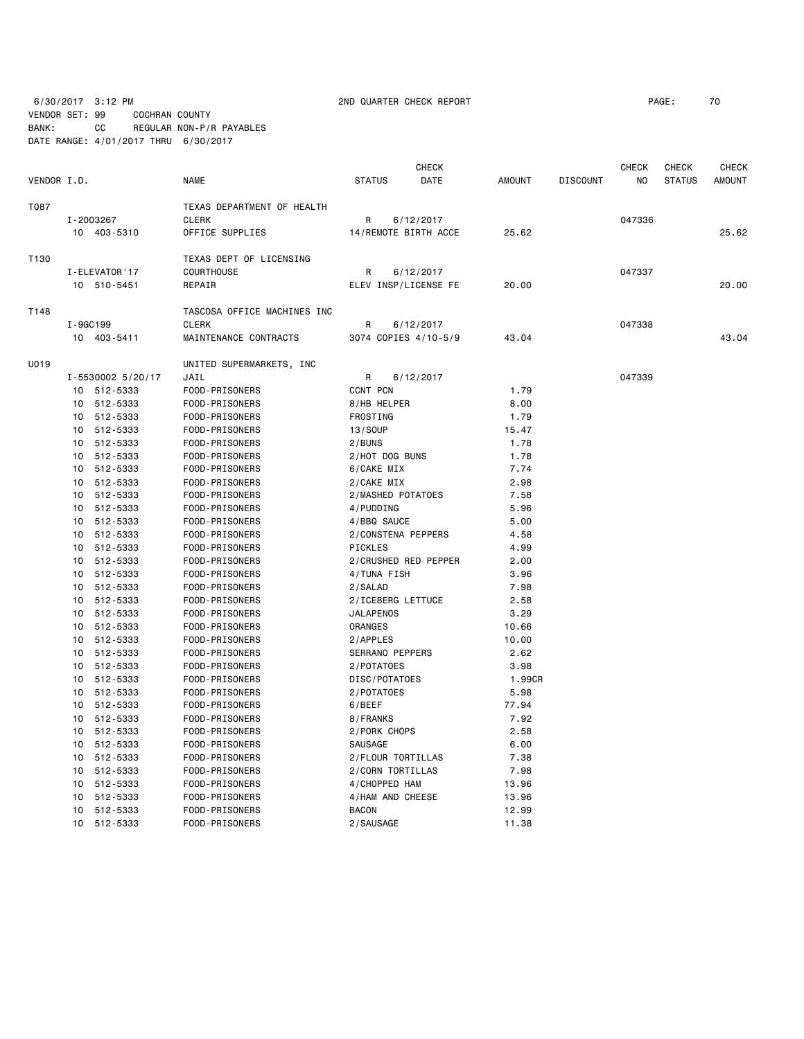6/30/2017 3:12 PM 2ND QUARTER CHECK REPORT

VENDOR SET: 99 COCHRAN COUNTY
BANK: CC REGULAR NON-P/R PAYABLES
DATE RANGE: 4/01/2017 THRU 6/30/2017

| VENDOR I.D. | NAME | STATUS | CHECK DATE | AMOUNT | DISCOUNT | CHECK NO | CHECK STATUS | CHECK AMOUNT |
|---|---|---|---|---|---|---|---|---|
| T087 | TEXAS DEPARTMENT OF HEALTH | | | | | | | |
| I-2003267 | CLERK | R | 6/12/2017 | | | 047336 | | |
| 10 403-5310 | OFFICE SUPPLIES | 14/REMOTE BIRTH ACCE | | 25.62 | | | | 25.62 |
| T130 | TEXAS DEPT OF LICENSING | | | | | | | |
| I-ELEVATOR'17 | COURTHOUSE | R | 6/12/2017 | | | 047337 | | |
| 10 510-5451 | REPAIR | ELEV INSP/LICENSE FE | | 20.00 | | | | 20.00 |
| T148 | TASCOSA OFFICE MACHINES INC | | | | | | | |
| I-9GC199 | CLERK | R | 6/12/2017 | | | 047338 | | |
| 10 403-5411 | MAINTENANCE CONTRACTS | 3074 COPIES 4/10-5/9 | | 43.04 | | | | 43.04 |
| U019 | UNITED SUPERMARKETS, INC | | | | | | | |
| I-5530002 5/20/17 | JAIL | R | 6/12/2017 | | | 047339 | | |
| 10 512-5333 | FOOD-PRISONERS | CCNT PCN | | 1.79 | | | | |
| 10 512-5333 | FOOD-PRISONERS | 8/HB HELPER | | 8.00 | | | | |
| 10 512-5333 | FOOD-PRISONERS | FROSTING | | 1.79 | | | | |
| 10 512-5333 | FOOD-PRISONERS | 13/SOUP | | 15.47 | | | | |
| 10 512-5333 | FOOD-PRISONERS | 2/BUNS | | 1.78 | | | | |
| 10 512-5333 | FOOD-PRISONERS | 2/HOT DOG BUNS | | 1.78 | | | | |
| 10 512-5333 | FOOD-PRISONERS | 6/CAKE MIX | | 7.74 | | | | |
| 10 512-5333 | FOOD-PRISONERS | 2/CAKE MIX | | 2.98 | | | | |
| 10 512-5333 | FOOD-PRISONERS | 2/MASHED POTATOES | | 7.58 | | | | |
| 10 512-5333 | FOOD-PRISONERS | 4/PUDDING | | 5.96 | | | | |
| 10 512-5333 | FOOD-PRISONERS | 4/BBQ SAUCE | | 5.00 | | | | |
| 10 512-5333 | FOOD-PRISONERS | 2/CONSTENA PEPPERS | | 4.58 | | | | |
| 10 512-5333 | FOOD-PRISONERS | PICKLES | | 4.99 | | | | |
| 10 512-5333 | FOOD-PRISONERS | 2/CRUSHED RED PEPPER | | 2.00 | | | | |
| 10 512-5333 | FOOD-PRISONERS | 4/TUNA FISH | | 3.96 | | | | |
| 10 512-5333 | FOOD-PRISONERS | 2/SALAD | | 7.98 | | | | |
| 10 512-5333 | FOOD-PRISONERS | 2/ICEBERG LETTUCE | | 2.58 | | | | |
| 10 512-5333 | FOOD-PRISONERS | JALAPENOS | | 3.29 | | | | |
| 10 512-5333 | FOOD-PRISONERS | ORANGES | | 10.66 | | | | |
| 10 512-5333 | FOOD-PRISONERS | 2/APPLES | | 10.00 | | | | |
| 10 512-5333 | FOOD-PRISONERS | SERRANO PEPPERS | | 2.62 | | | | |
| 10 512-5333 | FOOD-PRISONERS | 2/POTATOES | | 3.98 | | | | |
| 10 512-5333 | FOOD-PRISONERS | DISC/POTATOES | | 1.99CR | | | | |
| 10 512-5333 | FOOD-PRISONERS | 2/POTATOES | | 5.98 | | | | |
| 10 512-5333 | FOOD-PRISONERS | 6/BEEF | | 77.94 | | | | |
| 10 512-5333 | FOOD-PRISONERS | 8/FRANKS | | 7.92 | | | | |
| 10 512-5333 | FOOD-PRISONERS | 2/PORK CHOPS | | 2.58 | | | | |
| 10 512-5333 | FOOD-PRISONERS | SAUSAGE | | 6.00 | | | | |
| 10 512-5333 | FOOD-PRISONERS | 2/FLOUR TORTILLAS | | 7.38 | | | | |
| 10 512-5333 | FOOD-PRISONERS | 2/CORN TORTILLAS | | 7.98 | | | | |
| 10 512-5333 | FOOD-PRISONERS | 4/CHOPPED HAM | | 13.96 | | | | |
| 10 512-5333 | FOOD-PRISONERS | 4/HAM AND CHEESE | | 13.96 | | | | |
| 10 512-5333 | FOOD-PRISONERS | BACON | | 12.99 | | | | |
| 10 512-5333 | FOOD-PRISONERS | 2/SAUSAGE | | 11.38 | | | | |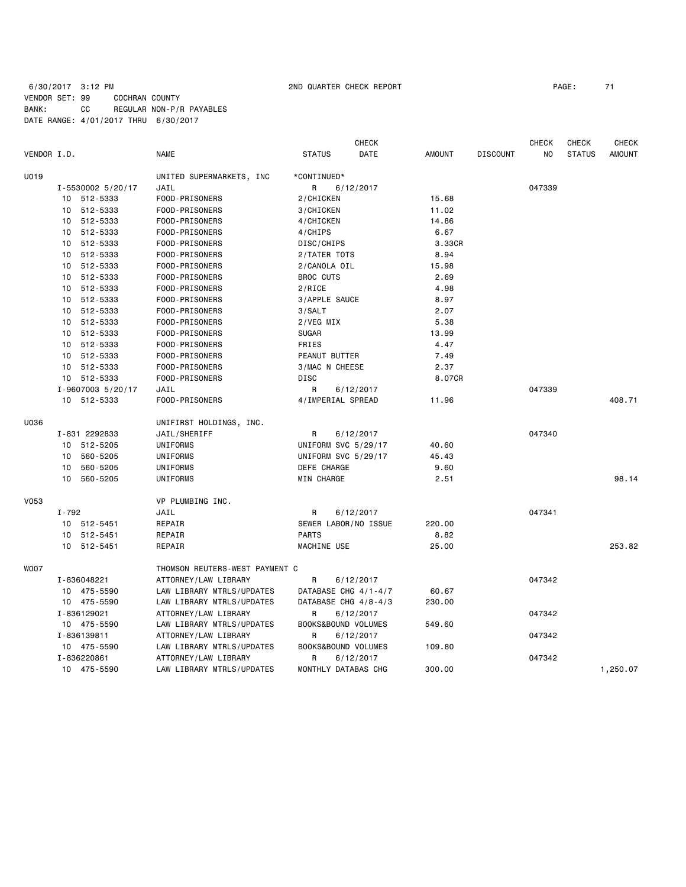6/30/2017 3:12 PM 2ND QUARTER CHECK REPORT

VENDOR SET: 99 COCHRAN COUNTY
BANK: CC REGULAR NON-P/R PAYABLES
DATE RANGE: 4/01/2017 THRU 6/30/2017

| VENDOR I.D. | NAME | STATUS | CHECK DATE | AMOUNT | DISCOUNT | CHECK NO | CHECK STATUS | CHECK AMOUNT |
|---|---|---|---|---|---|---|---|---|
| U019 | UNITED SUPERMARKETS, INC | *CONTINUED* | | | | | | |
| I-5530002 5/20/17 | JAIL | R | 6/12/2017 | | | 047339 | | |
| 10 512-5333 | FOOD-PRISONERS | 2/CHICKEN | | 15.68 | | | | |
| 10 512-5333 | FOOD-PRISONERS | 3/CHICKEN | | 11.02 | | | | |
| 10 512-5333 | FOOD-PRISONERS | 4/CHICKEN | | 14.86 | | | | |
| 10 512-5333 | FOOD-PRISONERS | 4/CHIPS | | 6.67 | | | | |
| 10 512-5333 | FOOD-PRISONERS | DISC/CHIPS | | 3.33CR | | | | |
| 10 512-5333 | FOOD-PRISONERS | 2/TATER TOTS | | 8.94 | | | | |
| 10 512-5333 | FOOD-PRISONERS | 2/CANOLA OIL | | 15.98 | | | | |
| 10 512-5333 | FOOD-PRISONERS | BROC CUTS | | 2.69 | | | | |
| 10 512-5333 | FOOD-PRISONERS | 2/RICE | | 4.98 | | | | |
| 10 512-5333 | FOOD-PRISONERS | 3/APPLE SAUCE | | 8.97 | | | | |
| 10 512-5333 | FOOD-PRISONERS | 3/SALT | | 2.07 | | | | |
| 10 512-5333 | FOOD-PRISONERS | 2/VEG MIX | | 5.38 | | | | |
| 10 512-5333 | FOOD-PRISONERS | SUGAR | | 13.99 | | | | |
| 10 512-5333 | FOOD-PRISONERS | FRIES | | 4.47 | | | | |
| 10 512-5333 | FOOD-PRISONERS | PEANUT BUTTER | | 7.49 | | | | |
| 10 512-5333 | FOOD-PRISONERS | 3/MAC N CHEESE | | 2.37 | | | | |
| 10 512-5333 | FOOD-PRISONERS | DISC | | 8.07CR | | | | |
| I-9607003 5/20/17 | JAIL | R | 6/12/2017 | | | 047339 | | |
| 10 512-5333 | FOOD-PRISONERS | 4/IMPERIAL SPREAD | | 11.96 | | | | 408.71 |
| U036 | UNIFIRST HOLDINGS, INC. | | | | | | | |
| I-831 2292833 | JAIL/SHERIFF | R | 6/12/2017 | | | 047340 | | |
| 10 512-5205 | UNIFORMS | UNIFORM SVC 5/29/17 | | 40.60 | | | | |
| 10 560-5205 | UNIFORMS | UNIFORM SVC 5/29/17 | | 45.43 | | | | |
| 10 560-5205 | UNIFORMS | DEFE CHARGE | | 9.60 | | | | |
| 10 560-5205 | UNIFORMS | MIN CHARGE | | 2.51 | | | | 98.14 |
| V053 | VP PLUMBING INC. | | | | | | | |
| I-792 | JAIL | R | 6/12/2017 | | | 047341 | | |
| 10 512-5451 | REPAIR | SEWER LABOR/NO ISSUE | | 220.00 | | | | |
| 10 512-5451 | REPAIR | PARTS | | 8.82 | | | | |
| 10 512-5451 | REPAIR | MACHINE USE | | 25.00 | | | | 253.82 |
| W007 | THOMSON REUTERS-WEST PAYMENT C | | | | | | | |
| I-836048221 | ATTORNEY/LAW LIBRARY | R | 6/12/2017 | | | 047342 | | |
| 10 475-5590 | LAW LIBRARY MTRLS/UPDATES | DATABASE CHG 4/1-4/7 | | 60.67 | | | | |
| 10 475-5590 | LAW LIBRARY MTRLS/UPDATES | DATABASE CHG 4/8-4/3 | | 230.00 | | | | |
| I-836129021 | ATTORNEY/LAW LIBRARY | R | 6/12/2017 | | | 047342 | | |
| 10 475-5590 | LAW LIBRARY MTRLS/UPDATES | BOOKS&BOUND VOLUMES | | 549.60 | | | | |
| I-836139811 | ATTORNEY/LAW LIBRARY | R | 6/12/2017 | | | 047342 | | |
| 10 475-5590 | LAW LIBRARY MTRLS/UPDATES | BOOKS&BOUND VOLUMES | | 109.80 | | | | |
| I-836220861 | ATTORNEY/LAW LIBRARY | R | 6/12/2017 | | | 047342 | | |
| 10 475-5590 | LAW LIBRARY MTRLS/UPDATES | MONTHLY DATABAS CHG | | 300.00 | | | | 1,250.07 |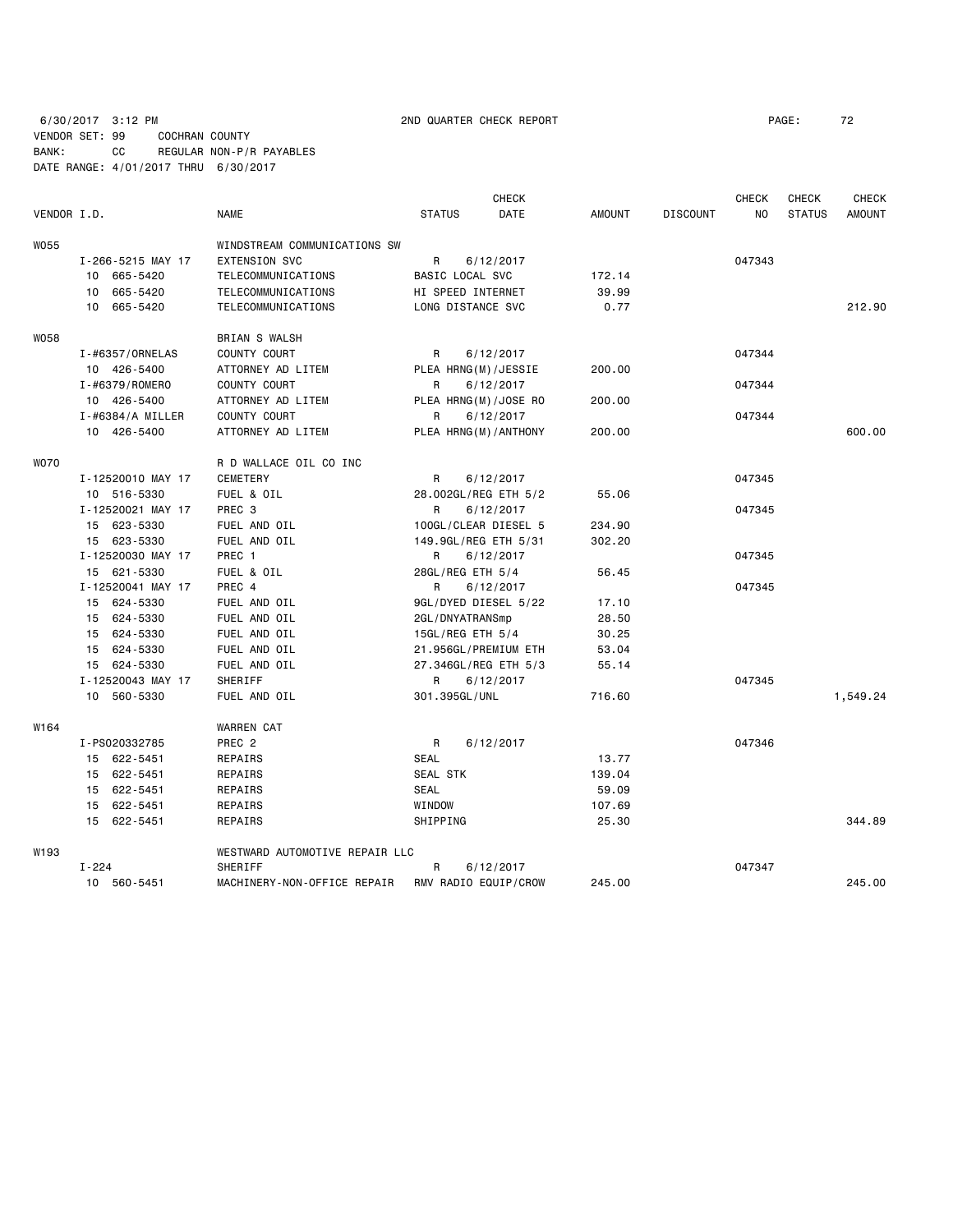6/30/2017 3:12 PM 2ND QUARTER CHECK REPORT

VENDOR SET: 99 COCHRAN COUNTY
BANK: CC REGULAR NON-P/R PAYABLES
DATE RANGE: 4/01/2017 THRU 6/30/2017

| VENDOR I.D. | NAME | STATUS | CHECK DATE | AMOUNT | DISCOUNT | CHECK NO | CHECK STATUS | CHECK AMOUNT |
|---|---|---|---|---|---|---|---|---|
| W055 | WINDSTREAM COMMUNICATIONS SW | | | | | | | |
| I-266-5215 MAY 17 | EXTENSION SVC | R | 6/12/2017 | | | 047343 | | |
| 10 665-5420 | TELECOMMUNICATIONS | BASIC LOCAL SVC | | 172.14 | | | | |
| 10 665-5420 | TELECOMMUNICATIONS | HI SPEED INTERNET | | 39.99 | | | | |
| 10 665-5420 | TELECOMMUNICATIONS | LONG DISTANCE SVC | | 0.77 | | | | 212.90 |
| W058 | BRIAN S WALSH | | | | | | | |
| I-#6357/ORNELAS | COUNTY COURT | R | 6/12/2017 | | | 047344 | | |
| 10 426-5400 | ATTORNEY AD LITEM | PLEA HRNG(M)/JESSIE | | 200.00 | | | | |
| I-#6379/ROMERO | COUNTY COURT | R | 6/12/2017 | | | 047344 | | |
| 10 426-5400 | ATTORNEY AD LITEM | PLEA HRNG(M)/JOSE RO | | 200.00 | | | | |
| I-#6384/A MILLER | COUNTY COURT | R | 6/12/2017 | | | 047344 | | |
| 10 426-5400 | ATTORNEY AD LITEM | PLEA HRNG(M)/ANTHONY | | 200.00 | | | | 600.00 |
| W070 | R D WALLACE OIL CO INC | | | | | | | |
| I-12520010 MAY 17 | CEMETERY | R | 6/12/2017 | | | 047345 | | |
| 10 516-5330 | FUEL & OIL | 28.002GL/REG ETH 5/2 | | 55.06 | | | | |
| I-12520021 MAY 17 | PREC 3 | R | 6/12/2017 | | | 047345 | | |
| 15 623-5330 | FUEL AND OIL | 100GL/CLEAR DIESEL 5 | | 234.90 | | | | |
| 15 623-5330 | FUEL AND OIL | 149.9GL/REG ETH 5/31 | | 302.20 | | | | |
| I-12520030 MAY 17 | PREC 1 | R | 6/12/2017 | | | 047345 | | |
| 15 621-5330 | FUEL & OIL | 28GL/REG ETH 5/4 | | 56.45 | | | | |
| I-12520041 MAY 17 | PREC 4 | R | 6/12/2017 | | | 047345 | | |
| 15 624-5330 | FUEL AND OIL | 9GL/DYED DIESEL 5/22 | | 17.10 | | | | |
| 15 624-5330 | FUEL AND OIL | 2GL/DNYATRANSmp | | 28.50 | | | | |
| 15 624-5330 | FUEL AND OIL | 15GL/REG ETH 5/4 | | 30.25 | | | | |
| 15 624-5330 | FUEL AND OIL | 21.956GL/PREMIUM ETH | | 53.04 | | | | |
| 15 624-5330 | FUEL AND OIL | 27.346GL/REG ETH 5/3 | | 55.14 | | | | |
| I-12520043 MAY 17 | SHERIFF | R | 6/12/2017 | | | 047345 | | |
| 10 560-5330 | FUEL AND OIL | 301.395GL/UNL | | 716.60 | | | | 1,549.24 |
| W164 | WARREN CAT | | | | | | | |
| I-PS020332785 | PREC 2 | R | 6/12/2017 | | | 047346 | | |
| 15 622-5451 | REPAIRS | SEAL | | 13.77 | | | | |
| 15 622-5451 | REPAIRS | SEAL STK | | 139.04 | | | | |
| 15 622-5451 | REPAIRS | SEAL | | 59.09 | | | | |
| 15 622-5451 | REPAIRS | WINDOW | | 107.69 | | | | |
| 15 622-5451 | REPAIRS | SHIPPING | | 25.30 | | | | 344.89 |
| W193 | WESTWARD AUTOMOTIVE REPAIR LLC | | | | | | | |
| I-224 | SHERIFF | R | 6/12/2017 | | | 047347 | | |
| 10 560-5451 | MACHINERY-NON-OFFICE REPAIR | RMV RADIO EQUIP/CROW | | 245.00 | | | | 245.00 |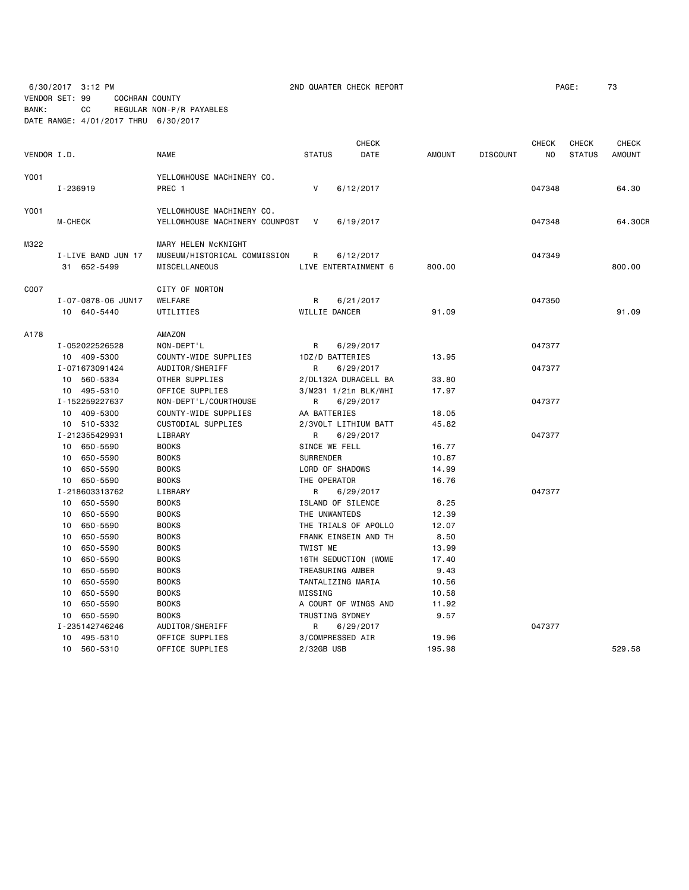6/30/2017 3:12 PM 2ND QUARTER CHECK REPORT

VENDOR SET: 99 COCHRAN COUNTY
BANK: CC REGULAR NON-P/R PAYABLES
DATE RANGE: 4/01/2017 THRU 6/30/2017

| VENDOR I.D. | NAME | STATUS | CHECK DATE | AMOUNT | DISCOUNT | CHECK NO | CHECK STATUS | CHECK AMOUNT |
|---|---|---|---|---|---|---|---|---|
| Y001 | YELLOWHOUSE MACHINERY CO. | | | | | | | |
| I-236919 | PREC 1 | V | 6/12/2017 | | | 047348 | | 64.30 |
| Y001 | YELLOWHOUSE MACHINERY CO. | | | | | | | |
| M-CHECK | YELLOWHOUSE MACHINERY COUNPOST | V | 6/19/2017 | | | 047348 | | 64.30CR |
| M322 | MARY HELEN McKNIGHT | | | | | | | |
| I-LIVE BAND JUN 17 | MUSEUM/HISTORICAL COMMISSION | R | 6/12/2017 | | | 047349 | | |
| 31 652-5499 | MISCELLANEOUS | LIVE ENTERTAINMENT 6 | | 800.00 | | | | 800.00 |
| C007 | CITY OF MORTON | | | | | | | |
| I-07-0878-06 JUN17 | WELFARE | R | 6/21/2017 | | | 047350 | | |
| 10 640-5440 | UTILITIES | WILLIE DANCER | | 91.09 | | | | 91.09 |
| A178 | AMAZON | | | | | | | |
| I-052022526528 | NON-DEPT'L | R | 6/29/2017 | | | 047377 | | |
| 10 409-5300 | COUNTY-WIDE SUPPLIES | 1DZ/D BATTERIES | | 13.95 | | | | |
| I-071673091424 | AUDITOR/SHERIFF | R | 6/29/2017 | | | 047377 | | |
| 10 560-5334 | OTHER SUPPLIES | 2/DL132A DURACELL BA | | 33.80 | | | | |
| 10 495-5310 | OFFICE SUPPLIES | 3/M231 1/2in BLK/WHI | | 17.97 | | | | |
| I-152259227637 | NON-DEPT'L/COURTHOUSE | R | 6/29/2017 | | | 047377 | | |
| 10 409-5300 | COUNTY-WIDE SUPPLIES | AA BATTERIES | | 18.05 | | | | |
| 10 510-5332 | CUSTODIAL SUPPLIES | 2/3VOLT LITHIUM BATT | | 45.82 | | | | |
| I-212355429931 | LIBRARY | R | 6/29/2017 | | | 047377 | | |
| 10 650-5590 | BOOKS | SINCE WE FELL | | 16.77 | | | | |
| 10 650-5590 | BOOKS | SURRENDER | | 10.87 | | | | |
| 10 650-5590 | BOOKS | LORD OF SHADOWS | | 14.99 | | | | |
| 10 650-5590 | BOOKS | THE OPERATOR | | 16.76 | | | | |
| I-218603313762 | LIBRARY | R | 6/29/2017 | | | 047377 | | |
| 10 650-5590 | BOOKS | ISLAND OF SILENCE | | 8.25 | | | | |
| 10 650-5590 | BOOKS | THE UNWANTEDS | | 12.39 | | | | |
| 10 650-5590 | BOOKS | THE TRIALS OF APOLLO | | 12.07 | | | | |
| 10 650-5590 | BOOKS | FRANK EINSEIN AND TH | | 8.50 | | | | |
| 10 650-5590 | BOOKS | TWIST ME | | 13.99 | | | | |
| 10 650-5590 | BOOKS | 16TH SEDUCTION (WOME | | 17.40 | | | | |
| 10 650-5590 | BOOKS | TREASURING AMBER | | 9.43 | | | | |
| 10 650-5590 | BOOKS | TANTALIZING MARIA | | 10.56 | | | | |
| 10 650-5590 | BOOKS | MISSING | | 10.58 | | | | |
| 10 650-5590 | BOOKS | A COURT OF WINGS AND | | 11.92 | | | | |
| 10 650-5590 | BOOKS | TRUSTING SYDNEY | | 9.57 | | | | |
| I-235142746246 | AUDITOR/SHERIFF | R | 6/29/2017 | | | 047377 | | |
| 10 495-5310 | OFFICE SUPPLIES | 3/COMPRESSED AIR | | 19.96 | | | | |
| 10 560-5310 | OFFICE SUPPLIES | 2/32GB USB | | 195.98 | | | | 529.58 |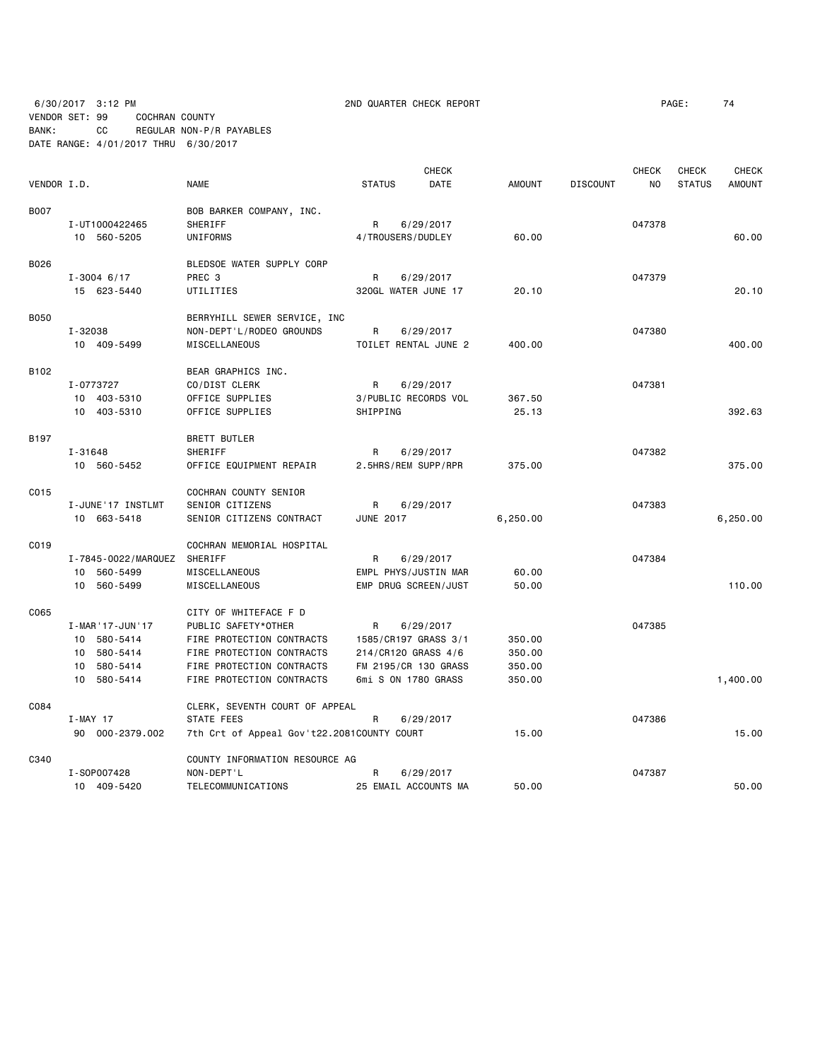6/30/2017 3:12 PM 2ND QUARTER CHECK REPORT
VENDOR SET: 99 COCHRAN COUNTY
BANK: CC REGULAR NON-P/R PAYABLES
DATE RANGE: 4/01/2017 THRU 6/30/2017

| VENDOR I.D. | NAME | STATUS | CHECK DATE | AMOUNT | DISCOUNT | CHECK NO | CHECK STATUS | CHECK AMOUNT |
|---|---|---|---|---|---|---|---|---|
| B007 | BOB BARKER COMPANY, INC. | | | | | | | |
| I-UT1000422465 | SHERIFF | R | 6/29/2017 | | | 047378 | | |
| 10 560-5205 | UNIFORMS | 4/TROUSERS/DUDLEY | | 60.00 | | | | 60.00 |
| B026 | BLEDSOE WATER SUPPLY CORP | | | | | | | |
| I-3004 6/17 | PREC 3 | R | 6/29/2017 | | | 047379 | | |
| 15 623-5440 | UTILITIES | 320GL WATER JUNE 17 | | 20.10 | | | | 20.10 |
| B050 | BERRYHILL SEWER SERVICE, INC | | | | | | | |
| I-32038 | NON-DEPT'L/RODEO GROUNDS | R | 6/29/2017 | | | 047380 | | |
| 10 409-5499 | MISCELLANEOUS | TOILET RENTAL JUNE 2 | | 400.00 | | | | 400.00 |
| B102 | BEAR GRAPHICS INC. | | | | | | | |
| I-0773727 | CO/DIST CLERK | R | 6/29/2017 | | | 047381 | | |
| 10 403-5310 | OFFICE SUPPLIES | 3/PUBLIC RECORDS VOL | | 367.50 | | | | |
| 10 403-5310 | OFFICE SUPPLIES | SHIPPING | | 25.13 | | | | 392.63 |
| B197 | BRETT BUTLER | | | | | | | |
| I-31648 | SHERIFF | R | 6/29/2017 | | | 047382 | | |
| 10 560-5452 | OFFICE EQUIPMENT REPAIR | 2.5HRS/REM SUPP/RPR | | 375.00 | | | | 375.00 |
| C015 | COCHRAN COUNTY SENIOR | | | | | | | |
| I-JUNE'17 INSTLMT | SENIOR CITIZENS | R | 6/29/2017 | | | 047383 | | |
| 10 663-5418 | SENIOR CITIZENS CONTRACT | JUNE 2017 | | 6,250.00 | | | | 6,250.00 |
| C019 | COCHRAN MEMORIAL HOSPITAL | | | | | | | |
| I-7845-0022/MARQUEZ | SHERIFF | R | 6/29/2017 | | | 047384 | | |
| 10 560-5499 | MISCELLANEOUS | EMPL PHYS/JUSTIN MAR | | 60.00 | | | | |
| 10 560-5499 | MISCELLANEOUS | EMP DRUG SCREEN/JUST | | 50.00 | | | | 110.00 |
| C065 | CITY OF WHITEFACE F D | | | | | | | |
| I-MAR'17-JUN'17 | PUBLIC SAFETY*OTHER | R | 6/29/2017 | | | 047385 | | |
| 10 580-5414 | FIRE PROTECTION CONTRACTS | 1585/CR197 GRASS 3/1 | | 350.00 | | | | |
| 10 580-5414 | FIRE PROTECTION CONTRACTS | 214/CR120 GRASS 4/6 | | 350.00 | | | | |
| 10 580-5414 | FIRE PROTECTION CONTRACTS | FM 2195/CR 130 GRASS | | 350.00 | | | | |
| 10 580-5414 | FIRE PROTECTION CONTRACTS | 6mi S ON 1780 GRASS | | 350.00 | | | | 1,400.00 |
| C084 | CLERK, SEVENTH COURT OF APPEAL | | | | | | | |
| I-MAY 17 | STATE FEES | R | 6/29/2017 | | | 047386 | | |
| 90 000-2379.002 | 7th Crt of Appeal Gov't22.2081 | COUNTY COURT | | 15.00 | | | | 15.00 |
| C340 | COUNTY INFORMATION RESOURCE AG | | | | | | | |
| I-SOP007428 | NON-DEPT'L | R | 6/29/2017 | | | 047387 | | |
| 10 409-5420 | TELECOMMUNICATIONS | 25 EMAIL ACCOUNTS MA | | 50.00 | | | | 50.00 |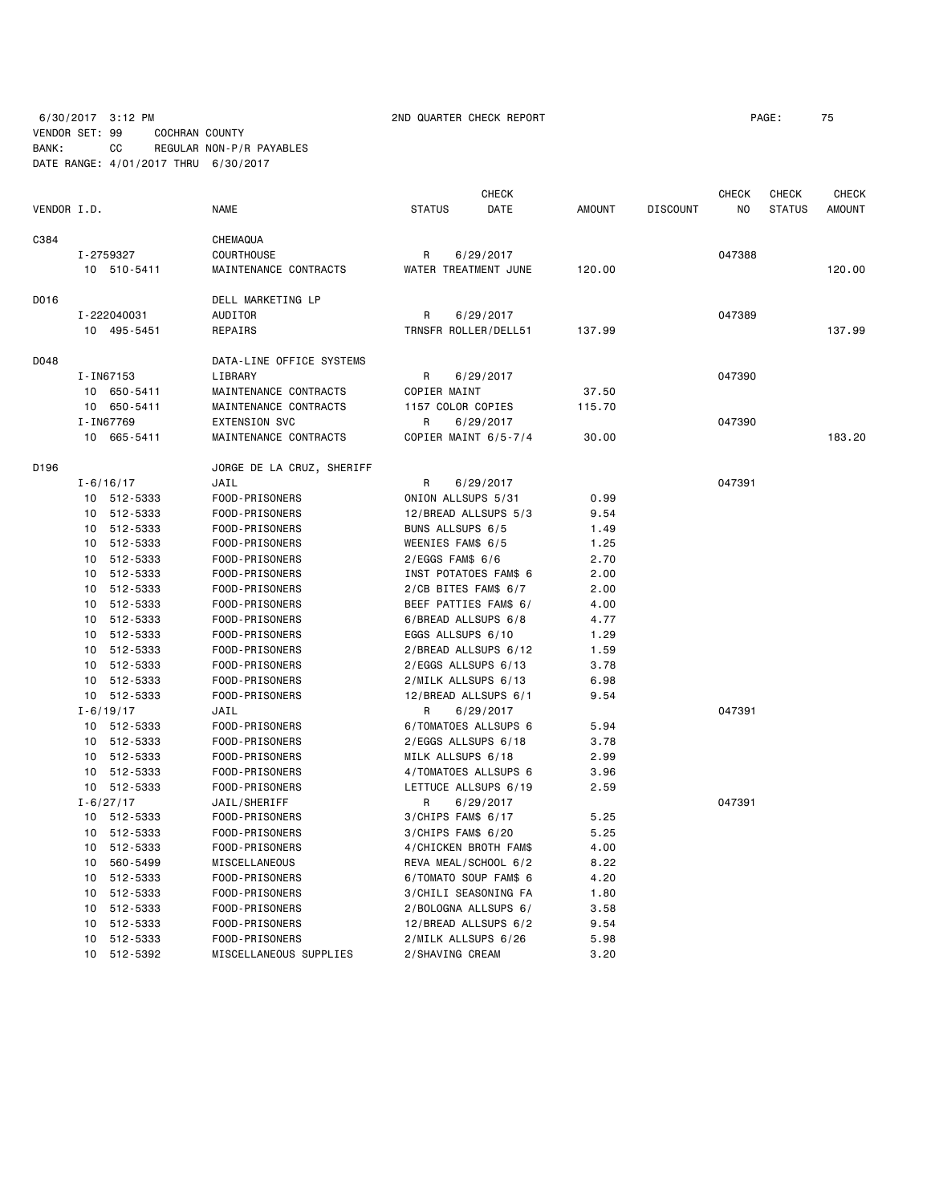6/30/2017 3:12 PM 2ND QUARTER CHECK REPORT

VENDOR SET: 99 COCHRAN COUNTY
BANK: CC REGULAR NON-P/R PAYABLES
DATE RANGE: 4/01/2017 THRU 6/30/2017

| VENDOR I.D. | NAME | STATUS | CHECK DATE | AMOUNT | DISCOUNT | CHECK NO | CHECK STATUS | CHECK AMOUNT |
|---|---|---|---|---|---|---|---|---|
| C384 | CHEMAQUA | | | | | | | |
| I-2759327 | COURTHOUSE | R | 6/29/2017 | | | 047388 | | |
| 10 510-5411 | MAINTENANCE CONTRACTS | WATER TREATMENT JUNE | | 120.00 | | | | 120.00 |
| D016 | DELL MARKETING LP | | | | | | | |
| I-222040031 | AUDITOR | R | 6/29/2017 | | | 047389 | | |
| 10 495-5451 | REPAIRS | TRNSFR ROLLER/DELL51 | | 137.99 | | | | 137.99 |
| D048 | DATA-LINE OFFICE SYSTEMS | | | | | | | |
| I-IN67153 | LIBRARY | R | 6/29/2017 | | | 047390 | | |
| 10 650-5411 | MAINTENANCE CONTRACTS | COPIER MAINT | | 37.50 | | | | |
| 10 650-5411 | MAINTENANCE CONTRACTS | 1157 COLOR COPIES | | 115.70 | | | | |
| I-IN67769 | EXTENSION SVC | R | 6/29/2017 | | | 047390 | | |
| 10 665-5411 | MAINTENANCE CONTRACTS | COPIER MAINT 6/5-7/4 | | 30.00 | | | | 183.20 |
| D196 | JORGE DE LA CRUZ, SHERIFF | | | | | | | |
| I-6/16/17 | JAIL | R | 6/29/2017 | | | 047391 | | |
| 10 512-5333 | FOOD-PRISONERS | ONION ALLSUPS 5/31 | | 0.99 | | | | |
| 10 512-5333 | FOOD-PRISONERS | 12/BREAD ALLSUPS 5/3 | | 9.54 | | | | |
| 10 512-5333 | FOOD-PRISONERS | BUNS ALLSUPS 6/5 | | 1.49 | | | | |
| 10 512-5333 | FOOD-PRISONERS | WEENIES FAM$ 6/5 | | 1.25 | | | | |
| 10 512-5333 | FOOD-PRISONERS | 2/EGGS FAM$ 6/6 | | 2.70 | | | | |
| 10 512-5333 | FOOD-PRISONERS | INST POTATOES FAM$ 6 | | 2.00 | | | | |
| 10 512-5333 | FOOD-PRISONERS | 2/CB BITES FAM$ 6/7 | | 2.00 | | | | |
| 10 512-5333 | FOOD-PRISONERS | BEEF PATTIES FAM$ 6/ | | 4.00 | | | | |
| 10 512-5333 | FOOD-PRISONERS | 6/BREAD ALLSUPS 6/8 | | 4.77 | | | | |
| 10 512-5333 | FOOD-PRISONERS | EGGS ALLSUPS 6/10 | | 1.29 | | | | |
| 10 512-5333 | FOOD-PRISONERS | 2/BREAD ALLSUPS 6/12 | | 1.59 | | | | |
| 10 512-5333 | FOOD-PRISONERS | 2/EGGS ALLSUPS 6/13 | | 3.78 | | | | |
| 10 512-5333 | FOOD-PRISONERS | 2/MILK ALLSUPS 6/13 | | 6.98 | | | | |
| 10 512-5333 | FOOD-PRISONERS | 12/BREAD ALLSUPS 6/1 | | 9.54 | | | | |
| I-6/19/17 | JAIL | R | 6/29/2017 | | | 047391 | | |
| 10 512-5333 | FOOD-PRISONERS | 6/TOMATOES ALLSUPS 6 | | 5.94 | | | | |
| 10 512-5333 | FOOD-PRISONERS | 2/EGGS ALLSUPS 6/18 | | 3.78 | | | | |
| 10 512-5333 | FOOD-PRISONERS | MILK ALLSUPS 6/18 | | 2.99 | | | | |
| 10 512-5333 | FOOD-PRISONERS | 4/TOMATOES ALLSUPS 6 | | 3.96 | | | | |
| 10 512-5333 | FOOD-PRISONERS | LETTUCE ALLSUPS 6/19 | | 2.59 | | | | |
| I-6/27/17 | JAIL/SHERIFF | R | 6/29/2017 | | | 047391 | | |
| 10 512-5333 | FOOD-PRISONERS | 3/CHIPS FAM$ 6/17 | | 5.25 | | | | |
| 10 512-5333 | FOOD-PRISONERS | 3/CHIPS FAM$ 6/20 | | 5.25 | | | | |
| 10 512-5333 | FOOD-PRISONERS | 4/CHICKEN BROTH FAM$ | | 4.00 | | | | |
| 10 560-5499 | MISCELLANEOUS | REVA MEAL/SCHOOL 6/2 | | 8.22 | | | | |
| 10 512-5333 | FOOD-PRISONERS | 6/TOMATO SOUP FAM$ 6 | | 4.20 | | | | |
| 10 512-5333 | FOOD-PRISONERS | 3/CHILI SEASONING FA | | 1.80 | | | | |
| 10 512-5333 | FOOD-PRISONERS | 2/BOLOGNA ALLSUPS 6/ | | 3.58 | | | | |
| 10 512-5333 | FOOD-PRISONERS | 12/BREAD ALLSUPS 6/2 | | 9.54 | | | | |
| 10 512-5333 | FOOD-PRISONERS | 2/MILK ALLSUPS 6/26 | | 5.98 | | | | |
| 10 512-5392 | MISCELLANEOUS SUPPLIES | 2/SHAVING CREAM | | 3.20 | | | | |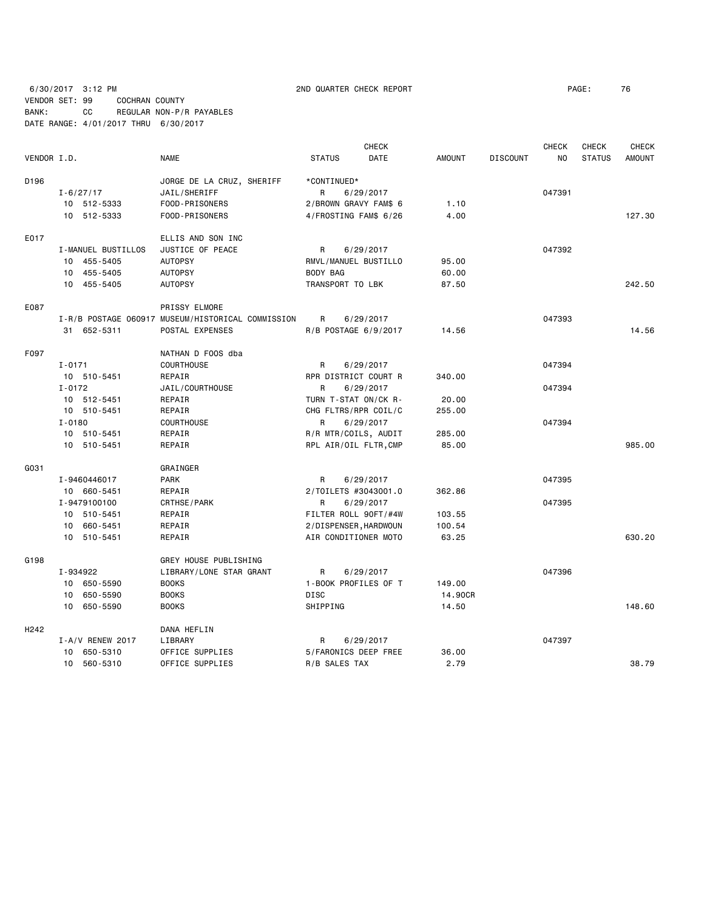6/30/2017 3:12 PM 2ND QUARTER CHECK REPORT
VENDOR SET: 99 COCHRAN COUNTY
BANK: CC REGULAR NON-P/R PAYABLES
DATE RANGE: 4/01/2017 THRU 6/30/2017

| VENDOR I.D. | NAME | STATUS | CHECK DATE | AMOUNT | DISCOUNT | CHECK NO | CHECK STATUS | CHECK AMOUNT |
|---|---|---|---|---|---|---|---|---|
| D196 | JORGE DE LA CRUZ, SHERIFF | *CONTINUED* | | | | | | |
| I-6/27/17 | JAIL/SHERIFF | R | 6/29/2017 | | | 047391 | | |
| 10 512-5333 | FOOD-PRISONERS | 2/BROWN GRAVY FAM$ 6 | | 1.10 | | | | |
| 10 512-5333 | FOOD-PRISONERS | 4/FROSTING FAM$ 6/26 | | 4.00 | | | | 127.30 |
| E017 | ELLIS AND SON INC | | | | | | | |
| I-MANUEL BUSTILLOS | JUSTICE OF PEACE | R | 6/29/2017 | | | 047392 | | |
| 10 455-5405 | AUTOPSY | RMVL/MANUEL BUSTILLO | | 95.00 | | | | |
| 10 455-5405 | AUTOPSY | BODY BAG | | 60.00 | | | | |
| 10 455-5405 | AUTOPSY | TRANSPORT TO LBK | | 87.50 | | | | 242.50 |
| E087 | PRISSY ELMORE | | | | | | | |
| I-R/B POSTAGE 060917 | MUSEUM/HISTORICAL COMMISSION | R | 6/29/2017 | | | 047393 | | |
| 31 652-5311 | POSTAL EXPENSES | R/B POSTAGE 6/9/2017 | | 14.56 | | | | 14.56 |
| F097 | NATHAN D FOOS dba | | | | | | | |
| I-0171 | COURTHOUSE | R | 6/29/2017 | | | 047394 | | |
| 10 510-5451 | REPAIR | RPR DISTRICT COURT R | | 340.00 | | | | |
| I-0172 | JAIL/COURTHOUSE | R | 6/29/2017 | | | 047394 | | |
| 10 512-5451 | REPAIR | TURN T-STAT ON/CK R- | | 20.00 | | | | |
| 10 510-5451 | REPAIR | CHG FLTRS/RPR COIL/C | | 255.00 | | | | |
| I-0180 | COURTHOUSE | R | 6/29/2017 | | | 047394 | | |
| 10 510-5451 | REPAIR | R/R MTR/COILS, AUDIT | | 285.00 | | | | |
| 10 510-5451 | REPAIR | RPL AIR/OIL FLTR,CMP | | 85.00 | | | | 985.00 |
| G031 | GRAINGER | | | | | | | |
| I-9460446017 | PARK | R | 6/29/2017 | | | 047395 | | |
| 10 660-5451 | REPAIR | 2/TOILETS #3043001.0 | | 362.86 | | | | |
| I-9479100100 | CRTHSE/PARK | R | 6/29/2017 | | | 047395 | | |
| 10 510-5451 | REPAIR | FILTER ROLL 90FT/#4W | | 103.55 | | | | |
| 10 660-5451 | REPAIR | 2/DISPENSER,HARDWOUN | | 100.54 | | | | |
| 10 510-5451 | REPAIR | AIR CONDITIONER MOTO | | 63.25 | | | | 630.20 |
| G198 | GREY HOUSE PUBLISHING | | | | | | | |
| I-934922 | LIBRARY/LONE STAR GRANT | R | 6/29/2017 | | | 047396 | | |
| 10 650-5590 | BOOKS | 1-BOOK PROFILES OF T | | 149.00 | | | | |
| 10 650-5590 | BOOKS | DISC | | 14.90CR | | | | |
| 10 650-5590 | BOOKS | SHIPPING | | 14.50 | | | | 148.60 |
| H242 | DANA HEFLIN | | | | | | | |
| I-A/V RENEW 2017 | LIBRARY | R | 6/29/2017 | | | 047397 | | |
| 10 650-5310 | OFFICE SUPPLIES | 5/FARONICS DEEP FREE | | 36.00 | | | | |
| 10 560-5310 | OFFICE SUPPLIES | R/B SALES TAX | | 2.79 | | | | 38.79 |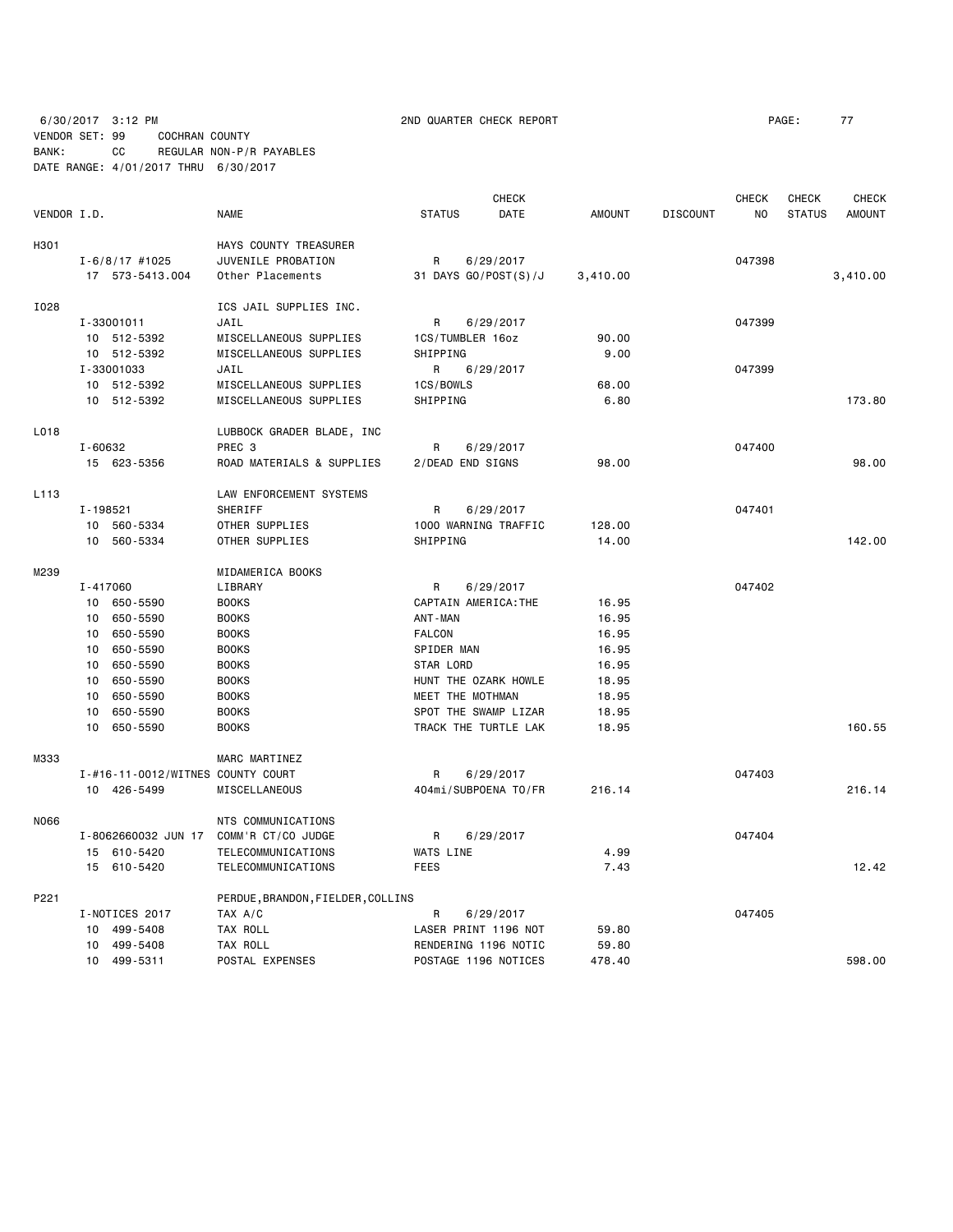6/30/2017 3:12 PM 2ND QUARTER CHECK REPORT

VENDOR SET: 99 COCHRAN COUNTY
BANK: CC REGULAR NON-P/R PAYABLES
DATE RANGE: 4/01/2017 THRU 6/30/2017

| VENDOR I.D. | | NAME | STATUS | CHECK DATE | AMOUNT | DISCOUNT | CHECK NO | CHECK STATUS | CHECK AMOUNT |
|---|---|---|---|---|---|---|---|---|---|
| H301 | | HAYS COUNTY TREASURER | | | | | | | |
| | I-6/8/17 #1025 | JUVENILE PROBATION | R | 6/29/2017 | | | 047398 | | |
| | 17 573-5413.004 | Other Placements | 31 DAYS GO/POST(S)/J | | 3,410.00 | | | | 3,410.00 |
| I028 | | ICS JAIL SUPPLIES INC. | | | | | | | |
| | I-33001011 | JAIL | R | 6/29/2017 | | | 047399 | | |
| | 10 512-5392 | MISCELLANEOUS SUPPLIES | 1CS/TUMBLER 16oz | | 90.00 | | | | |
| | 10 512-5392 | MISCELLANEOUS SUPPLIES | SHIPPING | | 9.00 | | | | |
| | I-33001033 | JAIL | R | 6/29/2017 | | | 047399 | | |
| | 10 512-5392 | MISCELLANEOUS SUPPLIES | 1CS/BOWLS | | 68.00 | | | | |
| | 10 512-5392 | MISCELLANEOUS SUPPLIES | SHIPPING | | 6.80 | | | | 173.80 |
| L018 | | LUBBOCK GRADER BLADE, INC | | | | | | | |
| | I-60632 | PREC 3 | R | 6/29/2017 | | | 047400 | | |
| | 15 623-5356 | ROAD MATERIALS & SUPPLIES | 2/DEAD END SIGNS | | 98.00 | | | | 98.00 |
| L113 | | LAW ENFORCEMENT SYSTEMS | | | | | | | |
| | I-198521 | SHERIFF | R | 6/29/2017 | | | 047401 | | |
| | 10 560-5334 | OTHER SUPPLIES | 1000 WARNING TRAFFIC | | 128.00 | | | | |
| | 10 560-5334 | OTHER SUPPLIES | SHIPPING | | 14.00 | | | | 142.00 |
| M239 | | MIDAMERICA BOOKS | | | | | | | |
| | I-417060 | LIBRARY | R | 6/29/2017 | | | 047402 | | |
| | 10 650-5590 | BOOKS | CAPTAIN AMERICA:THE | | 16.95 | | | | |
| | 10 650-5590 | BOOKS | ANT-MAN | | 16.95 | | | | |
| | 10 650-5590 | BOOKS | FALCON | | 16.95 | | | | |
| | 10 650-5590 | BOOKS | SPIDER MAN | | 16.95 | | | | |
| | 10 650-5590 | BOOKS | STAR LORD | | 16.95 | | | | |
| | 10 650-5590 | BOOKS | HUNT THE OZARK HOWLE | | 18.95 | | | | |
| | 10 650-5590 | BOOKS | MEET THE MOTHMAN | | 18.95 | | | | |
| | 10 650-5590 | BOOKS | SPOT THE SWAMP LIZAR | | 18.95 | | | | |
| | 10 650-5590 | BOOKS | TRACK THE TURTLE LAK | | 18.95 | | | | 160.55 |
| M333 | | MARC MARTINEZ | | | | | | | |
| | I-#16-11-0012/WITNES | COUNTY COURT | R | 6/29/2017 | | | 047403 | | |
| | 10 426-5499 | MISCELLANEOUS | 404mi/SUBPOENA TO/FR | | 216.14 | | | | 216.14 |
| N066 | | NTS COMMUNICATIONS | | | | | | | |
| | I-8062660032 JUN 17 | COMM'R CT/CO JUDGE | R | 6/29/2017 | | | 047404 | | |
| | 15 610-5420 | TELECOMMUNICATIONS | WATS LINE | | 4.99 | | | | |
| | 15 610-5420 | TELECOMMUNICATIONS | FEES | | 7.43 | | | | 12.42 |
| P221 | | PERDUE,BRANDON,FIELDER,COLLINS | | | | | | | |
| | I-NOTICES 2017 | TAX A/C | R | 6/29/2017 | | | 047405 | | |
| | 10 499-5408 | TAX ROLL | LASER PRINT 1196 NOT | | 59.80 | | | | |
| | 10 499-5408 | TAX ROLL | RENDERING 1196 NOTIC | | 59.80 | | | | |
| | 10 499-5311 | POSTAL EXPENSES | POSTAGE 1196 NOTICES | | 478.40 | | | | 598.00 |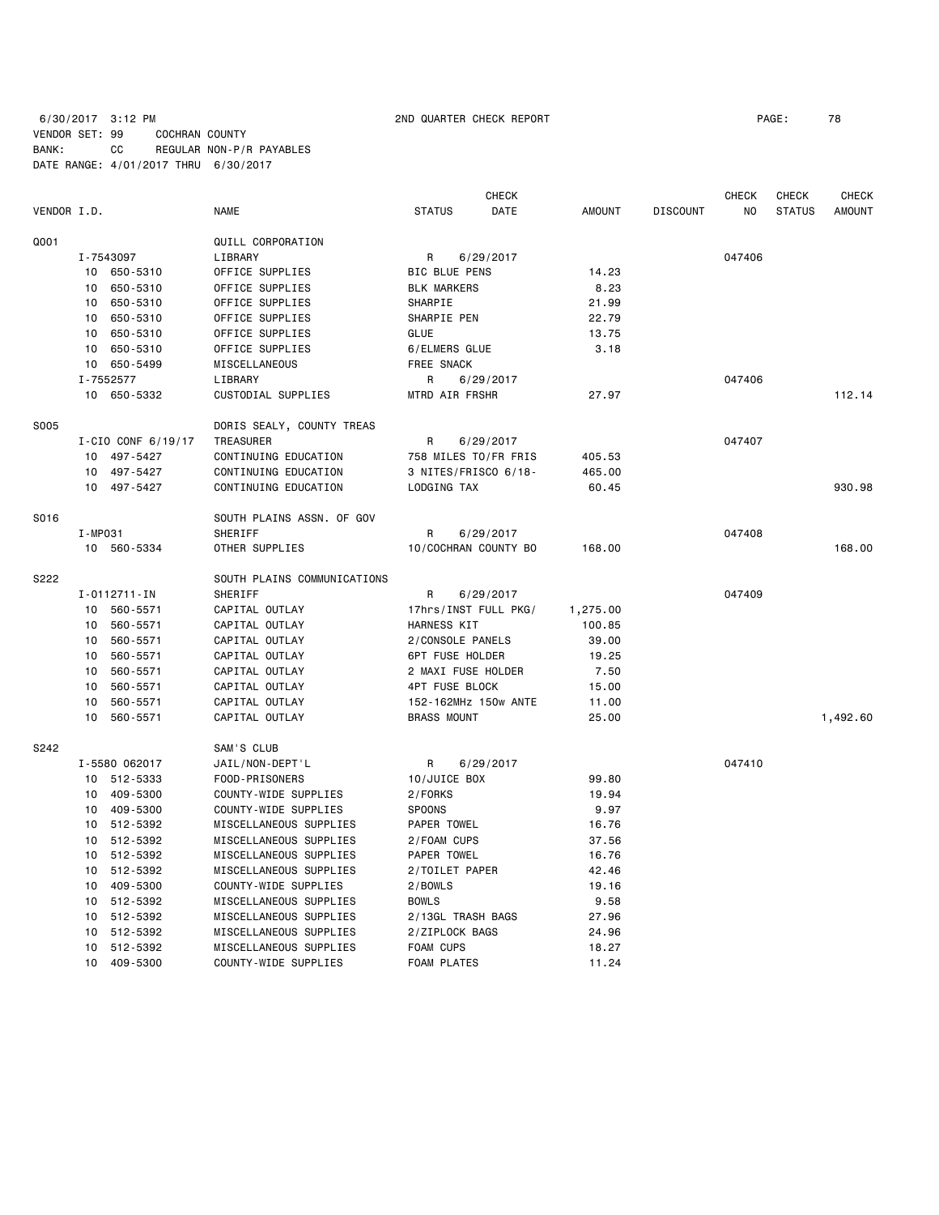6/30/2017 3:12 PM 2ND QUARTER CHECK REPORT PAGE: 78

VENDOR SET: 99 COCHRAN COUNTY
BANK: CC REGULAR NON-P/R PAYABLES
DATE RANGE: 4/01/2017 THRU 6/30/2017

| VENDOR I.D. | NAME | STATUS | CHECK DATE | AMOUNT | DISCOUNT | CHECK NO | CHECK STATUS | CHECK AMOUNT |
|---|---|---|---|---|---|---|---|---|
| Q001 | QUILL CORPORATION | | | | | | | |
| I-7543097 | LIBRARY | R | 6/29/2017 | | | 047406 | | |
| 10 650-5310 | OFFICE SUPPLIES | BIC BLUE PENS | | 14.23 | | | | |
| 10 650-5310 | OFFICE SUPPLIES | BLK MARKERS | | 8.23 | | | | |
| 10 650-5310 | OFFICE SUPPLIES | SHARPIE | | 21.99 | | | | |
| 10 650-5310 | OFFICE SUPPLIES | SHARPIE PEN | | 22.79 | | | | |
| 10 650-5310 | OFFICE SUPPLIES | GLUE | | 13.75 | | | | |
| 10 650-5310 | OFFICE SUPPLIES | 6/ELMERS GLUE | | 3.18 | | | | |
| 10 650-5499 | MISCELLANEOUS | FREE SNACK | | | | | | |
| I-7552577 | LIBRARY | R | 6/29/2017 | | | 047406 | | |
| 10 650-5332 | CUSTODIAL SUPPLIES | MTRD AIR FRSHR | | 27.97 | | | | 112.14 |
| S005 | DORIS SEALY, COUNTY TREAS | | | | | | | |
| I-CIO CONF 6/19/17 | TREASURER | R | 6/29/2017 | | | 047407 | | |
| 10 497-5427 | CONTINUING EDUCATION | 758 MILES TO/FR FRIS | | 405.53 | | | | |
| 10 497-5427 | CONTINUING EDUCATION | 3 NITES/FRISCO 6/18- | | 465.00 | | | | |
| 10 497-5427 | CONTINUING EDUCATION | LODGING TAX | | 60.45 | | | | 930.98 |
| S016 | SOUTH PLAINS ASSN. OF GOV | | | | | | | |
| I-MP031 | SHERIFF | R | 6/29/2017 | | | 047408 | | |
| 10 560-5334 | OTHER SUPPLIES | 10/COCHRAN COUNTY BO | | 168.00 | | | | 168.00 |
| S222 | SOUTH PLAINS COMMUNICATIONS | | | | | | | |
| I-0112711-IN | SHERIFF | R | 6/29/2017 | | | 047409 | | |
| 10 560-5571 | CAPITAL OUTLAY | 17hrs/INST FULL PKG/ | | 1,275.00 | | | | |
| 10 560-5571 | CAPITAL OUTLAY | HARNESS KIT | | 100.85 | | | | |
| 10 560-5571 | CAPITAL OUTLAY | 2/CONSOLE PANELS | | 39.00 | | | | |
| 10 560-5571 | CAPITAL OUTLAY | 6PT FUSE HOLDER | | 19.25 | | | | |
| 10 560-5571 | CAPITAL OUTLAY | 2 MAXI FUSE HOLDER | | 7.50 | | | | |
| 10 560-5571 | CAPITAL OUTLAY | 4PT FUSE BLOCK | | 15.00 | | | | |
| 10 560-5571 | CAPITAL OUTLAY | 152-162MHz 150w ANTE | | 11.00 | | | | |
| 10 560-5571 | CAPITAL OUTLAY | BRASS MOUNT | | 25.00 | | | | 1,492.60 |
| S242 | SAM'S CLUB | | | | | | | |
| I-5580 062017 | JAIL/NON-DEPT'L | R | 6/29/2017 | | | 047410 | | |
| 10 512-5333 | FOOD-PRISONERS | 10/JUICE BOX | | 99.80 | | | | |
| 10 409-5300 | COUNTY-WIDE SUPPLIES | 2/FORKS | | 19.94 | | | | |
| 10 409-5300 | COUNTY-WIDE SUPPLIES | SPOONS | | 9.97 | | | | |
| 10 512-5392 | MISCELLANEOUS SUPPLIES | PAPER TOWEL | | 16.76 | | | | |
| 10 512-5392 | MISCELLANEOUS SUPPLIES | 2/FOAM CUPS | | 37.56 | | | | |
| 10 512-5392 | MISCELLANEOUS SUPPLIES | PAPER TOWEL | | 16.76 | | | | |
| 10 512-5392 | MISCELLANEOUS SUPPLIES | 2/TOILET PAPER | | 42.46 | | | | |
| 10 409-5300 | COUNTY-WIDE SUPPLIES | 2/BOWLS | | 19.16 | | | | |
| 10 512-5392 | MISCELLANEOUS SUPPLIES | BOWLS | | 9.58 | | | | |
| 10 512-5392 | MISCELLANEOUS SUPPLIES | 2/13GL TRASH BAGS | | 27.96 | | | | |
| 10 512-5392 | MISCELLANEOUS SUPPLIES | 2/ZIPLOCK BAGS | | 24.96 | | | | |
| 10 512-5392 | MISCELLANEOUS SUPPLIES | FOAM CUPS | | 18.27 | | | | |
| 10 409-5300 | COUNTY-WIDE SUPPLIES | FOAM PLATES | | 11.24 | | | | |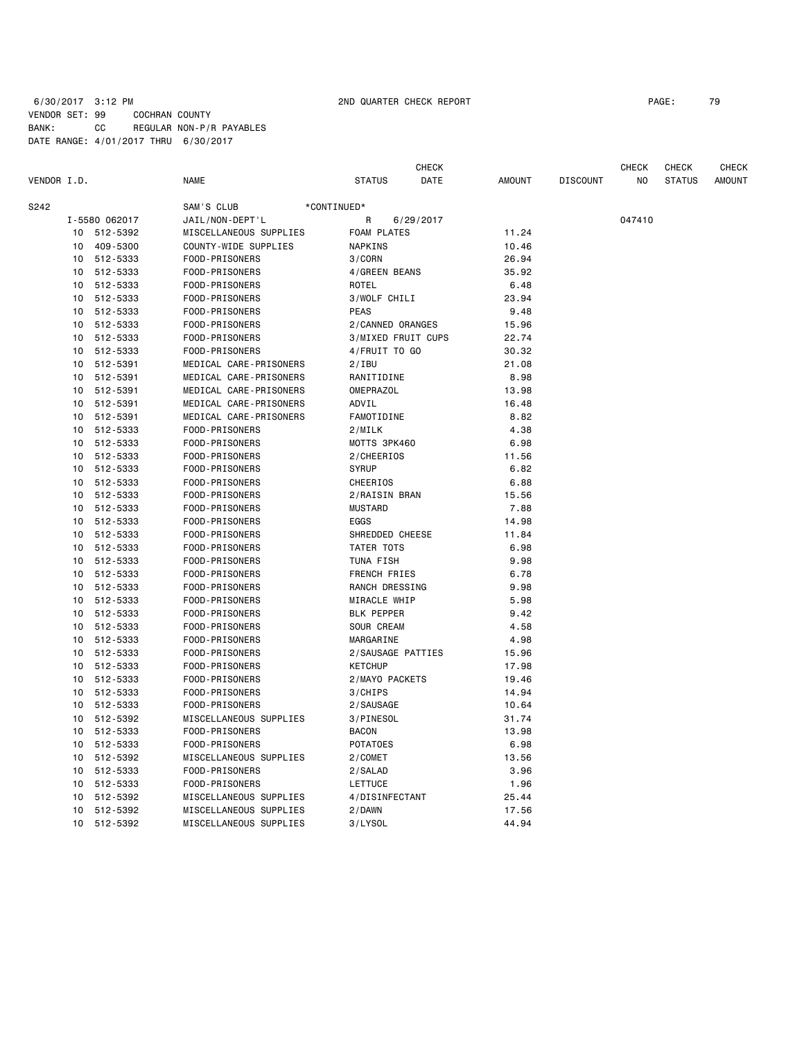6/30/2017 3:12 PM 2ND QUARTER CHECK REPORT

VENDOR SET: 99 COCHRAN COUNTY
BANK: CC REGULAR NON-P/R PAYABLES
DATE RANGE: 4/01/2017 THRU 6/30/2017

| VENDOR I.D. | | NAME | STATUS | CHECK DATE | AMOUNT | DISCOUNT | CHECK NO | CHECK STATUS | CHECK AMOUNT |
|---|---|---|---|---|---|---|---|---|---|
| S242 | | SAM'S CLUB *CONTINUED* | | | | | | | |
| I-5580 062017 | | JAIL/NON-DEPT'L | R | 6/29/2017 | | | 047410 | | |
| 10 | 512-5392 | MISCELLANEOUS SUPPLIES | FOAM PLATES | | 11.24 | | | | |
| 10 | 409-5300 | COUNTY-WIDE SUPPLIES | NAPKINS | | 10.46 | | | | |
| 10 | 512-5333 | FOOD-PRISONERS | 3/CORN | | 26.94 | | | | |
| 10 | 512-5333 | FOOD-PRISONERS | 4/GREEN BEANS | | 35.92 | | | | |
| 10 | 512-5333 | FOOD-PRISONERS | ROTEL | | 6.48 | | | | |
| 10 | 512-5333 | FOOD-PRISONERS | 3/WOLF CHILI | | 23.94 | | | | |
| 10 | 512-5333 | FOOD-PRISONERS | PEAS | | 9.48 | | | | |
| 10 | 512-5333 | FOOD-PRISONERS | 2/CANNED ORANGES | | 15.96 | | | | |
| 10 | 512-5333 | FOOD-PRISONERS | 3/MIXED FRUIT CUPS | | 22.74 | | | | |
| 10 | 512-5333 | FOOD-PRISONERS | 4/FRUIT TO GO | | 30.32 | | | | |
| 10 | 512-5391 | MEDICAL CARE-PRISONERS | 2/IBU | | 21.08 | | | | |
| 10 | 512-5391 | MEDICAL CARE-PRISONERS | RANITIDINE | | 8.98 | | | | |
| 10 | 512-5391 | MEDICAL CARE-PRISONERS | OMEPRAZOL | | 13.98 | | | | |
| 10 | 512-5391 | MEDICAL CARE-PRISONERS | ADVIL | | 16.48 | | | | |
| 10 | 512-5391 | MEDICAL CARE-PRISONERS | FAMOTIDINE | | 8.82 | | | | |
| 10 | 512-5333 | FOOD-PRISONERS | 2/MILK | | 4.38 | | | | |
| 10 | 512-5333 | FOOD-PRISONERS | MOTTS 3PK460 | | 6.98 | | | | |
| 10 | 512-5333 | FOOD-PRISONERS | 2/CHEERIOS | | 11.56 | | | | |
| 10 | 512-5333 | FOOD-PRISONERS | SYRUP | | 6.82 | | | | |
| 10 | 512-5333 | FOOD-PRISONERS | CHEERIOS | | 6.88 | | | | |
| 10 | 512-5333 | FOOD-PRISONERS | 2/RAISIN BRAN | | 15.56 | | | | |
| 10 | 512-5333 | FOOD-PRISONERS | MUSTARD | | 7.88 | | | | |
| 10 | 512-5333 | FOOD-PRISONERS | EGGS | | 14.98 | | | | |
| 10 | 512-5333 | FOOD-PRISONERS | SHREDDED CHEESE | | 11.84 | | | | |
| 10 | 512-5333 | FOOD-PRISONERS | TATER TOTS | | 6.98 | | | | |
| 10 | 512-5333 | FOOD-PRISONERS | TUNA FISH | | 9.98 | | | | |
| 10 | 512-5333 | FOOD-PRISONERS | FRENCH FRIES | | 6.78 | | | | |
| 10 | 512-5333 | FOOD-PRISONERS | RANCH DRESSING | | 9.98 | | | | |
| 10 | 512-5333 | FOOD-PRISONERS | MIRACLE WHIP | | 5.98 | | | | |
| 10 | 512-5333 | FOOD-PRISONERS | BLK PEPPER | | 9.42 | | | | |
| 10 | 512-5333 | FOOD-PRISONERS | SOUR CREAM | | 4.58 | | | | |
| 10 | 512-5333 | FOOD-PRISONERS | MARGARINE | | 4.98 | | | | |
| 10 | 512-5333 | FOOD-PRISONERS | 2/SAUSAGE PATTIES | | 15.96 | | | | |
| 10 | 512-5333 | FOOD-PRISONERS | KETCHUP | | 17.98 | | | | |
| 10 | 512-5333 | FOOD-PRISONERS | 2/MAYO PACKETS | | 19.46 | | | | |
| 10 | 512-5333 | FOOD-PRISONERS | 3/CHIPS | | 14.94 | | | | |
| 10 | 512-5333 | FOOD-PRISONERS | 2/SAUSAGE | | 10.64 | | | | |
| 10 | 512-5392 | MISCELLANEOUS SUPPLIES | 3/PINESOL | | 31.74 | | | | |
| 10 | 512-5333 | FOOD-PRISONERS | BACON | | 13.98 | | | | |
| 10 | 512-5333 | FOOD-PRISONERS | POTATOES | | 6.98 | | | | |
| 10 | 512-5392 | MISCELLANEOUS SUPPLIES | 2/COMET | | 13.56 | | | | |
| 10 | 512-5333 | FOOD-PRISONERS | 2/SALAD | | 3.96 | | | | |
| 10 | 512-5333 | FOOD-PRISONERS | LETTUCE | | 1.96 | | | | |
| 10 | 512-5392 | MISCELLANEOUS SUPPLIES | 4/DISINFECTANT | | 25.44 | | | | |
| 10 | 512-5392 | MISCELLANEOUS SUPPLIES | 2/DAWN | | 17.56 | | | | |
| 10 | 512-5392 | MISCELLANEOUS SUPPLIES | 3/LYSOL | | 44.94 | | | | |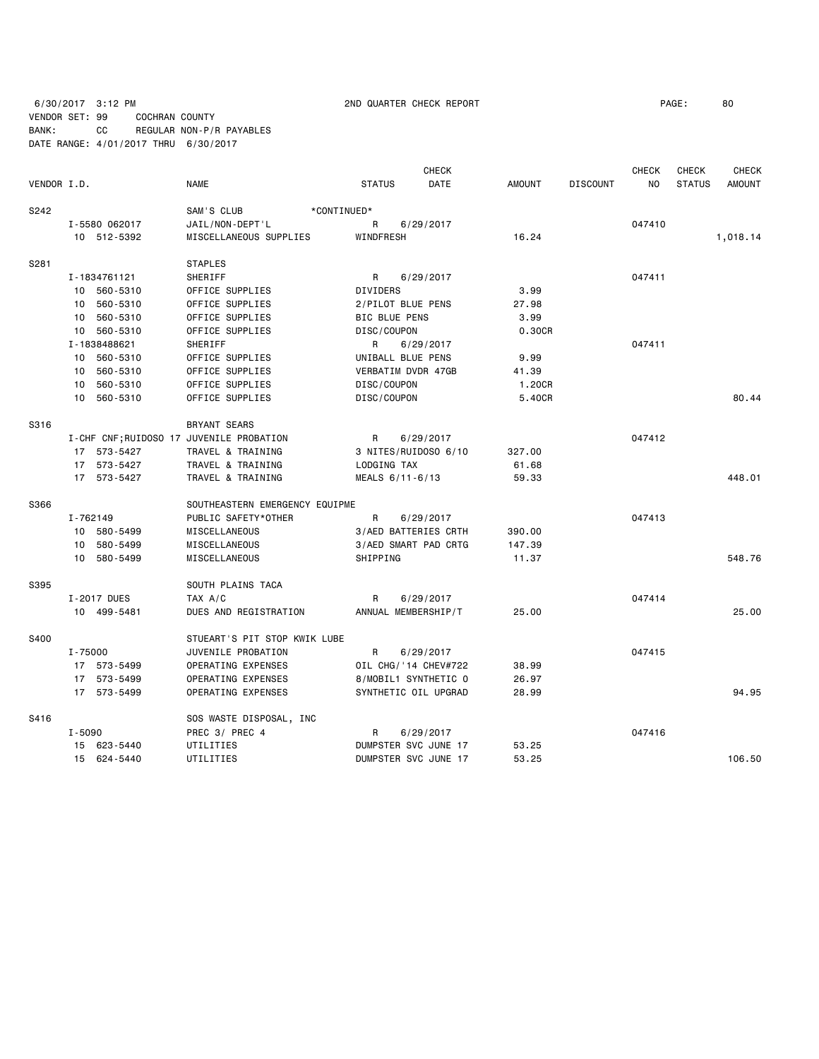6/30/2017 3:12 PM 2ND QUARTER CHECK REPORT

VENDOR SET: 99 COCHRAN COUNTY
BANK: CC REGULAR NON-P/R PAYABLES
DATE RANGE: 4/01/2017 THRU 6/30/2017

| VENDOR I.D. | NAME | STATUS | CHECK DATE | AMOUNT | DISCOUNT | CHECK NO | CHECK STATUS | CHECK AMOUNT |
|---|---|---|---|---|---|---|---|---|
| S242 | SAM'S CLUB *CONTINUED* | | | | | | | |
| I-5580 062017 | JAIL/NON-DEPT'L | R | 6/29/2017 | | | 047410 | | |
| 10 512-5392 | MISCELLANEOUS SUPPLIES | WINDFRESH | | 16.24 | | | | 1,018.14 |
| S281 | STAPLES | | | | | | | |
| I-1834761121 | SHERIFF | R | 6/29/2017 | | | 047411 | | |
| 10 560-5310 | OFFICE SUPPLIES | DIVIDERS | | 3.99 | | | | |
| 10 560-5310 | OFFICE SUPPLIES | 2/PILOT BLUE PENS | | 27.98 | | | | |
| 10 560-5310 | OFFICE SUPPLIES | BIC BLUE PENS | | 3.99 | | | | |
| 10 560-5310 | OFFICE SUPPLIES | DISC/COUPON | | 0.30CR | | | | |
| I-1838488621 | SHERIFF | R | 6/29/2017 | | | 047411 | | |
| 10 560-5310 | OFFICE SUPPLIES | UNIBALL BLUE PENS | | 9.99 | | | | |
| 10 560-5310 | OFFICE SUPPLIES | VERBATIM DVDR 47GB | | 41.39 | | | | |
| 10 560-5310 | OFFICE SUPPLIES | DISC/COUPON | | 1.20CR | | | | |
| 10 560-5310 | OFFICE SUPPLIES | DISC/COUPON | | 5.40CR | | | | 80.44 |
| S316 | BRYANT SEARS | | | | | | | |
| I-CHF CNF;RUIDOSO 17 | JUVENILE PROBATION | R | 6/29/2017 | | | 047412 | | |
| 17 573-5427 | TRAVEL & TRAINING | 3 NITES/RUIDOSO 6/10 | | 327.00 | | | | |
| 17 573-5427 | TRAVEL & TRAINING | LODGING TAX | | 61.68 | | | | |
| 17 573-5427 | TRAVEL & TRAINING | MEALS 6/11-6/13 | | 59.33 | | | | 448.01 |
| S366 | SOUTHEASTERN EMERGENCY EQUIPME | | | | | | | |
| I-762149 | PUBLIC SAFETY*OTHER | R | 6/29/2017 | | | 047413 | | |
| 10 580-5499 | MISCELLANEOUS | 3/AED BATTERIES CRTH | | 390.00 | | | | |
| 10 580-5499 | MISCELLANEOUS | 3/AED SMART PAD CRTG | | 147.39 | | | | |
| 10 580-5499 | MISCELLANEOUS | SHIPPING | | 11.37 | | | | 548.76 |
| S395 | SOUTH PLAINS TACA | | | | | | | |
| I-2017 DUES | TAX A/C | R | 6/29/2017 | | | 047414 | | |
| 10 499-5481 | DUES AND REGISTRATION | ANNUAL MEMBERSHIP/T | | 25.00 | | | | 25.00 |
| S400 | STUEART'S PIT STOP KWIK LUBE | | | | | | | |
| I-75000 | JUVENILE PROBATION | R | 6/29/2017 | | | 047415 | | |
| 17 573-5499 | OPERATING EXPENSES | OIL CHG/'14 CHEV#722 | | 38.99 | | | | |
| 17 573-5499 | OPERATING EXPENSES | 8/MOBIL1 SYNTHETIC O | | 26.97 | | | | |
| 17 573-5499 | OPERATING EXPENSES | SYNTHETIC OIL UPGRAD | | 28.99 | | | | 94.95 |
| S416 | SOS WASTE DISPOSAL, INC | | | | | | | |
| I-5090 | PREC 3/ PREC 4 | R | 6/29/2017 | | | 047416 | | |
| 15 623-5440 | UTILITIES | DUMPSTER SVC JUNE 17 | | 53.25 | | | | |
| 15 624-5440 | UTILITIES | DUMPSTER SVC JUNE 17 | | 53.25 | | | | 106.50 |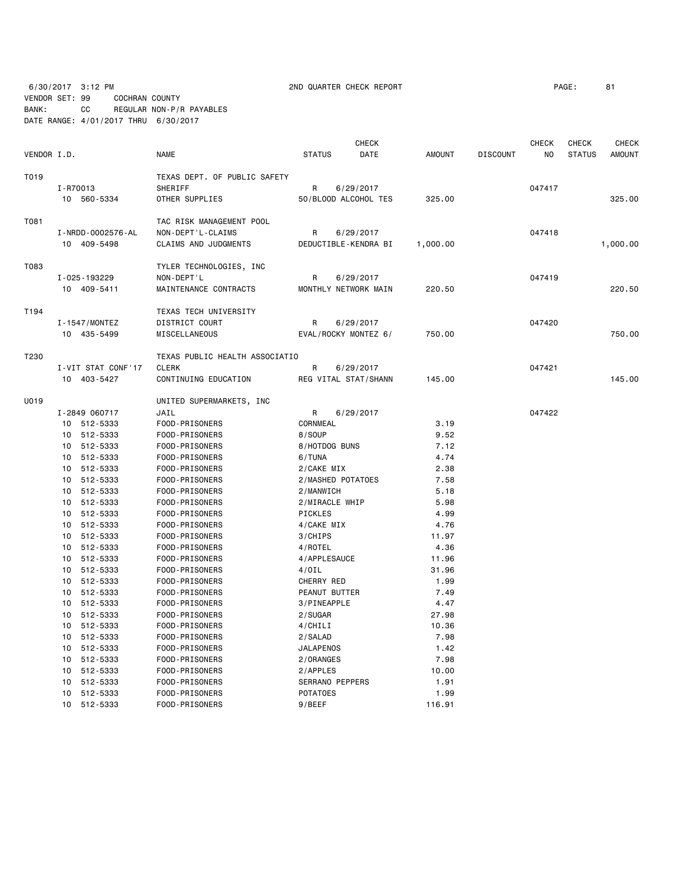6/30/2017 3:12 PM 2ND QUARTER CHECK REPORT
VENDOR SET: 99 COCHRAN COUNTY
BANK: CC REGULAR NON-P/R PAYABLES
DATE RANGE: 4/01/2017 THRU 6/30/2017

| VENDOR I.D. | NAME | STATUS | CHECK DATE | AMOUNT | DISCOUNT | CHECK NO | CHECK STATUS | CHECK AMOUNT |
|---|---|---|---|---|---|---|---|---|
| T019 | TEXAS DEPT. OF PUBLIC SAFETY | | | | | | | |
| I-R70013 | SHERIFF | R | 6/29/2017 | | | 047417 | | |
| 10 560-5334 | OTHER SUPPLIES | 50/BLOOD ALCOHOL TES | | 325.00 | | | | 325.00 |
| T081 | TAC RISK MANAGEMENT POOL | | | | | | | |
| I-NRDD-0002576-AL | NON-DEPT'L-CLAIMS | R | 6/29/2017 | | | 047418 | | |
| 10 409-5498 | CLAIMS AND JUDGMENTS | DEDUCTIBLE-KENDRA BI | | 1,000.00 | | | | 1,000.00 |
| T083 | TYLER TECHNOLOGIES, INC | | | | | | | |
| I-025-193229 | NON-DEPT'L | R | 6/29/2017 | | | 047419 | | |
| 10 409-5411 | MAINTENANCE CONTRACTS | MONTHLY NETWORK MAIN | | 220.50 | | | | 220.50 |
| T194 | TEXAS TECH UNIVERSITY | | | | | | | |
| I-1547/MONTEZ | DISTRICT COURT | R | 6/29/2017 | | | 047420 | | |
| 10 435-5499 | MISCELLANEOUS | EVAL/ROCKY MONTEZ 6/ | | 750.00 | | | | 750.00 |
| T230 | TEXAS PUBLIC HEALTH ASSOCIATIO | | | | | | | |
| I-VIT STAT CONF'17 | CLERK | R | 6/29/2017 | | | 047421 | | |
| 10 403-5427 | CONTINUING EDUCATION | REG VITAL STAT/SHANN | | 145.00 | | | | 145.00 |
| U019 | UNITED SUPERMARKETS, INC | | | | | | | |
| I-2849 060717 | JAIL | R | 6/29/2017 | | | 047422 | | |
| 10 512-5333 | FOOD-PRISONERS | CORNMEAL | | 3.19 | | | | |
| 10 512-5333 | FOOD-PRISONERS | 8/SOUP | | 9.52 | | | | |
| 10 512-5333 | FOOD-PRISONERS | 8/HOTDOG BUNS | | 7.12 | | | | |
| 10 512-5333 | FOOD-PRISONERS | 6/TUNA | | 4.74 | | | | |
| 10 512-5333 | FOOD-PRISONERS | 2/CAKE MIX | | 2.38 | | | | |
| 10 512-5333 | FOOD-PRISONERS | 2/MASHED POTATOES | | 7.58 | | | | |
| 10 512-5333 | FOOD-PRISONERS | 2/MANWICH | | 5.18 | | | | |
| 10 512-5333 | FOOD-PRISONERS | 2/MIRACLE WHIP | | 5.98 | | | | |
| 10 512-5333 | FOOD-PRISONERS | PICKLES | | 4.99 | | | | |
| 10 512-5333 | FOOD-PRISONERS | 4/CAKE MIX | | 4.76 | | | | |
| 10 512-5333 | FOOD-PRISONERS | 3/CHIPS | | 11.97 | | | | |
| 10 512-5333 | FOOD-PRISONERS | 4/ROTEL | | 4.36 | | | | |
| 10 512-5333 | FOOD-PRISONERS | 4/APPLESAUCE | | 11.96 | | | | |
| 10 512-5333 | FOOD-PRISONERS | 4/OIL | | 31.96 | | | | |
| 10 512-5333 | FOOD-PRISONERS | CHERRY RED | | 1.99 | | | | |
| 10 512-5333 | FOOD-PRISONERS | PEANUT BUTTER | | 7.49 | | | | |
| 10 512-5333 | FOOD-PRISONERS | 3/PINEAPPLE | | 4.47 | | | | |
| 10 512-5333 | FOOD-PRISONERS | 2/SUGAR | | 27.98 | | | | |
| 10 512-5333 | FOOD-PRISONERS | 4/CHILI | | 10.36 | | | | |
| 10 512-5333 | FOOD-PRISONERS | 2/SALAD | | 7.98 | | | | |
| 10 512-5333 | FOOD-PRISONERS | JALAPENOS | | 1.42 | | | | |
| 10 512-5333 | FOOD-PRISONERS | 2/ORANGES | | 7.98 | | | | |
| 10 512-5333 | FOOD-PRISONERS | 2/APPLES | | 10.00 | | | | |
| 10 512-5333 | FOOD-PRISONERS | SERRANO PEPPERS | | 1.91 | | | | |
| 10 512-5333 | FOOD-PRISONERS | POTATOES | | 1.99 | | | | |
| 10 512-5333 | FOOD-PRISONERS | 9/BEEF | | 116.91 | | | | |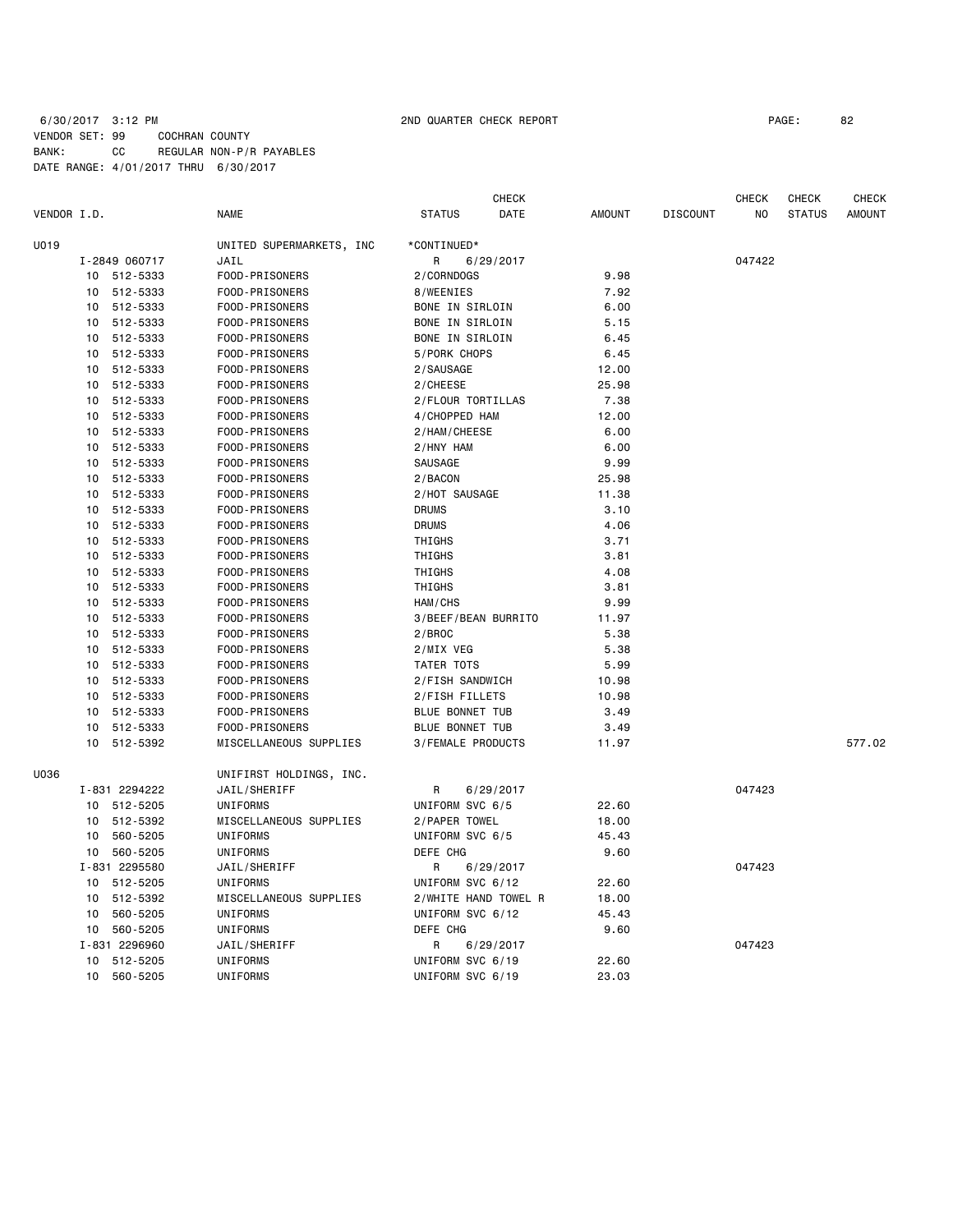6/30/2017 3:12 PM 2ND QUARTER CHECK REPORT

VENDOR SET: 99 COCHRAN COUNTY
BANK: CC REGULAR NON-P/R PAYABLES
DATE RANGE: 4/01/2017 THRU 6/30/2017

| VENDOR I.D. | NAME | STATUS | CHECK DATE | AMOUNT | DISCOUNT | CHECK NO | CHECK STATUS | CHECK AMOUNT |
|---|---|---|---|---|---|---|---|---|
| U019 | UNITED SUPERMARKETS, INC | *CONTINUED* | | | | | | |
| I-2849 060717 | JAIL | R | 6/29/2017 | | | 047422 | | |
| 10 512-5333 | FOOD-PRISONERS | 2/CORNDOGS | | 9.98 | | | | |
| 10 512-5333 | FOOD-PRISONERS | 8/WEENIES | | 7.92 | | | | |
| 10 512-5333 | FOOD-PRISONERS | BONE IN SIRLOIN | | 6.00 | | | | |
| 10 512-5333 | FOOD-PRISONERS | BONE IN SIRLOIN | | 5.15 | | | | |
| 10 512-5333 | FOOD-PRISONERS | BONE IN SIRLOIN | | 6.45 | | | | |
| 10 512-5333 | FOOD-PRISONERS | 5/PORK CHOPS | | 6.45 | | | | |
| 10 512-5333 | FOOD-PRISONERS | 2/SAUSAGE | | 12.00 | | | | |
| 10 512-5333 | FOOD-PRISONERS | 2/CHEESE | | 25.98 | | | | |
| 10 512-5333 | FOOD-PRISONERS | 2/FLOUR TORTILLAS | | 7.38 | | | | |
| 10 512-5333 | FOOD-PRISONERS | 4/CHOPPED HAM | | 12.00 | | | | |
| 10 512-5333 | FOOD-PRISONERS | 2/HAM/CHEESE | | 6.00 | | | | |
| 10 512-5333 | FOOD-PRISONERS | 2/HNY HAM | | 6.00 | | | | |
| 10 512-5333 | FOOD-PRISONERS | SAUSAGE | | 9.99 | | | | |
| 10 512-5333 | FOOD-PRISONERS | 2/BACON | | 25.98 | | | | |
| 10 512-5333 | FOOD-PRISONERS | 2/HOT SAUSAGE | | 11.38 | | | | |
| 10 512-5333 | FOOD-PRISONERS | DRUMS | | 3.10 | | | | |
| 10 512-5333 | FOOD-PRISONERS | DRUMS | | 4.06 | | | | |
| 10 512-5333 | FOOD-PRISONERS | THIGHS | | 3.71 | | | | |
| 10 512-5333 | FOOD-PRISONERS | THIGHS | | 3.81 | | | | |
| 10 512-5333 | FOOD-PRISONERS | THIGHS | | 4.08 | | | | |
| 10 512-5333 | FOOD-PRISONERS | THIGHS | | 3.81 | | | | |
| 10 512-5333 | FOOD-PRISONERS | HAM/CHS | | 9.99 | | | | |
| 10 512-5333 | FOOD-PRISONERS | 3/BEEF/BEAN BURRITO | | 11.97 | | | | |
| 10 512-5333 | FOOD-PRISONERS | 2/BROC | | 5.38 | | | | |
| 10 512-5333 | FOOD-PRISONERS | 2/MIX VEG | | 5.38 | | | | |
| 10 512-5333 | FOOD-PRISONERS | TATER TOTS | | 5.99 | | | | |
| 10 512-5333 | FOOD-PRISONERS | 2/FISH SANDWICH | | 10.98 | | | | |
| 10 512-5333 | FOOD-PRISONERS | 2/FISH FILLETS | | 10.98 | | | | |
| 10 512-5333 | FOOD-PRISONERS | BLUE BONNET TUB | | 3.49 | | | | |
| 10 512-5333 | FOOD-PRISONERS | BLUE BONNET TUB | | 3.49 | | | | |
| 10 512-5392 | MISCELLANEOUS SUPPLIES | 3/FEMALE PRODUCTS | | 11.97 | | | | 577.02 |
| U036 | UNIFIRST HOLDINGS, INC. | | | | | | | |
| I-831 2294222 | JAIL/SHERIFF | R | 6/29/2017 | | | 047423 | | |
| 10 512-5205 | UNIFORMS | UNIFORM SVC 6/5 | | 22.60 | | | | |
| 10 512-5392 | MISCELLANEOUS SUPPLIES | 2/PAPER TOWEL | | 18.00 | | | | |
| 10 560-5205 | UNIFORMS | UNIFORM SVC 6/5 | | 45.43 | | | | |
| 10 560-5205 | UNIFORMS | DEFE CHG | | 9.60 | | | | |
| I-831 2295580 | JAIL/SHERIFF | R | 6/29/2017 | | | 047423 | | |
| 10 512-5205 | UNIFORMS | UNIFORM SVC 6/12 | | 22.60 | | | | |
| 10 512-5392 | MISCELLANEOUS SUPPLIES | 2/WHITE HAND TOWEL R | | 18.00 | | | | |
| 10 560-5205 | UNIFORMS | UNIFORM SVC 6/12 | | 45.43 | | | | |
| 10 560-5205 | UNIFORMS | DEFE CHG | | 9.60 | | | | |
| I-831 2296960 | JAIL/SHERIFF | R | 6/29/2017 | | | 047423 | | |
| 10 512-5205 | UNIFORMS | UNIFORM SVC 6/19 | | 22.60 | | | | |
| 10 560-5205 | UNIFORMS | UNIFORM SVC 6/19 | | 23.03 | | | | |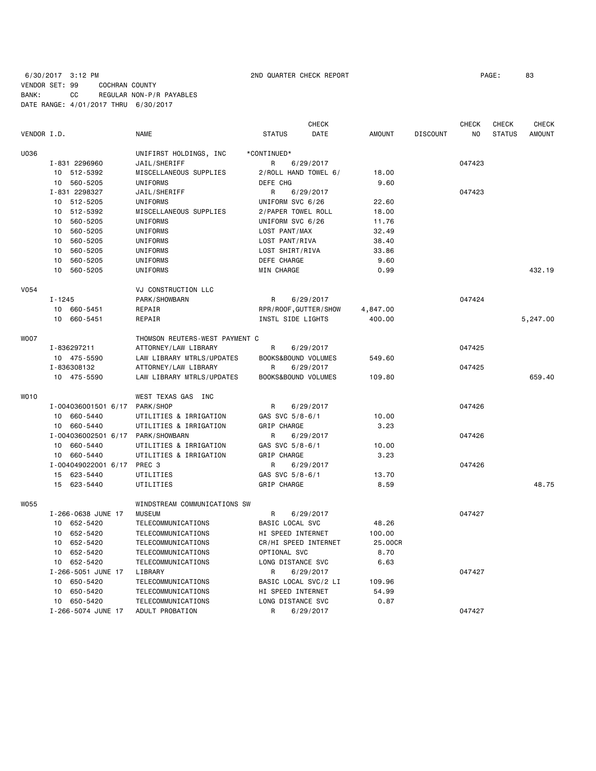6/30/2017 3:12 PM 2ND QUARTER CHECK REPORT

VENDOR SET: 99 COCHRAN COUNTY
BANK: CC REGULAR NON-P/R PAYABLES
DATE RANGE: 4/01/2017 THRU 6/30/2017

| VENDOR I.D. | NAME | STATUS | CHECK DATE | AMOUNT | DISCOUNT | CHECK NO | CHECK STATUS | CHECK AMOUNT |
|---|---|---|---|---|---|---|---|---|
| U036 | UNIFIRST HOLDINGS, INC | *CONTINUED* | | | | | | |
| I-831 2296960 | JAIL/SHERIFF | R | 6/29/2017 | | | 047423 | | |
| 10 512-5392 | MISCELLANEOUS SUPPLIES | 2/ROLL HAND TOWEL 6/ | | 18.00 | | | | |
| 10 560-5205 | UNIFORMS | DEFE CHG | | 9.60 | | | | |
| I-831 2298327 | JAIL/SHERIFF | R | 6/29/2017 | | | 047423 | | |
| 10 512-5205 | UNIFORMS | UNIFORM SVC 6/26 | | 22.60 | | | | |
| 10 512-5392 | MISCELLANEOUS SUPPLIES | 2/PAPER TOWEL ROLL | | 18.00 | | | | |
| 10 560-5205 | UNIFORMS | UNIFORM SVC 6/26 | | 11.76 | | | | |
| 10 560-5205 | UNIFORMS | LOST PANT/MAX | | 32.49 | | | | |
| 10 560-5205 | UNIFORMS | LOST PANT/RIVA | | 38.40 | | | | |
| 10 560-5205 | UNIFORMS | LOST SHIRT/RIVA | | 33.86 | | | | |
| 10 560-5205 | UNIFORMS | DEFE CHARGE | | 9.60 | | | | |
| 10 560-5205 | UNIFORMS | MIN CHARGE | | 0.99 | | | | 432.19 |
| V054 | VJ CONSTRUCTION LLC | | | | | | | |
| I-1245 | PARK/SHOWBARN | R | 6/29/2017 | | | 047424 | | |
| 10 660-5451 | REPAIR | RPR/ROOF,GUTTER/SHOW | | 4,847.00 | | | | |
| 10 660-5451 | REPAIR | INSTL SIDE LIGHTS | | 400.00 | | | | 5,247.00 |
| W007 | THOMSON REUTERS-WEST PAYMENT C | | | | | | | |
| I-836297211 | ATTORNEY/LAW LIBRARY | R | 6/29/2017 | | | 047425 | | |
| 10 475-5590 | LAW LIBRARY MTRLS/UPDATES | BOOKS&BOUND VOLUMES | | 549.60 | | | | |
| I-836308132 | ATTORNEY/LAW LIBRARY | R | 6/29/2017 | | | 047425 | | |
| 10 475-5590 | LAW LIBRARY MTRLS/UPDATES | BOOKS&BOUND VOLUMES | | 109.80 | | | | 659.40 |
| W010 | WEST TEXAS GAS INC | | | | | | | |
| I-004036001501 6/17 | PARK/SHOP | R | 6/29/2017 | | | 047426 | | |
| 10 660-5440 | UTILITIES & IRRIGATION | GAS SVC 5/8-6/1 | | 10.00 | | | | |
| 10 660-5440 | UTILITIES & IRRIGATION | GRIP CHARGE | | 3.23 | | | | |
| I-004036002501 6/17 | PARK/SHOWBARN | R | 6/29/2017 | | | 047426 | | |
| 10 660-5440 | UTILITIES & IRRIGATION | GAS SVC 5/8-6/1 | | 10.00 | | | | |
| 10 660-5440 | UTILITIES & IRRIGATION | GRIP CHARGE | | 3.23 | | | | |
| I-004049022001 6/17 | PREC 3 | R | 6/29/2017 | | | 047426 | | |
| 15 623-5440 | UTILITIES | GAS SVC 5/8-6/1 | | 13.70 | | | | |
| 15 623-5440 | UTILITIES | GRIP CHARGE | | 8.59 | | | | 48.75 |
| W055 | WINDSTREAM COMMUNICATIONS SW | | | | | | | |
| I-266-0638 JUNE 17 | MUSEUM | R | 6/29/2017 | | | 047427 | | |
| 10 652-5420 | TELECOMMUNICATIONS | BASIC LOCAL SVC | | 48.26 | | | | |
| 10 652-5420 | TELECOMMUNICATIONS | HI SPEED INTERNET | | 100.00 | | | | |
| 10 652-5420 | TELECOMMUNICATIONS | CR/HI SPEED INTERNET | | 25.00CR | | | | |
| 10 652-5420 | TELECOMMUNICATIONS | OPTIONAL SVC | | 8.70 | | | | |
| 10 652-5420 | TELECOMMUNICATIONS | LONG DISTANCE SVC | | 6.63 | | | | |
| I-266-5051 JUNE 17 | LIBRARY | R | 6/29/2017 | | | 047427 | | |
| 10 650-5420 | TELECOMMUNICATIONS | BASIC LOCAL SVC/2 LI | | 109.96 | | | | |
| 10 650-5420 | TELECOMMUNICATIONS | HI SPEED INTERNET | | 54.99 | | | | |
| 10 650-5420 | TELECOMMUNICATIONS | LONG DISTANCE SVC | | 0.87 | | | | |
| I-266-5074 JUNE 17 | ADULT PROBATION | R | 6/29/2017 | | | 047427 | | |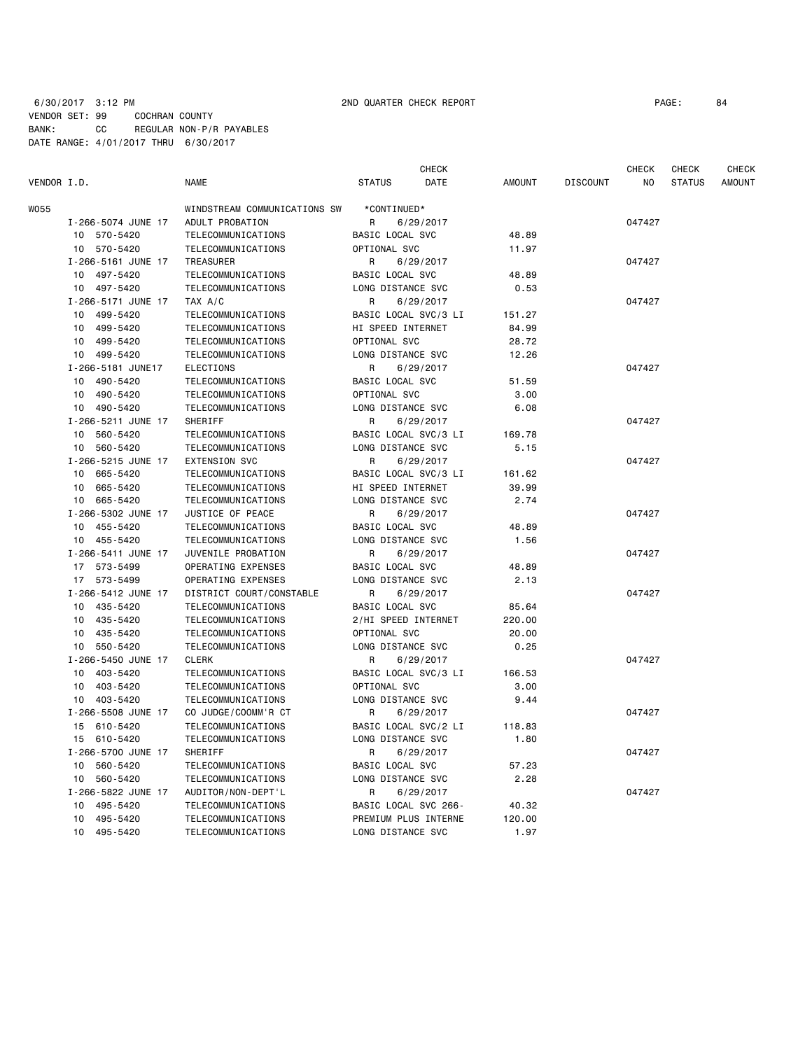6/30/2017 3:12 PM 2ND QUARTER CHECK REPORT

VENDOR SET: 99 COCHRAN COUNTY
BANK: CC REGULAR NON-P/R PAYABLES
DATE RANGE: 4/01/2017 THRU 6/30/2017

| VENDOR I.D. | NAME | STATUS | CHECK DATE | AMOUNT | DISCOUNT | CHECK NO | CHECK STATUS | CHECK AMOUNT |
|---|---|---|---|---|---|---|---|---|
| W055 | WINDSTREAM COMMUNICATIONS SW | *CONTINUED* | | | | | | |
| I-266-5074 JUNE 17 | ADULT PROBATION | R | 6/29/2017 | | | 047427 | | |
| 10 570-5420 | TELECOMMUNICATIONS | BASIC LOCAL SVC | | 48.89 | | | | |
| 10 570-5420 | TELECOMMUNICATIONS | OPTIONAL SVC | | 11.97 | | | | |
| I-266-5161 JUNE 17 | TREASURER | R | 6/29/2017 | | | 047427 | | |
| 10 497-5420 | TELECOMMUNICATIONS | BASIC LOCAL SVC | | 48.89 | | | | |
| 10 497-5420 | TELECOMMUNICATIONS | LONG DISTANCE SVC | | 0.53 | | | | |
| I-266-5171 JUNE 17 | TAX A/C | R | 6/29/2017 | | | 047427 | | |
| 10 499-5420 | TELECOMMUNICATIONS | BASIC LOCAL SVC/3 LI | | 151.27 | | | | |
| 10 499-5420 | TELECOMMUNICATIONS | HI SPEED INTERNET | | 84.99 | | | | |
| 10 499-5420 | TELECOMMUNICATIONS | OPTIONAL SVC | | 28.72 | | | | |
| 10 499-5420 | TELECOMMUNICATIONS | LONG DISTANCE SVC | | 12.26 | | | | |
| I-266-5181 JUNE17 | ELECTIONS | R | 6/29/2017 | | | 047427 | | |
| 10 490-5420 | TELECOMMUNICATIONS | BASIC LOCAL SVC | | 51.59 | | | | |
| 10 490-5420 | TELECOMMUNICATIONS | OPTIONAL SVC | | 3.00 | | | | |
| 10 490-5420 | TELECOMMUNICATIONS | LONG DISTANCE SVC | | 6.08 | | | | |
| I-266-5211 JUNE 17 | SHERIFF | R | 6/29/2017 | | | 047427 | | |
| 10 560-5420 | TELECOMMUNICATIONS | BASIC LOCAL SVC/3 LI | | 169.78 | | | | |
| 10 560-5420 | TELECOMMUNICATIONS | LONG DISTANCE SVC | | 5.15 | | | | |
| I-266-5215 JUNE 17 | EXTENSION SVC | R | 6/29/2017 | | | 047427 | | |
| 10 665-5420 | TELECOMMUNICATIONS | BASIC LOCAL SVC/3 LI | | 161.62 | | | | |
| 10 665-5420 | TELECOMMUNICATIONS | HI SPEED INTERNET | | 39.99 | | | | |
| 10 665-5420 | TELECOMMUNICATIONS | LONG DISTANCE SVC | | 2.74 | | | | |
| I-266-5302 JUNE 17 | JUSTICE OF PEACE | R | 6/29/2017 | | | 047427 | | |
| 10 455-5420 | TELECOMMUNICATIONS | BASIC LOCAL SVC | | 48.89 | | | | |
| 10 455-5420 | TELECOMMUNICATIONS | LONG DISTANCE SVC | | 1.56 | | | | |
| I-266-5411 JUNE 17 | JUVENILE PROBATION | R | 6/29/2017 | | | 047427 | | |
| 17 573-5499 | OPERATING EXPENSES | BASIC LOCAL SVC | | 48.89 | | | | |
| 17 573-5499 | OPERATING EXPENSES | LONG DISTANCE SVC | | 2.13 | | | | |
| I-266-5412 JUNE 17 | DISTRICT COURT/CONSTABLE | R | 6/29/2017 | | | 047427 | | |
| 10 435-5420 | TELECOMMUNICATIONS | BASIC LOCAL SVC | | 85.64 | | | | |
| 10 435-5420 | TELECOMMUNICATIONS | 2/HI SPEED INTERNET | | 220.00 | | | | |
| 10 435-5420 | TELECOMMUNICATIONS | OPTIONAL SVC | | 20.00 | | | | |
| 10 550-5420 | TELECOMMUNICATIONS | LONG DISTANCE SVC | | 0.25 | | | | |
| I-266-5450 JUNE 17 | CLERK | R | 6/29/2017 | | | 047427 | | |
| 10 403-5420 | TELECOMMUNICATIONS | BASIC LOCAL SVC/3 LI | | 166.53 | | | | |
| 10 403-5420 | TELECOMMUNICATIONS | OPTIONAL SVC | | 3.00 | | | | |
| 10 403-5420 | TELECOMMUNICATIONS | LONG DISTANCE SVC | | 9.44 | | | | |
| I-266-5508 JUNE 17 | CO JUDGE/COOMM'R CT | R | 6/29/2017 | | | 047427 | | |
| 15 610-5420 | TELECOMMUNICATIONS | BASIC LOCAL SVC/2 LI | | 118.83 | | | | |
| 15 610-5420 | TELECOMMUNICATIONS | LONG DISTANCE SVC | | 1.80 | | | | |
| I-266-5700 JUNE 17 | SHERIFF | R | 6/29/2017 | | | 047427 | | |
| 10 560-5420 | TELECOMMUNICATIONS | BASIC LOCAL SVC | | 57.23 | | | | |
| 10 560-5420 | TELECOMMUNICATIONS | LONG DISTANCE SVC | | 2.28 | | | | |
| I-266-5822 JUNE 17 | AUDITOR/NON-DEPT'L | R | 6/29/2017 | | | 047427 | | |
| 10 495-5420 | TELECOMMUNICATIONS | BASIC LOCAL SVC 266- | | 40.32 | | | | |
| 10 495-5420 | TELECOMMUNICATIONS | PREMIUM PLUS INTERNE | | 120.00 | | | | |
| 10 495-5420 | TELECOMMUNICATIONS | LONG DISTANCE SVC | | 1.97 | | | | |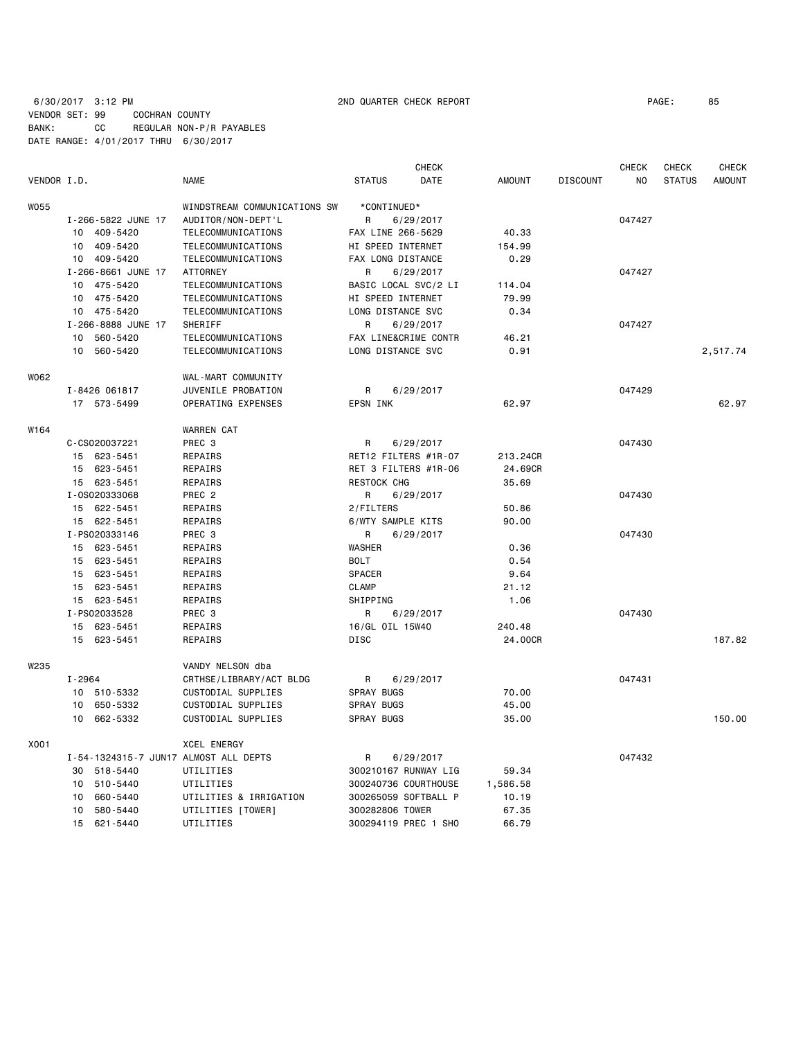6/30/2017 3:12 PM 2ND QUARTER CHECK REPORT PAGE: 85

VENDOR SET: 99 COCHRAN COUNTY
BANK: CC REGULAR NON-P/R PAYABLES
DATE RANGE: 4/01/2017 THRU 6/30/2017

| VENDOR I.D. | NAME | STATUS | CHECK DATE | AMOUNT | DISCOUNT | CHECK NO | CHECK STATUS | CHECK AMOUNT |
|---|---|---|---|---|---|---|---|---|
| W055 | WINDSTREAM COMMUNICATIONS SW | *CONTINUED* | | | | | | |
| I-266-5822 JUNE 17 | AUDITOR/NON-DEPT'L | R | 6/29/2017 | | | 047427 | | |
| 10 409-5420 | TELECOMMUNICATIONS | FAX LINE 266-5629 | | 40.33 | | | | |
| 10 409-5420 | TELECOMMUNICATIONS | HI SPEED INTERNET | | 154.99 | | | | |
| 10 409-5420 | TELECOMMUNICATIONS | FAX LONG DISTANCE | | 0.29 | | | | |
| I-266-8661 JUNE 17 | ATTORNEY | R | 6/29/2017 | | | 047427 | | |
| 10 475-5420 | TELECOMMUNICATIONS | BASIC LOCAL SVC/2 LI | | 114.04 | | | | |
| 10 475-5420 | TELECOMMUNICATIONS | HI SPEED INTERNET | | 79.99 | | | | |
| 10 475-5420 | TELECOMMUNICATIONS | LONG DISTANCE SVC | | 0.34 | | | | |
| I-266-8888 JUNE 17 | SHERIFF | R | 6/29/2017 | | | 047427 | | |
| 10 560-5420 | TELECOMMUNICATIONS | FAX LINE&CRIME CONTR | | 46.21 | | | | |
| 10 560-5420 | TELECOMMUNICATIONS | LONG DISTANCE SVC | | 0.91 | | | | 2,517.74 |
| W062 | WAL-MART COMMUNITY | | | | | | | |
| I-8426 061817 | JUVENILE PROBATION | R | 6/29/2017 | | | 047429 | | |
| 17 573-5499 | OPERATING EXPENSES | EPSN INK | | 62.97 | | | | 62.97 |
| W164 | WARREN CAT | | | | | | | |
| C-CS020037221 | PREC 3 | R | 6/29/2017 | | | 047430 | | |
| 15 623-5451 | REPAIRS | RET12 FILTERS #1R-07 | | 213.24CR | | | | |
| 15 623-5451 | REPAIRS | RET 3 FILTERS #1R-06 | | 24.69CR | | | | |
| 15 623-5451 | REPAIRS | RESTOCK CHG | | 35.69 | | | | |
| I-OS020333068 | PREC 2 | R | 6/29/2017 | | | 047430 | | |
| 15 622-5451 | REPAIRS | 2/FILTERS | | 50.86 | | | | |
| 15 622-5451 | REPAIRS | 6/WTY SAMPLE KITS | | 90.00 | | | | |
| I-PS020333146 | PREC 3 | R | 6/29/2017 | | | 047430 | | |
| 15 623-5451 | REPAIRS | WASHER | | 0.36 | | | | |
| 15 623-5451 | REPAIRS | BOLT | | 0.54 | | | | |
| 15 623-5451 | REPAIRS | SPACER | | 9.64 | | | | |
| 15 623-5451 | REPAIRS | CLAMP | | 21.12 | | | | |
| 15 623-5451 | REPAIRS | SHIPPING | | 1.06 | | | | |
| I-PS02033528 | PREC 3 | R | 6/29/2017 | | | 047430 | | |
| 15 623-5451 | REPAIRS | 16/GL OIL 15W40 | | 240.48 | | | | |
| 15 623-5451 | REPAIRS | DISC | | 24.00CR | | | | 187.82 |
| W235 | VANDY NELSON dba | | | | | | | |
| I-2964 | CRTHSE/LIBRARY/ACT BLDG | R | 6/29/2017 | | | 047431 | | |
| 10 510-5332 | CUSTODIAL SUPPLIES | SPRAY BUGS | | 70.00 | | | | |
| 10 650-5332 | CUSTODIAL SUPPLIES | SPRAY BUGS | | 45.00 | | | | |
| 10 662-5332 | CUSTODIAL SUPPLIES | SPRAY BUGS | | 35.00 | | | | 150.00 |
| X001 | XCEL ENERGY | | | | | | | |
| I-54-1324315-7 JUN17 | ALMOST ALL DEPTS | R | 6/29/2017 | | | 047432 | | |
| 30 518-5440 | UTILITIES | 300210167 RUNWAY LIG | | 59.34 | | | | |
| 10 510-5440 | UTILITIES | 300240736 COURTHOUSE | | 1,586.58 | | | | |
| 10 660-5440 | UTILITIES & IRRIGATION | 300265059 SOFTBALL P | | 10.19 | | | | |
| 10 580-5440 | UTILITIES [TOWER] | 300282806 TOWER | | 67.35 | | | | |
| 15 621-5440 | UTILITIES | 300294119 PREC 1 SHO | | 66.79 | | | | |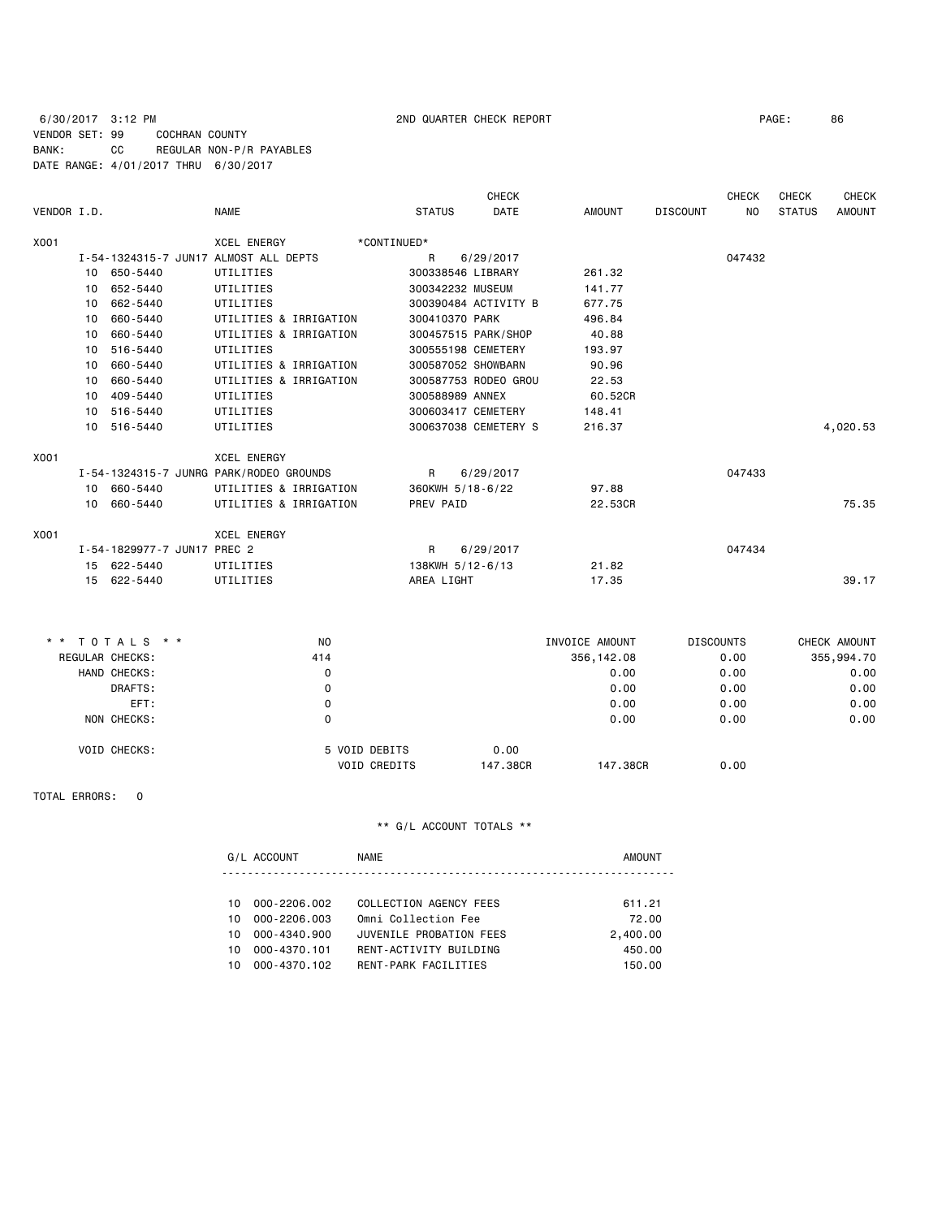6/30/2017 3:12 PM 2ND QUARTER CHECK REPORT

VENDOR SET: 99 COCHRAN COUNTY
BANK: CC REGULAR NON-P/R PAYABLES
DATE RANGE: 4/01/2017 THRU 6/30/2017

| VENDOR I.D. | NAME | STATUS | CHECK DATE | AMOUNT | DISCOUNT | CHECK NO | CHECK STATUS | CHECK AMOUNT |
|---|---|---|---|---|---|---|---|---|
| X001 | XCEL ENERGY | *CONTINUED* | | | | | | |
| I-54-1324315-7 JUN17 ALMOST ALL DEPTS | | R | 6/29/2017 | | | 047432 | | |
| 10 650-5440 | UTILITIES | 300338546 LIBRARY | | 261.32 | | | | |
| 10 652-5440 | UTILITIES | 300342232 MUSEUM | | 141.77 | | | | |
| 10 662-5440 | UTILITIES | 300390484 ACTIVITY B | | 677.75 | | | | |
| 10 660-5440 | UTILITIES & IRRIGATION | 300410370 PARK | | 496.84 | | | | |
| 10 660-5440 | UTILITIES & IRRIGATION | 300457515 PARK/SHOP | | 40.88 | | | | |
| 10 516-5440 | UTILITIES | 300555198 CEMETERY | | 193.97 | | | | |
| 10 660-5440 | UTILITIES & IRRIGATION | 300587052 SHOWBARN | | 90.96 | | | | |
| 10 660-5440 | UTILITIES & IRRIGATION | 300587753 RODEO GROU | | 22.53 | | | | |
| 10 409-5440 | UTILITIES | 300588989 ANNEX | | 60.52CR | | | | |
| 10 516-5440 | UTILITIES | 300603417 CEMETERY | | 148.41 | | | | |
| 10 516-5440 | UTILITIES | 300637038 CEMETERY S | | 216.37 | | | | 4,020.53 |
| X001 | XCEL ENERGY | | | | | | | |
| I-54-1324315-7 JUNRG PARK/RODEO GROUNDS | | R | 6/29/2017 | | | 047433 | | |
| 10 660-5440 | UTILITIES & IRRIGATION | 360KWH 5/18-6/22 | | 97.88 | | | | |
| 10 660-5440 | UTILITIES & IRRIGATION | PREV PAID | | 22.53CR | | | | 75.35 |
| X001 | XCEL ENERGY | | | | | | | |
| I-54-1829977-7 JUN17 PREC 2 | | R | 6/29/2017 | | | 047434 | | |
| 15 622-5440 | UTILITIES | 138KWH 5/12-6/13 | | 21.82 | | | | |
| 15 622-5440 | UTILITIES | AREA LIGHT | | 17.35 | | | | 39.17 |

| * * TOTALS * * | NO | | | INVOICE AMOUNT | DISCOUNTS | CHECK AMOUNT |
|---|---|---|---|---|---|---|
| REGULAR CHECKS: | 414 | | | 356,142.08 | 0.00 | 355,994.70 |
| HAND CHECKS: | 0 | | | 0.00 | 0.00 | 0.00 |
| DRAFTS: | 0 | | | 0.00 | 0.00 | 0.00 |
| EFT: | 0 | | | 0.00 | 0.00 | 0.00 |
| NON CHECKS: | 0 | | | 0.00 | 0.00 | 0.00 |
| VOID CHECKS: | 5 | VOID DEBITS | 0.00 | | | |
| | | VOID CREDITS | 147.38CR | 147.38CR | 0.00 | |

TOTAL ERRORS: 0

** G/L ACCOUNT TOTALS **

| G/L ACCOUNT | NAME | AMOUNT |
|---|---|---|
| 10 000-2206.002 | COLLECTION AGENCY FEES | 611.21 |
| 10 000-2206.003 | Omni Collection Fee | 72.00 |
| 10 000-4340.900 | JUVENILE PROBATION FEES | 2,400.00 |
| 10 000-4370.101 | RENT-ACTIVITY BUILDING | 450.00 |
| 10 000-4370.102 | RENT-PARK FACILITIES | 150.00 |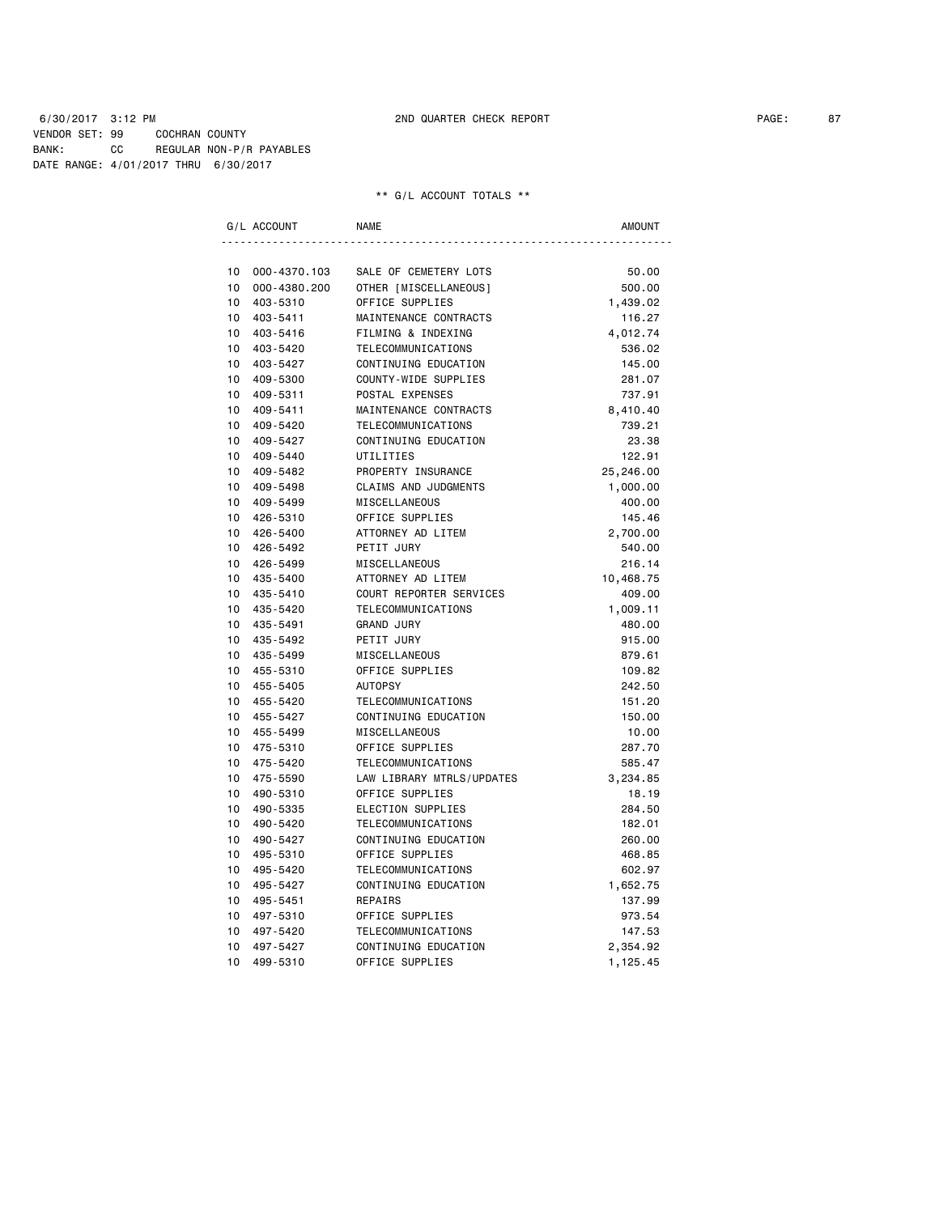6/30/2017 3:12 PM 2ND QUARTER CHECK REPORT

VENDOR SET: 99 COCHRAN COUNTY
BANK: CC REGULAR NON-P/R PAYABLES
DATE RANGE: 4/01/2017 THRU 6/30/2017

** G/L ACCOUNT TOTALS **

| G/L ACCOUNT | | NAME | AMOUNT |
|---|---|---|---|
| 10 | 000-4370.103 | SALE OF CEMETERY LOTS | 50.00 |
| 10 | 000-4380.200 | OTHER [MISCELLANEOUS] | 500.00 |
| 10 | 403-5310 | OFFICE SUPPLIES | 1,439.02 |
| 10 | 403-5411 | MAINTENANCE CONTRACTS | 116.27 |
| 10 | 403-5416 | FILMING & INDEXING | 4,012.74 |
| 10 | 403-5420 | TELECOMMUNICATIONS | 536.02 |
| 10 | 403-5427 | CONTINUING EDUCATION | 145.00 |
| 10 | 409-5300 | COUNTY-WIDE SUPPLIES | 281.07 |
| 10 | 409-5311 | POSTAL EXPENSES | 737.91 |
| 10 | 409-5411 | MAINTENANCE CONTRACTS | 8,410.40 |
| 10 | 409-5420 | TELECOMMUNICATIONS | 739.21 |
| 10 | 409-5427 | CONTINUING EDUCATION | 23.38 |
| 10 | 409-5440 | UTILITIES | 122.91 |
| 10 | 409-5482 | PROPERTY INSURANCE | 25,246.00 |
| 10 | 409-5498 | CLAIMS AND JUDGMENTS | 1,000.00 |
| 10 | 409-5499 | MISCELLANEOUS | 400.00 |
| 10 | 426-5310 | OFFICE SUPPLIES | 145.46 |
| 10 | 426-5400 | ATTORNEY AD LITEM | 2,700.00 |
| 10 | 426-5492 | PETIT JURY | 540.00 |
| 10 | 426-5499 | MISCELLANEOUS | 216.14 |
| 10 | 435-5400 | ATTORNEY AD LITEM | 10,468.75 |
| 10 | 435-5410 | COURT REPORTER SERVICES | 409.00 |
| 10 | 435-5420 | TELECOMMUNICATIONS | 1,009.11 |
| 10 | 435-5491 | GRAND JURY | 480.00 |
| 10 | 435-5492 | PETIT JURY | 915.00 |
| 10 | 435-5499 | MISCELLANEOUS | 879.61 |
| 10 | 455-5310 | OFFICE SUPPLIES | 109.82 |
| 10 | 455-5405 | AUTOPSY | 242.50 |
| 10 | 455-5420 | TELECOMMUNICATIONS | 151.20 |
| 10 | 455-5427 | CONTINUING EDUCATION | 150.00 |
| 10 | 455-5499 | MISCELLANEOUS | 10.00 |
| 10 | 475-5310 | OFFICE SUPPLIES | 287.70 |
| 10 | 475-5420 | TELECOMMUNICATIONS | 585.47 |
| 10 | 475-5590 | LAW LIBRARY MTRLS/UPDATES | 3,234.85 |
| 10 | 490-5310 | OFFICE SUPPLIES | 18.19 |
| 10 | 490-5335 | ELECTION SUPPLIES | 284.50 |
| 10 | 490-5420 | TELECOMMUNICATIONS | 182.01 |
| 10 | 490-5427 | CONTINUING EDUCATION | 260.00 |
| 10 | 495-5310 | OFFICE SUPPLIES | 468.85 |
| 10 | 495-5420 | TELECOMMUNICATIONS | 602.97 |
| 10 | 495-5427 | CONTINUING EDUCATION | 1,652.75 |
| 10 | 495-5451 | REPAIRS | 137.99 |
| 10 | 497-5310 | OFFICE SUPPLIES | 973.54 |
| 10 | 497-5420 | TELECOMMUNICATIONS | 147.53 |
| 10 | 497-5427 | CONTINUING EDUCATION | 2,354.92 |
| 10 | 499-5310 | OFFICE SUPPLIES | 1,125.45 |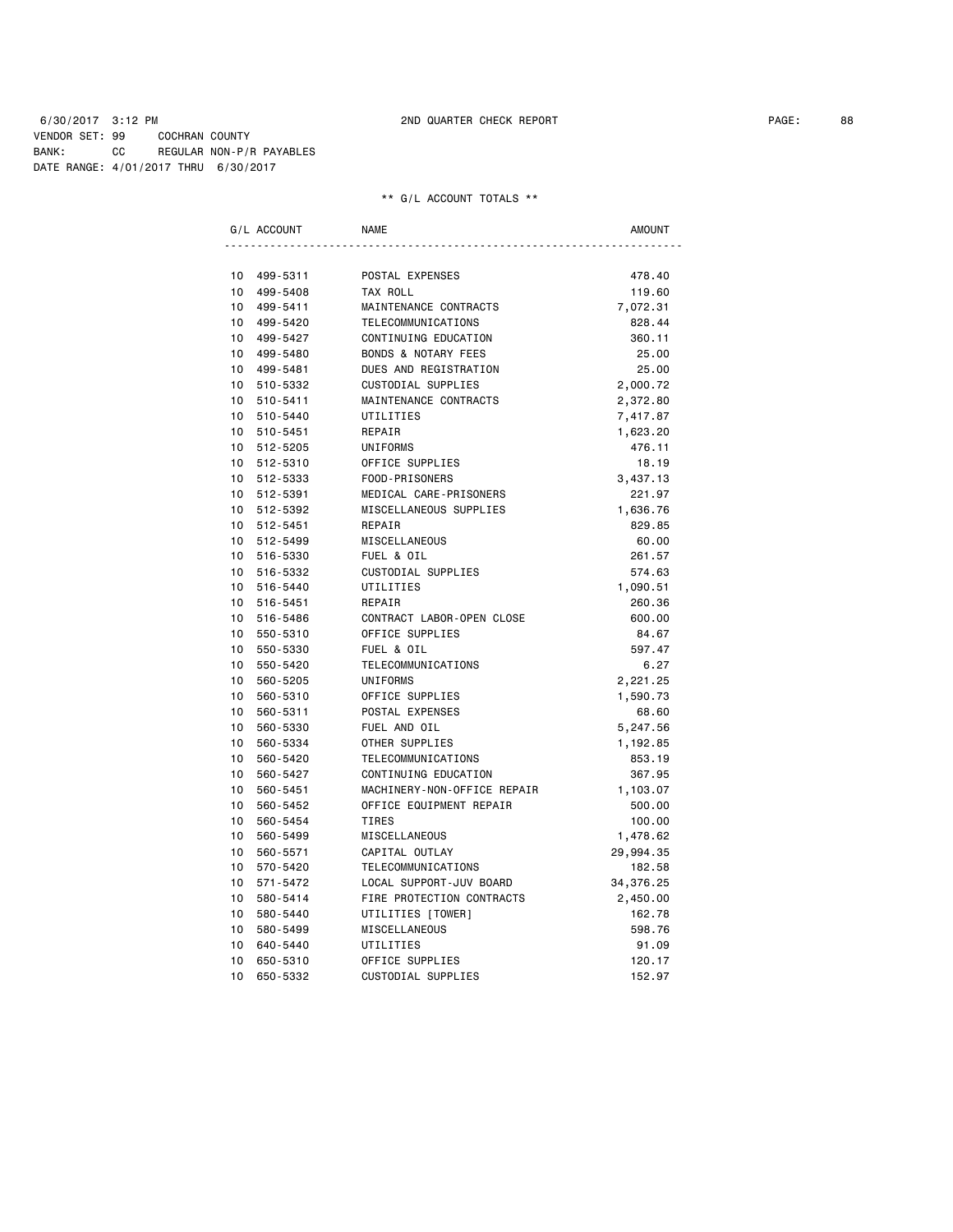6/30/2017 3:12 PM 2ND QUARTER CHECK REPORT
VENDOR SET: 99 COCHRAN COUNTY
BANK: CC REGULAR NON-P/R PAYABLES
DATE RANGE: 4/01/2017 THRU 6/30/2017

** G/L ACCOUNT TOTALS **

| G/L ACCOUNT | | NAME | AMOUNT |
|---|---|---|---|
| 10 | 499-5311 | POSTAL EXPENSES | 478.40 |
| 10 | 499-5408 | TAX ROLL | 119.60 |
| 10 | 499-5411 | MAINTENANCE CONTRACTS | 7,072.31 |
| 10 | 499-5420 | TELECOMMUNICATIONS | 828.44 |
| 10 | 499-5427 | CONTINUING EDUCATION | 360.11 |
| 10 | 499-5480 | BONDS & NOTARY FEES | 25.00 |
| 10 | 499-5481 | DUES AND REGISTRATION | 25.00 |
| 10 | 510-5332 | CUSTODIAL SUPPLIES | 2,000.72 |
| 10 | 510-5411 | MAINTENANCE CONTRACTS | 2,372.80 |
| 10 | 510-5440 | UTILITIES | 7,417.87 |
| 10 | 510-5451 | REPAIR | 1,623.20 |
| 10 | 512-5205 | UNIFORMS | 476.11 |
| 10 | 512-5310 | OFFICE SUPPLIES | 18.19 |
| 10 | 512-5333 | FOOD-PRISONERS | 3,437.13 |
| 10 | 512-5391 | MEDICAL CARE-PRISONERS | 221.97 |
| 10 | 512-5392 | MISCELLANEOUS SUPPLIES | 1,636.76 |
| 10 | 512-5451 | REPAIR | 829.85 |
| 10 | 512-5499 | MISCELLANEOUS | 60.00 |
| 10 | 516-5330 | FUEL & OIL | 261.57 |
| 10 | 516-5332 | CUSTODIAL SUPPLIES | 574.63 |
| 10 | 516-5440 | UTILITIES | 1,090.51 |
| 10 | 516-5451 | REPAIR | 260.36 |
| 10 | 516-5486 | CONTRACT LABOR-OPEN CLOSE | 600.00 |
| 10 | 550-5310 | OFFICE SUPPLIES | 84.67 |
| 10 | 550-5330 | FUEL & OIL | 597.47 |
| 10 | 550-5420 | TELECOMMUNICATIONS | 6.27 |
| 10 | 560-5205 | UNIFORMS | 2,221.25 |
| 10 | 560-5310 | OFFICE SUPPLIES | 1,590.73 |
| 10 | 560-5311 | POSTAL EXPENSES | 68.60 |
| 10 | 560-5330 | FUEL AND OIL | 5,247.56 |
| 10 | 560-5334 | OTHER SUPPLIES | 1,192.85 |
| 10 | 560-5420 | TELECOMMUNICATIONS | 853.19 |
| 10 | 560-5427 | CONTINUING EDUCATION | 367.95 |
| 10 | 560-5451 | MACHINERY-NON-OFFICE REPAIR | 1,103.07 |
| 10 | 560-5452 | OFFICE EQUIPMENT REPAIR | 500.00 |
| 10 | 560-5454 | TIRES | 100.00 |
| 10 | 560-5499 | MISCELLANEOUS | 1,478.62 |
| 10 | 560-5571 | CAPITAL OUTLAY | 29,994.35 |
| 10 | 570-5420 | TELECOMMUNICATIONS | 182.58 |
| 10 | 571-5472 | LOCAL SUPPORT-JUV BOARD | 34,376.25 |
| 10 | 580-5414 | FIRE PROTECTION CONTRACTS | 2,450.00 |
| 10 | 580-5440 | UTILITIES [TOWER] | 162.78 |
| 10 | 580-5499 | MISCELLANEOUS | 598.76 |
| 10 | 640-5440 | UTILITIES | 91.09 |
| 10 | 650-5310 | OFFICE SUPPLIES | 120.17 |
| 10 | 650-5332 | CUSTODIAL SUPPLIES | 152.97 |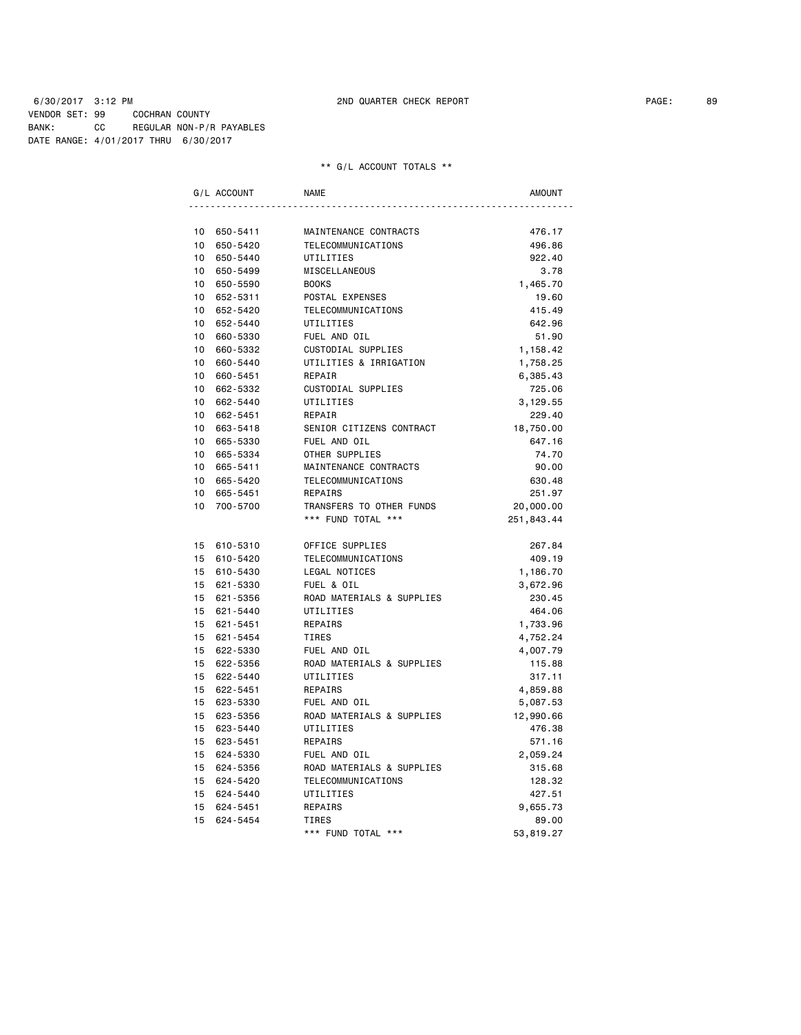6/30/2017 3:12 PM 2ND QUARTER CHECK REPORT

VENDOR SET: 99 COCHRAN COUNTY
BANK: CC REGULAR NON-P/R PAYABLES
DATE RANGE: 4/01/2017 THRU 6/30/2017

** G/L ACCOUNT TOTALS **

| G/L ACCOUNT | NAME | AMOUNT |
|---|---|---|
| 10 650-5411 | MAINTENANCE CONTRACTS | 476.17 |
| 10 650-5420 | TELECOMMUNICATIONS | 496.86 |
| 10 650-5440 | UTILITIES | 922.40 |
| 10 650-5499 | MISCELLANEOUS | 3.78 |
| 10 650-5590 | BOOKS | 1,465.70 |
| 10 652-5311 | POSTAL EXPENSES | 19.60 |
| 10 652-5420 | TELECOMMUNICATIONS | 415.49 |
| 10 652-5440 | UTILITIES | 642.96 |
| 10 660-5330 | FUEL AND OIL | 51.90 |
| 10 660-5332 | CUSTODIAL SUPPLIES | 1,158.42 |
| 10 660-5440 | UTILITIES & IRRIGATION | 1,758.25 |
| 10 660-5451 | REPAIR | 6,385.43 |
| 10 662-5332 | CUSTODIAL SUPPLIES | 725.06 |
| 10 662-5440 | UTILITIES | 3,129.55 |
| 10 662-5451 | REPAIR | 229.40 |
| 10 663-5418 | SENIOR CITIZENS CONTRACT | 18,750.00 |
| 10 665-5330 | FUEL AND OIL | 647.16 |
| 10 665-5334 | OTHER SUPPLIES | 74.70 |
| 10 665-5411 | MAINTENANCE CONTRACTS | 90.00 |
| 10 665-5420 | TELECOMMUNICATIONS | 630.48 |
| 10 665-5451 | REPAIRS | 251.97 |
| 10 700-5700 | TRANSFERS TO OTHER FUNDS | 20,000.00 |
| | *** FUND TOTAL *** | 251,843.44 |
| 15 610-5310 | OFFICE SUPPLIES | 267.84 |
| 15 610-5420 | TELECOMMUNICATIONS | 409.19 |
| 15 610-5430 | LEGAL NOTICES | 1,186.70 |
| 15 621-5330 | FUEL & OIL | 3,672.96 |
| 15 621-5356 | ROAD MATERIALS & SUPPLIES | 230.45 |
| 15 621-5440 | UTILITIES | 464.06 |
| 15 621-5451 | REPAIRS | 1,733.96 |
| 15 621-5454 | TIRES | 4,752.24 |
| 15 622-5330 | FUEL AND OIL | 4,007.79 |
| 15 622-5356 | ROAD MATERIALS & SUPPLIES | 115.88 |
| 15 622-5440 | UTILITIES | 317.11 |
| 15 622-5451 | REPAIRS | 4,859.88 |
| 15 623-5330 | FUEL AND OIL | 5,087.53 |
| 15 623-5356 | ROAD MATERIALS & SUPPLIES | 12,990.66 |
| 15 623-5440 | UTILITIES | 476.38 |
| 15 623-5451 | REPAIRS | 571.16 |
| 15 624-5330 | FUEL AND OIL | 2,059.24 |
| 15 624-5356 | ROAD MATERIALS & SUPPLIES | 315.68 |
| 15 624-5420 | TELECOMMUNICATIONS | 128.32 |
| 15 624-5440 | UTILITIES | 427.51 |
| 15 624-5451 | REPAIRS | 9,655.73 |
| 15 624-5454 | TIRES | 89.00 |
| | *** FUND TOTAL *** | 53,819.27 |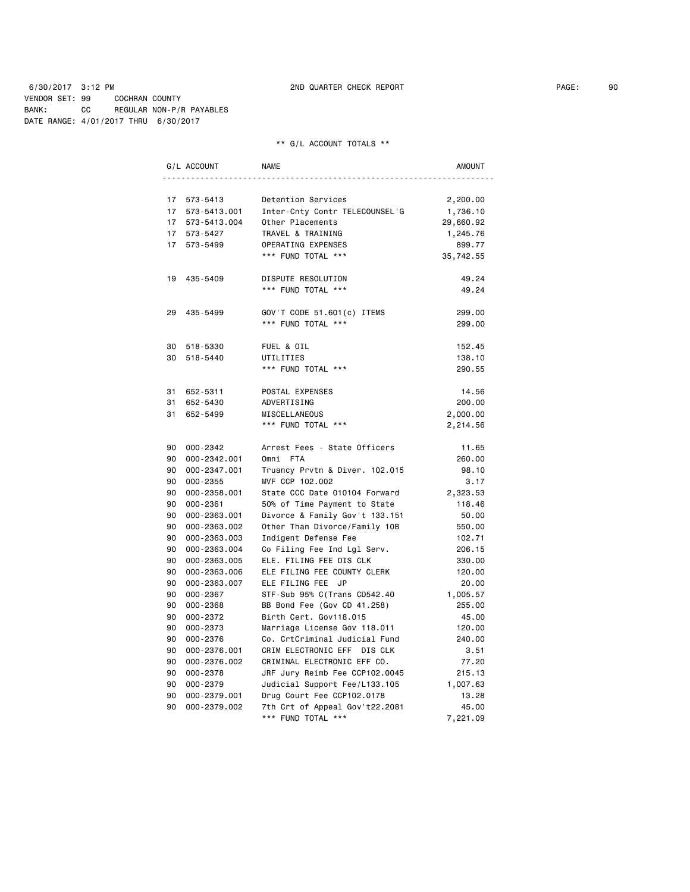6/30/2017 3:12 PM 2ND QUARTER CHECK REPORT
VENDOR SET: 99 COCHRAN COUNTY
BANK: CC REGULAR NON-P/R PAYABLES
DATE RANGE: 4/01/2017 THRU 6/30/2017

** G/L ACCOUNT TOTALS **

| G/L ACCOUNT | | NAME | AMOUNT |
|---|---|---|---|
| 17 | 573-5413 | Detention Services | 2,200.00 |
| 17 | 573-5413.001 | Inter-Cnty Contr TELECOUNSEL'G | 1,736.10 |
| 17 | 573-5413.004 | Other Placements | 29,660.92 |
| 17 | 573-5427 | TRAVEL & TRAINING | 1,245.76 |
| 17 | 573-5499 | OPERATING EXPENSES | 899.77 |
| | | *** FUND TOTAL *** | 35,742.55 |
| 19 | 435-5409 | DISPUTE RESOLUTION | 49.24 |
| | | *** FUND TOTAL *** | 49.24 |
| 29 | 435-5499 | GOV'T CODE 51.601(c) ITEMS | 299.00 |
| | | *** FUND TOTAL *** | 299.00 |
| 30 | 518-5330 | FUEL & OIL | 152.45 |
| 30 | 518-5440 | UTILITIES | 138.10 |
| | | *** FUND TOTAL *** | 290.55 |
| 31 | 652-5311 | POSTAL EXPENSES | 14.56 |
| 31 | 652-5430 | ADVERTISING | 200.00 |
| 31 | 652-5499 | MISCELLANEOUS | 2,000.00 |
| | | *** FUND TOTAL *** | 2,214.56 |
| 90 | 000-2342 | Arrest Fees - State Officers | 11.65 |
| 90 | 000-2342.001 | Omni FTA | 260.00 |
| 90 | 000-2347.001 | Truancy Prvtn & Diver. 102.015 | 98.10 |
| 90 | 000-2355 | MVF CCP 102.002 | 3.17 |
| 90 | 000-2358.001 | State CCC Date 010104 Forward | 2,323.53 |
| 90 | 000-2361 | 50% of Time Payment to State | 118.46 |
| 90 | 000-2363.001 | Divorce & Family Gov't 133.151 | 50.00 |
| 90 | 000-2363.002 | Other Than Divorce/Family 10B | 550.00 |
| 90 | 000-2363.003 | Indigent Defense Fee | 102.71 |
| 90 | 000-2363.004 | Co Filing Fee Ind Lgl Serv. | 206.15 |
| 90 | 000-2363.005 | ELE. FILING FEE DIS CLK | 330.00 |
| 90 | 000-2363.006 | ELE FILING FEE COUNTY CLERK | 120.00 |
| 90 | 000-2363.007 | ELE FILING FEE JP | 20.00 |
| 90 | 000-2367 | STF-Sub 95% C(Trans CD542.40 | 1,005.57 |
| 90 | 000-2368 | BB Bond Fee (Gov CD 41.258) | 255.00 |
| 90 | 000-2372 | Birth Cert. Gov118.015 | 45.00 |
| 90 | 000-2373 | Marriage License Gov 118.011 | 120.00 |
| 90 | 000-2376 | Co. CrtCriminal Judicial Fund | 240.00 |
| 90 | 000-2376.001 | CRIM ELECTRONIC EFF DIS CLK | 3.51 |
| 90 | 000-2376.002 | CRIMINAL ELECTRONIC EFF CO. | 77.20 |
| 90 | 000-2378 | JRF Jury Reimb Fee CCP102.0045 | 215.13 |
| 90 | 000-2379 | Judicial Support Fee/L133.105 | 1,007.63 |
| 90 | 000-2379.001 | Drug Court Fee CCP102.0178 | 13.28 |
| 90 | 000-2379.002 | 7th Crt of Appeal Gov't22.2081 | 45.00 |
| | | *** FUND TOTAL *** | 7,221.09 |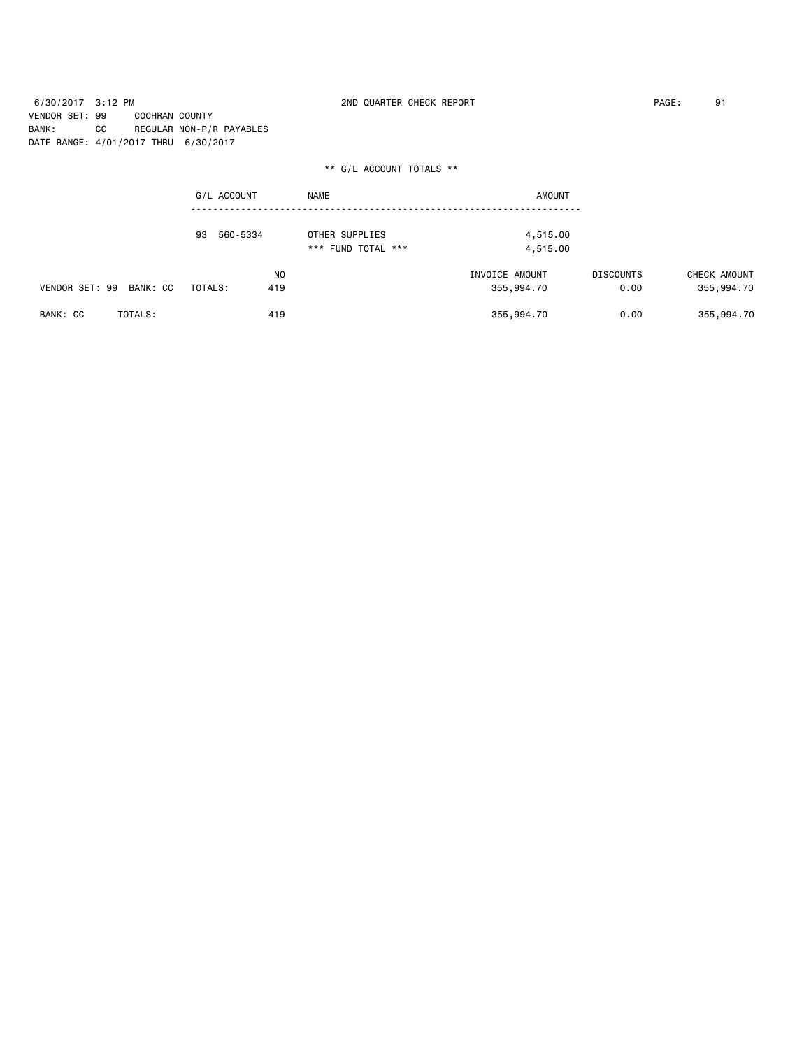6/30/2017 3:12 PM 2ND QUARTER CHECK REPORT

VENDOR SET: 99 COCHRAN COUNTY
BANK: CC REGULAR NON-P/R PAYABLES
DATE RANGE: 4/01/2017 THRU 6/30/2017

** G/L ACCOUNT TOTALS **

| G/L ACCOUNT | NAME | AMOUNT |
|---|---|---|
| 93 560-5334 | OTHER SUPPLIES | 4,515.00 |
| | *** FUND TOTAL *** | 4,515.00 |

| | NO | INVOICE AMOUNT | DISCOUNTS | CHECK AMOUNT |
|---|---|---|---|---|
| VENDOR SET: 99 BANK: CC TOTALS: | 419 | 355,994.70 | 0.00 | 355,994.70 |
| BANK: CC TOTALS: | 419 | 355,994.70 | 0.00 | 355,994.70 |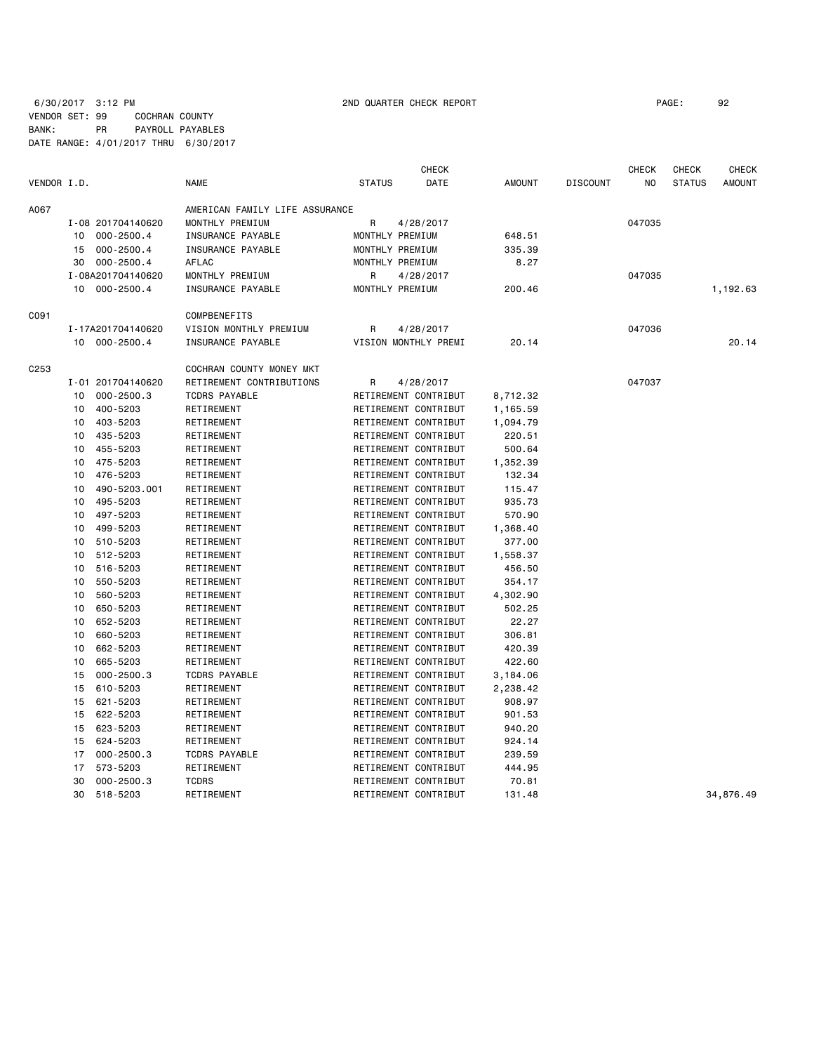6/30/2017 3:12 PM 2ND QUARTER CHECK REPORT

VENDOR SET: 99 COCHRAN COUNTY
BANK: PR PAYROLL PAYABLES
DATE RANGE: 4/01/2017 THRU 6/30/2017

| VENDOR I.D. | | NAME | STATUS | CHECK DATE | AMOUNT | DISCOUNT | CHECK NO | CHECK STATUS | CHECK AMOUNT |
|---|---|---|---|---|---|---|---|---|---|
| A067 | | AMERICAN FAMILY LIFE ASSURANCE | | | | | | | |
| | I-08 201704140620 | MONTHLY PREMIUM | R | 4/28/2017 | | | 047035 | | |
| | 10 000-2500.4 | INSURANCE PAYABLE | MONTHLY PREMIUM | | 648.51 | | | | |
| | 15 000-2500.4 | INSURANCE PAYABLE | MONTHLY PREMIUM | | 335.39 | | | | |
| | 30 000-2500.4 | AFLAC | MONTHLY PREMIUM | | 8.27 | | | | |
| | I-08A201704140620 | MONTHLY PREMIUM | R | 4/28/2017 | | | 047035 | | |
| | 10 000-2500.4 | INSURANCE PAYABLE | MONTHLY PREMIUM | | 200.46 | | | | 1,192.63 |
| C091 | | COMPBENEFITS | | | | | | | |
| | I-17A201704140620 | VISION MONTHLY PREMIUM | R | 4/28/2017 | | | 047036 | | |
| | 10 000-2500.4 | INSURANCE PAYABLE | VISION MONTHLY PREMI | | 20.14 | | | | 20.14 |
| C253 | | COCHRAN COUNTY MONEY MKT | | | | | | | |
| | I-01 201704140620 | RETIREMENT CONTRIBUTIONS | R | 4/28/2017 | | | 047037 | | |
| | 10 000-2500.3 | TCDRS PAYABLE | RETIREMENT CONTRIBUT | | 8,712.32 | | | | |
| | 10 400-5203 | RETIREMENT | RETIREMENT CONTRIBUT | | 1,165.59 | | | | |
| | 10 403-5203 | RETIREMENT | RETIREMENT CONTRIBUT | | 1,094.79 | | | | |
| | 10 435-5203 | RETIREMENT | RETIREMENT CONTRIBUT | | 220.51 | | | | |
| | 10 455-5203 | RETIREMENT | RETIREMENT CONTRIBUT | | 500.64 | | | | |
| | 10 475-5203 | RETIREMENT | RETIREMENT CONTRIBUT | | 1,352.39 | | | | |
| | 10 476-5203 | RETIREMENT | RETIREMENT CONTRIBUT | | 132.34 | | | | |
| | 10 490-5203.001 | RETIREMENT | RETIREMENT CONTRIBUT | | 115.47 | | | | |
| | 10 495-5203 | RETIREMENT | RETIREMENT CONTRIBUT | | 935.73 | | | | |
| | 10 497-5203 | RETIREMENT | RETIREMENT CONTRIBUT | | 570.90 | | | | |
| | 10 499-5203 | RETIREMENT | RETIREMENT CONTRIBUT | | 1,368.40 | | | | |
| | 10 510-5203 | RETIREMENT | RETIREMENT CONTRIBUT | | 377.00 | | | | |
| | 10 512-5203 | RETIREMENT | RETIREMENT CONTRIBUT | | 1,558.37 | | | | |
| | 10 516-5203 | RETIREMENT | RETIREMENT CONTRIBUT | | 456.50 | | | | |
| | 10 550-5203 | RETIREMENT | RETIREMENT CONTRIBUT | | 354.17 | | | | |
| | 10 560-5203 | RETIREMENT | RETIREMENT CONTRIBUT | | 4,302.90 | | | | |
| | 10 650-5203 | RETIREMENT | RETIREMENT CONTRIBUT | | 502.25 | | | | |
| | 10 652-5203 | RETIREMENT | RETIREMENT CONTRIBUT | | 22.27 | | | | |
| | 10 660-5203 | RETIREMENT | RETIREMENT CONTRIBUT | | 306.81 | | | | |
| | 10 662-5203 | RETIREMENT | RETIREMENT CONTRIBUT | | 420.39 | | | | |
| | 10 665-5203 | RETIREMENT | RETIREMENT CONTRIBUT | | 422.60 | | | | |
| | 15 000-2500.3 | TCDRS PAYABLE | RETIREMENT CONTRIBUT | | 3,184.06 | | | | |
| | 15 610-5203 | RETIREMENT | RETIREMENT CONTRIBUT | | 2,238.42 | | | | |
| | 15 621-5203 | RETIREMENT | RETIREMENT CONTRIBUT | | 908.97 | | | | |
| | 15 622-5203 | RETIREMENT | RETIREMENT CONTRIBUT | | 901.53 | | | | |
| | 15 623-5203 | RETIREMENT | RETIREMENT CONTRIBUT | | 940.20 | | | | |
| | 15 624-5203 | RETIREMENT | RETIREMENT CONTRIBUT | | 924.14 | | | | |
| | 17 000-2500.3 | TCDRS PAYABLE | RETIREMENT CONTRIBUT | | 239.59 | | | | |
| | 17 573-5203 | RETIREMENT | RETIREMENT CONTRIBUT | | 444.95 | | | | |
| | 30 000-2500.3 | TCDRS | RETIREMENT CONTRIBUT | | 70.81 | | | | |
| | 30 518-5203 | RETIREMENT | RETIREMENT CONTRIBUT | | 131.48 | | | | 34,876.49 |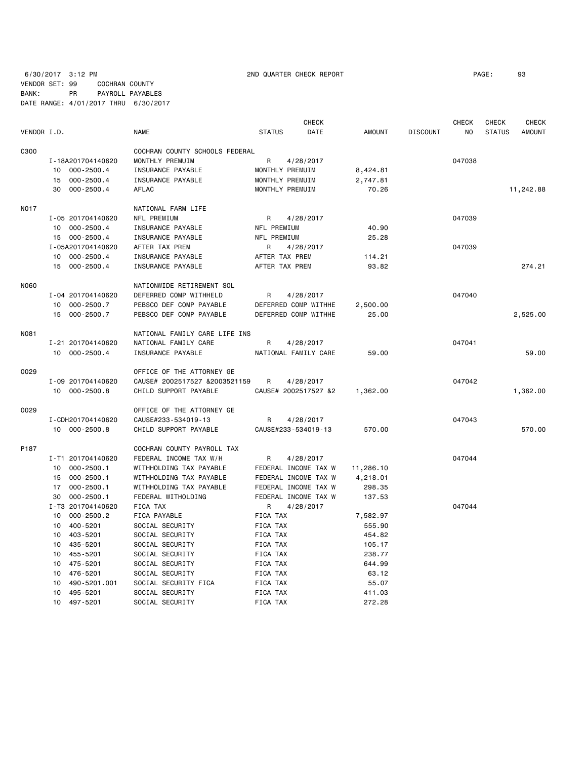6/30/2017 3:12 PM 2ND QUARTER CHECK REPORT

VENDOR SET: 99 COCHRAN COUNTY
BANK: PR PAYROLL PAYABLES
DATE RANGE: 4/01/2017 THRU 6/30/2017

| VENDOR I.D. | NAME | STATUS | CHECK DATE | AMOUNT | DISCOUNT | CHECK NO | CHECK STATUS | CHECK AMOUNT |
|---|---|---|---|---|---|---|---|---|
| C300 | COCHRAN COUNTY SCHOOLS FEDERAL | | | | | | | |
| I-18A201704140620 | MONTHLY PREMUIM | R | 4/28/2017 | | | 047038 | | |
| 10 000-2500.4 | INSURANCE PAYABLE | MONTHLY PREMUIM | | 8,424.81 | | | | |
| 15 000-2500.4 | INSURANCE PAYABLE | MONTHLY PREMUIM | | 2,747.81 | | | | |
| 30 000-2500.4 | AFLAC | MONTHLY PREMUIM | | 70.26 | | | | 11,242.88 |
| N017 | NATIONAL FARM LIFE | | | | | | | |
| I-05 201704140620 | NFL PREMIUM | R | 4/28/2017 | | | 047039 | | |
| 10 000-2500.4 | INSURANCE PAYABLE | NFL PREMIUM | | 40.90 | | | | |
| 15 000-2500.4 | INSURANCE PAYABLE | NFL PREMIUM | | 25.28 | | | | |
| I-05A201704140620 | AFTER TAX PREM | R | 4/28/2017 | | | 047039 | | |
| 10 000-2500.4 | INSURANCE PAYABLE | AFTER TAX PREM | | 114.21 | | | | |
| 15 000-2500.4 | INSURANCE PAYABLE | AFTER TAX PREM | | 93.82 | | | | 274.21 |
| N060 | NATIONWIDE RETIREMENT SOL | | | | | | | |
| I-04 201704140620 | DEFERRED COMP WITHHELD | R | 4/28/2017 | | | 047040 | | |
| 10 000-2500.7 | PEBSCO DEF COMP PAYABLE | DEFERRED COMP WITHHE | | 2,500.00 | | | | |
| 15 000-2500.7 | PEBSCO DEF COMP PAYABLE | DEFERRED COMP WITHHE | | 25.00 | | | | 2,525.00 |
| N081 | NATIONAL FAMILY CARE LIFE INS | | | | | | | |
| I-21 201704140620 | NATIONAL FAMILY CARE | R | 4/28/2017 | | | 047041 | | |
| 10 000-2500.4 | INSURANCE PAYABLE | NATIONAL FAMILY CARE | | 59.00 | | | | 59.00 |
| O029 | OFFICE OF THE ATTORNEY GE | | | | | | | |
| I-09 201704140620 | CAUSE# 2002517527 &2003521159 | R | 4/28/2017 | | | 047042 | | |
| 10 000-2500.8 | CHILD SUPPORT PAYABLE | CAUSE# 2002517527 &2 | | 1,362.00 | | | | 1,362.00 |
| O029 | OFFICE OF THE ATTORNEY GE | | | | | | | |
| I-CDH201704140620 | CAUSE#233-534019-13 | R | 4/28/2017 | | | 047043 | | |
| 10 000-2500.8 | CHILD SUPPORT PAYABLE | CAUSE#233-534019-13 | | 570.00 | | | | 570.00 |
| P187 | COCHRAN COUNTY PAYROLL TAX | | | | | | | |
| I-T1 201704140620 | FEDERAL INCOME TAX W/H | R | 4/28/2017 | | | 047044 | | |
| 10 000-2500.1 | WITHHOLDING TAX PAYABLE | FEDERAL INCOME TAX W | | 11,286.10 | | | | |
| 15 000-2500.1 | WITHHOLDING TAX PAYABLE | FEDERAL INCOME TAX W | | 4,218.01 | | | | |
| 17 000-2500.1 | WITHHOLDING TAX PAYABLE | FEDERAL INCOME TAX W | | 298.35 | | | | |
| 30 000-2500.1 | FEDERAL WITHOLDING | FEDERAL INCOME TAX W | | 137.53 | | | | |
| I-T3 201704140620 | FICA TAX | R | 4/28/2017 | | | 047044 | | |
| 10 000-2500.2 | FICA PAYABLE | FICA TAX | | 7,582.97 | | | | |
| 10 400-5201 | SOCIAL SECURITY | FICA TAX | | 555.90 | | | | |
| 10 403-5201 | SOCIAL SECURITY | FICA TAX | | 454.82 | | | | |
| 10 435-5201 | SOCIAL SECURITY | FICA TAX | | 105.17 | | | | |
| 10 455-5201 | SOCIAL SECURITY | FICA TAX | | 238.77 | | | | |
| 10 475-5201 | SOCIAL SECURITY | FICA TAX | | 644.99 | | | | |
| 10 476-5201 | SOCIAL SECURITY | FICA TAX | | 63.12 | | | | |
| 10 490-5201.001 | SOCIAL SECURITY FICA | FICA TAX | | 55.07 | | | | |
| 10 495-5201 | SOCIAL SECURITY | FICA TAX | | 411.03 | | | | |
| 10 497-5201 | SOCIAL SECURITY | FICA TAX | | 272.28 | | | | |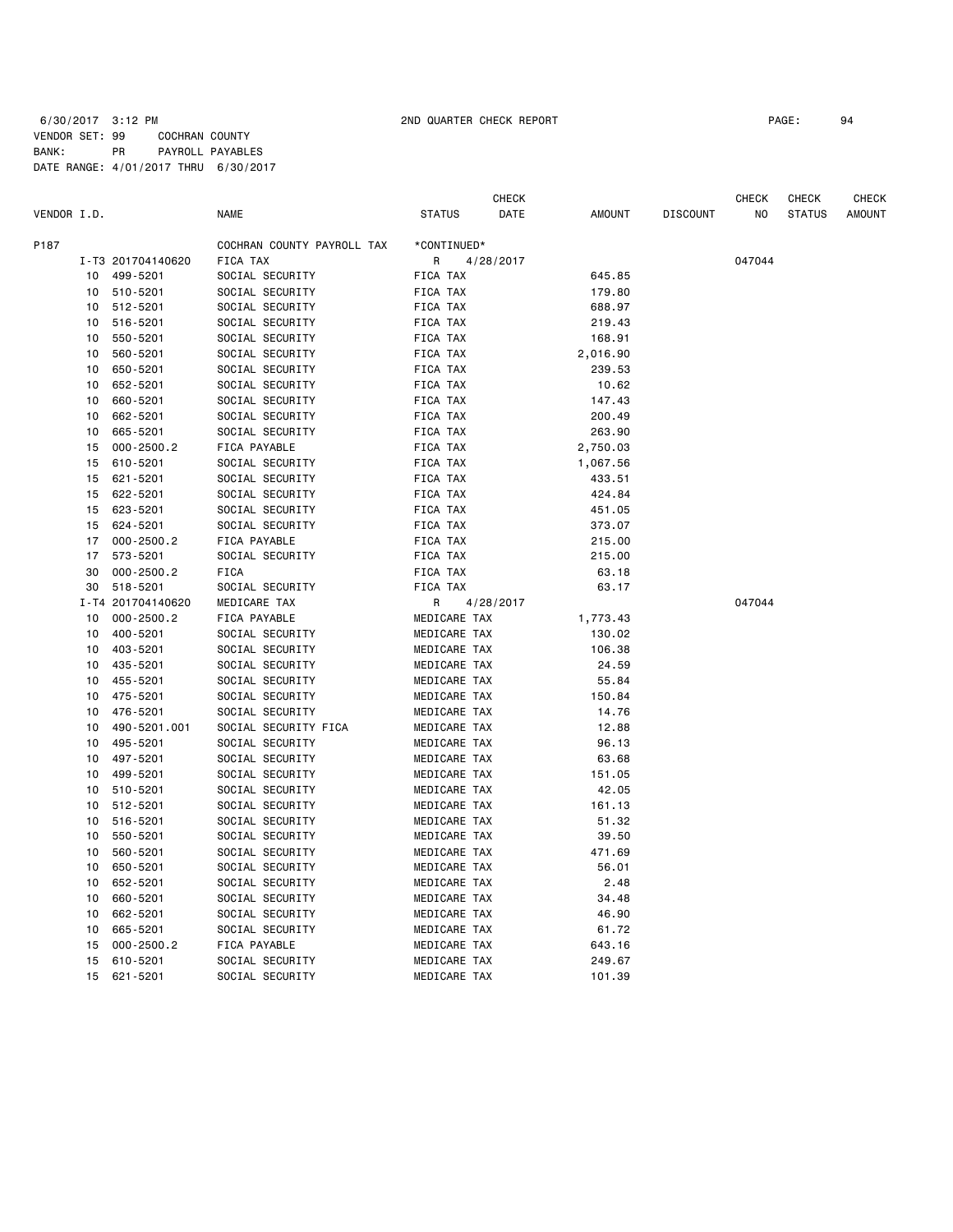6/30/2017 3:12 PM 2ND QUARTER CHECK REPORT

VENDOR SET: 99 COCHRAN COUNTY
BANK: PR PAYROLL PAYABLES
DATE RANGE: 4/01/2017 THRU 6/30/2017

| VENDOR I.D. | | NAME | STATUS | CHECK DATE | AMOUNT | DISCOUNT | CHECK NO | CHECK STATUS | CHECK AMOUNT |
|---|---|---|---|---|---|---|---|---|---|
| P187 | | COCHRAN COUNTY PAYROLL TAX | *CONTINUED* | | | | | | |
| I-T3 | 201704140620 | FICA TAX | R | 4/28/2017 | | | 047044 | | |
| 10 | 499-5201 | SOCIAL SECURITY | FICA TAX | | 645.85 | | | | |
| 10 | 510-5201 | SOCIAL SECURITY | FICA TAX | | 179.80 | | | | |
| 10 | 512-5201 | SOCIAL SECURITY | FICA TAX | | 688.97 | | | | |
| 10 | 516-5201 | SOCIAL SECURITY | FICA TAX | | 219.43 | | | | |
| 10 | 550-5201 | SOCIAL SECURITY | FICA TAX | | 168.91 | | | | |
| 10 | 560-5201 | SOCIAL SECURITY | FICA TAX | | 2,016.90 | | | | |
| 10 | 650-5201 | SOCIAL SECURITY | FICA TAX | | 239.53 | | | | |
| 10 | 652-5201 | SOCIAL SECURITY | FICA TAX | | 10.62 | | | | |
| 10 | 660-5201 | SOCIAL SECURITY | FICA TAX | | 147.43 | | | | |
| 10 | 662-5201 | SOCIAL SECURITY | FICA TAX | | 200.49 | | | | |
| 10 | 665-5201 | SOCIAL SECURITY | FICA TAX | | 263.90 | | | | |
| 15 | 000-2500.2 | FICA PAYABLE | FICA TAX | | 2,750.03 | | | | |
| 15 | 610-5201 | SOCIAL SECURITY | FICA TAX | | 1,067.56 | | | | |
| 15 | 621-5201 | SOCIAL SECURITY | FICA TAX | | 433.51 | | | | |
| 15 | 622-5201 | SOCIAL SECURITY | FICA TAX | | 424.84 | | | | |
| 15 | 623-5201 | SOCIAL SECURITY | FICA TAX | | 451.05 | | | | |
| 15 | 624-5201 | SOCIAL SECURITY | FICA TAX | | 373.07 | | | | |
| 17 | 000-2500.2 | FICA PAYABLE | FICA TAX | | 215.00 | | | | |
| 17 | 573-5201 | SOCIAL SECURITY | FICA TAX | | 215.00 | | | | |
| 30 | 000-2500.2 | FICA | FICA TAX | | 63.18 | | | | |
| 30 | 518-5201 | SOCIAL SECURITY | FICA TAX | | 63.17 | | | | |
| I-T4 | 201704140620 | MEDICARE TAX | R | 4/28/2017 | | | 047044 | | |
| 10 | 000-2500.2 | FICA PAYABLE | MEDICARE TAX | | 1,773.43 | | | | |
| 10 | 400-5201 | SOCIAL SECURITY | MEDICARE TAX | | 130.02 | | | | |
| 10 | 403-5201 | SOCIAL SECURITY | MEDICARE TAX | | 106.38 | | | | |
| 10 | 435-5201 | SOCIAL SECURITY | MEDICARE TAX | | 24.59 | | | | |
| 10 | 455-5201 | SOCIAL SECURITY | MEDICARE TAX | | 55.84 | | | | |
| 10 | 475-5201 | SOCIAL SECURITY | MEDICARE TAX | | 150.84 | | | | |
| 10 | 476-5201 | SOCIAL SECURITY | MEDICARE TAX | | 14.76 | | | | |
| 10 | 490-5201.001 | SOCIAL SECURITY FICA | MEDICARE TAX | | 12.88 | | | | |
| 10 | 495-5201 | SOCIAL SECURITY | MEDICARE TAX | | 96.13 | | | | |
| 10 | 497-5201 | SOCIAL SECURITY | MEDICARE TAX | | 63.68 | | | | |
| 10 | 499-5201 | SOCIAL SECURITY | MEDICARE TAX | | 151.05 | | | | |
| 10 | 510-5201 | SOCIAL SECURITY | MEDICARE TAX | | 42.05 | | | | |
| 10 | 512-5201 | SOCIAL SECURITY | MEDICARE TAX | | 161.13 | | | | |
| 10 | 516-5201 | SOCIAL SECURITY | MEDICARE TAX | | 51.32 | | | | |
| 10 | 550-5201 | SOCIAL SECURITY | MEDICARE TAX | | 39.50 | | | | |
| 10 | 560-5201 | SOCIAL SECURITY | MEDICARE TAX | | 471.69 | | | | |
| 10 | 650-5201 | SOCIAL SECURITY | MEDICARE TAX | | 56.01 | | | | |
| 10 | 652-5201 | SOCIAL SECURITY | MEDICARE TAX | | 2.48 | | | | |
| 10 | 660-5201 | SOCIAL SECURITY | MEDICARE TAX | | 34.48 | | | | |
| 10 | 662-5201 | SOCIAL SECURITY | MEDICARE TAX | | 46.90 | | | | |
| 10 | 665-5201 | SOCIAL SECURITY | MEDICARE TAX | | 61.72 | | | | |
| 15 | 000-2500.2 | FICA PAYABLE | MEDICARE TAX | | 643.16 | | | | |
| 15 | 610-5201 | SOCIAL SECURITY | MEDICARE TAX | | 249.67 | | | | |
| 15 | 621-5201 | SOCIAL SECURITY | MEDICARE TAX | | 101.39 | | | | |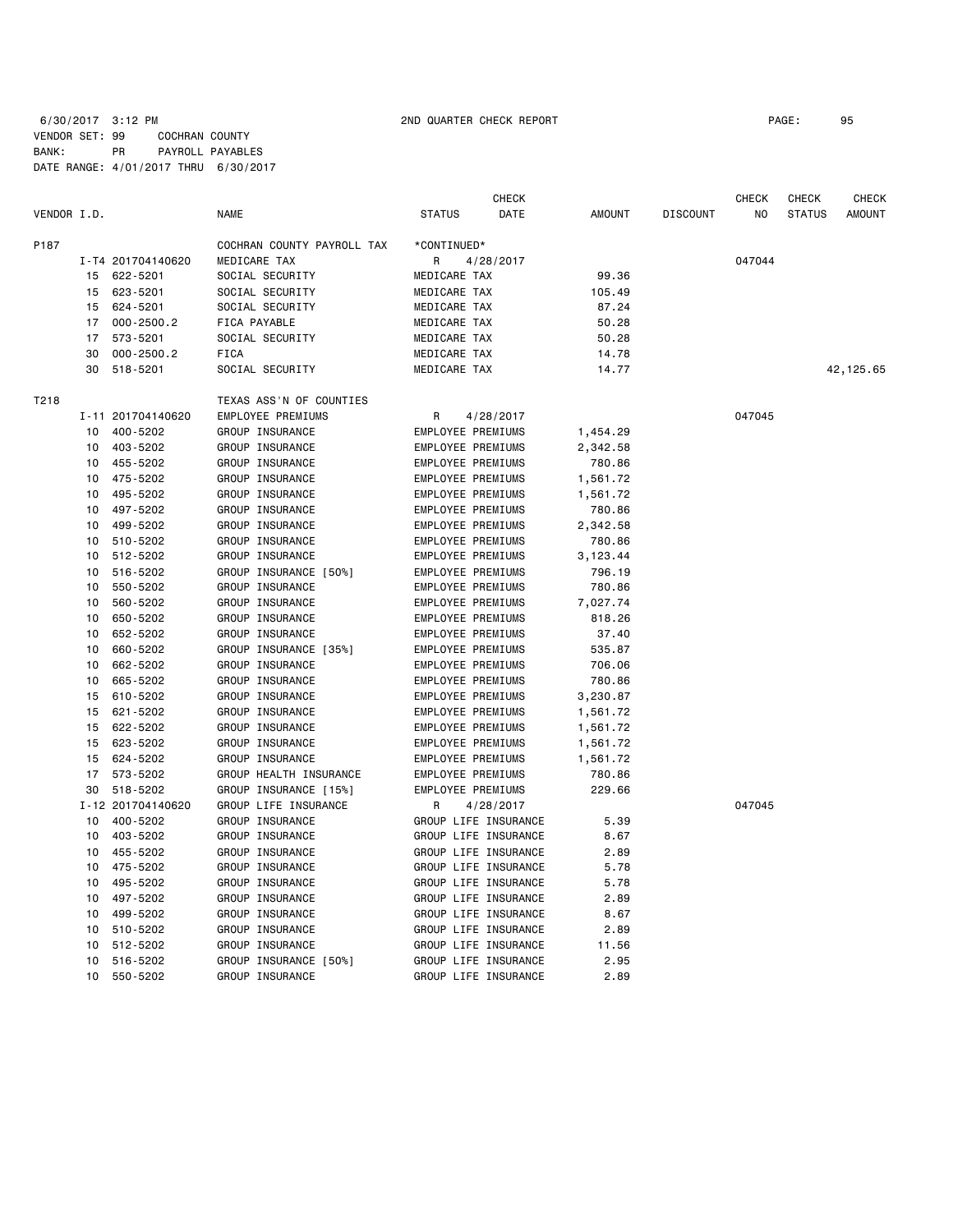6/30/2017 3:12 PM 2ND QUARTER CHECK REPORT

VENDOR SET: 99 COCHRAN COUNTY
BANK: PR PAYROLL PAYABLES
DATE RANGE: 4/01/2017 THRU 6/30/2017

| VENDOR I.D. | | NAME | STATUS | CHECK DATE | AMOUNT | DISCOUNT | CHECK NO | CHECK STATUS | CHECK AMOUNT |
|---|---|---|---|---|---|---|---|---|---|
| P187 | | COCHRAN COUNTY PAYROLL TAX | *CONTINUED* | | | | | | |
| | I-T4 201704140620 | MEDICARE TAX | R | 4/28/2017 | | | 047044 | | |
| 15 | 622-5201 | SOCIAL SECURITY | MEDICARE TAX | | 99.36 | | | | |
| 15 | 623-5201 | SOCIAL SECURITY | MEDICARE TAX | | 105.49 | | | | |
| 15 | 624-5201 | SOCIAL SECURITY | MEDICARE TAX | | 87.24 | | | | |
| 17 | 000-2500.2 | FICA PAYABLE | MEDICARE TAX | | 50.28 | | | | |
| 17 | 573-5201 | SOCIAL SECURITY | MEDICARE TAX | | 50.28 | | | | |
| 30 | 000-2500.2 | FICA | MEDICARE TAX | | 14.78 | | | | |
| 30 | 518-5201 | SOCIAL SECURITY | MEDICARE TAX | | 14.77 | | | | 42,125.65 |
| T218 | | TEXAS ASS'N OF COUNTIES | | | | | | | |
| | I-11 201704140620 | EMPLOYEE PREMIUMS | R | 4/28/2017 | | | 047045 | | |
| 10 | 400-5202 | GROUP INSURANCE | EMPLOYEE PREMIUMS | | 1,454.29 | | | | |
| 10 | 403-5202 | GROUP INSURANCE | EMPLOYEE PREMIUMS | | 2,342.58 | | | | |
| 10 | 455-5202 | GROUP INSURANCE | EMPLOYEE PREMIUMS | | 780.86 | | | | |
| 10 | 475-5202 | GROUP INSURANCE | EMPLOYEE PREMIUMS | | 1,561.72 | | | | |
| 10 | 495-5202 | GROUP INSURANCE | EMPLOYEE PREMIUMS | | 1,561.72 | | | | |
| 10 | 497-5202 | GROUP INSURANCE | EMPLOYEE PREMIUMS | | 780.86 | | | | |
| 10 | 499-5202 | GROUP INSURANCE | EMPLOYEE PREMIUMS | | 2,342.58 | | | | |
| 10 | 510-5202 | GROUP INSURANCE | EMPLOYEE PREMIUMS | | 780.86 | | | | |
| 10 | 512-5202 | GROUP INSURANCE | EMPLOYEE PREMIUMS | | 3,123.44 | | | | |
| 10 | 516-5202 | GROUP INSURANCE [50%] | EMPLOYEE PREMIUMS | | 796.19 | | | | |
| 10 | 550-5202 | GROUP INSURANCE | EMPLOYEE PREMIUMS | | 780.86 | | | | |
| 10 | 560-5202 | GROUP INSURANCE | EMPLOYEE PREMIUMS | | 7,027.74 | | | | |
| 10 | 650-5202 | GROUP INSURANCE | EMPLOYEE PREMIUMS | | 818.26 | | | | |
| 10 | 652-5202 | GROUP INSURANCE | EMPLOYEE PREMIUMS | | 37.40 | | | | |
| 10 | 660-5202 | GROUP INSURANCE [35%] | EMPLOYEE PREMIUMS | | 535.87 | | | | |
| 10 | 662-5202 | GROUP INSURANCE | EMPLOYEE PREMIUMS | | 706.06 | | | | |
| 10 | 665-5202 | GROUP INSURANCE | EMPLOYEE PREMIUMS | | 780.86 | | | | |
| 15 | 610-5202 | GROUP INSURANCE | EMPLOYEE PREMIUMS | | 3,230.87 | | | | |
| 15 | 621-5202 | GROUP INSURANCE | EMPLOYEE PREMIUMS | | 1,561.72 | | | | |
| 15 | 622-5202 | GROUP INSURANCE | EMPLOYEE PREMIUMS | | 1,561.72 | | | | |
| 15 | 623-5202 | GROUP INSURANCE | EMPLOYEE PREMIUMS | | 1,561.72 | | | | |
| 15 | 624-5202 | GROUP INSURANCE | EMPLOYEE PREMIUMS | | 1,561.72 | | | | |
| 17 | 573-5202 | GROUP HEALTH INSURANCE | EMPLOYEE PREMIUMS | | 780.86 | | | | |
| 30 | 518-5202 | GROUP INSURANCE [15%] | EMPLOYEE PREMIUMS | | 229.66 | | | | |
| | I-12 201704140620 | GROUP LIFE INSURANCE | R | 4/28/2017 | | | 047045 | | |
| 10 | 400-5202 | GROUP INSURANCE | GROUP LIFE INSURANCE | | 5.39 | | | | |
| 10 | 403-5202 | GROUP INSURANCE | GROUP LIFE INSURANCE | | 8.67 | | | | |
| 10 | 455-5202 | GROUP INSURANCE | GROUP LIFE INSURANCE | | 2.89 | | | | |
| 10 | 475-5202 | GROUP INSURANCE | GROUP LIFE INSURANCE | | 5.78 | | | | |
| 10 | 495-5202 | GROUP INSURANCE | GROUP LIFE INSURANCE | | 5.78 | | | | |
| 10 | 497-5202 | GROUP INSURANCE | GROUP LIFE INSURANCE | | 2.89 | | | | |
| 10 | 499-5202 | GROUP INSURANCE | GROUP LIFE INSURANCE | | 8.67 | | | | |
| 10 | 510-5202 | GROUP INSURANCE | GROUP LIFE INSURANCE | | 2.89 | | | | |
| 10 | 512-5202 | GROUP INSURANCE | GROUP LIFE INSURANCE | | 11.56 | | | | |
| 10 | 516-5202 | GROUP INSURANCE [50%] | GROUP LIFE INSURANCE | | 2.95 | | | | |
| 10 | 550-5202 | GROUP INSURANCE | GROUP LIFE INSURANCE | | 2.89 | | | | |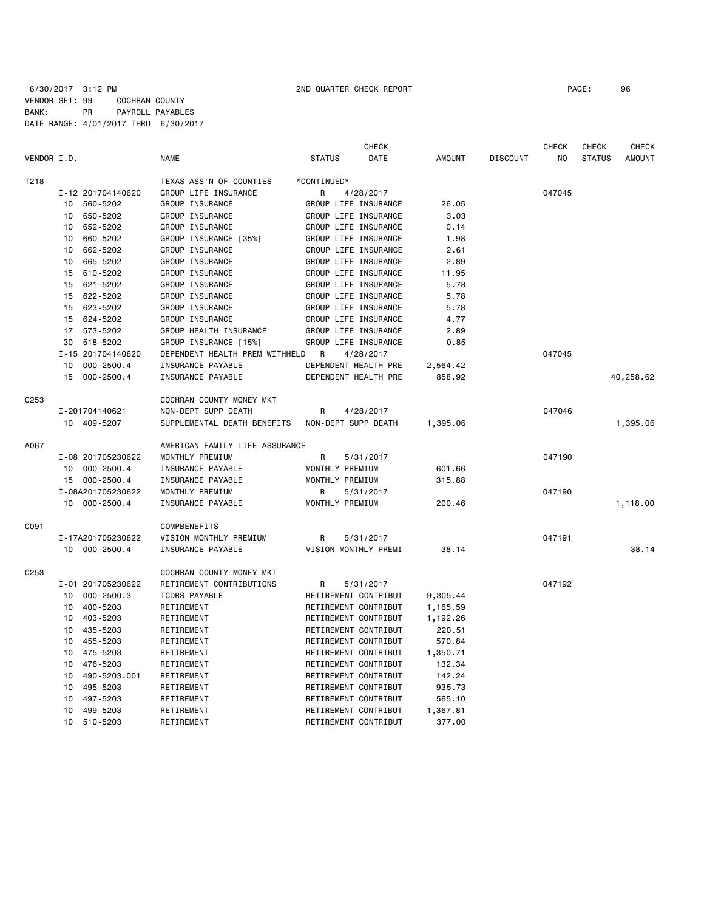6/30/2017 3:12 PM 2ND QUARTER CHECK REPORT PAGE: 96

VENDOR SET: 99 COCHRAN COUNTY
BANK: PR PAYROLL PAYABLES
DATE RANGE: 4/01/2017 THRU 6/30/2017

| VENDOR I.D. | NAME | STATUS | CHECK DATE | AMOUNT | DISCOUNT | CHECK NO | CHECK STATUS | CHECK AMOUNT |
|---|---|---|---|---|---|---|---|---|
| T218 | TEXAS ASS'N OF COUNTIES | *CONTINUED* | | | | | | |
| I-12 201704140620 | GROUP LIFE INSURANCE | R | 4/28/2017 | | | 047045 | | |
| 10 560-5202 | GROUP INSURANCE | GROUP LIFE INSURANCE | | 26.05 | | | | |
| 10 650-5202 | GROUP INSURANCE | GROUP LIFE INSURANCE | | 3.03 | | | | |
| 10 652-5202 | GROUP INSURANCE | GROUP LIFE INSURANCE | | 0.14 | | | | |
| 10 660-5202 | GROUP INSURANCE [35%] | GROUP LIFE INSURANCE | | 1.98 | | | | |
| 10 662-5202 | GROUP INSURANCE | GROUP LIFE INSURANCE | | 2.61 | | | | |
| 10 665-5202 | GROUP INSURANCE | GROUP LIFE INSURANCE | | 2.89 | | | | |
| 15 610-5202 | GROUP INSURANCE | GROUP LIFE INSURANCE | | 11.95 | | | | |
| 15 621-5202 | GROUP INSURANCE | GROUP LIFE INSURANCE | | 5.78 | | | | |
| 15 622-5202 | GROUP INSURANCE | GROUP LIFE INSURANCE | | 5.78 | | | | |
| 15 623-5202 | GROUP INSURANCE | GROUP LIFE INSURANCE | | 5.78 | | | | |
| 15 624-5202 | GROUP INSURANCE | GROUP LIFE INSURANCE | | 4.77 | | | | |
| 17 573-5202 | GROUP HEALTH INSURANCE | GROUP LIFE INSURANCE | | 2.89 | | | | |
| 30 518-5202 | GROUP INSURANCE [15%] | GROUP LIFE INSURANCE | | 0.85 | | | | |
| I-15 201704140620 | DEPENDENT HEALTH PREM WITHHELD | R | 4/28/2017 | | | 047045 | | |
| 10 000-2500.4 | INSURANCE PAYABLE | DEPENDENT HEALTH PRE | | 2,564.42 | | | | |
| 15 000-2500.4 | INSURANCE PAYABLE | DEPENDENT HEALTH PRE | | 858.92 | | | | 40,258.62 |
| C253 | COCHRAN COUNTY MONEY MKT | | | | | | | |
| I-201704140621 | NON-DEPT SUPP DEATH | R | 4/28/2017 | | | 047046 | | |
| 10 409-5207 | SUPPLEMENTAL DEATH BENEFITS | NON-DEPT SUPP DEATH | | 1,395.06 | | | | 1,395.06 |
| A067 | AMERICAN FAMILY LIFE ASSURANCE | | | | | | | |
| I-08 201705230622 | MONTHLY PREMIUM | R | 5/31/2017 | | | 047190 | | |
| 10 000-2500.4 | INSURANCE PAYABLE | MONTHLY PREMIUM | | 601.66 | | | | |
| 15 000-2500.4 | INSURANCE PAYABLE | MONTHLY PREMIUM | | 315.88 | | | | |
| I-08A201705230622 | MONTHLY PREMIUM | R | 5/31/2017 | | | 047190 | | |
| 10 000-2500.4 | INSURANCE PAYABLE | MONTHLY PREMIUM | | 200.46 | | | | 1,118.00 |
| C091 | COMPBENEFITS | | | | | | | |
| I-17A201705230622 | VISION MONTHLY PREMIUM | R | 5/31/2017 | | | 047191 | | |
| 10 000-2500.4 | INSURANCE PAYABLE | VISION MONTHLY PREMI | | 38.14 | | | | 38.14 |
| C253 | COCHRAN COUNTY MONEY MKT | | | | | | | |
| I-01 201705230622 | RETIREMENT CONTRIBUTIONS | R | 5/31/2017 | | | 047192 | | |
| 10 000-2500.3 | TCDRS PAYABLE | RETIREMENT CONTRIBUT | | 9,305.44 | | | | |
| 10 400-5203 | RETIREMENT | RETIREMENT CONTRIBUT | | 1,165.59 | | | | |
| 10 403-5203 | RETIREMENT | RETIREMENT CONTRIBUT | | 1,192.26 | | | | |
| 10 435-5203 | RETIREMENT | RETIREMENT CONTRIBUT | | 220.51 | | | | |
| 10 455-5203 | RETIREMENT | RETIREMENT CONTRIBUT | | 570.84 | | | | |
| 10 475-5203 | RETIREMENT | RETIREMENT CONTRIBUT | | 1,350.71 | | | | |
| 10 476-5203 | RETIREMENT | RETIREMENT CONTRIBUT | | 132.34 | | | | |
| 10 490-5203.001 | RETIREMENT | RETIREMENT CONTRIBUT | | 142.24 | | | | |
| 10 495-5203 | RETIREMENT | RETIREMENT CONTRIBUT | | 935.73 | | | | |
| 10 497-5203 | RETIREMENT | RETIREMENT CONTRIBUT | | 565.10 | | | | |
| 10 499-5203 | RETIREMENT | RETIREMENT CONTRIBUT | | 1,367.81 | | | | |
| 10 510-5203 | RETIREMENT | RETIREMENT CONTRIBUT | | 377.00 | | | | |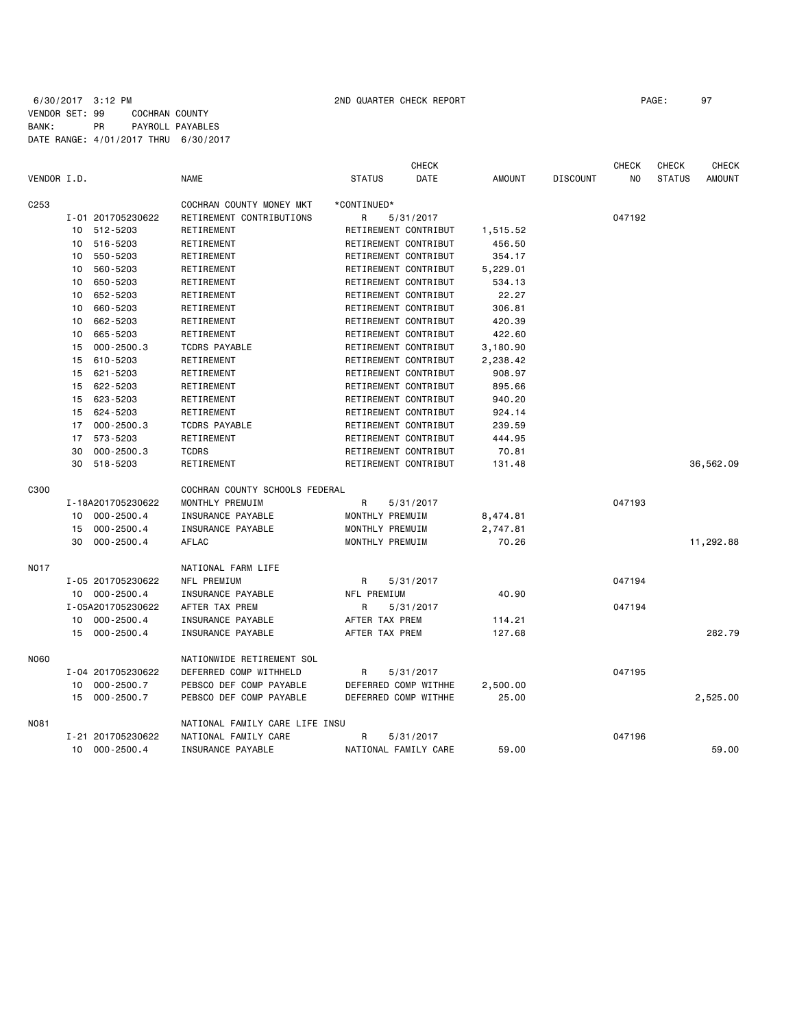6/30/2017 3:12 PM 2ND QUARTER CHECK REPORT

VENDOR SET: 99 COCHRAN COUNTY
BANK: PR PAYROLL PAYABLES
DATE RANGE: 4/01/2017 THRU 6/30/2017

| VENDOR I.D. | | NAME | STATUS | CHECK DATE | AMOUNT | DISCOUNT | CHECK NO | CHECK STATUS | CHECK AMOUNT |
|---|---|---|---|---|---|---|---|---|---|
| C253 | | COCHRAN COUNTY MONEY MKT | *CONTINUED* | | | | | | |
| | I-01 201705230622 | RETIREMENT CONTRIBUTIONS | R | 5/31/2017 | | | 047192 | | |
| | 10 512-5203 | RETIREMENT | RETIREMENT CONTRIBUT | | 1,515.52 | | | | |
| | 10 516-5203 | RETIREMENT | RETIREMENT CONTRIBUT | | 456.50 | | | | |
| | 10 550-5203 | RETIREMENT | RETIREMENT CONTRIBUT | | 354.17 | | | | |
| | 10 560-5203 | RETIREMENT | RETIREMENT CONTRIBUT | | 5,229.01 | | | | |
| | 10 650-5203 | RETIREMENT | RETIREMENT CONTRIBUT | | 534.13 | | | | |
| | 10 652-5203 | RETIREMENT | RETIREMENT CONTRIBUT | | 22.27 | | | | |
| | 10 660-5203 | RETIREMENT | RETIREMENT CONTRIBUT | | 306.81 | | | | |
| | 10 662-5203 | RETIREMENT | RETIREMENT CONTRIBUT | | 420.39 | | | | |
| | 10 665-5203 | RETIREMENT | RETIREMENT CONTRIBUT | | 422.60 | | | | |
| | 15 000-2500.3 | TCDRS PAYABLE | RETIREMENT CONTRIBUT | | 3,180.90 | | | | |
| | 15 610-5203 | RETIREMENT | RETIREMENT CONTRIBUT | | 2,238.42 | | | | |
| | 15 621-5203 | RETIREMENT | RETIREMENT CONTRIBUT | | 908.97 | | | | |
| | 15 622-5203 | RETIREMENT | RETIREMENT CONTRIBUT | | 895.66 | | | | |
| | 15 623-5203 | RETIREMENT | RETIREMENT CONTRIBUT | | 940.20 | | | | |
| | 15 624-5203 | RETIREMENT | RETIREMENT CONTRIBUT | | 924.14 | | | | |
| | 17 000-2500.3 | TCDRS PAYABLE | RETIREMENT CONTRIBUT | | 239.59 | | | | |
| | 17 573-5203 | RETIREMENT | RETIREMENT CONTRIBUT | | 444.95 | | | | |
| | 30 000-2500.3 | TCDRS | RETIREMENT CONTRIBUT | | 70.81 | | | | |
| | 30 518-5203 | RETIREMENT | RETIREMENT CONTRIBUT | | 131.48 | | | | 36,562.09 |
| C300 | | COCHRAN COUNTY SCHOOLS FEDERAL | | | | | | | |
| | I-18A201705230622 | MONTHLY PREMUIM | R | 5/31/2017 | | | 047193 | | |
| | 10 000-2500.4 | INSURANCE PAYABLE | MONTHLY PREMUIM | | 8,474.81 | | | | |
| | 15 000-2500.4 | INSURANCE PAYABLE | MONTHLY PREMUIM | | 2,747.81 | | | | |
| | 30 000-2500.4 | AFLAC | MONTHLY PREMUIM | | 70.26 | | | | 11,292.88 |
| N017 | | NATIONAL FARM LIFE | | | | | | | |
| | I-05 201705230622 | NFL PREMIUM | R | 5/31/2017 | | | 047194 | | |
| | 10 000-2500.4 | INSURANCE PAYABLE | NFL PREMIUM | | 40.90 | | | | |
| | I-05A201705230622 | AFTER TAX PREM | R | 5/31/2017 | | | 047194 | | |
| | 10 000-2500.4 | INSURANCE PAYABLE | AFTER TAX PREM | | 114.21 | | | | |
| | 15 000-2500.4 | INSURANCE PAYABLE | AFTER TAX PREM | | 127.68 | | | | 282.79 |
| N060 | | NATIONWIDE RETIREMENT SOL | | | | | | | |
| | I-04 201705230622 | DEFERRED COMP WITHHELD | R | 5/31/2017 | | | 047195 | | |
| | 10 000-2500.7 | PEBSCO DEF COMP PAYABLE | DEFERRED COMP WITHHE | | 2,500.00 | | | | |
| | 15 000-2500.7 | PEBSCO DEF COMP PAYABLE | DEFERRED COMP WITHHE | | 25.00 | | | | 2,525.00 |
| N081 | | NATIONAL FAMILY CARE LIFE INSU | | | | | | | |
| | I-21 201705230622 | NATIONAL FAMILY CARE | R | 5/31/2017 | | | 047196 | | |
| | 10 000-2500.4 | INSURANCE PAYABLE | NATIONAL FAMILY CARE | | 59.00 | | | | 59.00 |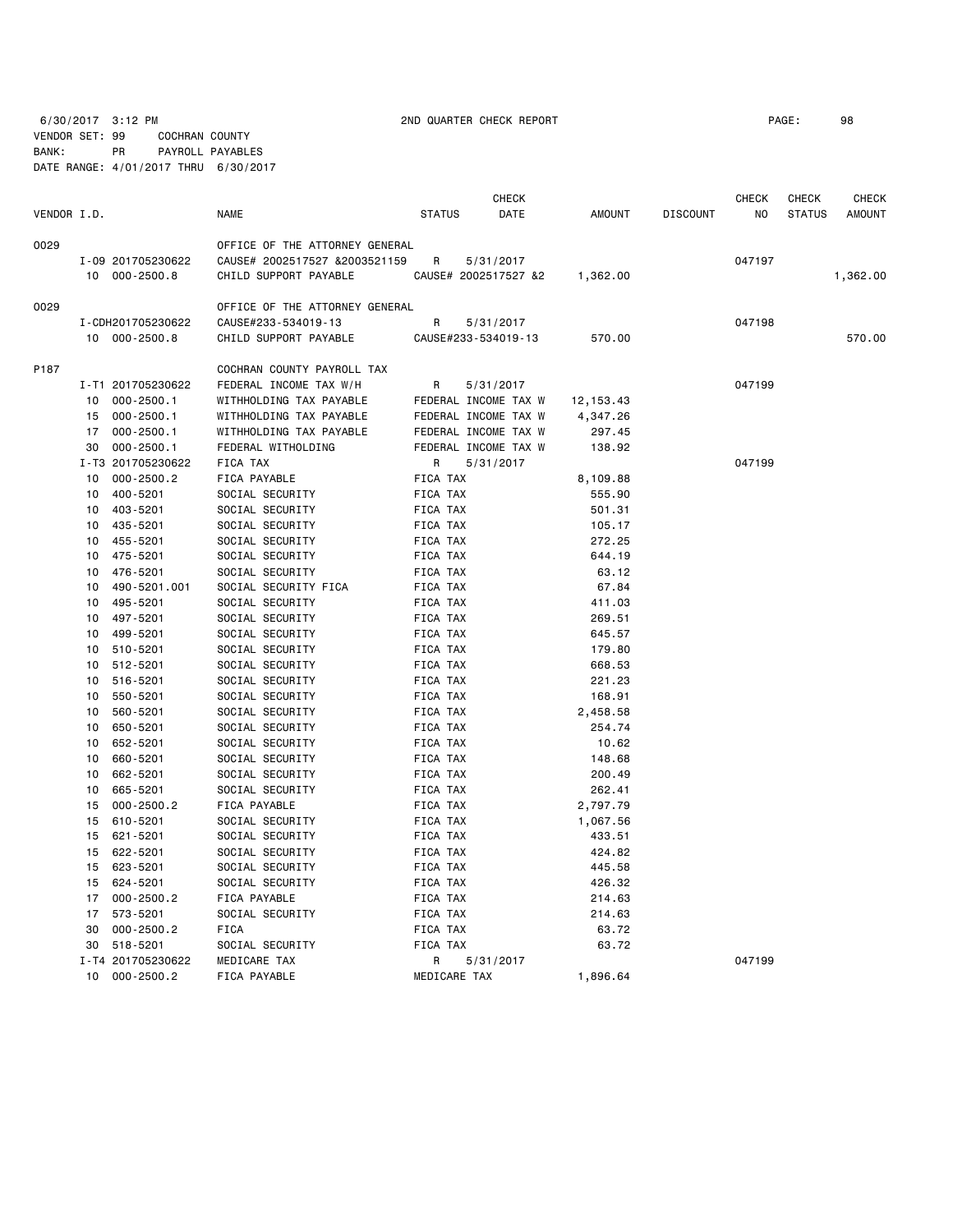6/30/2017 3:12 PM 2ND QUARTER CHECK REPORT

VENDOR SET: 99 COCHRAN COUNTY
BANK: PR PAYROLL PAYABLES
DATE RANGE: 4/01/2017 THRU 6/30/2017

| VENDOR I.D. | | NAME | STATUS | CHECK DATE | AMOUNT | DISCOUNT | CHECK NO | CHECK STATUS | CHECK AMOUNT |
|---|---|---|---|---|---|---|---|---|---|
| 0029 | | OFFICE OF THE ATTORNEY GENERAL | | | | | | | |
| | I-09 201705230622 | CAUSE# 2002517527 &2003521159 | R | 5/31/2017 | | | 047197 | | |
| | 10 000-2500.8 | CHILD SUPPORT PAYABLE | CAUSE# 2002517527 &2 | | 1,362.00 | | | | 1,362.00 |
| 0029 | | OFFICE OF THE ATTORNEY GENERAL | | | | | | | |
| | I-CDH201705230622 | CAUSE#233-534019-13 | R | 5/31/2017 | | | 047198 | | |
| | 10 000-2500.8 | CHILD SUPPORT PAYABLE | CAUSE#233-534019-13 | | 570.00 | | | | 570.00 |
| P187 | | COCHRAN COUNTY PAYROLL TAX | | | | | | | |
| | I-T1 201705230622 | FEDERAL INCOME TAX W/H | R | 5/31/2017 | | | 047199 | | |
| | 10 000-2500.1 | WITHHOLDING TAX PAYABLE | FEDERAL INCOME TAX W | | 12,153.43 | | | | |
| | 15 000-2500.1 | WITHHOLDING TAX PAYABLE | FEDERAL INCOME TAX W | | 4,347.26 | | | | |
| | 17 000-2500.1 | WITHHOLDING TAX PAYABLE | FEDERAL INCOME TAX W | | 297.45 | | | | |
| | 30 000-2500.1 | FEDERAL WITHOLDING | FEDERAL INCOME TAX W | | 138.92 | | | | |
| | I-T3 201705230622 | FICA TAX | R | 5/31/2017 | | | 047199 | | |
| | 10 000-2500.2 | FICA PAYABLE | FICA TAX | | 8,109.88 | | | | |
| | 10 400-5201 | SOCIAL SECURITY | FICA TAX | | 555.90 | | | | |
| | 10 403-5201 | SOCIAL SECURITY | FICA TAX | | 501.31 | | | | |
| | 10 435-5201 | SOCIAL SECURITY | FICA TAX | | 105.17 | | | | |
| | 10 455-5201 | SOCIAL SECURITY | FICA TAX | | 272.25 | | | | |
| | 10 475-5201 | SOCIAL SECURITY | FICA TAX | | 644.19 | | | | |
| | 10 476-5201 | SOCIAL SECURITY | FICA TAX | | 63.12 | | | | |
| | 10 490-5201.001 | SOCIAL SECURITY FICA | FICA TAX | | 67.84 | | | | |
| | 10 495-5201 | SOCIAL SECURITY | FICA TAX | | 411.03 | | | | |
| | 10 497-5201 | SOCIAL SECURITY | FICA TAX | | 269.51 | | | | |
| | 10 499-5201 | SOCIAL SECURITY | FICA TAX | | 645.57 | | | | |
| | 10 510-5201 | SOCIAL SECURITY | FICA TAX | | 179.80 | | | | |
| | 10 512-5201 | SOCIAL SECURITY | FICA TAX | | 668.53 | | | | |
| | 10 516-5201 | SOCIAL SECURITY | FICA TAX | | 221.23 | | | | |
| | 10 550-5201 | SOCIAL SECURITY | FICA TAX | | 168.91 | | | | |
| | 10 560-5201 | SOCIAL SECURITY | FICA TAX | | 2,458.58 | | | | |
| | 10 650-5201 | SOCIAL SECURITY | FICA TAX | | 254.74 | | | | |
| | 10 652-5201 | SOCIAL SECURITY | FICA TAX | | 10.62 | | | | |
| | 10 660-5201 | SOCIAL SECURITY | FICA TAX | | 148.68 | | | | |
| | 10 662-5201 | SOCIAL SECURITY | FICA TAX | | 200.49 | | | | |
| | 10 665-5201 | SOCIAL SECURITY | FICA TAX | | 262.41 | | | | |
| | 15 000-2500.2 | FICA PAYABLE | FICA TAX | | 2,797.79 | | | | |
| | 15 610-5201 | SOCIAL SECURITY | FICA TAX | | 1,067.56 | | | | |
| | 15 621-5201 | SOCIAL SECURITY | FICA TAX | | 433.51 | | | | |
| | 15 622-5201 | SOCIAL SECURITY | FICA TAX | | 424.82 | | | | |
| | 15 623-5201 | SOCIAL SECURITY | FICA TAX | | 445.58 | | | | |
| | 15 624-5201 | SOCIAL SECURITY | FICA TAX | | 426.32 | | | | |
| | 17 000-2500.2 | FICA PAYABLE | FICA TAX | | 214.63 | | | | |
| | 17 573-5201 | SOCIAL SECURITY | FICA TAX | | 214.63 | | | | |
| | 30 000-2500.2 | FICA | FICA TAX | | 63.72 | | | | |
| | 30 518-5201 | SOCIAL SECURITY | FICA TAX | | 63.72 | | | | |
| | I-T4 201705230622 | MEDICARE TAX | R | 5/31/2017 | | | 047199 | | |
| | 10 000-2500.2 | FICA PAYABLE | MEDICARE TAX | | 1,896.64 | | | | |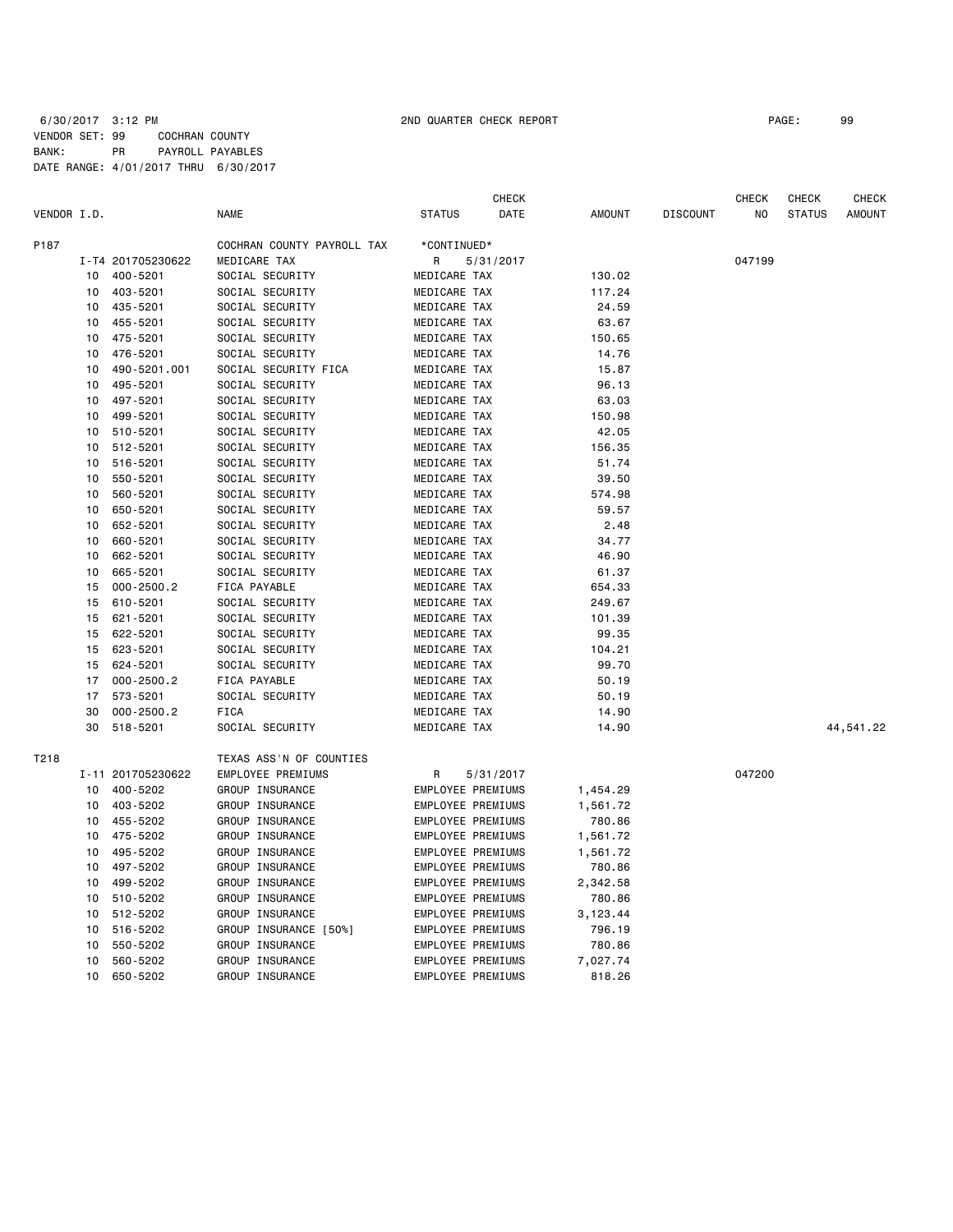6/30/2017 3:12 PM 2ND QUARTER CHECK REPORT PAGE: 99

VENDOR SET: 99 COCHRAN COUNTY
BANK: PR PAYROLL PAYABLES
DATE RANGE: 4/01/2017 THRU 6/30/2017

| VENDOR I.D. | | NAME | STATUS | CHECK DATE | AMOUNT | DISCOUNT | CHECK NO | CHECK STATUS | CHECK AMOUNT |
|---|---|---|---|---|---|---|---|---|---|
| P187 | | COCHRAN COUNTY PAYROLL TAX | *CONTINUED* | | | | | | |
| | I-T4 201705230622 | MEDICARE TAX | R | 5/31/2017 | | | 047199 | | |
| 10 | 400-5201 | SOCIAL SECURITY | MEDICARE TAX | | 130.02 | | | | |
| 10 | 403-5201 | SOCIAL SECURITY | MEDICARE TAX | | 117.24 | | | | |
| 10 | 435-5201 | SOCIAL SECURITY | MEDICARE TAX | | 24.59 | | | | |
| 10 | 455-5201 | SOCIAL SECURITY | MEDICARE TAX | | 63.67 | | | | |
| 10 | 475-5201 | SOCIAL SECURITY | MEDICARE TAX | | 150.65 | | | | |
| 10 | 476-5201 | SOCIAL SECURITY | MEDICARE TAX | | 14.76 | | | | |
| 10 | 490-5201.001 | SOCIAL SECURITY FICA | MEDICARE TAX | | 15.87 | | | | |
| 10 | 495-5201 | SOCIAL SECURITY | MEDICARE TAX | | 96.13 | | | | |
| 10 | 497-5201 | SOCIAL SECURITY | MEDICARE TAX | | 63.03 | | | | |
| 10 | 499-5201 | SOCIAL SECURITY | MEDICARE TAX | | 150.98 | | | | |
| 10 | 510-5201 | SOCIAL SECURITY | MEDICARE TAX | | 42.05 | | | | |
| 10 | 512-5201 | SOCIAL SECURITY | MEDICARE TAX | | 156.35 | | | | |
| 10 | 516-5201 | SOCIAL SECURITY | MEDICARE TAX | | 51.74 | | | | |
| 10 | 550-5201 | SOCIAL SECURITY | MEDICARE TAX | | 39.50 | | | | |
| 10 | 560-5201 | SOCIAL SECURITY | MEDICARE TAX | | 574.98 | | | | |
| 10 | 650-5201 | SOCIAL SECURITY | MEDICARE TAX | | 59.57 | | | | |
| 10 | 652-5201 | SOCIAL SECURITY | MEDICARE TAX | | 2.48 | | | | |
| 10 | 660-5201 | SOCIAL SECURITY | MEDICARE TAX | | 34.77 | | | | |
| 10 | 662-5201 | SOCIAL SECURITY | MEDICARE TAX | | 46.90 | | | | |
| 10 | 665-5201 | SOCIAL SECURITY | MEDICARE TAX | | 61.37 | | | | |
| 15 | 000-2500.2 | FICA PAYABLE | MEDICARE TAX | | 654.33 | | | | |
| 15 | 610-5201 | SOCIAL SECURITY | MEDICARE TAX | | 249.67 | | | | |
| 15 | 621-5201 | SOCIAL SECURITY | MEDICARE TAX | | 101.39 | | | | |
| 15 | 622-5201 | SOCIAL SECURITY | MEDICARE TAX | | 99.35 | | | | |
| 15 | 623-5201 | SOCIAL SECURITY | MEDICARE TAX | | 104.21 | | | | |
| 15 | 624-5201 | SOCIAL SECURITY | MEDICARE TAX | | 99.70 | | | | |
| 17 | 000-2500.2 | FICA PAYABLE | MEDICARE TAX | | 50.19 | | | | |
| 17 | 573-5201 | SOCIAL SECURITY | MEDICARE TAX | | 50.19 | | | | |
| 30 | 000-2500.2 | FICA | MEDICARE TAX | | 14.90 | | | | |
| 30 | 518-5201 | SOCIAL SECURITY | MEDICARE TAX | | 14.90 | | | | 44,541.22 |
| T218 | | TEXAS ASS'N OF COUNTIES | | | | | | | |
| | I-11 201705230622 | EMPLOYEE PREMIUMS | R | 5/31/2017 | | | 047200 | | |
| 10 | 400-5202 | GROUP INSURANCE | EMPLOYEE PREMIUMS | | 1,454.29 | | | | |
| 10 | 403-5202 | GROUP INSURANCE | EMPLOYEE PREMIUMS | | 1,561.72 | | | | |
| 10 | 455-5202 | GROUP INSURANCE | EMPLOYEE PREMIUMS | | 780.86 | | | | |
| 10 | 475-5202 | GROUP INSURANCE | EMPLOYEE PREMIUMS | | 1,561.72 | | | | |
| 10 | 495-5202 | GROUP INSURANCE | EMPLOYEE PREMIUMS | | 1,561.72 | | | | |
| 10 | 497-5202 | GROUP INSURANCE | EMPLOYEE PREMIUMS | | 780.86 | | | | |
| 10 | 499-5202 | GROUP INSURANCE | EMPLOYEE PREMIUMS | | 2,342.58 | | | | |
| 10 | 510-5202 | GROUP INSURANCE | EMPLOYEE PREMIUMS | | 780.86 | | | | |
| 10 | 512-5202 | GROUP INSURANCE | EMPLOYEE PREMIUMS | | 3,123.44 | | | | |
| 10 | 516-5202 | GROUP INSURANCE [50%] | EMPLOYEE PREMIUMS | | 796.19 | | | | |
| 10 | 550-5202 | GROUP INSURANCE | EMPLOYEE PREMIUMS | | 780.86 | | | | |
| 10 | 560-5202 | GROUP INSURANCE | EMPLOYEE PREMIUMS | | 7,027.74 | | | | |
| 10 | 650-5202 | GROUP INSURANCE | EMPLOYEE PREMIUMS | | 818.26 | | | | |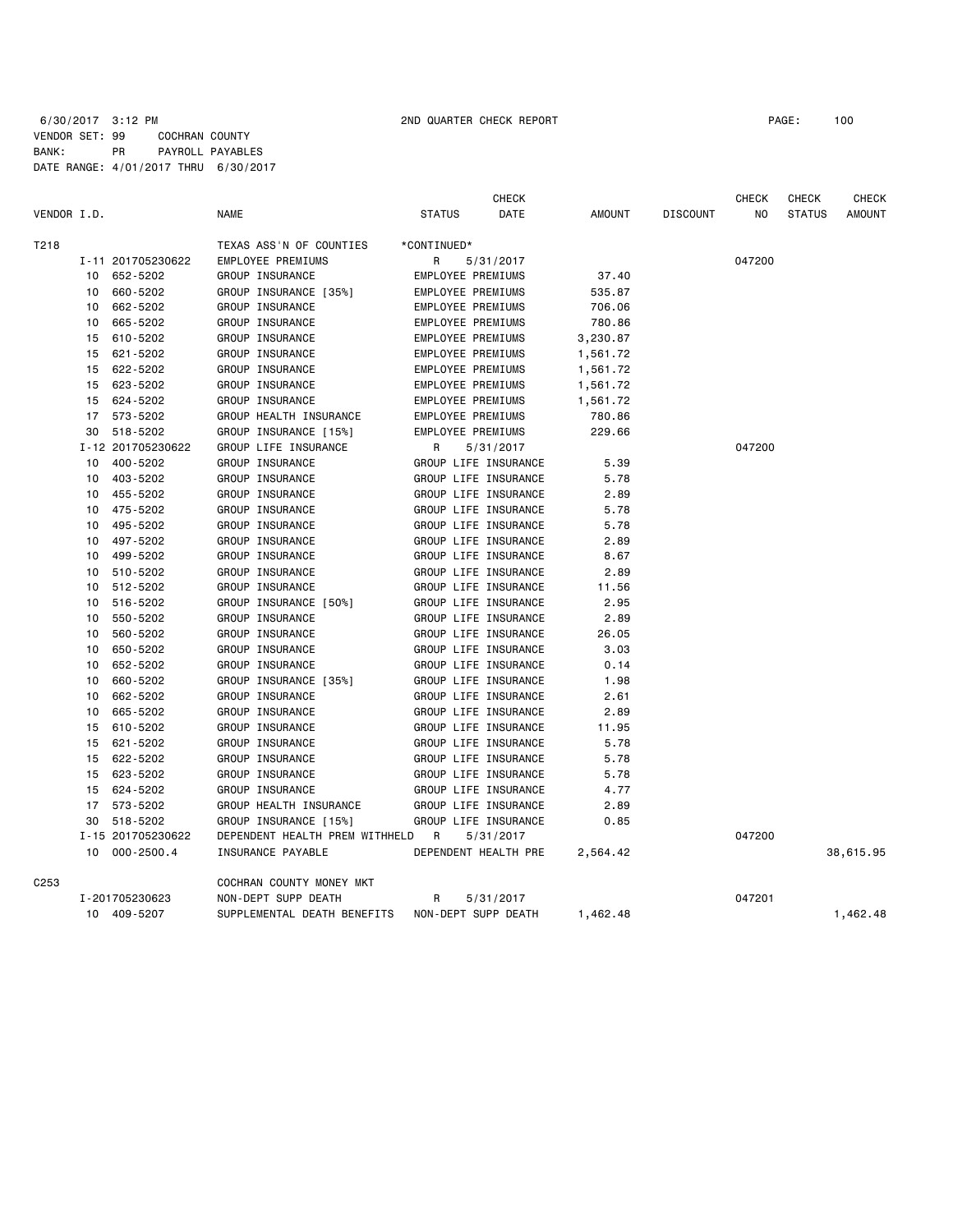6/30/2017 3:12 PM 2ND QUARTER CHECK REPORT

VENDOR SET: 99 COCHRAN COUNTY
BANK: PR PAYROLL PAYABLES
DATE RANGE: 4/01/2017 THRU 6/30/2017

| VENDOR I.D. | | NAME | STATUS | CHECK DATE | AMOUNT | DISCOUNT | CHECK NO | CHECK STATUS | CHECK AMOUNT |
|---|---|---|---|---|---|---|---|---|---|
| T218 | | TEXAS ASS'N OF COUNTIES | *CONTINUED* | | | | | | |
| | I-11 201705230622 | EMPLOYEE PREMIUMS | R | 5/31/2017 | | | 047200 | | |
| | 10 652-5202 | GROUP INSURANCE | EMPLOYEE PREMIUMS | | 37.40 | | | | |
| | 10 660-5202 | GROUP INSURANCE [35%] | EMPLOYEE PREMIUMS | | 535.87 | | | | |
| | 10 662-5202 | GROUP INSURANCE | EMPLOYEE PREMIUMS | | 706.06 | | | | |
| | 10 665-5202 | GROUP INSURANCE | EMPLOYEE PREMIUMS | | 780.86 | | | | |
| | 15 610-5202 | GROUP INSURANCE | EMPLOYEE PREMIUMS | | 3,230.87 | | | | |
| | 15 621-5202 | GROUP INSURANCE | EMPLOYEE PREMIUMS | | 1,561.72 | | | | |
| | 15 622-5202 | GROUP INSURANCE | EMPLOYEE PREMIUMS | | 1,561.72 | | | | |
| | 15 623-5202 | GROUP INSURANCE | EMPLOYEE PREMIUMS | | 1,561.72 | | | | |
| | 15 624-5202 | GROUP INSURANCE | EMPLOYEE PREMIUMS | | 1,561.72 | | | | |
| | 17 573-5202 | GROUP HEALTH INSURANCE | EMPLOYEE PREMIUMS | | 780.86 | | | | |
| | 30 518-5202 | GROUP INSURANCE [15%] | EMPLOYEE PREMIUMS | | 229.66 | | | | |
| | I-12 201705230622 | GROUP LIFE INSURANCE | R | 5/31/2017 | | | 047200 | | |
| | 10 400-5202 | GROUP INSURANCE | GROUP LIFE INSURANCE | | 5.39 | | | | |
| | 10 403-5202 | GROUP INSURANCE | GROUP LIFE INSURANCE | | 5.78 | | | | |
| | 10 455-5202 | GROUP INSURANCE | GROUP LIFE INSURANCE | | 2.89 | | | | |
| | 10 475-5202 | GROUP INSURANCE | GROUP LIFE INSURANCE | | 5.78 | | | | |
| | 10 495-5202 | GROUP INSURANCE | GROUP LIFE INSURANCE | | 5.78 | | | | |
| | 10 497-5202 | GROUP INSURANCE | GROUP LIFE INSURANCE | | 2.89 | | | | |
| | 10 499-5202 | GROUP INSURANCE | GROUP LIFE INSURANCE | | 8.67 | | | | |
| | 10 510-5202 | GROUP INSURANCE | GROUP LIFE INSURANCE | | 2.89 | | | | |
| | 10 512-5202 | GROUP INSURANCE | GROUP LIFE INSURANCE | | 11.56 | | | | |
| | 10 516-5202 | GROUP INSURANCE [50%] | GROUP LIFE INSURANCE | | 2.95 | | | | |
| | 10 550-5202 | GROUP INSURANCE | GROUP LIFE INSURANCE | | 2.89 | | | | |
| | 10 560-5202 | GROUP INSURANCE | GROUP LIFE INSURANCE | | 26.05 | | | | |
| | 10 650-5202 | GROUP INSURANCE | GROUP LIFE INSURANCE | | 3.03 | | | | |
| | 10 652-5202 | GROUP INSURANCE | GROUP LIFE INSURANCE | | 0.14 | | | | |
| | 10 660-5202 | GROUP INSURANCE [35%] | GROUP LIFE INSURANCE | | 1.98 | | | | |
| | 10 662-5202 | GROUP INSURANCE | GROUP LIFE INSURANCE | | 2.61 | | | | |
| | 10 665-5202 | GROUP INSURANCE | GROUP LIFE INSURANCE | | 2.89 | | | | |
| | 15 610-5202 | GROUP INSURANCE | GROUP LIFE INSURANCE | | 11.95 | | | | |
| | 15 621-5202 | GROUP INSURANCE | GROUP LIFE INSURANCE | | 5.78 | | | | |
| | 15 622-5202 | GROUP INSURANCE | GROUP LIFE INSURANCE | | 5.78 | | | | |
| | 15 623-5202 | GROUP INSURANCE | GROUP LIFE INSURANCE | | 5.78 | | | | |
| | 15 624-5202 | GROUP INSURANCE | GROUP LIFE INSURANCE | | 4.77 | | | | |
| | 17 573-5202 | GROUP HEALTH INSURANCE | GROUP LIFE INSURANCE | | 2.89 | | | | |
| | 30 518-5202 | GROUP INSURANCE [15%] | GROUP LIFE INSURANCE | | 0.85 | | | | |
| | I-15 201705230622 | DEPENDENT HEALTH PREM WITHHELD | R | 5/31/2017 | | | 047200 | | |
| | 10 000-2500.4 | INSURANCE PAYABLE | DEPENDENT HEALTH PRE | | 2,564.42 | | | | 38,615.95 |
| C253 | | COCHRAN COUNTY MONEY MKT | | | | | | | |
| | I-201705230623 | NON-DEPT SUPP DEATH | R | 5/31/2017 | | | 047201 | | |
| | 10 409-5207 | SUPPLEMENTAL DEATH BENEFITS | NON-DEPT SUPP DEATH | | 1,462.48 | | | | 1,462.48 |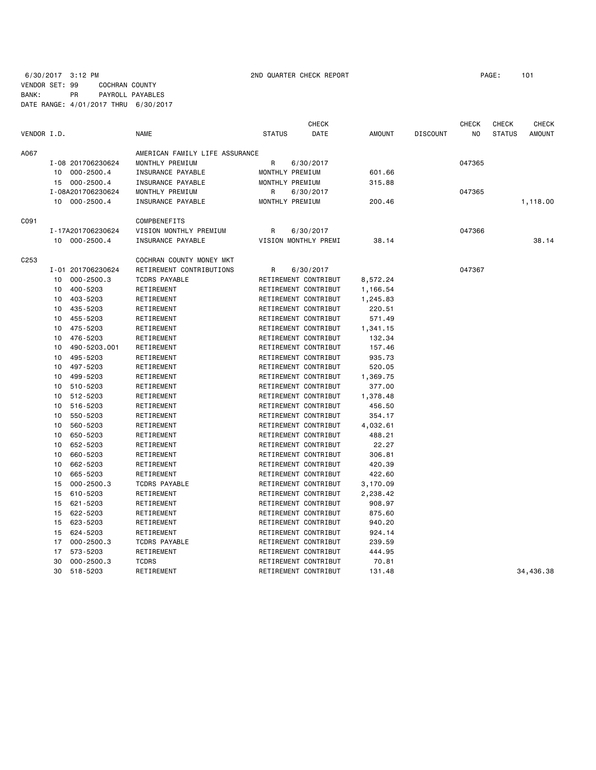6/30/2017 3:12 PM 2ND QUARTER CHECK REPORT PAGE: 101

VENDOR SET: 99 COCHRAN COUNTY
BANK: PR PAYROLL PAYABLES
DATE RANGE: 4/01/2017 THRU 6/30/2017

| VENDOR I.D. | | NAME | STATUS | CHECK DATE | AMOUNT | DISCOUNT | CHECK NO | CHECK STATUS | CHECK AMOUNT |
|---|---|---|---|---|---|---|---|---|---|
| A067 | | AMERICAN FAMILY LIFE ASSURANCE | | | | | | | |
| | I-08 201706230624 | MONTHLY PREMIUM | R | 6/30/2017 | | | 047365 | | |
| | 10 000-2500.4 | INSURANCE PAYABLE | MONTHLY PREMIUM | | 601.66 | | | | |
| | 15 000-2500.4 | INSURANCE PAYABLE | MONTHLY PREMIUM | | 315.88 | | | | |
| | I-08A201706230624 | MONTHLY PREMIUM | R | 6/30/2017 | | | 047365 | | |
| | 10 000-2500.4 | INSURANCE PAYABLE | MONTHLY PREMIUM | | 200.46 | | | | 1,118.00 |
| C091 | | COMPBENEFITS | | | | | | | |
| | I-17A201706230624 | VISION MONTHLY PREMIUM | R | 6/30/2017 | | | 047366 | | |
| | 10 000-2500.4 | INSURANCE PAYABLE | VISION MONTHLY PREMI | | 38.14 | | | | 38.14 |
| C253 | | COCHRAN COUNTY MONEY MKT | | | | | | | |
| | I-01 201706230624 | RETIREMENT CONTRIBUTIONS | R | 6/30/2017 | | | 047367 | | |
| | 10 000-2500.3 | TCDRS PAYABLE | RETIREMENT CONTRIBUT | | 8,572.24 | | | | |
| | 10 400-5203 | RETIREMENT | RETIREMENT CONTRIBUT | | 1,166.54 | | | | |
| | 10 403-5203 | RETIREMENT | RETIREMENT CONTRIBUT | | 1,245.83 | | | | |
| | 10 435-5203 | RETIREMENT | RETIREMENT CONTRIBUT | | 220.51 | | | | |
| | 10 455-5203 | RETIREMENT | RETIREMENT CONTRIBUT | | 571.49 | | | | |
| | 10 475-5203 | RETIREMENT | RETIREMENT CONTRIBUT | | 1,341.15 | | | | |
| | 10 476-5203 | RETIREMENT | RETIREMENT CONTRIBUT | | 132.34 | | | | |
| | 10 490-5203.001 | RETIREMENT | RETIREMENT CONTRIBUT | | 157.46 | | | | |
| | 10 495-5203 | RETIREMENT | RETIREMENT CONTRIBUT | | 935.73 | | | | |
| | 10 497-5203 | RETIREMENT | RETIREMENT CONTRIBUT | | 520.05 | | | | |
| | 10 499-5203 | RETIREMENT | RETIREMENT CONTRIBUT | | 1,369.75 | | | | |
| | 10 510-5203 | RETIREMENT | RETIREMENT CONTRIBUT | | 377.00 | | | | |
| | 10 512-5203 | RETIREMENT | RETIREMENT CONTRIBUT | | 1,378.48 | | | | |
| | 10 516-5203 | RETIREMENT | RETIREMENT CONTRIBUT | | 456.50 | | | | |
| | 10 550-5203 | RETIREMENT | RETIREMENT CONTRIBUT | | 354.17 | | | | |
| | 10 560-5203 | RETIREMENT | RETIREMENT CONTRIBUT | | 4,032.61 | | | | |
| | 10 650-5203 | RETIREMENT | RETIREMENT CONTRIBUT | | 488.21 | | | | |
| | 10 652-5203 | RETIREMENT | RETIREMENT CONTRIBUT | | 22.27 | | | | |
| | 10 660-5203 | RETIREMENT | RETIREMENT CONTRIBUT | | 306.81 | | | | |
| | 10 662-5203 | RETIREMENT | RETIREMENT CONTRIBUT | | 420.39 | | | | |
| | 10 665-5203 | RETIREMENT | RETIREMENT CONTRIBUT | | 422.60 | | | | |
| | 15 000-2500.3 | TCDRS PAYABLE | RETIREMENT CONTRIBUT | | 3,170.09 | | | | |
| | 15 610-5203 | RETIREMENT | RETIREMENT CONTRIBUT | | 2,238.42 | | | | |
| | 15 621-5203 | RETIREMENT | RETIREMENT CONTRIBUT | | 908.97 | | | | |
| | 15 622-5203 | RETIREMENT | RETIREMENT CONTRIBUT | | 875.60 | | | | |
| | 15 623-5203 | RETIREMENT | RETIREMENT CONTRIBUT | | 940.20 | | | | |
| | 15 624-5203 | RETIREMENT | RETIREMENT CONTRIBUT | | 924.14 | | | | |
| | 17 000-2500.3 | TCDRS PAYABLE | RETIREMENT CONTRIBUT | | 239.59 | | | | |
| | 17 573-5203 | RETIREMENT | RETIREMENT CONTRIBUT | | 444.95 | | | | |
| | 30 000-2500.3 | TCDRS | RETIREMENT CONTRIBUT | | 70.81 | | | | |
| | 30 518-5203 | RETIREMENT | RETIREMENT CONTRIBUT | | 131.48 | | | | 34,436.38 |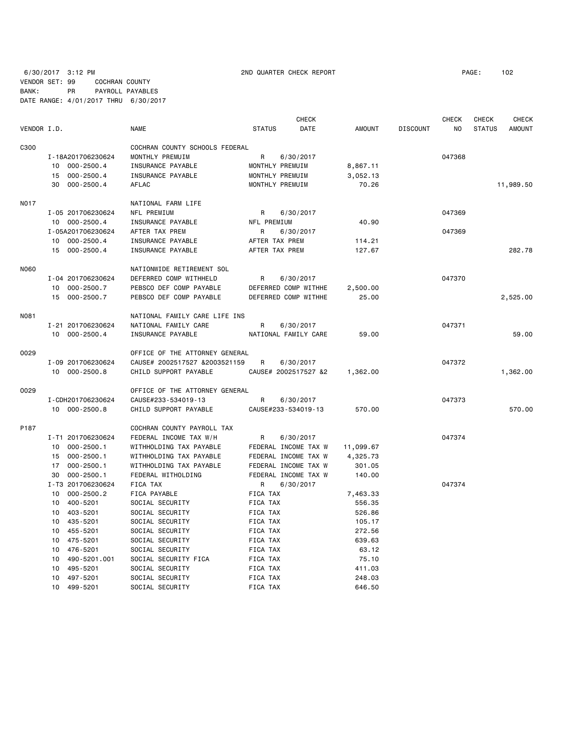6/30/2017 3:12 PM 2ND QUARTER CHECK REPORT PAGE: 102

VENDOR SET: 99 COCHRAN COUNTY
BANK: PR PAYROLL PAYABLES
DATE RANGE: 4/01/2017 THRU 6/30/2017

| VENDOR I.D. | | NAME | STATUS | CHECK DATE | AMOUNT | DISCOUNT | CHECK NO | CHECK STATUS | CHECK AMOUNT |
|---|---|---|---|---|---|---|---|---|---|
| C300 | | COCHRAN COUNTY SCHOOLS FEDERAL | | | | | | | |
| | I-18A201706230624 | MONTHLY PREMUIM | R | 6/30/2017 | | | 047368 | | |
| | 10 000-2500.4 | INSURANCE PAYABLE | MONTHLY PREMUIM | | 8,867.11 | | | | |
| | 15 000-2500.4 | INSURANCE PAYABLE | MONTHLY PREMUIM | | 3,052.13 | | | | |
| | 30 000-2500.4 | AFLAC | MONTHLY PREMUIM | | 70.26 | | | | 11,989.50 |
| N017 | | NATIONAL FARM LIFE | | | | | | | |
| | I-05 201706230624 | NFL PREMIUM | R | 6/30/2017 | | | 047369 | | |
| | 10 000-2500.4 | INSURANCE PAYABLE | NFL PREMIUM | | 40.90 | | | | |
| | I-05A201706230624 | AFTER TAX PREM | R | 6/30/2017 | | | 047369 | | |
| | 10 000-2500.4 | INSURANCE PAYABLE | AFTER TAX PREM | | 114.21 | | | | |
| | 15 000-2500.4 | INSURANCE PAYABLE | AFTER TAX PREM | | 127.67 | | | | 282.78 |
| N060 | | NATIONWIDE RETIREMENT SOL | | | | | | | |
| | I-04 201706230624 | DEFERRED COMP WITHHELD | R | 6/30/2017 | | | 047370 | | |
| | 10 000-2500.7 | PEBSCO DEF COMP PAYABLE | DEFERRED COMP WITHHE | | 2,500.00 | | | | |
| | 15 000-2500.7 | PEBSCO DEF COMP PAYABLE | DEFERRED COMP WITHHE | | 25.00 | | | | 2,525.00 |
| N081 | | NATIONAL FAMILY CARE LIFE INS | | | | | | | |
| | I-21 201706230624 | NATIONAL FAMILY CARE | R | 6/30/2017 | | | 047371 | | |
| | 10 000-2500.4 | INSURANCE PAYABLE | NATIONAL FAMILY CARE | | 59.00 | | | | 59.00 |
| O029 | | OFFICE OF THE ATTORNEY GENERAL | | | | | | | |
| | I-09 201706230624 | CAUSE# 2002517527 &2003521159 | R | 6/30/2017 | | | 047372 | | |
| | 10 000-2500.8 | CHILD SUPPORT PAYABLE | CAUSE# 2002517527 &2 | | 1,362.00 | | | | 1,362.00 |
| O029 | | OFFICE OF THE ATTORNEY GENERAL | | | | | | | |
| | I-CDH201706230624 | CAUSE#233-534019-13 | R | 6/30/2017 | | | 047373 | | |
| | 10 000-2500.8 | CHILD SUPPORT PAYABLE | CAUSE#233-534019-13 | | 570.00 | | | | 570.00 |
| P187 | | COCHRAN COUNTY PAYROLL TAX | | | | | | | |
| | I-T1 201706230624 | FEDERAL INCOME TAX W/H | R | 6/30/2017 | | | 047374 | | |
| | 10 000-2500.1 | WITHHOLDING TAX PAYABLE | FEDERAL INCOME TAX W | | 11,099.67 | | | | |
| | 15 000-2500.1 | WITHHOLDING TAX PAYABLE | FEDERAL INCOME TAX W | | 4,325.73 | | | | |
| | 17 000-2500.1 | WITHHOLDING TAX PAYABLE | FEDERAL INCOME TAX W | | 301.05 | | | | |
| | 30 000-2500.1 | FEDERAL WITHOLDING | FEDERAL INCOME TAX W | | 140.00 | | | | |
| | I-T3 201706230624 | FICA TAX | R | 6/30/2017 | | | 047374 | | |
| | 10 000-2500.2 | FICA PAYABLE | FICA TAX | | 7,463.33 | | | | |
| | 10 400-5201 | SOCIAL SECURITY | FICA TAX | | 556.35 | | | | |
| | 10 403-5201 | SOCIAL SECURITY | FICA TAX | | 526.86 | | | | |
| | 10 435-5201 | SOCIAL SECURITY | FICA TAX | | 105.17 | | | | |
| | 10 455-5201 | SOCIAL SECURITY | FICA TAX | | 272.56 | | | | |
| | 10 475-5201 | SOCIAL SECURITY | FICA TAX | | 639.63 | | | | |
| | 10 476-5201 | SOCIAL SECURITY | FICA TAX | | 63.12 | | | | |
| | 10 490-5201.001 | SOCIAL SECURITY FICA | FICA TAX | | 75.10 | | | | |
| | 10 495-5201 | SOCIAL SECURITY | FICA TAX | | 411.03 | | | | |
| | 10 497-5201 | SOCIAL SECURITY | FICA TAX | | 248.03 | | | | |
| | 10 499-5201 | SOCIAL SECURITY | FICA TAX | | 646.50 | | | | |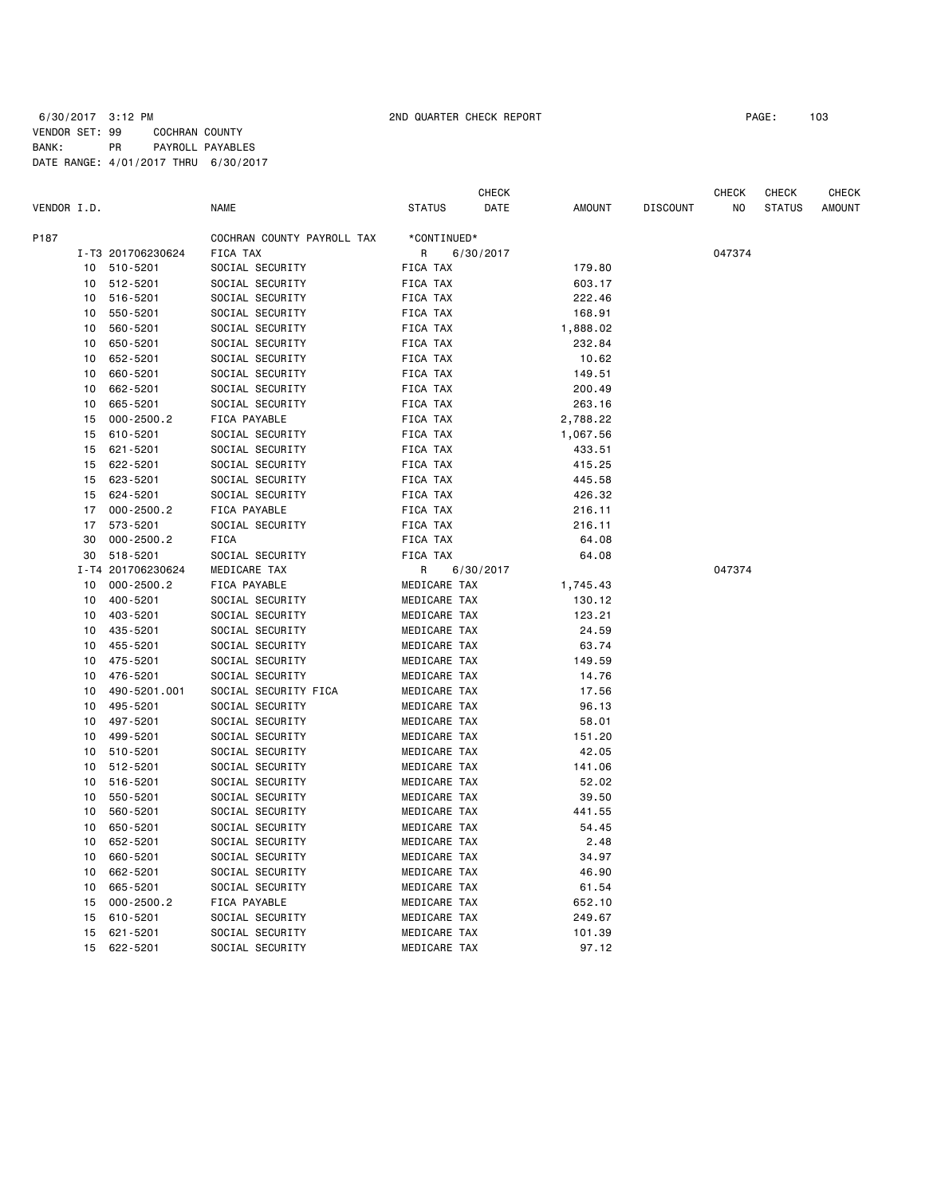6/30/2017 3:12 PM 2ND QUARTER CHECK REPORT

VENDOR SET: 99 COCHRAN COUNTY
BANK: PR PAYROLL PAYABLES
DATE RANGE: 4/01/2017 THRU 6/30/2017

| VENDOR I.D. | | NAME | STATUS | CHECK DATE | AMOUNT | DISCOUNT | CHECK NO | CHECK STATUS | CHECK AMOUNT |
|---|---|---|---|---|---|---|---|---|---|
| P187 | | COCHRAN COUNTY PAYROLL TAX | *CONTINUED* | | | | | | |
| | I-T3 201706230624 | FICA TAX | R | 6/30/2017 | | | 047374 | | |
| 10 | 510-5201 | SOCIAL SECURITY | FICA TAX | | 179.80 | | | | |
| 10 | 512-5201 | SOCIAL SECURITY | FICA TAX | | 603.17 | | | | |
| 10 | 516-5201 | SOCIAL SECURITY | FICA TAX | | 222.46 | | | | |
| 10 | 550-5201 | SOCIAL SECURITY | FICA TAX | | 168.91 | | | | |
| 10 | 560-5201 | SOCIAL SECURITY | FICA TAX | | 1,888.02 | | | | |
| 10 | 650-5201 | SOCIAL SECURITY | FICA TAX | | 232.84 | | | | |
| 10 | 652-5201 | SOCIAL SECURITY | FICA TAX | | 10.62 | | | | |
| 10 | 660-5201 | SOCIAL SECURITY | FICA TAX | | 149.51 | | | | |
| 10 | 662-5201 | SOCIAL SECURITY | FICA TAX | | 200.49 | | | | |
| 10 | 665-5201 | SOCIAL SECURITY | FICA TAX | | 263.16 | | | | |
| 15 | 000-2500.2 | FICA PAYABLE | FICA TAX | | 2,788.22 | | | | |
| 15 | 610-5201 | SOCIAL SECURITY | FICA TAX | | 1,067.56 | | | | |
| 15 | 621-5201 | SOCIAL SECURITY | FICA TAX | | 433.51 | | | | |
| 15 | 622-5201 | SOCIAL SECURITY | FICA TAX | | 415.25 | | | | |
| 15 | 623-5201 | SOCIAL SECURITY | FICA TAX | | 445.58 | | | | |
| 15 | 624-5201 | SOCIAL SECURITY | FICA TAX | | 426.32 | | | | |
| 17 | 000-2500.2 | FICA PAYABLE | FICA TAX | | 216.11 | | | | |
| 17 | 573-5201 | SOCIAL SECURITY | FICA TAX | | 216.11 | | | | |
| 30 | 000-2500.2 | FICA | FICA TAX | | 64.08 | | | | |
| 30 | 518-5201 | SOCIAL SECURITY | FICA TAX | | 64.08 | | | | |
| | I-T4 201706230624 | MEDICARE TAX | R | 6/30/2017 | | | 047374 | | |
| 10 | 000-2500.2 | FICA PAYABLE | MEDICARE TAX | | 1,745.43 | | | | |
| 10 | 400-5201 | SOCIAL SECURITY | MEDICARE TAX | | 130.12 | | | | |
| 10 | 403-5201 | SOCIAL SECURITY | MEDICARE TAX | | 123.21 | | | | |
| 10 | 435-5201 | SOCIAL SECURITY | MEDICARE TAX | | 24.59 | | | | |
| 10 | 455-5201 | SOCIAL SECURITY | MEDICARE TAX | | 63.74 | | | | |
| 10 | 475-5201 | SOCIAL SECURITY | MEDICARE TAX | | 149.59 | | | | |
| 10 | 476-5201 | SOCIAL SECURITY | MEDICARE TAX | | 14.76 | | | | |
| 10 | 490-5201.001 | SOCIAL SECURITY FICA | MEDICARE TAX | | 17.56 | | | | |
| 10 | 495-5201 | SOCIAL SECURITY | MEDICARE TAX | | 96.13 | | | | |
| 10 | 497-5201 | SOCIAL SECURITY | MEDICARE TAX | | 58.01 | | | | |
| 10 | 499-5201 | SOCIAL SECURITY | MEDICARE TAX | | 151.20 | | | | |
| 10 | 510-5201 | SOCIAL SECURITY | MEDICARE TAX | | 42.05 | | | | |
| 10 | 512-5201 | SOCIAL SECURITY | MEDICARE TAX | | 141.06 | | | | |
| 10 | 516-5201 | SOCIAL SECURITY | MEDICARE TAX | | 52.02 | | | | |
| 10 | 550-5201 | SOCIAL SECURITY | MEDICARE TAX | | 39.50 | | | | |
| 10 | 560-5201 | SOCIAL SECURITY | MEDICARE TAX | | 441.55 | | | | |
| 10 | 650-5201 | SOCIAL SECURITY | MEDICARE TAX | | 54.45 | | | | |
| 10 | 652-5201 | SOCIAL SECURITY | MEDICARE TAX | | 2.48 | | | | |
| 10 | 660-5201 | SOCIAL SECURITY | MEDICARE TAX | | 34.97 | | | | |
| 10 | 662-5201 | SOCIAL SECURITY | MEDICARE TAX | | 46.90 | | | | |
| 10 | 665-5201 | SOCIAL SECURITY | MEDICARE TAX | | 61.54 | | | | |
| 15 | 000-2500.2 | FICA PAYABLE | MEDICARE TAX | | 652.10 | | | | |
| 15 | 610-5201 | SOCIAL SECURITY | MEDICARE TAX | | 249.67 | | | | |
| 15 | 621-5201 | SOCIAL SECURITY | MEDICARE TAX | | 101.39 | | | | |
| 15 | 622-5201 | SOCIAL SECURITY | MEDICARE TAX | | 97.12 | | | | |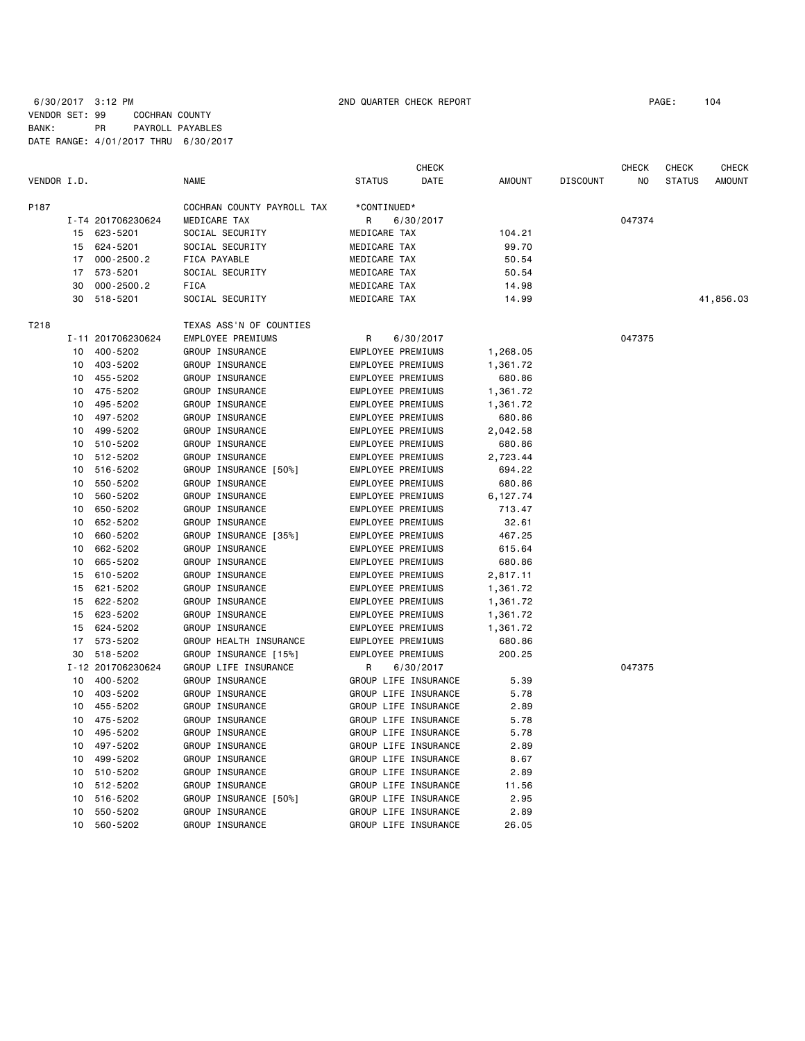6/30/2017 3:12 PM 2ND QUARTER CHECK REPORT

VENDOR SET: 99 COCHRAN COUNTY
BANK: PR PAYROLL PAYABLES
DATE RANGE: 4/01/2017 THRU 6/30/2017

| VENDOR I.D. | | NAME | STATUS | CHECK DATE | AMOUNT | DISCOUNT | CHECK NO | CHECK STATUS | CHECK AMOUNT |
|---|---|---|---|---|---|---|---|---|---|
| P187 | | COCHRAN COUNTY PAYROLL TAX | *CONTINUED* | | | | | | |
| | I-T4 201706230624 | MEDICARE TAX | R | 6/30/2017 | | | 047374 | | |
| | 15 623-5201 | SOCIAL SECURITY | MEDICARE TAX | | 104.21 | | | | |
| | 15 624-5201 | SOCIAL SECURITY | MEDICARE TAX | | 99.70 | | | | |
| | 17 000-2500.2 | FICA PAYABLE | MEDICARE TAX | | 50.54 | | | | |
| | 17 573-5201 | SOCIAL SECURITY | MEDICARE TAX | | 50.54 | | | | |
| | 30 000-2500.2 | FICA | MEDICARE TAX | | 14.98 | | | | |
| | 30 518-5201 | SOCIAL SECURITY | MEDICARE TAX | | 14.99 | | | | 41,856.03 |
| T218 | | TEXAS ASS'N OF COUNTIES | | | | | | | |
| | I-11 201706230624 | EMPLOYEE PREMIUMS | R | 6/30/2017 | | | 047375 | | |
| | 10 400-5202 | GROUP INSURANCE | EMPLOYEE PREMIUMS | | 1,268.05 | | | | |
| | 10 403-5202 | GROUP INSURANCE | EMPLOYEE PREMIUMS | | 1,361.72 | | | | |
| | 10 455-5202 | GROUP INSURANCE | EMPLOYEE PREMIUMS | | 680.86 | | | | |
| | 10 475-5202 | GROUP INSURANCE | EMPLOYEE PREMIUMS | | 1,361.72 | | | | |
| | 10 495-5202 | GROUP INSURANCE | EMPLOYEE PREMIUMS | | 1,361.72 | | | | |
| | 10 497-5202 | GROUP INSURANCE | EMPLOYEE PREMIUMS | | 680.86 | | | | |
| | 10 499-5202 | GROUP INSURANCE | EMPLOYEE PREMIUMS | | 2,042.58 | | | | |
| | 10 510-5202 | GROUP INSURANCE | EMPLOYEE PREMIUMS | | 680.86 | | | | |
| | 10 512-5202 | GROUP INSURANCE | EMPLOYEE PREMIUMS | | 2,723.44 | | | | |
| | 10 516-5202 | GROUP INSURANCE [50%] | EMPLOYEE PREMIUMS | | 694.22 | | | | |
| | 10 550-5202 | GROUP INSURANCE | EMPLOYEE PREMIUMS | | 680.86 | | | | |
| | 10 560-5202 | GROUP INSURANCE | EMPLOYEE PREMIUMS | | 6,127.74 | | | | |
| | 10 650-5202 | GROUP INSURANCE | EMPLOYEE PREMIUMS | | 713.47 | | | | |
| | 10 652-5202 | GROUP INSURANCE | EMPLOYEE PREMIUMS | | 32.61 | | | | |
| | 10 660-5202 | GROUP INSURANCE [35%] | EMPLOYEE PREMIUMS | | 467.25 | | | | |
| | 10 662-5202 | GROUP INSURANCE | EMPLOYEE PREMIUMS | | 615.64 | | | | |
| | 10 665-5202 | GROUP INSURANCE | EMPLOYEE PREMIUMS | | 680.86 | | | | |
| | 15 610-5202 | GROUP INSURANCE | EMPLOYEE PREMIUMS | | 2,817.11 | | | | |
| | 15 621-5202 | GROUP INSURANCE | EMPLOYEE PREMIUMS | | 1,361.72 | | | | |
| | 15 622-5202 | GROUP INSURANCE | EMPLOYEE PREMIUMS | | 1,361.72 | | | | |
| | 15 623-5202 | GROUP INSURANCE | EMPLOYEE PREMIUMS | | 1,361.72 | | | | |
| | 15 624-5202 | GROUP INSURANCE | EMPLOYEE PREMIUMS | | 1,361.72 | | | | |
| | 17 573-5202 | GROUP HEALTH INSURANCE | EMPLOYEE PREMIUMS | | 680.86 | | | | |
| | 30 518-5202 | GROUP INSURANCE [15%] | EMPLOYEE PREMIUMS | | 200.25 | | | | |
| | I-12 201706230624 | GROUP LIFE INSURANCE | R | 6/30/2017 | | | 047375 | | |
| | 10 400-5202 | GROUP INSURANCE | GROUP LIFE INSURANCE | | 5.39 | | | | |
| | 10 403-5202 | GROUP INSURANCE | GROUP LIFE INSURANCE | | 5.78 | | | | |
| | 10 455-5202 | GROUP INSURANCE | GROUP LIFE INSURANCE | | 2.89 | | | | |
| | 10 475-5202 | GROUP INSURANCE | GROUP LIFE INSURANCE | | 5.78 | | | | |
| | 10 495-5202 | GROUP INSURANCE | GROUP LIFE INSURANCE | | 5.78 | | | | |
| | 10 497-5202 | GROUP INSURANCE | GROUP LIFE INSURANCE | | 2.89 | | | | |
| | 10 499-5202 | GROUP INSURANCE | GROUP LIFE INSURANCE | | 8.67 | | | | |
| | 10 510-5202 | GROUP INSURANCE | GROUP LIFE INSURANCE | | 2.89 | | | | |
| | 10 512-5202 | GROUP INSURANCE | GROUP LIFE INSURANCE | | 11.56 | | | | |
| | 10 516-5202 | GROUP INSURANCE [50%] | GROUP LIFE INSURANCE | | 2.95 | | | | |
| | 10 550-5202 | GROUP INSURANCE | GROUP LIFE INSURANCE | | 2.89 | | | | |
| | 10 560-5202 | GROUP INSURANCE | GROUP LIFE INSURANCE | | 26.05 | | | | |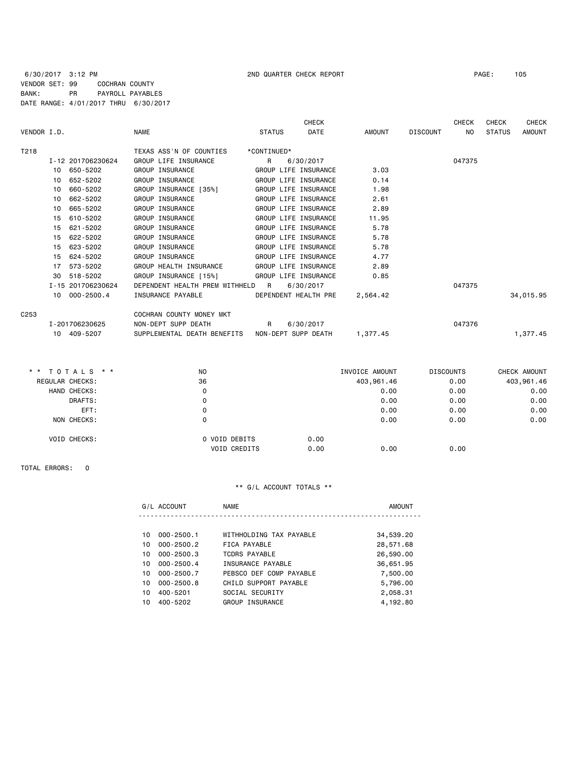6/30/2017 3:12 PM 2ND QUARTER CHECK REPORT

VENDOR SET: 99 COCHRAN COUNTY
BANK: PR PAYROLL PAYABLES
DATE RANGE: 4/01/2017 THRU 6/30/2017

| VENDOR I.D. | NAME | STATUS | CHECK DATE | AMOUNT | DISCOUNT | CHECK NO | CHECK STATUS | CHECK AMOUNT |
|---|---|---|---|---|---|---|---|---|
| T218 | TEXAS ASS'N OF COUNTIES | *CONTINUED* | | | | | | |
| I-12 201706230624 | GROUP LIFE INSURANCE | R | 6/30/2017 | | | 047375 | | |
| 10 650-5202 | GROUP INSURANCE | GROUP LIFE INSURANCE | | 3.03 | | | | |
| 10 652-5202 | GROUP INSURANCE | GROUP LIFE INSURANCE | | 0.14 | | | | |
| 10 660-5202 | GROUP INSURANCE [35%] | GROUP LIFE INSURANCE | | 1.98 | | | | |
| 10 662-5202 | GROUP INSURANCE | GROUP LIFE INSURANCE | | 2.61 | | | | |
| 10 665-5202 | GROUP INSURANCE | GROUP LIFE INSURANCE | | 2.89 | | | | |
| 15 610-5202 | GROUP INSURANCE | GROUP LIFE INSURANCE | | 11.95 | | | | |
| 15 621-5202 | GROUP INSURANCE | GROUP LIFE INSURANCE | | 5.78 | | | | |
| 15 622-5202 | GROUP INSURANCE | GROUP LIFE INSURANCE | | 5.78 | | | | |
| 15 623-5202 | GROUP INSURANCE | GROUP LIFE INSURANCE | | 5.78 | | | | |
| 15 624-5202 | GROUP INSURANCE | GROUP LIFE INSURANCE | | 4.77 | | | | |
| 17 573-5202 | GROUP HEALTH INSURANCE | GROUP LIFE INSURANCE | | 2.89 | | | | |
| 30 518-5202 | GROUP INSURANCE [15%] | GROUP LIFE INSURANCE | | 0.85 | | | | |
| I-15 201706230624 | DEPENDENT HEALTH PREM WITHHELD | R | 6/30/2017 | | | 047375 | | |
| 10 000-2500.4 | INSURANCE PAYABLE | DEPENDENT HEALTH PRE | | 2,564.42 | | | | 34,015.95 |
| C253 | COCHRAN COUNTY MONEY MKT | | | | | | | |
| I-201706230625 | NON-DEPT SUPP DEATH | R | 6/30/2017 | | | 047376 | | |
| 10 409-5207 | SUPPLEMENTAL DEATH BENEFITS | NON-DEPT SUPP DEATH | | 1,377.45 | | | | 1,377.45 |

| * * TOTALS * * | NO | | INVOICE AMOUNT | DISCOUNTS | CHECK AMOUNT |
|---|---|---|---|---|---|
| REGULAR CHECKS: | 36 | | 403,961.46 | 0.00 | 403,961.46 |
| HAND CHECKS: | 0 | | 0.00 | 0.00 | 0.00 |
| DRAFTS: | 0 | | 0.00 | 0.00 | 0.00 |
| EFT: | 0 | | 0.00 | 0.00 | 0.00 |
| NON CHECKS: | 0 | | 0.00 | 0.00 | 0.00 |
| VOID CHECKS: | 0 VOID DEBITS | 0.00 | | | |
| | VOID CREDITS | 0.00 | 0.00 | 0.00 | |

TOTAL ERRORS: 0

** G/L ACCOUNT TOTALS **

| G/L ACCOUNT | NAME | AMOUNT |
|---|---|---|
| 10 000-2500.1 | WITHHOLDING TAX PAYABLE | 34,539.20 |
| 10 000-2500.2 | FICA PAYABLE | 28,571.68 |
| 10 000-2500.3 | TCDRS PAYABLE | 26,590.00 |
| 10 000-2500.4 | INSURANCE PAYABLE | 36,651.95 |
| 10 000-2500.7 | PEBSCO DEF COMP PAYABLE | 7,500.00 |
| 10 000-2500.8 | CHILD SUPPORT PAYABLE | 5,796.00 |
| 10 400-5201 | SOCIAL SECURITY | 2,058.31 |
| 10 400-5202 | GROUP INSURANCE | 4,192.80 |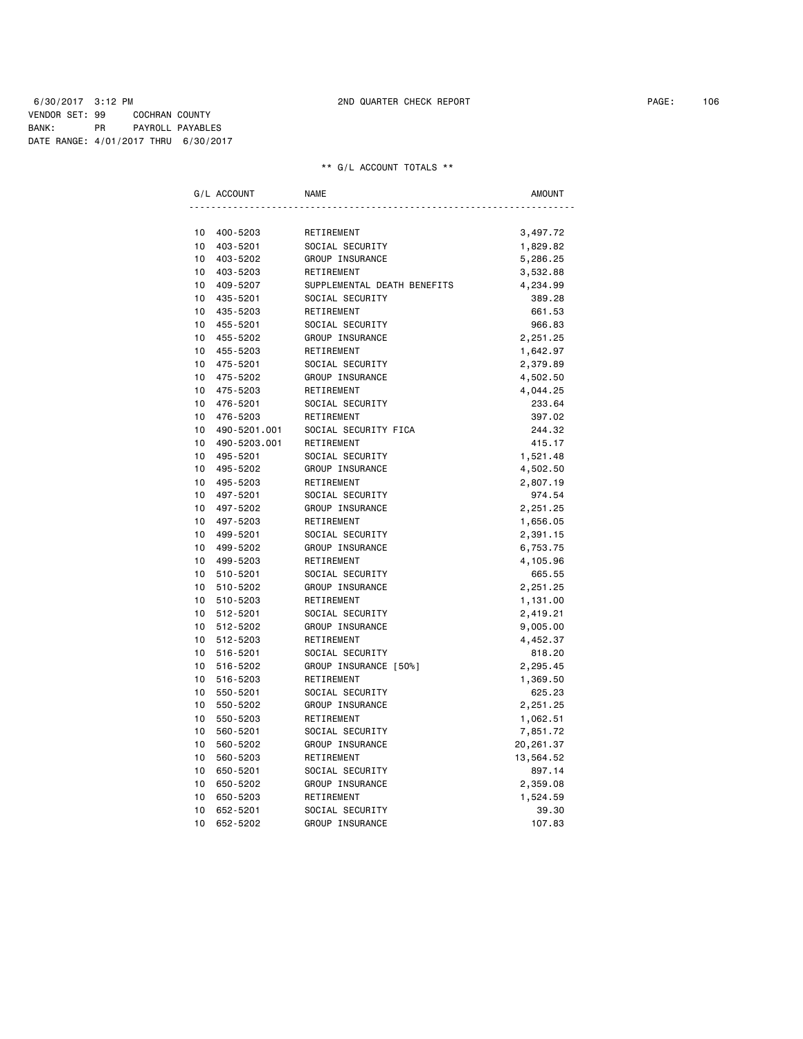6/30/2017 3:12 PM 2ND QUARTER CHECK REPORT

VENDOR SET: 99 COCHRAN COUNTY
BANK: PR PAYROLL PAYABLES
DATE RANGE: 4/01/2017 THRU 6/30/2017

** G/L ACCOUNT TOTALS **

| G/L ACCOUNT | | NAME | AMOUNT |
|---|---|---|---|
| 10 | 400-5203 | RETIREMENT | 3,497.72 |
| 10 | 403-5201 | SOCIAL SECURITY | 1,829.82 |
| 10 | 403-5202 | GROUP INSURANCE | 5,286.25 |
| 10 | 403-5203 | RETIREMENT | 3,532.88 |
| 10 | 409-5207 | SUPPLEMENTAL DEATH BENEFITS | 4,234.99 |
| 10 | 435-5201 | SOCIAL SECURITY | 389.28 |
| 10 | 435-5203 | RETIREMENT | 661.53 |
| 10 | 455-5201 | SOCIAL SECURITY | 966.83 |
| 10 | 455-5202 | GROUP INSURANCE | 2,251.25 |
| 10 | 455-5203 | RETIREMENT | 1,642.97 |
| 10 | 475-5201 | SOCIAL SECURITY | 2,379.89 |
| 10 | 475-5202 | GROUP INSURANCE | 4,502.50 |
| 10 | 475-5203 | RETIREMENT | 4,044.25 |
| 10 | 476-5201 | SOCIAL SECURITY | 233.64 |
| 10 | 476-5203 | RETIREMENT | 397.02 |
| 10 | 490-5201.001 | SOCIAL SECURITY FICA | 244.32 |
| 10 | 490-5203.001 | RETIREMENT | 415.17 |
| 10 | 495-5201 | SOCIAL SECURITY | 1,521.48 |
| 10 | 495-5202 | GROUP INSURANCE | 4,502.50 |
| 10 | 495-5203 | RETIREMENT | 2,807.19 |
| 10 | 497-5201 | SOCIAL SECURITY | 974.54 |
| 10 | 497-5202 | GROUP INSURANCE | 2,251.25 |
| 10 | 497-5203 | RETIREMENT | 1,656.05 |
| 10 | 499-5201 | SOCIAL SECURITY | 2,391.15 |
| 10 | 499-5202 | GROUP INSURANCE | 6,753.75 |
| 10 | 499-5203 | RETIREMENT | 4,105.96 |
| 10 | 510-5201 | SOCIAL SECURITY | 665.55 |
| 10 | 510-5202 | GROUP INSURANCE | 2,251.25 |
| 10 | 510-5203 | RETIREMENT | 1,131.00 |
| 10 | 512-5201 | SOCIAL SECURITY | 2,419.21 |
| 10 | 512-5202 | GROUP INSURANCE | 9,005.00 |
| 10 | 512-5203 | RETIREMENT | 4,452.37 |
| 10 | 516-5201 | SOCIAL SECURITY | 818.20 |
| 10 | 516-5202 | GROUP INSURANCE [50%] | 2,295.45 |
| 10 | 516-5203 | RETIREMENT | 1,369.50 |
| 10 | 550-5201 | SOCIAL SECURITY | 625.23 |
| 10 | 550-5202 | GROUP INSURANCE | 2,251.25 |
| 10 | 550-5203 | RETIREMENT | 1,062.51 |
| 10 | 560-5201 | SOCIAL SECURITY | 7,851.72 |
| 10 | 560-5202 | GROUP INSURANCE | 20,261.37 |
| 10 | 560-5203 | RETIREMENT | 13,564.52 |
| 10 | 650-5201 | SOCIAL SECURITY | 897.14 |
| 10 | 650-5202 | GROUP INSURANCE | 2,359.08 |
| 10 | 650-5203 | RETIREMENT | 1,524.59 |
| 10 | 652-5201 | SOCIAL SECURITY | 39.30 |
| 10 | 652-5202 | GROUP INSURANCE | 107.83 |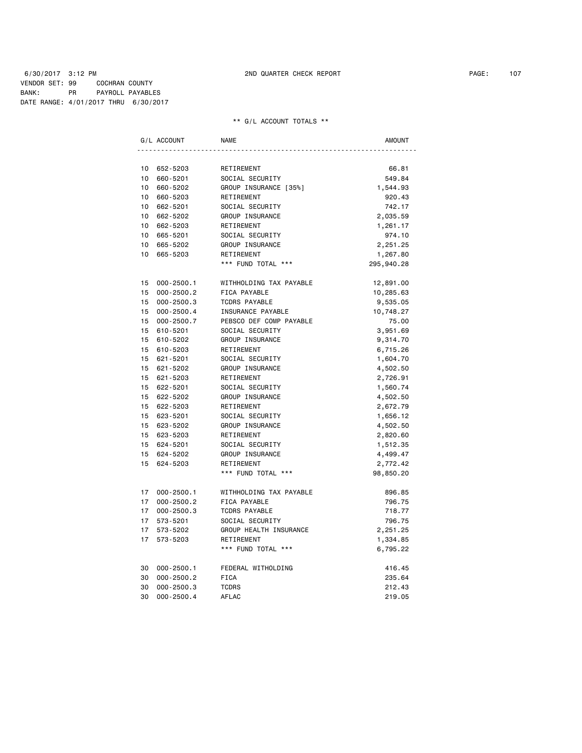6/30/2017 3:12 PM 2ND QUARTER CHECK REPORT

VENDOR SET: 99 COCHRAN COUNTY
BANK: PR PAYROLL PAYABLES
DATE RANGE: 4/01/2017 THRU 6/30/2017

** G/L ACCOUNT TOTALS **

| G/L ACCOUNT | | NAME | AMOUNT |
|---|---|---|---|
| 10 | 652-5203 | RETIREMENT | 66.81 |
| 10 | 660-5201 | SOCIAL SECURITY | 549.84 |
| 10 | 660-5202 | GROUP INSURANCE [35%] | 1,544.93 |
| 10 | 660-5203 | RETIREMENT | 920.43 |
| 10 | 662-5201 | SOCIAL SECURITY | 742.17 |
| 10 | 662-5202 | GROUP INSURANCE | 2,035.59 |
| 10 | 662-5203 | RETIREMENT | 1,261.17 |
| 10 | 665-5201 | SOCIAL SECURITY | 974.10 |
| 10 | 665-5202 | GROUP INSURANCE | 2,251.25 |
| 10 | 665-5203 | RETIREMENT | 1,267.80 |
| | | *** FUND TOTAL *** | 295,940.28 |
| 15 | 000-2500.1 | WITHHOLDING TAX PAYABLE | 12,891.00 |
| 15 | 000-2500.2 | FICA PAYABLE | 10,285.63 |
| 15 | 000-2500.3 | TCDRS PAYABLE | 9,535.05 |
| 15 | 000-2500.4 | INSURANCE PAYABLE | 10,748.27 |
| 15 | 000-2500.7 | PEBSCO DEF COMP PAYABLE | 75.00 |
| 15 | 610-5201 | SOCIAL SECURITY | 3,951.69 |
| 15 | 610-5202 | GROUP INSURANCE | 9,314.70 |
| 15 | 610-5203 | RETIREMENT | 6,715.26 |
| 15 | 621-5201 | SOCIAL SECURITY | 1,604.70 |
| 15 | 621-5202 | GROUP INSURANCE | 4,502.50 |
| 15 | 621-5203 | RETIREMENT | 2,726.91 |
| 15 | 622-5201 | SOCIAL SECURITY | 1,560.74 |
| 15 | 622-5202 | GROUP INSURANCE | 4,502.50 |
| 15 | 622-5203 | RETIREMENT | 2,672.79 |
| 15 | 623-5201 | SOCIAL SECURITY | 1,656.12 |
| 15 | 623-5202 | GROUP INSURANCE | 4,502.50 |
| 15 | 623-5203 | RETIREMENT | 2,820.60 |
| 15 | 624-5201 | SOCIAL SECURITY | 1,512.35 |
| 15 | 624-5202 | GROUP INSURANCE | 4,499.47 |
| 15 | 624-5203 | RETIREMENT | 2,772.42 |
| | | *** FUND TOTAL *** | 98,850.20 |
| 17 | 000-2500.1 | WITHHOLDING TAX PAYABLE | 896.85 |
| 17 | 000-2500.2 | FICA PAYABLE | 796.75 |
| 17 | 000-2500.3 | TCDRS PAYABLE | 718.77 |
| 17 | 573-5201 | SOCIAL SECURITY | 796.75 |
| 17 | 573-5202 | GROUP HEALTH INSURANCE | 2,251.25 |
| 17 | 573-5203 | RETIREMENT | 1,334.85 |
| | | *** FUND TOTAL *** | 6,795.22 |
| 30 | 000-2500.1 | FEDERAL WITHOLDING | 416.45 |
| 30 | 000-2500.2 | FICA | 235.64 |
| 30 | 000-2500.3 | TCDRS | 212.43 |
| 30 | 000-2500.4 | AFLAC | 219.05 |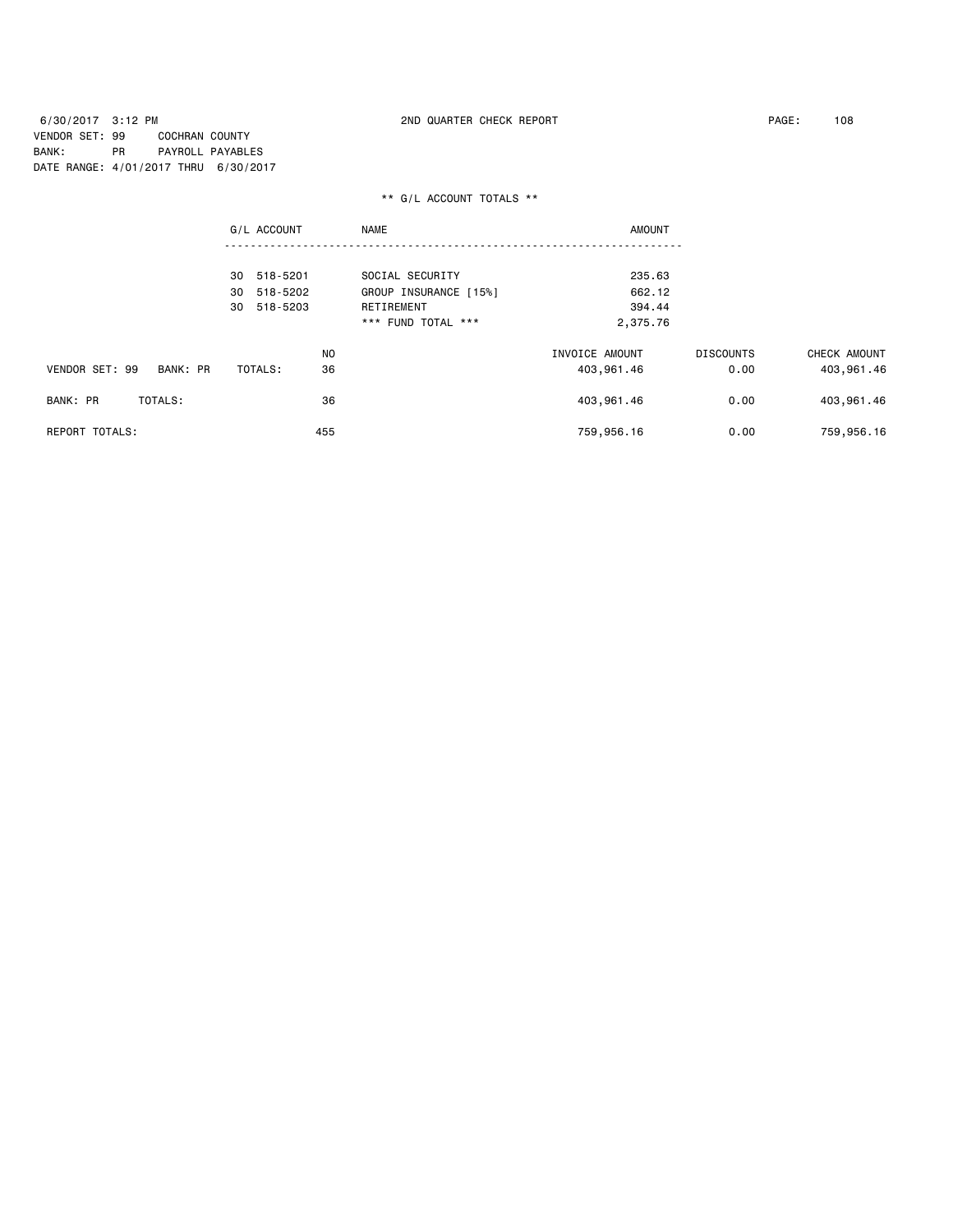6/30/2017 3:12 PM 2ND QUARTER CHECK REPORT

VENDOR SET: 99 COCHRAN COUNTY
BANK: PR PAYROLL PAYABLES
DATE RANGE: 4/01/2017 THRU 6/30/2017

** G/L ACCOUNT TOTALS **

| G/L ACCOUNT | NAME | AMOUNT |
|---|---|---|
| 30 518-5201 | SOCIAL SECURITY | 235.63 |
| 30 518-5202 | GROUP INSURANCE [15%] | 662.12 |
| 30 518-5203 | RETIREMENT | 394.44 |
| | *** FUND TOTAL *** | 2,375.76 |

| | NO | INVOICE AMOUNT | DISCOUNTS | CHECK AMOUNT |
|---|---|---|---|---|
| VENDOR SET: 99 BANK: PR TOTALS: | 36 | 403,961.46 | 0.00 | 403,961.46 |
| BANK: PR TOTALS: | 36 | 403,961.46 | 0.00 | 403,961.46 |
| REPORT TOTALS: | 455 | 759,956.16 | 0.00 | 759,956.16 |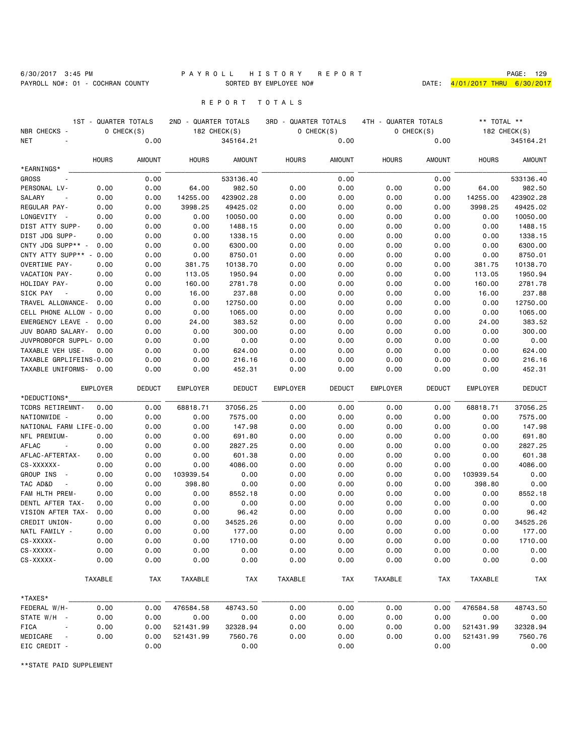6/30/2017 3:45 PM PAYROLL HISTORY REPORT PAGE: 129
PAYROLL NO#: 01 - COCHRAN COUNTY SORTED BY EMPLOYEE NO# DATE: 4/01/2017 THRU 6/30/2017

# REPORT TOTALS

| | 1ST - QUARTER TOTALS | | 2ND - QUARTER TOTALS | | 3RD - QUARTER TOTALS | | 4TH - QUARTER TOTALS | | ** TOTAL ** | |
|---|---|---|---|---|---|---|---|---|---|---|
| NBR CHECKS - | 0 CHECK(S) | | 182 CHECK(S) | | 0 CHECK(S) | | 0 CHECK(S) | | 182 CHECK(S) | |
| NET - | | 0.00 | | 345164.21 | | 0.00 | | 0.00 | | 345164.21 |
| | HOURS | AMOUNT | HOURS | AMOUNT | HOURS | AMOUNT | HOURS | AMOUNT | HOURS | AMOUNT |
| *EARNINGS* | | | | | | | | | | |
| GROSS - | | 0.00 | | 533136.40 | | 0.00 | | 0.00 | | 533136.40 |
| PERSONAL LV- | 0.00 | 0.00 | 64.00 | 982.50 | 0.00 | 0.00 | 0.00 | 0.00 | 64.00 | 982.50 |
| SALARY - | 0.00 | 0.00 | 14255.00 | 423902.28 | 0.00 | 0.00 | 0.00 | 0.00 | 14255.00 | 423902.28 |
| REGULAR PAY- | 0.00 | 0.00 | 3998.25 | 49425.02 | 0.00 | 0.00 | 0.00 | 0.00 | 3998.25 | 49425.02 |
| LONGEVITY - | 0.00 | 0.00 | 0.00 | 10050.00 | 0.00 | 0.00 | 0.00 | 0.00 | 0.00 | 10050.00 |
| DIST ATTY SUPP- | 0.00 | 0.00 | 0.00 | 1488.15 | 0.00 | 0.00 | 0.00 | 0.00 | 0.00 | 1488.15 |
| DIST JDG SUPP- | 0.00 | 0.00 | 0.00 | 1338.15 | 0.00 | 0.00 | 0.00 | 0.00 | 0.00 | 1338.15 |
| CNTY JDG SUPP** - | 0.00 | 0.00 | 0.00 | 6300.00 | 0.00 | 0.00 | 0.00 | 0.00 | 0.00 | 6300.00 |
| CNTY ATTY SUPP** - | 0.00 | 0.00 | 0.00 | 8750.01 | 0.00 | 0.00 | 0.00 | 0.00 | 0.00 | 8750.01 |
| OVERTIME PAY- | 0.00 | 0.00 | 381.75 | 10138.70 | 0.00 | 0.00 | 0.00 | 0.00 | 381.75 | 10138.70 |
| VACATION PAY- | 0.00 | 0.00 | 113.05 | 1950.94 | 0.00 | 0.00 | 0.00 | 0.00 | 113.05 | 1950.94 |
| HOLIDAY PAY- | 0.00 | 0.00 | 160.00 | 2781.78 | 0.00 | 0.00 | 0.00 | 0.00 | 160.00 | 2781.78 |
| SICK PAY - | 0.00 | 0.00 | 16.00 | 237.88 | 0.00 | 0.00 | 0.00 | 0.00 | 16.00 | 237.88 |
| TRAVEL ALLOWANCE- | 0.00 | 0.00 | 0.00 | 12750.00 | 0.00 | 0.00 | 0.00 | 0.00 | 0.00 | 12750.00 |
| CELL PHONE ALLOW - | 0.00 | 0.00 | 0.00 | 1065.00 | 0.00 | 0.00 | 0.00 | 0.00 | 0.00 | 1065.00 |
| EMERGENCY LEAVE - | 0.00 | 0.00 | 24.00 | 383.52 | 0.00 | 0.00 | 0.00 | 0.00 | 24.00 | 383.52 |
| JUV BOARD SALARY- | 0.00 | 0.00 | 0.00 | 300.00 | 0.00 | 0.00 | 0.00 | 0.00 | 0.00 | 300.00 |
| JUVPROBOFCR SUPPL- | 0.00 | 0.00 | 0.00 | 0.00 | 0.00 | 0.00 | 0.00 | 0.00 | 0.00 | 0.00 |
| TAXABLE VEH USE- | 0.00 | 0.00 | 0.00 | 624.00 | 0.00 | 0.00 | 0.00 | 0.00 | 0.00 | 624.00 |
| TAXABLE GRPLIFEINS- | 0.00 | 0.00 | 0.00 | 216.16 | 0.00 | 0.00 | 0.00 | 0.00 | 0.00 | 216.16 |
| TAXABLE UNIFORMS- | 0.00 | 0.00 | 0.00 | 452.31 | 0.00 | 0.00 | 0.00 | 0.00 | 0.00 | 452.31 |
| | EMPLOYER | DEDUCT | EMPLOYER | DEDUCT | EMPLOYER | DEDUCT | EMPLOYER | DEDUCT | EMPLOYER | DEDUCT |
| *DEDUCTIONS* | | | | | | | | | | |
| TCDRS RETIREMNT- | 0.00 | 0.00 | 68818.71 | 37056.25 | 0.00 | 0.00 | 0.00 | 0.00 | 68818.71 | 37056.25 |
| NATIONWIDE - | 0.00 | 0.00 | 0.00 | 7575.00 | 0.00 | 0.00 | 0.00 | 0.00 | 0.00 | 7575.00 |
| NATIONAL FARM LIFE- | 0.00 | 0.00 | 0.00 | 147.98 | 0.00 | 0.00 | 0.00 | 0.00 | 0.00 | 147.98 |
| NFL PREMIUM- | 0.00 | 0.00 | 0.00 | 691.80 | 0.00 | 0.00 | 0.00 | 0.00 | 0.00 | 691.80 |
| AFLAC - | 0.00 | 0.00 | 0.00 | 2827.25 | 0.00 | 0.00 | 0.00 | 0.00 | 0.00 | 2827.25 |
| AFLAC-AFTERTAX- | 0.00 | 0.00 | 0.00 | 601.38 | 0.00 | 0.00 | 0.00 | 0.00 | 0.00 | 601.38 |
| CS-XXXXXX- | 0.00 | 0.00 | 0.00 | 4086.00 | 0.00 | 0.00 | 0.00 | 0.00 | 0.00 | 4086.00 |
| GROUP INS - | 0.00 | 0.00 | 103939.54 | 0.00 | 0.00 | 0.00 | 0.00 | 0.00 | 103939.54 | 0.00 |
| TAC AD&D - | 0.00 | 0.00 | 398.80 | 0.00 | 0.00 | 0.00 | 0.00 | 0.00 | 398.80 | 0.00 |
| FAM HLTH PREM- | 0.00 | 0.00 | 0.00 | 8552.18 | 0.00 | 0.00 | 0.00 | 0.00 | 0.00 | 8552.18 |
| DENTL AFTER TAX- | 0.00 | 0.00 | 0.00 | 0.00 | 0.00 | 0.00 | 0.00 | 0.00 | 0.00 | 0.00 |
| VISION AFTER TAX- | 0.00 | 0.00 | 0.00 | 96.42 | 0.00 | 0.00 | 0.00 | 0.00 | 0.00 | 96.42 |
| CREDIT UNION- | 0.00 | 0.00 | 0.00 | 34525.26 | 0.00 | 0.00 | 0.00 | 0.00 | 0.00 | 34525.26 |
| NATL FAMILY - | 0.00 | 0.00 | 0.00 | 177.00 | 0.00 | 0.00 | 0.00 | 0.00 | 0.00 | 177.00 |
| CS-XXXXX- | 0.00 | 0.00 | 0.00 | 1710.00 | 0.00 | 0.00 | 0.00 | 0.00 | 0.00 | 1710.00 |
| CS-XXXXX- | 0.00 | 0.00 | 0.00 | 0.00 | 0.00 | 0.00 | 0.00 | 0.00 | 0.00 | 0.00 |
| CS-XXXXX- | 0.00 | 0.00 | 0.00 | 0.00 | 0.00 | 0.00 | 0.00 | 0.00 | 0.00 | 0.00 |
| | TAXABLE | TAX | TAXABLE | TAX | TAXABLE | TAX | TAXABLE | TAX | TAXABLE | TAX |
| *TAXES* | | | | | | | | | | |
| FEDERAL W/H- | 0.00 | 0.00 | 476584.58 | 48743.50 | 0.00 | 0.00 | 0.00 | 0.00 | 476584.58 | 48743.50 |
| STATE W/H - | 0.00 | 0.00 | 0.00 | 0.00 | 0.00 | 0.00 | 0.00 | 0.00 | 0.00 | 0.00 |
| FICA - | 0.00 | 0.00 | 521431.99 | 32328.94 | 0.00 | 0.00 | 0.00 | 0.00 | 521431.99 | 32328.94 |
| MEDICARE - | 0.00 | 0.00 | 521431.99 | 7560.76 | 0.00 | 0.00 | 0.00 | 0.00 | 521431.99 | 7560.76 |
| EIC CREDIT - | | 0.00 | | 0.00 | | 0.00 | | 0.00 | | 0.00 |

**STATE PAID SUPPLEMENT